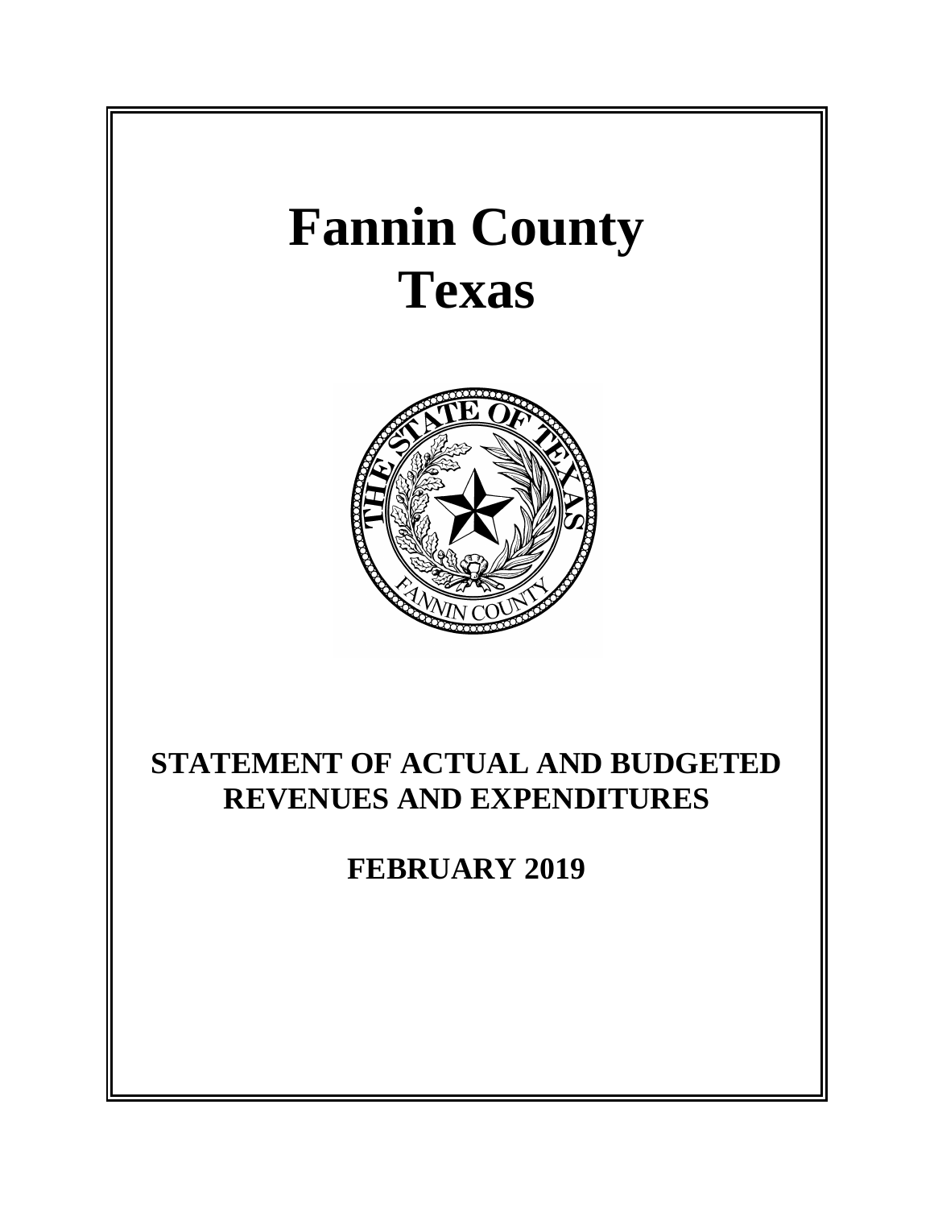# Fannin County
# Texas

## STATEMENT OF ACTUAL AND BUDGETED REVENUES AND EXPENDITURES

## FEBRUARY 2019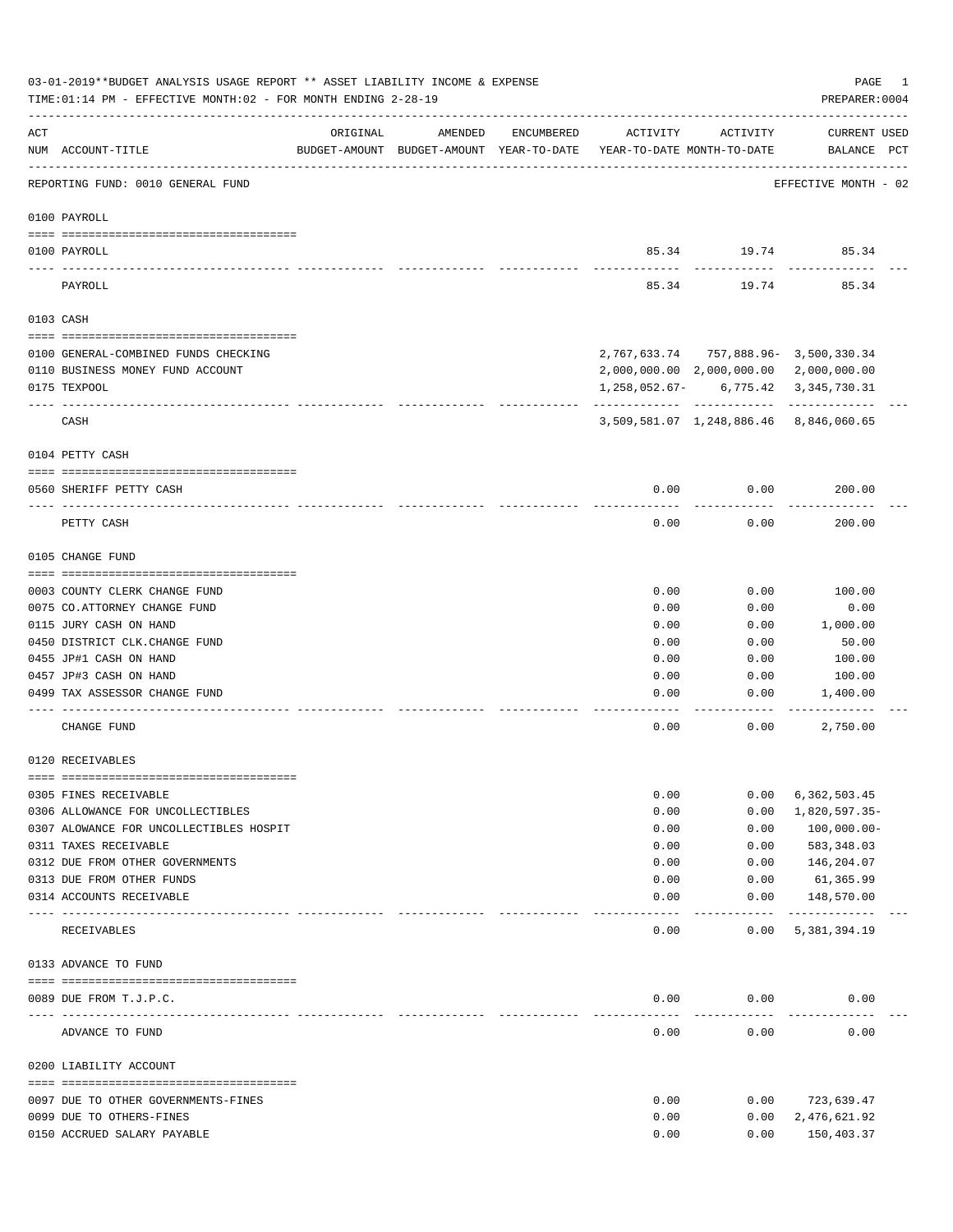03-01-2019**BUDGET ANALYSIS USAGE REPORT ** ASSET LIABILITY INCOME & EXPENSE

TIME:01:14 PM - EFFECTIVE MONTH:02 - FOR MONTH ENDING 2-28-19

PREPARER:0004

| ACT NUM | ACCOUNT-TITLE | ORIGINAL BUDGET-AMOUNT | AMENDED BUDGET-AMOUNT | ENCUMBERED YEAR-TO-DATE | ACTIVITY YEAR-TO-DATE | ACTIVITY MONTH-TO-DATE | CURRENT BALANCE | USED PCT |
|---|---|---|---|---|---|---|---|---|
| | REPORTING FUND: 0010 GENERAL FUND | | | | | | EFFECTIVE MONTH - 02 | |
| | 0100 PAYROLL | | | | | | | |
| 0100 | PAYROLL | | | | 85.34 | 19.74 | 85.34 | |
| | PAYROLL | | | | 85.34 | 19.74 | 85.34 | |
| | 0103 CASH | | | | | | | |
| 0100 | GENERAL-COMBINED FUNDS CHECKING | | | | 2,767,633.74 | 757,888.96- | 3,500,330.34 | |
| 0110 | BUSINESS MONEY FUND ACCOUNT | | | | 2,000,000.00 | 2,000,000.00 | 2,000,000.00 | |
| 0175 | TEXPOOL | | | | 1,258,052.67- | 6,775.42 | 3,345,730.31 | |
| | CASH | | | | 3,509,581.07 | 1,248,886.46 | 8,846,060.65 | |
| | 0104 PETTY CASH | | | | | | | |
| 0560 | SHERIFF PETTY CASH | | | | 0.00 | 0.00 | 200.00 | |
| | PETTY CASH | | | | 0.00 | 0.00 | 200.00 | |
| | 0105 CHANGE FUND | | | | | | | |
| 0003 | COUNTY CLERK CHANGE FUND | | | | 0.00 | 0.00 | 100.00 | |
| 0075 | CO.ATTORNEY CHANGE FUND | | | | 0.00 | 0.00 | 0.00 | |
| 0115 | JURY CASH ON HAND | | | | 0.00 | 0.00 | 1,000.00 | |
| 0450 | DISTRICT CLK.CHANGE FUND | | | | 0.00 | 0.00 | 50.00 | |
| 0455 | JP#1 CASH ON HAND | | | | 0.00 | 0.00 | 100.00 | |
| 0457 | JP#3 CASH ON HAND | | | | 0.00 | 0.00 | 100.00 | |
| 0499 | TAX ASSESSOR CHANGE FUND | | | | 0.00 | 0.00 | 1,400.00 | |
| | CHANGE FUND | | | | 0.00 | 0.00 | 2,750.00 | |
| | 0120 RECEIVABLES | | | | | | | |
| 0305 | FINES RECEIVABLE | | | | 0.00 | 0.00 | 6,362,503.45 | |
| 0306 | ALLOWANCE FOR UNCOLLECTIBLES | | | | 0.00 | 0.00 | 1,820,597.35- | |
| 0307 | ALOWANCE FOR UNCOLLECTIBLES HOSPIT | | | | 0.00 | 0.00 | 100,000.00- | |
| 0311 | TAXES RECEIVABLE | | | | 0.00 | 0.00 | 583,348.03 | |
| 0312 | DUE FROM OTHER GOVERNMENTS | | | | 0.00 | 0.00 | 146,204.07 | |
| 0313 | DUE FROM OTHER FUNDS | | | | 0.00 | 0.00 | 61,365.99 | |
| 0314 | ACCOUNTS RECEIVABLE | | | | 0.00 | 0.00 | 148,570.00 | |
| | RECEIVABLES | | | | 0.00 | 0.00 | 5,381,394.19 | |
| | 0133 ADVANCE TO FUND | | | | | | | |
| 0089 | DUE FROM T.J.P.C. | | | | 0.00 | 0.00 | 0.00 | |
| | ADVANCE TO FUND | | | | 0.00 | 0.00 | 0.00 | |
| | 0200 LIABILITY ACCOUNT | | | | | | | |
| 0097 | DUE TO OTHER GOVERNMENTS-FINES | | | | 0.00 | 0.00 | 723,639.47 | |
| 0099 | DUE TO OTHERS-FINES | | | | 0.00 | 0.00 | 2,476,621.92 | |
| 0150 | ACCRUED SALARY PAYABLE | | | | 0.00 | 0.00 | 150,403.37 | |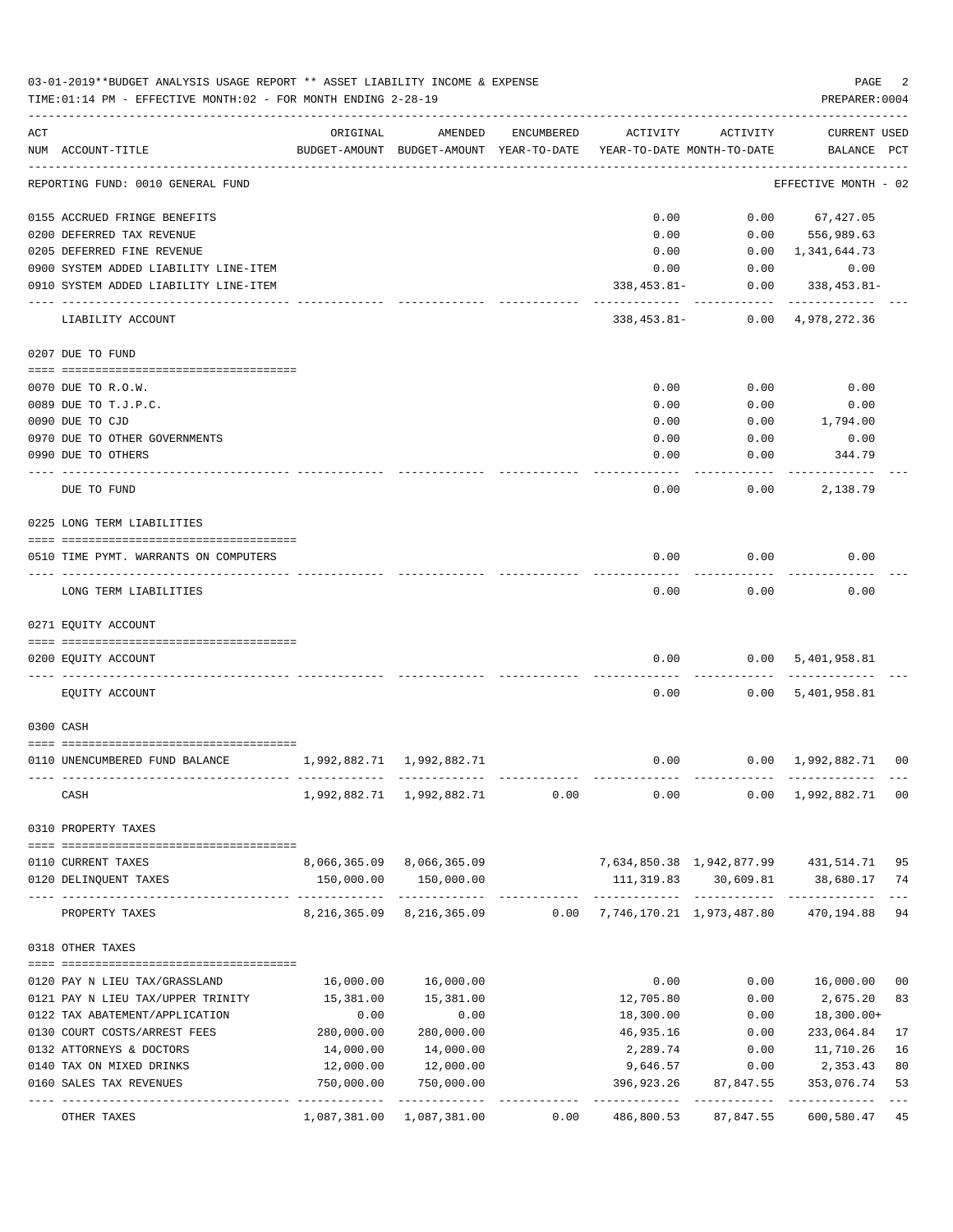03-01-2019**BUDGET ANALYSIS USAGE REPORT ** ASSET LIABILITY INCOME & EXPENSE

TIME:01:14 PM - EFFECTIVE MONTH:02 - FOR MONTH ENDING 2-28-19

PREPARER:0004

| ACT NUM | ACCOUNT-TITLE | ORIGINAL BUDGET-AMOUNT | AMENDED BUDGET-AMOUNT | ENCUMBERED YEAR-TO-DATE | ACTIVITY YEAR-TO-DATE | ACTIVITY MONTH-TO-DATE | CURRENT BALANCE | USED PCT |
|---|---|---|---|---|---|---|---|---|
| | REPORTING FUND: 0010 GENERAL FUND | | | | | | EFFECTIVE MONTH - 02 | |
| 0155 | ACCRUED FRINGE BENEFITS | | | | 0.00 | 0.00 | 67,427.05 | |
| 0200 | DEFERRED TAX REVENUE | | | | 0.00 | 0.00 | 556,989.63 | |
| 0205 | DEFERRED FINE REVENUE | | | | 0.00 | 0.00 | 1,341,644.73 | |
| 0900 | SYSTEM ADDED LIABILITY LINE-ITEM | | | | 0.00 | 0.00 | 0.00 | |
| 0910 | SYSTEM ADDED LIABILITY LINE-ITEM | | | | 338,453.81- | 0.00 | 338,453.81- | |
| | LIABILITY ACCOUNT | | | | 338,453.81- | 0.00 | 4,978,272.36 | |
| | 0207 DUE TO FUND | | | | | | | |
| 0070 | DUE TO R.O.W. | | | | 0.00 | 0.00 | 0.00 | |
| 0089 | DUE TO T.J.P.C. | | | | 0.00 | 0.00 | 0.00 | |
| 0090 | DUE TO CJD | | | | 0.00 | 0.00 | 1,794.00 | |
| 0970 | DUE TO OTHER GOVERNMENTS | | | | 0.00 | 0.00 | 0.00 | |
| 0990 | DUE TO OTHERS | | | | 0.00 | 0.00 | 344.79 | |
| | DUE TO FUND | | | | 0.00 | 0.00 | 2,138.79 | |
| | 0225 LONG TERM LIABILITIES | | | | | | | |
| 0510 | TIME PYMT. WARRANTS ON COMPUTERS | | | | 0.00 | 0.00 | 0.00 | |
| | LONG TERM LIABILITIES | | | | 0.00 | 0.00 | 0.00 | |
| | 0271 EQUITY ACCOUNT | | | | | | | |
| 0200 | EQUITY ACCOUNT | | | | 0.00 | 0.00 | 5,401,958.81 | |
| | EQUITY ACCOUNT | | | | 0.00 | 0.00 | 5,401,958.81 | |
| | 0300 CASH | | | | | | | |
| 0110 | UNENCUMBERED FUND BALANCE | 1,992,882.71 | 1,992,882.71 | | 0.00 | 0.00 | 1,992,882.71 | 00 |
| | CASH | 1,992,882.71 | 1,992,882.71 | 0.00 | 0.00 | 0.00 | 1,992,882.71 | 00 |
| | 0310 PROPERTY TAXES | | | | | | | |
| 0110 | CURRENT TAXES | 8,066,365.09 | 8,066,365.09 | | 7,634,850.38 | 1,942,877.99 | 431,514.71 | 95 |
| 0120 | DELINQUENT TAXES | 150,000.00 | 150,000.00 | | 111,319.83 | 30,609.81 | 38,680.17 | 74 |
| | PROPERTY TAXES | 8,216,365.09 | 8,216,365.09 | 0.00 | 7,746,170.21 | 1,973,487.80 | 470,194.88 | 94 |
| | 0318 OTHER TAXES | | | | | | | |
| 0120 | PAY N LIEU TAX/GRASSLAND | 16,000.00 | 16,000.00 | | 0.00 | 0.00 | 16,000.00 | 00 |
| 0121 | PAY N LIEU TAX/UPPER TRINITY | 15,381.00 | 15,381.00 | | 12,705.80 | 0.00 | 2,675.20 | 83 |
| 0122 | TAX ABATEMENT/APPLICATION | 0.00 | 0.00 | | 18,300.00 | 0.00 | 18,300.00+ | |
| 0130 | COURT COSTS/ARREST FEES | 280,000.00 | 280,000.00 | | 46,935.16 | 0.00 | 233,064.84 | 17 |
| 0132 | ATTORNEYS & DOCTORS | 14,000.00 | 14,000.00 | | 2,289.74 | 0.00 | 11,710.26 | 16 |
| 0140 | TAX ON MIXED DRINKS | 12,000.00 | 12,000.00 | | 9,646.57 | 0.00 | 2,353.43 | 80 |
| 0160 | SALES TAX REVENUES | 750,000.00 | 750,000.00 | | 396,923.26 | 87,847.55 | 353,076.74 | 53 |
| | OTHER TAXES | 1,087,381.00 | 1,087,381.00 | 0.00 | 486,800.53 | 87,847.55 | 600,580.47 | 45 |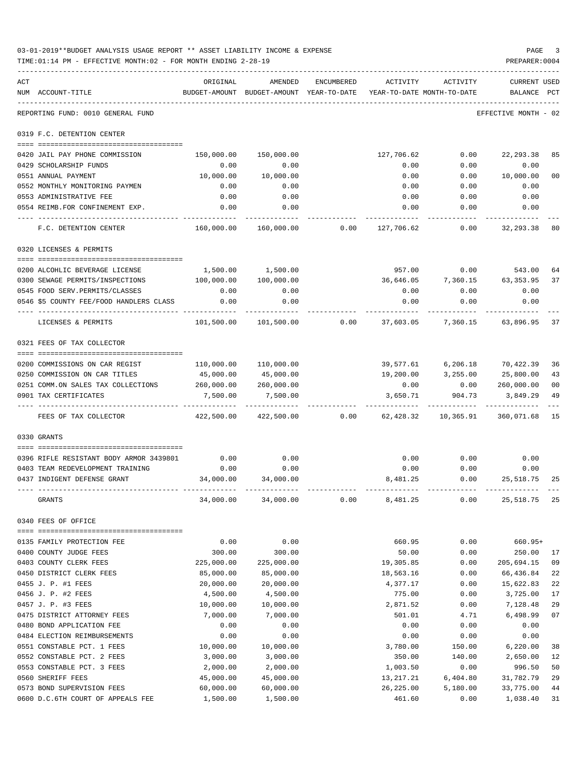03-01-2019**BUDGET ANALYSIS USAGE REPORT ** ASSET LIABILITY INCOME & EXPENSE

TIME:01:14 PM - EFFECTIVE MONTH:02 - FOR MONTH ENDING 2-28-19

PREPARER:0004

| ACT NUM | ACCOUNT-TITLE | ORIGINAL BUDGET-AMOUNT | AMENDED BUDGET-AMOUNT | ENCUMBERED YEAR-TO-DATE | ACTIVITY YEAR-TO-DATE | ACTIVITY MONTH-TO-DATE | CURRENT USED BALANCE | PCT |
|---|---|---|---|---|---|---|---|---|
| | REPORTING FUND: 0010 GENERAL FUND | | | | | | EFFECTIVE MONTH - 02 | |
| | **0319 F.C. DETENTION CENTER** | | | | | | | |
| 0420 | JAIL PAY PHONE COMMISSION | 150,000.00 | 150,000.00 | | 127,706.62 | 0.00 | 22,293.38 | 85 |
| 0429 | SCHOLARSHIP FUNDS | 0.00 | 0.00 | | 0.00 | 0.00 | 0.00 | |
| 0551 | ANNUAL PAYMENT | 10,000.00 | 10,000.00 | | 0.00 | 0.00 | 10,000.00 | 00 |
| 0552 | MONTHLY MONITORING PAYMEN | 0.00 | 0.00 | | 0.00 | 0.00 | 0.00 | |
| 0553 | ADMINISTRATIVE FEE | 0.00 | 0.00 | | 0.00 | 0.00 | 0.00 | |
| 0554 | REIMB.FOR CONFINEMENT EXP. | 0.00 | 0.00 | | 0.00 | 0.00 | 0.00 | |
| | F.C. DETENTION CENTER | 160,000.00 | 160,000.00 | 0.00 | 127,706.62 | 0.00 | 32,293.38 | 80 |
| | **0320 LICENSES & PERMITS** | | | | | | | |
| 0200 | ALCOHLIC BEVERAGE LICENSE | 1,500.00 | 1,500.00 | | 957.00 | 0.00 | 543.00 | 64 |
| 0300 | SEWAGE PERMITS/INSPECTIONS | 100,000.00 | 100,000.00 | | 36,646.05 | 7,360.15 | 63,353.95 | 37 |
| 0545 | FOOD SERV.PERMITS/CLASSES | 0.00 | 0.00 | | 0.00 | 0.00 | 0.00 | |
| 0546 | $5 COUNTY FEE/FOOD HANDLERS CLASS | 0.00 | 0.00 | | 0.00 | 0.00 | 0.00 | |
| | LICENSES & PERMITS | 101,500.00 | 101,500.00 | 0.00 | 37,603.05 | 7,360.15 | 63,896.95 | 37 |
| | **0321 FEES OF TAX COLLECTOR** | | | | | | | |
| 0200 | COMMISSIONS ON CAR REGIST | 110,000.00 | 110,000.00 | | 39,577.61 | 6,206.18 | 70,422.39 | 36 |
| 0250 | COMMISSION ON CAR TITLES | 45,000.00 | 45,000.00 | | 19,200.00 | 3,255.00 | 25,800.00 | 43 |
| 0251 | COMM.ON SALES TAX COLLECTIONS | 260,000.00 | 260,000.00 | | 0.00 | 0.00 | 260,000.00 | 00 |
| 0901 | TAX CERTIFICATES | 7,500.00 | 7,500.00 | | 3,650.71 | 904.73 | 3,849.29 | 49 |
| | FEES OF TAX COLLECTOR | 422,500.00 | 422,500.00 | 0.00 | 62,428.32 | 10,365.91 | 360,071.68 | 15 |
| | **0330 GRANTS** | | | | | | | |
| 0396 | RIFLE RESISTANT BODY ARMOR 3439801 | 0.00 | 0.00 | | 0.00 | 0.00 | 0.00 | |
| 0403 | TEAM REDEVELOPMENT TRAINING | 0.00 | 0.00 | | 0.00 | 0.00 | 0.00 | |
| 0437 | INDIGENT DEFENSE GRANT | 34,000.00 | 34,000.00 | | 8,481.25 | 0.00 | 25,518.75 | 25 |
| | GRANTS | 34,000.00 | 34,000.00 | 0.00 | 8,481.25 | 0.00 | 25,518.75 | 25 |
| | **0340 FEES OF OFFICE** | | | | | | | |
| 0135 | FAMILY PROTECTION FEE | 0.00 | 0.00 | | 660.95 | 0.00 | 660.95+ | |
| 0400 | COUNTY JUDGE FEES | 300.00 | 300.00 | | 50.00 | 0.00 | 250.00 | 17 |
| 0403 | COUNTY CLERK FEES | 225,000.00 | 225,000.00 | | 19,305.85 | 0.00 | 205,694.15 | 09 |
| 0450 | DISTRICT CLERK FEES | 85,000.00 | 85,000.00 | | 18,563.16 | 0.00 | 66,436.84 | 22 |
| 0455 | J. P. #1 FEES | 20,000.00 | 20,000.00 | | 4,377.17 | 0.00 | 15,622.83 | 22 |
| 0456 | J. P. #2 FEES | 4,500.00 | 4,500.00 | | 775.00 | 0.00 | 3,725.00 | 17 |
| 0457 | J. P. #3 FEES | 10,000.00 | 10,000.00 | | 2,871.52 | 0.00 | 7,128.48 | 29 |
| 0475 | DISTRICT ATTORNEY FEES | 7,000.00 | 7,000.00 | | 501.01 | 4.71 | 6,498.99 | 07 |
| 0480 | BOND APPLICATION FEE | 0.00 | 0.00 | | 0.00 | 0.00 | 0.00 | |
| 0484 | ELECTION REIMBURSEMENTS | 0.00 | 0.00 | | 0.00 | 0.00 | 0.00 | |
| 0551 | CONSTABLE PCT. 1 FEES | 10,000.00 | 10,000.00 | | 3,780.00 | 150.00 | 6,220.00 | 38 |
| 0552 | CONSTABLE PCT. 2 FEES | 3,000.00 | 3,000.00 | | 350.00 | 140.00 | 2,650.00 | 12 |
| 0553 | CONSTABLE PCT. 3 FEES | 2,000.00 | 2,000.00 | | 1,003.50 | 0.00 | 996.50 | 50 |
| 0560 | SHERIFF FEES | 45,000.00 | 45,000.00 | | 13,217.21 | 6,404.80 | 31,782.79 | 29 |
| 0573 | BOND SUPERVISION FEES | 60,000.00 | 60,000.00 | | 26,225.00 | 5,180.00 | 33,775.00 | 44 |
| 0600 | D.C.6TH COURT OF APPEALS FEE | 1,500.00 | 1,500.00 | | 461.60 | 0.00 | 1,038.40 | 31 |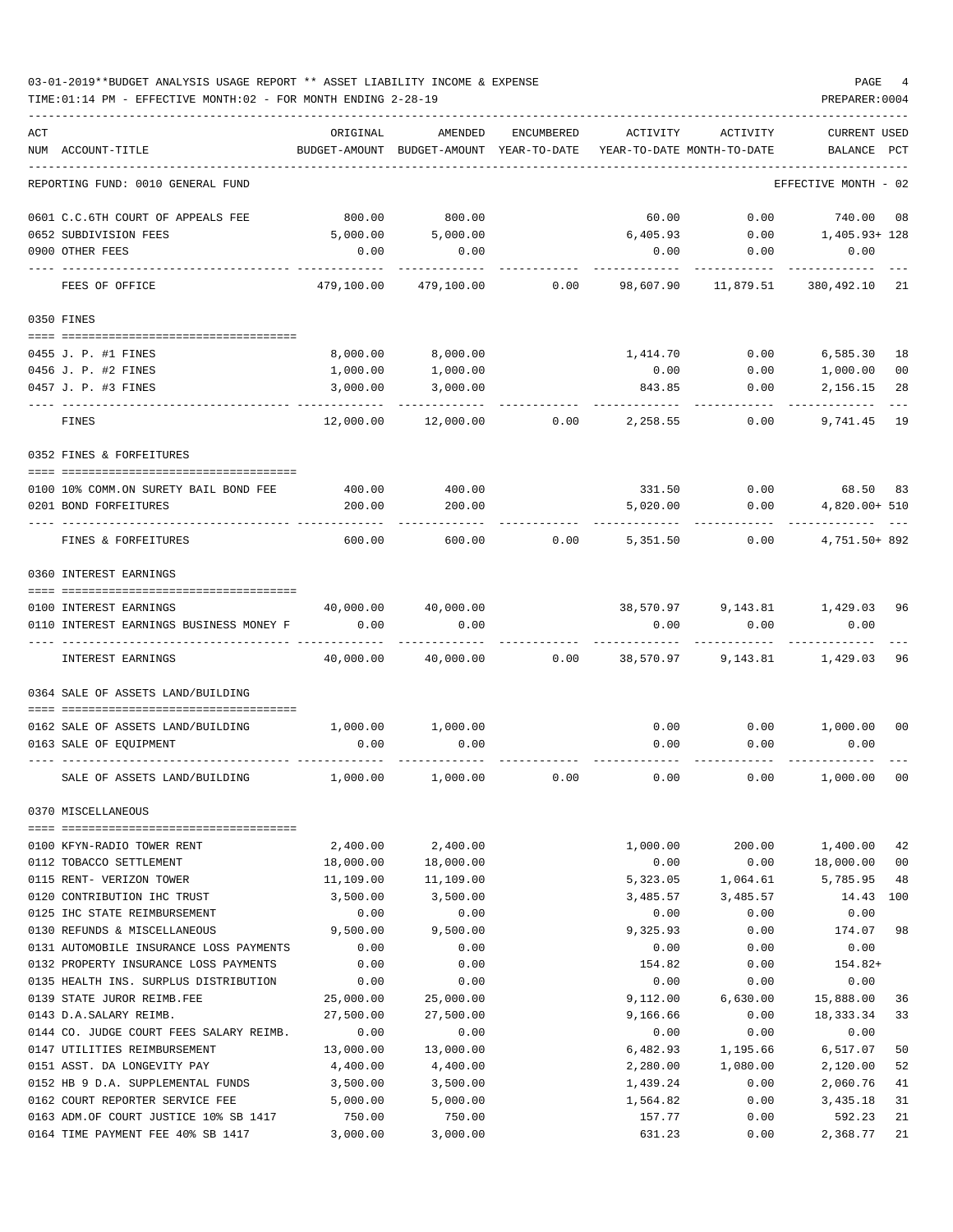03-01-2019**BUDGET ANALYSIS USAGE REPORT ** ASSET LIABILITY INCOME & EXPENSE

TIME:01:14 PM - EFFECTIVE MONTH:02 - FOR MONTH ENDING 2-28-19

PREPARER:0004

| ACT NUM | ACCOUNT-TITLE | ORIGINAL BUDGET-AMOUNT | AMENDED BUDGET-AMOUNT | ENCUMBERED YEAR-TO-DATE | ACTIVITY YEAR-TO-DATE | ACTIVITY MONTH-TO-DATE | CURRENT USED BALANCE | PCT |
|---|---|---|---|---|---|---|---|---|
| | REPORTING FUND: 0010 GENERAL FUND | | | | | | EFFECTIVE MONTH - 02 | |
| 0601 | C.C.6TH COURT OF APPEALS FEE | 800.00 | 800.00 | | 60.00 | 0.00 | 740.00 | 08 |
| 0652 | SUBDIVISION FEES | 5,000.00 | 5,000.00 | | 6,405.93 | 0.00 | 1,405.93+ | 128 |
| 0900 | OTHER FEES | 0.00 | 0.00 | | 0.00 | 0.00 | 0.00 | |
| | FEES OF OFFICE | 479,100.00 | 479,100.00 | 0.00 | 98,607.90 | 11,879.51 | 380,492.10 | 21 |
| | 0350 FINES | | | | | | | |
| 0455 | J. P. #1 FINES | 8,000.00 | 8,000.00 | | 1,414.70 | 0.00 | 6,585.30 | 18 |
| 0456 | J. P. #2 FINES | 1,000.00 | 1,000.00 | | 0.00 | 0.00 | 1,000.00 | 00 |
| 0457 | J. P. #3 FINES | 3,000.00 | 3,000.00 | | 843.85 | 0.00 | 2,156.15 | 28 |
| | FINES | 12,000.00 | 12,000.00 | 0.00 | 2,258.55 | 0.00 | 9,741.45 | 19 |
| | 0352 FINES & FORFEITURES | | | | | | | |
| 0100 | 10% COMM.ON SURETY BAIL BOND FEE | 400.00 | 400.00 | | 331.50 | 0.00 | 68.50 | 83 |
| 0201 | BOND FORFEITURES | 200.00 | 200.00 | | 5,020.00 | 0.00 | 4,820.00+ | 510 |
| | FINES & FORFEITURES | 600.00 | 600.00 | 0.00 | 5,351.50 | 0.00 | 4,751.50+ | 892 |
| | 0360 INTEREST EARNINGS | | | | | | | |
| 0100 | INTEREST EARNINGS | 40,000.00 | 40,000.00 | | 38,570.97 | 9,143.81 | 1,429.03 | 96 |
| 0110 | INTEREST EARNINGS BUSINESS MONEY F | 0.00 | 0.00 | | 0.00 | 0.00 | 0.00 | |
| | INTEREST EARNINGS | 40,000.00 | 40,000.00 | 0.00 | 38,570.97 | 9,143.81 | 1,429.03 | 96 |
| | 0364 SALE OF ASSETS LAND/BUILDING | | | | | | | |
| 0162 | SALE OF ASSETS LAND/BUILDING | 1,000.00 | 1,000.00 | | 0.00 | 0.00 | 1,000.00 | 00 |
| 0163 | SALE OF EQUIPMENT | 0.00 | 0.00 | | 0.00 | 0.00 | 0.00 | |
| | SALE OF ASSETS LAND/BUILDING | 1,000.00 | 1,000.00 | 0.00 | 0.00 | 0.00 | 1,000.00 | 00 |
| | 0370 MISCELLANEOUS | | | | | | | |
| 0100 | KFYN-RADIO TOWER RENT | 2,400.00 | 2,400.00 | | 1,000.00 | 200.00 | 1,400.00 | 42 |
| 0112 | TOBACCO SETTLEMENT | 18,000.00 | 18,000.00 | | 0.00 | 0.00 | 18,000.00 | 00 |
| 0115 | RENT- VERIZON TOWER | 11,109.00 | 11,109.00 | | 5,323.05 | 1,064.61 | 5,785.95 | 48 |
| 0120 | CONTRIBUTION IHC TRUST | 3,500.00 | 3,500.00 | | 3,485.57 | 3,485.57 | 14.43 | 100 |
| 0125 | IHC STATE REIMBURSEMENT | 0.00 | 0.00 | | 0.00 | 0.00 | 0.00 | |
| 0130 | REFUNDS & MISCELLANEOUS | 9,500.00 | 9,500.00 | | 9,325.93 | 0.00 | 174.07 | 98 |
| 0131 | AUTOMOBILE INSURANCE LOSS PAYMENTS | 0.00 | 0.00 | | 0.00 | 0.00 | 0.00 | |
| 0132 | PROPERTY INSURANCE LOSS PAYMENTS | 0.00 | 0.00 | | 154.82 | 0.00 | 154.82+ | |
| 0135 | HEALTH INS. SURPLUS DISTRIBUTION | 0.00 | 0.00 | | 0.00 | 0.00 | 0.00 | |
| 0139 | STATE JUROR REIMB.FEE | 25,000.00 | 25,000.00 | | 9,112.00 | 6,630.00 | 15,888.00 | 36 |
| 0143 | D.A.SALARY REIMB. | 27,500.00 | 27,500.00 | | 9,166.66 | 0.00 | 18,333.34 | 33 |
| 0144 | CO. JUDGE COURT FEES SALARY REIMB. | 0.00 | 0.00 | | 0.00 | 0.00 | 0.00 | |
| 0147 | UTILITIES REIMBURSEMENT | 13,000.00 | 13,000.00 | | 6,482.93 | 1,195.66 | 6,517.07 | 50 |
| 0151 | ASST. DA LONGEVITY PAY | 4,400.00 | 4,400.00 | | 2,280.00 | 1,080.00 | 2,120.00 | 52 |
| 0152 | HB 9 D.A. SUPPLEMENTAL FUNDS | 3,500.00 | 3,500.00 | | 1,439.24 | 0.00 | 2,060.76 | 41 |
| 0162 | COURT REPORTER SERVICE FEE | 5,000.00 | 5,000.00 | | 1,564.82 | 0.00 | 3,435.18 | 31 |
| 0163 | ADM.OF COURT JUSTICE 10% SB 1417 | 750.00 | 750.00 | | 157.77 | 0.00 | 592.23 | 21 |
| 0164 | TIME PAYMENT FEE 40% SB 1417 | 3,000.00 | 3,000.00 | | 631.23 | 0.00 | 2,368.77 | 21 |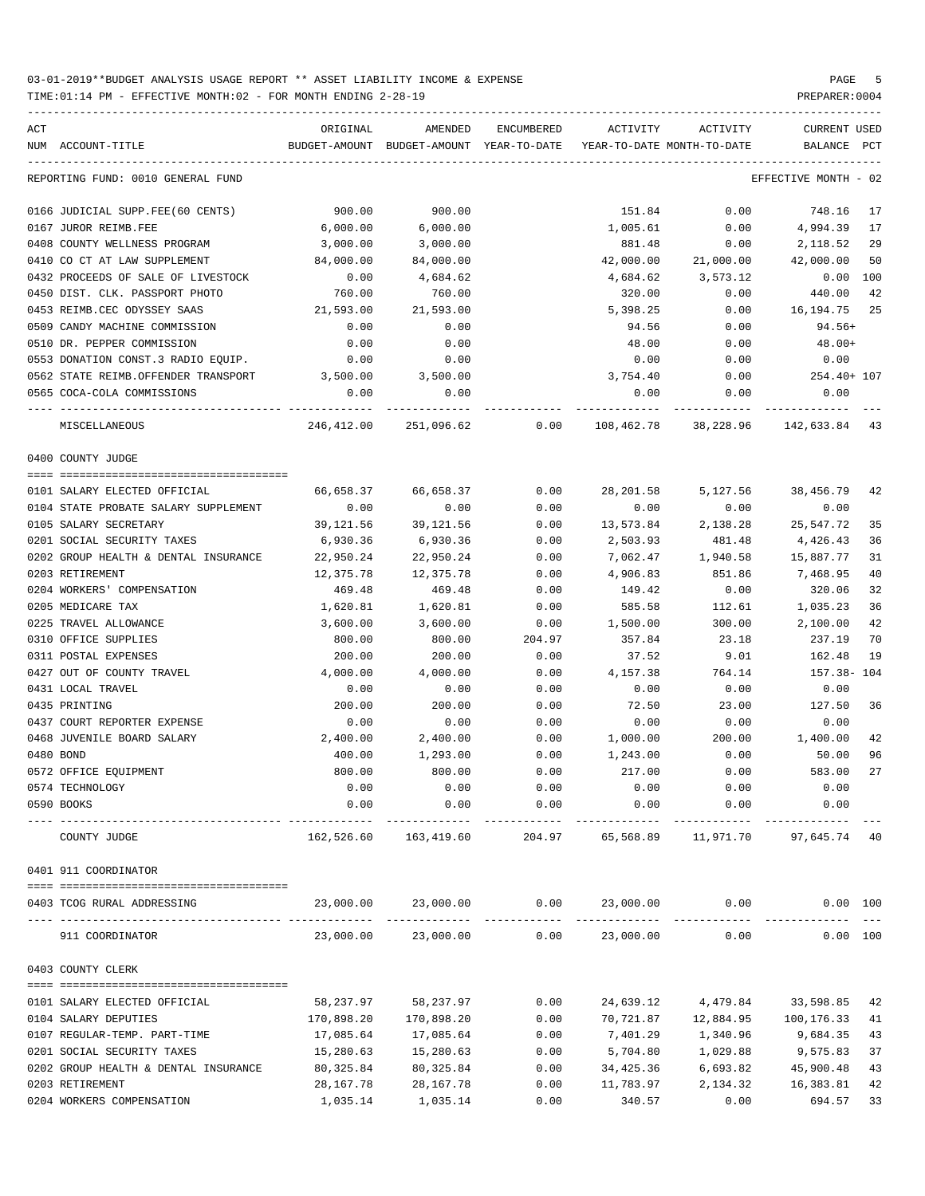03-01-2019**BUDGET ANALYSIS USAGE REPORT ** ASSET LIABILITY INCOME & EXPENSE

TIME:01:14 PM - EFFECTIVE MONTH:02 - FOR MONTH ENDING 2-28-19

PREPARER:0004

REPORTING FUND: 0010 GENERAL FUND — EFFECTIVE MONTH - 02

| ACT NUM | ACCOUNT-TITLE | ORIGINAL BUDGET-AMOUNT | AMENDED BUDGET-AMOUNT | ENCUMBERED YEAR-TO-DATE | ACTIVITY YEAR-TO-DATE | ACTIVITY MONTH-TO-DATE | CURRENT BALANCE | USED PCT |
|---|---|---|---|---|---|---|---|---|
| 0166 | JUDICIAL SUPP.FEE(60 CENTS) | 900.00 | 900.00 | | 151.84 | 0.00 | 748.16 | 17 |
| 0167 | JUROR REIMB.FEE | 6,000.00 | 6,000.00 | | 1,005.61 | 0.00 | 4,994.39 | 17 |
| 0408 | COUNTY WELLNESS PROGRAM | 3,000.00 | 3,000.00 | | 881.48 | 0.00 | 2,118.52 | 29 |
| 0410 | CO CT AT LAW SUPPLEMENT | 84,000.00 | 84,000.00 | | 42,000.00 | 21,000.00 | 42,000.00 | 50 |
| 0432 | PROCEEDS OF SALE OF LIVESTOCK | 0.00 | 4,684.62 | | 4,684.62 | 3,573.12 | 0.00 | 100 |
| 0450 | DIST. CLK. PASSPORT PHOTO | 760.00 | 760.00 | | 320.00 | 0.00 | 440.00 | 42 |
| 0453 | REIMB.CEC ODYSSEY SAAS | 21,593.00 | 21,593.00 | | 5,398.25 | 0.00 | 16,194.75 | 25 |
| 0509 | CANDY MACHINE COMMISSION | 0.00 | 0.00 | | 94.56 | 0.00 | 94.56+ | |
| 0510 | DR. PEPPER COMMISSION | 0.00 | 0.00 | | 48.00 | 0.00 | 48.00+ | |
| 0553 | DONATION CONST.3 RADIO EQUIP. | 0.00 | 0.00 | | 0.00 | 0.00 | 0.00 | |
| 0562 | STATE REIMB.OFFENDER TRANSPORT | 3,500.00 | 3,500.00 | | 3,754.40 | 0.00 | 254.40+ | 107 |
| 0565 | COCA-COLA COMMISSIONS | 0.00 | 0.00 | | 0.00 | 0.00 | 0.00 | |
| | MISCELLANEOUS | 246,412.00 | 251,096.62 | 0.00 | 108,462.78 | 38,228.96 | 142,633.84 | 43 |
| | **0400 COUNTY JUDGE** | | | | | | | |
| 0101 | SALARY ELECTED OFFICIAL | 66,658.37 | 66,658.37 | 0.00 | 28,201.58 | 5,127.56 | 38,456.79 | 42 |
| 0104 | STATE PROBATE SALARY SUPPLEMENT | 0.00 | 0.00 | 0.00 | 0.00 | 0.00 | 0.00 | |
| 0105 | SALARY SECRETARY | 39,121.56 | 39,121.56 | 0.00 | 13,573.84 | 2,138.28 | 25,547.72 | 35 |
| 0201 | SOCIAL SECURITY TAXES | 6,930.36 | 6,930.36 | 0.00 | 2,503.93 | 481.48 | 4,426.43 | 36 |
| 0202 | GROUP HEALTH & DENTAL INSURANCE | 22,950.24 | 22,950.24 | 0.00 | 7,062.47 | 1,940.58 | 15,887.77 | 31 |
| 0203 | RETIREMENT | 12,375.78 | 12,375.78 | 0.00 | 4,906.83 | 851.86 | 7,468.95 | 40 |
| 0204 | WORKERS' COMPENSATION | 469.48 | 469.48 | 0.00 | 149.42 | 0.00 | 320.06 | 32 |
| 0205 | MEDICARE TAX | 1,620.81 | 1,620.81 | 0.00 | 585.58 | 112.61 | 1,035.23 | 36 |
| 0225 | TRAVEL ALLOWANCE | 3,600.00 | 3,600.00 | 0.00 | 1,500.00 | 300.00 | 2,100.00 | 42 |
| 0310 | OFFICE SUPPLIES | 800.00 | 800.00 | 204.97 | 357.84 | 23.18 | 237.19 | 70 |
| 0311 | POSTAL EXPENSES | 200.00 | 200.00 | 0.00 | 37.52 | 9.01 | 162.48 | 19 |
| 0427 | OUT OF COUNTY TRAVEL | 4,000.00 | 4,000.00 | 0.00 | 4,157.38 | 764.14 | 157.38- | 104 |
| 0431 | LOCAL TRAVEL | 0.00 | 0.00 | 0.00 | 0.00 | 0.00 | 0.00 | |
| 0435 | PRINTING | 200.00 | 200.00 | 0.00 | 72.50 | 23.00 | 127.50 | 36 |
| 0437 | COURT REPORTER EXPENSE | 0.00 | 0.00 | 0.00 | 0.00 | 0.00 | 0.00 | |
| 0468 | JUVENILE BOARD SALARY | 2,400.00 | 2,400.00 | 0.00 | 1,000.00 | 200.00 | 1,400.00 | 42 |
| 0480 | BOND | 400.00 | 1,293.00 | 0.00 | 1,243.00 | 0.00 | 50.00 | 96 |
| 0572 | OFFICE EQUIPMENT | 800.00 | 800.00 | 0.00 | 217.00 | 0.00 | 583.00 | 27 |
| 0574 | TECHNOLOGY | 0.00 | 0.00 | 0.00 | 0.00 | 0.00 | 0.00 | |
| 0590 | BOOKS | 0.00 | 0.00 | 0.00 | 0.00 | 0.00 | 0.00 | |
| | COUNTY JUDGE | 162,526.60 | 163,419.60 | 204.97 | 65,568.89 | 11,971.70 | 97,645.74 | 40 |
| | **0401 911 COORDINATOR** | | | | | | | |
| 0403 | TCOG RURAL ADDRESSING | 23,000.00 | 23,000.00 | 0.00 | 23,000.00 | 0.00 | 0.00 | 100 |
| | 911 COORDINATOR | 23,000.00 | 23,000.00 | 0.00 | 23,000.00 | 0.00 | 0.00 | 100 |
| | **0403 COUNTY CLERK** | | | | | | | |
| 0101 | SALARY ELECTED OFFICIAL | 58,237.97 | 58,237.97 | 0.00 | 24,639.12 | 4,479.84 | 33,598.85 | 42 |
| 0104 | SALARY DEPUTIES | 170,898.20 | 170,898.20 | 0.00 | 70,721.87 | 12,884.95 | 100,176.33 | 41 |
| 0107 | REGULAR-TEMP. PART-TIME | 17,085.64 | 17,085.64 | 0.00 | 7,401.29 | 1,340.96 | 9,684.35 | 43 |
| 0201 | SOCIAL SECURITY TAXES | 15,280.63 | 15,280.63 | 0.00 | 5,704.80 | 1,029.88 | 9,575.83 | 37 |
| 0202 | GROUP HEALTH & DENTAL INSURANCE | 80,325.84 | 80,325.84 | 0.00 | 34,425.36 | 6,693.82 | 45,900.48 | 43 |
| 0203 | RETIREMENT | 28,167.78 | 28,167.78 | 0.00 | 11,783.97 | 2,134.32 | 16,383.81 | 42 |
| 0204 | WORKERS COMPENSATION | 1,035.14 | 1,035.14 | 0.00 | 340.57 | 0.00 | 694.57 | 33 |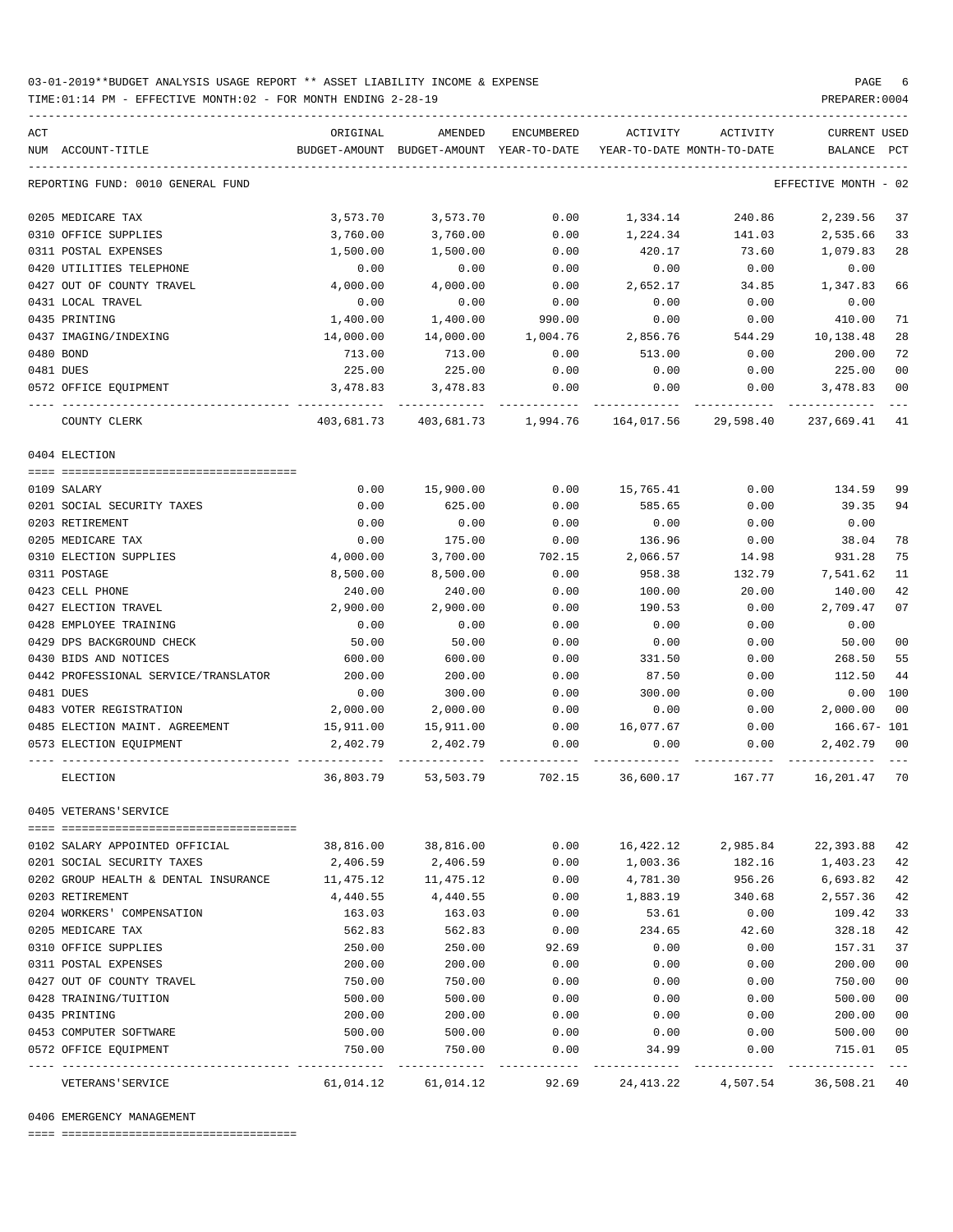03-01-2019**BUDGET ANALYSIS USAGE REPORT ** ASSET LIABILITY INCOME & EXPENSE

TIME:01:14 PM - EFFECTIVE MONTH:02 - FOR MONTH ENDING 2-28-19

PREPARER:0004

| ACT NUM | ACCOUNT-TITLE | ORIGINAL BUDGET-AMOUNT | AMENDED BUDGET-AMOUNT | ENCUMBERED YEAR-TO-DATE | ACTIVITY YEAR-TO-DATE | ACTIVITY MONTH-TO-DATE | CURRENT BALANCE | USED PCT |
|---|---|---|---|---|---|---|---|---|
| REPORTING FUND: 0010 GENERAL FUND | | | | | | | EFFECTIVE MONTH - 02 | |
| 0205 | MEDICARE TAX | 3,573.70 | 3,573.70 | 0.00 | 1,334.14 | 240.86 | 2,239.56 | 37 |
| 0310 | OFFICE SUPPLIES | 3,760.00 | 3,760.00 | 0.00 | 1,224.34 | 141.03 | 2,535.66 | 33 |
| 0311 | POSTAL EXPENSES | 1,500.00 | 1,500.00 | 0.00 | 420.17 | 73.60 | 1,079.83 | 28 |
| 0420 | UTILITIES TELEPHONE | 0.00 | 0.00 | 0.00 | 0.00 | 0.00 | 0.00 | |
| 0427 | OUT OF COUNTY TRAVEL | 4,000.00 | 4,000.00 | 0.00 | 2,652.17 | 34.85 | 1,347.83 | 66 |
| 0431 | LOCAL TRAVEL | 0.00 | 0.00 | 0.00 | 0.00 | 0.00 | 0.00 | |
| 0435 | PRINTING | 1,400.00 | 1,400.00 | 990.00 | 0.00 | 0.00 | 410.00 | 71 |
| 0437 | IMAGING/INDEXING | 14,000.00 | 14,000.00 | 1,004.76 | 2,856.76 | 544.29 | 10,138.48 | 28 |
| 0480 | BOND | 713.00 | 713.00 | 0.00 | 513.00 | 0.00 | 200.00 | 72 |
| 0481 | DUES | 225.00 | 225.00 | 0.00 | 0.00 | 0.00 | 225.00 | 00 |
| 0572 | OFFICE EQUIPMENT | 3,478.83 | 3,478.83 | 0.00 | 0.00 | 0.00 | 3,478.83 | 00 |
| | COUNTY CLERK | 403,681.73 | 403,681.73 | 1,994.76 | 164,017.56 | 29,598.40 | 237,669.41 | 41 |
| 0404 ELECTION | | | | | | | | |
| 0109 | SALARY | 0.00 | 15,900.00 | 0.00 | 15,765.41 | 0.00 | 134.59 | 99 |
| 0201 | SOCIAL SECURITY TAXES | 0.00 | 625.00 | 0.00 | 585.65 | 0.00 | 39.35 | 94 |
| 0203 | RETIREMENT | 0.00 | 0.00 | 0.00 | 0.00 | 0.00 | 0.00 | |
| 0205 | MEDICARE TAX | 0.00 | 175.00 | 0.00 | 136.96 | 0.00 | 38.04 | 78 |
| 0310 | ELECTION SUPPLIES | 4,000.00 | 3,700.00 | 702.15 | 2,066.57 | 14.98 | 931.28 | 75 |
| 0311 | POSTAGE | 8,500.00 | 8,500.00 | 0.00 | 958.38 | 132.79 | 7,541.62 | 11 |
| 0423 | CELL PHONE | 240.00 | 240.00 | 0.00 | 100.00 | 20.00 | 140.00 | 42 |
| 0427 | ELECTION TRAVEL | 2,900.00 | 2,900.00 | 0.00 | 190.53 | 0.00 | 2,709.47 | 07 |
| 0428 | EMPLOYEE TRAINING | 0.00 | 0.00 | 0.00 | 0.00 | 0.00 | 0.00 | |
| 0429 | DPS BACKGROUND CHECK | 50.00 | 50.00 | 0.00 | 0.00 | 0.00 | 50.00 | 00 |
| 0430 | BIDS AND NOTICES | 600.00 | 600.00 | 0.00 | 331.50 | 0.00 | 268.50 | 55 |
| 0442 | PROFESSIONAL SERVICE/TRANSLATOR | 200.00 | 200.00 | 0.00 | 87.50 | 0.00 | 112.50 | 44 |
| 0481 | DUES | 0.00 | 300.00 | 0.00 | 300.00 | 0.00 | 0.00 | 100 |
| 0483 | VOTER REGISTRATION | 2,000.00 | 2,000.00 | 0.00 | 0.00 | 0.00 | 2,000.00 | 00 |
| 0485 | ELECTION MAINT. AGREEMENT | 15,911.00 | 15,911.00 | 0.00 | 16,077.67 | 0.00 | 166.67- | 101 |
| 0573 | ELECTION EQUIPMENT | 2,402.79 | 2,402.79 | 0.00 | 0.00 | 0.00 | 2,402.79 | 00 |
| | ELECTION | 36,803.79 | 53,503.79 | 702.15 | 36,600.17 | 167.77 | 16,201.47 | 70 |
| 0405 VETERANS'SERVICE | | | | | | | | |
| 0102 | SALARY APPOINTED OFFICIAL | 38,816.00 | 38,816.00 | 0.00 | 16,422.12 | 2,985.84 | 22,393.88 | 42 |
| 0201 | SOCIAL SECURITY TAXES | 2,406.59 | 2,406.59 | 0.00 | 1,003.36 | 182.16 | 1,403.23 | 42 |
| 0202 | GROUP HEALTH & DENTAL INSURANCE | 11,475.12 | 11,475.12 | 0.00 | 4,781.30 | 956.26 | 6,693.82 | 42 |
| 0203 | RETIREMENT | 4,440.55 | 4,440.55 | 0.00 | 1,883.19 | 340.68 | 2,557.36 | 42 |
| 0204 | WORKERS' COMPENSATION | 163.03 | 163.03 | 0.00 | 53.61 | 0.00 | 109.42 | 33 |
| 0205 | MEDICARE TAX | 562.83 | 562.83 | 0.00 | 234.65 | 42.60 | 328.18 | 42 |
| 0310 | OFFICE SUPPLIES | 250.00 | 250.00 | 92.69 | 0.00 | 0.00 | 157.31 | 37 |
| 0311 | POSTAL EXPENSES | 200.00 | 200.00 | 0.00 | 0.00 | 0.00 | 200.00 | 00 |
| 0427 | OUT OF COUNTY TRAVEL | 750.00 | 750.00 | 0.00 | 0.00 | 0.00 | 750.00 | 00 |
| 0428 | TRAINING/TUITION | 500.00 | 500.00 | 0.00 | 0.00 | 0.00 | 500.00 | 00 |
| 0435 | PRINTING | 200.00 | 200.00 | 0.00 | 0.00 | 0.00 | 200.00 | 00 |
| 0453 | COMPUTER SOFTWARE | 500.00 | 500.00 | 0.00 | 0.00 | 0.00 | 500.00 | 00 |
| 0572 | OFFICE EQUIPMENT | 750.00 | 750.00 | 0.00 | 34.99 | 0.00 | 715.01 | 05 |
| | VETERANS'SERVICE | 61,014.12 | 61,014.12 | 92.69 | 24,413.22 | 4,507.54 | 36,508.21 | 40 |
| 0406 EMERGENCY MANAGEMENT | | | | | | | | |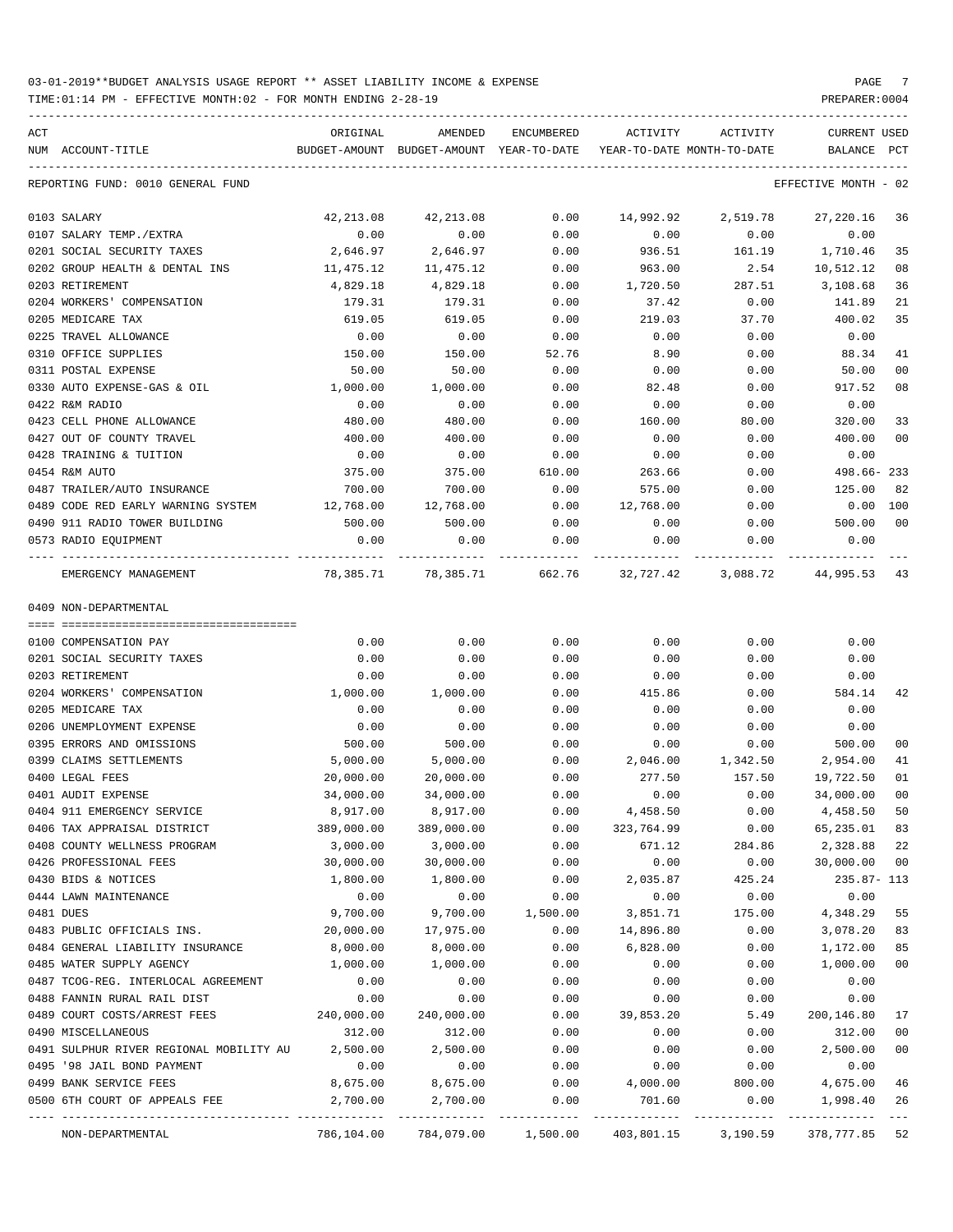03-01-2019**BUDGET ANALYSIS USAGE REPORT ** ASSET LIABILITY INCOME & EXPENSE

TIME:01:14 PM - EFFECTIVE MONTH:02 - FOR MONTH ENDING 2-28-19

PREPARER:0004

REPORTING FUND: 0010 GENERAL FUND — EFFECTIVE MONTH - 02

| ACT NUM | ACCOUNT-TITLE | ORIGINAL BUDGET-AMOUNT | AMENDED BUDGET-AMOUNT | ENCUMBERED YEAR-TO-DATE | ACTIVITY YEAR-TO-DATE | ACTIVITY MONTH-TO-DATE | CURRENT BALANCE | USED PCT |
|---|---|---|---|---|---|---|---|---|
| 0103 | SALARY | 42,213.08 | 42,213.08 | 0.00 | 14,992.92 | 2,519.78 | 27,220.16 | 36 |
| 0107 | SALARY TEMP./EXTRA | 0.00 | 0.00 | 0.00 | 0.00 | 0.00 | 0.00 | |
| 0201 | SOCIAL SECURITY TAXES | 2,646.97 | 2,646.97 | 0.00 | 936.51 | 161.19 | 1,710.46 | 35 |
| 0202 | GROUP HEALTH & DENTAL INS | 11,475.12 | 11,475.12 | 0.00 | 963.00 | 2.54 | 10,512.12 | 08 |
| 0203 | RETIREMENT | 4,829.18 | 4,829.18 | 0.00 | 1,720.50 | 287.51 | 3,108.68 | 36 |
| 0204 | WORKERS' COMPENSATION | 179.31 | 179.31 | 0.00 | 37.42 | 0.00 | 141.89 | 21 |
| 0205 | MEDICARE TAX | 619.05 | 619.05 | 0.00 | 219.03 | 37.70 | 400.02 | 35 |
| 0225 | TRAVEL ALLOWANCE | 0.00 | 0.00 | 0.00 | 0.00 | 0.00 | 0.00 | |
| 0310 | OFFICE SUPPLIES | 150.00 | 150.00 | 52.76 | 8.90 | 0.00 | 88.34 | 41 |
| 0311 | POSTAL EXPENSE | 50.00 | 50.00 | 0.00 | 0.00 | 0.00 | 50.00 | 00 |
| 0330 | AUTO EXPENSE-GAS & OIL | 1,000.00 | 1,000.00 | 0.00 | 82.48 | 0.00 | 917.52 | 08 |
| 0422 | R&M RADIO | 0.00 | 0.00 | 0.00 | 0.00 | 0.00 | 0.00 | |
| 0423 | CELL PHONE ALLOWANCE | 480.00 | 480.00 | 0.00 | 160.00 | 80.00 | 320.00 | 33 |
| 0427 | OUT OF COUNTY TRAVEL | 400.00 | 400.00 | 0.00 | 0.00 | 0.00 | 400.00 | 00 |
| 0428 | TRAINING & TUITION | 0.00 | 0.00 | 0.00 | 0.00 | 0.00 | 0.00 | |
| 0454 | R&M AUTO | 375.00 | 375.00 | 610.00 | 263.66 | 0.00 | 498.66- | 233 |
| 0487 | TRAILER/AUTO INSURANCE | 700.00 | 700.00 | 0.00 | 575.00 | 0.00 | 125.00 | 82 |
| 0489 | CODE RED EARLY WARNING SYSTEM | 12,768.00 | 12,768.00 | 0.00 | 12,768.00 | 0.00 | 0.00 | 100 |
| 0490 | 911 RADIO TOWER BUILDING | 500.00 | 500.00 | 0.00 | 0.00 | 0.00 | 500.00 | 00 |
| 0573 | RADIO EQUIPMENT | 0.00 | 0.00 | 0.00 | 0.00 | 0.00 | 0.00 | |
| | EMERGENCY MANAGEMENT | 78,385.71 | 78,385.71 | 662.76 | 32,727.42 | 3,088.72 | 44,995.53 | 43 |

0409 NON-DEPARTMENTAL

| ACT NUM | ACCOUNT-TITLE | ORIGINAL BUDGET-AMOUNT | AMENDED BUDGET-AMOUNT | ENCUMBERED YEAR-TO-DATE | ACTIVITY YEAR-TO-DATE | ACTIVITY MONTH-TO-DATE | CURRENT BALANCE | USED PCT |
|---|---|---|---|---|---|---|---|---|
| 0100 | COMPENSATION PAY | 0.00 | 0.00 | 0.00 | 0.00 | 0.00 | 0.00 | |
| 0201 | SOCIAL SECURITY TAXES | 0.00 | 0.00 | 0.00 | 0.00 | 0.00 | 0.00 | |
| 0203 | RETIREMENT | 0.00 | 0.00 | 0.00 | 0.00 | 0.00 | 0.00 | |
| 0204 | WORKERS' COMPENSATION | 1,000.00 | 1,000.00 | 0.00 | 415.86 | 0.00 | 584.14 | 42 |
| 0205 | MEDICARE TAX | 0.00 | 0.00 | 0.00 | 0.00 | 0.00 | 0.00 | |
| 0206 | UNEMPLOYMENT EXPENSE | 0.00 | 0.00 | 0.00 | 0.00 | 0.00 | 0.00 | |
| 0395 | ERRORS AND OMISSIONS | 500.00 | 500.00 | 0.00 | 0.00 | 0.00 | 500.00 | 00 |
| 0399 | CLAIMS SETTLEMENTS | 5,000.00 | 5,000.00 | 0.00 | 2,046.00 | 1,342.50 | 2,954.00 | 41 |
| 0400 | LEGAL FEES | 20,000.00 | 20,000.00 | 0.00 | 277.50 | 157.50 | 19,722.50 | 01 |
| 0401 | AUDIT EXPENSE | 34,000.00 | 34,000.00 | 0.00 | 0.00 | 0.00 | 34,000.00 | 00 |
| 0404 | 911 EMERGENCY SERVICE | 8,917.00 | 8,917.00 | 0.00 | 4,458.50 | 0.00 | 4,458.50 | 50 |
| 0406 | TAX APPRAISAL DISTRICT | 389,000.00 | 389,000.00 | 0.00 | 323,764.99 | 0.00 | 65,235.01 | 83 |
| 0408 | COUNTY WELLNESS PROGRAM | 3,000.00 | 3,000.00 | 0.00 | 671.12 | 284.86 | 2,328.88 | 22 |
| 0426 | PROFESSIONAL FEES | 30,000.00 | 30,000.00 | 0.00 | 0.00 | 0.00 | 30,000.00 | 00 |
| 0430 | BIDS & NOTICES | 1,800.00 | 1,800.00 | 0.00 | 2,035.87 | 425.24 | 235.87- | 113 |
| 0444 | LAWN MAINTENANCE | 0.00 | 0.00 | 0.00 | 0.00 | 0.00 | 0.00 | |
| 0481 | DUES | 9,700.00 | 9,700.00 | 1,500.00 | 3,851.71 | 175.00 | 4,348.29 | 55 |
| 0483 | PUBLIC OFFICIALS INS. | 20,000.00 | 17,975.00 | 0.00 | 14,896.80 | 0.00 | 3,078.20 | 83 |
| 0484 | GENERAL LIABILITY INSURANCE | 8,000.00 | 8,000.00 | 0.00 | 6,828.00 | 0.00 | 1,172.00 | 85 |
| 0485 | WATER SUPPLY AGENCY | 1,000.00 | 1,000.00 | 0.00 | 0.00 | 0.00 | 1,000.00 | 00 |
| 0487 | TCOG-REG. INTERLOCAL AGREEMENT | 0.00 | 0.00 | 0.00 | 0.00 | 0.00 | 0.00 | |
| 0488 | FANNIN RURAL RAIL DIST | 0.00 | 0.00 | 0.00 | 0.00 | 0.00 | 0.00 | |
| 0489 | COURT COSTS/ARREST FEES | 240,000.00 | 240,000.00 | 0.00 | 39,853.20 | 5.49 | 200,146.80 | 17 |
| 0490 | MISCELLANEOUS | 312.00 | 312.00 | 0.00 | 0.00 | 0.00 | 312.00 | 00 |
| 0491 | SULPHUR RIVER REGIONAL MOBILITY AU | 2,500.00 | 2,500.00 | 0.00 | 0.00 | 0.00 | 2,500.00 | 00 |
| 0495 | '98 JAIL BOND PAYMENT | 0.00 | 0.00 | 0.00 | 0.00 | 0.00 | 0.00 | |
| 0499 | BANK SERVICE FEES | 8,675.00 | 8,675.00 | 0.00 | 4,000.00 | 800.00 | 4,675.00 | 46 |
| 0500 | 6TH COURT OF APPEALS FEE | 2,700.00 | 2,700.00 | 0.00 | 701.60 | 0.00 | 1,998.40 | 26 |
| | NON-DEPARTMENTAL | 786,104.00 | 784,079.00 | 1,500.00 | 403,801.15 | 3,190.59 | 378,777.85 | 52 |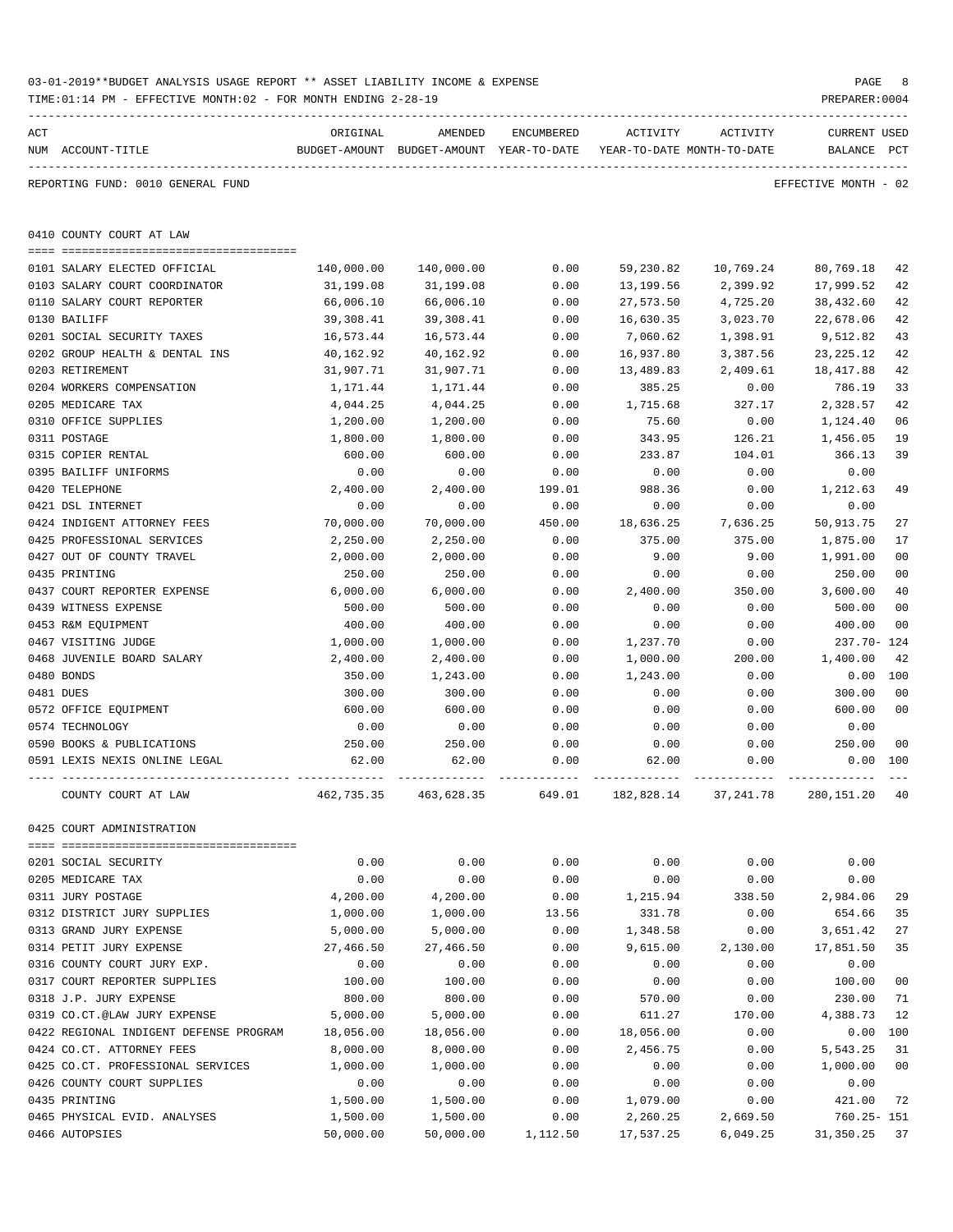03-01-2019**BUDGET ANALYSIS USAGE REPORT ** ASSET LIABILITY INCOME & EXPENSE

TIME:01:14 PM - EFFECTIVE MONTH:02 - FOR MONTH ENDING 2-28-19

PREPARER:0004

REPORTING FUND: 0010 GENERAL FUND — EFFECTIVE MONTH - 02

## 0410 COUNTY COURT AT LAW

| ACT NUM | ACCOUNT-TITLE | ORIGINAL BUDGET-AMOUNT | AMENDED BUDGET-AMOUNT | ENCUMBERED YEAR-TO-DATE | ACTIVITY YEAR-TO-DATE | ACTIVITY MONTH-TO-DATE | CURRENT BALANCE | USED PCT |
|---|---|---|---|---|---|---|---|---|
| 0101 | SALARY ELECTED OFFICIAL | 140,000.00 | 140,000.00 | 0.00 | 59,230.82 | 10,769.24 | 80,769.18 | 42 |
| 0103 | SALARY COURT COORDINATOR | 31,199.08 | 31,199.08 | 0.00 | 13,199.56 | 2,399.92 | 17,999.52 | 42 |
| 0110 | SALARY COURT REPORTER | 66,006.10 | 66,006.10 | 0.00 | 27,573.50 | 4,725.20 | 38,432.60 | 42 |
| 0130 | BAILIFF | 39,308.41 | 39,308.41 | 0.00 | 16,630.35 | 3,023.70 | 22,678.06 | 42 |
| 0201 | SOCIAL SECURITY TAXES | 16,573.44 | 16,573.44 | 0.00 | 7,060.62 | 1,398.91 | 9,512.82 | 43 |
| 0202 | GROUP HEALTH & DENTAL INS | 40,162.92 | 40,162.92 | 0.00 | 16,937.80 | 3,387.56 | 23,225.12 | 42 |
| 0203 | RETIREMENT | 31,907.71 | 31,907.71 | 0.00 | 13,489.83 | 2,409.61 | 18,417.88 | 42 |
| 0204 | WORKERS COMPENSATION | 1,171.44 | 1,171.44 | 0.00 | 385.25 | 0.00 | 786.19 | 33 |
| 0205 | MEDICARE TAX | 4,044.25 | 4,044.25 | 0.00 | 1,715.68 | 327.17 | 2,328.57 | 42 |
| 0310 | OFFICE SUPPLIES | 1,200.00 | 1,200.00 | 0.00 | 75.60 | 0.00 | 1,124.40 | 06 |
| 0311 | POSTAGE | 1,800.00 | 1,800.00 | 0.00 | 343.95 | 126.21 | 1,456.05 | 19 |
| 0315 | COPIER RENTAL | 600.00 | 600.00 | 0.00 | 233.87 | 104.01 | 366.13 | 39 |
| 0395 | BAILIFF UNIFORMS | 0.00 | 0.00 | 0.00 | 0.00 | 0.00 | 0.00 | |
| 0420 | TELEPHONE | 2,400.00 | 2,400.00 | 199.01 | 988.36 | 0.00 | 1,212.63 | 49 |
| 0421 | DSL INTERNET | 0.00 | 0.00 | 0.00 | 0.00 | 0.00 | 0.00 | |
| 0424 | INDIGENT ATTORNEY FEES | 70,000.00 | 70,000.00 | 450.00 | 18,636.25 | 7,636.25 | 50,913.75 | 27 |
| 0425 | PROFESSIONAL SERVICES | 2,250.00 | 2,250.00 | 0.00 | 375.00 | 375.00 | 1,875.00 | 17 |
| 0427 | OUT OF COUNTY TRAVEL | 2,000.00 | 2,000.00 | 0.00 | 9.00 | 9.00 | 1,991.00 | 00 |
| 0435 | PRINTING | 250.00 | 250.00 | 0.00 | 0.00 | 0.00 | 250.00 | 00 |
| 0437 | COURT REPORTER EXPENSE | 6,000.00 | 6,000.00 | 0.00 | 2,400.00 | 350.00 | 3,600.00 | 40 |
| 0439 | WITNESS EXPENSE | 500.00 | 500.00 | 0.00 | 0.00 | 0.00 | 500.00 | 00 |
| 0453 | R&M EQUIPMENT | 400.00 | 400.00 | 0.00 | 0.00 | 0.00 | 400.00 | 00 |
| 0467 | VISITING JUDGE | 1,000.00 | 1,000.00 | 0.00 | 1,237.70 | 0.00 | 237.70- | 124 |
| 0468 | JUVENILE BOARD SALARY | 2,400.00 | 2,400.00 | 0.00 | 1,000.00 | 200.00 | 1,400.00 | 42 |
| 0480 | BONDS | 350.00 | 1,243.00 | 0.00 | 1,243.00 | 0.00 | 0.00 | 100 |
| 0481 | DUES | 300.00 | 300.00 | 0.00 | 0.00 | 0.00 | 300.00 | 00 |
| 0572 | OFFICE EQUIPMENT | 600.00 | 600.00 | 0.00 | 0.00 | 0.00 | 600.00 | 00 |
| 0574 | TECHNOLOGY | 0.00 | 0.00 | 0.00 | 0.00 | 0.00 | 0.00 | |
| 0590 | BOOKS & PUBLICATIONS | 250.00 | 250.00 | 0.00 | 0.00 | 0.00 | 250.00 | 00 |
| 0591 | LEXIS NEXIS ONLINE LEGAL | 62.00 | 62.00 | 0.00 | 62.00 | 0.00 | 0.00 | 100 |
| | COUNTY COURT AT LAW | 462,735.35 | 463,628.35 | 649.01 | 182,828.14 | 37,241.78 | 280,151.20 | 40 |

## 0425 COURT ADMINISTRATION

| ACT NUM | ACCOUNT-TITLE | ORIGINAL BUDGET-AMOUNT | AMENDED BUDGET-AMOUNT | ENCUMBERED YEAR-TO-DATE | ACTIVITY YEAR-TO-DATE | ACTIVITY MONTH-TO-DATE | CURRENT BALANCE | USED PCT |
|---|---|---|---|---|---|---|---|---|
| 0201 | SOCIAL SECURITY | 0.00 | 0.00 | 0.00 | 0.00 | 0.00 | 0.00 | |
| 0205 | MEDICARE TAX | 0.00 | 0.00 | 0.00 | 0.00 | 0.00 | 0.00 | |
| 0311 | JURY POSTAGE | 4,200.00 | 4,200.00 | 0.00 | 1,215.94 | 338.50 | 2,984.06 | 29 |
| 0312 | DISTRICT JURY SUPPLIES | 1,000.00 | 1,000.00 | 13.56 | 331.78 | 0.00 | 654.66 | 35 |
| 0313 | GRAND JURY EXPENSE | 5,000.00 | 5,000.00 | 0.00 | 1,348.58 | 0.00 | 3,651.42 | 27 |
| 0314 | PETIT JURY EXPENSE | 27,466.50 | 27,466.50 | 0.00 | 9,615.00 | 2,130.00 | 17,851.50 | 35 |
| 0316 | COUNTY COURT JURY EXP. | 0.00 | 0.00 | 0.00 | 0.00 | 0.00 | 0.00 | |
| 0317 | COURT REPORTER SUPPLIES | 100.00 | 100.00 | 0.00 | 0.00 | 0.00 | 100.00 | 00 |
| 0318 | J.P. JURY EXPENSE | 800.00 | 800.00 | 0.00 | 570.00 | 0.00 | 230.00 | 71 |
| 0319 | CO.CT.@LAW JURY EXPENSE | 5,000.00 | 5,000.00 | 0.00 | 611.27 | 170.00 | 4,388.73 | 12 |
| 0422 | REGIONAL INDIGENT DEFENSE PROGRAM | 18,056.00 | 18,056.00 | 0.00 | 18,056.00 | 0.00 | 0.00 | 100 |
| 0424 | CO.CT. ATTORNEY FEES | 8,000.00 | 8,000.00 | 0.00 | 2,456.75 | 0.00 | 5,543.25 | 31 |
| 0425 | CO.CT. PROFESSIONAL SERVICES | 1,000.00 | 1,000.00 | 0.00 | 0.00 | 0.00 | 1,000.00 | 00 |
| 0426 | COUNTY COURT SUPPLIES | 0.00 | 0.00 | 0.00 | 0.00 | 0.00 | 0.00 | |
| 0435 | PRINTING | 1,500.00 | 1,500.00 | 0.00 | 1,079.00 | 0.00 | 421.00 | 72 |
| 0465 | PHYSICAL EVID. ANALYSES | 1,500.00 | 1,500.00 | 0.00 | 2,260.25 | 2,669.50 | 760.25- | 151 |
| 0466 | AUTOPSIES | 50,000.00 | 50,000.00 | 1,112.50 | 17,537.25 | 6,049.25 | 31,350.25 | 37 |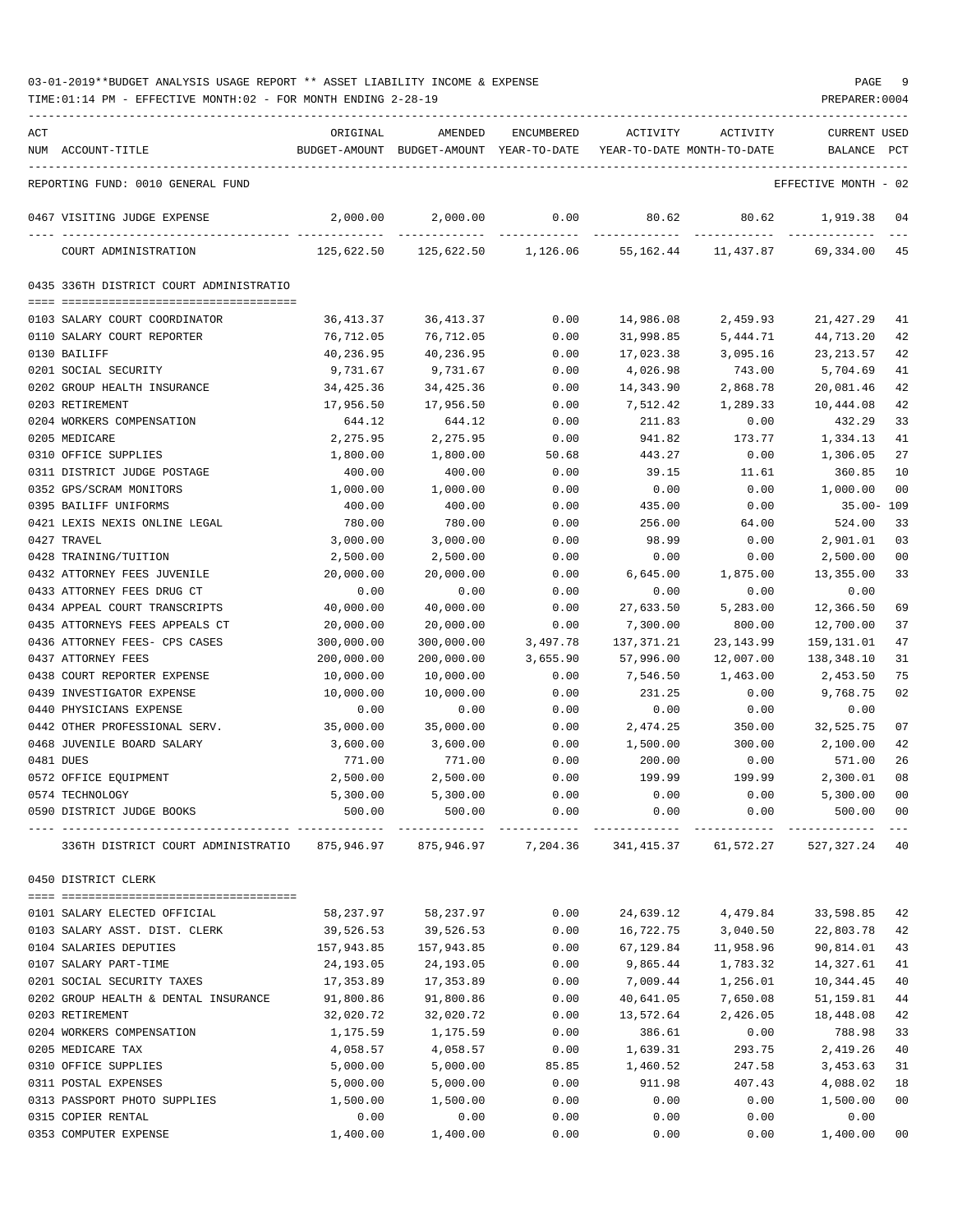03-01-2019**BUDGET ANALYSIS USAGE REPORT ** ASSET LIABILITY INCOME & EXPENSE

TIME:01:14 PM - EFFECTIVE MONTH:02 - FOR MONTH ENDING 2-28-19

PREPARER:0004

| ACT NUM | ACCOUNT-TITLE | ORIGINAL BUDGET-AMOUNT | AMENDED BUDGET-AMOUNT | ENCUMBERED YEAR-TO-DATE | ACTIVITY YEAR-TO-DATE | ACTIVITY MONTH-TO-DATE | CURRENT BALANCE | USED PCT |
|---|---|---|---|---|---|---|---|---|
| | REPORTING FUND: 0010 GENERAL FUND | | | | | | EFFECTIVE MONTH - 02 | |
| 0467 | VISITING JUDGE EXPENSE | 2,000.00 | 2,000.00 | 0.00 | 80.62 | 80.62 | 1,919.38 | 04 |
| | COURT ADMINISTRATION | 125,622.50 | 125,622.50 | 1,126.06 | 55,162.44 | 11,437.87 | 69,334.00 | 45 |
| | **0435 336TH DISTRICT COURT ADMINISTRATIO** | | | | | | | |
| 0103 | SALARY COURT COORDINATOR | 36,413.37 | 36,413.37 | 0.00 | 14,986.08 | 2,459.93 | 21,427.29 | 41 |
| 0110 | SALARY COURT REPORTER | 76,712.05 | 76,712.05 | 0.00 | 31,998.85 | 5,444.71 | 44,713.20 | 42 |
| 0130 | BAILIFF | 40,236.95 | 40,236.95 | 0.00 | 17,023.38 | 3,095.16 | 23,213.57 | 42 |
| 0201 | SOCIAL SECURITY | 9,731.67 | 9,731.67 | 0.00 | 4,026.98 | 743.00 | 5,704.69 | 41 |
| 0202 | GROUP HEALTH INSURANCE | 34,425.36 | 34,425.36 | 0.00 | 14,343.90 | 2,868.78 | 20,081.46 | 42 |
| 0203 | RETIREMENT | 17,956.50 | 17,956.50 | 0.00 | 7,512.42 | 1,289.33 | 10,444.08 | 42 |
| 0204 | WORKERS COMPENSATION | 644.12 | 644.12 | 0.00 | 211.83 | 0.00 | 432.29 | 33 |
| 0205 | MEDICARE | 2,275.95 | 2,275.95 | 0.00 | 941.82 | 173.77 | 1,334.13 | 41 |
| 0310 | OFFICE SUPPLIES | 1,800.00 | 1,800.00 | 50.68 | 443.27 | 0.00 | 1,306.05 | 27 |
| 0311 | DISTRICT JUDGE POSTAGE | 400.00 | 400.00 | 0.00 | 39.15 | 11.61 | 360.85 | 10 |
| 0352 | GPS/SCRAM MONITORS | 1,000.00 | 1,000.00 | 0.00 | 0.00 | 0.00 | 1,000.00 | 00 |
| 0395 | BAILIFF UNIFORMS | 400.00 | 400.00 | 0.00 | 435.00 | 0.00 | 35.00- | 109 |
| 0421 | LEXIS NEXIS ONLINE LEGAL | 780.00 | 780.00 | 0.00 | 256.00 | 64.00 | 524.00 | 33 |
| 0427 | TRAVEL | 3,000.00 | 3,000.00 | 0.00 | 98.99 | 0.00 | 2,901.01 | 03 |
| 0428 | TRAINING/TUITION | 2,500.00 | 2,500.00 | 0.00 | 0.00 | 0.00 | 2,500.00 | 00 |
| 0432 | ATTORNEY FEES JUVENILE | 20,000.00 | 20,000.00 | 0.00 | 6,645.00 | 1,875.00 | 13,355.00 | 33 |
| 0433 | ATTORNEY FEES DRUG CT | 0.00 | 0.00 | 0.00 | 0.00 | 0.00 | 0.00 | |
| 0434 | APPEAL COURT TRANSCRIPTS | 40,000.00 | 40,000.00 | 0.00 | 27,633.50 | 5,283.00 | 12,366.50 | 69 |
| 0435 | ATTORNEYS FEES APPEALS CT | 20,000.00 | 20,000.00 | 0.00 | 7,300.00 | 800.00 | 12,700.00 | 37 |
| 0436 | ATTORNEY FEES- CPS CASES | 300,000.00 | 300,000.00 | 3,497.78 | 137,371.21 | 23,143.99 | 159,131.01 | 47 |
| 0437 | ATTORNEY FEES | 200,000.00 | 200,000.00 | 3,655.90 | 57,996.00 | 12,007.00 | 138,348.10 | 31 |
| 0438 | COURT REPORTER EXPENSE | 10,000.00 | 10,000.00 | 0.00 | 7,546.50 | 1,463.00 | 2,453.50 | 75 |
| 0439 | INVESTIGATOR EXPENSE | 10,000.00 | 10,000.00 | 0.00 | 231.25 | 0.00 | 9,768.75 | 02 |
| 0440 | PHYSICIANS EXPENSE | 0.00 | 0.00 | 0.00 | 0.00 | 0.00 | 0.00 | |
| 0442 | OTHER PROFESSIONAL SERV. | 35,000.00 | 35,000.00 | 0.00 | 2,474.25 | 350.00 | 32,525.75 | 07 |
| 0468 | JUVENILE BOARD SALARY | 3,600.00 | 3,600.00 | 0.00 | 1,500.00 | 300.00 | 2,100.00 | 42 |
| 0481 | DUES | 771.00 | 771.00 | 0.00 | 200.00 | 0.00 | 571.00 | 26 |
| 0572 | OFFICE EQUIPMENT | 2,500.00 | 2,500.00 | 0.00 | 199.99 | 199.99 | 2,300.01 | 08 |
| 0574 | TECHNOLOGY | 5,300.00 | 5,300.00 | 0.00 | 0.00 | 0.00 | 5,300.00 | 00 |
| 0590 | DISTRICT JUDGE BOOKS | 500.00 | 500.00 | 0.00 | 0.00 | 0.00 | 500.00 | 00 |
| | 336TH DISTRICT COURT ADMINISTRATIO | 875,946.97 | 875,946.97 | 7,204.36 | 341,415.37 | 61,572.27 | 527,327.24 | 40 |
| | **0450 DISTRICT CLERK** | | | | | | | |
| 0101 | SALARY ELECTED OFFICIAL | 58,237.97 | 58,237.97 | 0.00 | 24,639.12 | 4,479.84 | 33,598.85 | 42 |
| 0103 | SALARY ASST. DIST. CLERK | 39,526.53 | 39,526.53 | 0.00 | 16,722.75 | 3,040.50 | 22,803.78 | 42 |
| 0104 | SALARIES DEPUTIES | 157,943.85 | 157,943.85 | 0.00 | 67,129.84 | 11,958.96 | 90,814.01 | 43 |
| 0107 | SALARY PART-TIME | 24,193.05 | 24,193.05 | 0.00 | 9,865.44 | 1,783.32 | 14,327.61 | 41 |
| 0201 | SOCIAL SECURITY TAXES | 17,353.89 | 17,353.89 | 0.00 | 7,009.44 | 1,256.01 | 10,344.45 | 40 |
| 0202 | GROUP HEALTH & DENTAL INSURANCE | 91,800.86 | 91,800.86 | 0.00 | 40,641.05 | 7,650.08 | 51,159.81 | 44 |
| 0203 | RETIREMENT | 32,020.72 | 32,020.72 | 0.00 | 13,572.64 | 2,426.05 | 18,448.08 | 42 |
| 0204 | WORKERS COMPENSATION | 1,175.59 | 1,175.59 | 0.00 | 386.61 | 0.00 | 788.98 | 33 |
| 0205 | MEDICARE TAX | 4,058.57 | 4,058.57 | 0.00 | 1,639.31 | 293.75 | 2,419.26 | 40 |
| 0310 | OFFICE SUPPLIES | 5,000.00 | 5,000.00 | 85.85 | 1,460.52 | 247.58 | 3,453.63 | 31 |
| 0311 | POSTAL EXPENSES | 5,000.00 | 5,000.00 | 0.00 | 911.98 | 407.43 | 4,088.02 | 18 |
| 0313 | PASSPORT PHOTO SUPPLIES | 1,500.00 | 1,500.00 | 0.00 | 0.00 | 0.00 | 1,500.00 | 00 |
| 0315 | COPIER RENTAL | 0.00 | 0.00 | 0.00 | 0.00 | 0.00 | 0.00 | |
| 0353 | COMPUTER EXPENSE | 1,400.00 | 1,400.00 | 0.00 | 0.00 | 0.00 | 1,400.00 | 00 |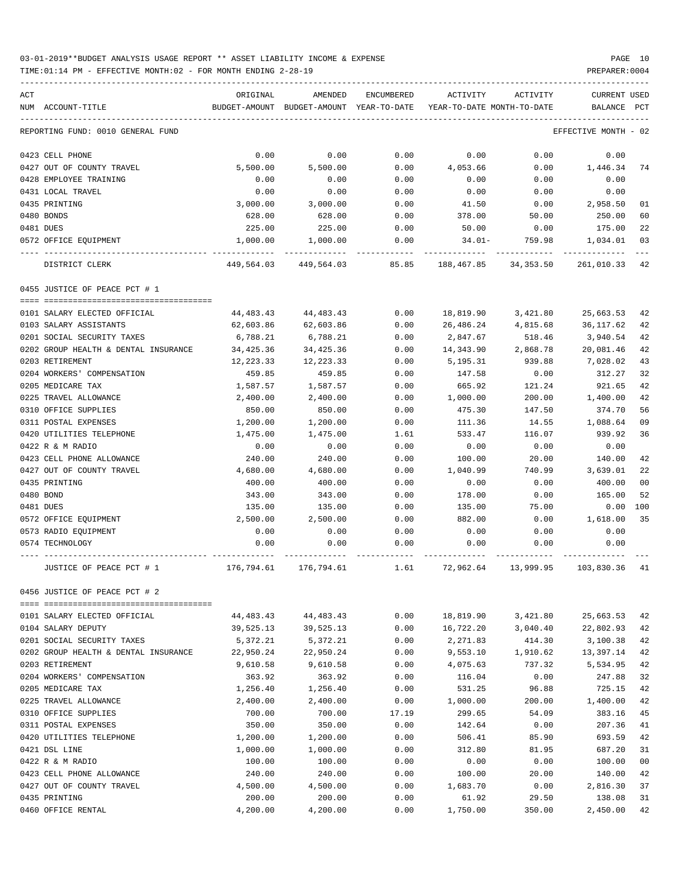03-01-2019**BUDGET ANALYSIS USAGE REPORT ** ASSET LIABILITY INCOME & EXPENSE

TIME:01:14 PM - EFFECTIVE MONTH:02 - FOR MONTH ENDING 2-28-19

PREPARER:0004

| ACT NUM | ACCOUNT-TITLE | ORIGINAL BUDGET-AMOUNT | AMENDED BUDGET-AMOUNT | ENCUMBERED YEAR-TO-DATE | ACTIVITY YEAR-TO-DATE | ACTIVITY MONTH-TO-DATE | CURRENT BALANCE | USED PCT |
|---|---|---|---|---|---|---|---|---|
| | REPORTING FUND: 0010 GENERAL FUND | | | | | | EFFECTIVE MONTH - 02 | |
| 0423 | CELL PHONE | 0.00 | 0.00 | 0.00 | 0.00 | 0.00 | 0.00 | |
| 0427 | OUT OF COUNTY TRAVEL | 5,500.00 | 5,500.00 | 0.00 | 4,053.66 | 0.00 | 1,446.34 | 74 |
| 0428 | EMPLOYEE TRAINING | 0.00 | 0.00 | 0.00 | 0.00 | 0.00 | 0.00 | |
| 0431 | LOCAL TRAVEL | 0.00 | 0.00 | 0.00 | 0.00 | 0.00 | 0.00 | |
| 0435 | PRINTING | 3,000.00 | 3,000.00 | 0.00 | 41.50 | 0.00 | 2,958.50 | 01 |
| 0480 | BONDS | 628.00 | 628.00 | 0.00 | 378.00 | 50.00 | 250.00 | 60 |
| 0481 | DUES | 225.00 | 225.00 | 0.00 | 50.00 | 0.00 | 175.00 | 22 |
| 0572 | OFFICE EQUIPMENT | 1,000.00 | 1,000.00 | 0.00 | 34.01- | 759.98 | 1,034.01 | 03 |
| | DISTRICT CLERK | 449,564.03 | 449,564.03 | 85.85 | 188,467.85 | 34,353.50 | 261,010.33 | 42 |
| | 0455 JUSTICE OF PEACE PCT # 1 | | | | | | | |
| 0101 | SALARY ELECTED OFFICIAL | 44,483.43 | 44,483.43 | 0.00 | 18,819.90 | 3,421.80 | 25,663.53 | 42 |
| 0103 | SALARY ASSISTANTS | 62,603.86 | 62,603.86 | 0.00 | 26,486.24 | 4,815.68 | 36,117.62 | 42 |
| 0201 | SOCIAL SECURITY TAXES | 6,788.21 | 6,788.21 | 0.00 | 2,847.67 | 518.46 | 3,940.54 | 42 |
| 0202 | GROUP HEALTH & DENTAL INSURANCE | 34,425.36 | 34,425.36 | 0.00 | 14,343.90 | 2,868.78 | 20,081.46 | 42 |
| 0203 | RETIREMENT | 12,223.33 | 12,223.33 | 0.00 | 5,195.31 | 939.88 | 7,028.02 | 43 |
| 0204 | WORKERS' COMPENSATION | 459.85 | 459.85 | 0.00 | 147.58 | 0.00 | 312.27 | 32 |
| 0205 | MEDICARE TAX | 1,587.57 | 1,587.57 | 0.00 | 665.92 | 121.24 | 921.65 | 42 |
| 0225 | TRAVEL ALLOWANCE | 2,400.00 | 2,400.00 | 0.00 | 1,000.00 | 200.00 | 1,400.00 | 42 |
| 0310 | OFFICE SUPPLIES | 850.00 | 850.00 | 0.00 | 475.30 | 147.50 | 374.70 | 56 |
| 0311 | POSTAL EXPENSES | 1,200.00 | 1,200.00 | 0.00 | 111.36 | 14.55 | 1,088.64 | 09 |
| 0420 | UTILITIES TELEPHONE | 1,475.00 | 1,475.00 | 1.61 | 533.47 | 116.07 | 939.92 | 36 |
| 0422 | R & M RADIO | 0.00 | 0.00 | 0.00 | 0.00 | 0.00 | 0.00 | |
| 0423 | CELL PHONE ALLOWANCE | 240.00 | 240.00 | 0.00 | 100.00 | 20.00 | 140.00 | 42 |
| 0427 | OUT OF COUNTY TRAVEL | 4,680.00 | 4,680.00 | 0.00 | 1,040.99 | 740.99 | 3,639.01 | 22 |
| 0435 | PRINTING | 400.00 | 400.00 | 0.00 | 0.00 | 0.00 | 400.00 | 00 |
| 0480 | BOND | 343.00 | 343.00 | 0.00 | 178.00 | 0.00 | 165.00 | 52 |
| 0481 | DUES | 135.00 | 135.00 | 0.00 | 135.00 | 75.00 | 0.00 | 100 |
| 0572 | OFFICE EQUIPMENT | 2,500.00 | 2,500.00 | 0.00 | 882.00 | 0.00 | 1,618.00 | 35 |
| 0573 | RADIO EQUIPMENT | 0.00 | 0.00 | 0.00 | 0.00 | 0.00 | 0.00 | |
| 0574 | TECHNOLOGY | 0.00 | 0.00 | 0.00 | 0.00 | 0.00 | 0.00 | |
| | JUSTICE OF PEACE PCT # 1 | 176,794.61 | 176,794.61 | 1.61 | 72,962.64 | 13,999.95 | 103,830.36 | 41 |
| | 0456 JUSTICE OF PEACE PCT # 2 | | | | | | | |
| 0101 | SALARY ELECTED OFFICIAL | 44,483.43 | 44,483.43 | 0.00 | 18,819.90 | 3,421.80 | 25,663.53 | 42 |
| 0104 | SALARY DEPUTY | 39,525.13 | 39,525.13 | 0.00 | 16,722.20 | 3,040.40 | 22,802.93 | 42 |
| 0201 | SOCIAL SECURITY TAXES | 5,372.21 | 5,372.21 | 0.00 | 2,271.83 | 414.30 | 3,100.38 | 42 |
| 0202 | GROUP HEALTH & DENTAL INSURANCE | 22,950.24 | 22,950.24 | 0.00 | 9,553.10 | 1,910.62 | 13,397.14 | 42 |
| 0203 | RETIREMENT | 9,610.58 | 9,610.58 | 0.00 | 4,075.63 | 737.32 | 5,534.95 | 42 |
| 0204 | WORKERS' COMPENSATION | 363.92 | 363.92 | 0.00 | 116.04 | 0.00 | 247.88 | 32 |
| 0205 | MEDICARE TAX | 1,256.40 | 1,256.40 | 0.00 | 531.25 | 96.88 | 725.15 | 42 |
| 0225 | TRAVEL ALLOWANCE | 2,400.00 | 2,400.00 | 0.00 | 1,000.00 | 200.00 | 1,400.00 | 42 |
| 0310 | OFFICE SUPPLIES | 700.00 | 700.00 | 17.19 | 299.65 | 54.09 | 383.16 | 45 |
| 0311 | POSTAL EXPENSES | 350.00 | 350.00 | 0.00 | 142.64 | 0.00 | 207.36 | 41 |
| 0420 | UTILITIES TELEPHONE | 1,200.00 | 1,200.00 | 0.00 | 506.41 | 85.90 | 693.59 | 42 |
| 0421 | DSL LINE | 1,000.00 | 1,000.00 | 0.00 | 312.80 | 81.95 | 687.20 | 31 |
| 0422 | R & M RADIO | 100.00 | 100.00 | 0.00 | 0.00 | 0.00 | 100.00 | 00 |
| 0423 | CELL PHONE ALLOWANCE | 240.00 | 240.00 | 0.00 | 100.00 | 20.00 | 140.00 | 42 |
| 0427 | OUT OF COUNTY TRAVEL | 4,500.00 | 4,500.00 | 0.00 | 1,683.70 | 0.00 | 2,816.30 | 37 |
| 0435 | PRINTING | 200.00 | 200.00 | 0.00 | 61.92 | 29.50 | 138.08 | 31 |
| 0460 | OFFICE RENTAL | 4,200.00 | 4,200.00 | 0.00 | 1,750.00 | 350.00 | 2,450.00 | 42 |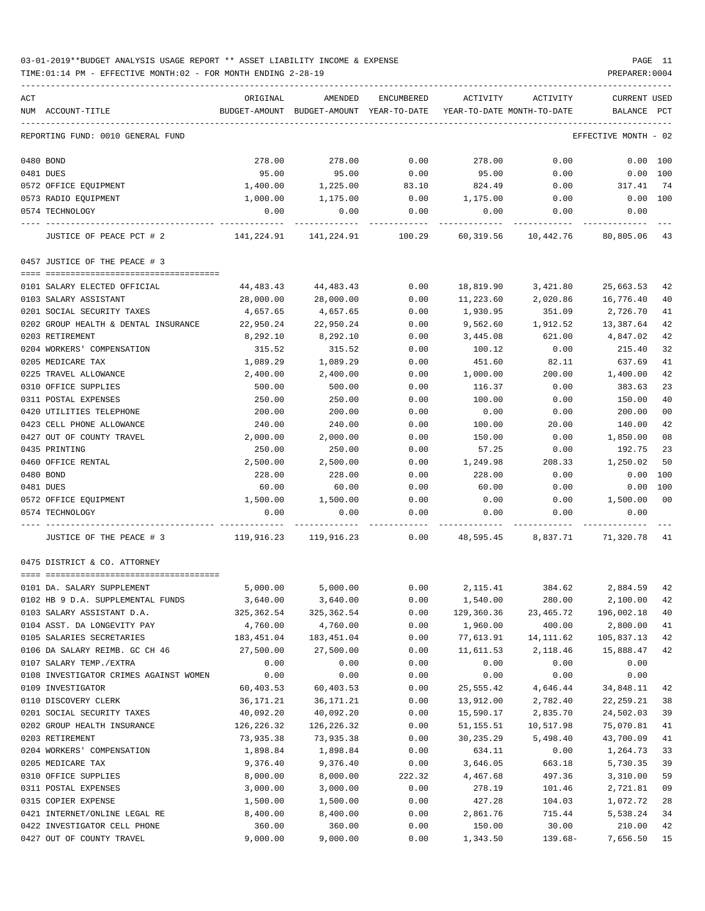03-01-2019**BUDGET ANALYSIS USAGE REPORT ** ASSET LIABILITY INCOME & EXPENSE

TIME:01:14 PM - EFFECTIVE MONTH:02 - FOR MONTH ENDING 2-28-19

PREPARER:0004

| ACT NUM | ACCOUNT-TITLE | ORIGINAL BUDGET-AMOUNT | AMENDED BUDGET-AMOUNT | ENCUMBERED YEAR-TO-DATE | ACTIVITY YEAR-TO-DATE | ACTIVITY MONTH-TO-DATE | CURRENT BALANCE | USED PCT |
|---|---|---|---|---|---|---|---|---|
| | REPORTING FUND: 0010 GENERAL FUND | | | | | | EFFECTIVE MONTH - 02 | |
| 0480 | BOND | 278.00 | 278.00 | 0.00 | 278.00 | 0.00 | 0.00 | 100 |
| 0481 | DUES | 95.00 | 95.00 | 0.00 | 95.00 | 0.00 | 0.00 | 100 |
| 0572 | OFFICE EQUIPMENT | 1,400.00 | 1,225.00 | 83.10 | 824.49 | 0.00 | 317.41 | 74 |
| 0573 | RADIO EQUIPMENT | 1,000.00 | 1,175.00 | 0.00 | 1,175.00 | 0.00 | 0.00 | 100 |
| 0574 | TECHNOLOGY | 0.00 | 0.00 | 0.00 | 0.00 | 0.00 | 0.00 | |
| | JUSTICE OF PEACE PCT # 2 | 141,224.91 | 141,224.91 | 100.29 | 60,319.56 | 10,442.76 | 80,805.06 | 43 |
| | **0457 JUSTICE OF THE PEACE # 3** | | | | | | | |
| 0101 | SALARY ELECTED OFFICIAL | 44,483.43 | 44,483.43 | 0.00 | 18,819.90 | 3,421.80 | 25,663.53 | 42 |
| 0103 | SALARY ASSISTANT | 28,000.00 | 28,000.00 | 0.00 | 11,223.60 | 2,020.86 | 16,776.40 | 40 |
| 0201 | SOCIAL SECURITY TAXES | 4,657.65 | 4,657.65 | 0.00 | 1,930.95 | 351.09 | 2,726.70 | 41 |
| 0202 | GROUP HEALTH & DENTAL INSURANCE | 22,950.24 | 22,950.24 | 0.00 | 9,562.60 | 1,912.52 | 13,387.64 | 42 |
| 0203 | RETIREMENT | 8,292.10 | 8,292.10 | 0.00 | 3,445.08 | 621.00 | 4,847.02 | 42 |
| 0204 | WORKERS' COMPENSATION | 315.52 | 315.52 | 0.00 | 100.12 | 0.00 | 215.40 | 32 |
| 0205 | MEDICARE TAX | 1,089.29 | 1,089.29 | 0.00 | 451.60 | 82.11 | 637.69 | 41 |
| 0225 | TRAVEL ALLOWANCE | 2,400.00 | 2,400.00 | 0.00 | 1,000.00 | 200.00 | 1,400.00 | 42 |
| 0310 | OFFICE SUPPLIES | 500.00 | 500.00 | 0.00 | 116.37 | 0.00 | 383.63 | 23 |
| 0311 | POSTAL EXPENSES | 250.00 | 250.00 | 0.00 | 100.00 | 0.00 | 150.00 | 40 |
| 0420 | UTILITIES TELEPHONE | 200.00 | 200.00 | 0.00 | 0.00 | 0.00 | 200.00 | 00 |
| 0423 | CELL PHONE ALLOWANCE | 240.00 | 240.00 | 0.00 | 100.00 | 20.00 | 140.00 | 42 |
| 0427 | OUT OF COUNTY TRAVEL | 2,000.00 | 2,000.00 | 0.00 | 150.00 | 0.00 | 1,850.00 | 08 |
| 0435 | PRINTING | 250.00 | 250.00 | 0.00 | 57.25 | 0.00 | 192.75 | 23 |
| 0460 | OFFICE RENTAL | 2,500.00 | 2,500.00 | 0.00 | 1,249.98 | 208.33 | 1,250.02 | 50 |
| 0480 | BOND | 228.00 | 228.00 | 0.00 | 228.00 | 0.00 | 0.00 | 100 |
| 0481 | DUES | 60.00 | 60.00 | 0.00 | 60.00 | 0.00 | 0.00 | 100 |
| 0572 | OFFICE EQUIPMENT | 1,500.00 | 1,500.00 | 0.00 | 0.00 | 0.00 | 1,500.00 | 00 |
| 0574 | TECHNOLOGY | 0.00 | 0.00 | 0.00 | 0.00 | 0.00 | 0.00 | |
| | JUSTICE OF THE PEACE # 3 | 119,916.23 | 119,916.23 | 0.00 | 48,595.45 | 8,837.71 | 71,320.78 | 41 |
| | **0475 DISTRICT & CO. ATTORNEY** | | | | | | | |
| 0101 | DA. SALARY SUPPLEMENT | 5,000.00 | 5,000.00 | 0.00 | 2,115.41 | 384.62 | 2,884.59 | 42 |
| 0102 | HB 9 D.A. SUPPLEMENTAL FUNDS | 3,640.00 | 3,640.00 | 0.00 | 1,540.00 | 280.00 | 2,100.00 | 42 |
| 0103 | SALARY ASSISTANT D.A. | 325,362.54 | 325,362.54 | 0.00 | 129,360.36 | 23,465.72 | 196,002.18 | 40 |
| 0104 | ASST. DA LONGEVITY PAY | 4,760.00 | 4,760.00 | 0.00 | 1,960.00 | 400.00 | 2,800.00 | 41 |
| 0105 | SALARIES SECRETARIES | 183,451.04 | 183,451.04 | 0.00 | 77,613.91 | 14,111.62 | 105,837.13 | 42 |
| 0106 | DA SALARY REIMB. GC CH 46 | 27,500.00 | 27,500.00 | 0.00 | 11,611.53 | 2,118.46 | 15,888.47 | 42 |
| 0107 | SALARY TEMP./EXTRA | 0.00 | 0.00 | 0.00 | 0.00 | 0.00 | 0.00 | |
| 0108 | INVESTIGATOR CRIMES AGAINST WOMEN | 0.00 | 0.00 | 0.00 | 0.00 | 0.00 | 0.00 | |
| 0109 | INVESTIGATOR | 60,403.53 | 60,403.53 | 0.00 | 25,555.42 | 4,646.44 | 34,848.11 | 42 |
| 0110 | DISCOVERY CLERK | 36,171.21 | 36,171.21 | 0.00 | 13,912.00 | 2,782.40 | 22,259.21 | 38 |
| 0201 | SOCIAL SECURITY TAXES | 40,092.20 | 40,092.20 | 0.00 | 15,590.17 | 2,835.70 | 24,502.03 | 39 |
| 0202 | GROUP HEALTH INSURANCE | 126,226.32 | 126,226.32 | 0.00 | 51,155.51 | 10,517.98 | 75,070.81 | 41 |
| 0203 | RETIREMENT | 73,935.38 | 73,935.38 | 0.00 | 30,235.29 | 5,498.40 | 43,700.09 | 41 |
| 0204 | WORKERS' COMPENSATION | 1,898.84 | 1,898.84 | 0.00 | 634.11 | 0.00 | 1,264.73 | 33 |
| 0205 | MEDICARE TAX | 9,376.40 | 9,376.40 | 0.00 | 3,646.05 | 663.18 | 5,730.35 | 39 |
| 0310 | OFFICE SUPPLIES | 8,000.00 | 8,000.00 | 222.32 | 4,467.68 | 497.36 | 3,310.00 | 59 |
| 0311 | POSTAL EXPENSES | 3,000.00 | 3,000.00 | 0.00 | 278.19 | 101.46 | 2,721.81 | 09 |
| 0315 | COPIER EXPENSE | 1,500.00 | 1,500.00 | 0.00 | 427.28 | 104.03 | 1,072.72 | 28 |
| 0421 | INTERNET/ONLINE LEGAL RE | 8,400.00 | 8,400.00 | 0.00 | 2,861.76 | 715.44 | 5,538.24 | 34 |
| 0422 | INVESTIGATOR CELL PHONE | 360.00 | 360.00 | 0.00 | 150.00 | 30.00 | 210.00 | 42 |
| 0427 | OUT OF COUNTY TRAVEL | 9,000.00 | 9,000.00 | 0.00 | 1,343.50 | 139.68- | 7,656.50 | 15 |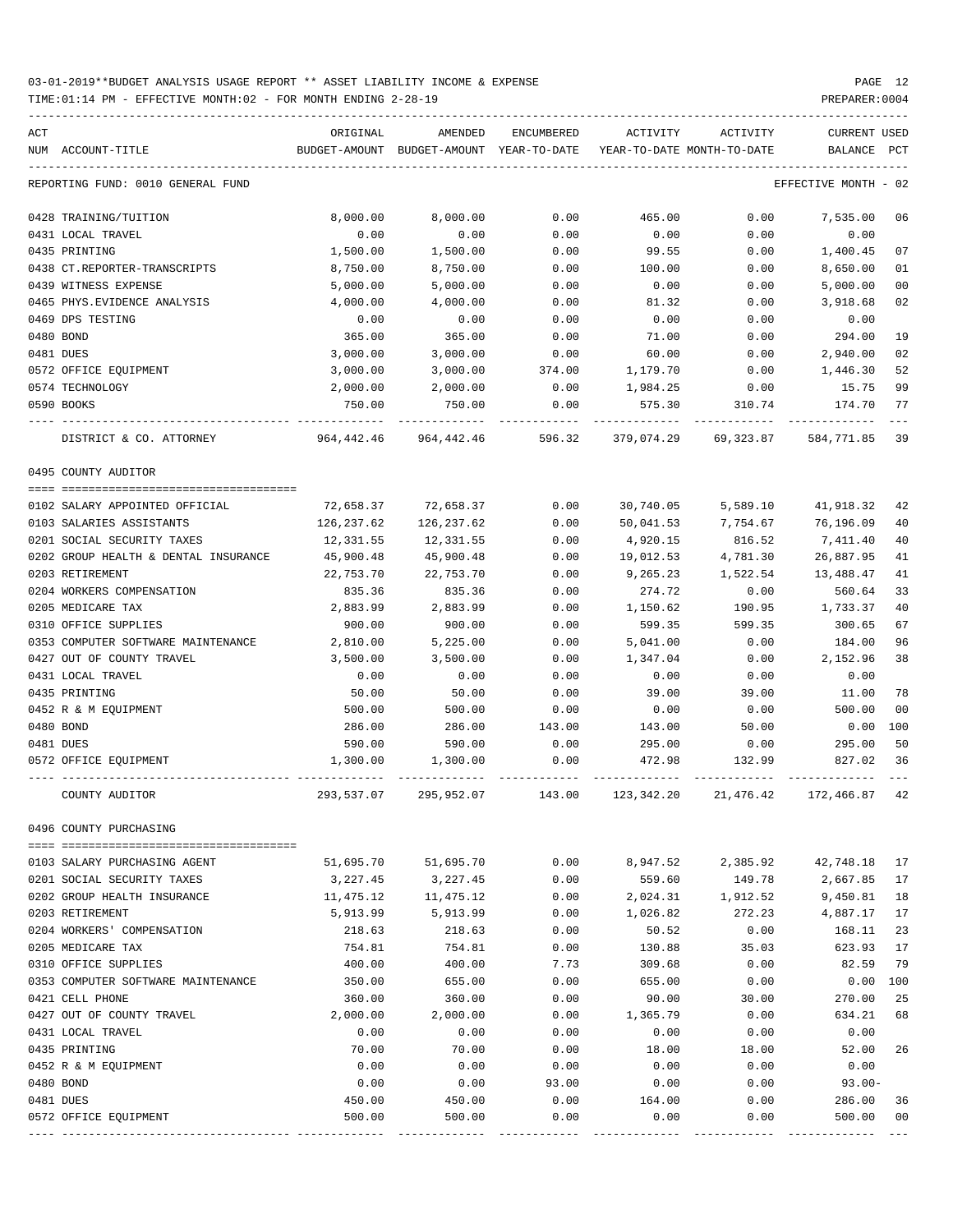03-01-2019**BUDGET ANALYSIS USAGE REPORT ** ASSET LIABILITY INCOME & EXPENSE

TIME:01:14 PM - EFFECTIVE MONTH:02 - FOR MONTH ENDING 2-28-19

PREPARER:0004

| ACT NUM | ACCOUNT-TITLE | ORIGINAL BUDGET-AMOUNT | AMENDED BUDGET-AMOUNT | ENCUMBERED YEAR-TO-DATE | ACTIVITY YEAR-TO-DATE | ACTIVITY MONTH-TO-DATE | CURRENT BALANCE | USED PCT |
|---|---|---|---|---|---|---|---|---|
| | REPORTING FUND: 0010 GENERAL FUND | | | | | | EFFECTIVE MONTH - 02 | |
| 0428 | TRAINING/TUITION | 8,000.00 | 8,000.00 | 0.00 | 465.00 | 0.00 | 7,535.00 | 06 |
| 0431 | LOCAL TRAVEL | 0.00 | 0.00 | 0.00 | 0.00 | 0.00 | 0.00 | |
| 0435 | PRINTING | 1,500.00 | 1,500.00 | 0.00 | 99.55 | 0.00 | 1,400.45 | 07 |
| 0438 | CT.REPORTER-TRANSCRIPTS | 8,750.00 | 8,750.00 | 0.00 | 100.00 | 0.00 | 8,650.00 | 01 |
| 0439 | WITNESS EXPENSE | 5,000.00 | 5,000.00 | 0.00 | 0.00 | 0.00 | 5,000.00 | 00 |
| 0465 | PHYS.EVIDENCE ANALYSIS | 4,000.00 | 4,000.00 | 0.00 | 81.32 | 0.00 | 3,918.68 | 02 |
| 0469 | DPS TESTING | 0.00 | 0.00 | 0.00 | 0.00 | 0.00 | 0.00 | |
| 0480 | BOND | 365.00 | 365.00 | 0.00 | 71.00 | 0.00 | 294.00 | 19 |
| 0481 | DUES | 3,000.00 | 3,000.00 | 0.00 | 60.00 | 0.00 | 2,940.00 | 02 |
| 0572 | OFFICE EQUIPMENT | 3,000.00 | 3,000.00 | 374.00 | 1,179.70 | 0.00 | 1,446.30 | 52 |
| 0574 | TECHNOLOGY | 2,000.00 | 2,000.00 | 0.00 | 1,984.25 | 0.00 | 15.75 | 99 |
| 0590 | BOOKS | 750.00 | 750.00 | 0.00 | 575.30 | 310.74 | 174.70 | 77 |
| | DISTRICT & CO. ATTORNEY | 964,442.46 | 964,442.46 | 596.32 | 379,074.29 | 69,323.87 | 584,771.85 | 39 |
| | 0495 COUNTY AUDITOR | | | | | | | |
| 0102 | SALARY APPOINTED OFFICIAL | 72,658.37 | 72,658.37 | 0.00 | 30,740.05 | 5,589.10 | 41,918.32 | 42 |
| 0103 | SALARIES ASSISTANTS | 126,237.62 | 126,237.62 | 0.00 | 50,041.53 | 7,754.67 | 76,196.09 | 40 |
| 0201 | SOCIAL SECURITY TAXES | 12,331.55 | 12,331.55 | 0.00 | 4,920.15 | 816.52 | 7,411.40 | 40 |
| 0202 | GROUP HEALTH & DENTAL INSURANCE | 45,900.48 | 45,900.48 | 0.00 | 19,012.53 | 4,781.30 | 26,887.95 | 41 |
| 0203 | RETIREMENT | 22,753.70 | 22,753.70 | 0.00 | 9,265.23 | 1,522.54 | 13,488.47 | 41 |
| 0204 | WORKERS COMPENSATION | 835.36 | 835.36 | 0.00 | 274.72 | 0.00 | 560.64 | 33 |
| 0205 | MEDICARE TAX | 2,883.99 | 2,883.99 | 0.00 | 1,150.62 | 190.95 | 1,733.37 | 40 |
| 0310 | OFFICE SUPPLIES | 900.00 | 900.00 | 0.00 | 599.35 | 599.35 | 300.65 | 67 |
| 0353 | COMPUTER SOFTWARE MAINTENANCE | 2,810.00 | 5,225.00 | 0.00 | 5,041.00 | 0.00 | 184.00 | 96 |
| 0427 | OUT OF COUNTY TRAVEL | 3,500.00 | 3,500.00 | 0.00 | 1,347.04 | 0.00 | 2,152.96 | 38 |
| 0431 | LOCAL TRAVEL | 0.00 | 0.00 | 0.00 | 0.00 | 0.00 | 0.00 | |
| 0435 | PRINTING | 50.00 | 50.00 | 0.00 | 39.00 | 39.00 | 11.00 | 78 |
| 0452 | R & M EQUIPMENT | 500.00 | 500.00 | 0.00 | 0.00 | 0.00 | 500.00 | 00 |
| 0480 | BOND | 286.00 | 286.00 | 143.00 | 143.00 | 50.00 | 0.00 | 100 |
| 0481 | DUES | 590.00 | 590.00 | 0.00 | 295.00 | 0.00 | 295.00 | 50 |
| 0572 | OFFICE EQUIPMENT | 1,300.00 | 1,300.00 | 0.00 | 472.98 | 132.99 | 827.02 | 36 |
| | COUNTY AUDITOR | 293,537.07 | 295,952.07 | 143.00 | 123,342.20 | 21,476.42 | 172,466.87 | 42 |
| | 0496 COUNTY PURCHASING | | | | | | | |
| 0103 | SALARY PURCHASING AGENT | 51,695.70 | 51,695.70 | 0.00 | 8,947.52 | 2,385.92 | 42,748.18 | 17 |
| 0201 | SOCIAL SECURITY TAXES | 3,227.45 | 3,227.45 | 0.00 | 559.60 | 149.78 | 2,667.85 | 17 |
| 0202 | GROUP HEALTH INSURANCE | 11,475.12 | 11,475.12 | 0.00 | 2,024.31 | 1,912.52 | 9,450.81 | 18 |
| 0203 | RETIREMENT | 5,913.99 | 5,913.99 | 0.00 | 1,026.82 | 272.23 | 4,887.17 | 17 |
| 0204 | WORKERS' COMPENSATION | 218.63 | 218.63 | 0.00 | 50.52 | 0.00 | 168.11 | 23 |
| 0205 | MEDICARE TAX | 754.81 | 754.81 | 0.00 | 130.88 | 35.03 | 623.93 | 17 |
| 0310 | OFFICE SUPPLIES | 400.00 | 400.00 | 7.73 | 309.68 | 0.00 | 82.59 | 79 |
| 0353 | COMPUTER SOFTWARE MAINTENANCE | 350.00 | 655.00 | 0.00 | 655.00 | 0.00 | 0.00 | 100 |
| 0421 | CELL PHONE | 360.00 | 360.00 | 0.00 | 90.00 | 30.00 | 270.00 | 25 |
| 0427 | OUT OF COUNTY TRAVEL | 2,000.00 | 2,000.00 | 0.00 | 1,365.79 | 0.00 | 634.21 | 68 |
| 0431 | LOCAL TRAVEL | 0.00 | 0.00 | 0.00 | 0.00 | 0.00 | 0.00 | |
| 0435 | PRINTING | 70.00 | 70.00 | 0.00 | 18.00 | 18.00 | 52.00 | 26 |
| 0452 | R & M EQUIPMENT | 0.00 | 0.00 | 0.00 | 0.00 | 0.00 | 0.00 | |
| 0480 | BOND | 0.00 | 0.00 | 93.00 | 0.00 | 0.00 | 93.00- | |
| 0481 | DUES | 450.00 | 450.00 | 0.00 | 164.00 | 0.00 | 286.00 | 36 |
| 0572 | OFFICE EQUIPMENT | 500.00 | 500.00 | 0.00 | 0.00 | 0.00 | 500.00 | 00 |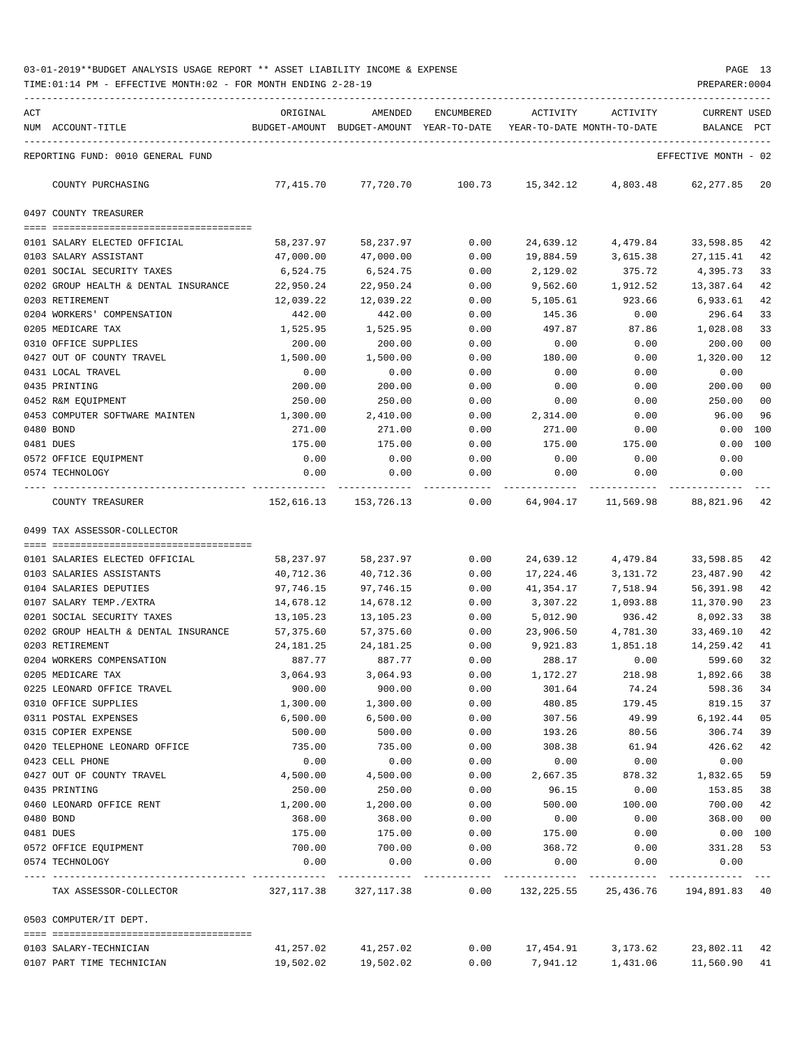03-01-2019**BUDGET ANALYSIS USAGE REPORT ** ASSET LIABILITY INCOME & EXPENSE

TIME:01:14 PM - EFFECTIVE MONTH:02 - FOR MONTH ENDING 2-28-19

PREPARER:0004

REPORTING FUND: 0010 GENERAL FUND — EFFECTIVE MONTH - 02

| ACT NUM | ACCOUNT-TITLE | ORIGINAL BUDGET-AMOUNT | AMENDED BUDGET-AMOUNT | ENCUMBERED YEAR-TO-DATE | ACTIVITY YEAR-TO-DATE | ACTIVITY MONTH-TO-DATE | CURRENT BALANCE | USED PCT |
|---|---|---|---|---|---|---|---|---|
| | COUNTY PURCHASING | 77,415.70 | 77,720.70 | 100.73 | 15,342.12 | 4,803.48 | 62,277.85 | 20 |
| | **0497 COUNTY TREASURER** | | | | | | | |
| 0101 | SALARY ELECTED OFFICIAL | 58,237.97 | 58,237.97 | 0.00 | 24,639.12 | 4,479.84 | 33,598.85 | 42 |
| 0103 | SALARY ASSISTANT | 47,000.00 | 47,000.00 | 0.00 | 19,884.59 | 3,615.38 | 27,115.41 | 42 |
| 0201 | SOCIAL SECURITY TAXES | 6,524.75 | 6,524.75 | 0.00 | 2,129.02 | 375.72 | 4,395.73 | 33 |
| 0202 | GROUP HEALTH & DENTAL INSURANCE | 22,950.24 | 22,950.24 | 0.00 | 9,562.60 | 1,912.52 | 13,387.64 | 42 |
| 0203 | RETIREMENT | 12,039.22 | 12,039.22 | 0.00 | 5,105.61 | 923.66 | 6,933.61 | 42 |
| 0204 | WORKERS' COMPENSATION | 442.00 | 442.00 | 0.00 | 145.36 | 0.00 | 296.64 | 33 |
| 0205 | MEDICARE TAX | 1,525.95 | 1,525.95 | 0.00 | 497.87 | 87.86 | 1,028.08 | 33 |
| 0310 | OFFICE SUPPLIES | 200.00 | 200.00 | 0.00 | 0.00 | 0.00 | 200.00 | 00 |
| 0427 | OUT OF COUNTY TRAVEL | 1,500.00 | 1,500.00 | 0.00 | 180.00 | 0.00 | 1,320.00 | 12 |
| 0431 | LOCAL TRAVEL | 0.00 | 0.00 | 0.00 | 0.00 | 0.00 | 0.00 | |
| 0435 | PRINTING | 200.00 | 200.00 | 0.00 | 0.00 | 0.00 | 200.00 | 00 |
| 0452 | R&M EQUIPMENT | 250.00 | 250.00 | 0.00 | 0.00 | 0.00 | 250.00 | 00 |
| 0453 | COMPUTER SOFTWARE MAINTEN | 1,300.00 | 2,410.00 | 0.00 | 2,314.00 | 0.00 | 96.00 | 96 |
| 0480 | BOND | 271.00 | 271.00 | 0.00 | 271.00 | 0.00 | 0.00 | 100 |
| 0481 | DUES | 175.00 | 175.00 | 0.00 | 175.00 | 175.00 | 0.00 | 100 |
| 0572 | OFFICE EQUIPMENT | 0.00 | 0.00 | 0.00 | 0.00 | 0.00 | 0.00 | |
| 0574 | TECHNOLOGY | 0.00 | 0.00 | 0.00 | 0.00 | 0.00 | 0.00 | |
| | COUNTY TREASURER | 152,616.13 | 153,726.13 | 0.00 | 64,904.17 | 11,569.98 | 88,821.96 | 42 |
| | **0499 TAX ASSESSOR-COLLECTOR** | | | | | | | |
| 0101 | SALARIES ELECTED OFFICIAL | 58,237.97 | 58,237.97 | 0.00 | 24,639.12 | 4,479.84 | 33,598.85 | 42 |
| 0103 | SALARIES ASSISTANTS | 40,712.36 | 40,712.36 | 0.00 | 17,224.46 | 3,131.72 | 23,487.90 | 42 |
| 0104 | SALARIES DEPUTIES | 97,746.15 | 97,746.15 | 0.00 | 41,354.17 | 7,518.94 | 56,391.98 | 42 |
| 0107 | SALARY TEMP./EXTRA | 14,678.12 | 14,678.12 | 0.00 | 3,307.22 | 1,093.88 | 11,370.90 | 23 |
| 0201 | SOCIAL SECURITY TAXES | 13,105.23 | 13,105.23 | 0.00 | 5,012.90 | 936.42 | 8,092.33 | 38 |
| 0202 | GROUP HEALTH & DENTAL INSURANCE | 57,375.60 | 57,375.60 | 0.00 | 23,906.50 | 4,781.30 | 33,469.10 | 42 |
| 0203 | RETIREMENT | 24,181.25 | 24,181.25 | 0.00 | 9,921.83 | 1,851.18 | 14,259.42 | 41 |
| 0204 | WORKERS COMPENSATION | 887.77 | 887.77 | 0.00 | 288.17 | 0.00 | 599.60 | 32 |
| 0205 | MEDICARE TAX | 3,064.93 | 3,064.93 | 0.00 | 1,172.27 | 218.98 | 1,892.66 | 38 |
| 0225 | LEONARD OFFICE TRAVEL | 900.00 | 900.00 | 0.00 | 301.64 | 74.24 | 598.36 | 34 |
| 0310 | OFFICE SUPPLIES | 1,300.00 | 1,300.00 | 0.00 | 480.85 | 179.45 | 819.15 | 37 |
| 0311 | POSTAL EXPENSES | 6,500.00 | 6,500.00 | 0.00 | 307.56 | 49.99 | 6,192.44 | 05 |
| 0315 | COPIER EXPENSE | 500.00 | 500.00 | 0.00 | 193.26 | 80.56 | 306.74 | 39 |
| 0420 | TELEPHONE LEONARD OFFICE | 735.00 | 735.00 | 0.00 | 308.38 | 61.94 | 426.62 | 42 |
| 0423 | CELL PHONE | 0.00 | 0.00 | 0.00 | 0.00 | 0.00 | 0.00 | |
| 0427 | OUT OF COUNTY TRAVEL | 4,500.00 | 4,500.00 | 0.00 | 2,667.35 | 878.32 | 1,832.65 | 59 |
| 0435 | PRINTING | 250.00 | 250.00 | 0.00 | 96.15 | 0.00 | 153.85 | 38 |
| 0460 | LEONARD OFFICE RENT | 1,200.00 | 1,200.00 | 0.00 | 500.00 | 100.00 | 700.00 | 42 |
| 0480 | BOND | 368.00 | 368.00 | 0.00 | 0.00 | 0.00 | 368.00 | 00 |
| 0481 | DUES | 175.00 | 175.00 | 0.00 | 175.00 | 0.00 | 0.00 | 100 |
| 0572 | OFFICE EQUIPMENT | 700.00 | 700.00 | 0.00 | 368.72 | 0.00 | 331.28 | 53 |
| 0574 | TECHNOLOGY | 0.00 | 0.00 | 0.00 | 0.00 | 0.00 | 0.00 | |
| | TAX ASSESSOR-COLLECTOR | 327,117.38 | 327,117.38 | 0.00 | 132,225.55 | 25,436.76 | 194,891.83 | 40 |
| | **0503 COMPUTER/IT DEPT.** | | | | | | | |
| 0103 | SALARY-TECHNICIAN | 41,257.02 | 41,257.02 | 0.00 | 17,454.91 | 3,173.62 | 23,802.11 | 42 |
| 0107 | PART TIME TECHNICIAN | 19,502.02 | 19,502.02 | 0.00 | 7,941.12 | 1,431.06 | 11,560.90 | 41 |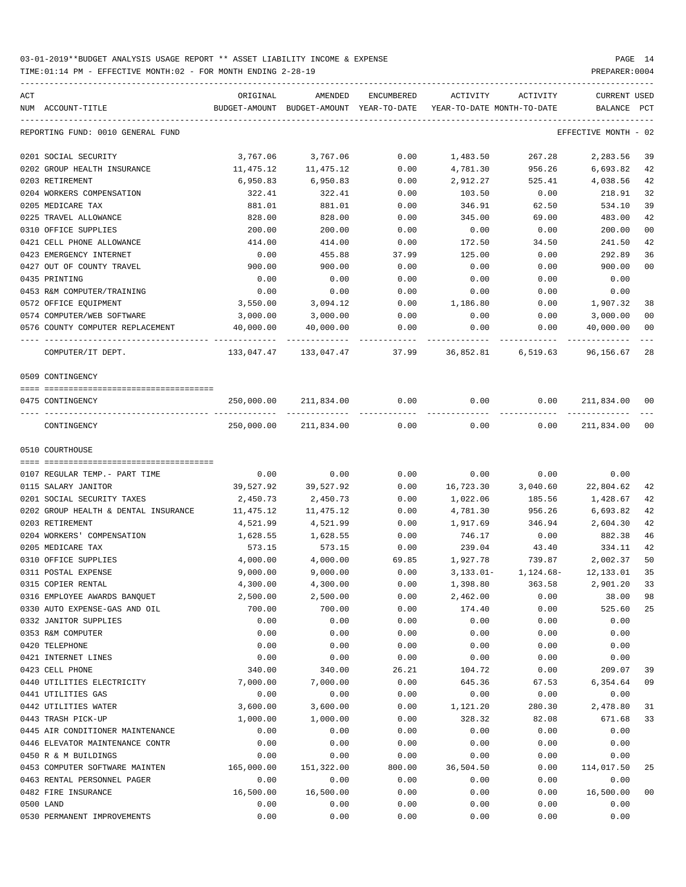03-01-2019**BUDGET ANALYSIS USAGE REPORT ** ASSET LIABILITY INCOME & EXPENSE

TIME:01:14 PM - EFFECTIVE MONTH:02 - FOR MONTH ENDING 2-28-19

PREPARER:0004

| ACT NUM | ACCOUNT-TITLE | ORIGINAL BUDGET-AMOUNT | AMENDED BUDGET-AMOUNT | ENCUMBERED YEAR-TO-DATE | ACTIVITY YEAR-TO-DATE | ACTIVITY MONTH-TO-DATE | CURRENT BALANCE | USED PCT |
|---|---|---|---|---|---|---|---|---|
| | REPORTING FUND: 0010 GENERAL FUND | | | | | | EFFECTIVE MONTH - 02 | |
| 0201 | SOCIAL SECURITY | 3,767.06 | 3,767.06 | 0.00 | 1,483.50 | 267.28 | 2,283.56 | 39 |
| 0202 | GROUP HEALTH INSURANCE | 11,475.12 | 11,475.12 | 0.00 | 4,781.30 | 956.26 | 6,693.82 | 42 |
| 0203 | RETIREMENT | 6,950.83 | 6,950.83 | 0.00 | 2,912.27 | 525.41 | 4,038.56 | 42 |
| 0204 | WORKERS COMPENSATION | 322.41 | 322.41 | 0.00 | 103.50 | 0.00 | 218.91 | 32 |
| 0205 | MEDICARE TAX | 881.01 | 881.01 | 0.00 | 346.91 | 62.50 | 534.10 | 39 |
| 0225 | TRAVEL ALLOWANCE | 828.00 | 828.00 | 0.00 | 345.00 | 69.00 | 483.00 | 42 |
| 0310 | OFFICE SUPPLIES | 200.00 | 200.00 | 0.00 | 0.00 | 0.00 | 200.00 | 00 |
| 0421 | CELL PHONE ALLOWANCE | 414.00 | 414.00 | 0.00 | 172.50 | 34.50 | 241.50 | 42 |
| 0423 | EMERGENCY INTERNET | 0.00 | 455.88 | 37.99 | 125.00 | 0.00 | 292.89 | 36 |
| 0427 | OUT OF COUNTY TRAVEL | 900.00 | 900.00 | 0.00 | 0.00 | 0.00 | 900.00 | 00 |
| 0435 | PRINTING | 0.00 | 0.00 | 0.00 | 0.00 | 0.00 | 0.00 | |
| 0453 | R&M COMPUTER/TRAINING | 0.00 | 0.00 | 0.00 | 0.00 | 0.00 | 0.00 | |
| 0572 | OFFICE EQUIPMENT | 3,550.00 | 3,094.12 | 0.00 | 1,186.80 | 0.00 | 1,907.32 | 38 |
| 0574 | COMPUTER/WEB SOFTWARE | 3,000.00 | 3,000.00 | 0.00 | 0.00 | 0.00 | 3,000.00 | 00 |
| 0576 | COUNTY COMPUTER REPLACEMENT | 40,000.00 | 40,000.00 | 0.00 | 0.00 | 0.00 | 40,000.00 | 00 |
| | COMPUTER/IT DEPT. | 133,047.47 | 133,047.47 | 37.99 | 36,852.81 | 6,519.63 | 96,156.67 | 28 |
| | 0509 CONTINGENCY | | | | | | | |
| 0475 | CONTINGENCY | 250,000.00 | 211,834.00 | 0.00 | 0.00 | 0.00 | 211,834.00 | 00 |
| | CONTINGENCY | 250,000.00 | 211,834.00 | 0.00 | 0.00 | 0.00 | 211,834.00 | 00 |
| | 0510 COURTHOUSE | | | | | | | |
| 0107 | REGULAR TEMP.- PART TIME | 0.00 | 0.00 | 0.00 | 0.00 | 0.00 | 0.00 | |
| 0115 | SALARY JANITOR | 39,527.92 | 39,527.92 | 0.00 | 16,723.30 | 3,040.60 | 22,804.62 | 42 |
| 0201 | SOCIAL SECURITY TAXES | 2,450.73 | 2,450.73 | 0.00 | 1,022.06 | 185.56 | 1,428.67 | 42 |
| 0202 | GROUP HEALTH & DENTAL INSURANCE | 11,475.12 | 11,475.12 | 0.00 | 4,781.30 | 956.26 | 6,693.82 | 42 |
| 0203 | RETIREMENT | 4,521.99 | 4,521.99 | 0.00 | 1,917.69 | 346.94 | 2,604.30 | 42 |
| 0204 | WORKERS' COMPENSATION | 1,628.55 | 1,628.55 | 0.00 | 746.17 | 0.00 | 882.38 | 46 |
| 0205 | MEDICARE TAX | 573.15 | 573.15 | 0.00 | 239.04 | 43.40 | 334.11 | 42 |
| 0310 | OFFICE SUPPLIES | 4,000.00 | 4,000.00 | 69.85 | 1,927.78 | 739.87 | 2,002.37 | 50 |
| 0311 | POSTAL EXPENSE | 9,000.00 | 9,000.00 | 0.00 | 3,133.01- | 1,124.68- | 12,133.01 | 35 |
| 0315 | COPIER RENTAL | 4,300.00 | 4,300.00 | 0.00 | 1,398.80 | 363.58 | 2,901.20 | 33 |
| 0316 | EMPLOYEE AWARDS BANQUET | 2,500.00 | 2,500.00 | 0.00 | 2,462.00 | 0.00 | 38.00 | 98 |
| 0330 | AUTO EXPENSE-GAS AND OIL | 700.00 | 700.00 | 0.00 | 174.40 | 0.00 | 525.60 | 25 |
| 0332 | JANITOR SUPPLIES | 0.00 | 0.00 | 0.00 | 0.00 | 0.00 | 0.00 | |
| 0353 | R&M COMPUTER | 0.00 | 0.00 | 0.00 | 0.00 | 0.00 | 0.00 | |
| 0420 | TELEPHONE | 0.00 | 0.00 | 0.00 | 0.00 | 0.00 | 0.00 | |
| 0421 | INTERNET LINES | 0.00 | 0.00 | 0.00 | 0.00 | 0.00 | 0.00 | |
| 0423 | CELL PHONE | 340.00 | 340.00 | 26.21 | 104.72 | 0.00 | 209.07 | 39 |
| 0440 | UTILITIES ELECTRICITY | 7,000.00 | 7,000.00 | 0.00 | 645.36 | 67.53 | 6,354.64 | 09 |
| 0441 | UTILITIES GAS | 0.00 | 0.00 | 0.00 | 0.00 | 0.00 | 0.00 | |
| 0442 | UTILITIES WATER | 3,600.00 | 3,600.00 | 0.00 | 1,121.20 | 280.30 | 2,478.80 | 31 |
| 0443 | TRASH PICK-UP | 1,000.00 | 1,000.00 | 0.00 | 328.32 | 82.08 | 671.68 | 33 |
| 0445 | AIR CONDITIONER MAINTENANCE | 0.00 | 0.00 | 0.00 | 0.00 | 0.00 | 0.00 | |
| 0446 | ELEVATOR MAINTENANCE CONTR | 0.00 | 0.00 | 0.00 | 0.00 | 0.00 | 0.00 | |
| 0450 | R & M BUILDINGS | 0.00 | 0.00 | 0.00 | 0.00 | 0.00 | 0.00 | |
| 0453 | COMPUTER SOFTWARE MAINTEN | 165,000.00 | 151,322.00 | 800.00 | 36,504.50 | 0.00 | 114,017.50 | 25 |
| 0463 | RENTAL PERSONNEL PAGER | 0.00 | 0.00 | 0.00 | 0.00 | 0.00 | 0.00 | |
| 0482 | FIRE INSURANCE | 16,500.00 | 16,500.00 | 0.00 | 0.00 | 0.00 | 16,500.00 | 00 |
| 0500 | LAND | 0.00 | 0.00 | 0.00 | 0.00 | 0.00 | 0.00 | |
| 0530 | PERMANENT IMPROVEMENTS | 0.00 | 0.00 | 0.00 | 0.00 | 0.00 | 0.00 | |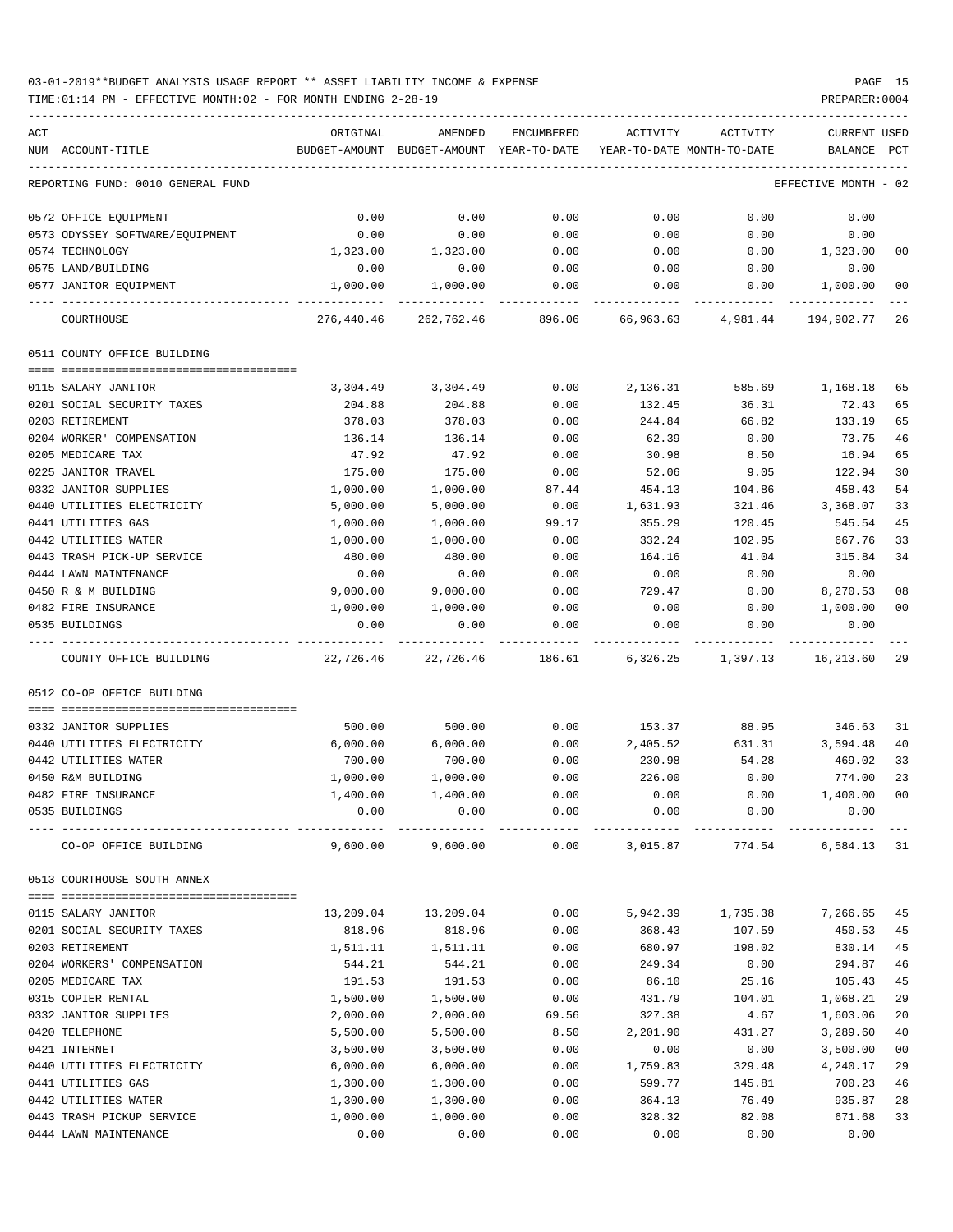03-01-2019**BUDGET ANALYSIS USAGE REPORT ** ASSET LIABILITY INCOME & EXPENSE

TIME:01:14 PM - EFFECTIVE MONTH:02 - FOR MONTH ENDING 2-28-19

PREPARER:0004

| ACT NUM | ACCOUNT-TITLE | ORIGINAL BUDGET-AMOUNT | AMENDED BUDGET-AMOUNT | ENCUMBERED YEAR-TO-DATE | ACTIVITY YEAR-TO-DATE | ACTIVITY MONTH-TO-DATE | CURRENT BALANCE | USED PCT |
|---|---|---|---|---|---|---|---|---|
| | REPORTING FUND: 0010 GENERAL FUND | | | | | | EFFECTIVE MONTH - 02 | |
| 0572 | OFFICE EQUIPMENT | 0.00 | 0.00 | 0.00 | 0.00 | 0.00 | 0.00 | |
| 0573 | ODYSSEY SOFTWARE/EQUIPMENT | 0.00 | 0.00 | 0.00 | 0.00 | 0.00 | 0.00 | |
| 0574 | TECHNOLOGY | 1,323.00 | 1,323.00 | 0.00 | 0.00 | 0.00 | 1,323.00 | 00 |
| 0575 | LAND/BUILDING | 0.00 | 0.00 | 0.00 | 0.00 | 0.00 | 0.00 | |
| 0577 | JANITOR EQUIPMENT | 1,000.00 | 1,000.00 | 0.00 | 0.00 | 0.00 | 1,000.00 | 00 |
| | COURTHOUSE | 276,440.46 | 262,762.46 | 896.06 | 66,963.63 | 4,981.44 | 194,902.77 | 26 |
| | **0511 COUNTY OFFICE BUILDING** | | | | | | | |
| 0115 | SALARY JANITOR | 3,304.49 | 3,304.49 | 0.00 | 2,136.31 | 585.69 | 1,168.18 | 65 |
| 0201 | SOCIAL SECURITY TAXES | 204.88 | 204.88 | 0.00 | 132.45 | 36.31 | 72.43 | 65 |
| 0203 | RETIREMENT | 378.03 | 378.03 | 0.00 | 244.84 | 66.82 | 133.19 | 65 |
| 0204 | WORKER' COMPENSATION | 136.14 | 136.14 | 0.00 | 62.39 | 0.00 | 73.75 | 46 |
| 0205 | MEDICARE TAX | 47.92 | 47.92 | 0.00 | 30.98 | 8.50 | 16.94 | 65 |
| 0225 | JANITOR TRAVEL | 175.00 | 175.00 | 0.00 | 52.06 | 9.05 | 122.94 | 30 |
| 0332 | JANITOR SUPPLIES | 1,000.00 | 1,000.00 | 87.44 | 454.13 | 104.86 | 458.43 | 54 |
| 0440 | UTILITIES ELECTRICITY | 5,000.00 | 5,000.00 | 0.00 | 1,631.93 | 321.46 | 3,368.07 | 33 |
| 0441 | UTILITIES GAS | 1,000.00 | 1,000.00 | 99.17 | 355.29 | 120.45 | 545.54 | 45 |
| 0442 | UTILITIES WATER | 1,000.00 | 1,000.00 | 0.00 | 332.24 | 102.95 | 667.76 | 33 |
| 0443 | TRASH PICK-UP SERVICE | 480.00 | 480.00 | 0.00 | 164.16 | 41.04 | 315.84 | 34 |
| 0444 | LAWN MAINTENANCE | 0.00 | 0.00 | 0.00 | 0.00 | 0.00 | 0.00 | |
| 0450 | R & M BUILDING | 9,000.00 | 9,000.00 | 0.00 | 729.47 | 0.00 | 8,270.53 | 08 |
| 0482 | FIRE INSURANCE | 1,000.00 | 1,000.00 | 0.00 | 0.00 | 0.00 | 1,000.00 | 00 |
| 0535 | BUILDINGS | 0.00 | 0.00 | 0.00 | 0.00 | 0.00 | 0.00 | |
| | COUNTY OFFICE BUILDING | 22,726.46 | 22,726.46 | 186.61 | 6,326.25 | 1,397.13 | 16,213.60 | 29 |
| | **0512 CO-OP OFFICE BUILDING** | | | | | | | |
| 0332 | JANITOR SUPPLIES | 500.00 | 500.00 | 0.00 | 153.37 | 88.95 | 346.63 | 31 |
| 0440 | UTILITIES ELECTRICITY | 6,000.00 | 6,000.00 | 0.00 | 2,405.52 | 631.31 | 3,594.48 | 40 |
| 0442 | UTILITIES WATER | 700.00 | 700.00 | 0.00 | 230.98 | 54.28 | 469.02 | 33 |
| 0450 | R&M BUILDING | 1,000.00 | 1,000.00 | 0.00 | 226.00 | 0.00 | 774.00 | 23 |
| 0482 | FIRE INSURANCE | 1,400.00 | 1,400.00 | 0.00 | 0.00 | 0.00 | 1,400.00 | 00 |
| 0535 | BUILDINGS | 0.00 | 0.00 | 0.00 | 0.00 | 0.00 | 0.00 | |
| | CO-OP OFFICE BUILDING | 9,600.00 | 9,600.00 | 0.00 | 3,015.87 | 774.54 | 6,584.13 | 31 |
| | **0513 COURTHOUSE SOUTH ANNEX** | | | | | | | |
| 0115 | SALARY JANITOR | 13,209.04 | 13,209.04 | 0.00 | 5,942.39 | 1,735.38 | 7,266.65 | 45 |
| 0201 | SOCIAL SECURITY TAXES | 818.96 | 818.96 | 0.00 | 368.43 | 107.59 | 450.53 | 45 |
| 0203 | RETIREMENT | 1,511.11 | 1,511.11 | 0.00 | 680.97 | 198.02 | 830.14 | 45 |
| 0204 | WORKERS' COMPENSATION | 544.21 | 544.21 | 0.00 | 249.34 | 0.00 | 294.87 | 46 |
| 0205 | MEDICARE TAX | 191.53 | 191.53 | 0.00 | 86.10 | 25.16 | 105.43 | 45 |
| 0315 | COPIER RENTAL | 1,500.00 | 1,500.00 | 0.00 | 431.79 | 104.01 | 1,068.21 | 29 |
| 0332 | JANITOR SUPPLIES | 2,000.00 | 2,000.00 | 69.56 | 327.38 | 4.67 | 1,603.06 | 20 |
| 0420 | TELEPHONE | 5,500.00 | 5,500.00 | 8.50 | 2,201.90 | 431.27 | 3,289.60 | 40 |
| 0421 | INTERNET | 3,500.00 | 3,500.00 | 0.00 | 0.00 | 0.00 | 3,500.00 | 00 |
| 0440 | UTILITIES ELECTRICITY | 6,000.00 | 6,000.00 | 0.00 | 1,759.83 | 329.48 | 4,240.17 | 29 |
| 0441 | UTILITIES GAS | 1,300.00 | 1,300.00 | 0.00 | 599.77 | 145.81 | 700.23 | 46 |
| 0442 | UTILITIES WATER | 1,300.00 | 1,300.00 | 0.00 | 364.13 | 76.49 | 935.87 | 28 |
| 0443 | TRASH PICKUP SERVICE | 1,000.00 | 1,000.00 | 0.00 | 328.32 | 82.08 | 671.68 | 33 |
| 0444 | LAWN MAINTENANCE | 0.00 | 0.00 | 0.00 | 0.00 | 0.00 | 0.00 | |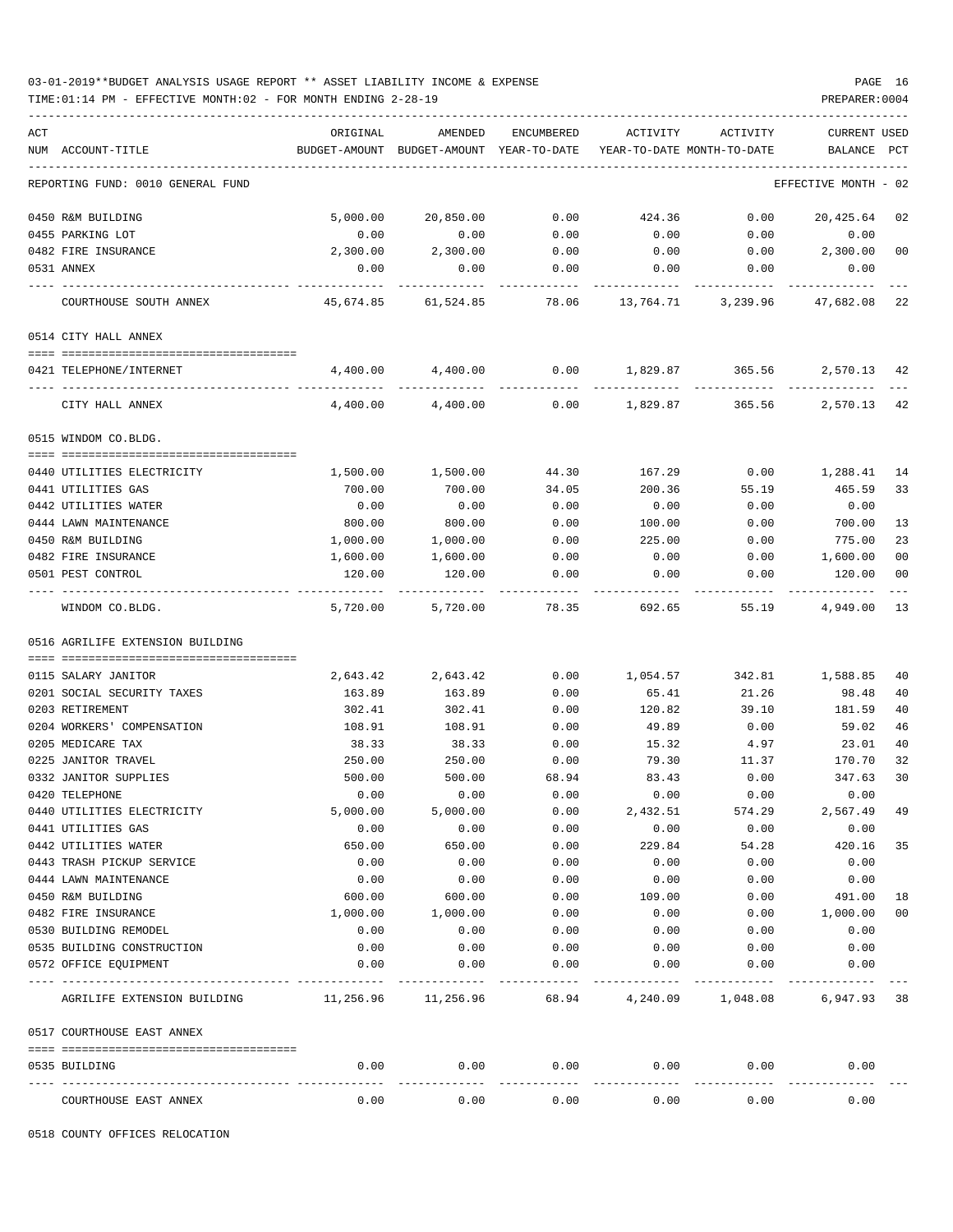03-01-2019**BUDGET ANALYSIS USAGE REPORT ** ASSET LIABILITY INCOME & EXPENSE

TIME:01:14 PM - EFFECTIVE MONTH:02 - FOR MONTH ENDING 2-28-19

PREPARER:0004

| ACT NUM | ACCOUNT-TITLE | ORIGINAL BUDGET-AMOUNT | AMENDED BUDGET-AMOUNT | ENCUMBERED YEAR-TO-DATE | ACTIVITY YEAR-TO-DATE | ACTIVITY MONTH-TO-DATE | CURRENT BALANCE | USED PCT |
|---|---|---|---|---|---|---|---|---|
| | REPORTING FUND: 0010 GENERAL FUND | | | | | | EFFECTIVE MONTH - 02 | |
| 0450 | R&M BUILDING | 5,000.00 | 20,850.00 | 0.00 | 424.36 | 0.00 | 20,425.64 | 02 |
| 0455 | PARKING LOT | 0.00 | 0.00 | 0.00 | 0.00 | 0.00 | 0.00 | |
| 0482 | FIRE INSURANCE | 2,300.00 | 2,300.00 | 0.00 | 0.00 | 0.00 | 2,300.00 | 00 |
| 0531 | ANNEX | 0.00 | 0.00 | 0.00 | 0.00 | 0.00 | 0.00 | |
| | COURTHOUSE SOUTH ANNEX | 45,674.85 | 61,524.85 | 78.06 | 13,764.71 | 3,239.96 | 47,682.08 | 22 |
| | 0514 CITY HALL ANNEX | | | | | | | |
| 0421 | TELEPHONE/INTERNET | 4,400.00 | 4,400.00 | 0.00 | 1,829.87 | 365.56 | 2,570.13 | 42 |
| | CITY HALL ANNEX | 4,400.00 | 4,400.00 | 0.00 | 1,829.87 | 365.56 | 2,570.13 | 42 |
| | 0515 WINDOM CO.BLDG. | | | | | | | |
| 0440 | UTILITIES ELECTRICITY | 1,500.00 | 1,500.00 | 44.30 | 167.29 | 0.00 | 1,288.41 | 14 |
| 0441 | UTILITIES GAS | 700.00 | 700.00 | 34.05 | 200.36 | 55.19 | 465.59 | 33 |
| 0442 | UTILITIES WATER | 0.00 | 0.00 | 0.00 | 0.00 | 0.00 | 0.00 | |
| 0444 | LAWN MAINTENANCE | 800.00 | 800.00 | 0.00 | 100.00 | 0.00 | 700.00 | 13 |
| 0450 | R&M BUILDING | 1,000.00 | 1,000.00 | 0.00 | 225.00 | 0.00 | 775.00 | 23 |
| 0482 | FIRE INSURANCE | 1,600.00 | 1,600.00 | 0.00 | 0.00 | 0.00 | 1,600.00 | 00 |
| 0501 | PEST CONTROL | 120.00 | 120.00 | 0.00 | 0.00 | 0.00 | 120.00 | 00 |
| | WINDOM CO.BLDG. | 5,720.00 | 5,720.00 | 78.35 | 692.65 | 55.19 | 4,949.00 | 13 |
| | 0516 AGRILIFE EXTENSION BUILDING | | | | | | | |
| 0115 | SALARY JANITOR | 2,643.42 | 2,643.42 | 0.00 | 1,054.57 | 342.81 | 1,588.85 | 40 |
| 0201 | SOCIAL SECURITY TAXES | 163.89 | 163.89 | 0.00 | 65.41 | 21.26 | 98.48 | 40 |
| 0203 | RETIREMENT | 302.41 | 302.41 | 0.00 | 120.82 | 39.10 | 181.59 | 40 |
| 0204 | WORKERS' COMPENSATION | 108.91 | 108.91 | 0.00 | 49.89 | 0.00 | 59.02 | 46 |
| 0205 | MEDICARE TAX | 38.33 | 38.33 | 0.00 | 15.32 | 4.97 | 23.01 | 40 |
| 0225 | JANITOR TRAVEL | 250.00 | 250.00 | 0.00 | 79.30 | 11.37 | 170.70 | 32 |
| 0332 | JANITOR SUPPLIES | 500.00 | 500.00 | 68.94 | 83.43 | 0.00 | 347.63 | 30 |
| 0420 | TELEPHONE | 0.00 | 0.00 | 0.00 | 0.00 | 0.00 | 0.00 | |
| 0440 | UTILITIES ELECTRICITY | 5,000.00 | 5,000.00 | 0.00 | 2,432.51 | 574.29 | 2,567.49 | 49 |
| 0441 | UTILITIES GAS | 0.00 | 0.00 | 0.00 | 0.00 | 0.00 | 0.00 | |
| 0442 | UTILITIES WATER | 650.00 | 650.00 | 0.00 | 229.84 | 54.28 | 420.16 | 35 |
| 0443 | TRASH PICKUP SERVICE | 0.00 | 0.00 | 0.00 | 0.00 | 0.00 | 0.00 | |
| 0444 | LAWN MAINTENANCE | 0.00 | 0.00 | 0.00 | 0.00 | 0.00 | 0.00 | |
| 0450 | R&M BUILDING | 600.00 | 600.00 | 0.00 | 109.00 | 0.00 | 491.00 | 18 |
| 0482 | FIRE INSURANCE | 1,000.00 | 1,000.00 | 0.00 | 0.00 | 0.00 | 1,000.00 | 00 |
| 0530 | BUILDING REMODEL | 0.00 | 0.00 | 0.00 | 0.00 | 0.00 | 0.00 | |
| 0535 | BUILDING CONSTRUCTION | 0.00 | 0.00 | 0.00 | 0.00 | 0.00 | 0.00 | |
| 0572 | OFFICE EQUIPMENT | 0.00 | 0.00 | 0.00 | 0.00 | 0.00 | 0.00 | |
| | AGRILIFE EXTENSION BUILDING | 11,256.96 | 11,256.96 | 68.94 | 4,240.09 | 1,048.08 | 6,947.93 | 38 |
| | 0517 COURTHOUSE EAST ANNEX | | | | | | | |
| 0535 | BUILDING | 0.00 | 0.00 | 0.00 | 0.00 | 0.00 | 0.00 | |
| | COURTHOUSE EAST ANNEX | 0.00 | 0.00 | 0.00 | 0.00 | 0.00 | 0.00 | |
| | 0518 COUNTY OFFICES RELOCATION | | | | | | | |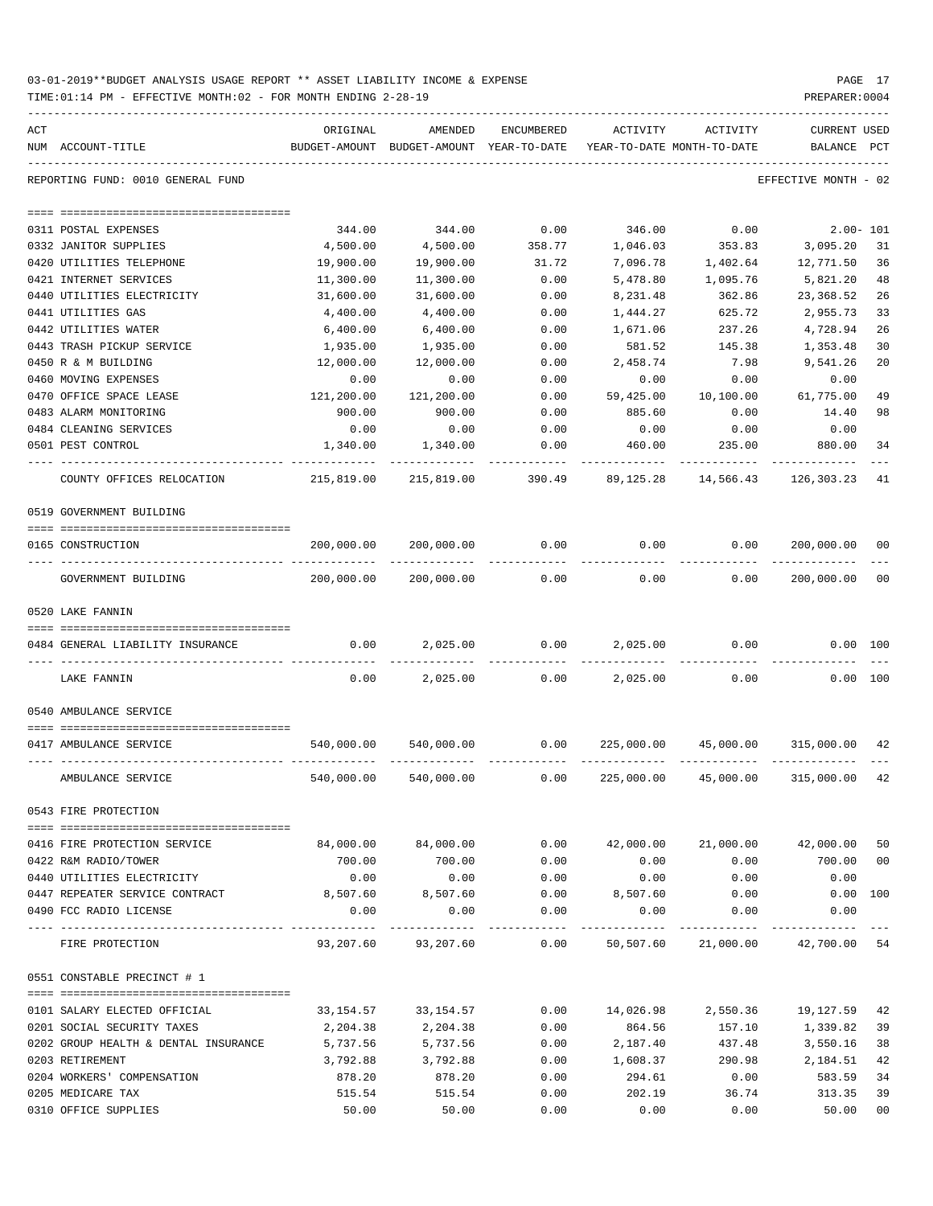03-01-2019**BUDGET ANALYSIS USAGE REPORT ** ASSET LIABILITY INCOME & EXPENSE

TIME:01:14 PM - EFFECTIVE MONTH:02 - FOR MONTH ENDING 2-28-19

PREPARER:0004

REPORTING FUND: 0010 GENERAL FUND — EFFECTIVE MONTH - 02

| ACT NUM | ACCOUNT-TITLE | ORIGINAL BUDGET-AMOUNT | AMENDED BUDGET-AMOUNT | ENCUMBERED YEAR-TO-DATE | ACTIVITY YEAR-TO-DATE | ACTIVITY MONTH-TO-DATE | CURRENT BALANCE | USED PCT |
|---|---|---|---|---|---|---|---|---|
| 0311 | POSTAL EXPENSES | 344.00 | 344.00 | 0.00 | 346.00 | 0.00 | 2.00- | 101 |
| 0332 | JANITOR SUPPLIES | 4,500.00 | 4,500.00 | 358.77 | 1,046.03 | 353.83 | 3,095.20 | 31 |
| 0420 | UTILITIES TELEPHONE | 19,900.00 | 19,900.00 | 31.72 | 7,096.78 | 1,402.64 | 12,771.50 | 36 |
| 0421 | INTERNET SERVICES | 11,300.00 | 11,300.00 | 0.00 | 5,478.80 | 1,095.76 | 5,821.20 | 48 |
| 0440 | UTILITIES ELECTRICITY | 31,600.00 | 31,600.00 | 0.00 | 8,231.48 | 362.86 | 23,368.52 | 26 |
| 0441 | UTILITIES GAS | 4,400.00 | 4,400.00 | 0.00 | 1,444.27 | 625.72 | 2,955.73 | 33 |
| 0442 | UTILITIES WATER | 6,400.00 | 6,400.00 | 0.00 | 1,671.06 | 237.26 | 4,728.94 | 26 |
| 0443 | TRASH PICKUP SERVICE | 1,935.00 | 1,935.00 | 0.00 | 581.52 | 145.38 | 1,353.48 | 30 |
| 0450 | R & M BUILDING | 12,000.00 | 12,000.00 | 0.00 | 2,458.74 | 7.98 | 9,541.26 | 20 |
| 0460 | MOVING EXPENSES | 0.00 | 0.00 | 0.00 | 0.00 | 0.00 | 0.00 | |
| 0470 | OFFICE SPACE LEASE | 121,200.00 | 121,200.00 | 0.00 | 59,425.00 | 10,100.00 | 61,775.00 | 49 |
| 0483 | ALARM MONITORING | 900.00 | 900.00 | 0.00 | 885.60 | 0.00 | 14.40 | 98 |
| 0484 | CLEANING SERVICES | 0.00 | 0.00 | 0.00 | 0.00 | 0.00 | 0.00 | |
| 0501 | PEST CONTROL | 1,340.00 | 1,340.00 | 0.00 | 460.00 | 235.00 | 880.00 | 34 |
| | COUNTY OFFICES RELOCATION | 215,819.00 | 215,819.00 | 390.49 | 89,125.28 | 14,566.43 | 126,303.23 | 41 |
| **0519** | **GOVERNMENT BUILDING** | | | | | | | |
| 0165 | CONSTRUCTION | 200,000.00 | 200,000.00 | 0.00 | 0.00 | 0.00 | 200,000.00 | 00 |
| | GOVERNMENT BUILDING | 200,000.00 | 200,000.00 | 0.00 | 0.00 | 0.00 | 200,000.00 | 00 |
| **0520** | **LAKE FANNIN** | | | | | | | |
| 0484 | GENERAL LIABILITY INSURANCE | 0.00 | 2,025.00 | 0.00 | 2,025.00 | 0.00 | 0.00 | 100 |
| | LAKE FANNIN | 0.00 | 2,025.00 | 0.00 | 2,025.00 | 0.00 | 0.00 | 100 |
| **0540** | **AMBULANCE SERVICE** | | | | | | | |
| 0417 | AMBULANCE SERVICE | 540,000.00 | 540,000.00 | 0.00 | 225,000.00 | 45,000.00 | 315,000.00 | 42 |
| | AMBULANCE SERVICE | 540,000.00 | 540,000.00 | 0.00 | 225,000.00 | 45,000.00 | 315,000.00 | 42 |
| **0543** | **FIRE PROTECTION** | | | | | | | |
| 0416 | FIRE PROTECTION SERVICE | 84,000.00 | 84,000.00 | 0.00 | 42,000.00 | 21,000.00 | 42,000.00 | 50 |
| 0422 | R&M RADIO/TOWER | 700.00 | 700.00 | 0.00 | 0.00 | 0.00 | 700.00 | 00 |
| 0440 | UTILITIES ELECTRICITY | 0.00 | 0.00 | 0.00 | 0.00 | 0.00 | 0.00 | |
| 0447 | REPEATER SERVICE CONTRACT | 8,507.60 | 8,507.60 | 0.00 | 8,507.60 | 0.00 | 0.00 | 100 |
| 0490 | FCC RADIO LICENSE | 0.00 | 0.00 | 0.00 | 0.00 | 0.00 | 0.00 | |
| | FIRE PROTECTION | 93,207.60 | 93,207.60 | 0.00 | 50,507.60 | 21,000.00 | 42,700.00 | 54 |
| **0551** | **CONSTABLE PRECINCT # 1** | | | | | | | |
| 0101 | SALARY ELECTED OFFICIAL | 33,154.57 | 33,154.57 | 0.00 | 14,026.98 | 2,550.36 | 19,127.59 | 42 |
| 0201 | SOCIAL SECURITY TAXES | 2,204.38 | 2,204.38 | 0.00 | 864.56 | 157.10 | 1,339.82 | 39 |
| 0202 | GROUP HEALTH & DENTAL INSURANCE | 5,737.56 | 5,737.56 | 0.00 | 2,187.40 | 437.48 | 3,550.16 | 38 |
| 0203 | RETIREMENT | 3,792.88 | 3,792.88 | 0.00 | 1,608.37 | 290.98 | 2,184.51 | 42 |
| 0204 | WORKERS' COMPENSATION | 878.20 | 878.20 | 0.00 | 294.61 | 0.00 | 583.59 | 34 |
| 0205 | MEDICARE TAX | 515.54 | 515.54 | 0.00 | 202.19 | 36.74 | 313.35 | 39 |
| 0310 | OFFICE SUPPLIES | 50.00 | 50.00 | 0.00 | 0.00 | 0.00 | 50.00 | 00 |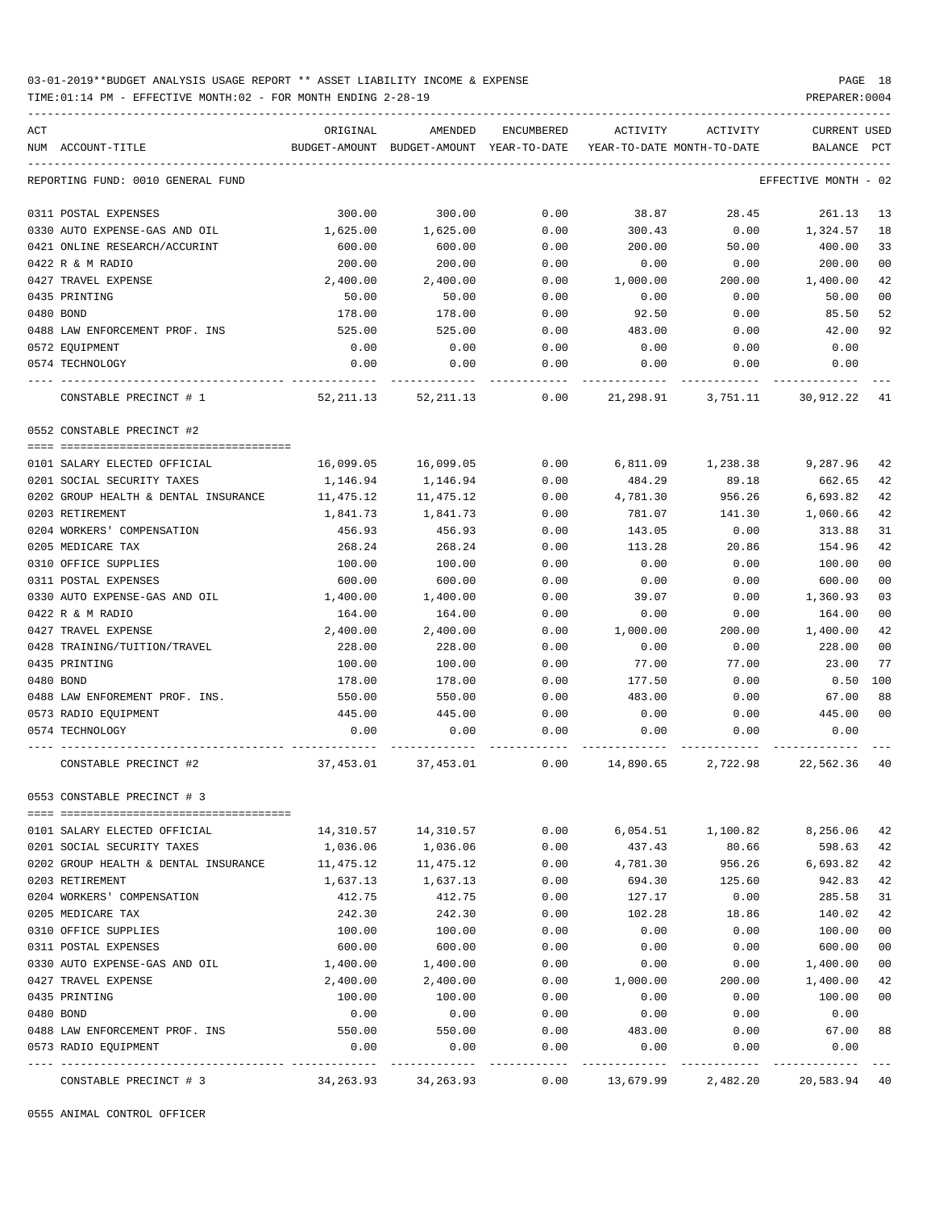03-01-2019**BUDGET ANALYSIS USAGE REPORT ** ASSET LIABILITY INCOME & EXPENSE

TIME:01:14 PM - EFFECTIVE MONTH:02 - FOR MONTH ENDING 2-28-19

REPORTING FUND: 0010 GENERAL FUND — EFFECTIVE MONTH - 02

| ACT NUM | ACCOUNT-TITLE | ORIGINAL BUDGET-AMOUNT | AMENDED BUDGET-AMOUNT | ENCUMBERED YEAR-TO-DATE | ACTIVITY YEAR-TO-DATE | ACTIVITY MONTH-TO-DATE | CURRENT BALANCE | USED PCT |
|---|---|---|---|---|---|---|---|---|
| 0311 | POSTAL EXPENSES | 300.00 | 300.00 | 0.00 | 38.87 | 28.45 | 261.13 | 13 |
| 0330 | AUTO EXPENSE-GAS AND OIL | 1,625.00 | 1,625.00 | 0.00 | 300.43 | 0.00 | 1,324.57 | 18 |
| 0421 | ONLINE RESEARCH/ACCURINT | 600.00 | 600.00 | 0.00 | 200.00 | 50.00 | 400.00 | 33 |
| 0422 | R & M RADIO | 200.00 | 200.00 | 0.00 | 0.00 | 0.00 | 200.00 | 00 |
| 0427 | TRAVEL EXPENSE | 2,400.00 | 2,400.00 | 0.00 | 1,000.00 | 200.00 | 1,400.00 | 42 |
| 0435 | PRINTING | 50.00 | 50.00 | 0.00 | 0.00 | 0.00 | 50.00 | 00 |
| 0480 | BOND | 178.00 | 178.00 | 0.00 | 92.50 | 0.00 | 85.50 | 52 |
| 0488 | LAW ENFORCEMENT PROF. INS | 525.00 | 525.00 | 0.00 | 483.00 | 0.00 | 42.00 | 92 |
| 0572 | EQUIPMENT | 0.00 | 0.00 | 0.00 | 0.00 | 0.00 | 0.00 | |
| 0574 | TECHNOLOGY | 0.00 | 0.00 | 0.00 | 0.00 | 0.00 | 0.00 | |
| | CONSTABLE PRECINCT # 1 | 52,211.13 | 52,211.13 | 0.00 | 21,298.91 | 3,751.11 | 30,912.22 | 41 |

0552 CONSTABLE PRECINCT #2

| ACT NUM | ACCOUNT-TITLE | ORIGINAL BUDGET-AMOUNT | AMENDED BUDGET-AMOUNT | ENCUMBERED YEAR-TO-DATE | ACTIVITY YEAR-TO-DATE | ACTIVITY MONTH-TO-DATE | CURRENT BALANCE | USED PCT |
|---|---|---|---|---|---|---|---|---|
| 0101 | SALARY ELECTED OFFICIAL | 16,099.05 | 16,099.05 | 0.00 | 6,811.09 | 1,238.38 | 9,287.96 | 42 |
| 0201 | SOCIAL SECURITY TAXES | 1,146.94 | 1,146.94 | 0.00 | 484.29 | 89.18 | 662.65 | 42 |
| 0202 | GROUP HEALTH & DENTAL INSURANCE | 11,475.12 | 11,475.12 | 0.00 | 4,781.30 | 956.26 | 6,693.82 | 42 |
| 0203 | RETIREMENT | 1,841.73 | 1,841.73 | 0.00 | 781.07 | 141.30 | 1,060.66 | 42 |
| 0204 | WORKERS' COMPENSATION | 456.93 | 456.93 | 0.00 | 143.05 | 0.00 | 313.88 | 31 |
| 0205 | MEDICARE TAX | 268.24 | 268.24 | 0.00 | 113.28 | 20.86 | 154.96 | 42 |
| 0310 | OFFICE SUPPLIES | 100.00 | 100.00 | 0.00 | 0.00 | 0.00 | 100.00 | 00 |
| 0311 | POSTAL EXPENSES | 600.00 | 600.00 | 0.00 | 0.00 | 0.00 | 600.00 | 00 |
| 0330 | AUTO EXPENSE-GAS AND OIL | 1,400.00 | 1,400.00 | 0.00 | 39.07 | 0.00 | 1,360.93 | 03 |
| 0422 | R & M RADIO | 164.00 | 164.00 | 0.00 | 0.00 | 0.00 | 164.00 | 00 |
| 0427 | TRAVEL EXPENSE | 2,400.00 | 2,400.00 | 0.00 | 1,000.00 | 200.00 | 1,400.00 | 42 |
| 0428 | TRAINING/TUITION/TRAVEL | 228.00 | 228.00 | 0.00 | 0.00 | 0.00 | 228.00 | 00 |
| 0435 | PRINTING | 100.00 | 100.00 | 0.00 | 77.00 | 77.00 | 23.00 | 77 |
| 0480 | BOND | 178.00 | 178.00 | 0.00 | 177.50 | 0.00 | 0.50 | 100 |
| 0488 | LAW ENFOREMENT PROF. INS. | 550.00 | 550.00 | 0.00 | 483.00 | 0.00 | 67.00 | 88 |
| 0573 | RADIO EQUIPMENT | 445.00 | 445.00 | 0.00 | 0.00 | 0.00 | 445.00 | 00 |
| 0574 | TECHNOLOGY | 0.00 | 0.00 | 0.00 | 0.00 | 0.00 | 0.00 | |
| | CONSTABLE PRECINCT #2 | 37,453.01 | 37,453.01 | 0.00 | 14,890.65 | 2,722.98 | 22,562.36 | 40 |

0553 CONSTABLE PRECINCT # 3

| ACT NUM | ACCOUNT-TITLE | ORIGINAL BUDGET-AMOUNT | AMENDED BUDGET-AMOUNT | ENCUMBERED YEAR-TO-DATE | ACTIVITY YEAR-TO-DATE | ACTIVITY MONTH-TO-DATE | CURRENT BALANCE | USED PCT |
|---|---|---|---|---|---|---|---|---|
| 0101 | SALARY ELECTED OFFICIAL | 14,310.57 | 14,310.57 | 0.00 | 6,054.51 | 1,100.82 | 8,256.06 | 42 |
| 0201 | SOCIAL SECURITY TAXES | 1,036.06 | 1,036.06 | 0.00 | 437.43 | 80.66 | 598.63 | 42 |
| 0202 | GROUP HEALTH & DENTAL INSURANCE | 11,475.12 | 11,475.12 | 0.00 | 4,781.30 | 956.26 | 6,693.82 | 42 |
| 0203 | RETIREMENT | 1,637.13 | 1,637.13 | 0.00 | 694.30 | 125.60 | 942.83 | 42 |
| 0204 | WORKERS' COMPENSATION | 412.75 | 412.75 | 0.00 | 127.17 | 0.00 | 285.58 | 31 |
| 0205 | MEDICARE TAX | 242.30 | 242.30 | 0.00 | 102.28 | 18.86 | 140.02 | 42 |
| 0310 | OFFICE SUPPLIES | 100.00 | 100.00 | 0.00 | 0.00 | 0.00 | 100.00 | 00 |
| 0311 | POSTAL EXPENSES | 600.00 | 600.00 | 0.00 | 0.00 | 0.00 | 600.00 | 00 |
| 0330 | AUTO EXPENSE-GAS AND OIL | 1,400.00 | 1,400.00 | 0.00 | 0.00 | 0.00 | 1,400.00 | 00 |
| 0427 | TRAVEL EXPENSE | 2,400.00 | 2,400.00 | 0.00 | 1,000.00 | 200.00 | 1,400.00 | 42 |
| 0435 | PRINTING | 100.00 | 100.00 | 0.00 | 0.00 | 0.00 | 100.00 | 00 |
| 0480 | BOND | 0.00 | 0.00 | 0.00 | 0.00 | 0.00 | 0.00 | |
| 0488 | LAW ENFORCEMENT PROF. INS | 550.00 | 550.00 | 0.00 | 483.00 | 0.00 | 67.00 | 88 |
| 0573 | RADIO EQUIPMENT | 0.00 | 0.00 | 0.00 | 0.00 | 0.00 | 0.00 | |
| | CONSTABLE PRECINCT # 3 | 34,263.93 | 34,263.93 | 0.00 | 13,679.99 | 2,482.20 | 20,583.94 | 40 |

0555 ANIMAL CONTROL OFFICER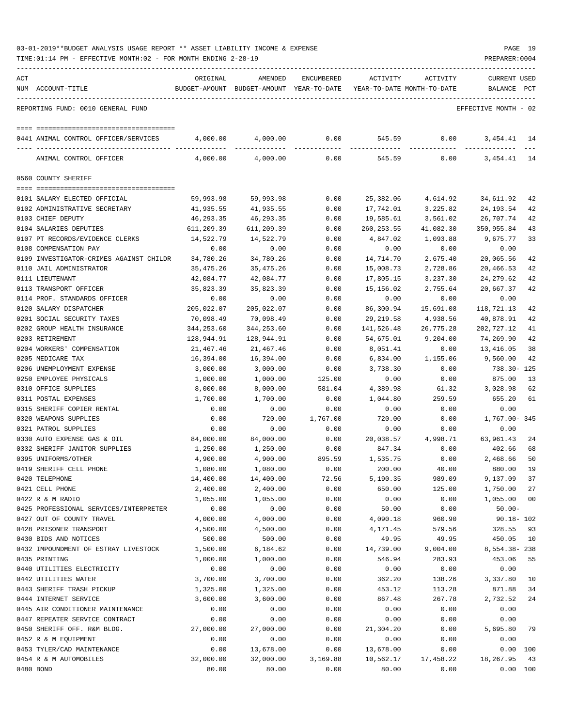03-01-2019**BUDGET ANALYSIS USAGE REPORT ** ASSET LIABILITY INCOME & EXPENSE

TIME:01:14 PM - EFFECTIVE MONTH:02 - FOR MONTH ENDING 2-28-19

REPORTING FUND: 0010 GENERAL FUND — EFFECTIVE MONTH - 02

| ACT NUM | ACCOUNT-TITLE | ORIGINAL BUDGET-AMOUNT | AMENDED BUDGET-AMOUNT | ENCUMBERED YEAR-TO-DATE | ACTIVITY YEAR-TO-DATE | ACTIVITY MONTH-TO-DATE | CURRENT USED BALANCE | PCT |
|---|---|---|---|---|---|---|---|---|
| 0441 | ANIMAL CONTROL OFFICER/SERVICES | 4,000.00 | 4,000.00 | 0.00 | 545.59 | 0.00 | 3,454.41 | 14 |
| | ANIMAL CONTROL OFFICER | 4,000.00 | 4,000.00 | 0.00 | 545.59 | 0.00 | 3,454.41 | 14 |
| | **0560 COUNTY SHERIFF** | | | | | | | |
| 0101 | SALARY ELECTED OFFICIAL | 59,993.98 | 59,993.98 | 0.00 | 25,382.06 | 4,614.92 | 34,611.92 | 42 |
| 0102 | ADMINISTRATIVE SECRETARY | 41,935.55 | 41,935.55 | 0.00 | 17,742.01 | 3,225.82 | 24,193.54 | 42 |
| 0103 | CHIEF DEPUTY | 46,293.35 | 46,293.35 | 0.00 | 19,585.61 | 3,561.02 | 26,707.74 | 42 |
| 0104 | SALARIES DEPUTIES | 611,209.39 | 611,209.39 | 0.00 | 260,253.55 | 41,082.30 | 350,955.84 | 43 |
| 0107 | PT RECORDS/EVIDENCE CLERKS | 14,522.79 | 14,522.79 | 0.00 | 4,847.02 | 1,093.88 | 9,675.77 | 33 |
| 0108 | COMPENSATION PAY | 0.00 | 0.00 | 0.00 | 0.00 | 0.00 | 0.00 | |
| 0109 | INVESTIGATOR-CRIMES AGAINST CHILDR | 34,780.26 | 34,780.26 | 0.00 | 14,714.70 | 2,675.40 | 20,065.56 | 42 |
| 0110 | JAIL ADMINISTRATOR | 35,475.26 | 35,475.26 | 0.00 | 15,008.73 | 2,728.86 | 20,466.53 | 42 |
| 0111 | LIEUTENANT | 42,084.77 | 42,084.77 | 0.00 | 17,805.15 | 3,237.30 | 24,279.62 | 42 |
| 0113 | TRANSPORT OFFICER | 35,823.39 | 35,823.39 | 0.00 | 15,156.02 | 2,755.64 | 20,667.37 | 42 |
| 0114 | PROF. STANDARDS OFFICER | 0.00 | 0.00 | 0.00 | 0.00 | 0.00 | 0.00 | |
| 0120 | SALARY DISPATCHER | 205,022.07 | 205,022.07 | 0.00 | 86,300.94 | 15,691.08 | 118,721.13 | 42 |
| 0201 | SOCIAL SECURITY TAXES | 70,098.49 | 70,098.49 | 0.00 | 29,219.58 | 4,938.56 | 40,878.91 | 42 |
| 0202 | GROUP HEALTH INSURANCE | 344,253.60 | 344,253.60 | 0.00 | 141,526.48 | 26,775.28 | 202,727.12 | 41 |
| 0203 | RETIREMENT | 128,944.91 | 128,944.91 | 0.00 | 54,675.01 | 9,204.00 | 74,269.90 | 42 |
| 0204 | WORKERS' COMPENSATION | 21,467.46 | 21,467.46 | 0.00 | 8,051.41 | 0.00 | 13,416.05 | 38 |
| 0205 | MEDICARE TAX | 16,394.00 | 16,394.00 | 0.00 | 6,834.00 | 1,155.06 | 9,560.00 | 42 |
| 0206 | UNEMPLOYMENT EXPENSE | 3,000.00 | 3,000.00 | 0.00 | 3,738.30 | 0.00 | 738.30- | 125 |
| 0250 | EMPLOYEE PHYSICALS | 1,000.00 | 1,000.00 | 125.00 | 0.00 | 0.00 | 875.00 | 13 |
| 0310 | OFFICE SUPPLIES | 8,000.00 | 8,000.00 | 581.04 | 4,389.98 | 61.32 | 3,028.98 | 62 |
| 0311 | POSTAL EXPENSES | 1,700.00 | 1,700.00 | 0.00 | 1,044.80 | 259.59 | 655.20 | 61 |
| 0315 | SHERIFF COPIER RENTAL | 0.00 | 0.00 | 0.00 | 0.00 | 0.00 | 0.00 | |
| 0320 | WEAPONS SUPPLIES | 0.00 | 720.00 | 1,767.00 | 720.00 | 0.00 | 1,767.00- | 345 |
| 0321 | PATROL SUPPLIES | 0.00 | 0.00 | 0.00 | 0.00 | 0.00 | 0.00 | |
| 0330 | AUTO EXPENSE GAS & OIL | 84,000.00 | 84,000.00 | 0.00 | 20,038.57 | 4,998.71 | 63,961.43 | 24 |
| 0332 | SHERIFF JANITOR SUPPLIES | 1,250.00 | 1,250.00 | 0.00 | 847.34 | 0.00 | 402.66 | 68 |
| 0395 | UNIFORMS/OTHER | 4,900.00 | 4,900.00 | 895.59 | 1,535.75 | 0.00 | 2,468.66 | 50 |
| 0419 | SHERIFF CELL PHONE | 1,080.00 | 1,080.00 | 0.00 | 200.00 | 40.00 | 880.00 | 19 |
| 0420 | TELEPHONE | 14,400.00 | 14,400.00 | 72.56 | 5,190.35 | 989.09 | 9,137.09 | 37 |
| 0421 | CELL PHONE | 2,400.00 | 2,400.00 | 0.00 | 650.00 | 125.00 | 1,750.00 | 27 |
| 0422 | R & M RADIO | 1,055.00 | 1,055.00 | 0.00 | 0.00 | 0.00 | 1,055.00 | 00 |
| 0425 | PROFESSIONAL SERVICES/INTERPRETER | 0.00 | 0.00 | 0.00 | 50.00 | 0.00 | 50.00- | |
| 0427 | OUT OF COUNTY TRAVEL | 4,000.00 | 4,000.00 | 0.00 | 4,090.18 | 960.90 | 90.18- | 102 |
| 0428 | PRISONER TRANSPORT | 4,500.00 | 4,500.00 | 0.00 | 4,171.45 | 579.56 | 328.55 | 93 |
| 0430 | BIDS AND NOTICES | 500.00 | 500.00 | 0.00 | 49.95 | 49.95 | 450.05 | 10 |
| 0432 | IMPOUNDMENT OF ESTRAY LIVESTOCK | 1,500.00 | 6,184.62 | 0.00 | 14,739.00 | 9,004.00 | 8,554.38- | 238 |
| 0435 | PRINTING | 1,000.00 | 1,000.00 | 0.00 | 546.94 | 283.93 | 453.06 | 55 |
| 0440 | UTILITIES ELECTRICITY | 0.00 | 0.00 | 0.00 | 0.00 | 0.00 | 0.00 | |
| 0442 | UTILITIES WATER | 3,700.00 | 3,700.00 | 0.00 | 362.20 | 138.26 | 3,337.80 | 10 |
| 0443 | SHERIFF TRASH PICKUP | 1,325.00 | 1,325.00 | 0.00 | 453.12 | 113.28 | 871.88 | 34 |
| 0444 | INTERNET SERVICE | 3,600.00 | 3,600.00 | 0.00 | 867.48 | 267.78 | 2,732.52 | 24 |
| 0445 | AIR CONDITIONER MAINTENANCE | 0.00 | 0.00 | 0.00 | 0.00 | 0.00 | 0.00 | |
| 0447 | REPEATER SERVICE CONTRACT | 0.00 | 0.00 | 0.00 | 0.00 | 0.00 | 0.00 | |
| 0450 | SHERIFF OFF. R&M BLDG. | 27,000.00 | 27,000.00 | 0.00 | 21,304.20 | 0.00 | 5,695.80 | 79 |
| 0452 | R & M EQUIPMENT | 0.00 | 0.00 | 0.00 | 0.00 | 0.00 | 0.00 | |
| 0453 | TYLER/CAD MAINTENANCE | 0.00 | 13,678.00 | 0.00 | 13,678.00 | 0.00 | 0.00 | 100 |
| 0454 | R & M AUTOMOBILES | 32,000.00 | 32,000.00 | 3,169.88 | 10,562.17 | 17,458.22 | 18,267.95 | 43 |
| 0480 | BOND | 80.00 | 80.00 | 0.00 | 80.00 | 0.00 | 0.00 | 100 |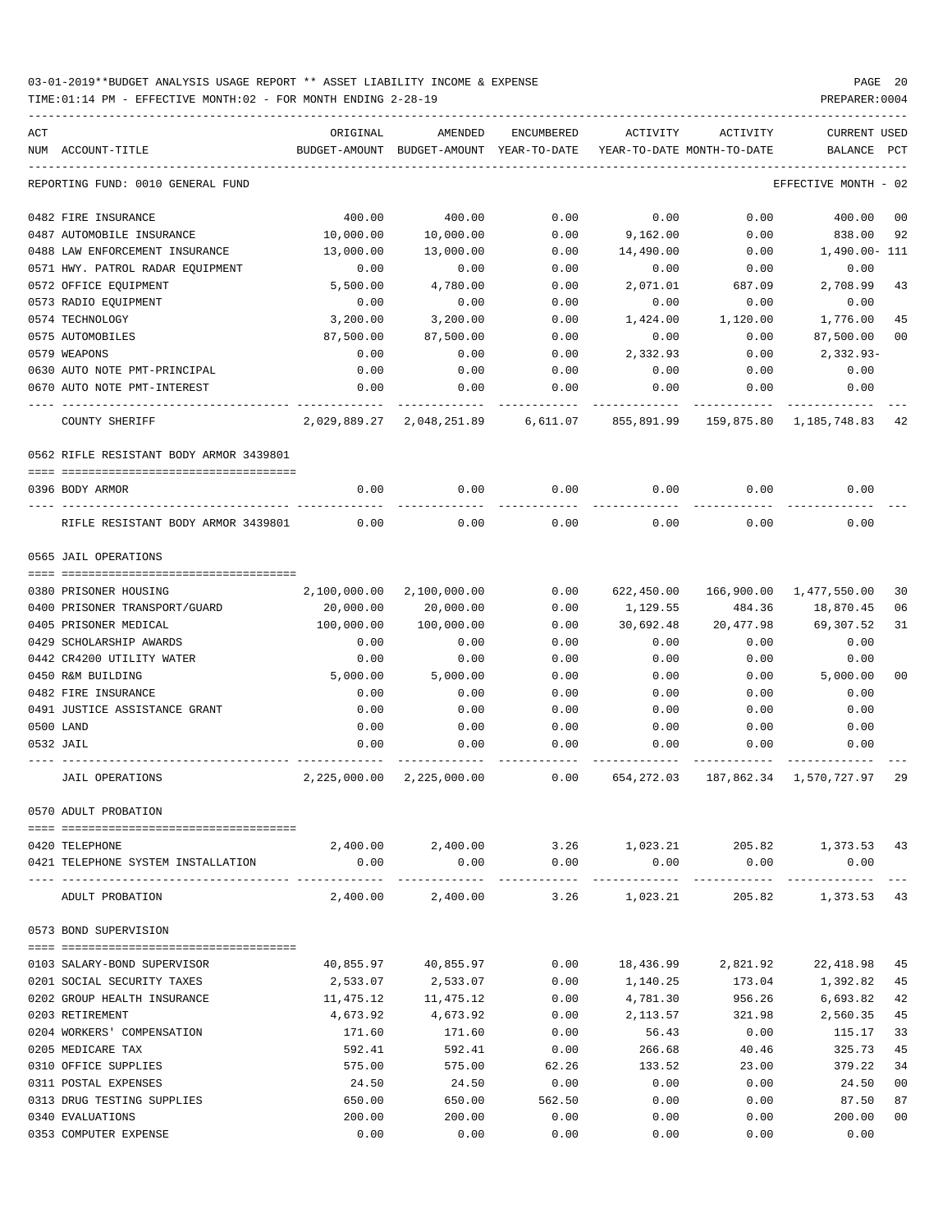03-01-2019**BUDGET ANALYSIS USAGE REPORT ** ASSET LIABILITY INCOME & EXPENSE

TIME:01:14 PM - EFFECTIVE MONTH:02 - FOR MONTH ENDING 2-28-19 PREPARER:0004

| ACT NUM | ACCOUNT-TITLE | ORIGINAL BUDGET-AMOUNT | AMENDED BUDGET-AMOUNT | ENCUMBERED YEAR-TO-DATE | ACTIVITY YEAR-TO-DATE | ACTIVITY MONTH-TO-DATE | CURRENT BALANCE | USED PCT |
|---|---|---|---|---|---|---|---|---|
| | REPORTING FUND: 0010 GENERAL FUND | | | | | | EFFECTIVE MONTH - 02 | |
| 0482 | FIRE INSURANCE | 400.00 | 400.00 | 0.00 | 0.00 | 0.00 | 400.00 | 00 |
| 0487 | AUTOMOBILE INSURANCE | 10,000.00 | 10,000.00 | 0.00 | 9,162.00 | 0.00 | 838.00 | 92 |
| 0488 | LAW ENFORCEMENT INSURANCE | 13,000.00 | 13,000.00 | 0.00 | 14,490.00 | 0.00 | 1,490.00- | 111 |
| 0571 | HWY. PATROL RADAR EQUIPMENT | 0.00 | 0.00 | 0.00 | 0.00 | 0.00 | 0.00 | |
| 0572 | OFFICE EQUIPMENT | 5,500.00 | 4,780.00 | 0.00 | 2,071.01 | 687.09 | 2,708.99 | 43 |
| 0573 | RADIO EQUIPMENT | 0.00 | 0.00 | 0.00 | 0.00 | 0.00 | 0.00 | |
| 0574 | TECHNOLOGY | 3,200.00 | 3,200.00 | 0.00 | 1,424.00 | 1,120.00 | 1,776.00 | 45 |
| 0575 | AUTOMOBILES | 87,500.00 | 87,500.00 | 0.00 | 0.00 | 0.00 | 87,500.00 | 00 |
| 0579 | WEAPONS | 0.00 | 0.00 | 0.00 | 2,332.93 | 0.00 | 2,332.93- | |
| 0630 | AUTO NOTE PMT-PRINCIPAL | 0.00 | 0.00 | 0.00 | 0.00 | 0.00 | 0.00 | |
| 0670 | AUTO NOTE PMT-INTEREST | 0.00 | 0.00 | 0.00 | 0.00 | 0.00 | 0.00 | |
| | COUNTY SHERIFF | 2,029,889.27 | 2,048,251.89 | 6,611.07 | 855,891.99 | 159,875.80 | 1,185,748.83 | 42 |
| | 0562 RIFLE RESISTANT BODY ARMOR 3439801 | | | | | | | |
| 0396 | BODY ARMOR | 0.00 | 0.00 | 0.00 | 0.00 | 0.00 | 0.00 | |
| | RIFLE RESISTANT BODY ARMOR 3439801 | 0.00 | 0.00 | 0.00 | 0.00 | 0.00 | 0.00 | |
| | 0565 JAIL OPERATIONS | | | | | | | |
| 0380 | PRISONER HOUSING | 2,100,000.00 | 2,100,000.00 | 0.00 | 622,450.00 | 166,900.00 | 1,477,550.00 | 30 |
| 0400 | PRISONER TRANSPORT/GUARD | 20,000.00 | 20,000.00 | 0.00 | 1,129.55 | 484.36 | 18,870.45 | 06 |
| 0405 | PRISONER MEDICAL | 100,000.00 | 100,000.00 | 0.00 | 30,692.48 | 20,477.98 | 69,307.52 | 31 |
| 0429 | SCHOLARSHIP AWARDS | 0.00 | 0.00 | 0.00 | 0.00 | 0.00 | 0.00 | |
| 0442 | CR4200 UTILITY WATER | 0.00 | 0.00 | 0.00 | 0.00 | 0.00 | 0.00 | |
| 0450 | R&M BUILDING | 5,000.00 | 5,000.00 | 0.00 | 0.00 | 0.00 | 5,000.00 | 00 |
| 0482 | FIRE INSURANCE | 0.00 | 0.00 | 0.00 | 0.00 | 0.00 | 0.00 | |
| 0491 | JUSTICE ASSISTANCE GRANT | 0.00 | 0.00 | 0.00 | 0.00 | 0.00 | 0.00 | |
| 0500 | LAND | 0.00 | 0.00 | 0.00 | 0.00 | 0.00 | 0.00 | |
| 0532 | JAIL | 0.00 | 0.00 | 0.00 | 0.00 | 0.00 | 0.00 | |
| | JAIL OPERATIONS | 2,225,000.00 | 2,225,000.00 | 0.00 | 654,272.03 | 187,862.34 | 1,570,727.97 | 29 |
| | 0570 ADULT PROBATION | | | | | | | |
| 0420 | TELEPHONE | 2,400.00 | 2,400.00 | 3.26 | 1,023.21 | 205.82 | 1,373.53 | 43 |
| 0421 | TELEPHONE SYSTEM INSTALLATION | 0.00 | 0.00 | 0.00 | 0.00 | 0.00 | 0.00 | |
| | ADULT PROBATION | 2,400.00 | 2,400.00 | 3.26 | 1,023.21 | 205.82 | 1,373.53 | 43 |
| | 0573 BOND SUPERVISION | | | | | | | |
| 0103 | SALARY-BOND SUPERVISOR | 40,855.97 | 40,855.97 | 0.00 | 18,436.99 | 2,821.92 | 22,418.98 | 45 |
| 0201 | SOCIAL SECURITY TAXES | 2,533.07 | 2,533.07 | 0.00 | 1,140.25 | 173.04 | 1,392.82 | 45 |
| 0202 | GROUP HEALTH INSURANCE | 11,475.12 | 11,475.12 | 0.00 | 4,781.30 | 956.26 | 6,693.82 | 42 |
| 0203 | RETIREMENT | 4,673.92 | 4,673.92 | 0.00 | 2,113.57 | 321.98 | 2,560.35 | 45 |
| 0204 | WORKERS' COMPENSATION | 171.60 | 171.60 | 0.00 | 56.43 | 0.00 | 115.17 | 33 |
| 0205 | MEDICARE TAX | 592.41 | 592.41 | 0.00 | 266.68 | 40.46 | 325.73 | 45 |
| 0310 | OFFICE SUPPLIES | 575.00 | 575.00 | 62.26 | 133.52 | 23.00 | 379.22 | 34 |
| 0311 | POSTAL EXPENSES | 24.50 | 24.50 | 0.00 | 0.00 | 0.00 | 24.50 | 00 |
| 0313 | DRUG TESTING SUPPLIES | 650.00 | 650.00 | 562.50 | 0.00 | 0.00 | 87.50 | 87 |
| 0340 | EVALUATIONS | 200.00 | 200.00 | 0.00 | 0.00 | 0.00 | 200.00 | 00 |
| 0353 | COMPUTER EXPENSE | 0.00 | 0.00 | 0.00 | 0.00 | 0.00 | 0.00 | |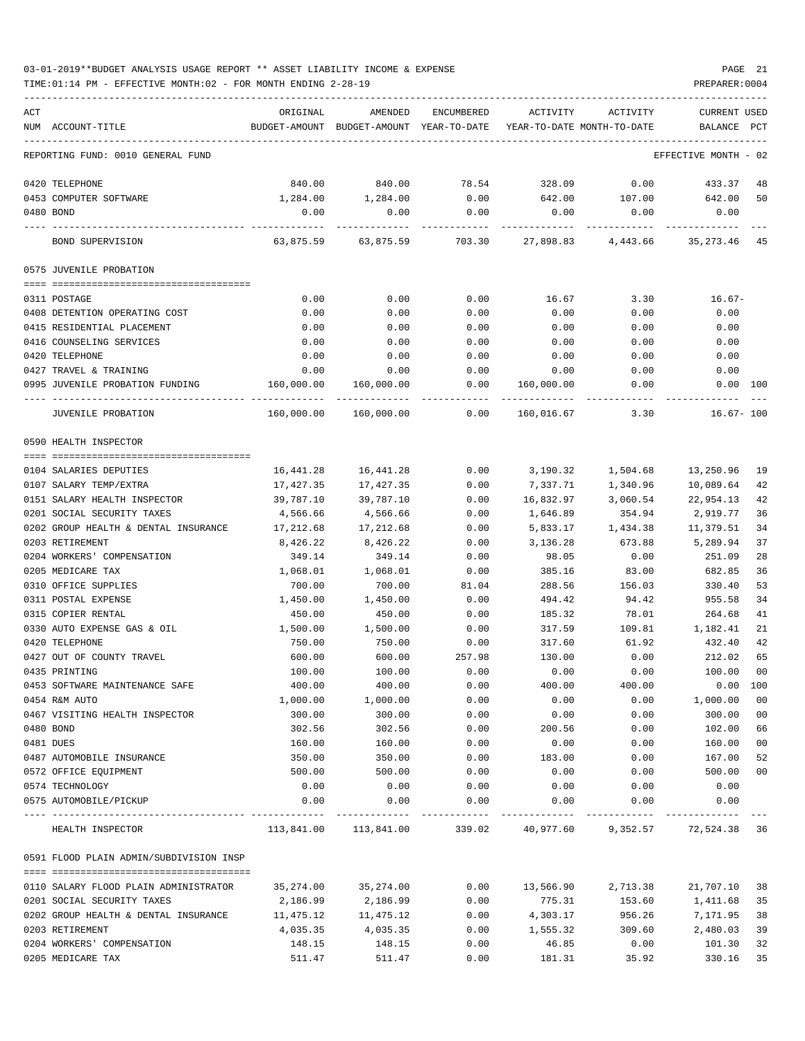03-01-2019**BUDGET ANALYSIS USAGE REPORT ** ASSET LIABILITY INCOME & EXPENSE

TIME:01:14 PM - EFFECTIVE MONTH:02 - FOR MONTH ENDING 2-28-19

PREPARER:0004

| ACT NUM | ACCOUNT-TITLE | ORIGINAL BUDGET-AMOUNT | AMENDED BUDGET-AMOUNT | ENCUMBERED YEAR-TO-DATE | ACTIVITY YEAR-TO-DATE | ACTIVITY MONTH-TO-DATE | CURRENT USED BALANCE | PCT |
|---|---|---|---|---|---|---|---|---|
| | REPORTING FUND: 0010 GENERAL FUND | | | | | | EFFECTIVE MONTH - 02 | |
| 0420 | TELEPHONE | 840.00 | 840.00 | 78.54 | 328.09 | 0.00 | 433.37 | 48 |
| 0453 | COMPUTER SOFTWARE | 1,284.00 | 1,284.00 | 0.00 | 642.00 | 107.00 | 642.00 | 50 |
| 0480 | BOND | 0.00 | 0.00 | 0.00 | 0.00 | 0.00 | 0.00 | |
| | BOND SUPERVISION | 63,875.59 | 63,875.59 | 703.30 | 27,898.83 | 4,443.66 | 35,273.46 | 45 |
| | 0575 JUVENILE PROBATION | | | | | | | |
| 0311 | POSTAGE | 0.00 | 0.00 | 0.00 | 16.67 | 3.30 | 16.67- | |
| 0408 | DETENTION OPERATING COST | 0.00 | 0.00 | 0.00 | 0.00 | 0.00 | 0.00 | |
| 0415 | RESIDENTIAL PLACEMENT | 0.00 | 0.00 | 0.00 | 0.00 | 0.00 | 0.00 | |
| 0416 | COUNSELING SERVICES | 0.00 | 0.00 | 0.00 | 0.00 | 0.00 | 0.00 | |
| 0420 | TELEPHONE | 0.00 | 0.00 | 0.00 | 0.00 | 0.00 | 0.00 | |
| 0427 | TRAVEL & TRAINING | 0.00 | 0.00 | 0.00 | 0.00 | 0.00 | 0.00 | |
| 0995 | JUVENILE PROBATION FUNDING | 160,000.00 | 160,000.00 | 0.00 | 160,000.00 | 0.00 | 0.00 | 100 |
| | JUVENILE PROBATION | 160,000.00 | 160,000.00 | 0.00 | 160,016.67 | 3.30 | 16.67- | 100 |
| | 0590 HEALTH INSPECTOR | | | | | | | |
| 0104 | SALARIES DEPUTIES | 16,441.28 | 16,441.28 | 0.00 | 3,190.32 | 1,504.68 | 13,250.96 | 19 |
| 0107 | SALARY TEMP/EXTRA | 17,427.35 | 17,427.35 | 0.00 | 7,337.71 | 1,340.96 | 10,089.64 | 42 |
| 0151 | SALARY HEALTH INSPECTOR | 39,787.10 | 39,787.10 | 0.00 | 16,832.97 | 3,060.54 | 22,954.13 | 42 |
| 0201 | SOCIAL SECURITY TAXES | 4,566.66 | 4,566.66 | 0.00 | 1,646.89 | 354.94 | 2,919.77 | 36 |
| 0202 | GROUP HEALTH & DENTAL INSURANCE | 17,212.68 | 17,212.68 | 0.00 | 5,833.17 | 1,434.38 | 11,379.51 | 34 |
| 0203 | RETIREMENT | 8,426.22 | 8,426.22 | 0.00 | 3,136.28 | 673.88 | 5,289.94 | 37 |
| 0204 | WORKERS' COMPENSATION | 349.14 | 349.14 | 0.00 | 98.05 | 0.00 | 251.09 | 28 |
| 0205 | MEDICARE TAX | 1,068.01 | 1,068.01 | 0.00 | 385.16 | 83.00 | 682.85 | 36 |
| 0310 | OFFICE SUPPLIES | 700.00 | 700.00 | 81.04 | 288.56 | 156.03 | 330.40 | 53 |
| 0311 | POSTAL EXPENSE | 1,450.00 | 1,450.00 | 0.00 | 494.42 | 94.42 | 955.58 | 34 |
| 0315 | COPIER RENTAL | 450.00 | 450.00 | 0.00 | 185.32 | 78.01 | 264.68 | 41 |
| 0330 | AUTO EXPENSE GAS & OIL | 1,500.00 | 1,500.00 | 0.00 | 317.59 | 109.81 | 1,182.41 | 21 |
| 0420 | TELEPHONE | 750.00 | 750.00 | 0.00 | 317.60 | 61.92 | 432.40 | 42 |
| 0427 | OUT OF COUNTY TRAVEL | 600.00 | 600.00 | 257.98 | 130.00 | 0.00 | 212.02 | 65 |
| 0435 | PRINTING | 100.00 | 100.00 | 0.00 | 0.00 | 0.00 | 100.00 | 00 |
| 0453 | SOFTWARE MAINTENANCE SAFE | 400.00 | 400.00 | 0.00 | 400.00 | 400.00 | 0.00 | 100 |
| 0454 | R&M AUTO | 1,000.00 | 1,000.00 | 0.00 | 0.00 | 0.00 | 1,000.00 | 00 |
| 0467 | VISITING HEALTH INSPECTOR | 300.00 | 300.00 | 0.00 | 0.00 | 0.00 | 300.00 | 00 |
| 0480 | BOND | 302.56 | 302.56 | 0.00 | 200.56 | 0.00 | 102.00 | 66 |
| 0481 | DUES | 160.00 | 160.00 | 0.00 | 0.00 | 0.00 | 160.00 | 00 |
| 0487 | AUTOMOBILE INSURANCE | 350.00 | 350.00 | 0.00 | 183.00 | 0.00 | 167.00 | 52 |
| 0572 | OFFICE EQUIPMENT | 500.00 | 500.00 | 0.00 | 0.00 | 0.00 | 500.00 | 00 |
| 0574 | TECHNOLOGY | 0.00 | 0.00 | 0.00 | 0.00 | 0.00 | 0.00 | |
| 0575 | AUTOMOBILE/PICKUP | 0.00 | 0.00 | 0.00 | 0.00 | 0.00 | 0.00 | |
| | HEALTH INSPECTOR | 113,841.00 | 113,841.00 | 339.02 | 40,977.60 | 9,352.57 | 72,524.38 | 36 |
| | 0591 FLOOD PLAIN ADMIN/SUBDIVISION INSP | | | | | | | |
| 0110 | SALARY FLOOD PLAIN ADMINISTRATOR | 35,274.00 | 35,274.00 | 0.00 | 13,566.90 | 2,713.38 | 21,707.10 | 38 |
| 0201 | SOCIAL SECURITY TAXES | 2,186.99 | 2,186.99 | 0.00 | 775.31 | 153.60 | 1,411.68 | 35 |
| 0202 | GROUP HEALTH & DENTAL INSURANCE | 11,475.12 | 11,475.12 | 0.00 | 4,303.17 | 956.26 | 7,171.95 | 38 |
| 0203 | RETIREMENT | 4,035.35 | 4,035.35 | 0.00 | 1,555.32 | 309.60 | 2,480.03 | 39 |
| 0204 | WORKERS' COMPENSATION | 148.15 | 148.15 | 0.00 | 46.85 | 0.00 | 101.30 | 32 |
| 0205 | MEDICARE TAX | 511.47 | 511.47 | 0.00 | 181.31 | 35.92 | 330.16 | 35 |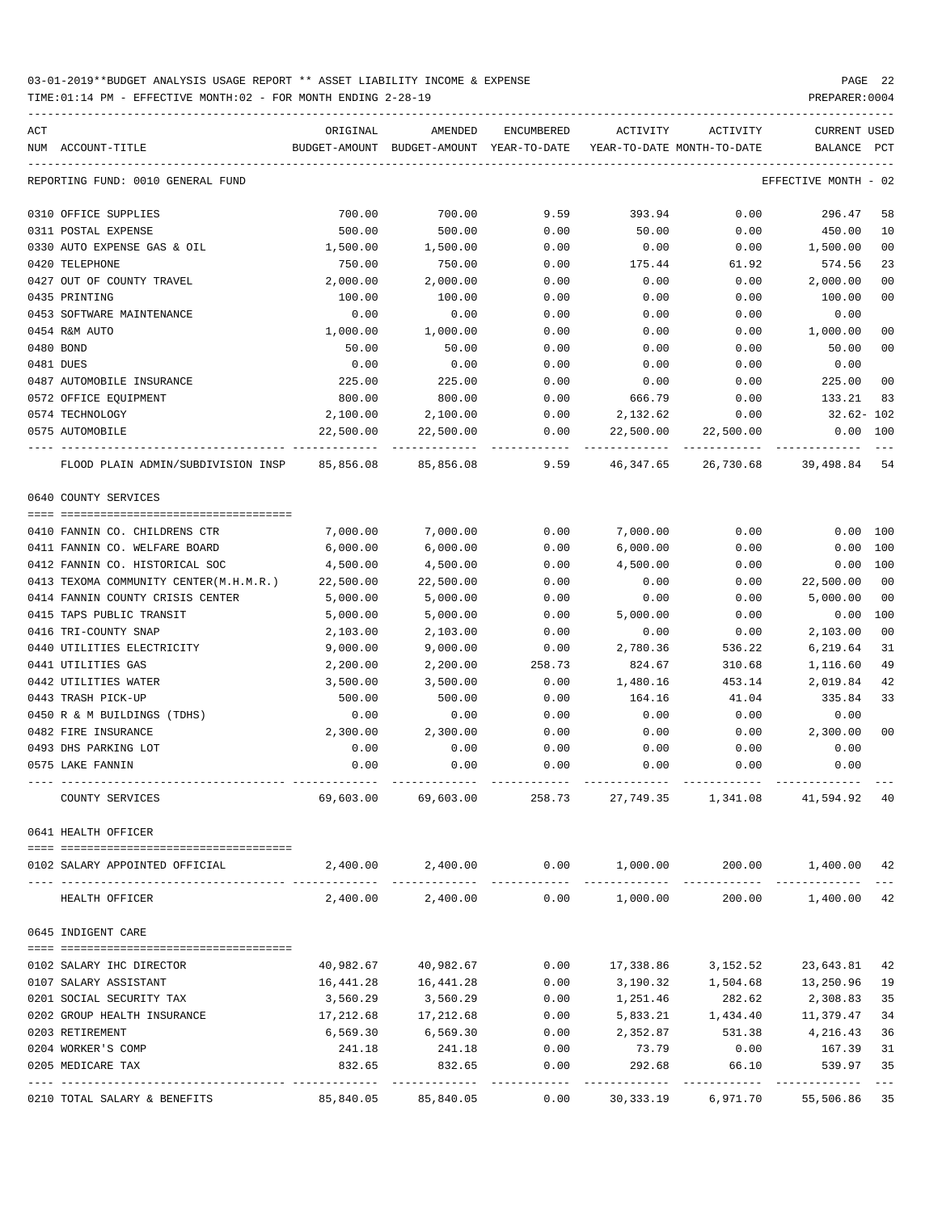03-01-2019**BUDGET ANALYSIS USAGE REPORT ** ASSET LIABILITY INCOME & EXPENSE

TIME:01:14 PM - EFFECTIVE MONTH:02 - FOR MONTH ENDING 2-28-19 PREPARER:0004

| ACT NUM | ACCOUNT-TITLE | ORIGINAL BUDGET-AMOUNT | AMENDED BUDGET-AMOUNT | ENCUMBERED YEAR-TO-DATE | ACTIVITY YEAR-TO-DATE | ACTIVITY MONTH-TO-DATE | CURRENT USED BALANCE | PCT |
|---|---|---|---|---|---|---|---|---|
| | REPORTING FUND: 0010 GENERAL FUND | | | | | | EFFECTIVE MONTH - 02 | |
| 0310 | OFFICE SUPPLIES | 700.00 | 700.00 | 9.59 | 393.94 | 0.00 | 296.47 | 58 |
| 0311 | POSTAL EXPENSE | 500.00 | 500.00 | 0.00 | 50.00 | 0.00 | 450.00 | 10 |
| 0330 | AUTO EXPENSE GAS & OIL | 1,500.00 | 1,500.00 | 0.00 | 0.00 | 0.00 | 1,500.00 | 00 |
| 0420 | TELEPHONE | 750.00 | 750.00 | 0.00 | 175.44 | 61.92 | 574.56 | 23 |
| 0427 | OUT OF COUNTY TRAVEL | 2,000.00 | 2,000.00 | 0.00 | 0.00 | 0.00 | 2,000.00 | 00 |
| 0435 | PRINTING | 100.00 | 100.00 | 0.00 | 0.00 | 0.00 | 100.00 | 00 |
| 0453 | SOFTWARE MAINTENANCE | 0.00 | 0.00 | 0.00 | 0.00 | 0.00 | 0.00 | |
| 0454 | R&M AUTO | 1,000.00 | 1,000.00 | 0.00 | 0.00 | 0.00 | 1,000.00 | 00 |
| 0480 | BOND | 50.00 | 50.00 | 0.00 | 0.00 | 0.00 | 50.00 | 00 |
| 0481 | DUES | 0.00 | 0.00 | 0.00 | 0.00 | 0.00 | 0.00 | |
| 0487 | AUTOMOBILE INSURANCE | 225.00 | 225.00 | 0.00 | 0.00 | 0.00 | 225.00 | 00 |
| 0572 | OFFICE EQUIPMENT | 800.00 | 800.00 | 0.00 | 666.79 | 0.00 | 133.21 | 83 |
| 0574 | TECHNOLOGY | 2,100.00 | 2,100.00 | 0.00 | 2,132.62 | 0.00 | 32.62- | 102 |
| 0575 | AUTOMOBILE | 22,500.00 | 22,500.00 | 0.00 | 22,500.00 | 22,500.00 | 0.00 | 100 |
| | FLOOD PLAIN ADMIN/SUBDIVISION INSP | 85,856.08 | 85,856.08 | 9.59 | 46,347.65 | 26,730.68 | 39,498.84 | 54 |
| | 0640 COUNTY SERVICES | | | | | | | |
| 0410 | FANNIN CO. CHILDRENS CTR | 7,000.00 | 7,000.00 | 0.00 | 7,000.00 | 0.00 | 0.00 | 100 |
| 0411 | FANNIN CO. WELFARE BOARD | 6,000.00 | 6,000.00 | 0.00 | 6,000.00 | 0.00 | 0.00 | 100 |
| 0412 | FANNIN CO. HISTORICAL SOC | 4,500.00 | 4,500.00 | 0.00 | 4,500.00 | 0.00 | 0.00 | 100 |
| 0413 | TEXOMA COMMUNITY CENTER(M.H.M.R.) | 22,500.00 | 22,500.00 | 0.00 | 0.00 | 0.00 | 22,500.00 | 00 |
| 0414 | FANNIN COUNTY CRISIS CENTER | 5,000.00 | 5,000.00 | 0.00 | 0.00 | 0.00 | 5,000.00 | 00 |
| 0415 | TAPS PUBLIC TRANSIT | 5,000.00 | 5,000.00 | 0.00 | 5,000.00 | 0.00 | 0.00 | 100 |
| 0416 | TRI-COUNTY SNAP | 2,103.00 | 2,103.00 | 0.00 | 0.00 | 0.00 | 2,103.00 | 00 |
| 0440 | UTILITIES ELECTRICITY | 9,000.00 | 9,000.00 | 0.00 | 2,780.36 | 536.22 | 6,219.64 | 31 |
| 0441 | UTILITIES GAS | 2,200.00 | 2,200.00 | 258.73 | 824.67 | 310.68 | 1,116.60 | 49 |
| 0442 | UTILITIES WATER | 3,500.00 | 3,500.00 | 0.00 | 1,480.16 | 453.14 | 2,019.84 | 42 |
| 0443 | TRASH PICK-UP | 500.00 | 500.00 | 0.00 | 164.16 | 41.04 | 335.84 | 33 |
| 0450 | R & M BUILDINGS (TDHS) | 0.00 | 0.00 | 0.00 | 0.00 | 0.00 | 0.00 | |
| 0482 | FIRE INSURANCE | 2,300.00 | 2,300.00 | 0.00 | 0.00 | 0.00 | 2,300.00 | 00 |
| 0493 | DHS PARKING LOT | 0.00 | 0.00 | 0.00 | 0.00 | 0.00 | 0.00 | |
| 0575 | LAKE FANNIN | 0.00 | 0.00 | 0.00 | 0.00 | 0.00 | 0.00 | |
| | COUNTY SERVICES | 69,603.00 | 69,603.00 | 258.73 | 27,749.35 | 1,341.08 | 41,594.92 | 40 |
| | 0641 HEALTH OFFICER | | | | | | | |
| 0102 | SALARY APPOINTED OFFICIAL | 2,400.00 | 2,400.00 | 0.00 | 1,000.00 | 200.00 | 1,400.00 | 42 |
| | HEALTH OFFICER | 2,400.00 | 2,400.00 | 0.00 | 1,000.00 | 200.00 | 1,400.00 | 42 |
| | 0645 INDIGENT CARE | | | | | | | |
| 0102 | SALARY IHC DIRECTOR | 40,982.67 | 40,982.67 | 0.00 | 17,338.86 | 3,152.52 | 23,643.81 | 42 |
| 0107 | SALARY ASSISTANT | 16,441.28 | 16,441.28 | 0.00 | 3,190.32 | 1,504.68 | 13,250.96 | 19 |
| 0201 | SOCIAL SECURITY TAX | 3,560.29 | 3,560.29 | 0.00 | 1,251.46 | 282.62 | 2,308.83 | 35 |
| 0202 | GROUP HEALTH INSURANCE | 17,212.68 | 17,212.68 | 0.00 | 5,833.21 | 1,434.40 | 11,379.47 | 34 |
| 0203 | RETIREMENT | 6,569.30 | 6,569.30 | 0.00 | 2,352.87 | 531.38 | 4,216.43 | 36 |
| 0204 | WORKER'S COMP | 241.18 | 241.18 | 0.00 | 73.79 | 0.00 | 167.39 | 31 |
| 0205 | MEDICARE TAX | 832.65 | 832.65 | 0.00 | 292.68 | 66.10 | 539.97 | 35 |
| 0210 | TOTAL SALARY & BENEFITS | 85,840.05 | 85,840.05 | 0.00 | 30,333.19 | 6,971.70 | 55,506.86 | 35 |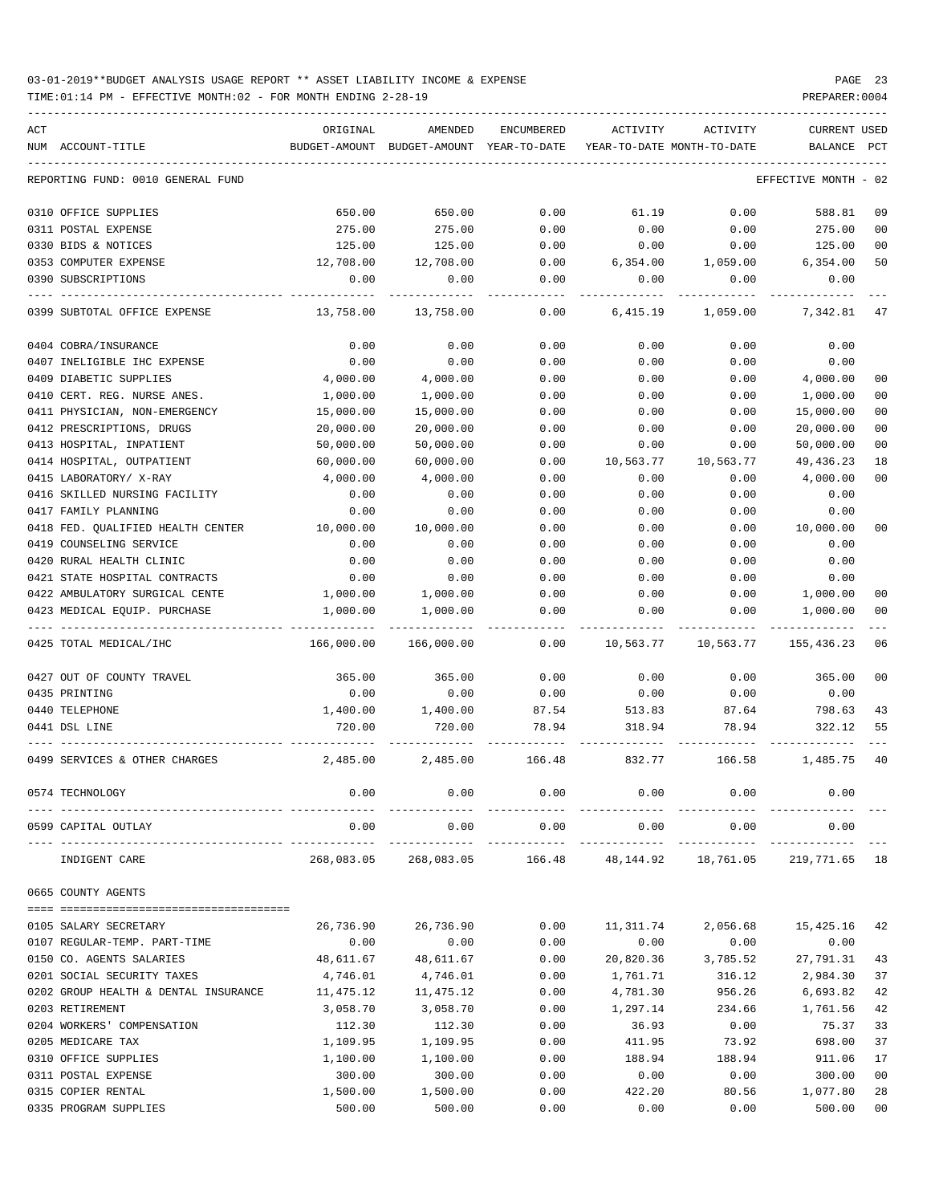03-01-2019**BUDGET ANALYSIS USAGE REPORT ** ASSET LIABILITY INCOME & EXPENSE

TIME:01:14 PM - EFFECTIVE MONTH:02 - FOR MONTH ENDING 2-28-19

PREPARER:0004

| ACT NUM | ACCOUNT-TITLE | ORIGINAL BUDGET-AMOUNT | AMENDED BUDGET-AMOUNT | ENCUMBERED YEAR-TO-DATE | ACTIVITY YEAR-TO-DATE | ACTIVITY MONTH-TO-DATE | CURRENT BALANCE | USED PCT |
|---|---|---|---|---|---|---|---|---|
| | REPORTING FUND: 0010 GENERAL FUND | | | | | | EFFECTIVE MONTH - 02 | |
| 0310 | OFFICE SUPPLIES | 650.00 | 650.00 | 0.00 | 61.19 | 0.00 | 588.81 | 09 |
| 0311 | POSTAL EXPENSE | 275.00 | 275.00 | 0.00 | 0.00 | 0.00 | 275.00 | 00 |
| 0330 | BIDS & NOTICES | 125.00 | 125.00 | 0.00 | 0.00 | 0.00 | 125.00 | 00 |
| 0353 | COMPUTER EXPENSE | 12,708.00 | 12,708.00 | 0.00 | 6,354.00 | 1,059.00 | 6,354.00 | 50 |
| 0390 | SUBSCRIPTIONS | 0.00 | 0.00 | 0.00 | 0.00 | 0.00 | 0.00 | |
| 0399 | SUBTOTAL OFFICE EXPENSE | 13,758.00 | 13,758.00 | 0.00 | 6,415.19 | 1,059.00 | 7,342.81 | 47 |
| 0404 | COBRA/INSURANCE | 0.00 | 0.00 | 0.00 | 0.00 | 0.00 | 0.00 | |
| 0407 | INELIGIBLE IHC EXPENSE | 0.00 | 0.00 | 0.00 | 0.00 | 0.00 | 0.00 | |
| 0409 | DIABETIC SUPPLIES | 4,000.00 | 4,000.00 | 0.00 | 0.00 | 0.00 | 4,000.00 | 00 |
| 0410 | CERT. REG. NURSE ANES. | 1,000.00 | 1,000.00 | 0.00 | 0.00 | 0.00 | 1,000.00 | 00 |
| 0411 | PHYSICIAN, NON-EMERGENCY | 15,000.00 | 15,000.00 | 0.00 | 0.00 | 0.00 | 15,000.00 | 00 |
| 0412 | PRESCRIPTIONS, DRUGS | 20,000.00 | 20,000.00 | 0.00 | 0.00 | 0.00 | 20,000.00 | 00 |
| 0413 | HOSPITAL, INPATIENT | 50,000.00 | 50,000.00 | 0.00 | 0.00 | 0.00 | 50,000.00 | 00 |
| 0414 | HOSPITAL, OUTPATIENT | 60,000.00 | 60,000.00 | 0.00 | 10,563.77 | 10,563.77 | 49,436.23 | 18 |
| 0415 | LABORATORY/ X-RAY | 4,000.00 | 4,000.00 | 0.00 | 0.00 | 0.00 | 4,000.00 | 00 |
| 0416 | SKILLED NURSING FACILITY | 0.00 | 0.00 | 0.00 | 0.00 | 0.00 | 0.00 | |
| 0417 | FAMILY PLANNING | 0.00 | 0.00 | 0.00 | 0.00 | 0.00 | 0.00 | |
| 0418 | FED. QUALIFIED HEALTH CENTER | 10,000.00 | 10,000.00 | 0.00 | 0.00 | 0.00 | 10,000.00 | 00 |
| 0419 | COUNSELING SERVICE | 0.00 | 0.00 | 0.00 | 0.00 | 0.00 | 0.00 | |
| 0420 | RURAL HEALTH CLINIC | 0.00 | 0.00 | 0.00 | 0.00 | 0.00 | 0.00 | |
| 0421 | STATE HOSPITAL CONTRACTS | 0.00 | 0.00 | 0.00 | 0.00 | 0.00 | 0.00 | |
| 0422 | AMBULATORY SURGICAL CENTE | 1,000.00 | 1,000.00 | 0.00 | 0.00 | 0.00 | 1,000.00 | 00 |
| 0423 | MEDICAL EQUIP. PURCHASE | 1,000.00 | 1,000.00 | 0.00 | 0.00 | 0.00 | 1,000.00 | 00 |
| 0425 | TOTAL MEDICAL/IHC | 166,000.00 | 166,000.00 | 0.00 | 10,563.77 | 10,563.77 | 155,436.23 | 06 |
| 0427 | OUT OF COUNTY TRAVEL | 365.00 | 365.00 | 0.00 | 0.00 | 0.00 | 365.00 | 00 |
| 0435 | PRINTING | 0.00 | 0.00 | 0.00 | 0.00 | 0.00 | 0.00 | |
| 0440 | TELEPHONE | 1,400.00 | 1,400.00 | 87.54 | 513.83 | 87.64 | 798.63 | 43 |
| 0441 | DSL LINE | 720.00 | 720.00 | 78.94 | 318.94 | 78.94 | 322.12 | 55 |
| 0499 | SERVICES & OTHER CHARGES | 2,485.00 | 2,485.00 | 166.48 | 832.77 | 166.58 | 1,485.75 | 40 |
| 0574 | TECHNOLOGY | 0.00 | 0.00 | 0.00 | 0.00 | 0.00 | 0.00 | |
| 0599 | CAPITAL OUTLAY | 0.00 | 0.00 | 0.00 | 0.00 | 0.00 | 0.00 | |
| | INDIGENT CARE | 268,083.05 | 268,083.05 | 166.48 | 48,144.92 | 18,761.05 | 219,771.65 | 18 |
| 0665 | COUNTY AGENTS | | | | | | | |
| 0105 | SALARY SECRETARY | 26,736.90 | 26,736.90 | 0.00 | 11,311.74 | 2,056.68 | 15,425.16 | 42 |
| 0107 | REGULAR-TEMP. PART-TIME | 0.00 | 0.00 | 0.00 | 0.00 | 0.00 | 0.00 | |
| 0150 | CO. AGENTS SALARIES | 48,611.67 | 48,611.67 | 0.00 | 20,820.36 | 3,785.52 | 27,791.31 | 43 |
| 0201 | SOCIAL SECURITY TAXES | 4,746.01 | 4,746.01 | 0.00 | 1,761.71 | 316.12 | 2,984.30 | 37 |
| 0202 | GROUP HEALTH & DENTAL INSURANCE | 11,475.12 | 11,475.12 | 0.00 | 4,781.30 | 956.26 | 6,693.82 | 42 |
| 0203 | RETIREMENT | 3,058.70 | 3,058.70 | 0.00 | 1,297.14 | 234.66 | 1,761.56 | 42 |
| 0204 | WORKERS' COMPENSATION | 112.30 | 112.30 | 0.00 | 36.93 | 0.00 | 75.37 | 33 |
| 0205 | MEDICARE TAX | 1,109.95 | 1,109.95 | 0.00 | 411.95 | 73.92 | 698.00 | 37 |
| 0310 | OFFICE SUPPLIES | 1,100.00 | 1,100.00 | 0.00 | 188.94 | 188.94 | 911.06 | 17 |
| 0311 | POSTAL EXPENSE | 300.00 | 300.00 | 0.00 | 0.00 | 0.00 | 300.00 | 00 |
| 0315 | COPIER RENTAL | 1,500.00 | 1,500.00 | 0.00 | 422.20 | 80.56 | 1,077.80 | 28 |
| 0335 | PROGRAM SUPPLIES | 500.00 | 500.00 | 0.00 | 0.00 | 0.00 | 500.00 | 00 |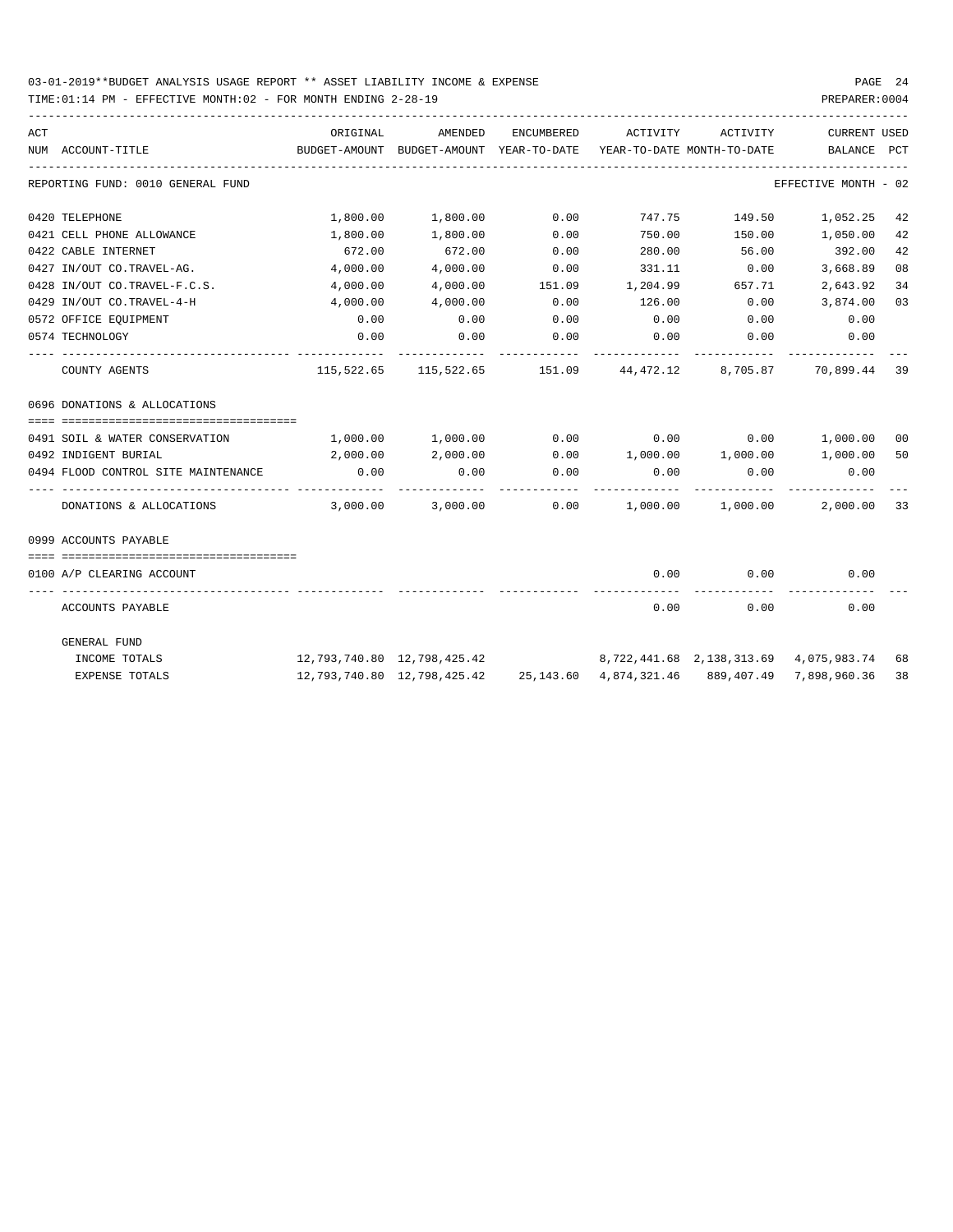03-01-2019**BUDGET ANALYSIS USAGE REPORT ** ASSET LIABILITY INCOME & EXPENSE

TIME:01:14 PM - EFFECTIVE MONTH:02 - FOR MONTH ENDING 2-28-19

PREPARER:0004

REPORTING FUND: 0010 GENERAL FUND — EFFECTIVE MONTH - 02

| ACT NUM | ACCOUNT-TITLE | ORIGINAL BUDGET-AMOUNT | AMENDED BUDGET-AMOUNT | ENCUMBERED YEAR-TO-DATE | ACTIVITY YEAR-TO-DATE | ACTIVITY MONTH-TO-DATE | CURRENT BALANCE | USED PCT |
|---|---|---|---|---|---|---|---|---|
| 0420 | TELEPHONE | 1,800.00 | 1,800.00 | 0.00 | 747.75 | 149.50 | 1,052.25 | 42 |
| 0421 | CELL PHONE ALLOWANCE | 1,800.00 | 1,800.00 | 0.00 | 750.00 | 150.00 | 1,050.00 | 42 |
| 0422 | CABLE INTERNET | 672.00 | 672.00 | 0.00 | 280.00 | 56.00 | 392.00 | 42 |
| 0427 | IN/OUT CO.TRAVEL-AG. | 4,000.00 | 4,000.00 | 0.00 | 331.11 | 0.00 | 3,668.89 | 08 |
| 0428 | IN/OUT CO.TRAVEL-F.C.S. | 4,000.00 | 4,000.00 | 151.09 | 1,204.99 | 657.71 | 2,643.92 | 34 |
| 0429 | IN/OUT CO.TRAVEL-4-H | 4,000.00 | 4,000.00 | 0.00 | 126.00 | 0.00 | 3,874.00 | 03 |
| 0572 | OFFICE EQUIPMENT | 0.00 | 0.00 | 0.00 | 0.00 | 0.00 | 0.00 | |
| 0574 | TECHNOLOGY | 0.00 | 0.00 | 0.00 | 0.00 | 0.00 | 0.00 | |
| | COUNTY AGENTS | 115,522.65 | 115,522.65 | 151.09 | 44,472.12 | 8,705.87 | 70,899.44 | 39 |
| | **0696 DONATIONS & ALLOCATIONS** | | | | | | | |
| 0491 | SOIL & WATER CONSERVATION | 1,000.00 | 1,000.00 | 0.00 | 0.00 | 0.00 | 1,000.00 | 00 |
| 0492 | INDIGENT BURIAL | 2,000.00 | 2,000.00 | 0.00 | 1,000.00 | 1,000.00 | 1,000.00 | 50 |
| 0494 | FLOOD CONTROL SITE MAINTENANCE | 0.00 | 0.00 | 0.00 | 0.00 | 0.00 | 0.00 | |
| | DONATIONS & ALLOCATIONS | 3,000.00 | 3,000.00 | 0.00 | 1,000.00 | 1,000.00 | 2,000.00 | 33 |
| | **0999 ACCOUNTS PAYABLE** | | | | | | | |
| 0100 | A/P CLEARING ACCOUNT | | | | 0.00 | 0.00 | 0.00 | |
| | ACCOUNTS PAYABLE | | | | 0.00 | 0.00 | 0.00 | |
| | GENERAL FUND | | | | | | | |
| | INCOME TOTALS | 12,793,740.80 | 12,798,425.42 | | 8,722,441.68 | 2,138,313.69 | 4,075,983.74 | 68 |
| | EXPENSE TOTALS | 12,793,740.80 | 12,798,425.42 | 25,143.60 | 4,874,321.46 | 889,407.49 | 7,898,960.36 | 38 |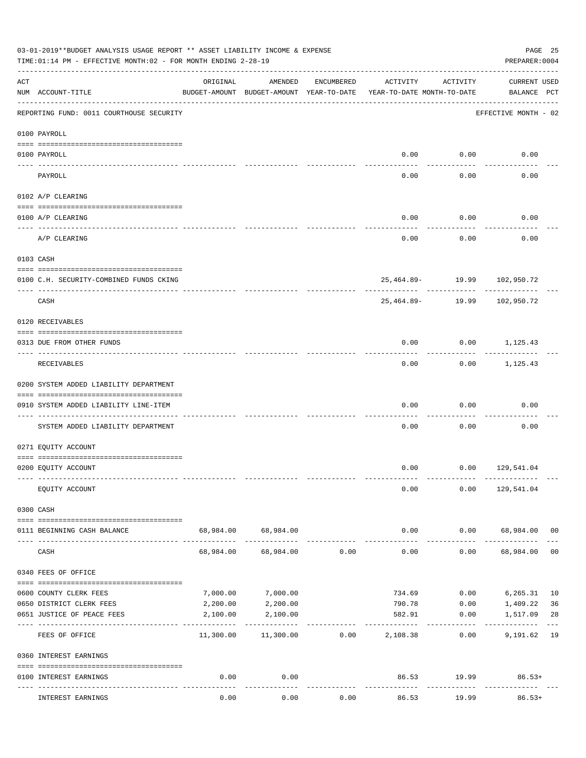03-01-2019**BUDGET ANALYSIS USAGE REPORT ** ASSET LIABILITY INCOME & EXPENSE

TIME:01:14 PM - EFFECTIVE MONTH:02 - FOR MONTH ENDING 2-28-19

PREPARER:0004

| ACT NUM | ACCOUNT-TITLE | ORIGINAL BUDGET-AMOUNT | AMENDED BUDGET-AMOUNT | ENCUMBERED YEAR-TO-DATE | ACTIVITY YEAR-TO-DATE | ACTIVITY MONTH-TO-DATE | CURRENT BALANCE | USED PCT |
|---|---|---|---|---|---|---|---|---|
| | REPORTING FUND: 0011 COURTHOUSE SECURITY | | | | | | EFFECTIVE MONTH - 02 | |
| | 0100 PAYROLL | | | | | | | |
| 0100 | PAYROLL | | | | 0.00 | 0.00 | 0.00 | |
| | PAYROLL | | | | 0.00 | 0.00 | 0.00 | |
| | 0102 A/P CLEARING | | | | | | | |
| 0100 | A/P CLEARING | | | | 0.00 | 0.00 | 0.00 | |
| | A/P CLEARING | | | | 0.00 | 0.00 | 0.00 | |
| | 0103 CASH | | | | | | | |
| 0100 | C.H. SECURITY-COMBINED FUNDS CKING | | | | 25,464.89- | 19.99 | 102,950.72 | |
| | CASH | | | | 25,464.89- | 19.99 | 102,950.72 | |
| | 0120 RECEIVABLES | | | | | | | |
| 0313 | DUE FROM OTHER FUNDS | | | | 0.00 | 0.00 | 1,125.43 | |
| | RECEIVABLES | | | | 0.00 | 0.00 | 1,125.43 | |
| | 0200 SYSTEM ADDED LIABILITY DEPARTMENT | | | | | | | |
| 0910 | SYSTEM ADDED LIABILITY LINE-ITEM | | | | 0.00 | 0.00 | 0.00 | |
| | SYSTEM ADDED LIABILITY DEPARTMENT | | | | 0.00 | 0.00 | 0.00 | |
| | 0271 EQUITY ACCOUNT | | | | | | | |
| 0200 | EQUITY ACCOUNT | | | | 0.00 | 0.00 | 129,541.04 | |
| | EQUITY ACCOUNT | | | | 0.00 | 0.00 | 129,541.04 | |
| | 0300 CASH | | | | | | | |
| 0111 | BEGINNING CASH BALANCE | 68,984.00 | 68,984.00 | | 0.00 | 0.00 | 68,984.00 | 00 |
| | CASH | 68,984.00 | 68,984.00 | 0.00 | 0.00 | 0.00 | 68,984.00 | 00 |
| | 0340 FEES OF OFFICE | | | | | | | |
| 0600 | COUNTY CLERK FEES | 7,000.00 | 7,000.00 | | 734.69 | 0.00 | 6,265.31 | 10 |
| 0650 | DISTRICT CLERK FEES | 2,200.00 | 2,200.00 | | 790.78 | 0.00 | 1,409.22 | 36 |
| 0651 | JUSTICE OF PEACE FEES | 2,100.00 | 2,100.00 | | 582.91 | 0.00 | 1,517.09 | 28 |
| | FEES OF OFFICE | 11,300.00 | 11,300.00 | 0.00 | 2,108.38 | 0.00 | 9,191.62 | 19 |
| | 0360 INTEREST EARNINGS | | | | | | | |
| 0100 | INTEREST EARNINGS | 0.00 | 0.00 | | 86.53 | 19.99 | 86.53+ | |
| | INTEREST EARNINGS | 0.00 | 0.00 | 0.00 | 86.53 | 19.99 | 86.53+ | |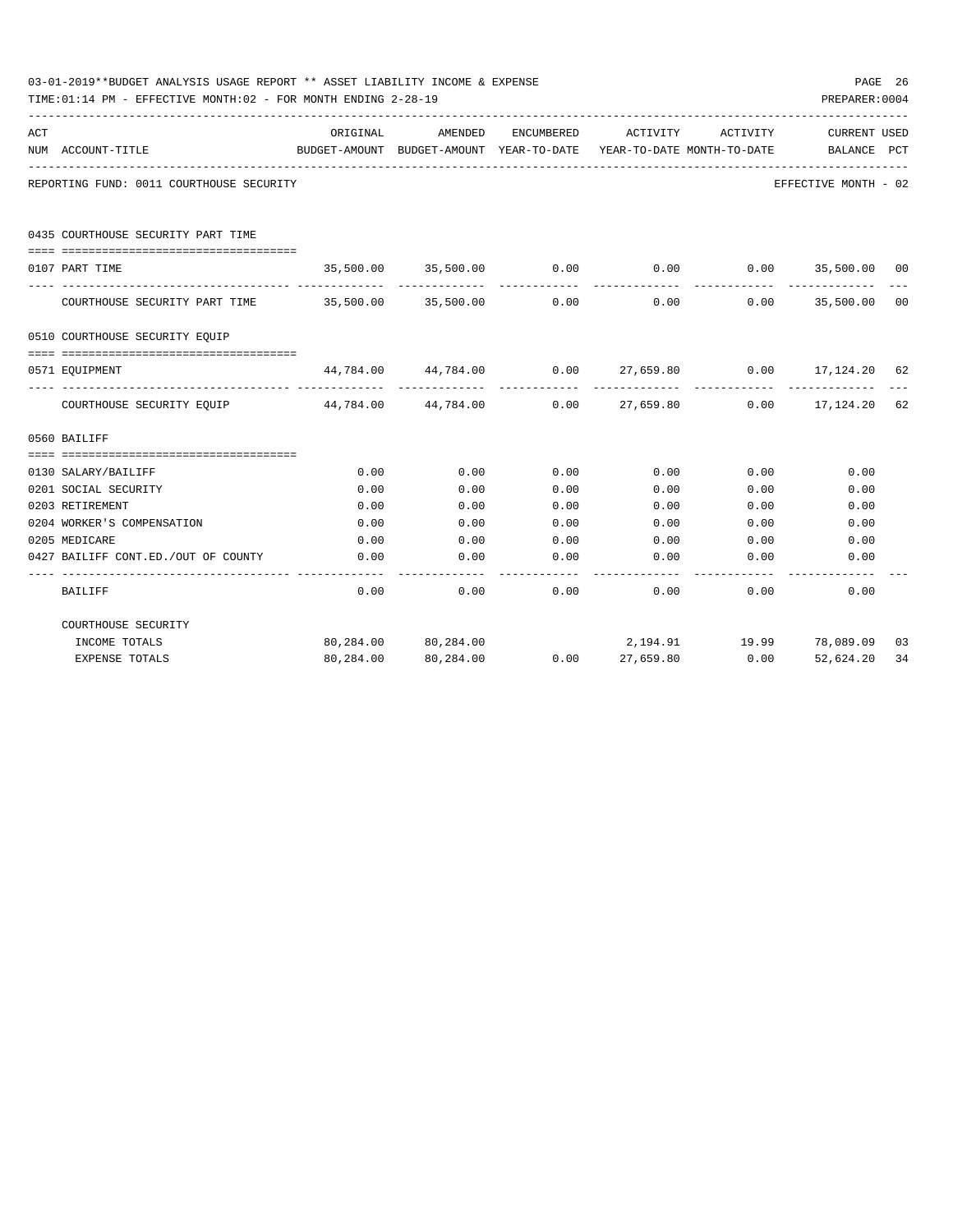03-01-2019**BUDGET ANALYSIS USAGE REPORT ** ASSET LIABILITY INCOME & EXPENSE

TIME:01:14 PM - EFFECTIVE MONTH:02 - FOR MONTH ENDING 2-28-19

PREPARER:0004

REPORTING FUND: 0011 COURTHOUSE SECURITY — EFFECTIVE MONTH - 02

| ACT NUM | ACCOUNT-TITLE | ORIGINAL BUDGET-AMOUNT | AMENDED BUDGET-AMOUNT | ENCUMBERED YEAR-TO-DATE | ACTIVITY YEAR-TO-DATE | ACTIVITY MONTH-TO-DATE | CURRENT BALANCE | USED PCT |
|---|---|---|---|---|---|---|---|---|
| | **0435 COURTHOUSE SECURITY PART TIME** | | | | | | | |
| 0107 | PART TIME | 35,500.00 | 35,500.00 | 0.00 | 0.00 | 0.00 | 35,500.00 | 00 |
| | COURTHOUSE SECURITY PART TIME | 35,500.00 | 35,500.00 | 0.00 | 0.00 | 0.00 | 35,500.00 | 00 |
| | **0510 COURTHOUSE SECURITY EQUIP** | | | | | | | |
| 0571 | EQUIPMENT | 44,784.00 | 44,784.00 | 0.00 | 27,659.80 | 0.00 | 17,124.20 | 62 |
| | COURTHOUSE SECURITY EQUIP | 44,784.00 | 44,784.00 | 0.00 | 27,659.80 | 0.00 | 17,124.20 | 62 |
| | **0560 BAILIFF** | | | | | | | |
| 0130 | SALARY/BAILIFF | 0.00 | 0.00 | 0.00 | 0.00 | 0.00 | 0.00 | |
| 0201 | SOCIAL SECURITY | 0.00 | 0.00 | 0.00 | 0.00 | 0.00 | 0.00 | |
| 0203 | RETIREMENT | 0.00 | 0.00 | 0.00 | 0.00 | 0.00 | 0.00 | |
| 0204 | WORKER'S COMPENSATION | 0.00 | 0.00 | 0.00 | 0.00 | 0.00 | 0.00 | |
| 0205 | MEDICARE | 0.00 | 0.00 | 0.00 | 0.00 | 0.00 | 0.00 | |
| 0427 | BAILIFF CONT.ED./OUT OF COUNTY | 0.00 | 0.00 | 0.00 | 0.00 | 0.00 | 0.00 | |
| | BAILIFF | 0.00 | 0.00 | 0.00 | 0.00 | 0.00 | 0.00 | |
| | **COURTHOUSE SECURITY** | | | | | | | |
| | INCOME TOTALS | 80,284.00 | 80,284.00 | | 2,194.91 | 19.99 | 78,089.09 | 03 |
| | EXPENSE TOTALS | 80,284.00 | 80,284.00 | 0.00 | 27,659.80 | 0.00 | 52,624.20 | 34 |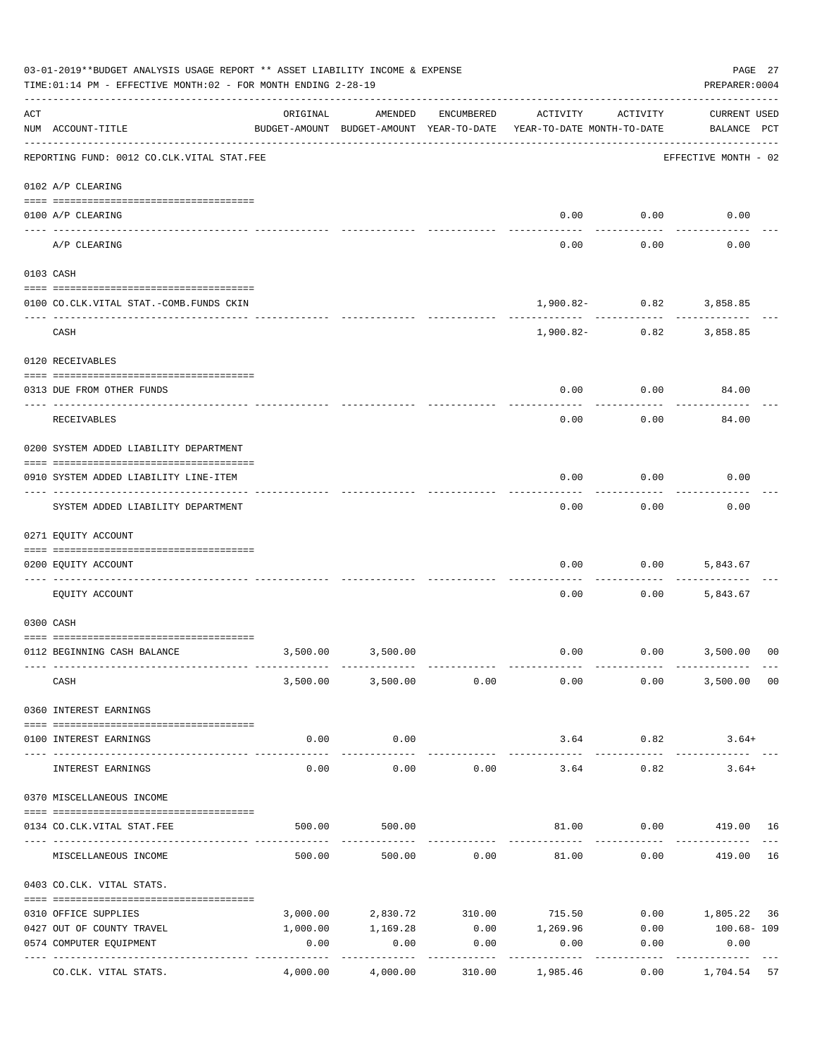03-01-2019**BUDGET ANALYSIS USAGE REPORT ** ASSET LIABILITY INCOME & EXPENSE

TIME:01:14 PM - EFFECTIVE MONTH:02 - FOR MONTH ENDING 2-28-19

PREPARER:0004

| ACT NUM | ACCOUNT-TITLE | ORIGINAL BUDGET-AMOUNT | AMENDED BUDGET-AMOUNT | ENCUMBERED YEAR-TO-DATE | ACTIVITY YEAR-TO-DATE | ACTIVITY MONTH-TO-DATE | CURRENT BALANCE | USED PCT |
|---|---|---|---|---|---|---|---|---|
| | REPORTING FUND: 0012 CO.CLK.VITAL STAT.FEE | | | | | | EFFECTIVE MONTH - 02 | |
| | 0102 A/P CLEARING | | | | | | | |
| 0100 | A/P CLEARING | | | | 0.00 | 0.00 | 0.00 | |
| | A/P CLEARING | | | | 0.00 | 0.00 | 0.00 | |
| | 0103 CASH | | | | | | | |
| 0100 | CO.CLK.VITAL STAT.-COMB.FUNDS CKIN | | | | 1,900.82- | 0.82 | 3,858.85 | |
| | CASH | | | | 1,900.82- | 0.82 | 3,858.85 | |
| | 0120 RECEIVABLES | | | | | | | |
| 0313 | DUE FROM OTHER FUNDS | | | | 0.00 | 0.00 | 84.00 | |
| | RECEIVABLES | | | | 0.00 | 0.00 | 84.00 | |
| | 0200 SYSTEM ADDED LIABILITY DEPARTMENT | | | | | | | |
| 0910 | SYSTEM ADDED LIABILITY LINE-ITEM | | | | 0.00 | 0.00 | 0.00 | |
| | SYSTEM ADDED LIABILITY DEPARTMENT | | | | 0.00 | 0.00 | 0.00 | |
| | 0271 EQUITY ACCOUNT | | | | | | | |
| 0200 | EQUITY ACCOUNT | | | | 0.00 | 0.00 | 5,843.67 | |
| | EQUITY ACCOUNT | | | | 0.00 | 0.00 | 5,843.67 | |
| | 0300 CASH | | | | | | | |
| 0112 | BEGINNING CASH BALANCE | 3,500.00 | 3,500.00 | | 0.00 | 0.00 | 3,500.00 | 00 |
| | CASH | 3,500.00 | 3,500.00 | 0.00 | 0.00 | 0.00 | 3,500.00 | 00 |
| | 0360 INTEREST EARNINGS | | | | | | | |
| 0100 | INTEREST EARNINGS | 0.00 | 0.00 | | 3.64 | 0.82 | 3.64+ | |
| | INTEREST EARNINGS | 0.00 | 0.00 | 0.00 | 3.64 | 0.82 | 3.64+ | |
| | 0370 MISCELLANEOUS INCOME | | | | | | | |
| 0134 | CO.CLK.VITAL STAT.FEE | 500.00 | 500.00 | | 81.00 | 0.00 | 419.00 | 16 |
| | MISCELLANEOUS INCOME | 500.00 | 500.00 | 0.00 | 81.00 | 0.00 | 419.00 | 16 |
| | 0403 CO.CLK. VITAL STATS. | | | | | | | |
| 0310 | OFFICE SUPPLIES | 3,000.00 | 2,830.72 | 310.00 | 715.50 | 0.00 | 1,805.22 | 36 |
| 0427 | OUT OF COUNTY TRAVEL | 1,000.00 | 1,169.28 | 0.00 | 1,269.96 | 0.00 | 100.68- | 109 |
| 0574 | COMPUTER EQUIPMENT | 0.00 | 0.00 | 0.00 | 0.00 | 0.00 | 0.00 | |
| | CO.CLK. VITAL STATS. | 4,000.00 | 4,000.00 | 310.00 | 1,985.46 | 0.00 | 1,704.54 | 57 |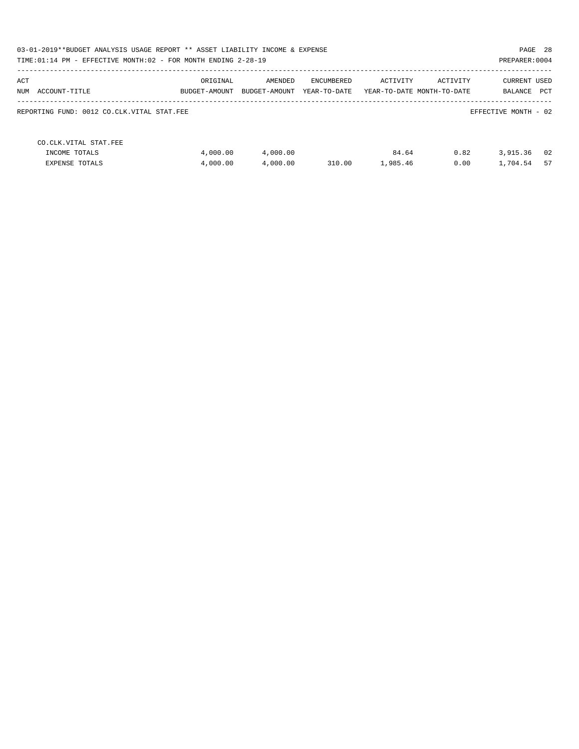03-01-2019**BUDGET ANALYSIS USAGE REPORT ** ASSET LIABILITY INCOME & EXPENSE

TIME:01:14 PM - EFFECTIVE MONTH:02 - FOR MONTH ENDING 2-28-19

PREPARER:0004

| ACT NUM | ACCOUNT-TITLE | ORIGINAL BUDGET-AMOUNT | AMENDED BUDGET-AMOUNT | ENCUMBERED YEAR-TO-DATE | ACTIVITY YEAR-TO-DATE | ACTIVITY MONTH-TO-DATE | CURRENT BALANCE | USED PCT |
|---|---|---|---|---|---|---|---|---|

REPORTING FUND: 0012 CO.CLK.VITAL STAT.FEE

EFFECTIVE MONTH - 02

| ACT NUM | ACCOUNT-TITLE | ORIGINAL BUDGET-AMOUNT | AMENDED BUDGET-AMOUNT | ENCUMBERED YEAR-TO-DATE | ACTIVITY YEAR-TO-DATE | ACTIVITY MONTH-TO-DATE | CURRENT BALANCE | USED PCT |
|---|---|---|---|---|---|---|---|---|
| | CO.CLK.VITAL STAT.FEE | | | | | | | |
| | INCOME TOTALS | 4,000.00 | 4,000.00 | | 84.64 | 0.82 | 3,915.36 | 02 |
| | EXPENSE TOTALS | 4,000.00 | 4,000.00 | 310.00 | 1,985.46 | 0.00 | 1,704.54 | 57 |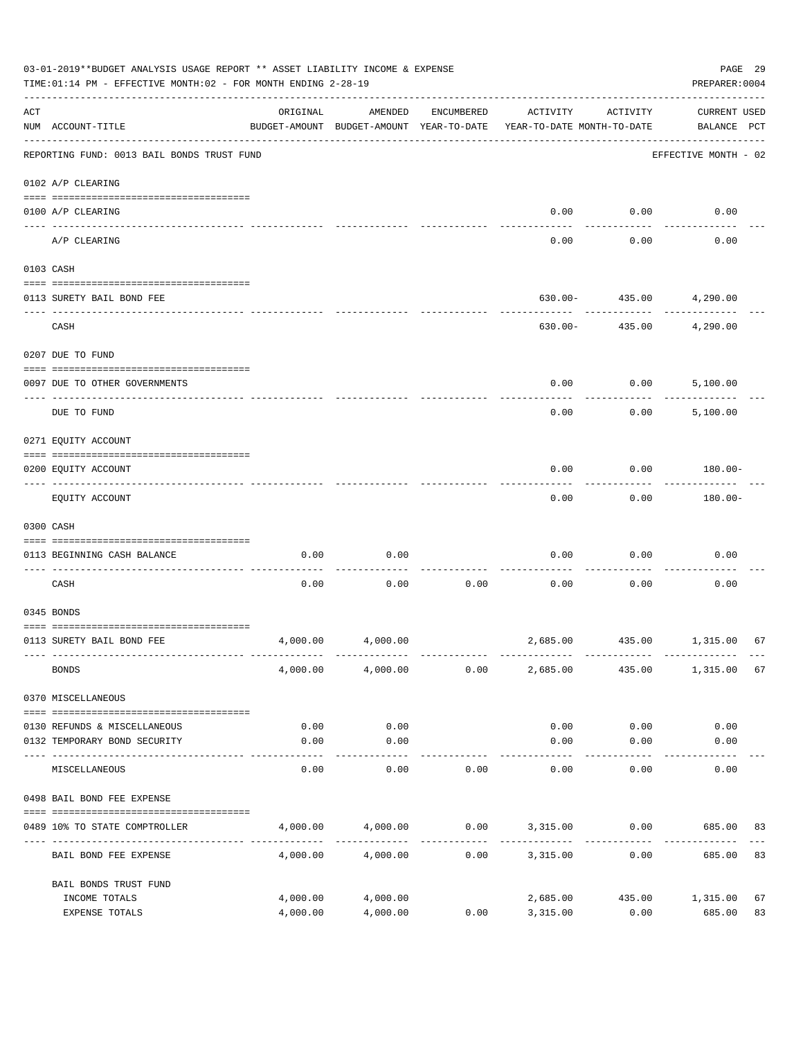03-01-2019**BUDGET ANALYSIS USAGE REPORT ** ASSET LIABILITY INCOME & EXPENSE

TIME:01:14 PM - EFFECTIVE MONTH:02 - FOR MONTH ENDING 2-28-19

PREPARER:0004

REPORTING FUND: 0013 BAIL BONDS TRUST FUND — EFFECTIVE MONTH - 02

| ACT NUM | ACCOUNT-TITLE | ORIGINAL BUDGET-AMOUNT | AMENDED BUDGET-AMOUNT | ENCUMBERED YEAR-TO-DATE | ACTIVITY YEAR-TO-DATE | ACTIVITY MONTH-TO-DATE | CURRENT USED BALANCE | PCT |
|---|---|---|---|---|---|---|---|---|
| **0102** | **A/P CLEARING** | | | | | | | |
| 0100 | A/P CLEARING | | | | 0.00 | 0.00 | 0.00 | |
| | A/P CLEARING | | | | 0.00 | 0.00 | 0.00 | |
| **0103** | **CASH** | | | | | | | |
| 0113 | SURETY BAIL BOND FEE | | | | 630.00- | 435.00 | 4,290.00 | |
| | CASH | | | | 630.00- | 435.00 | 4,290.00 | |
| **0207** | **DUE TO FUND** | | | | | | | |
| 0097 | DUE TO OTHER GOVERNMENTS | | | | 0.00 | 0.00 | 5,100.00 | |
| | DUE TO FUND | | | | 0.00 | 0.00 | 5,100.00 | |
| **0271** | **EQUITY ACCOUNT** | | | | | | | |
| 0200 | EQUITY ACCOUNT | | | | 0.00 | 0.00 | 180.00- | |
| | EQUITY ACCOUNT | | | | 0.00 | 0.00 | 180.00- | |
| **0300** | **CASH** | | | | | | | |
| 0113 | BEGINNING CASH BALANCE | 0.00 | 0.00 | | 0.00 | 0.00 | 0.00 | |
| | CASH | 0.00 | 0.00 | 0.00 | 0.00 | 0.00 | 0.00 | |
| **0345** | **BONDS** | | | | | | | |
| 0113 | SURETY BAIL BOND FEE | 4,000.00 | 4,000.00 | | 2,685.00 | 435.00 | 1,315.00 | 67 |
| | BONDS | 4,000.00 | 4,000.00 | 0.00 | 2,685.00 | 435.00 | 1,315.00 | 67 |
| **0370** | **MISCELLANEOUS** | | | | | | | |
| 0130 | REFUNDS & MISCELLANEOUS | 0.00 | 0.00 | | 0.00 | 0.00 | 0.00 | |
| 0132 | TEMPORARY BOND SECURITY | 0.00 | 0.00 | | 0.00 | 0.00 | 0.00 | |
| | MISCELLANEOUS | 0.00 | 0.00 | 0.00 | 0.00 | 0.00 | 0.00 | |
| **0498** | **BAIL BOND FEE EXPENSE** | | | | | | | |
| 0489 | 10% TO STATE COMPTROLLER | 4,000.00 | 4,000.00 | 0.00 | 3,315.00 | 0.00 | 685.00 | 83 |
| | BAIL BOND FEE EXPENSE | 4,000.00 | 4,000.00 | 0.00 | 3,315.00 | 0.00 | 685.00 | 83 |
| | **BAIL BONDS TRUST FUND** | | | | | | | |
| | INCOME TOTALS | 4,000.00 | 4,000.00 | | 2,685.00 | 435.00 | 1,315.00 | 67 |
| | EXPENSE TOTALS | 4,000.00 | 4,000.00 | 0.00 | 3,315.00 | 0.00 | 685.00 | 83 |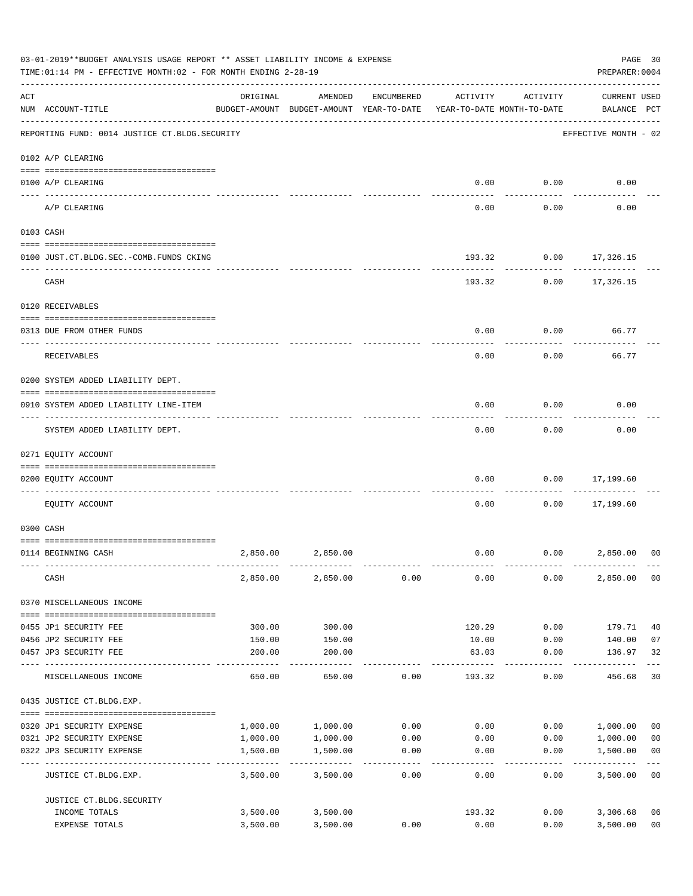03-01-2019**BUDGET ANALYSIS USAGE REPORT ** ASSET LIABILITY INCOME & EXPENSE

TIME:01:14 PM - EFFECTIVE MONTH:02 - FOR MONTH ENDING 2-28-19

PREPARER:0004

| ACT NUM | ACCOUNT-TITLE | ORIGINAL BUDGET-AMOUNT | AMENDED BUDGET-AMOUNT | ENCUMBERED YEAR-TO-DATE | ACTIVITY YEAR-TO-DATE | ACTIVITY MONTH-TO-DATE | CURRENT BALANCE | USED PCT |
|---|---|---|---|---|---|---|---|---|
| | REPORTING FUND: 0014 JUSTICE CT.BLDG.SECURITY | | | | | | EFFECTIVE MONTH - 02 | |
| | 0102 A/P CLEARING | | | | | | | |
| 0100 | A/P CLEARING | | | | 0.00 | 0.00 | 0.00 | |
| | A/P CLEARING | | | | 0.00 | 0.00 | 0.00 | |
| | 0103 CASH | | | | | | | |
| 0100 | JUST.CT.BLDG.SEC.-COMB.FUNDS CKING | | | | 193.32 | 0.00 | 17,326.15 | |
| | CASH | | | | 193.32 | 0.00 | 17,326.15 | |
| | 0120 RECEIVABLES | | | | | | | |
| 0313 | DUE FROM OTHER FUNDS | | | | 0.00 | 0.00 | 66.77 | |
| | RECEIVABLES | | | | 0.00 | 0.00 | 66.77 | |
| | 0200 SYSTEM ADDED LIABILITY DEPT. | | | | | | | |
| 0910 | SYSTEM ADDED LIABILITY LINE-ITEM | | | | 0.00 | 0.00 | 0.00 | |
| | SYSTEM ADDED LIABILITY DEPT. | | | | 0.00 | 0.00 | 0.00 | |
| | 0271 EQUITY ACCOUNT | | | | | | | |
| 0200 | EQUITY ACCOUNT | | | | 0.00 | 0.00 | 17,199.60 | |
| | EQUITY ACCOUNT | | | | 0.00 | 0.00 | 17,199.60 | |
| | 0300 CASH | | | | | | | |
| 0114 | BEGINNING CASH | 2,850.00 | 2,850.00 | | 0.00 | 0.00 | 2,850.00 | 00 |
| | CASH | 2,850.00 | 2,850.00 | 0.00 | 0.00 | 0.00 | 2,850.00 | 00 |
| | 0370 MISCELLANEOUS INCOME | | | | | | | |
| 0455 | JP1 SECURITY FEE | 300.00 | 300.00 | | 120.29 | 0.00 | 179.71 | 40 |
| 0456 | JP2 SECURITY FEE | 150.00 | 150.00 | | 10.00 | 0.00 | 140.00 | 07 |
| 0457 | JP3 SECURITY FEE | 200.00 | 200.00 | | 63.03 | 0.00 | 136.97 | 32 |
| | MISCELLANEOUS INCOME | 650.00 | 650.00 | 0.00 | 193.32 | 0.00 | 456.68 | 30 |
| | 0435 JUSTICE CT.BLDG.EXP. | | | | | | | |
| 0320 | JP1 SECURITY EXPENSE | 1,000.00 | 1,000.00 | 0.00 | 0.00 | 0.00 | 1,000.00 | 00 |
| 0321 | JP2 SECURITY EXPENSE | 1,000.00 | 1,000.00 | 0.00 | 0.00 | 0.00 | 1,000.00 | 00 |
| 0322 | JP3 SECURITY EXPENSE | 1,500.00 | 1,500.00 | 0.00 | 0.00 | 0.00 | 1,500.00 | 00 |
| | JUSTICE CT.BLDG.EXP. | 3,500.00 | 3,500.00 | 0.00 | 0.00 | 0.00 | 3,500.00 | 00 |
| | JUSTICE CT.BLDG.SECURITY | | | | | | | |
| | INCOME TOTALS | 3,500.00 | 3,500.00 | | 193.32 | 0.00 | 3,306.68 | 06 |
| | EXPENSE TOTALS | 3,500.00 | 3,500.00 | 0.00 | 0.00 | 0.00 | 3,500.00 | 00 |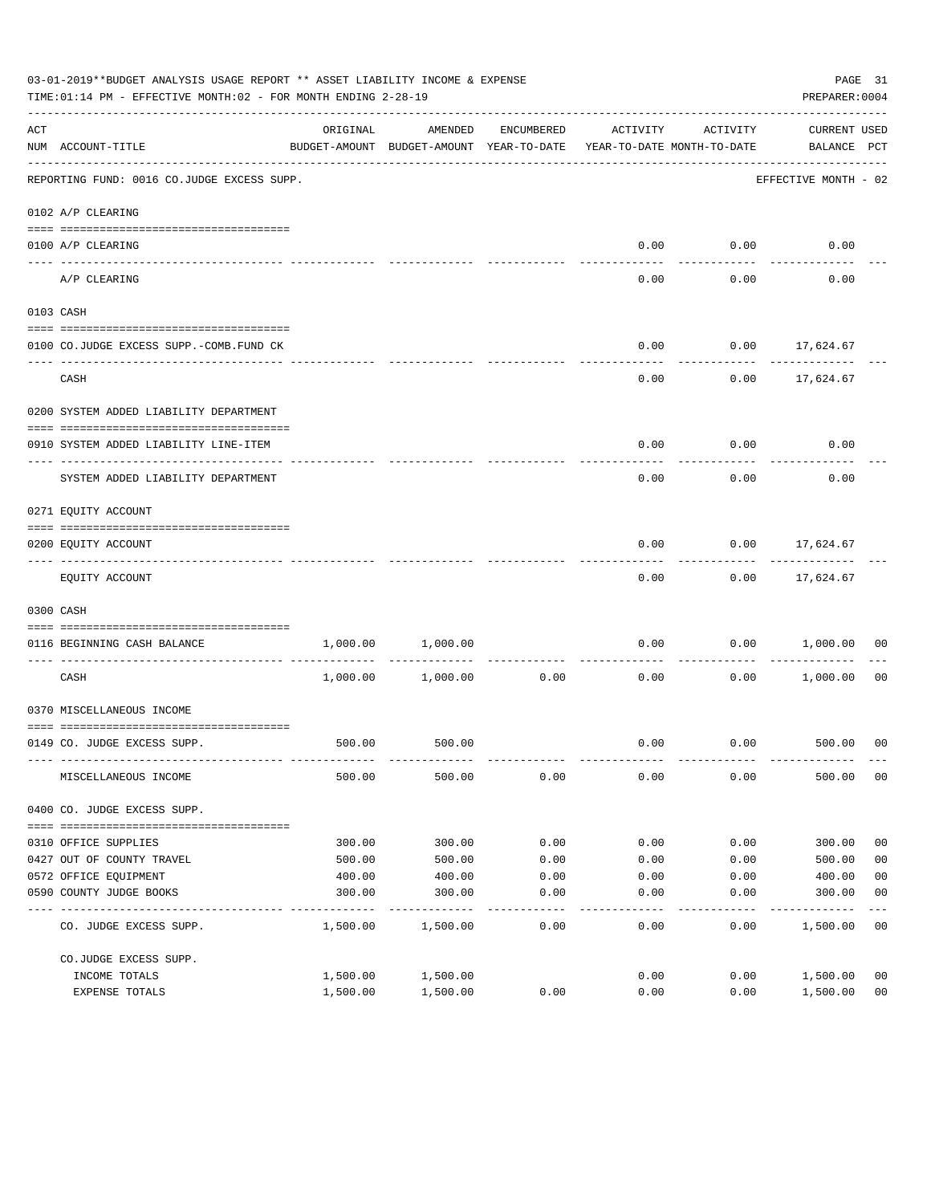03-01-2019**BUDGET ANALYSIS USAGE REPORT ** ASSET LIABILITY INCOME & EXPENSE

TIME:01:14 PM - EFFECTIVE MONTH:02 - FOR MONTH ENDING 2-28-19

PREPARER:0004

| ACT NUM | ACCOUNT-TITLE | ORIGINAL BUDGET-AMOUNT | AMENDED BUDGET-AMOUNT | ENCUMBERED YEAR-TO-DATE | ACTIVITY YEAR-TO-DATE | ACTIVITY MONTH-TO-DATE | CURRENT BALANCE | USED PCT |
|---|---|---|---|---|---|---|---|---|
| | REPORTING FUND: 0016 CO.JUDGE EXCESS SUPP. | | | | | | EFFECTIVE MONTH - 02 | |
| | 0102 A/P CLEARING | | | | | | | |
| 0100 | A/P CLEARING | | | | 0.00 | 0.00 | 0.00 | |
| | A/P CLEARING | | | | 0.00 | 0.00 | 0.00 | |
| | 0103 CASH | | | | | | | |
| 0100 | CO.JUDGE EXCESS SUPP.-COMB.FUND CK | | | | 0.00 | 0.00 | 17,624.67 | |
| | CASH | | | | 0.00 | 0.00 | 17,624.67 | |
| | 0200 SYSTEM ADDED LIABILITY DEPARTMENT | | | | | | | |
| 0910 | SYSTEM ADDED LIABILITY LINE-ITEM | | | | 0.00 | 0.00 | 0.00 | |
| | SYSTEM ADDED LIABILITY DEPARTMENT | | | | 0.00 | 0.00 | 0.00 | |
| | 0271 EQUITY ACCOUNT | | | | | | | |
| 0200 | EQUITY ACCOUNT | | | | 0.00 | 0.00 | 17,624.67 | |
| | EQUITY ACCOUNT | | | | 0.00 | 0.00 | 17,624.67 | |
| | 0300 CASH | | | | | | | |
| 0116 | BEGINNING CASH BALANCE | 1,000.00 | 1,000.00 | | 0.00 | 0.00 | 1,000.00 | 00 |
| | CASH | 1,000.00 | 1,000.00 | 0.00 | 0.00 | 0.00 | 1,000.00 | 00 |
| | 0370 MISCELLANEOUS INCOME | | | | | | | |
| 0149 | CO. JUDGE EXCESS SUPP. | 500.00 | 500.00 | | 0.00 | 0.00 | 500.00 | 00 |
| | MISCELLANEOUS INCOME | 500.00 | 500.00 | 0.00 | 0.00 | 0.00 | 500.00 | 00 |
| | 0400 CO. JUDGE EXCESS SUPP. | | | | | | | |
| 0310 | OFFICE SUPPLIES | 300.00 | 300.00 | 0.00 | 0.00 | 0.00 | 300.00 | 00 |
| 0427 | OUT OF COUNTY TRAVEL | 500.00 | 500.00 | 0.00 | 0.00 | 0.00 | 500.00 | 00 |
| 0572 | OFFICE EQUIPMENT | 400.00 | 400.00 | 0.00 | 0.00 | 0.00 | 400.00 | 00 |
| 0590 | COUNTY JUDGE BOOKS | 300.00 | 300.00 | 0.00 | 0.00 | 0.00 | 300.00 | 00 |
| | CO. JUDGE EXCESS SUPP. | 1,500.00 | 1,500.00 | 0.00 | 0.00 | 0.00 | 1,500.00 | 00 |
| | CO.JUDGE EXCESS SUPP. | | | | | | | |
| | INCOME TOTALS | 1,500.00 | 1,500.00 | | 0.00 | 0.00 | 1,500.00 | 00 |
| | EXPENSE TOTALS | 1,500.00 | 1,500.00 | 0.00 | 0.00 | 0.00 | 1,500.00 | 00 |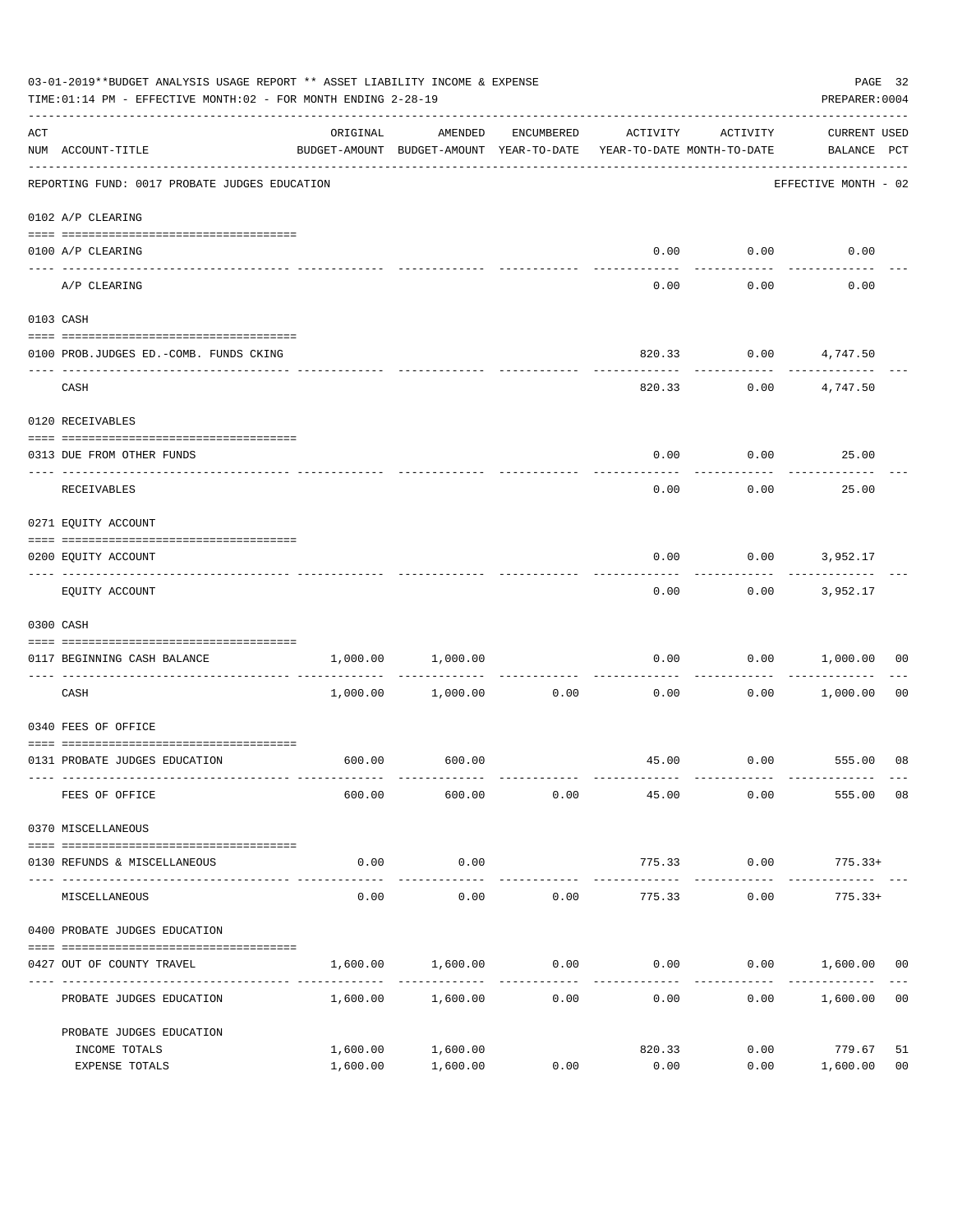03-01-2019**BUDGET ANALYSIS USAGE REPORT ** ASSET LIABILITY INCOME & EXPENSE

TIME:01:14 PM - EFFECTIVE MONTH:02 - FOR MONTH ENDING 2-28-19

PREPARER:0004

| ACT NUM | ACCOUNT-TITLE | ORIGINAL BUDGET-AMOUNT | AMENDED BUDGET-AMOUNT | ENCUMBERED YEAR-TO-DATE | ACTIVITY YEAR-TO-DATE | ACTIVITY MONTH-TO-DATE | CURRENT USED BALANCE | PCT |
|---|---|---|---|---|---|---|---|---|
| | REPORTING FUND: 0017 PROBATE JUDGES EDUCATION | | | | | | EFFECTIVE MONTH - 02 | |
| | 0102 A/P CLEARING | | | | | | | |
| 0100 | A/P CLEARING | | | | 0.00 | 0.00 | 0.00 | |
| | A/P CLEARING | | | | 0.00 | 0.00 | 0.00 | |
| | 0103 CASH | | | | | | | |
| 0100 | PROB.JUDGES ED.-COMB. FUNDS CKING | | | | 820.33 | 0.00 | 4,747.50 | |
| | CASH | | | | 820.33 | 0.00 | 4,747.50 | |
| | 0120 RECEIVABLES | | | | | | | |
| 0313 | DUE FROM OTHER FUNDS | | | | 0.00 | 0.00 | 25.00 | |
| | RECEIVABLES | | | | 0.00 | 0.00 | 25.00 | |
| | 0271 EQUITY ACCOUNT | | | | | | | |
| 0200 | EQUITY ACCOUNT | | | | 0.00 | 0.00 | 3,952.17 | |
| | EQUITY ACCOUNT | | | | 0.00 | 0.00 | 3,952.17 | |
| | 0300 CASH | | | | | | | |
| 0117 | BEGINNING CASH BALANCE | 1,000.00 | 1,000.00 | | 0.00 | 0.00 | 1,000.00 | 00 |
| | CASH | 1,000.00 | 1,000.00 | 0.00 | 0.00 | 0.00 | 1,000.00 | 00 |
| | 0340 FEES OF OFFICE | | | | | | | |
| 0131 | PROBATE JUDGES EDUCATION | 600.00 | 600.00 | | 45.00 | 0.00 | 555.00 | 08 |
| | FEES OF OFFICE | 600.00 | 600.00 | 0.00 | 45.00 | 0.00 | 555.00 | 08 |
| | 0370 MISCELLANEOUS | | | | | | | |
| 0130 | REFUNDS & MISCELLANEOUS | 0.00 | 0.00 | | 775.33 | 0.00 | 775.33+ | |
| | MISCELLANEOUS | 0.00 | 0.00 | 0.00 | 775.33 | 0.00 | 775.33+ | |
| | 0400 PROBATE JUDGES EDUCATION | | | | | | | |
| 0427 | OUT OF COUNTY TRAVEL | 1,600.00 | 1,600.00 | 0.00 | 0.00 | 0.00 | 1,600.00 | 00 |
| | PROBATE JUDGES EDUCATION | 1,600.00 | 1,600.00 | 0.00 | 0.00 | 0.00 | 1,600.00 | 00 |
| | PROBATE JUDGES EDUCATION | | | | | | | |
| | INCOME TOTALS | 1,600.00 | 1,600.00 | | 820.33 | 0.00 | 779.67 | 51 |
| | EXPENSE TOTALS | 1,600.00 | 1,600.00 | 0.00 | 0.00 | 0.00 | 1,600.00 | 00 |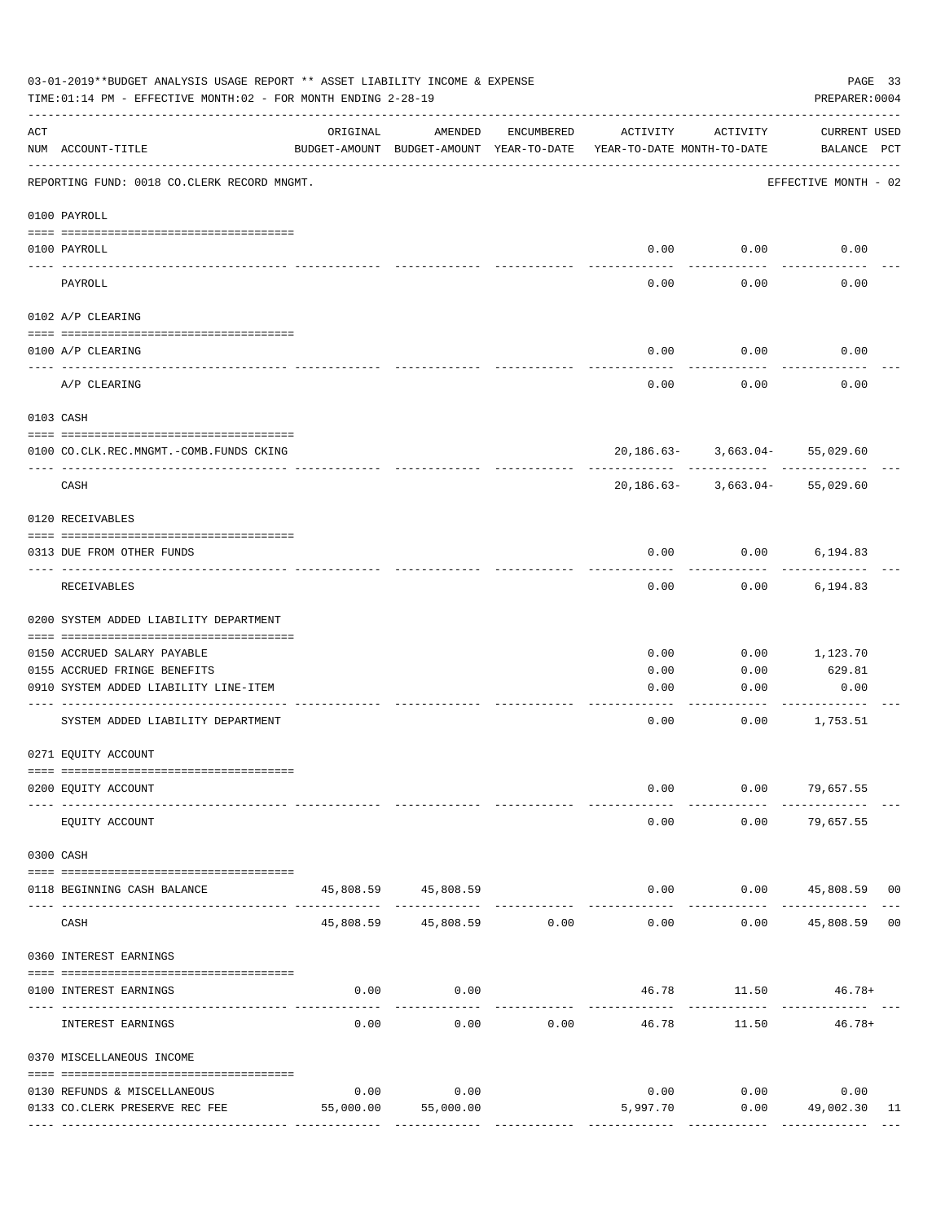03-01-2019**BUDGET ANALYSIS USAGE REPORT ** ASSET LIABILITY INCOME & EXPENSE

TIME:01:14 PM - EFFECTIVE MONTH:02 - FOR MONTH ENDING 2-28-19

PREPARER:0004

| ACT NUM | ACCOUNT-TITLE | ORIGINAL BUDGET-AMOUNT | AMENDED BUDGET-AMOUNT | ENCUMBERED YEAR-TO-DATE | ACTIVITY YEAR-TO-DATE | ACTIVITY MONTH-TO-DATE | CURRENT BALANCE | USED PCT |
|---|---|---|---|---|---|---|---|---|
| | REPORTING FUND: 0018 CO.CLERK RECORD MNGMT. | | | | | | EFFECTIVE MONTH - 02 | |
| | 0100 PAYROLL | | | | | | | |
| 0100 | PAYROLL | | | | 0.00 | 0.00 | 0.00 | |
| | PAYROLL | | | | 0.00 | 0.00 | 0.00 | |
| | 0102 A/P CLEARING | | | | | | | |
| 0100 | A/P CLEARING | | | | 0.00 | 0.00 | 0.00 | |
| | A/P CLEARING | | | | 0.00 | 0.00 | 0.00 | |
| | 0103 CASH | | | | | | | |
| 0100 | CO.CLK.REC.MNGMT.-COMB.FUNDS CKING | | | | 20,186.63- | 3,663.04- | 55,029.60 | |
| | CASH | | | | 20,186.63- | 3,663.04- | 55,029.60 | |
| | 0120 RECEIVABLES | | | | | | | |
| 0313 | DUE FROM OTHER FUNDS | | | | 0.00 | 0.00 | 6,194.83 | |
| | RECEIVABLES | | | | 0.00 | 0.00 | 6,194.83 | |
| | 0200 SYSTEM ADDED LIABILITY DEPARTMENT | | | | | | | |
| 0150 | ACCRUED SALARY PAYABLE | | | | 0.00 | 0.00 | 1,123.70 | |
| 0155 | ACCRUED FRINGE BENEFITS | | | | 0.00 | 0.00 | 629.81 | |
| 0910 | SYSTEM ADDED LIABILITY LINE-ITEM | | | | 0.00 | 0.00 | 0.00 | |
| | SYSTEM ADDED LIABILITY DEPARTMENT | | | | 0.00 | 0.00 | 1,753.51 | |
| | 0271 EQUITY ACCOUNT | | | | | | | |
| 0200 | EQUITY ACCOUNT | | | | 0.00 | 0.00 | 79,657.55 | |
| | EQUITY ACCOUNT | | | | 0.00 | 0.00 | 79,657.55 | |
| | 0300 CASH | | | | | | | |
| 0118 | BEGINNING CASH BALANCE | 45,808.59 | 45,808.59 | | 0.00 | 0.00 | 45,808.59 | 00 |
| | CASH | 45,808.59 | 45,808.59 | 0.00 | 0.00 | 0.00 | 45,808.59 | 00 |
| | 0360 INTEREST EARNINGS | | | | | | | |
| 0100 | INTEREST EARNINGS | 0.00 | 0.00 | | 46.78 | 11.50 | 46.78+ | |
| | INTEREST EARNINGS | 0.00 | 0.00 | 0.00 | 46.78 | 11.50 | 46.78+ | |
| | 0370 MISCELLANEOUS INCOME | | | | | | | |
| 0130 | REFUNDS & MISCELLANEOUS | 0.00 | 0.00 | | 0.00 | 0.00 | 0.00 | |
| 0133 | CO.CLERK PRESERVE REC FEE | 55,000.00 | 55,000.00 | | 5,997.70 | 0.00 | 49,002.30 | 11 |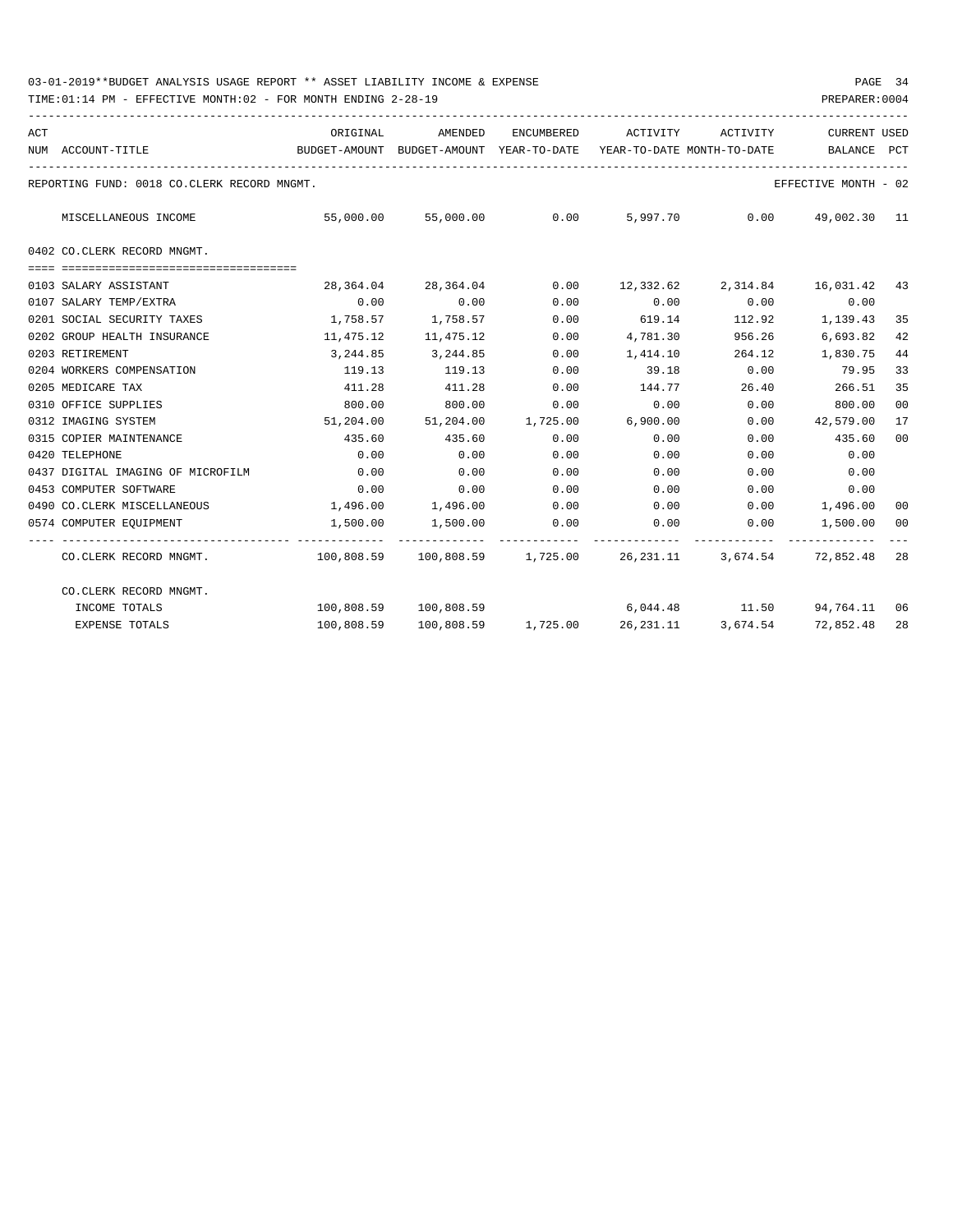03-01-2019**BUDGET ANALYSIS USAGE REPORT ** ASSET LIABILITY INCOME & EXPENSE

TIME:01:14 PM - EFFECTIVE MONTH:02 - FOR MONTH ENDING 2-28-19

PREPARER:0004

REPORTING FUND: 0018 CO.CLERK RECORD MNGMT. — EFFECTIVE MONTH - 02

| ACT NUM | ACCOUNT-TITLE | ORIGINAL BUDGET-AMOUNT | AMENDED BUDGET-AMOUNT | ENCUMBERED YEAR-TO-DATE | ACTIVITY YEAR-TO-DATE | ACTIVITY MONTH-TO-DATE | CURRENT BALANCE | USED PCT |
|---|---|---|---|---|---|---|---|---|
| | MISCELLANEOUS INCOME | 55,000.00 | 55,000.00 | 0.00 | 5,997.70 | 0.00 | 49,002.30 | 11 |
| | **0402 CO.CLERK RECORD MNGMT.** | | | | | | | |
| 0103 | SALARY ASSISTANT | 28,364.04 | 28,364.04 | 0.00 | 12,332.62 | 2,314.84 | 16,031.42 | 43 |
| 0107 | SALARY TEMP/EXTRA | 0.00 | 0.00 | 0.00 | 0.00 | 0.00 | 0.00 | |
| 0201 | SOCIAL SECURITY TAXES | 1,758.57 | 1,758.57 | 0.00 | 619.14 | 112.92 | 1,139.43 | 35 |
| 0202 | GROUP HEALTH INSURANCE | 11,475.12 | 11,475.12 | 0.00 | 4,781.30 | 956.26 | 6,693.82 | 42 |
| 0203 | RETIREMENT | 3,244.85 | 3,244.85 | 0.00 | 1,414.10 | 264.12 | 1,830.75 | 44 |
| 0204 | WORKERS COMPENSATION | 119.13 | 119.13 | 0.00 | 39.18 | 0.00 | 79.95 | 33 |
| 0205 | MEDICARE TAX | 411.28 | 411.28 | 0.00 | 144.77 | 26.40 | 266.51 | 35 |
| 0310 | OFFICE SUPPLIES | 800.00 | 800.00 | 0.00 | 0.00 | 0.00 | 800.00 | 00 |
| 0312 | IMAGING SYSTEM | 51,204.00 | 51,204.00 | 1,725.00 | 6,900.00 | 0.00 | 42,579.00 | 17 |
| 0315 | COPIER MAINTENANCE | 435.60 | 435.60 | 0.00 | 0.00 | 0.00 | 435.60 | 00 |
| 0420 | TELEPHONE | 0.00 | 0.00 | 0.00 | 0.00 | 0.00 | 0.00 | |
| 0437 | DIGITAL IMAGING OF MICROFILM | 0.00 | 0.00 | 0.00 | 0.00 | 0.00 | 0.00 | |
| 0453 | COMPUTER SOFTWARE | 0.00 | 0.00 | 0.00 | 0.00 | 0.00 | 0.00 | |
| 0490 | CO.CLERK MISCELLANEOUS | 1,496.00 | 1,496.00 | 0.00 | 0.00 | 0.00 | 1,496.00 | 00 |
| 0574 | COMPUTER EQUIPMENT | 1,500.00 | 1,500.00 | 0.00 | 0.00 | 0.00 | 1,500.00 | 00 |
| | CO.CLERK RECORD MNGMT. | 100,808.59 | 100,808.59 | 1,725.00 | 26,231.11 | 3,674.54 | 72,852.48 | 28 |
| | **CO.CLERK RECORD MNGMT.** | | | | | | | |
| | INCOME TOTALS | 100,808.59 | 100,808.59 | | 6,044.48 | 11.50 | 94,764.11 | 06 |
| | EXPENSE TOTALS | 100,808.59 | 100,808.59 | 1,725.00 | 26,231.11 | 3,674.54 | 72,852.48 | 28 |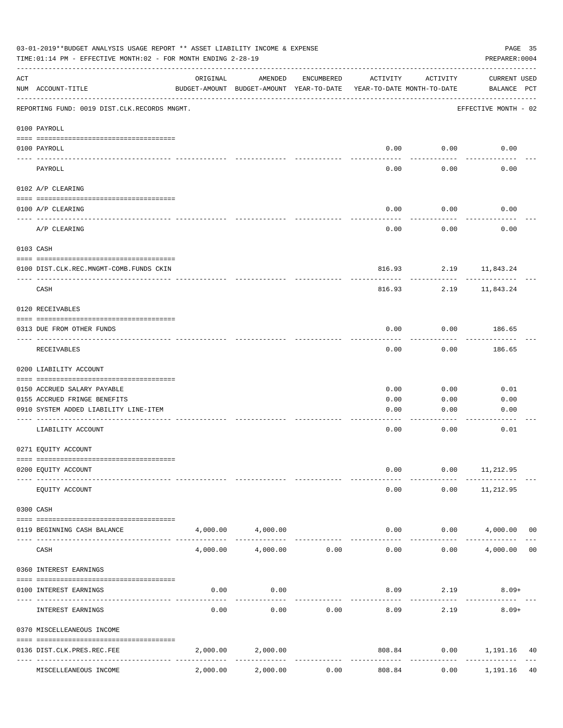03-01-2019**BUDGET ANALYSIS USAGE REPORT ** ASSET LIABILITY INCOME & EXPENSE

TIME:01:14 PM - EFFECTIVE MONTH:02 - FOR MONTH ENDING 2-28-19

PREPARER:0004

| ACT NUM | ACCOUNT-TITLE | ORIGINAL BUDGET-AMOUNT | AMENDED BUDGET-AMOUNT | ENCUMBERED YEAR-TO-DATE | ACTIVITY YEAR-TO-DATE | ACTIVITY MONTH-TO-DATE | CURRENT USED BALANCE | PCT |
|---|---|---|---|---|---|---|---|---|
| | REPORTING FUND: 0019 DIST.CLK.RECORDS MNGMT. | | | | | | EFFECTIVE MONTH - 02 | |
| | 0100 PAYROLL | | | | | | | |
| 0100 | PAYROLL | | | | 0.00 | 0.00 | 0.00 | |
| | PAYROLL | | | | 0.00 | 0.00 | 0.00 | |
| | 0102 A/P CLEARING | | | | | | | |
| 0100 | A/P CLEARING | | | | 0.00 | 0.00 | 0.00 | |
| | A/P CLEARING | | | | 0.00 | 0.00 | 0.00 | |
| | 0103 CASH | | | | | | | |
| 0100 | DIST.CLK.REC.MNGMT-COMB.FUNDS CKIN | | | | 816.93 | 2.19 | 11,843.24 | |
| | CASH | | | | 816.93 | 2.19 | 11,843.24 | |
| | 0120 RECEIVABLES | | | | | | | |
| 0313 | DUE FROM OTHER FUNDS | | | | 0.00 | 0.00 | 186.65 | |
| | RECEIVABLES | | | | 0.00 | 0.00 | 186.65 | |
| | 0200 LIABILITY ACCOUNT | | | | | | | |
| 0150 | ACCRUED SALARY PAYABLE | | | | 0.00 | 0.00 | 0.01 | |
| 0155 | ACCRUED FRINGE BENEFITS | | | | 0.00 | 0.00 | 0.00 | |
| 0910 | SYSTEM ADDED LIABILITY LINE-ITEM | | | | 0.00 | 0.00 | 0.00 | |
| | LIABILITY ACCOUNT | | | | 0.00 | 0.00 | 0.01 | |
| | 0271 EQUITY ACCOUNT | | | | | | | |
| 0200 | EQUITY ACCOUNT | | | | 0.00 | 0.00 | 11,212.95 | |
| | EQUITY ACCOUNT | | | | 0.00 | 0.00 | 11,212.95 | |
| | 0300 CASH | | | | | | | |
| 0119 | BEGINNING CASH BALANCE | 4,000.00 | 4,000.00 | | 0.00 | 0.00 | 4,000.00 | 00 |
| | CASH | 4,000.00 | 4,000.00 | 0.00 | 0.00 | 0.00 | 4,000.00 | 00 |
| | 0360 INTEREST EARNINGS | | | | | | | |
| 0100 | INTEREST EARNINGS | 0.00 | 0.00 | | 8.09 | 2.19 | 8.09+ | |
| | INTEREST EARNINGS | 0.00 | 0.00 | 0.00 | 8.09 | 2.19 | 8.09+ | |
| | 0370 MISCELLEANEOUS INCOME | | | | | | | |
| 0136 | DIST.CLK.PRES.REC.FEE | 2,000.00 | 2,000.00 | | 808.84 | 0.00 | 1,191.16 | 40 |
| | MISCELLEANEOUS INCOME | 2,000.00 | 2,000.00 | 0.00 | 808.84 | 0.00 | 1,191.16 | 40 |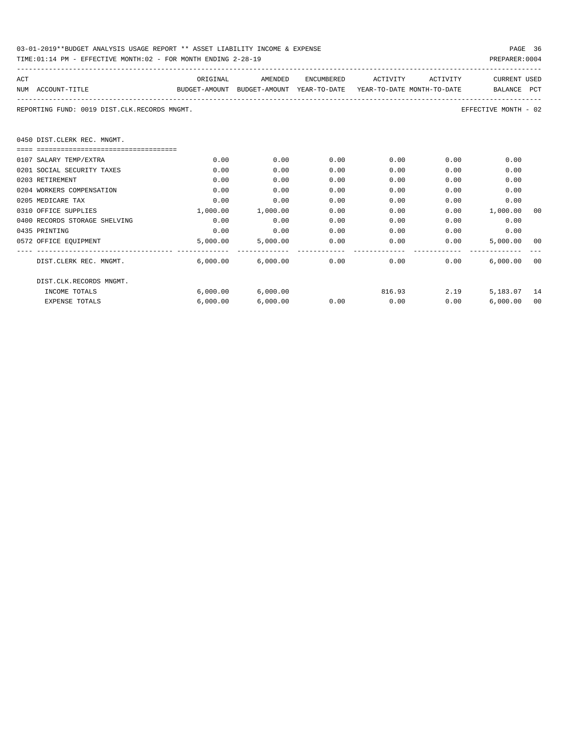03-01-2019**BUDGET ANALYSIS USAGE REPORT ** ASSET LIABILITY INCOME & EXPENSE

TIME:01:14 PM - EFFECTIVE MONTH:02 - FOR MONTH ENDING 2-28-19

PREPARER:0004

REPORTING FUND: 0019 DIST.CLK.RECORDS MNGMT.

EFFECTIVE MONTH - 02

## 0450 DIST.CLERK REC. MNGMT.

| ACT NUM | ACCOUNT-TITLE | ORIGINAL BUDGET-AMOUNT | AMENDED BUDGET-AMOUNT | ENCUMBERED YEAR-TO-DATE | ACTIVITY YEAR-TO-DATE | ACTIVITY MONTH-TO-DATE | CURRENT BALANCE | USED PCT |
|---|---|---|---|---|---|---|---|---|
| 0107 | SALARY TEMP/EXTRA | 0.00 | 0.00 | 0.00 | 0.00 | 0.00 | 0.00 | |
| 0201 | SOCIAL SECURITY TAXES | 0.00 | 0.00 | 0.00 | 0.00 | 0.00 | 0.00 | |
| 0203 | RETIREMENT | 0.00 | 0.00 | 0.00 | 0.00 | 0.00 | 0.00 | |
| 0204 | WORKERS COMPENSATION | 0.00 | 0.00 | 0.00 | 0.00 | 0.00 | 0.00 | |
| 0205 | MEDICARE TAX | 0.00 | 0.00 | 0.00 | 0.00 | 0.00 | 0.00 | |
| 0310 | OFFICE SUPPLIES | 1,000.00 | 1,000.00 | 0.00 | 0.00 | 0.00 | 1,000.00 | 00 |
| 0400 | RECORDS STORAGE SHELVING | 0.00 | 0.00 | 0.00 | 0.00 | 0.00 | 0.00 | |
| 0435 | PRINTING | 0.00 | 0.00 | 0.00 | 0.00 | 0.00 | 0.00 | |
| 0572 | OFFICE EQUIPMENT | 5,000.00 | 5,000.00 | 0.00 | 0.00 | 0.00 | 5,000.00 | 00 |
| | DIST.CLERK REC. MNGMT. | 6,000.00 | 6,000.00 | 0.00 | 0.00 | 0.00 | 6,000.00 | 00 |
| | DIST.CLK.RECORDS MNGMT. | | | | | | | |
| | INCOME TOTALS | 6,000.00 | 6,000.00 | | 816.93 | 2.19 | 5,183.07 | 14 |
| | EXPENSE TOTALS | 6,000.00 | 6,000.00 | 0.00 | 0.00 | 0.00 | 6,000.00 | 00 |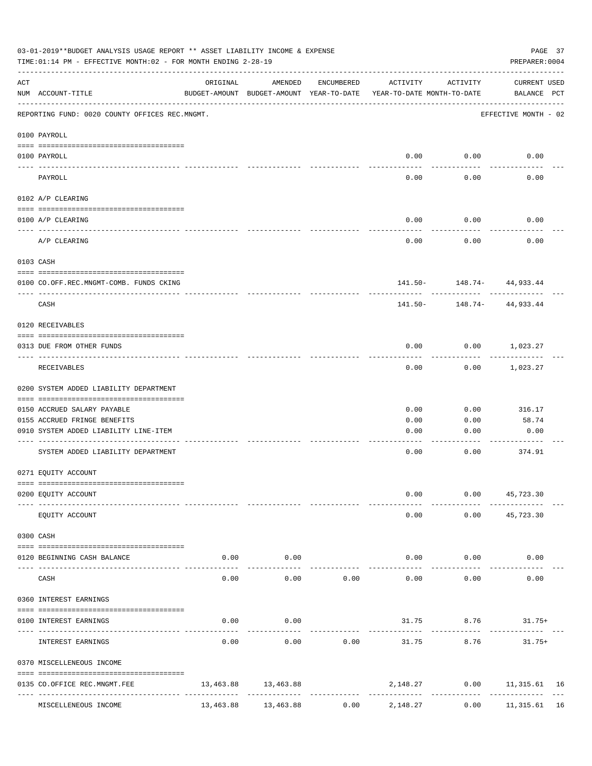03-01-2019**BUDGET ANALYSIS USAGE REPORT ** ASSET LIABILITY INCOME & EXPENSE

TIME:01:14 PM - EFFECTIVE MONTH:02 - FOR MONTH ENDING 2-28-19

PREPARER:0004

| ACT NUM | ACCOUNT-TITLE | ORIGINAL BUDGET-AMOUNT | AMENDED BUDGET-AMOUNT | ENCUMBERED YEAR-TO-DATE | ACTIVITY YEAR-TO-DATE | ACTIVITY MONTH-TO-DATE | CURRENT BALANCE | USED PCT |
|---|---|---|---|---|---|---|---|---|
| | REPORTING FUND: 0020 COUNTY OFFICES REC.MNGMT. | | | | | | EFFECTIVE MONTH - 02 | |
| | 0100 PAYROLL | | | | | | | |
| 0100 | PAYROLL | | | | 0.00 | 0.00 | 0.00 | |
| | PAYROLL | | | | 0.00 | 0.00 | 0.00 | |
| | 0102 A/P CLEARING | | | | | | | |
| 0100 | A/P CLEARING | | | | 0.00 | 0.00 | 0.00 | |
| | A/P CLEARING | | | | 0.00 | 0.00 | 0.00 | |
| | 0103 CASH | | | | | | | |
| 0100 | CO.OFF.REC.MNGMT-COMB. FUNDS CKING | | | | 141.50- | 148.74- | 44,933.44 | |
| | CASH | | | | 141.50- | 148.74- | 44,933.44 | |
| | 0120 RECEIVABLES | | | | | | | |
| 0313 | DUE FROM OTHER FUNDS | | | | 0.00 | 0.00 | 1,023.27 | |
| | RECEIVABLES | | | | 0.00 | 0.00 | 1,023.27 | |
| | 0200 SYSTEM ADDED LIABILITY DEPARTMENT | | | | | | | |
| 0150 | ACCRUED SALARY PAYABLE | | | | 0.00 | 0.00 | 316.17 | |
| 0155 | ACCRUED FRINGE BENEFITS | | | | 0.00 | 0.00 | 58.74 | |
| 0910 | SYSTEM ADDED LIABILITY LINE-ITEM | | | | 0.00 | 0.00 | 0.00 | |
| | SYSTEM ADDED LIABILITY DEPARTMENT | | | | 0.00 | 0.00 | 374.91 | |
| | 0271 EQUITY ACCOUNT | | | | | | | |
| 0200 | EQUITY ACCOUNT | | | | 0.00 | 0.00 | 45,723.30 | |
| | EQUITY ACCOUNT | | | | 0.00 | 0.00 | 45,723.30 | |
| | 0300 CASH | | | | | | | |
| 0120 | BEGINNING CASH BALANCE | 0.00 | 0.00 | | 0.00 | 0.00 | 0.00 | |
| | CASH | 0.00 | 0.00 | 0.00 | 0.00 | 0.00 | 0.00 | |
| | 0360 INTEREST EARNINGS | | | | | | | |
| 0100 | INTEREST EARNINGS | 0.00 | 0.00 | | 31.75 | 8.76 | 31.75+ | |
| | INTEREST EARNINGS | 0.00 | 0.00 | 0.00 | 31.75 | 8.76 | 31.75+ | |
| | 0370 MISCELLENEOUS INCOME | | | | | | | |
| 0135 | CO.OFFICE REC.MNGMT.FEE | 13,463.88 | 13,463.88 | | 2,148.27 | 0.00 | 11,315.61 | 16 |
| | MISCELLENEOUS INCOME | 13,463.88 | 13,463.88 | 0.00 | 2,148.27 | 0.00 | 11,315.61 | 16 |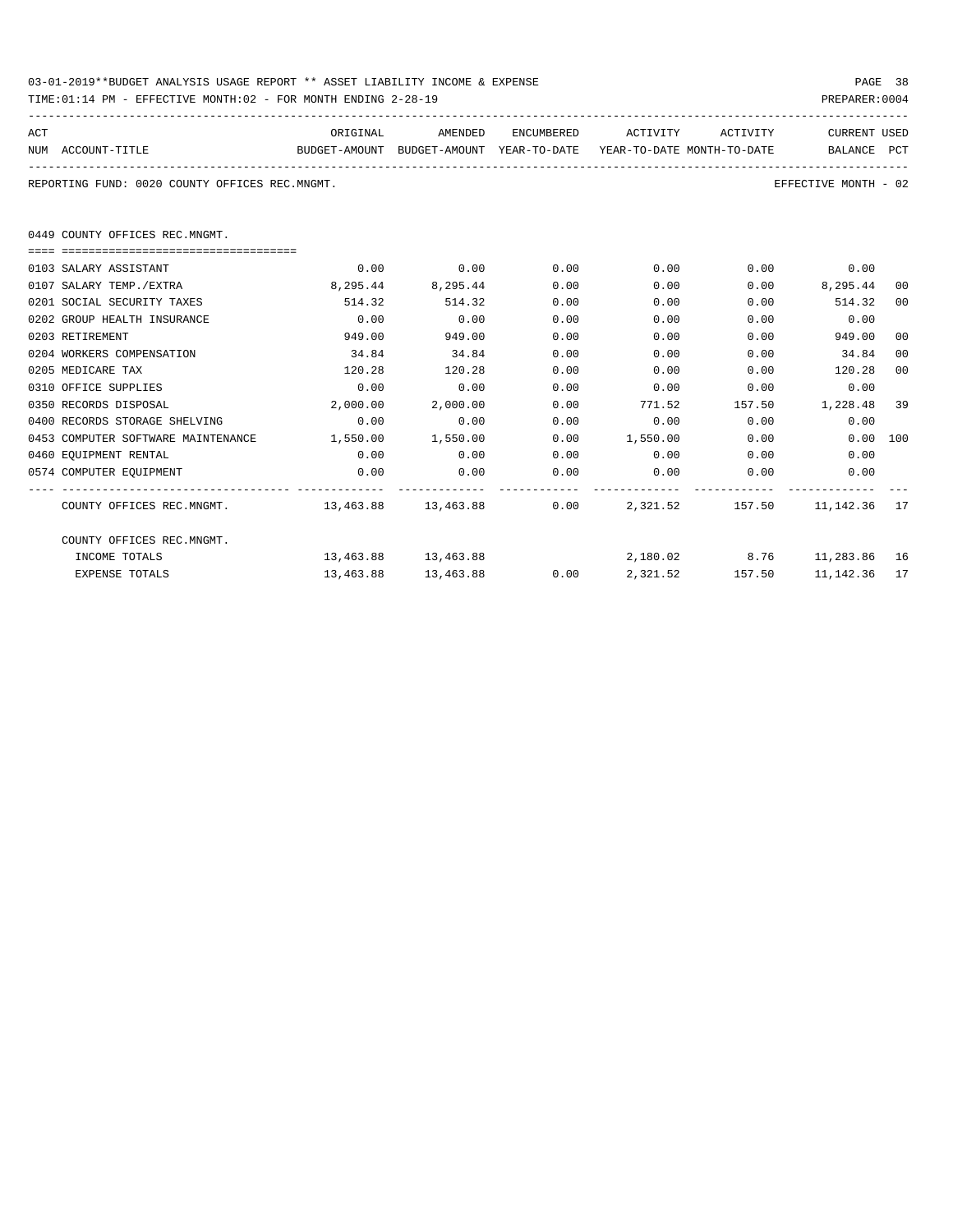03-01-2019**BUDGET ANALYSIS USAGE REPORT ** ASSET LIABILITY INCOME & EXPENSE

TIME:01:14 PM - EFFECTIVE MONTH:02 - FOR MONTH ENDING 2-28-19

PREPARER:0004

REPORTING FUND: 0020 COUNTY OFFICES REC.MNGMT.

EFFECTIVE MONTH - 02

## 0449 COUNTY OFFICES REC.MNGMT.

| ACT NUM | ACCOUNT-TITLE | ORIGINAL BUDGET-AMOUNT | AMENDED BUDGET-AMOUNT | ENCUMBERED YEAR-TO-DATE | ACTIVITY YEAR-TO-DATE | ACTIVITY MONTH-TO-DATE | CURRENT BALANCE | USED PCT |
|---|---|---|---|---|---|---|---|---|
| 0103 | SALARY ASSISTANT | 0.00 | 0.00 | 0.00 | 0.00 | 0.00 | 0.00 | |
| 0107 | SALARY TEMP./EXTRA | 8,295.44 | 8,295.44 | 0.00 | 0.00 | 0.00 | 8,295.44 | 00 |
| 0201 | SOCIAL SECURITY TAXES | 514.32 | 514.32 | 0.00 | 0.00 | 0.00 | 514.32 | 00 |
| 0202 | GROUP HEALTH INSURANCE | 0.00 | 0.00 | 0.00 | 0.00 | 0.00 | 0.00 | |
| 0203 | RETIREMENT | 949.00 | 949.00 | 0.00 | 0.00 | 0.00 | 949.00 | 00 |
| 0204 | WORKERS COMPENSATION | 34.84 | 34.84 | 0.00 | 0.00 | 0.00 | 34.84 | 00 |
| 0205 | MEDICARE TAX | 120.28 | 120.28 | 0.00 | 0.00 | 0.00 | 120.28 | 00 |
| 0310 | OFFICE SUPPLIES | 0.00 | 0.00 | 0.00 | 0.00 | 0.00 | 0.00 | |
| 0350 | RECORDS DISPOSAL | 2,000.00 | 2,000.00 | 0.00 | 771.52 | 157.50 | 1,228.48 | 39 |
| 0400 | RECORDS STORAGE SHELVING | 0.00 | 0.00 | 0.00 | 0.00 | 0.00 | 0.00 | |
| 0453 | COMPUTER SOFTWARE MAINTENANCE | 1,550.00 | 1,550.00 | 0.00 | 1,550.00 | 0.00 | 0.00 | 100 |
| 0460 | EQUIPMENT RENTAL | 0.00 | 0.00 | 0.00 | 0.00 | 0.00 | 0.00 | |
| 0574 | COMPUTER EQUIPMENT | 0.00 | 0.00 | 0.00 | 0.00 | 0.00 | 0.00 | |
| | COUNTY OFFICES REC.MNGMT. | 13,463.88 | 13,463.88 | 0.00 | 2,321.52 | 157.50 | 11,142.36 | 17 |
| | COUNTY OFFICES REC.MNGMT. | | | | | | | |
| | INCOME TOTALS | 13,463.88 | 13,463.88 | | 2,180.02 | 8.76 | 11,283.86 | 16 |
| | EXPENSE TOTALS | 13,463.88 | 13,463.88 | 0.00 | 2,321.52 | 157.50 | 11,142.36 | 17 |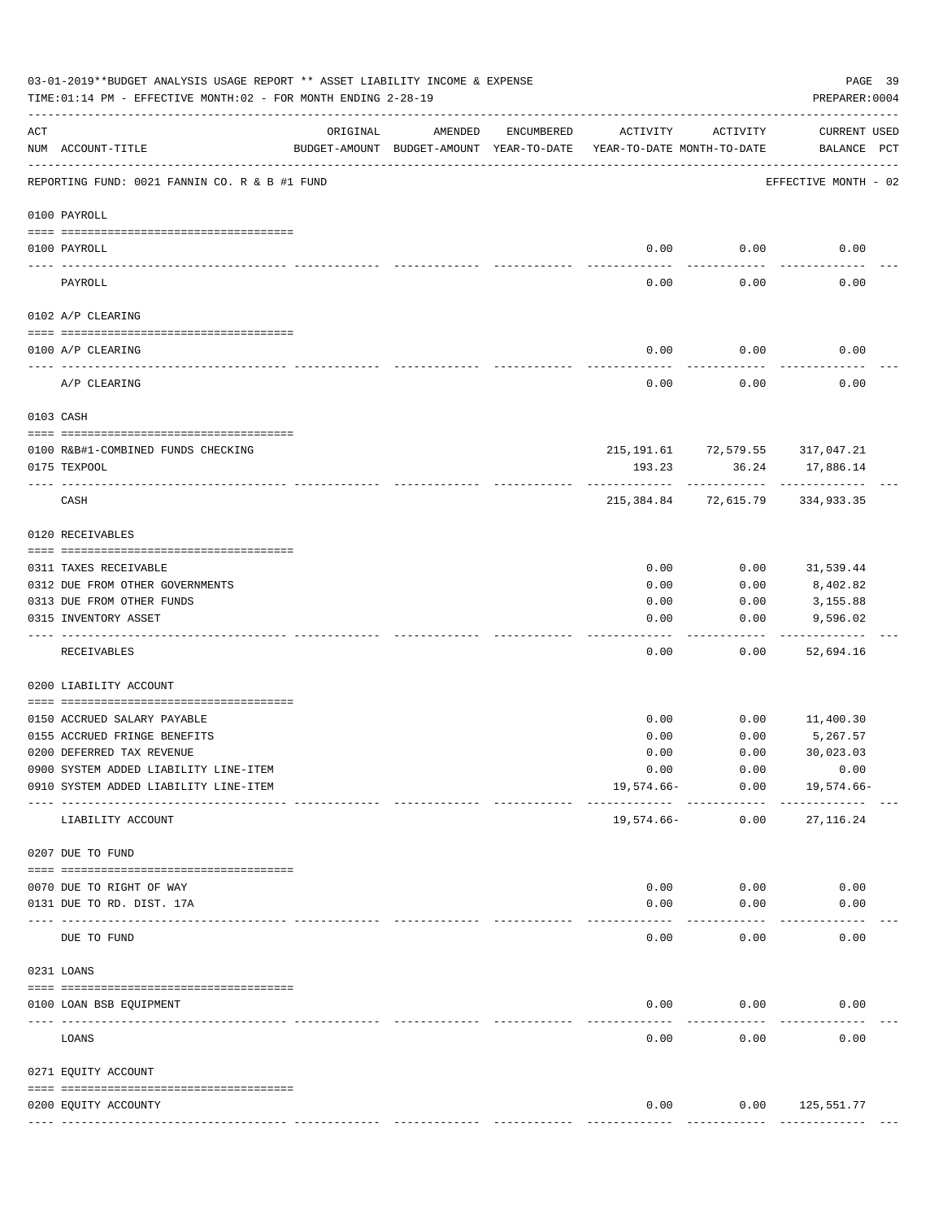03-01-2019**BUDGET ANALYSIS USAGE REPORT ** ASSET LIABILITY INCOME & EXPENSE

TIME:01:14 PM - EFFECTIVE MONTH:02 - FOR MONTH ENDING 2-28-19

PREPARER:0004

REPORTING FUND: 0021 FANNIN CO. R & B #1 FUND — EFFECTIVE MONTH - 02

| ACT NUM | ACCOUNT-TITLE | ORIGINAL BUDGET-AMOUNT | AMENDED BUDGET-AMOUNT | ENCUMBERED YEAR-TO-DATE | ACTIVITY YEAR-TO-DATE | ACTIVITY MONTH-TO-DATE | CURRENT BALANCE | USED PCT |
|---|---|---|---|---|---|---|---|---|
| | **0100 PAYROLL** | | | | | | | |
| 0100 | PAYROLL | | | | 0.00 | 0.00 | 0.00 | |
| | PAYROLL | | | | 0.00 | 0.00 | 0.00 | |
| | **0102 A/P CLEARING** | | | | | | | |
| 0100 | A/P CLEARING | | | | 0.00 | 0.00 | 0.00 | |
| | A/P CLEARING | | | | 0.00 | 0.00 | 0.00 | |
| | **0103 CASH** | | | | | | | |
| 0100 | R&B#1-COMBINED FUNDS CHECKING | | | | 215,191.61 | 72,579.55 | 317,047.21 | |
| 0175 | TEXPOOL | | | | 193.23 | 36.24 | 17,886.14 | |
| | CASH | | | | 215,384.84 | 72,615.79 | 334,933.35 | |
| | **0120 RECEIVABLES** | | | | | | | |
| 0311 | TAXES RECEIVABLE | | | | 0.00 | 0.00 | 31,539.44 | |
| 0312 | DUE FROM OTHER GOVERNMENTS | | | | 0.00 | 0.00 | 8,402.82 | |
| 0313 | DUE FROM OTHER FUNDS | | | | 0.00 | 0.00 | 3,155.88 | |
| 0315 | INVENTORY ASSET | | | | 0.00 | 0.00 | 9,596.02 | |
| | RECEIVABLES | | | | 0.00 | 0.00 | 52,694.16 | |
| | **0200 LIABILITY ACCOUNT** | | | | | | | |
| 0150 | ACCRUED SALARY PAYABLE | | | | 0.00 | 0.00 | 11,400.30 | |
| 0155 | ACCRUED FRINGE BENEFITS | | | | 0.00 | 0.00 | 5,267.57 | |
| 0200 | DEFERRED TAX REVENUE | | | | 0.00 | 0.00 | 30,023.03 | |
| 0900 | SYSTEM ADDED LIABILITY LINE-ITEM | | | | 0.00 | 0.00 | 0.00 | |
| 0910 | SYSTEM ADDED LIABILITY LINE-ITEM | | | | 19,574.66- | 0.00 | 19,574.66- | |
| | LIABILITY ACCOUNT | | | | 19,574.66- | 0.00 | 27,116.24 | |
| | **0207 DUE TO FUND** | | | | | | | |
| 0070 | DUE TO RIGHT OF WAY | | | | 0.00 | 0.00 | 0.00 | |
| 0131 | DUE TO RD. DIST. 17A | | | | 0.00 | 0.00 | 0.00 | |
| | DUE TO FUND | | | | 0.00 | 0.00 | 0.00 | |
| | **0231 LOANS** | | | | | | | |
| 0100 | LOAN BSB EQUIPMENT | | | | 0.00 | 0.00 | 0.00 | |
| | LOANS | | | | 0.00 | 0.00 | 0.00 | |
| | **0271 EQUITY ACCOUNT** | | | | | | | |
| 0200 | EQUITY ACCOUNTY | | | | 0.00 | 0.00 | 125,551.77 | |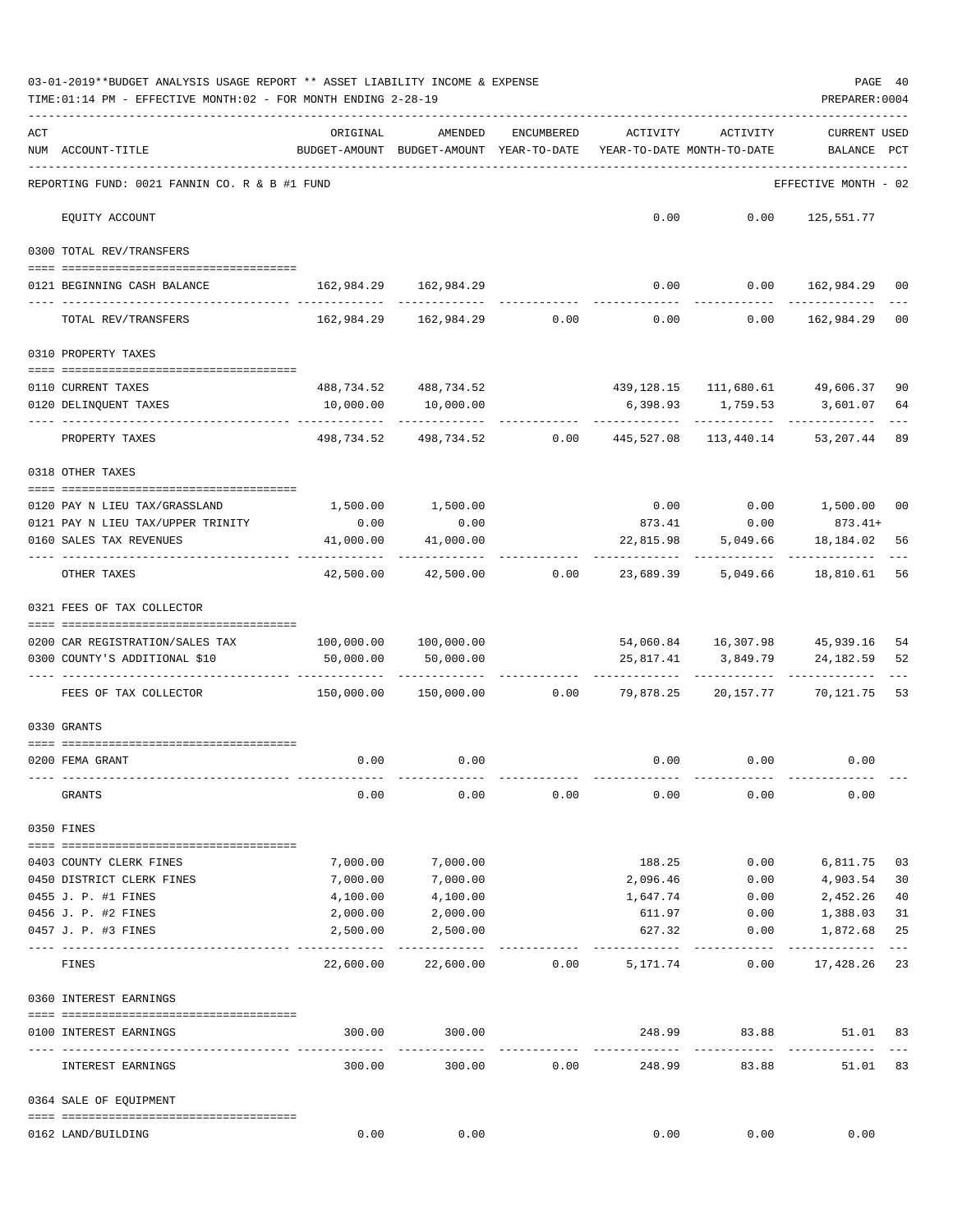03-01-2019**BUDGET ANALYSIS USAGE REPORT ** ASSET LIABILITY INCOME & EXPENSE

TIME:01:14 PM - EFFECTIVE MONTH:02 - FOR MONTH ENDING 2-28-19

PREPARER:0004

REPORTING FUND: 0021 FANNIN CO. R & B #1 FUND — EFFECTIVE MONTH - 02

| ACT NUM | ACCOUNT-TITLE | ORIGINAL BUDGET-AMOUNT | AMENDED BUDGET-AMOUNT | ENCUMBERED YEAR-TO-DATE | ACTIVITY YEAR-TO-DATE | ACTIVITY MONTH-TO-DATE | CURRENT USED BALANCE | PCT |
|---|---|---|---|---|---|---|---|---|
| | EQUITY ACCOUNT | | | | 0.00 | 0.00 | 125,551.77 | |
| | **0300 TOTAL REV/TRANSFERS** | | | | | | | |
| 0121 | BEGINNING CASH BALANCE | 162,984.29 | 162,984.29 | | 0.00 | 0.00 | 162,984.29 | 00 |
| | TOTAL REV/TRANSFERS | 162,984.29 | 162,984.29 | 0.00 | 0.00 | 0.00 | 162,984.29 | 00 |
| | **0310 PROPERTY TAXES** | | | | | | | |
| 0110 | CURRENT TAXES | 488,734.52 | 488,734.52 | | 439,128.15 | 111,680.61 | 49,606.37 | 90 |
| 0120 | DELINQUENT TAXES | 10,000.00 | 10,000.00 | | 6,398.93 | 1,759.53 | 3,601.07 | 64 |
| | PROPERTY TAXES | 498,734.52 | 498,734.52 | 0.00 | 445,527.08 | 113,440.14 | 53,207.44 | 89 |
| | **0318 OTHER TAXES** | | | | | | | |
| 0120 | PAY N LIEU TAX/GRASSLAND | 1,500.00 | 1,500.00 | | 0.00 | 0.00 | 1,500.00 | 00 |
| 0121 | PAY N LIEU TAX/UPPER TRINITY | 0.00 | 0.00 | | 873.41 | 0.00 | 873.41+ | |
| 0160 | SALES TAX REVENUES | 41,000.00 | 41,000.00 | | 22,815.98 | 5,049.66 | 18,184.02 | 56 |
| | OTHER TAXES | 42,500.00 | 42,500.00 | 0.00 | 23,689.39 | 5,049.66 | 18,810.61 | 56 |
| | **0321 FEES OF TAX COLLECTOR** | | | | | | | |
| 0200 | CAR REGISTRATION/SALES TAX | 100,000.00 | 100,000.00 | | 54,060.84 | 16,307.98 | 45,939.16 | 54 |
| 0300 | COUNTY'S ADDITIONAL $10 | 50,000.00 | 50,000.00 | | 25,817.41 | 3,849.79 | 24,182.59 | 52 |
| | FEES OF TAX COLLECTOR | 150,000.00 | 150,000.00 | 0.00 | 79,878.25 | 20,157.77 | 70,121.75 | 53 |
| | **0330 GRANTS** | | | | | | | |
| 0200 | FEMA GRANT | 0.00 | 0.00 | | 0.00 | 0.00 | 0.00 | |
| | GRANTS | 0.00 | 0.00 | 0.00 | 0.00 | 0.00 | 0.00 | |
| | **0350 FINES** | | | | | | | |
| 0403 | COUNTY CLERK FINES | 7,000.00 | 7,000.00 | | 188.25 | 0.00 | 6,811.75 | 03 |
| 0450 | DISTRICT CLERK FINES | 7,000.00 | 7,000.00 | | 2,096.46 | 0.00 | 4,903.54 | 30 |
| 0455 | J. P. #1 FINES | 4,100.00 | 4,100.00 | | 1,647.74 | 0.00 | 2,452.26 | 40 |
| 0456 | J. P. #2 FINES | 2,000.00 | 2,000.00 | | 611.97 | 0.00 | 1,388.03 | 31 |
| 0457 | J. P. #3 FINES | 2,500.00 | 2,500.00 | | 627.32 | 0.00 | 1,872.68 | 25 |
| | FINES | 22,600.00 | 22,600.00 | 0.00 | 5,171.74 | 0.00 | 17,428.26 | 23 |
| | **0360 INTEREST EARNINGS** | | | | | | | |
| 0100 | INTEREST EARNINGS | 300.00 | 300.00 | | 248.99 | 83.88 | 51.01 | 83 |
| | INTEREST EARNINGS | 300.00 | 300.00 | 0.00 | 248.99 | 83.88 | 51.01 | 83 |
| | **0364 SALE OF EQUIPMENT** | | | | | | | |
| 0162 | LAND/BUILDING | 0.00 | 0.00 | | 0.00 | 0.00 | 0.00 | |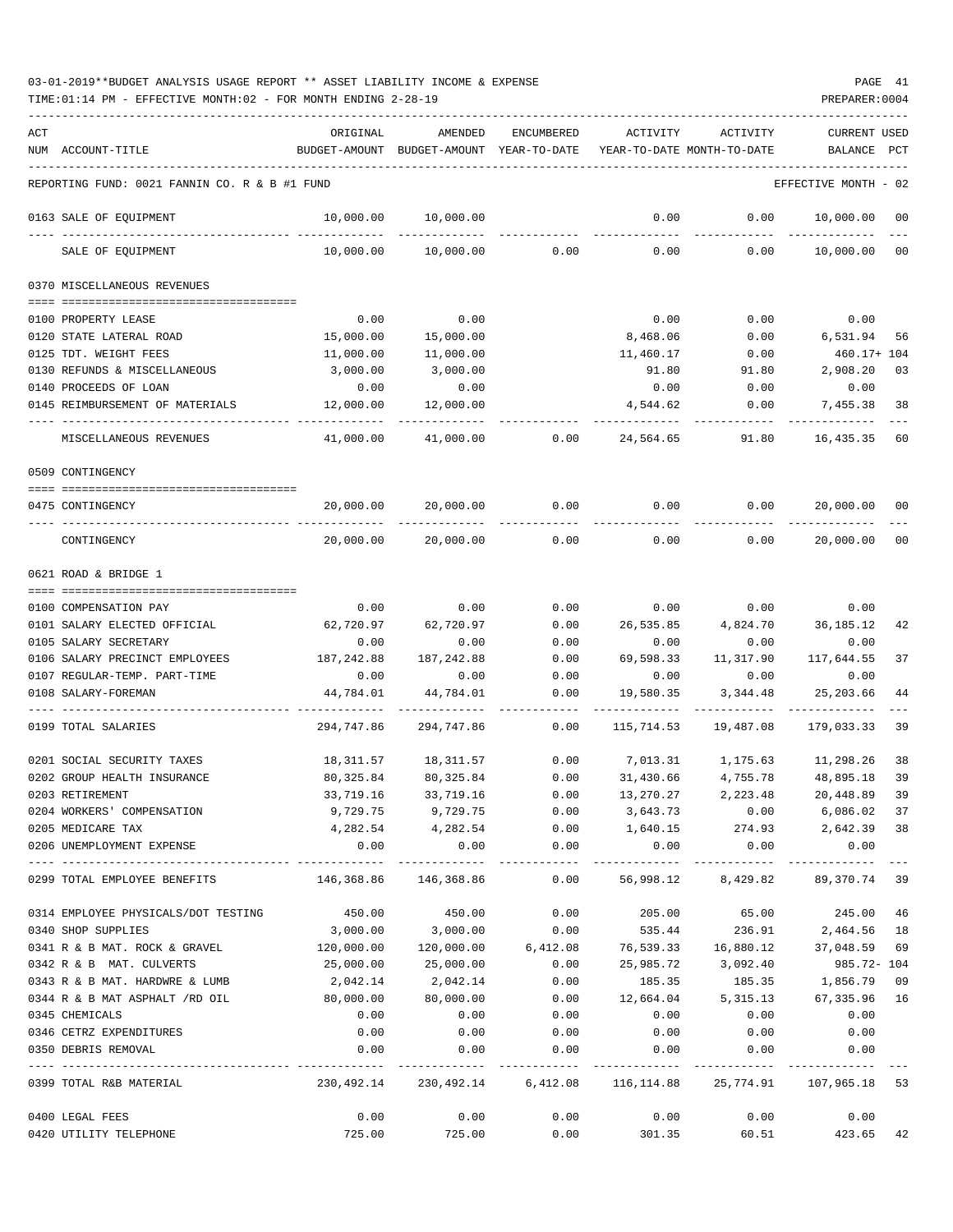03-01-2019**BUDGET ANALYSIS USAGE REPORT ** ASSET LIABILITY INCOME & EXPENSE

TIME:01:14 PM - EFFECTIVE MONTH:02 - FOR MONTH ENDING 2-28-19

| ACT NUM | ACCOUNT-TITLE | ORIGINAL BUDGET-AMOUNT | AMENDED BUDGET-AMOUNT | ENCUMBERED YEAR-TO-DATE | ACTIVITY YEAR-TO-DATE | ACTIVITY MONTH-TO-DATE | CURRENT BALANCE | USED PCT |
|---|---|---|---|---|---|---|---|---|
| | REPORTING FUND: 0021 FANNIN CO. R & B #1 FUND | | | | | | EFFECTIVE MONTH - 02 | |
| 0163 | SALE OF EQUIPMENT | 10,000.00 | 10,000.00 | | 0.00 | 0.00 | 10,000.00 | 00 |
| | SALE OF EQUIPMENT | 10,000.00 | 10,000.00 | 0.00 | 0.00 | 0.00 | 10,000.00 | 00 |
| | 0370 MISCELLANEOUS REVENUES | | | | | | | |
| 0100 | PROPERTY LEASE | 0.00 | 0.00 | | 0.00 | 0.00 | 0.00 | |
| 0120 | STATE LATERAL ROAD | 15,000.00 | 15,000.00 | | 8,468.06 | 0.00 | 6,531.94 | 56 |
| 0125 | TDT. WEIGHT FEES | 11,000.00 | 11,000.00 | | 11,460.17 | 0.00 | 460.17+ | 104 |
| 0130 | REFUNDS & MISCELLANEOUS | 3,000.00 | 3,000.00 | | 91.80 | 91.80 | 2,908.20 | 03 |
| 0140 | PROCEEDS OF LOAN | 0.00 | 0.00 | | 0.00 | 0.00 | 0.00 | |
| 0145 | REIMBURSEMENT OF MATERIALS | 12,000.00 | 12,000.00 | | 4,544.62 | 0.00 | 7,455.38 | 38 |
| | MISCELLANEOUS REVENUES | 41,000.00 | 41,000.00 | 0.00 | 24,564.65 | 91.80 | 16,435.35 | 60 |
| | 0509 CONTINGENCY | | | | | | | |
| 0475 | CONTINGENCY | 20,000.00 | 20,000.00 | 0.00 | 0.00 | 0.00 | 20,000.00 | 00 |
| | CONTINGENCY | 20,000.00 | 20,000.00 | 0.00 | 0.00 | 0.00 | 20,000.00 | 00 |
| | 0621 ROAD & BRIDGE 1 | | | | | | | |
| 0100 | COMPENSATION PAY | 0.00 | 0.00 | 0.00 | 0.00 | 0.00 | 0.00 | |
| 0101 | SALARY ELECTED OFFICIAL | 62,720.97 | 62,720.97 | 0.00 | 26,535.85 | 4,824.70 | 36,185.12 | 42 |
| 0105 | SALARY SECRETARY | 0.00 | 0.00 | 0.00 | 0.00 | 0.00 | 0.00 | |
| 0106 | SALARY PRECINCT EMPLOYEES | 187,242.88 | 187,242.88 | 0.00 | 69,598.33 | 11,317.90 | 117,644.55 | 37 |
| 0107 | REGULAR-TEMP. PART-TIME | 0.00 | 0.00 | 0.00 | 0.00 | 0.00 | 0.00 | |
| 0108 | SALARY-FOREMAN | 44,784.01 | 44,784.01 | 0.00 | 19,580.35 | 3,344.48 | 25,203.66 | 44 |
| 0199 | TOTAL SALARIES | 294,747.86 | 294,747.86 | 0.00 | 115,714.53 | 19,487.08 | 179,033.33 | 39 |
| 0201 | SOCIAL SECURITY TAXES | 18,311.57 | 18,311.57 | 0.00 | 7,013.31 | 1,175.63 | 11,298.26 | 38 |
| 0202 | GROUP HEALTH INSURANCE | 80,325.84 | 80,325.84 | 0.00 | 31,430.66 | 4,755.78 | 48,895.18 | 39 |
| 0203 | RETIREMENT | 33,719.16 | 33,719.16 | 0.00 | 13,270.27 | 2,223.48 | 20,448.89 | 39 |
| 0204 | WORKERS' COMPENSATION | 9,729.75 | 9,729.75 | 0.00 | 3,643.73 | 0.00 | 6,086.02 | 37 |
| 0205 | MEDICARE TAX | 4,282.54 | 4,282.54 | 0.00 | 1,640.15 | 274.93 | 2,642.39 | 38 |
| 0206 | UNEMPLOYMENT EXPENSE | 0.00 | 0.00 | 0.00 | 0.00 | 0.00 | 0.00 | |
| 0299 | TOTAL EMPLOYEE BENEFITS | 146,368.86 | 146,368.86 | 0.00 | 56,998.12 | 8,429.82 | 89,370.74 | 39 |
| 0314 | EMPLOYEE PHYSICALS/DOT TESTING | 450.00 | 450.00 | 0.00 | 205.00 | 65.00 | 245.00 | 46 |
| 0340 | SHOP SUPPLIES | 3,000.00 | 3,000.00 | 0.00 | 535.44 | 236.91 | 2,464.56 | 18 |
| 0341 | R & B MAT. ROCK & GRAVEL | 120,000.00 | 120,000.00 | 6,412.08 | 76,539.33 | 16,880.12 | 37,048.59 | 69 |
| 0342 | R & B MAT. CULVERTS | 25,000.00 | 25,000.00 | 0.00 | 25,985.72 | 3,092.40 | 985.72- | 104 |
| 0343 | R & B MAT. HARDWRE & LUMB | 2,042.14 | 2,042.14 | 0.00 | 185.35 | 185.35 | 1,856.79 | 09 |
| 0344 | R & B MAT ASPHALT /RD OIL | 80,000.00 | 80,000.00 | 0.00 | 12,664.04 | 5,315.13 | 67,335.96 | 16 |
| 0345 | CHEMICALS | 0.00 | 0.00 | 0.00 | 0.00 | 0.00 | 0.00 | |
| 0346 | CETRZ EXPENDITURES | 0.00 | 0.00 | 0.00 | 0.00 | 0.00 | 0.00 | |
| 0350 | DEBRIS REMOVAL | 0.00 | 0.00 | 0.00 | 0.00 | 0.00 | 0.00 | |
| 0399 | TOTAL R&B MATERIAL | 230,492.14 | 230,492.14 | 6,412.08 | 116,114.88 | 25,774.91 | 107,965.18 | 53 |
| 0400 | LEGAL FEES | 0.00 | 0.00 | 0.00 | 0.00 | 0.00 | 0.00 | |
| 0420 | UTILITY TELEPHONE | 725.00 | 725.00 | 0.00 | 301.35 | 60.51 | 423.65 | 42 |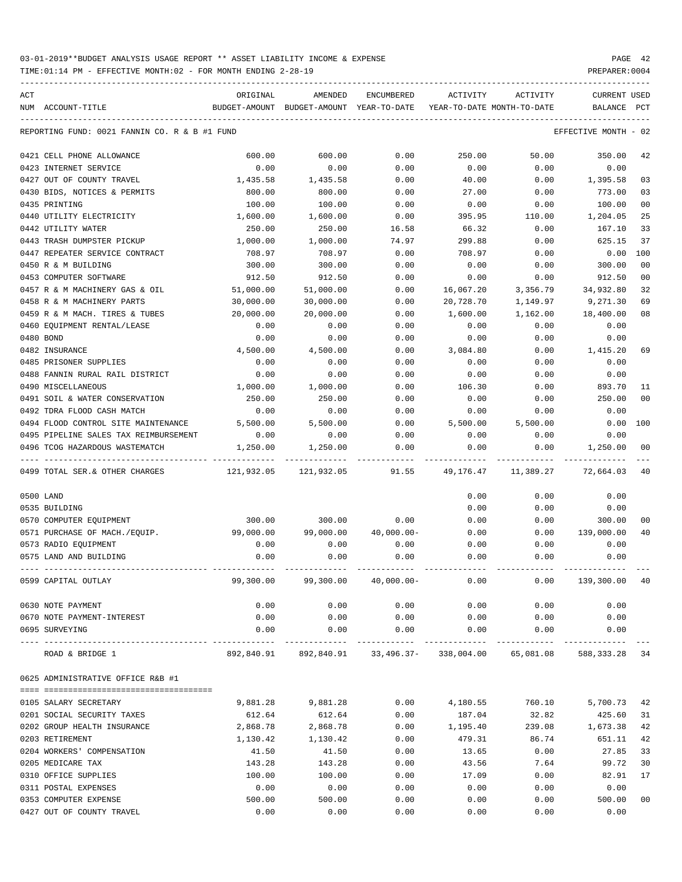03-01-2019**BUDGET ANALYSIS USAGE REPORT ** ASSET LIABILITY INCOME & EXPENSE

TIME:01:14 PM - EFFECTIVE MONTH:02 - FOR MONTH ENDING 2-28-19 PREPARER:0004

| ACT NUM ACCOUNT-TITLE | ORIGINAL BUDGET-AMOUNT | AMENDED BUDGET-AMOUNT | ENCUMBERED YEAR-TO-DATE | ACTIVITY YEAR-TO-DATE | ACTIVITY MONTH-TO-DATE | CURRENT BALANCE | USED PCT |
|---|---|---|---|---|---|---|---|
| REPORTING FUND: 0021 FANNIN CO. R & B #1 FUND | | | | | | EFFECTIVE MONTH - 02 | |
| 0421 CELL PHONE ALLOWANCE | 600.00 | 600.00 | 0.00 | 250.00 | 50.00 | 350.00 | 42 |
| 0423 INTERNET SERVICE | 0.00 | 0.00 | 0.00 | 0.00 | 0.00 | 0.00 | |
| 0427 OUT OF COUNTY TRAVEL | 1,435.58 | 1,435.58 | 0.00 | 40.00 | 0.00 | 1,395.58 | 03 |
| 0430 BIDS, NOTICES & PERMITS | 800.00 | 800.00 | 0.00 | 27.00 | 0.00 | 773.00 | 03 |
| 0435 PRINTING | 100.00 | 100.00 | 0.00 | 0.00 | 0.00 | 100.00 | 00 |
| 0440 UTILITY ELECTRICITY | 1,600.00 | 1,600.00 | 0.00 | 395.95 | 110.00 | 1,204.05 | 25 |
| 0442 UTILITY WATER | 250.00 | 250.00 | 16.58 | 66.32 | 0.00 | 167.10 | 33 |
| 0443 TRASH DUMPSTER PICKUP | 1,000.00 | 1,000.00 | 74.97 | 299.88 | 0.00 | 625.15 | 37 |
| 0447 REPEATER SERVICE CONTRACT | 708.97 | 708.97 | 0.00 | 708.97 | 0.00 | 0.00 | 100 |
| 0450 R & M BUILDING | 300.00 | 300.00 | 0.00 | 0.00 | 0.00 | 300.00 | 00 |
| 0453 COMPUTER SOFTWARE | 912.50 | 912.50 | 0.00 | 0.00 | 0.00 | 912.50 | 00 |
| 0457 R & M MACHINERY GAS & OIL | 51,000.00 | 51,000.00 | 0.00 | 16,067.20 | 3,356.79 | 34,932.80 | 32 |
| 0458 R & M MACHINERY PARTS | 30,000.00 | 30,000.00 | 0.00 | 20,728.70 | 1,149.97 | 9,271.30 | 69 |
| 0459 R & M MACH. TIRES & TUBES | 20,000.00 | 20,000.00 | 0.00 | 1,600.00 | 1,162.00 | 18,400.00 | 08 |
| 0460 EQUIPMENT RENTAL/LEASE | 0.00 | 0.00 | 0.00 | 0.00 | 0.00 | 0.00 | |
| 0480 BOND | 0.00 | 0.00 | 0.00 | 0.00 | 0.00 | 0.00 | |
| 0482 INSURANCE | 4,500.00 | 4,500.00 | 0.00 | 3,084.80 | 0.00 | 1,415.20 | 69 |
| 0485 PRISONER SUPPLIES | 0.00 | 0.00 | 0.00 | 0.00 | 0.00 | 0.00 | |
| 0488 FANNIN RURAL RAIL DISTRICT | 0.00 | 0.00 | 0.00 | 0.00 | 0.00 | 0.00 | |
| 0490 MISCELLANEOUS | 1,000.00 | 1,000.00 | 0.00 | 106.30 | 0.00 | 893.70 | 11 |
| 0491 SOIL & WATER CONSERVATION | 250.00 | 250.00 | 0.00 | 0.00 | 0.00 | 250.00 | 00 |
| 0492 TDRA FLOOD CASH MATCH | 0.00 | 0.00 | 0.00 | 0.00 | 0.00 | 0.00 | |
| 0494 FLOOD CONTROL SITE MAINTENANCE | 5,500.00 | 5,500.00 | 0.00 | 5,500.00 | 5,500.00 | 0.00 | 100 |
| 0495 PIPELINE SALES TAX REIMBURSEMENT | 0.00 | 0.00 | 0.00 | 0.00 | 0.00 | 0.00 | |
| 0496 TCOG HAZARDOUS WASTEMATCH | 1,250.00 | 1,250.00 | 0.00 | 0.00 | 0.00 | 1,250.00 | 00 |
| 0499 TOTAL SER.& OTHER CHARGES | 121,932.05 | 121,932.05 | 91.55 | 49,176.47 | 11,389.27 | 72,664.03 | 40 |
| 0500 LAND | | | | 0.00 | 0.00 | 0.00 | |
| 0535 BUILDING | | | | 0.00 | 0.00 | 0.00 | |
| 0570 COMPUTER EQUIPMENT | 300.00 | 300.00 | 0.00 | 0.00 | 0.00 | 300.00 | 00 |
| 0571 PURCHASE OF MACH./EQUIP. | 99,000.00 | 99,000.00 | 40,000.00- | 0.00 | 0.00 | 139,000.00 | 40 |
| 0573 RADIO EQUIPMENT | 0.00 | 0.00 | 0.00 | 0.00 | 0.00 | 0.00 | |
| 0575 LAND AND BUILDING | 0.00 | 0.00 | 0.00 | 0.00 | 0.00 | 0.00 | |
| 0599 CAPITAL OUTLAY | 99,300.00 | 99,300.00 | 40,000.00- | 0.00 | 0.00 | 139,300.00 | 40 |
| 0630 NOTE PAYMENT | 0.00 | 0.00 | 0.00 | 0.00 | 0.00 | 0.00 | |
| 0670 NOTE PAYMENT-INTEREST | 0.00 | 0.00 | 0.00 | 0.00 | 0.00 | 0.00 | |
| 0695 SURVEYING | 0.00 | 0.00 | 0.00 | 0.00 | 0.00 | 0.00 | |
| ROAD & BRIDGE 1 | 892,840.91 | 892,840.91 | 33,496.37- | 338,004.00 | 65,081.08 | 588,333.28 | 34 |
| 0625 ADMINISTRATIVE OFFICE R&B #1 | | | | | | | |
| 0105 SALARY SECRETARY | 9,881.28 | 9,881.28 | 0.00 | 4,180.55 | 760.10 | 5,700.73 | 42 |
| 0201 SOCIAL SECURITY TAXES | 612.64 | 612.64 | 0.00 | 187.04 | 32.82 | 425.60 | 31 |
| 0202 GROUP HEALTH INSURANCE | 2,868.78 | 2,868.78 | 0.00 | 1,195.40 | 239.08 | 1,673.38 | 42 |
| 0203 RETIREMENT | 1,130.42 | 1,130.42 | 0.00 | 479.31 | 86.74 | 651.11 | 42 |
| 0204 WORKERS' COMPENSATION | 41.50 | 41.50 | 0.00 | 13.65 | 0.00 | 27.85 | 33 |
| 0205 MEDICARE TAX | 143.28 | 143.28 | 0.00 | 43.56 | 7.64 | 99.72 | 30 |
| 0310 OFFICE SUPPLIES | 100.00 | 100.00 | 0.00 | 17.09 | 0.00 | 82.91 | 17 |
| 0311 POSTAL EXPENSES | 0.00 | 0.00 | 0.00 | 0.00 | 0.00 | 0.00 | |
| 0353 COMPUTER EXPENSE | 500.00 | 500.00 | 0.00 | 0.00 | 0.00 | 500.00 | 00 |
| 0427 OUT OF COUNTY TRAVEL | 0.00 | 0.00 | 0.00 | 0.00 | 0.00 | 0.00 | |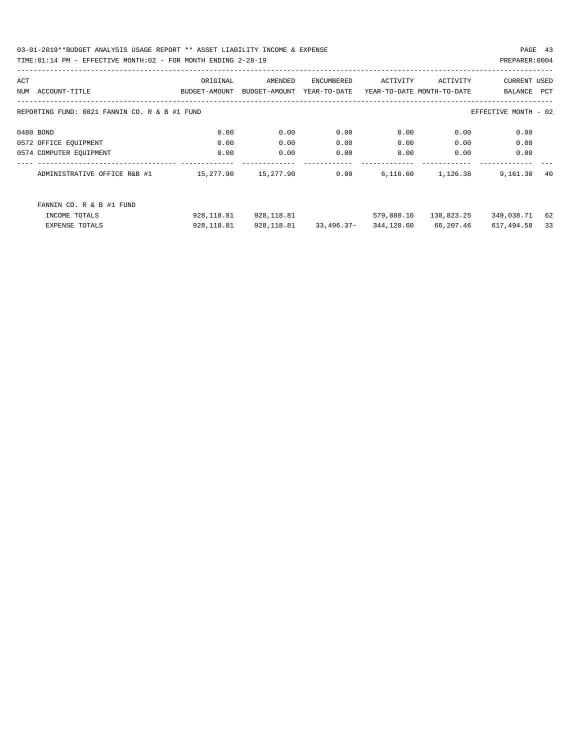03-01-2019**BUDGET ANALYSIS USAGE REPORT ** ASSET LIABILITY INCOME & EXPENSE

TIME:01:14 PM - EFFECTIVE MONTH:02 - FOR MONTH ENDING 2-28-19

PREPARER:0004

| ACT NUM | ACCOUNT-TITLE | ORIGINAL BUDGET-AMOUNT | AMENDED BUDGET-AMOUNT | ENCUMBERED YEAR-TO-DATE | ACTIVITY YEAR-TO-DATE | ACTIVITY MONTH-TO-DATE | CURRENT BALANCE | USED PCT |
|---|---|---|---|---|---|---|---|---|
| REPORTING FUND: 0021 FANNIN CO. R & B #1 FUND | | | | | | | EFFECTIVE MONTH - 02 | |
| 0480 | BOND | 0.00 | 0.00 | 0.00 | 0.00 | 0.00 | 0.00 | |
| 0572 | OFFICE EQUIPMENT | 0.00 | 0.00 | 0.00 | 0.00 | 0.00 | 0.00 | |
| 0574 | COMPUTER EQUIPMENT | 0.00 | 0.00 | 0.00 | 0.00 | 0.00 | 0.00 | |
| | ADMINISTRATIVE OFFICE R&B #1 | 15,277.90 | 15,277.90 | 0.00 | 6,116.60 | 1,126.38 | 9,161.30 | 40 |
| | FANNIN CO. R & B #1 FUND | | | | | | | |
| | INCOME TOTALS | 928,118.81 | 928,118.81 | | 579,080.10 | 138,823.25 | 349,038.71 | 62 |
| | EXPENSE TOTALS | 928,118.81 | 928,118.81 | 33,496.37- | 344,120.60 | 66,207.46 | 617,494.58 | 33 |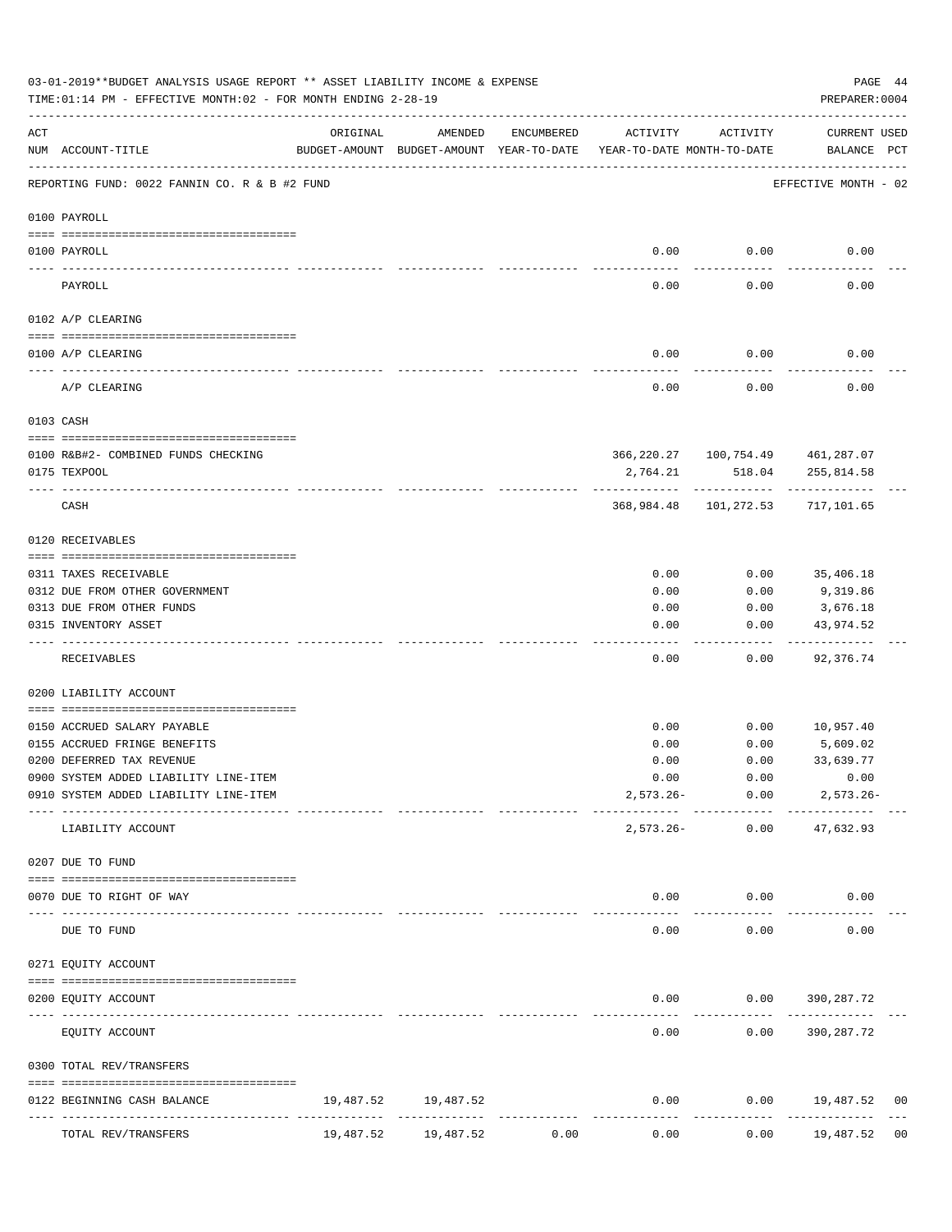03-01-2019**BUDGET ANALYSIS USAGE REPORT ** ASSET LIABILITY INCOME & EXPENSE

TIME:01:14 PM - EFFECTIVE MONTH:02 - FOR MONTH ENDING 2-28-19

PREPARER:0004

| ACT NUM | ACCOUNT-TITLE | ORIGINAL BUDGET-AMOUNT | AMENDED BUDGET-AMOUNT | ENCUMBERED YEAR-TO-DATE | ACTIVITY YEAR-TO-DATE | ACTIVITY MONTH-TO-DATE | CURRENT BALANCE | USED PCT |
|---|---|---|---|---|---|---|---|---|
| | REPORTING FUND: 0022 FANNIN CO. R & B #2 FUND | | | | | | EFFECTIVE MONTH - 02 | |
| | 0100 PAYROLL | | | | | | | |
| 0100 | PAYROLL | | | | 0.00 | 0.00 | 0.00 | |
| | PAYROLL | | | | 0.00 | 0.00 | 0.00 | |
| | 0102 A/P CLEARING | | | | | | | |
| 0100 | A/P CLEARING | | | | 0.00 | 0.00 | 0.00 | |
| | A/P CLEARING | | | | 0.00 | 0.00 | 0.00 | |
| | 0103 CASH | | | | | | | |
| 0100 | R&B#2- COMBINED FUNDS CHECKING | | | | 366,220.27 | 100,754.49 | 461,287.07 | |
| 0175 | TEXPOOL | | | | 2,764.21 | 518.04 | 255,814.58 | |
| | CASH | | | | 368,984.48 | 101,272.53 | 717,101.65 | |
| | 0120 RECEIVABLES | | | | | | | |
| 0311 | TAXES RECEIVABLE | | | | 0.00 | 0.00 | 35,406.18 | |
| 0312 | DUE FROM OTHER GOVERNMENT | | | | 0.00 | 0.00 | 9,319.86 | |
| 0313 | DUE FROM OTHER FUNDS | | | | 0.00 | 0.00 | 3,676.18 | |
| 0315 | INVENTORY ASSET | | | | 0.00 | 0.00 | 43,974.52 | |
| | RECEIVABLES | | | | 0.00 | 0.00 | 92,376.74 | |
| | 0200 LIABILITY ACCOUNT | | | | | | | |
| 0150 | ACCRUED SALARY PAYABLE | | | | 0.00 | 0.00 | 10,957.40 | |
| 0155 | ACCRUED FRINGE BENEFITS | | | | 0.00 | 0.00 | 5,609.02 | |
| 0200 | DEFERRED TAX REVENUE | | | | 0.00 | 0.00 | 33,639.77 | |
| 0900 | SYSTEM ADDED LIABILITY LINE-ITEM | | | | 0.00 | 0.00 | 0.00 | |
| 0910 | SYSTEM ADDED LIABILITY LINE-ITEM | | | | 2,573.26- | 0.00 | 2,573.26- | |
| | LIABILITY ACCOUNT | | | | 2,573.26- | 0.00 | 47,632.93 | |
| | 0207 DUE TO FUND | | | | | | | |
| 0070 | DUE TO RIGHT OF WAY | | | | 0.00 | 0.00 | 0.00 | |
| | DUE TO FUND | | | | 0.00 | 0.00 | 0.00 | |
| | 0271 EQUITY ACCOUNT | | | | | | | |
| 0200 | EQUITY ACCOUNT | | | | 0.00 | 0.00 | 390,287.72 | |
| | EQUITY ACCOUNT | | | | 0.00 | 0.00 | 390,287.72 | |
| | 0300 TOTAL REV/TRANSFERS | | | | | | | |
| 0122 | BEGINNING CASH BALANCE | 19,487.52 | 19,487.52 | | 0.00 | 0.00 | 19,487.52 | 00 |
| | TOTAL REV/TRANSFERS | 19,487.52 | 19,487.52 | 0.00 | 0.00 | 0.00 | 19,487.52 | 00 |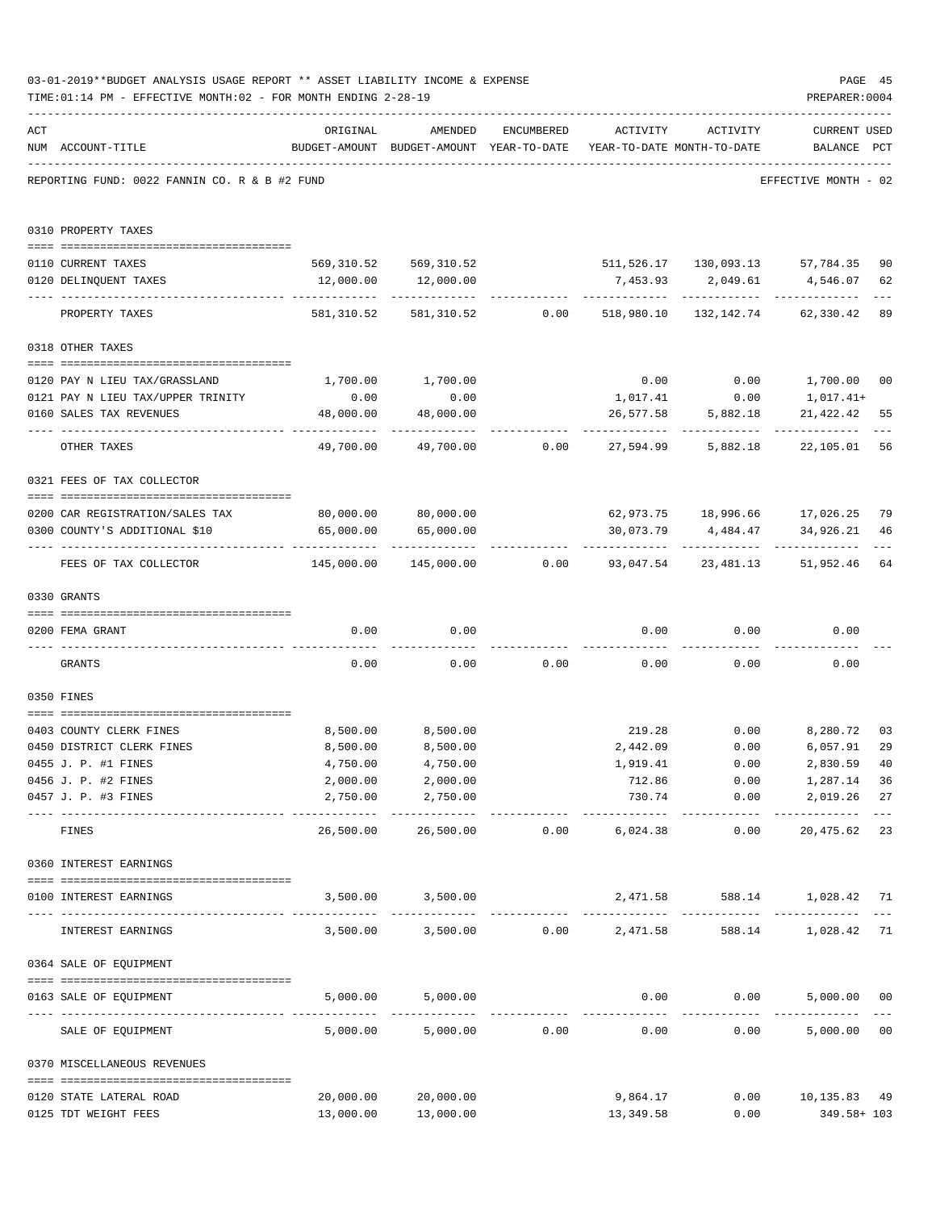03-01-2019**BUDGET ANALYSIS USAGE REPORT ** ASSET LIABILITY INCOME & EXPENSE

TIME:01:14 PM - EFFECTIVE MONTH:02 - FOR MONTH ENDING 2-28-19

PREPARER:0004

REPORTING FUND: 0022 FANNIN CO. R & B #2 FUND — EFFECTIVE MONTH - 02

| ACT NUM | ACCOUNT-TITLE | ORIGINAL BUDGET-AMOUNT | AMENDED BUDGET-AMOUNT | ENCUMBERED YEAR-TO-DATE | ACTIVITY YEAR-TO-DATE | ACTIVITY MONTH-TO-DATE | CURRENT BALANCE | USED PCT |
|---|---|---|---|---|---|---|---|---|
| | **0310 PROPERTY TAXES** | | | | | | | |
| 0110 | CURRENT TAXES | 569,310.52 | 569,310.52 | | 511,526.17 | 130,093.13 | 57,784.35 | 90 |
| 0120 | DELINQUENT TAXES | 12,000.00 | 12,000.00 | | 7,453.93 | 2,049.61 | 4,546.07 | 62 |
| | PROPERTY TAXES | 581,310.52 | 581,310.52 | 0.00 | 518,980.10 | 132,142.74 | 62,330.42 | 89 |
| | **0318 OTHER TAXES** | | | | | | | |
| 0120 | PAY N LIEU TAX/GRASSLAND | 1,700.00 | 1,700.00 | | 0.00 | 0.00 | 1,700.00 | 00 |
| 0121 | PAY N LIEU TAX/UPPER TRINITY | 0.00 | 0.00 | | 1,017.41 | 0.00 | 1,017.41+ | |
| 0160 | SALES TAX REVENUES | 48,000.00 | 48,000.00 | | 26,577.58 | 5,882.18 | 21,422.42 | 55 |
| | OTHER TAXES | 49,700.00 | 49,700.00 | 0.00 | 27,594.99 | 5,882.18 | 22,105.01 | 56 |
| | **0321 FEES OF TAX COLLECTOR** | | | | | | | |
| 0200 | CAR REGISTRATION/SALES TAX | 80,000.00 | 80,000.00 | | 62,973.75 | 18,996.66 | 17,026.25 | 79 |
| 0300 | COUNTY'S ADDITIONAL $10 | 65,000.00 | 65,000.00 | | 30,073.79 | 4,484.47 | 34,926.21 | 46 |
| | FEES OF TAX COLLECTOR | 145,000.00 | 145,000.00 | 0.00 | 93,047.54 | 23,481.13 | 51,952.46 | 64 |
| | **0330 GRANTS** | | | | | | | |
| 0200 | FEMA GRANT | 0.00 | 0.00 | | 0.00 | 0.00 | 0.00 | |
| | GRANTS | 0.00 | 0.00 | 0.00 | 0.00 | 0.00 | 0.00 | |
| | **0350 FINES** | | | | | | | |
| 0403 | COUNTY CLERK FINES | 8,500.00 | 8,500.00 | | 219.28 | 0.00 | 8,280.72 | 03 |
| 0450 | DISTRICT CLERK FINES | 8,500.00 | 8,500.00 | | 2,442.09 | 0.00 | 6,057.91 | 29 |
| 0455 | J. P. #1 FINES | 4,750.00 | 4,750.00 | | 1,919.41 | 0.00 | 2,830.59 | 40 |
| 0456 | J. P. #2 FINES | 2,000.00 | 2,000.00 | | 712.86 | 0.00 | 1,287.14 | 36 |
| 0457 | J. P. #3 FINES | 2,750.00 | 2,750.00 | | 730.74 | 0.00 | 2,019.26 | 27 |
| | FINES | 26,500.00 | 26,500.00 | 0.00 | 6,024.38 | 0.00 | 20,475.62 | 23 |
| | **0360 INTEREST EARNINGS** | | | | | | | |
| 0100 | INTEREST EARNINGS | 3,500.00 | 3,500.00 | | 2,471.58 | 588.14 | 1,028.42 | 71 |
| | INTEREST EARNINGS | 3,500.00 | 3,500.00 | 0.00 | 2,471.58 | 588.14 | 1,028.42 | 71 |
| | **0364 SALE OF EQUIPMENT** | | | | | | | |
| 0163 | SALE OF EQUIPMENT | 5,000.00 | 5,000.00 | | 0.00 | 0.00 | 5,000.00 | 00 |
| | SALE OF EQUIPMENT | 5,000.00 | 5,000.00 | 0.00 | 0.00 | 0.00 | 5,000.00 | 00 |
| | **0370 MISCELLANEOUS REVENUES** | | | | | | | |
| 0120 | STATE LATERAL ROAD | 20,000.00 | 20,000.00 | | 9,864.17 | 0.00 | 10,135.83 | 49 |
| 0125 | TDT WEIGHT FEES | 13,000.00 | 13,000.00 | | 13,349.58 | 0.00 | 349.58+ | 103 |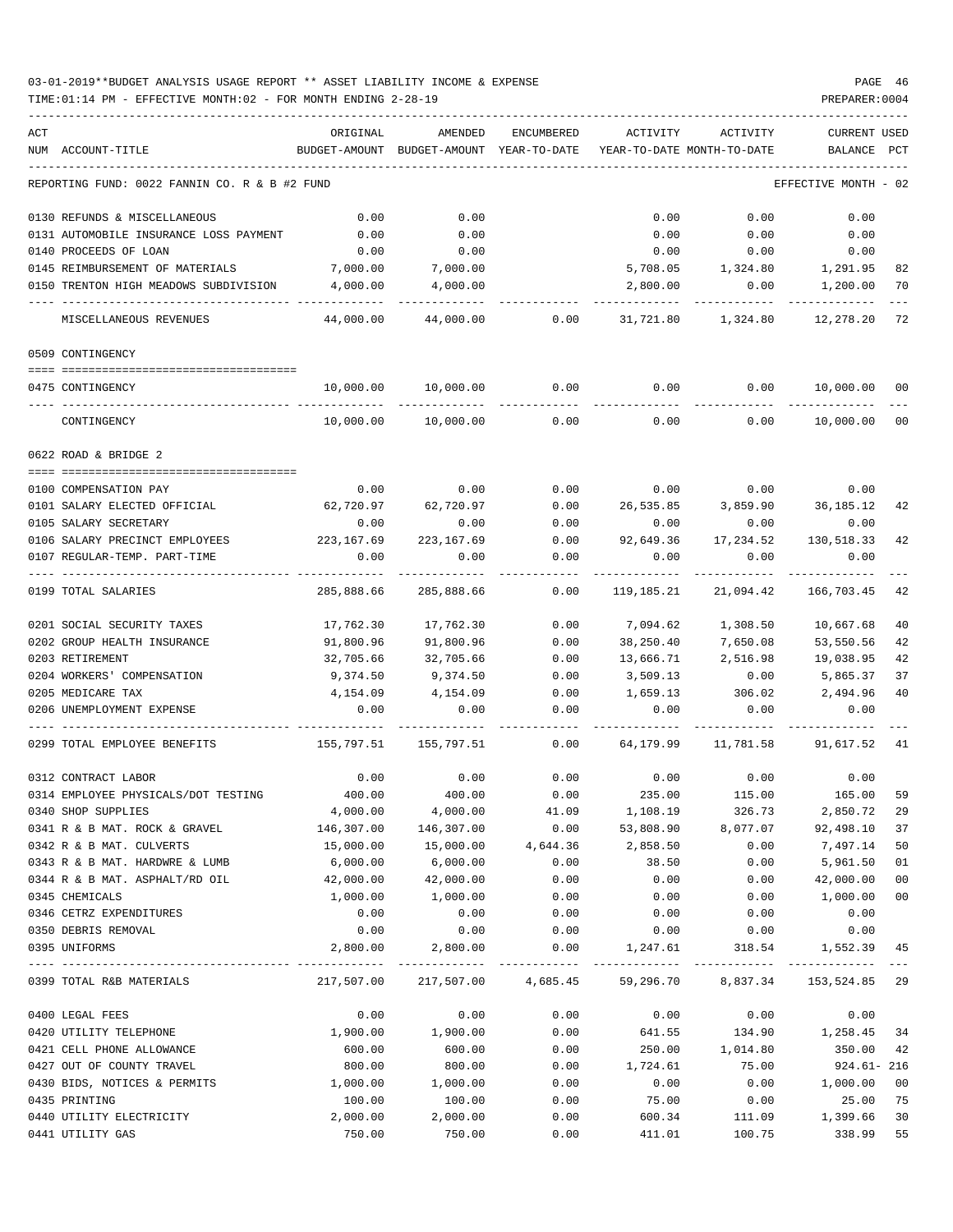03-01-2019**BUDGET ANALYSIS USAGE REPORT ** ASSET LIABILITY INCOME & EXPENSE

TIME:01:14 PM - EFFECTIVE MONTH:02 - FOR MONTH ENDING 2-28-19

PREPARER:0004

| ACT NUM | ACCOUNT-TITLE | ORIGINAL BUDGET-AMOUNT | AMENDED BUDGET-AMOUNT | ENCUMBERED YEAR-TO-DATE | ACTIVITY YEAR-TO-DATE | ACTIVITY MONTH-TO-DATE | CURRENT USED BALANCE | PCT |
|---|---|---|---|---|---|---|---|---|
| | REPORTING FUND: 0022 FANNIN CO. R & B #2 FUND | | | | | | EFFECTIVE MONTH - 02 | |
| 0130 | REFUNDS & MISCELLANEOUS | 0.00 | 0.00 | | 0.00 | 0.00 | 0.00 | |
| 0131 | AUTOMOBILE INSURANCE LOSS PAYMENT | 0.00 | 0.00 | | 0.00 | 0.00 | 0.00 | |
| 0140 | PROCEEDS OF LOAN | 0.00 | 0.00 | | 0.00 | 0.00 | 0.00 | |
| 0145 | REIMBURSEMENT OF MATERIALS | 7,000.00 | 7,000.00 | | 5,708.05 | 1,324.80 | 1,291.95 | 82 |
| 0150 | TRENTON HIGH MEADOWS SUBDIVISION | 4,000.00 | 4,000.00 | | 2,800.00 | 0.00 | 1,200.00 | 70 |
| | MISCELLANEOUS REVENUES | 44,000.00 | 44,000.00 | 0.00 | 31,721.80 | 1,324.80 | 12,278.20 | 72 |
| | 0509 CONTINGENCY | | | | | | | |
| 0475 | CONTINGENCY | 10,000.00 | 10,000.00 | 0.00 | 0.00 | 0.00 | 10,000.00 | 00 |
| | CONTINGENCY | 10,000.00 | 10,000.00 | 0.00 | 0.00 | 0.00 | 10,000.00 | 00 |
| | 0622 ROAD & BRIDGE 2 | | | | | | | |
| 0100 | COMPENSATION PAY | 0.00 | 0.00 | 0.00 | 0.00 | 0.00 | 0.00 | |
| 0101 | SALARY ELECTED OFFICIAL | 62,720.97 | 62,720.97 | 0.00 | 26,535.85 | 3,859.90 | 36,185.12 | 42 |
| 0105 | SALARY SECRETARY | 0.00 | 0.00 | 0.00 | 0.00 | 0.00 | 0.00 | |
| 0106 | SALARY PRECINCT EMPLOYEES | 223,167.69 | 223,167.69 | 0.00 | 92,649.36 | 17,234.52 | 130,518.33 | 42 |
| 0107 | REGULAR-TEMP. PART-TIME | 0.00 | 0.00 | 0.00 | 0.00 | 0.00 | 0.00 | |
| 0199 | TOTAL SALARIES | 285,888.66 | 285,888.66 | 0.00 | 119,185.21 | 21,094.42 | 166,703.45 | 42 |
| 0201 | SOCIAL SECURITY TAXES | 17,762.30 | 17,762.30 | 0.00 | 7,094.62 | 1,308.50 | 10,667.68 | 40 |
| 0202 | GROUP HEALTH INSURANCE | 91,800.96 | 91,800.96 | 0.00 | 38,250.40 | 7,650.08 | 53,550.56 | 42 |
| 0203 | RETIREMENT | 32,705.66 | 32,705.66 | 0.00 | 13,666.71 | 2,516.98 | 19,038.95 | 42 |
| 0204 | WORKERS' COMPENSATION | 9,374.50 | 9,374.50 | 0.00 | 3,509.13 | 0.00 | 5,865.37 | 37 |
| 0205 | MEDICARE TAX | 4,154.09 | 4,154.09 | 0.00 | 1,659.13 | 306.02 | 2,494.96 | 40 |
| 0206 | UNEMPLOYMENT EXPENSE | 0.00 | 0.00 | 0.00 | 0.00 | 0.00 | 0.00 | |
| 0299 | TOTAL EMPLOYEE BENEFITS | 155,797.51 | 155,797.51 | 0.00 | 64,179.99 | 11,781.58 | 91,617.52 | 41 |
| 0312 | CONTRACT LABOR | 0.00 | 0.00 | 0.00 | 0.00 | 0.00 | 0.00 | |
| 0314 | EMPLOYEE PHYSICALS/DOT TESTING | 400.00 | 400.00 | 0.00 | 235.00 | 115.00 | 165.00 | 59 |
| 0340 | SHOP SUPPLIES | 4,000.00 | 4,000.00 | 41.09 | 1,108.19 | 326.73 | 2,850.72 | 29 |
| 0341 | R & B MAT. ROCK & GRAVEL | 146,307.00 | 146,307.00 | 0.00 | 53,808.90 | 8,077.07 | 92,498.10 | 37 |
| 0342 | R & B MAT. CULVERTS | 15,000.00 | 15,000.00 | 4,644.36 | 2,858.50 | 0.00 | 7,497.14 | 50 |
| 0343 | R & B MAT. HARDWRE & LUMB | 6,000.00 | 6,000.00 | 0.00 | 38.50 | 0.00 | 5,961.50 | 01 |
| 0344 | R & B MAT. ASPHALT/RD OIL | 42,000.00 | 42,000.00 | 0.00 | 0.00 | 0.00 | 42,000.00 | 00 |
| 0345 | CHEMICALS | 1,000.00 | 1,000.00 | 0.00 | 0.00 | 0.00 | 1,000.00 | 00 |
| 0346 | CETRZ EXPENDITURES | 0.00 | 0.00 | 0.00 | 0.00 | 0.00 | 0.00 | |
| 0350 | DEBRIS REMOVAL | 0.00 | 0.00 | 0.00 | 0.00 | 0.00 | 0.00 | |
| 0395 | UNIFORMS | 2,800.00 | 2,800.00 | 0.00 | 1,247.61 | 318.54 | 1,552.39 | 45 |
| 0399 | TOTAL R&B MATERIALS | 217,507.00 | 217,507.00 | 4,685.45 | 59,296.70 | 8,837.34 | 153,524.85 | 29 |
| 0400 | LEGAL FEES | 0.00 | 0.00 | 0.00 | 0.00 | 0.00 | 0.00 | |
| 0420 | UTILITY TELEPHONE | 1,900.00 | 1,900.00 | 0.00 | 641.55 | 134.90 | 1,258.45 | 34 |
| 0421 | CELL PHONE ALLOWANCE | 600.00 | 600.00 | 0.00 | 250.00 | 1,014.80 | 350.00 | 42 |
| 0427 | OUT OF COUNTY TRAVEL | 800.00 | 800.00 | 0.00 | 1,724.61 | 75.00 | 924.61- | 216 |
| 0430 | BIDS, NOTICES & PERMITS | 1,000.00 | 1,000.00 | 0.00 | 0.00 | 0.00 | 1,000.00 | 00 |
| 0435 | PRINTING | 100.00 | 100.00 | 0.00 | 75.00 | 0.00 | 25.00 | 75 |
| 0440 | UTILITY ELECTRICITY | 2,000.00 | 2,000.00 | 0.00 | 600.34 | 111.09 | 1,399.66 | 30 |
| 0441 | UTILITY GAS | 750.00 | 750.00 | 0.00 | 411.01 | 100.75 | 338.99 | 55 |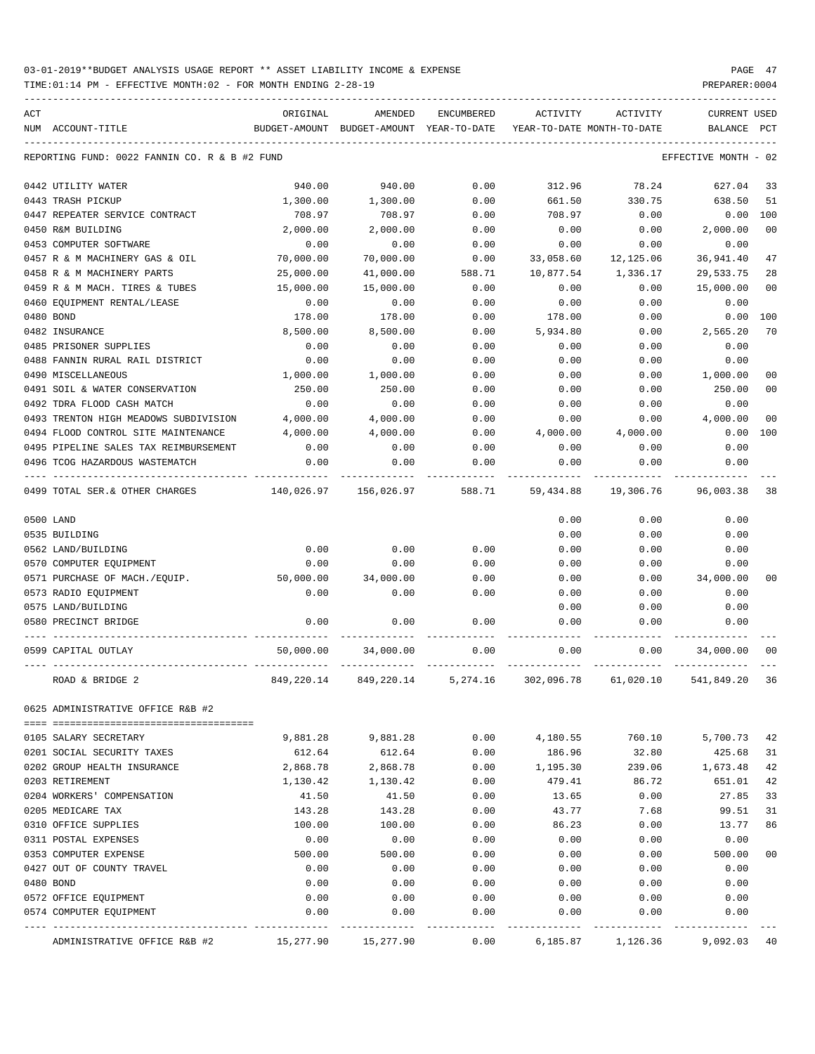03-01-2019**BUDGET ANALYSIS USAGE REPORT ** ASSET LIABILITY INCOME & EXPENSE

TIME:01:14 PM - EFFECTIVE MONTH:02 - FOR MONTH ENDING 2-28-19

PREPARER:0004

| ACT NUM | ACCOUNT-TITLE | ORIGINAL BUDGET-AMOUNT | AMENDED BUDGET-AMOUNT | ENCUMBERED YEAR-TO-DATE | ACTIVITY YEAR-TO-DATE | ACTIVITY MONTH-TO-DATE | CURRENT USED BALANCE | PCT |
|---|---|---|---|---|---|---|---|---|
| | REPORTING FUND: 0022 FANNIN CO. R & B #2 FUND | | | | | | EFFECTIVE MONTH - 02 | |
| 0442 | UTILITY WATER | 940.00 | 940.00 | 0.00 | 312.96 | 78.24 | 627.04 | 33 |
| 0443 | TRASH PICKUP | 1,300.00 | 1,300.00 | 0.00 | 661.50 | 330.75 | 638.50 | 51 |
| 0447 | REPEATER SERVICE CONTRACT | 708.97 | 708.97 | 0.00 | 708.97 | 0.00 | 0.00 | 100 |
| 0450 | R&M BUILDING | 2,000.00 | 2,000.00 | 0.00 | 0.00 | 0.00 | 2,000.00 | 00 |
| 0453 | COMPUTER SOFTWARE | 0.00 | 0.00 | 0.00 | 0.00 | 0.00 | 0.00 | |
| 0457 | R & M MACHINERY GAS & OIL | 70,000.00 | 70,000.00 | 0.00 | 33,058.60 | 12,125.06 | 36,941.40 | 47 |
| 0458 | R & M MACHINERY PARTS | 25,000.00 | 41,000.00 | 588.71 | 10,877.54 | 1,336.17 | 29,533.75 | 28 |
| 0459 | R & M MACH. TIRES & TUBES | 15,000.00 | 15,000.00 | 0.00 | 0.00 | 0.00 | 15,000.00 | 00 |
| 0460 | EQUIPMENT RENTAL/LEASE | 0.00 | 0.00 | 0.00 | 0.00 | 0.00 | 0.00 | |
| 0480 | BOND | 178.00 | 178.00 | 0.00 | 178.00 | 0.00 | 0.00 | 100 |
| 0482 | INSURANCE | 8,500.00 | 8,500.00 | 0.00 | 5,934.80 | 0.00 | 2,565.20 | 70 |
| 0485 | PRISONER SUPPLIES | 0.00 | 0.00 | 0.00 | 0.00 | 0.00 | 0.00 | |
| 0488 | FANNIN RURAL RAIL DISTRICT | 0.00 | 0.00 | 0.00 | 0.00 | 0.00 | 0.00 | |
| 0490 | MISCELLANEOUS | 1,000.00 | 1,000.00 | 0.00 | 0.00 | 0.00 | 1,000.00 | 00 |
| 0491 | SOIL & WATER CONSERVATION | 250.00 | 250.00 | 0.00 | 0.00 | 0.00 | 250.00 | 00 |
| 0492 | TDRA FLOOD CASH MATCH | 0.00 | 0.00 | 0.00 | 0.00 | 0.00 | 0.00 | |
| 0493 | TRENTON HIGH MEADOWS SUBDIVISION | 4,000.00 | 4,000.00 | 0.00 | 0.00 | 0.00 | 4,000.00 | 00 |
| 0494 | FLOOD CONTROL SITE MAINTENANCE | 4,000.00 | 4,000.00 | 0.00 | 4,000.00 | 4,000.00 | 0.00 | 100 |
| 0495 | PIPELINE SALES TAX REIMBURSEMENT | 0.00 | 0.00 | 0.00 | 0.00 | 0.00 | 0.00 | |
| 0496 | TCOG HAZARDOUS WASTEMATCH | 0.00 | 0.00 | 0.00 | 0.00 | 0.00 | 0.00 | |
| 0499 | TOTAL SER.& OTHER CHARGES | 140,026.97 | 156,026.97 | 588.71 | 59,434.88 | 19,306.76 | 96,003.38 | 38 |
| 0500 | LAND | | | | 0.00 | 0.00 | 0.00 | |
| 0535 | BUILDING | | | | 0.00 | 0.00 | 0.00 | |
| 0562 | LAND/BUILDING | 0.00 | 0.00 | 0.00 | 0.00 | 0.00 | 0.00 | |
| 0570 | COMPUTER EQUIPMENT | 0.00 | 0.00 | 0.00 | 0.00 | 0.00 | 0.00 | |
| 0571 | PURCHASE OF MACH./EQUIP. | 50,000.00 | 34,000.00 | 0.00 | 0.00 | 0.00 | 34,000.00 | 00 |
| 0573 | RADIO EQUIPMENT | 0.00 | 0.00 | 0.00 | 0.00 | 0.00 | 0.00 | |
| 0575 | LAND/BUILDING | | | | 0.00 | 0.00 | 0.00 | |
| 0580 | PRECINCT BRIDGE | 0.00 | 0.00 | 0.00 | 0.00 | 0.00 | 0.00 | |
| 0599 | CAPITAL OUTLAY | 50,000.00 | 34,000.00 | 0.00 | 0.00 | 0.00 | 34,000.00 | 00 |
| | ROAD & BRIDGE 2 | 849,220.14 | 849,220.14 | 5,274.16 | 302,096.78 | 61,020.10 | 541,849.20 | 36 |
| 0625 | ADMINISTRATIVE OFFICE R&B #2 | | | | | | | |
| 0105 | SALARY SECRETARY | 9,881.28 | 9,881.28 | 0.00 | 4,180.55 | 760.10 | 5,700.73 | 42 |
| 0201 | SOCIAL SECURITY TAXES | 612.64 | 612.64 | 0.00 | 186.96 | 32.80 | 425.68 | 31 |
| 0202 | GROUP HEALTH INSURANCE | 2,868.78 | 2,868.78 | 0.00 | 1,195.30 | 239.06 | 1,673.48 | 42 |
| 0203 | RETIREMENT | 1,130.42 | 1,130.42 | 0.00 | 479.41 | 86.72 | 651.01 | 42 |
| 0204 | WORKERS' COMPENSATION | 41.50 | 41.50 | 0.00 | 13.65 | 0.00 | 27.85 | 33 |
| 0205 | MEDICARE TAX | 143.28 | 143.28 | 0.00 | 43.77 | 7.68 | 99.51 | 31 |
| 0310 | OFFICE SUPPLIES | 100.00 | 100.00 | 0.00 | 86.23 | 0.00 | 13.77 | 86 |
| 0311 | POSTAL EXPENSES | 0.00 | 0.00 | 0.00 | 0.00 | 0.00 | 0.00 | |
| 0353 | COMPUTER EXPENSE | 500.00 | 500.00 | 0.00 | 0.00 | 0.00 | 500.00 | 00 |
| 0427 | OUT OF COUNTY TRAVEL | 0.00 | 0.00 | 0.00 | 0.00 | 0.00 | 0.00 | |
| 0480 | BOND | 0.00 | 0.00 | 0.00 | 0.00 | 0.00 | 0.00 | |
| 0572 | OFFICE EQUIPMENT | 0.00 | 0.00 | 0.00 | 0.00 | 0.00 | 0.00 | |
| 0574 | COMPUTER EQUIPMENT | 0.00 | 0.00 | 0.00 | 0.00 | 0.00 | 0.00 | |
| | ADMINISTRATIVE OFFICE R&B #2 | 15,277.90 | 15,277.90 | 0.00 | 6,185.87 | 1,126.36 | 9,092.03 | 40 |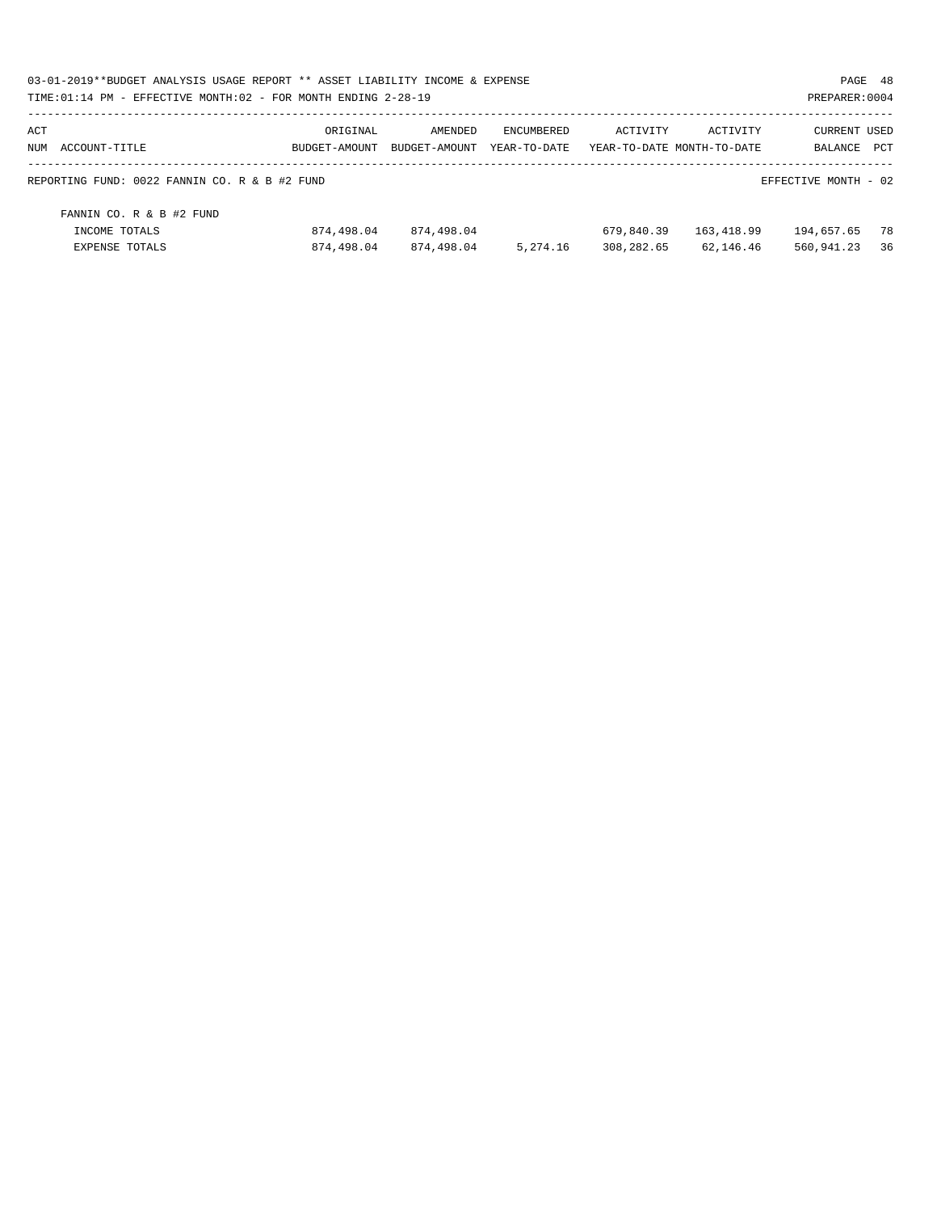03-01-2019**BUDGET ANALYSIS USAGE REPORT ** ASSET LIABILITY INCOME & EXPENSE

TIME:01:14 PM - EFFECTIVE MONTH:02 - FOR MONTH ENDING 2-28-19

PREPARER:0004

| ACT NUM | ACCOUNT-TITLE | ORIGINAL BUDGET-AMOUNT | AMENDED BUDGET-AMOUNT | ENCUMBERED YEAR-TO-DATE | ACTIVITY YEAR-TO-DATE | ACTIVITY MONTH-TO-DATE | CURRENT BALANCE | USED PCT |
|---|---|---|---|---|---|---|---|---|
| | REPORTING FUND: 0022 FANNIN CO. R & B #2 FUND | | | | | | EFFECTIVE MONTH - 02 | |
| | FANNIN CO. R & B #2 FUND | | | | | | | |
| | INCOME TOTALS | 874,498.04 | 874,498.04 | | 679,840.39 | 163,418.99 | 194,657.65 | 78 |
| | EXPENSE TOTALS | 874,498.04 | 874,498.04 | 5,274.16 | 308,282.65 | 62,146.46 | 560,941.23 | 36 |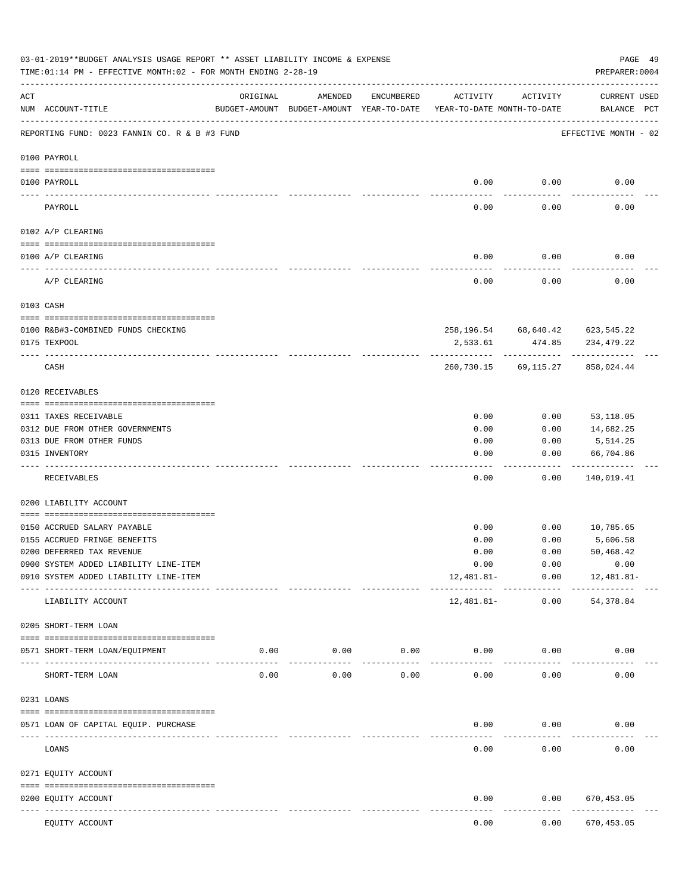03-01-2019**BUDGET ANALYSIS USAGE REPORT ** ASSET LIABILITY INCOME & EXPENSE

TIME:01:14 PM - EFFECTIVE MONTH:02 - FOR MONTH ENDING 2-28-19

PREPARER:0004

| ACT NUM | ACCOUNT-TITLE | ORIGINAL BUDGET-AMOUNT | AMENDED BUDGET-AMOUNT | ENCUMBERED YEAR-TO-DATE | ACTIVITY YEAR-TO-DATE | ACTIVITY MONTH-TO-DATE | CURRENT BALANCE | USED PCT |
|---|---|---|---|---|---|---|---|---|
| | REPORTING FUND: 0023 FANNIN CO. R & B #3 FUND | | | | | | EFFECTIVE MONTH - 02 | |
| | 0100 PAYROLL | | | | | | | |
| 0100 | PAYROLL | | | | 0.00 | 0.00 | 0.00 | |
| | PAYROLL | | | | 0.00 | 0.00 | 0.00 | |
| | 0102 A/P CLEARING | | | | | | | |
| 0100 | A/P CLEARING | | | | 0.00 | 0.00 | 0.00 | |
| | A/P CLEARING | | | | 0.00 | 0.00 | 0.00 | |
| | 0103 CASH | | | | | | | |
| 0100 | R&B#3-COMBINED FUNDS CHECKING | | | | 258,196.54 | 68,640.42 | 623,545.22 | |
| 0175 | TEXPOOL | | | | 2,533.61 | 474.85 | 234,479.22 | |
| | CASH | | | | 260,730.15 | 69,115.27 | 858,024.44 | |
| | 0120 RECEIVABLES | | | | | | | |
| 0311 | TAXES RECEIVABLE | | | | 0.00 | 0.00 | 53,118.05 | |
| 0312 | DUE FROM OTHER GOVERNMENTS | | | | 0.00 | 0.00 | 14,682.25 | |
| 0313 | DUE FROM OTHER FUNDS | | | | 0.00 | 0.00 | 5,514.25 | |
| 0315 | INVENTORY | | | | 0.00 | 0.00 | 66,704.86 | |
| | RECEIVABLES | | | | 0.00 | 0.00 | 140,019.41 | |
| | 0200 LIABILITY ACCOUNT | | | | | | | |
| 0150 | ACCRUED SALARY PAYABLE | | | | 0.00 | 0.00 | 10,785.65 | |
| 0155 | ACCRUED FRINGE BENEFITS | | | | 0.00 | 0.00 | 5,606.58 | |
| 0200 | DEFERRED TAX REVENUE | | | | 0.00 | 0.00 | 50,468.42 | |
| 0900 | SYSTEM ADDED LIABILITY LINE-ITEM | | | | 0.00 | 0.00 | 0.00 | |
| 0910 | SYSTEM ADDED LIABILITY LINE-ITEM | | | | 12,481.81- | 0.00 | 12,481.81- | |
| | LIABILITY ACCOUNT | | | | 12,481.81- | 0.00 | 54,378.84 | |
| | 0205 SHORT-TERM LOAN | | | | | | | |
| 0571 | SHORT-TERM LOAN/EQUIPMENT | 0.00 | 0.00 | 0.00 | 0.00 | 0.00 | 0.00 | |
| | SHORT-TERM LOAN | 0.00 | 0.00 | 0.00 | 0.00 | 0.00 | 0.00 | |
| | 0231 LOANS | | | | | | | |
| 0571 | LOAN OF CAPITAL EQUIP. PURCHASE | | | | 0.00 | 0.00 | 0.00 | |
| | LOANS | | | | 0.00 | 0.00 | 0.00 | |
| | 0271 EQUITY ACCOUNT | | | | | | | |
| 0200 | EQUITY ACCOUNT | | | | 0.00 | 0.00 | 670,453.05 | |
| | EQUITY ACCOUNT | | | | 0.00 | 0.00 | 670,453.05 | |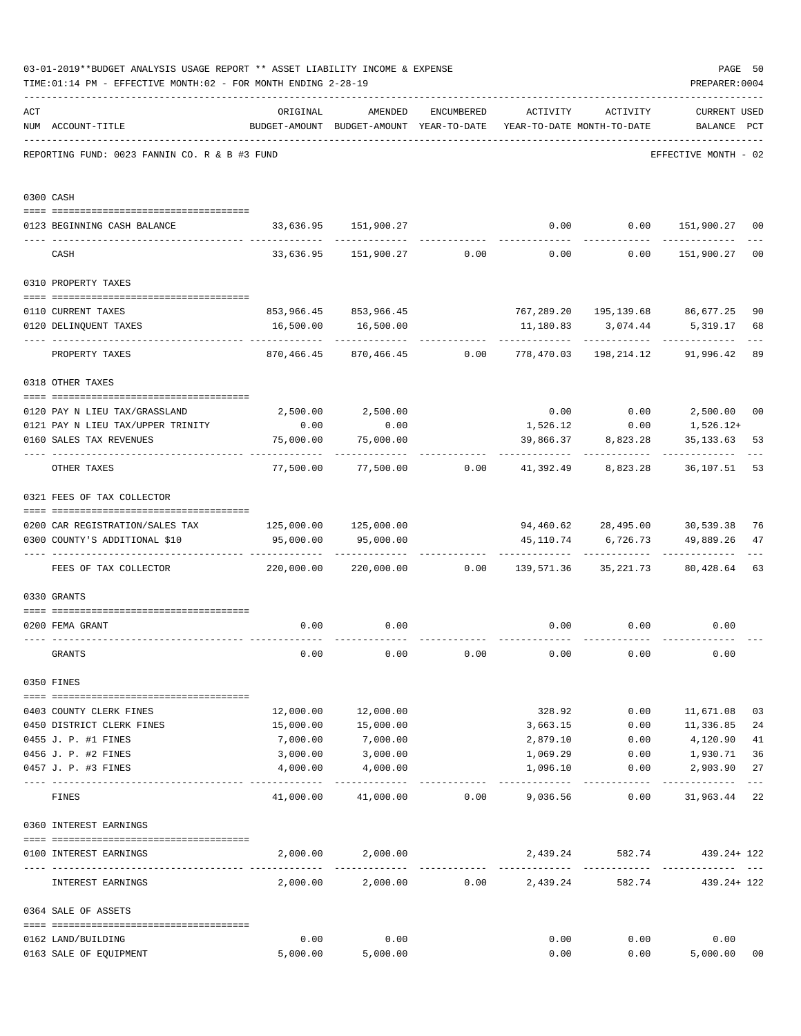03-01-2019**BUDGET ANALYSIS USAGE REPORT ** ASSET LIABILITY INCOME & EXPENSE

TIME:01:14 PM - EFFECTIVE MONTH:02 - FOR MONTH ENDING 2-28-19

PREPARER:0004

REPORTING FUND: 0023 FANNIN CO. R & B #3 FUND — EFFECTIVE MONTH - 02

| ACT NUM | ACCOUNT-TITLE | ORIGINAL BUDGET-AMOUNT | AMENDED BUDGET-AMOUNT | ENCUMBERED YEAR-TO-DATE | ACTIVITY YEAR-TO-DATE | ACTIVITY MONTH-TO-DATE | CURRENT BALANCE | USED PCT |
|---|---|---|---|---|---|---|---|---|
| | **0300 CASH** | | | | | | | |
| 0123 | BEGINNING CASH BALANCE | 33,636.95 | 151,900.27 | | 0.00 | 0.00 | 151,900.27 | 00 |
| | CASH | 33,636.95 | 151,900.27 | 0.00 | 0.00 | 0.00 | 151,900.27 | 00 |
| | **0310 PROPERTY TAXES** | | | | | | | |
| 0110 | CURRENT TAXES | 853,966.45 | 853,966.45 | | 767,289.20 | 195,139.68 | 86,677.25 | 90 |
| 0120 | DELINQUENT TAXES | 16,500.00 | 16,500.00 | | 11,180.83 | 3,074.44 | 5,319.17 | 68 |
| | PROPERTY TAXES | 870,466.45 | 870,466.45 | 0.00 | 778,470.03 | 198,214.12 | 91,996.42 | 89 |
| | **0318 OTHER TAXES** | | | | | | | |
| 0120 | PAY N LIEU TAX/GRASSLAND | 2,500.00 | 2,500.00 | | 0.00 | 0.00 | 2,500.00 | 00 |
| 0121 | PAY N LIEU TAX/UPPER TRINITY | 0.00 | 0.00 | | 1,526.12 | 0.00 | 1,526.12+ | |
| 0160 | SALES TAX REVENUES | 75,000.00 | 75,000.00 | | 39,866.37 | 8,823.28 | 35,133.63 | 53 |
| | OTHER TAXES | 77,500.00 | 77,500.00 | 0.00 | 41,392.49 | 8,823.28 | 36,107.51 | 53 |
| | **0321 FEES OF TAX COLLECTOR** | | | | | | | |
| 0200 | CAR REGISTRATION/SALES TAX | 125,000.00 | 125,000.00 | | 94,460.62 | 28,495.00 | 30,539.38 | 76 |
| 0300 | COUNTY'S ADDITIONAL $10 | 95,000.00 | 95,000.00 | | 45,110.74 | 6,726.73 | 49,889.26 | 47 |
| | FEES OF TAX COLLECTOR | 220,000.00 | 220,000.00 | 0.00 | 139,571.36 | 35,221.73 | 80,428.64 | 63 |
| | **0330 GRANTS** | | | | | | | |
| 0200 | FEMA GRANT | 0.00 | 0.00 | | 0.00 | 0.00 | 0.00 | |
| | GRANTS | 0.00 | 0.00 | 0.00 | 0.00 | 0.00 | 0.00 | |
| | **0350 FINES** | | | | | | | |
| 0403 | COUNTY CLERK FINES | 12,000.00 | 12,000.00 | | 328.92 | 0.00 | 11,671.08 | 03 |
| 0450 | DISTRICT CLERK FINES | 15,000.00 | 15,000.00 | | 3,663.15 | 0.00 | 11,336.85 | 24 |
| 0455 | J. P. #1 FINES | 7,000.00 | 7,000.00 | | 2,879.10 | 0.00 | 4,120.90 | 41 |
| 0456 | J. P. #2 FINES | 3,000.00 | 3,000.00 | | 1,069.29 | 0.00 | 1,930.71 | 36 |
| 0457 | J. P. #3 FINES | 4,000.00 | 4,000.00 | | 1,096.10 | 0.00 | 2,903.90 | 27 |
| | FINES | 41,000.00 | 41,000.00 | 0.00 | 9,036.56 | 0.00 | 31,963.44 | 22 |
| | **0360 INTEREST EARNINGS** | | | | | | | |
| 0100 | INTEREST EARNINGS | 2,000.00 | 2,000.00 | | 2,439.24 | 582.74 | 439.24+ | 122 |
| | INTEREST EARNINGS | 2,000.00 | 2,000.00 | 0.00 | 2,439.24 | 582.74 | 439.24+ | 122 |
| | **0364 SALE OF ASSETS** | | | | | | | |
| 0162 | LAND/BUILDING | 0.00 | 0.00 | | 0.00 | 0.00 | 0.00 | |
| 0163 | SALE OF EQUIPMENT | 5,000.00 | 5,000.00 | | 0.00 | 0.00 | 5,000.00 | 00 |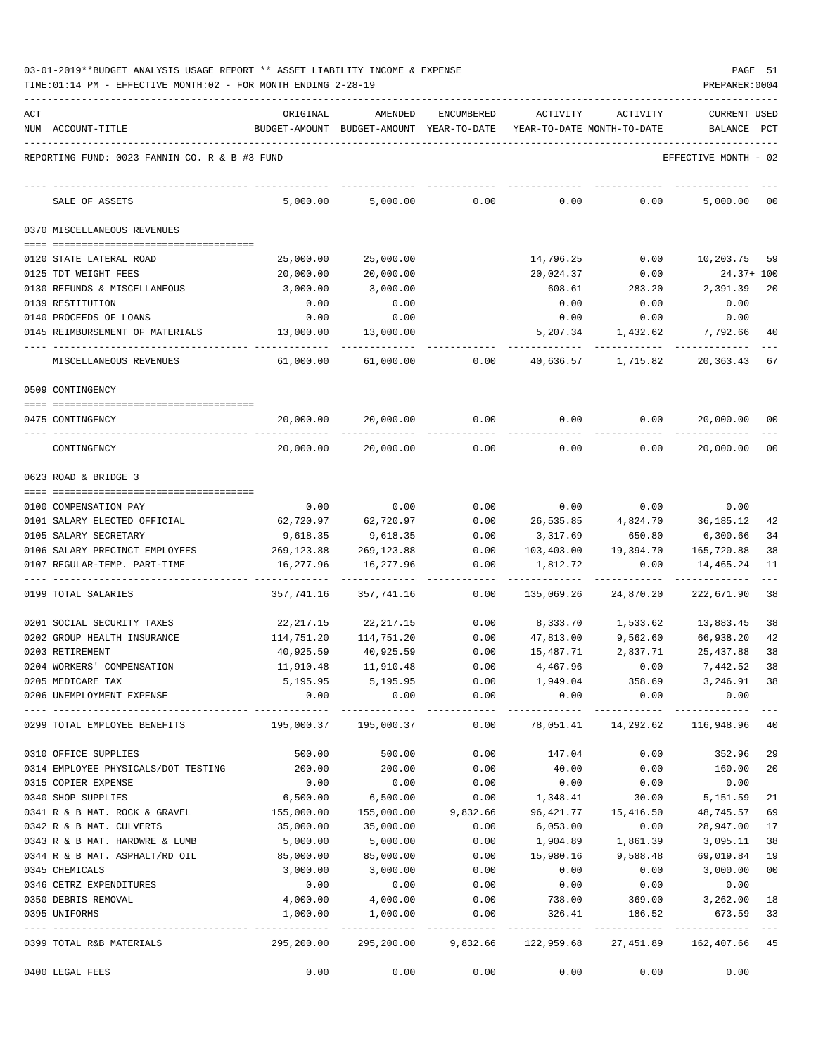03-01-2019**BUDGET ANALYSIS USAGE REPORT ** ASSET LIABILITY INCOME & EXPENSE

TIME:01:14 PM - EFFECTIVE MONTH:02 - FOR MONTH ENDING 2-28-19

PREPARER:0004

REPORTING FUND: 0023 FANNIN CO. R & B #3 FUND — EFFECTIVE MONTH - 02

| ACT NUM | ACCOUNT-TITLE | ORIGINAL BUDGET-AMOUNT | AMENDED BUDGET-AMOUNT | ENCUMBERED YEAR-TO-DATE | ACTIVITY YEAR-TO-DATE | ACTIVITY MONTH-TO-DATE | CURRENT USED BALANCE | PCT |
|---|---|---|---|---|---|---|---|---|
| | SALE OF ASSETS | 5,000.00 | 5,000.00 | 0.00 | 0.00 | 0.00 | 5,000.00 | 00 |
| | **0370 MISCELLANEOUS REVENUES** | | | | | | | |
| 0120 | STATE LATERAL ROAD | 25,000.00 | 25,000.00 | | 14,796.25 | 0.00 | 10,203.75 | 59 |
| 0125 | TDT WEIGHT FEES | 20,000.00 | 20,000.00 | | 20,024.37 | 0.00 | 24.37+ | 100 |
| 0130 | REFUNDS & MISCELLANEOUS | 3,000.00 | 3,000.00 | | 608.61 | 283.20 | 2,391.39 | 20 |
| 0139 | RESTITUTION | 0.00 | 0.00 | | 0.00 | 0.00 | 0.00 | |
| 0140 | PROCEEDS OF LOANS | 0.00 | 0.00 | | 0.00 | 0.00 | 0.00 | |
| 0145 | REIMBURSEMENT OF MATERIALS | 13,000.00 | 13,000.00 | | 5,207.34 | 1,432.62 | 7,792.66 | 40 |
| | MISCELLANEOUS REVENUES | 61,000.00 | 61,000.00 | 0.00 | 40,636.57 | 1,715.82 | 20,363.43 | 67 |
| | **0509 CONTINGENCY** | | | | | | | |
| 0475 | CONTINGENCY | 20,000.00 | 20,000.00 | 0.00 | 0.00 | 0.00 | 20,000.00 | 00 |
| | CONTINGENCY | 20,000.00 | 20,000.00 | 0.00 | 0.00 | 0.00 | 20,000.00 | 00 |
| | **0623 ROAD & BRIDGE 3** | | | | | | | |
| 0100 | COMPENSATION PAY | 0.00 | 0.00 | 0.00 | 0.00 | 0.00 | 0.00 | |
| 0101 | SALARY ELECTED OFFICIAL | 62,720.97 | 62,720.97 | 0.00 | 26,535.85 | 4,824.70 | 36,185.12 | 42 |
| 0105 | SALARY SECRETARY | 9,618.35 | 9,618.35 | 0.00 | 3,317.69 | 650.80 | 6,300.66 | 34 |
| 0106 | SALARY PRECINCT EMPLOYEES | 269,123.88 | 269,123.88 | 0.00 | 103,403.00 | 19,394.70 | 165,720.88 | 38 |
| 0107 | REGULAR-TEMP. PART-TIME | 16,277.96 | 16,277.96 | 0.00 | 1,812.72 | 0.00 | 14,465.24 | 11 |
| 0199 | TOTAL SALARIES | 357,741.16 | 357,741.16 | 0.00 | 135,069.26 | 24,870.20 | 222,671.90 | 38 |
| 0201 | SOCIAL SECURITY TAXES | 22,217.15 | 22,217.15 | 0.00 | 8,333.70 | 1,533.62 | 13,883.45 | 38 |
| 0202 | GROUP HEALTH INSURANCE | 114,751.20 | 114,751.20 | 0.00 | 47,813.00 | 9,562.60 | 66,938.20 | 42 |
| 0203 | RETIREMENT | 40,925.59 | 40,925.59 | 0.00 | 15,487.71 | 2,837.71 | 25,437.88 | 38 |
| 0204 | WORKERS' COMPENSATION | 11,910.48 | 11,910.48 | 0.00 | 4,467.96 | 0.00 | 7,442.52 | 38 |
| 0205 | MEDICARE TAX | 5,195.95 | 5,195.95 | 0.00 | 1,949.04 | 358.69 | 3,246.91 | 38 |
| 0206 | UNEMPLOYMENT EXPENSE | 0.00 | 0.00 | 0.00 | 0.00 | 0.00 | 0.00 | |
| 0299 | TOTAL EMPLOYEE BENEFITS | 195,000.37 | 195,000.37 | 0.00 | 78,051.41 | 14,292.62 | 116,948.96 | 40 |
| 0310 | OFFICE SUPPLIES | 500.00 | 500.00 | 0.00 | 147.04 | 0.00 | 352.96 | 29 |
| 0314 | EMPLOYEE PHYSICALS/DOT TESTING | 200.00 | 200.00 | 0.00 | 40.00 | 0.00 | 160.00 | 20 |
| 0315 | COPIER EXPENSE | 0.00 | 0.00 | 0.00 | 0.00 | 0.00 | 0.00 | |
| 0340 | SHOP SUPPLIES | 6,500.00 | 6,500.00 | 0.00 | 1,348.41 | 30.00 | 5,151.59 | 21 |
| 0341 | R & B MAT. ROCK & GRAVEL | 155,000.00 | 155,000.00 | 9,832.66 | 96,421.77 | 15,416.50 | 48,745.57 | 69 |
| 0342 | R & B MAT. CULVERTS | 35,000.00 | 35,000.00 | 0.00 | 6,053.00 | 0.00 | 28,947.00 | 17 |
| 0343 | R & B MAT. HARDWRE & LUMB | 5,000.00 | 5,000.00 | 0.00 | 1,904.89 | 1,861.39 | 3,095.11 | 38 |
| 0344 | R & B MAT. ASPHALT/RD OIL | 85,000.00 | 85,000.00 | 0.00 | 15,980.16 | 9,588.48 | 69,019.84 | 19 |
| 0345 | CHEMICALS | 3,000.00 | 3,000.00 | 0.00 | 0.00 | 0.00 | 3,000.00 | 00 |
| 0346 | CETRZ EXPENDITURES | 0.00 | 0.00 | 0.00 | 0.00 | 0.00 | 0.00 | |
| 0350 | DEBRIS REMOVAL | 4,000.00 | 4,000.00 | 0.00 | 738.00 | 369.00 | 3,262.00 | 18 |
| 0395 | UNIFORMS | 1,000.00 | 1,000.00 | 0.00 | 326.41 | 186.52 | 673.59 | 33 |
| 0399 | TOTAL R&B MATERIALS | 295,200.00 | 295,200.00 | 9,832.66 | 122,959.68 | 27,451.89 | 162,407.66 | 45 |
| 0400 | LEGAL FEES | 0.00 | 0.00 | 0.00 | 0.00 | 0.00 | 0.00 | |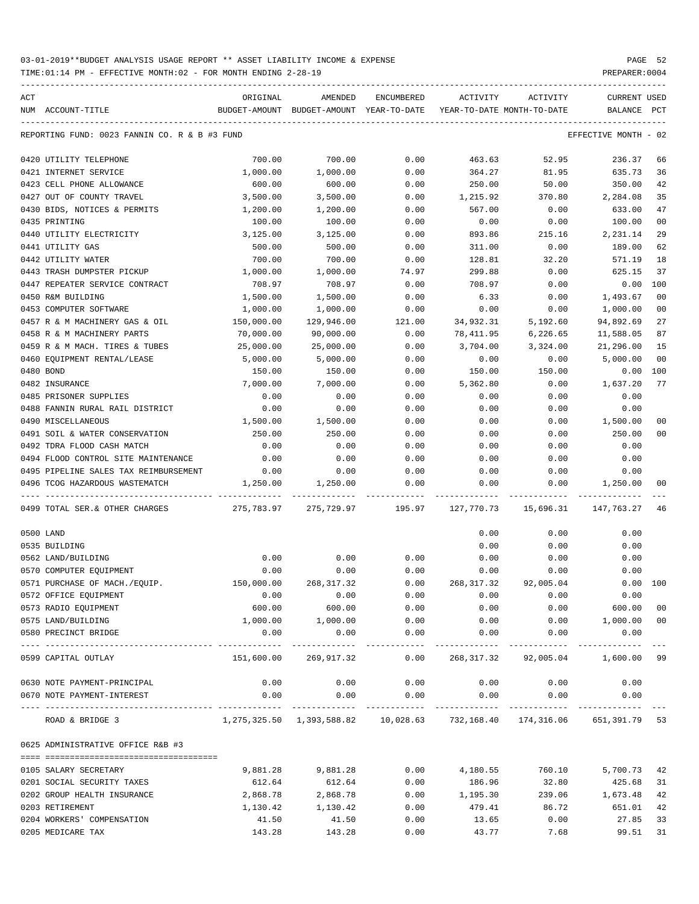03-01-2019**BUDGET ANALYSIS USAGE REPORT ** ASSET LIABILITY INCOME & EXPENSE

TIME:01:14 PM - EFFECTIVE MONTH:02 - FOR MONTH ENDING 2-28-19

PREPARER:0004

| ACT NUM | ACCOUNT-TITLE | ORIGINAL BUDGET-AMOUNT | AMENDED BUDGET-AMOUNT | ENCUMBERED YEAR-TO-DATE | ACTIVITY YEAR-TO-DATE | ACTIVITY MONTH-TO-DATE | CURRENT BALANCE | USED PCT |
|---|---|---|---|---|---|---|---|---|
| | REPORTING FUND: 0023 FANNIN CO. R & B #3 FUND | | | | | | EFFECTIVE MONTH - 02 | |
| 0420 | UTILITY TELEPHONE | 700.00 | 700.00 | 0.00 | 463.63 | 52.95 | 236.37 | 66 |
| 0421 | INTERNET SERVICE | 1,000.00 | 1,000.00 | 0.00 | 364.27 | 81.95 | 635.73 | 36 |
| 0423 | CELL PHONE ALLOWANCE | 600.00 | 600.00 | 0.00 | 250.00 | 50.00 | 350.00 | 42 |
| 0427 | OUT OF COUNTY TRAVEL | 3,500.00 | 3,500.00 | 0.00 | 1,215.92 | 370.80 | 2,284.08 | 35 |
| 0430 | BIDS, NOTICES & PERMITS | 1,200.00 | 1,200.00 | 0.00 | 567.00 | 0.00 | 633.00 | 47 |
| 0435 | PRINTING | 100.00 | 100.00 | 0.00 | 0.00 | 0.00 | 100.00 | 00 |
| 0440 | UTILITY ELECTRICITY | 3,125.00 | 3,125.00 | 0.00 | 893.86 | 215.16 | 2,231.14 | 29 |
| 0441 | UTILITY GAS | 500.00 | 500.00 | 0.00 | 311.00 | 0.00 | 189.00 | 62 |
| 0442 | UTILITY WATER | 700.00 | 700.00 | 0.00 | 128.81 | 32.20 | 571.19 | 18 |
| 0443 | TRASH DUMPSTER PICKUP | 1,000.00 | 1,000.00 | 74.97 | 299.88 | 0.00 | 625.15 | 37 |
| 0447 | REPEATER SERVICE CONTRACT | 708.97 | 708.97 | 0.00 | 708.97 | 0.00 | 0.00 | 100 |
| 0450 | R&M BUILDING | 1,500.00 | 1,500.00 | 0.00 | 6.33 | 0.00 | 1,493.67 | 00 |
| 0453 | COMPUTER SOFTWARE | 1,000.00 | 1,000.00 | 0.00 | 0.00 | 0.00 | 1,000.00 | 00 |
| 0457 | R & M MACHINERY GAS & OIL | 150,000.00 | 129,946.00 | 121.00 | 34,932.31 | 5,192.60 | 94,892.69 | 27 |
| 0458 | R & M MACHINERY PARTS | 70,000.00 | 90,000.00 | 0.00 | 78,411.95 | 6,226.65 | 11,588.05 | 87 |
| 0459 | R & M MACH. TIRES & TUBES | 25,000.00 | 25,000.00 | 0.00 | 3,704.00 | 3,324.00 | 21,296.00 | 15 |
| 0460 | EQUIPMENT RENTAL/LEASE | 5,000.00 | 5,000.00 | 0.00 | 0.00 | 0.00 | 5,000.00 | 00 |
| 0480 | BOND | 150.00 | 150.00 | 0.00 | 150.00 | 150.00 | 0.00 | 100 |
| 0482 | INSURANCE | 7,000.00 | 7,000.00 | 0.00 | 5,362.80 | 0.00 | 1,637.20 | 77 |
| 0485 | PRISONER SUPPLIES | 0.00 | 0.00 | 0.00 | 0.00 | 0.00 | 0.00 | |
| 0488 | FANNIN RURAL RAIL DISTRICT | 0.00 | 0.00 | 0.00 | 0.00 | 0.00 | 0.00 | |
| 0490 | MISCELLANEOUS | 1,500.00 | 1,500.00 | 0.00 | 0.00 | 0.00 | 1,500.00 | 00 |
| 0491 | SOIL & WATER CONSERVATION | 250.00 | 250.00 | 0.00 | 0.00 | 0.00 | 250.00 | 00 |
| 0492 | TDRA FLOOD CASH MATCH | 0.00 | 0.00 | 0.00 | 0.00 | 0.00 | 0.00 | |
| 0494 | FLOOD CONTROL SITE MAINTENANCE | 0.00 | 0.00 | 0.00 | 0.00 | 0.00 | 0.00 | |
| 0495 | PIPELINE SALES TAX REIMBURSEMENT | 0.00 | 0.00 | 0.00 | 0.00 | 0.00 | 0.00 | |
| 0496 | TCOG HAZARDOUS WASTEMATCH | 1,250.00 | 1,250.00 | 0.00 | 0.00 | 0.00 | 1,250.00 | 00 |
| 0499 | TOTAL SER.& OTHER CHARGES | 275,783.97 | 275,729.97 | 195.97 | 127,770.73 | 15,696.31 | 147,763.27 | 46 |
| 0500 | LAND | | | | 0.00 | 0.00 | 0.00 | |
| 0535 | BUILDING | | | | 0.00 | 0.00 | 0.00 | |
| 0562 | LAND/BUILDING | 0.00 | 0.00 | 0.00 | 0.00 | 0.00 | 0.00 | |
| 0570 | COMPUTER EQUIPMENT | 0.00 | 0.00 | 0.00 | 0.00 | 0.00 | 0.00 | |
| 0571 | PURCHASE OF MACH./EQUIP. | 150,000.00 | 268,317.32 | 0.00 | 268,317.32 | 92,005.04 | 0.00 | 100 |
| 0572 | OFFICE EQUIPMENT | 0.00 | 0.00 | 0.00 | 0.00 | 0.00 | 0.00 | |
| 0573 | RADIO EQUIPMENT | 600.00 | 600.00 | 0.00 | 0.00 | 0.00 | 600.00 | 00 |
| 0575 | LAND/BUILDING | 1,000.00 | 1,000.00 | 0.00 | 0.00 | 0.00 | 1,000.00 | 00 |
| 0580 | PRECINCT BRIDGE | 0.00 | 0.00 | 0.00 | 0.00 | 0.00 | 0.00 | |
| 0599 | CAPITAL OUTLAY | 151,600.00 | 269,917.32 | 0.00 | 268,317.32 | 92,005.04 | 1,600.00 | 99 |
| 0630 | NOTE PAYMENT-PRINCIPAL | 0.00 | 0.00 | 0.00 | 0.00 | 0.00 | 0.00 | |
| 0670 | NOTE PAYMENT-INTEREST | 0.00 | 0.00 | 0.00 | 0.00 | 0.00 | 0.00 | |
| | ROAD & BRIDGE 3 | 1,275,325.50 | 1,393,588.82 | 10,028.63 | 732,168.40 | 174,316.06 | 651,391.79 | 53 |
| | 0625 ADMINISTRATIVE OFFICE R&B #3 | | | | | | | |
| 0105 | SALARY SECRETARY | 9,881.28 | 9,881.28 | 0.00 | 4,180.55 | 760.10 | 5,700.73 | 42 |
| 0201 | SOCIAL SECURITY TAXES | 612.64 | 612.64 | 0.00 | 186.96 | 32.80 | 425.68 | 31 |
| 0202 | GROUP HEALTH INSURANCE | 2,868.78 | 2,868.78 | 0.00 | 1,195.30 | 239.06 | 1,673.48 | 42 |
| 0203 | RETIREMENT | 1,130.42 | 1,130.42 | 0.00 | 479.41 | 86.72 | 651.01 | 42 |
| 0204 | WORKERS' COMPENSATION | 41.50 | 41.50 | 0.00 | 13.65 | 0.00 | 27.85 | 33 |
| 0205 | MEDICARE TAX | 143.28 | 143.28 | 0.00 | 43.77 | 7.68 | 99.51 | 31 |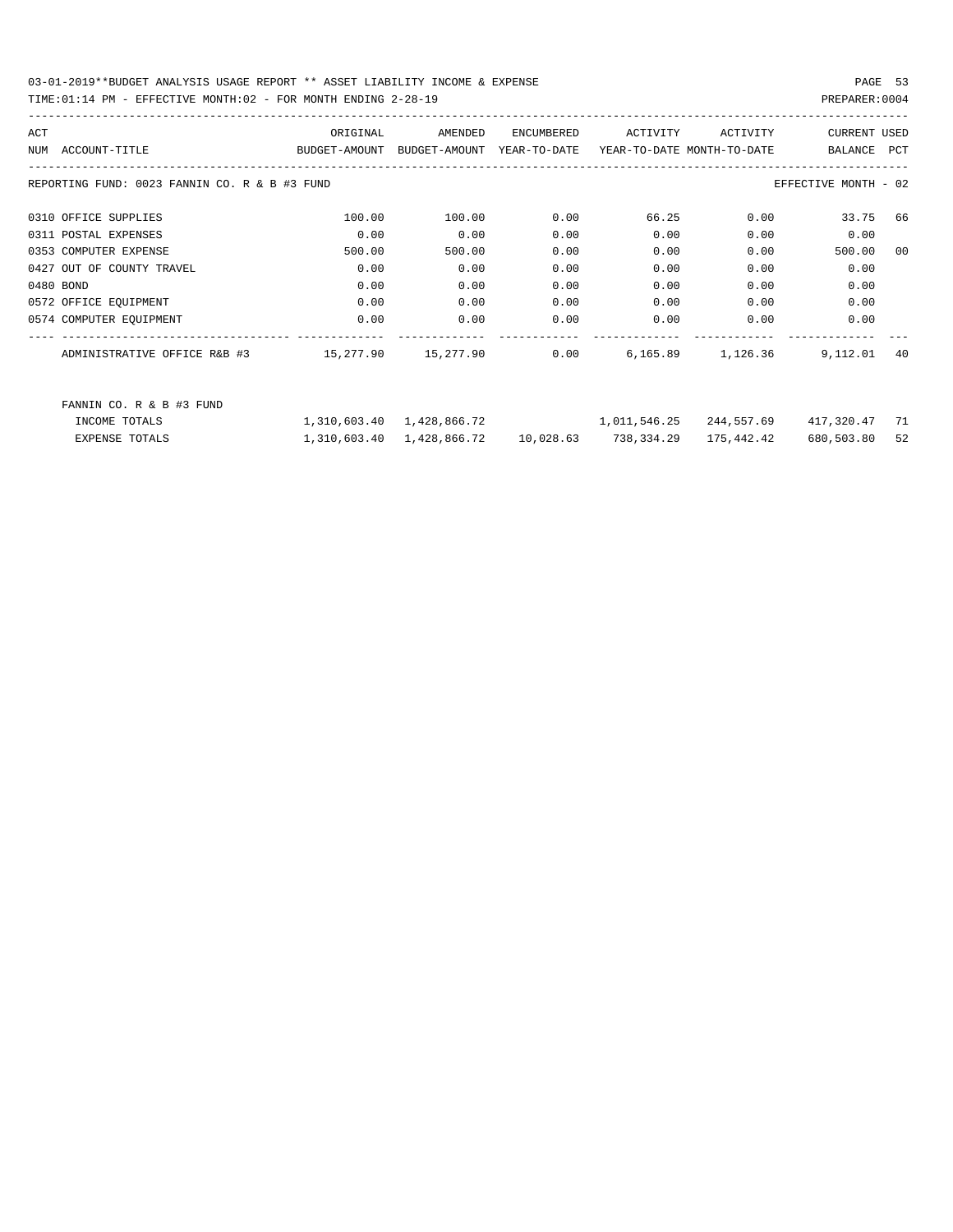03-01-2019**BUDGET ANALYSIS USAGE REPORT ** ASSET LIABILITY INCOME & EXPENSE

TIME:01:14 PM - EFFECTIVE MONTH:02 - FOR MONTH ENDING 2-28-19

PREPARER:0004

| ACT NUM | ACCOUNT-TITLE | ORIGINAL BUDGET-AMOUNT | AMENDED BUDGET-AMOUNT | ENCUMBERED YEAR-TO-DATE | ACTIVITY YEAR-TO-DATE | ACTIVITY MONTH-TO-DATE | CURRENT BALANCE | USED PCT |
|---|---|---|---|---|---|---|---|---|
| | REPORTING FUND: 0023 FANNIN CO. R & B #3 FUND | | | | | | EFFECTIVE MONTH - 02 | |
| 0310 | OFFICE SUPPLIES | 100.00 | 100.00 | 0.00 | 66.25 | 0.00 | 33.75 | 66 |
| 0311 | POSTAL EXPENSES | 0.00 | 0.00 | 0.00 | 0.00 | 0.00 | 0.00 | |
| 0353 | COMPUTER EXPENSE | 500.00 | 500.00 | 0.00 | 0.00 | 0.00 | 500.00 | 00 |
| 0427 | OUT OF COUNTY TRAVEL | 0.00 | 0.00 | 0.00 | 0.00 | 0.00 | 0.00 | |
| 0480 | BOND | 0.00 | 0.00 | 0.00 | 0.00 | 0.00 | 0.00 | |
| 0572 | OFFICE EQUIPMENT | 0.00 | 0.00 | 0.00 | 0.00 | 0.00 | 0.00 | |
| 0574 | COMPUTER EQUIPMENT | 0.00 | 0.00 | 0.00 | 0.00 | 0.00 | 0.00 | |
| | ADMINISTRATIVE OFFICE R&B #3 | 15,277.90 | 15,277.90 | 0.00 | 6,165.89 | 1,126.36 | 9,112.01 | 40 |
| | FANNIN CO. R & B #3 FUND | | | | | | | |
| | INCOME TOTALS | 1,310,603.40 | 1,428,866.72 | | 1,011,546.25 | 244,557.69 | 417,320.47 | 71 |
| | EXPENSE TOTALS | 1,310,603.40 | 1,428,866.72 | 10,028.63 | 738,334.29 | 175,442.42 | 680,503.80 | 52 |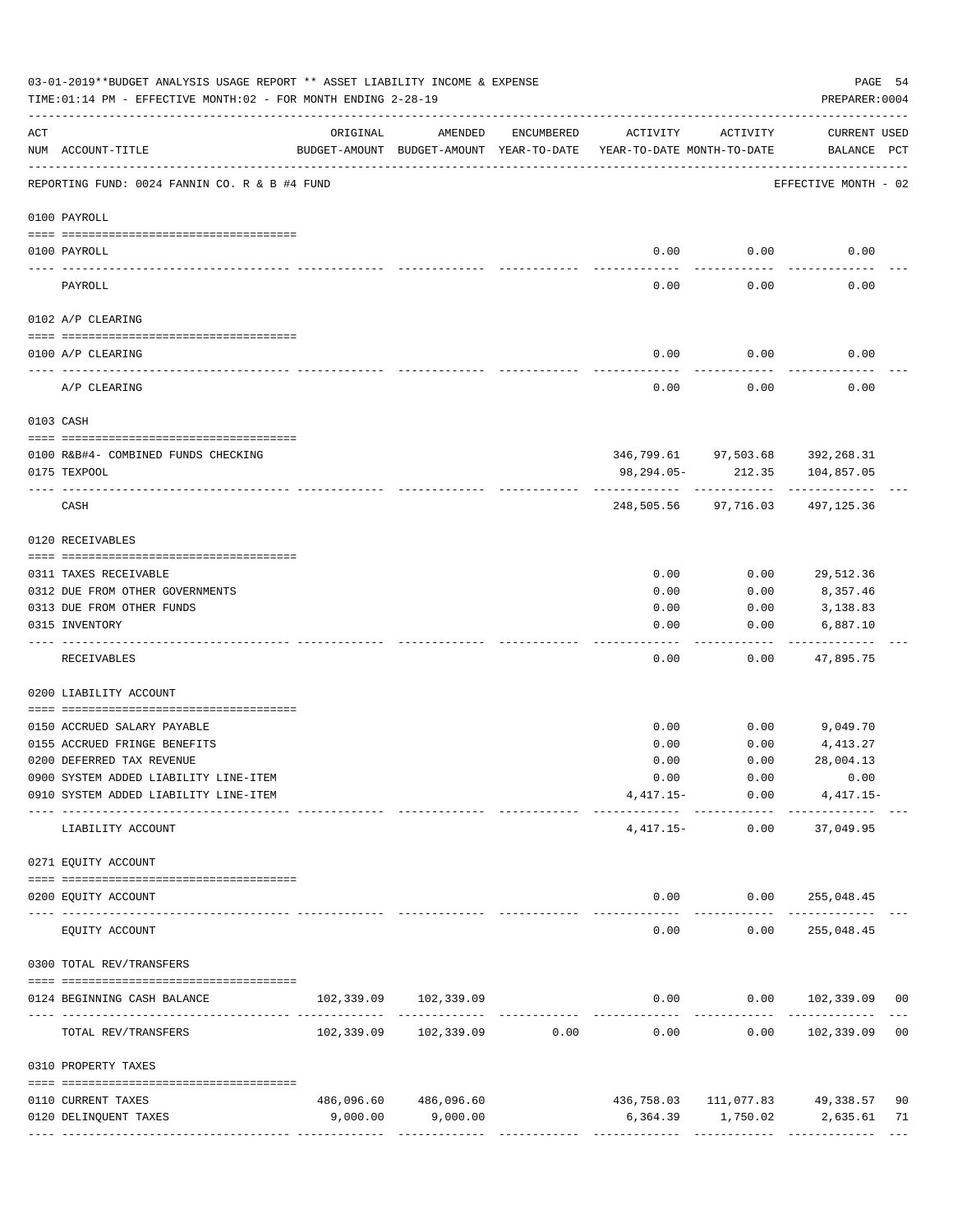03-01-2019**BUDGET ANALYSIS USAGE REPORT ** ASSET LIABILITY INCOME & EXPENSE

TIME:01:14 PM - EFFECTIVE MONTH:02 - FOR MONTH ENDING 2-28-19

PREPARER:0004

| ACT NUM | ACCOUNT-TITLE | ORIGINAL BUDGET-AMOUNT | AMENDED BUDGET-AMOUNT | ENCUMBERED YEAR-TO-DATE | ACTIVITY YEAR-TO-DATE | ACTIVITY MONTH-TO-DATE | CURRENT BALANCE | USED PCT |
|---|---|---|---|---|---|---|---|---|
| | REPORTING FUND: 0024 FANNIN CO. R & B #4 FUND | | | | | | EFFECTIVE MONTH - 02 | |
| | **0100 PAYROLL** | | | | | | | |
| 0100 | PAYROLL | | | | 0.00 | 0.00 | 0.00 | |
| | PAYROLL | | | | 0.00 | 0.00 | 0.00 | |
| | **0102 A/P CLEARING** | | | | | | | |
| 0100 | A/P CLEARING | | | | 0.00 | 0.00 | 0.00 | |
| | A/P CLEARING | | | | 0.00 | 0.00 | 0.00 | |
| | **0103 CASH** | | | | | | | |
| 0100 | R&B#4- COMBINED FUNDS CHECKING | | | | 346,799.61 | 97,503.68 | 392,268.31 | |
| 0175 | TEXPOOL | | | | 98,294.05- | 212.35 | 104,857.05 | |
| | CASH | | | | 248,505.56 | 97,716.03 | 497,125.36 | |
| | **0120 RECEIVABLES** | | | | | | | |
| 0311 | TAXES RECEIVABLE | | | | 0.00 | 0.00 | 29,512.36 | |
| 0312 | DUE FROM OTHER GOVERNMENTS | | | | 0.00 | 0.00 | 8,357.46 | |
| 0313 | DUE FROM OTHER FUNDS | | | | 0.00 | 0.00 | 3,138.83 | |
| 0315 | INVENTORY | | | | 0.00 | 0.00 | 6,887.10 | |
| | RECEIVABLES | | | | 0.00 | 0.00 | 47,895.75 | |
| | **0200 LIABILITY ACCOUNT** | | | | | | | |
| 0150 | ACCRUED SALARY PAYABLE | | | | 0.00 | 0.00 | 9,049.70 | |
| 0155 | ACCRUED FRINGE BENEFITS | | | | 0.00 | 0.00 | 4,413.27 | |
| 0200 | DEFERRED TAX REVENUE | | | | 0.00 | 0.00 | 28,004.13 | |
| 0900 | SYSTEM ADDED LIABILITY LINE-ITEM | | | | 0.00 | 0.00 | 0.00 | |
| 0910 | SYSTEM ADDED LIABILITY LINE-ITEM | | | | 4,417.15- | 0.00 | 4,417.15- | |
| | LIABILITY ACCOUNT | | | | 4,417.15- | 0.00 | 37,049.95 | |
| | **0271 EQUITY ACCOUNT** | | | | | | | |
| 0200 | EQUITY ACCOUNT | | | | 0.00 | 0.00 | 255,048.45 | |
| | EQUITY ACCOUNT | | | | 0.00 | 0.00 | 255,048.45 | |
| | **0300 TOTAL REV/TRANSFERS** | | | | | | | |
| 0124 | BEGINNING CASH BALANCE | 102,339.09 | 102,339.09 | | 0.00 | 0.00 | 102,339.09 | 00 |
| | TOTAL REV/TRANSFERS | 102,339.09 | 102,339.09 | 0.00 | 0.00 | 0.00 | 102,339.09 | 00 |
| | **0310 PROPERTY TAXES** | | | | | | | |
| 0110 | CURRENT TAXES | 486,096.60 | 486,096.60 | | 436,758.03 | 111,077.83 | 49,338.57 | 90 |
| 0120 | DELINQUENT TAXES | 9,000.00 | 9,000.00 | | 6,364.39 | 1,750.02 | 2,635.61 | 71 |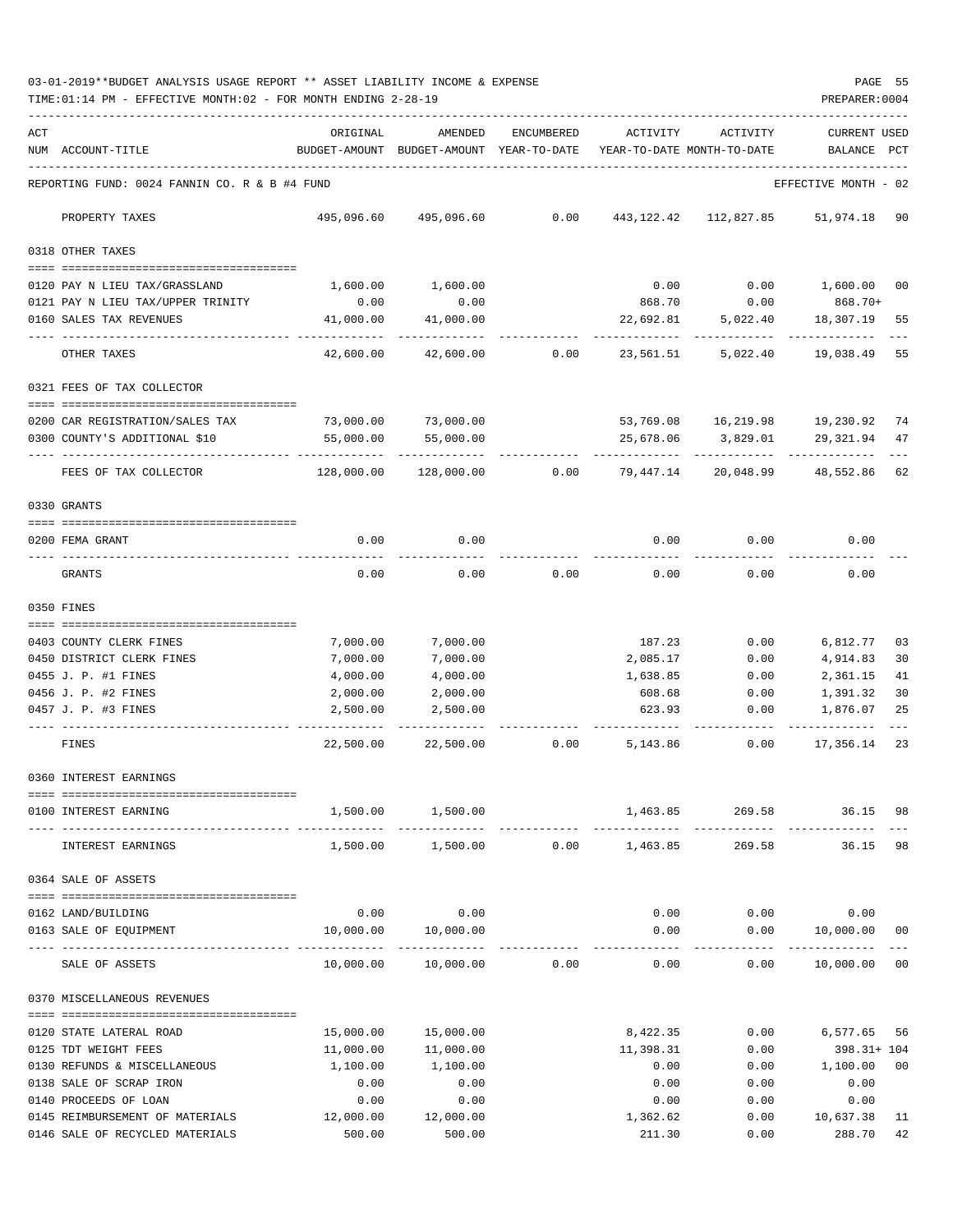03-01-2019**BUDGET ANALYSIS USAGE REPORT ** ASSET LIABILITY INCOME & EXPENSE

TIME:01:14 PM - EFFECTIVE MONTH:02 - FOR MONTH ENDING 2-28-19

REPORTING FUND: 0024 FANNIN CO. R & B #4 FUND — EFFECTIVE MONTH - 02

| ACT NUM | ACCOUNT-TITLE | ORIGINAL BUDGET-AMOUNT | AMENDED BUDGET-AMOUNT | ENCUMBERED YEAR-TO-DATE | ACTIVITY YEAR-TO-DATE | ACTIVITY MONTH-TO-DATE | CURRENT USED BALANCE | PCT |
|---|---|---|---|---|---|---|---|---|
| | PROPERTY TAXES | 495,096.60 | 495,096.60 | 0.00 | 443,122.42 | 112,827.85 | 51,974.18 | 90 |
| | **0318 OTHER TAXES** | | | | | | | |
| 0120 | PAY N LIEU TAX/GRASSLAND | 1,600.00 | 1,600.00 | | 0.00 | 0.00 | 1,600.00 | 00 |
| 0121 | PAY N LIEU TAX/UPPER TRINITY | 0.00 | 0.00 | | 868.70 | 0.00 | 868.70+ | |
| 0160 | SALES TAX REVENUES | 41,000.00 | 41,000.00 | | 22,692.81 | 5,022.40 | 18,307.19 | 55 |
| | OTHER TAXES | 42,600.00 | 42,600.00 | 0.00 | 23,561.51 | 5,022.40 | 19,038.49 | 55 |
| | **0321 FEES OF TAX COLLECTOR** | | | | | | | |
| 0200 | CAR REGISTRATION/SALES TAX | 73,000.00 | 73,000.00 | | 53,769.08 | 16,219.98 | 19,230.92 | 74 |
| 0300 | COUNTY'S ADDITIONAL $10 | 55,000.00 | 55,000.00 | | 25,678.06 | 3,829.01 | 29,321.94 | 47 |
| | FEES OF TAX COLLECTOR | 128,000.00 | 128,000.00 | 0.00 | 79,447.14 | 20,048.99 | 48,552.86 | 62 |
| | **0330 GRANTS** | | | | | | | |
| 0200 | FEMA GRANT | 0.00 | 0.00 | | 0.00 | 0.00 | 0.00 | |
| | GRANTS | 0.00 | 0.00 | 0.00 | 0.00 | 0.00 | 0.00 | |
| | **0350 FINES** | | | | | | | |
| 0403 | COUNTY CLERK FINES | 7,000.00 | 7,000.00 | | 187.23 | 0.00 | 6,812.77 | 03 |
| 0450 | DISTRICT CLERK FINES | 7,000.00 | 7,000.00 | | 2,085.17 | 0.00 | 4,914.83 | 30 |
| 0455 | J. P. #1 FINES | 4,000.00 | 4,000.00 | | 1,638.85 | 0.00 | 2,361.15 | 41 |
| 0456 | J. P. #2 FINES | 2,000.00 | 2,000.00 | | 608.68 | 0.00 | 1,391.32 | 30 |
| 0457 | J. P. #3 FINES | 2,500.00 | 2,500.00 | | 623.93 | 0.00 | 1,876.07 | 25 |
| | FINES | 22,500.00 | 22,500.00 | 0.00 | 5,143.86 | 0.00 | 17,356.14 | 23 |
| | **0360 INTEREST EARNINGS** | | | | | | | |
| 0100 | INTEREST EARNING | 1,500.00 | 1,500.00 | | 1,463.85 | 269.58 | 36.15 | 98 |
| | INTEREST EARNINGS | 1,500.00 | 1,500.00 | 0.00 | 1,463.85 | 269.58 | 36.15 | 98 |
| | **0364 SALE OF ASSETS** | | | | | | | |
| 0162 | LAND/BUILDING | 0.00 | 0.00 | | 0.00 | 0.00 | 0.00 | |
| 0163 | SALE OF EQUIPMENT | 10,000.00 | 10,000.00 | | 0.00 | 0.00 | 10,000.00 | 00 |
| | SALE OF ASSETS | 10,000.00 | 10,000.00 | 0.00 | 0.00 | 0.00 | 10,000.00 | 00 |
| | **0370 MISCELLANEOUS REVENUES** | | | | | | | |
| 0120 | STATE LATERAL ROAD | 15,000.00 | 15,000.00 | | 8,422.35 | 0.00 | 6,577.65 | 56 |
| 0125 | TDT WEIGHT FEES | 11,000.00 | 11,000.00 | | 11,398.31 | 0.00 | 398.31+ | 104 |
| 0130 | REFUNDS & MISCELLANEOUS | 1,100.00 | 1,100.00 | | 0.00 | 0.00 | 1,100.00 | 00 |
| 0138 | SALE OF SCRAP IRON | 0.00 | 0.00 | | 0.00 | 0.00 | 0.00 | |
| 0140 | PROCEEDS OF LOAN | 0.00 | 0.00 | | 0.00 | 0.00 | 0.00 | |
| 0145 | REIMBURSEMENT OF MATERIALS | 12,000.00 | 12,000.00 | | 1,362.62 | 0.00 | 10,637.38 | 11 |
| 0146 | SALE OF RECYCLED MATERIALS | 500.00 | 500.00 | | 211.30 | 0.00 | 288.70 | 42 |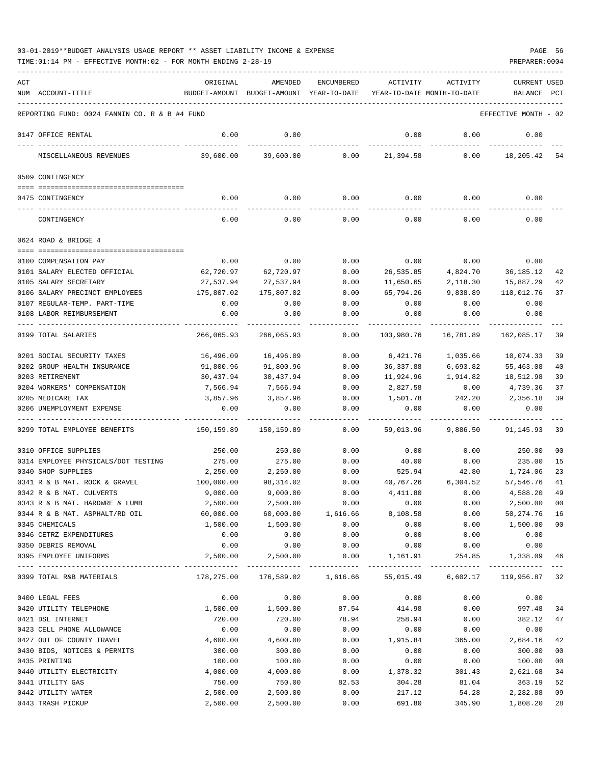03-01-2019**BUDGET ANALYSIS USAGE REPORT ** ASSET LIABILITY INCOME & EXPENSE

TIME:01:14 PM - EFFECTIVE MONTH:02 - FOR MONTH ENDING 2-28-19

PREPARER:0004

| ACT NUM | ACCOUNT-TITLE | ORIGINAL BUDGET-AMOUNT | AMENDED BUDGET-AMOUNT | ENCUMBERED YEAR-TO-DATE | ACTIVITY YEAR-TO-DATE | ACTIVITY MONTH-TO-DATE | CURRENT BALANCE | USED PCT |
|---|---|---|---|---|---|---|---|---|
| | REPORTING FUND: 0024 FANNIN CO. R & B #4 FUND | | | | | | EFFECTIVE MONTH - 02 | |
| 0147 | OFFICE RENTAL | 0.00 | 0.00 | | 0.00 | 0.00 | 0.00 | |
| | MISCELLANEOUS REVENUES | 39,600.00 | 39,600.00 | 0.00 | 21,394.58 | 0.00 | 18,205.42 | 54 |
| | 0509 CONTINGENCY | | | | | | | |
| 0475 | CONTINGENCY | 0.00 | 0.00 | 0.00 | 0.00 | 0.00 | 0.00 | |
| | CONTINGENCY | 0.00 | 0.00 | 0.00 | 0.00 | 0.00 | 0.00 | |
| | 0624 ROAD & BRIDGE 4 | | | | | | | |
| 0100 | COMPENSATION PAY | 0.00 | 0.00 | 0.00 | 0.00 | 0.00 | 0.00 | |
| 0101 | SALARY ELECTED OFFICIAL | 62,720.97 | 62,720.97 | 0.00 | 26,535.85 | 4,824.70 | 36,185.12 | 42 |
| 0105 | SALARY SECRETARY | 27,537.94 | 27,537.94 | 0.00 | 11,650.65 | 2,118.30 | 15,887.29 | 42 |
| 0106 | SALARY PRECINCT EMPLOYEES | 175,807.02 | 175,807.02 | 0.00 | 65,794.26 | 9,838.89 | 110,012.76 | 37 |
| 0107 | REGULAR-TEMP. PART-TIME | 0.00 | 0.00 | 0.00 | 0.00 | 0.00 | 0.00 | |
| 0108 | LABOR REIMBURSEMENT | 0.00 | 0.00 | 0.00 | 0.00 | 0.00 | 0.00 | |
| 0199 | TOTAL SALARIES | 266,065.93 | 266,065.93 | 0.00 | 103,980.76 | 16,781.89 | 162,085.17 | 39 |
| 0201 | SOCIAL SECURITY TAXES | 16,496.09 | 16,496.09 | 0.00 | 6,421.76 | 1,035.66 | 10,074.33 | 39 |
| 0202 | GROUP HEALTH INSURANCE | 91,800.96 | 91,800.96 | 0.00 | 36,337.88 | 6,693.82 | 55,463.08 | 40 |
| 0203 | RETIREMENT | 30,437.94 | 30,437.94 | 0.00 | 11,924.96 | 1,914.82 | 18,512.98 | 39 |
| 0204 | WORKERS' COMPENSATION | 7,566.94 | 7,566.94 | 0.00 | 2,827.58 | 0.00 | 4,739.36 | 37 |
| 0205 | MEDICARE TAX | 3,857.96 | 3,857.96 | 0.00 | 1,501.78 | 242.20 | 2,356.18 | 39 |
| 0206 | UNEMPLOYMENT EXPENSE | 0.00 | 0.00 | 0.00 | 0.00 | 0.00 | 0.00 | |
| 0299 | TOTAL EMPLOYEE BENEFITS | 150,159.89 | 150,159.89 | 0.00 | 59,013.96 | 9,886.50 | 91,145.93 | 39 |
| 0310 | OFFICE SUPPLIES | 250.00 | 250.00 | 0.00 | 0.00 | 0.00 | 250.00 | 00 |
| 0314 | EMPLOYEE PHYSICALS/DOT TESTING | 275.00 | 275.00 | 0.00 | 40.00 | 0.00 | 235.00 | 15 |
| 0340 | SHOP SUPPLIES | 2,250.00 | 2,250.00 | 0.00 | 525.94 | 42.80 | 1,724.06 | 23 |
| 0341 | R & B MAT. ROCK & GRAVEL | 100,000.00 | 98,314.02 | 0.00 | 40,767.26 | 6,304.52 | 57,546.76 | 41 |
| 0342 | R & B MAT. CULVERTS | 9,000.00 | 9,000.00 | 0.00 | 4,411.80 | 0.00 | 4,588.20 | 49 |
| 0343 | R & B MAT. HARDWRE & LUMB | 2,500.00 | 2,500.00 | 0.00 | 0.00 | 0.00 | 2,500.00 | 00 |
| 0344 | R & B MAT. ASPHALT/RD OIL | 60,000.00 | 60,000.00 | 1,616.66 | 8,108.58 | 0.00 | 50,274.76 | 16 |
| 0345 | CHEMICALS | 1,500.00 | 1,500.00 | 0.00 | 0.00 | 0.00 | 1,500.00 | 00 |
| 0346 | CETRZ EXPENDITURES | 0.00 | 0.00 | 0.00 | 0.00 | 0.00 | 0.00 | |
| 0350 | DEBRIS REMOVAL | 0.00 | 0.00 | 0.00 | 0.00 | 0.00 | 0.00 | |
| 0395 | EMPLOYEE UNIFORMS | 2,500.00 | 2,500.00 | 0.00 | 1,161.91 | 254.85 | 1,338.09 | 46 |
| 0399 | TOTAL R&B MATERIALS | 178,275.00 | 176,589.02 | 1,616.66 | 55,015.49 | 6,602.17 | 119,956.87 | 32 |
| 0400 | LEGAL FEES | 0.00 | 0.00 | 0.00 | 0.00 | 0.00 | 0.00 | |
| 0420 | UTILITY TELEPHONE | 1,500.00 | 1,500.00 | 87.54 | 414.98 | 0.00 | 997.48 | 34 |
| 0421 | DSL INTERNET | 720.00 | 720.00 | 78.94 | 258.94 | 0.00 | 382.12 | 47 |
| 0423 | CELL PHONE ALLOWANCE | 0.00 | 0.00 | 0.00 | 0.00 | 0.00 | 0.00 | |
| 0427 | OUT OF COUNTY TRAVEL | 4,600.00 | 4,600.00 | 0.00 | 1,915.84 | 365.00 | 2,684.16 | 42 |
| 0430 | BIDS, NOTICES & PERMITS | 300.00 | 300.00 | 0.00 | 0.00 | 0.00 | 300.00 | 00 |
| 0435 | PRINTING | 100.00 | 100.00 | 0.00 | 0.00 | 0.00 | 100.00 | 00 |
| 0440 | UTILITY ELECTRICITY | 4,000.00 | 4,000.00 | 0.00 | 1,378.32 | 301.43 | 2,621.68 | 34 |
| 0441 | UTILITY GAS | 750.00 | 750.00 | 82.53 | 304.28 | 81.04 | 363.19 | 52 |
| 0442 | UTILITY WATER | 2,500.00 | 2,500.00 | 0.00 | 217.12 | 54.28 | 2,282.88 | 09 |
| 0443 | TRASH PICKUP | 2,500.00 | 2,500.00 | 0.00 | 691.80 | 345.90 | 1,808.20 | 28 |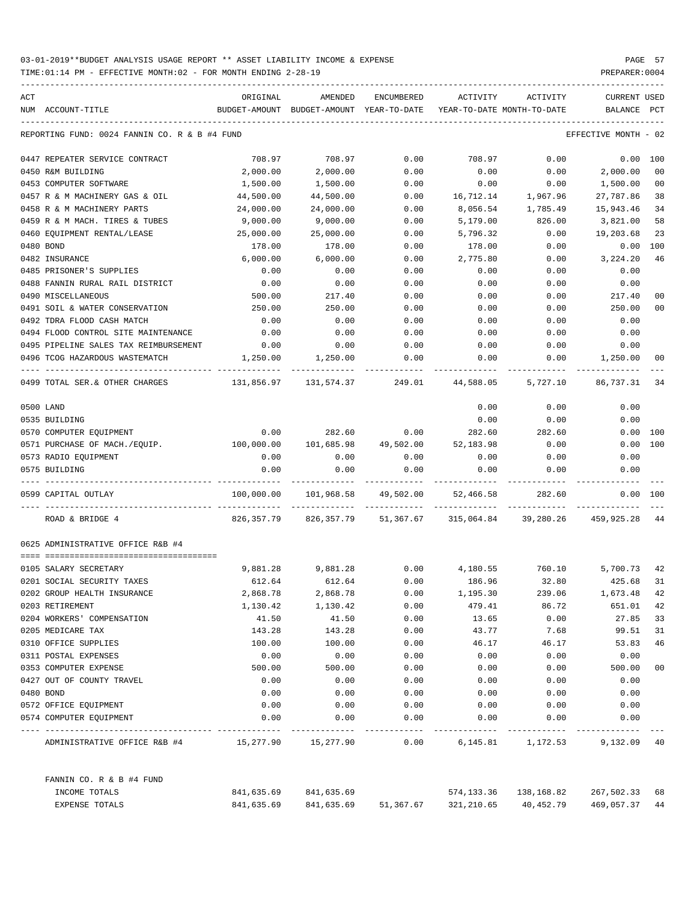03-01-2019**BUDGET ANALYSIS USAGE REPORT ** ASSET LIABILITY INCOME & EXPENSE

TIME:01:14 PM - EFFECTIVE MONTH:02 - FOR MONTH ENDING 2-28-19

PREPARER:0004

| ACT NUM | ACCOUNT-TITLE | ORIGINAL BUDGET-AMOUNT | AMENDED BUDGET-AMOUNT | ENCUMBERED YEAR-TO-DATE | ACTIVITY YEAR-TO-DATE | ACTIVITY MONTH-TO-DATE | CURRENT BALANCE | USED PCT |
|---|---|---|---|---|---|---|---|---|
| | REPORTING FUND: 0024 FANNIN CO. R & B #4 FUND | | | | | | EFFECTIVE MONTH - 02 | |
| 0447 | REPEATER SERVICE CONTRACT | 708.97 | 708.97 | 0.00 | 708.97 | 0.00 | 0.00 | 100 |
| 0450 | R&M BUILDING | 2,000.00 | 2,000.00 | 0.00 | 0.00 | 0.00 | 2,000.00 | 00 |
| 0453 | COMPUTER SOFTWARE | 1,500.00 | 1,500.00 | 0.00 | 0.00 | 0.00 | 1,500.00 | 00 |
| 0457 | R & M MACHINERY GAS & OIL | 44,500.00 | 44,500.00 | 0.00 | 16,712.14 | 1,967.96 | 27,787.86 | 38 |
| 0458 | R & M MACHINERY PARTS | 24,000.00 | 24,000.00 | 0.00 | 8,056.54 | 1,785.49 | 15,943.46 | 34 |
| 0459 | R & M MACH. TIRES & TUBES | 9,000.00 | 9,000.00 | 0.00 | 5,179.00 | 826.00 | 3,821.00 | 58 |
| 0460 | EQUIPMENT RENTAL/LEASE | 25,000.00 | 25,000.00 | 0.00 | 5,796.32 | 0.00 | 19,203.68 | 23 |
| 0480 | BOND | 178.00 | 178.00 | 0.00 | 178.00 | 0.00 | 0.00 | 100 |
| 0482 | INSURANCE | 6,000.00 | 6,000.00 | 0.00 | 2,775.80 | 0.00 | 3,224.20 | 46 |
| 0485 | PRISONER'S SUPPLIES | 0.00 | 0.00 | 0.00 | 0.00 | 0.00 | 0.00 | |
| 0488 | FANNIN RURAL RAIL DISTRICT | 0.00 | 0.00 | 0.00 | 0.00 | 0.00 | 0.00 | |
| 0490 | MISCELLANEOUS | 500.00 | 217.40 | 0.00 | 0.00 | 0.00 | 217.40 | 00 |
| 0491 | SOIL & WATER CONSERVATION | 250.00 | 250.00 | 0.00 | 0.00 | 0.00 | 250.00 | 00 |
| 0492 | TDRA FLOOD CASH MATCH | 0.00 | 0.00 | 0.00 | 0.00 | 0.00 | 0.00 | |
| 0494 | FLOOD CONTROL SITE MAINTENANCE | 0.00 | 0.00 | 0.00 | 0.00 | 0.00 | 0.00 | |
| 0495 | PIPELINE SALES TAX REIMBURSEMENT | 0.00 | 0.00 | 0.00 | 0.00 | 0.00 | 0.00 | |
| 0496 | TCOG HAZARDOUS WASTEMATCH | 1,250.00 | 1,250.00 | 0.00 | 0.00 | 0.00 | 1,250.00 | 00 |
| 0499 | TOTAL SER.& OTHER CHARGES | 131,856.97 | 131,574.37 | 249.01 | 44,588.05 | 5,727.10 | 86,737.31 | 34 |
| 0500 | LAND | | | | 0.00 | 0.00 | 0.00 | |
| 0535 | BUILDING | | | | 0.00 | 0.00 | 0.00 | |
| 0570 | COMPUTER EQUIPMENT | 0.00 | 282.60 | 0.00 | 282.60 | 282.60 | 0.00 | 100 |
| 0571 | PURCHASE OF MACH./EQUIP. | 100,000.00 | 101,685.98 | 49,502.00 | 52,183.98 | 0.00 | 0.00 | 100 |
| 0573 | RADIO EQUIPMENT | 0.00 | 0.00 | 0.00 | 0.00 | 0.00 | 0.00 | |
| 0575 | BUILDING | 0.00 | 0.00 | 0.00 | 0.00 | 0.00 | 0.00 | |
| 0599 | CAPITAL OUTLAY | 100,000.00 | 101,968.58 | 49,502.00 | 52,466.58 | 282.60 | 0.00 | 100 |
| | ROAD & BRIDGE 4 | 826,357.79 | 826,357.79 | 51,367.67 | 315,064.84 | 39,280.26 | 459,925.28 | 44 |
| | 0625 ADMINISTRATIVE OFFICE R&B #4 | | | | | | | |
| 0105 | SALARY SECRETARY | 9,881.28 | 9,881.28 | 0.00 | 4,180.55 | 760.10 | 5,700.73 | 42 |
| 0201 | SOCIAL SECURITY TAXES | 612.64 | 612.64 | 0.00 | 186.96 | 32.80 | 425.68 | 31 |
| 0202 | GROUP HEALTH INSURANCE | 2,868.78 | 2,868.78 | 0.00 | 1,195.30 | 239.06 | 1,673.48 | 42 |
| 0203 | RETIREMENT | 1,130.42 | 1,130.42 | 0.00 | 479.41 | 86.72 | 651.01 | 42 |
| 0204 | WORKERS' COMPENSATION | 41.50 | 41.50 | 0.00 | 13.65 | 0.00 | 27.85 | 33 |
| 0205 | MEDICARE TAX | 143.28 | 143.28 | 0.00 | 43.77 | 7.68 | 99.51 | 31 |
| 0310 | OFFICE SUPPLIES | 100.00 | 100.00 | 0.00 | 46.17 | 46.17 | 53.83 | 46 |
| 0311 | POSTAL EXPENSES | 0.00 | 0.00 | 0.00 | 0.00 | 0.00 | 0.00 | |
| 0353 | COMPUTER EXPENSE | 500.00 | 500.00 | 0.00 | 0.00 | 0.00 | 500.00 | 00 |
| 0427 | OUT OF COUNTY TRAVEL | 0.00 | 0.00 | 0.00 | 0.00 | 0.00 | 0.00 | |
| 0480 | BOND | 0.00 | 0.00 | 0.00 | 0.00 | 0.00 | 0.00 | |
| 0572 | OFFICE EQUIPMENT | 0.00 | 0.00 | 0.00 | 0.00 | 0.00 | 0.00 | |
| 0574 | COMPUTER EQUIPMENT | 0.00 | 0.00 | 0.00 | 0.00 | 0.00 | 0.00 | |
| | ADMINISTRATIVE OFFICE R&B #4 | 15,277.90 | 15,277.90 | 0.00 | 6,145.81 | 1,172.53 | 9,132.09 | 40 |
| | FANNIN CO. R & B #4 FUND | | | | | | | |
| | INCOME TOTALS | 841,635.69 | 841,635.69 | | 574,133.36 | 138,168.82 | 267,502.33 | 68 |
| | EXPENSE TOTALS | 841,635.69 | 841,635.69 | 51,367.67 | 321,210.65 | 40,452.79 | 469,057.37 | 44 |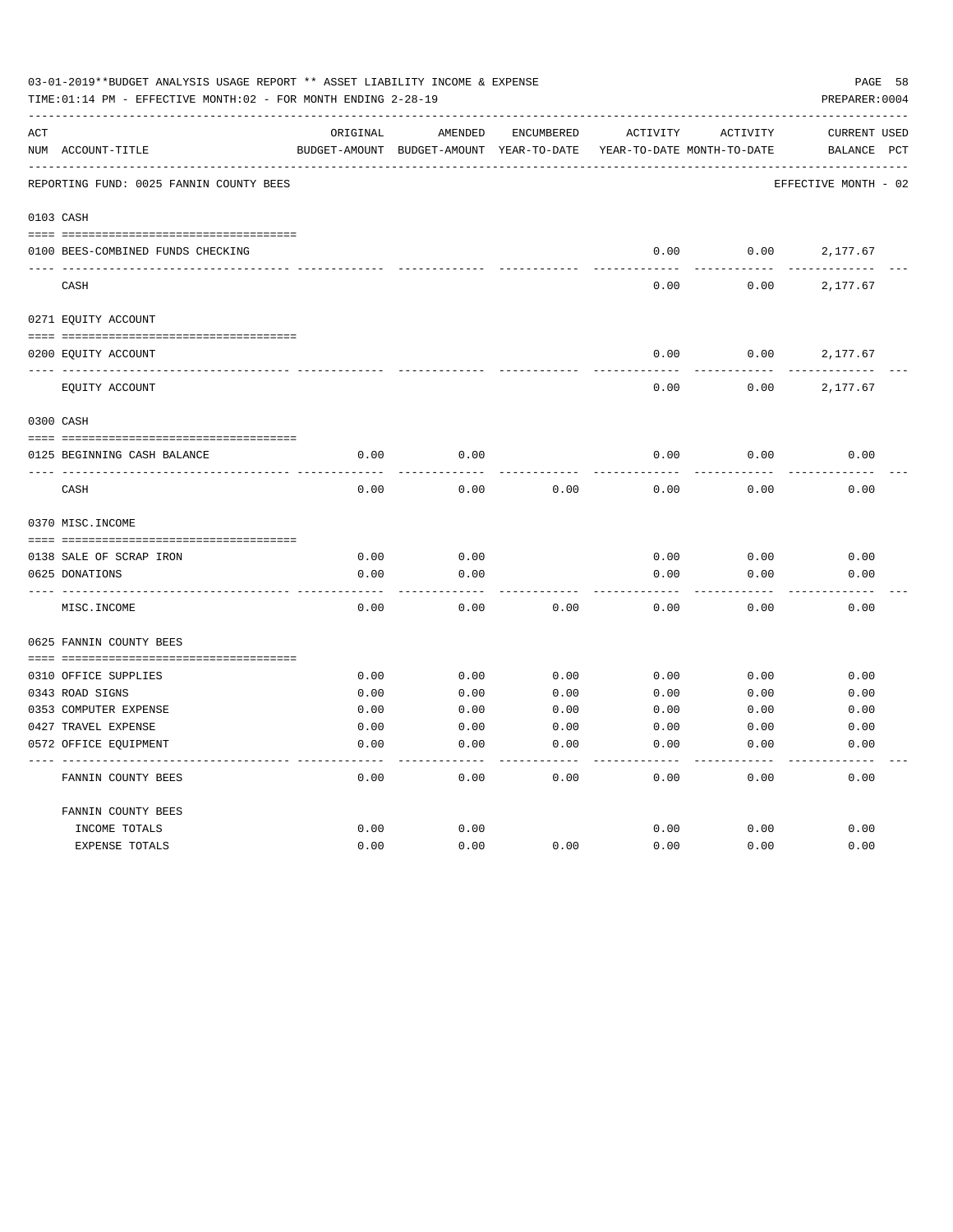03-01-2019**BUDGET ANALYSIS USAGE REPORT ** ASSET LIABILITY INCOME & EXPENSE

TIME:01:14 PM - EFFECTIVE MONTH:02 - FOR MONTH ENDING 2-28-19

PREPARER:0004

REPORTING FUND: 0025 FANNIN COUNTY BEES — EFFECTIVE MONTH - 02

| ACT NUM | ACCOUNT-TITLE | ORIGINAL BUDGET-AMOUNT | AMENDED BUDGET-AMOUNT | ENCUMBERED YEAR-TO-DATE | ACTIVITY YEAR-TO-DATE | ACTIVITY MONTH-TO-DATE | CURRENT BALANCE | USED PCT |
|---|---|---|---|---|---|---|---|---|
| **0103 CASH** | | | | | | | | |
| 0100 | BEES-COMBINED FUNDS CHECKING | | | | 0.00 | 0.00 | 2,177.67 | |
| | CASH | | | | 0.00 | 0.00 | 2,177.67 | |
| **0271 EQUITY ACCOUNT** | | | | | | | | |
| 0200 | EQUITY ACCOUNT | | | | 0.00 | 0.00 | 2,177.67 | |
| | EQUITY ACCOUNT | | | | 0.00 | 0.00 | 2,177.67 | |
| **0300 CASH** | | | | | | | | |
| 0125 | BEGINNING CASH BALANCE | 0.00 | 0.00 | | 0.00 | 0.00 | 0.00 | |
| | CASH | 0.00 | 0.00 | 0.00 | 0.00 | 0.00 | 0.00 | |
| **0370 MISC.INCOME** | | | | | | | | |
| 0138 | SALE OF SCRAP IRON | 0.00 | 0.00 | | 0.00 | 0.00 | 0.00 | |
| 0625 | DONATIONS | 0.00 | 0.00 | | 0.00 | 0.00 | 0.00 | |
| | MISC.INCOME | 0.00 | 0.00 | 0.00 | 0.00 | 0.00 | 0.00 | |
| **0625 FANNIN COUNTY BEES** | | | | | | | | |
| 0310 | OFFICE SUPPLIES | 0.00 | 0.00 | 0.00 | 0.00 | 0.00 | 0.00 | |
| 0343 | ROAD SIGNS | 0.00 | 0.00 | 0.00 | 0.00 | 0.00 | 0.00 | |
| 0353 | COMPUTER EXPENSE | 0.00 | 0.00 | 0.00 | 0.00 | 0.00 | 0.00 | |
| 0427 | TRAVEL EXPENSE | 0.00 | 0.00 | 0.00 | 0.00 | 0.00 | 0.00 | |
| 0572 | OFFICE EQUIPMENT | 0.00 | 0.00 | 0.00 | 0.00 | 0.00 | 0.00 | |
| | FANNIN COUNTY BEES | 0.00 | 0.00 | 0.00 | 0.00 | 0.00 | 0.00 | |
| | **FANNIN COUNTY BEES** | | | | | | | |
| | INCOME TOTALS | 0.00 | 0.00 | | 0.00 | 0.00 | 0.00 | |
| | EXPENSE TOTALS | 0.00 | 0.00 | 0.00 | 0.00 | 0.00 | 0.00 | |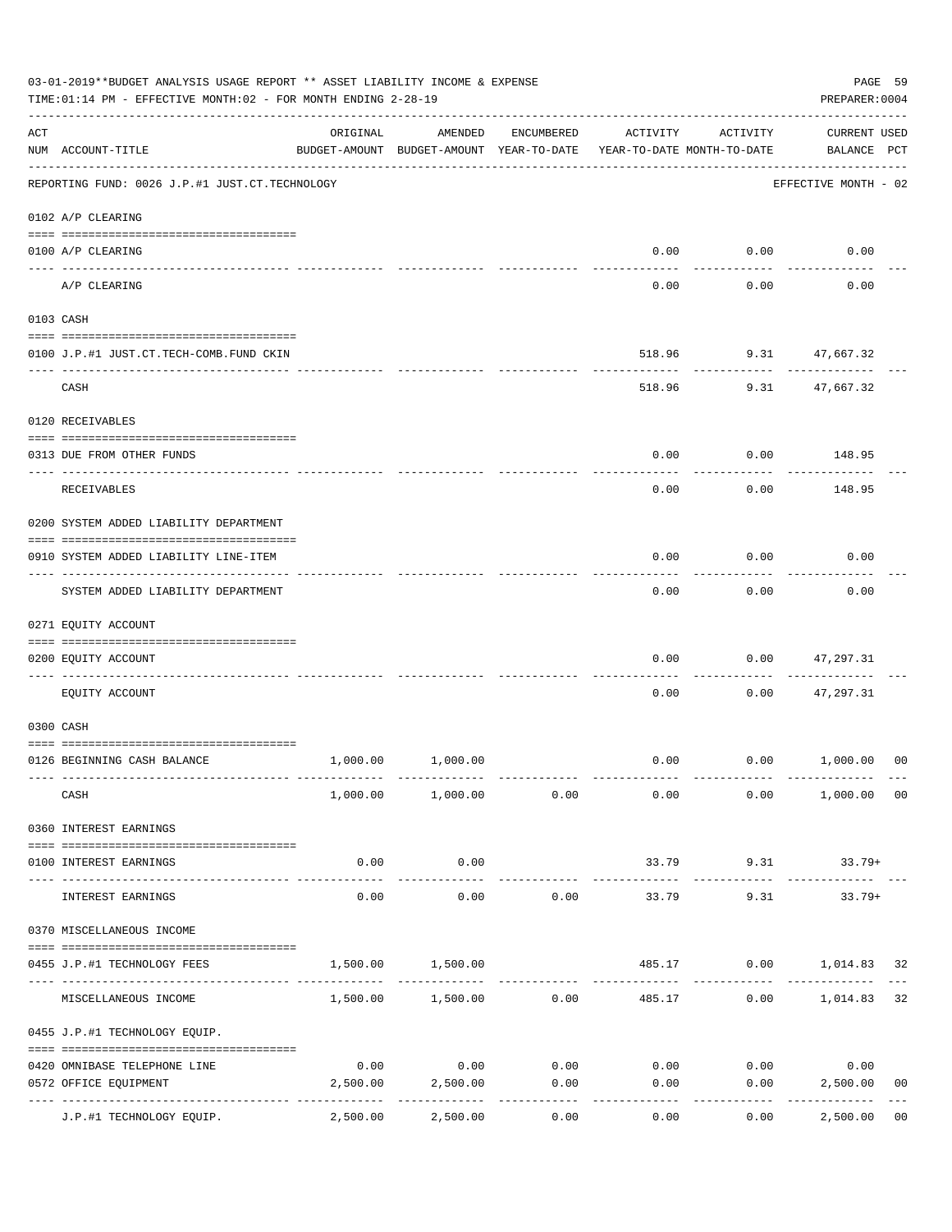03-01-2019**BUDGET ANALYSIS USAGE REPORT ** ASSET LIABILITY INCOME & EXPENSE

TIME:01:14 PM - EFFECTIVE MONTH:02 - FOR MONTH ENDING 2-28-19

PREPARER:0004

REPORTING FUND: 0026 J.P.#1 JUST.CT.TECHNOLOGY — EFFECTIVE MONTH - 02

| ACT NUM | ACCOUNT-TITLE | ORIGINAL BUDGET-AMOUNT | AMENDED BUDGET-AMOUNT | ENCUMBERED YEAR-TO-DATE | ACTIVITY YEAR-TO-DATE | ACTIVITY MONTH-TO-DATE | CURRENT USED BALANCE | PCT |
|---|---|---|---|---|---|---|---|---|
| | **0102 A/P CLEARING** | | | | | | | |
| 0100 | A/P CLEARING | | | | 0.00 | 0.00 | 0.00 | |
| | A/P CLEARING | | | | 0.00 | 0.00 | 0.00 | |
| | **0103 CASH** | | | | | | | |
| 0100 | J.P.#1 JUST.CT.TECH-COMB.FUND CKIN | | | | 518.96 | 9.31 | 47,667.32 | |
| | CASH | | | | 518.96 | 9.31 | 47,667.32 | |
| | **0120 RECEIVABLES** | | | | | | | |
| 0313 | DUE FROM OTHER FUNDS | | | | 0.00 | 0.00 | 148.95 | |
| | RECEIVABLES | | | | 0.00 | 0.00 | 148.95 | |
| | **0200 SYSTEM ADDED LIABILITY DEPARTMENT** | | | | | | | |
| 0910 | SYSTEM ADDED LIABILITY LINE-ITEM | | | | 0.00 | 0.00 | 0.00 | |
| | SYSTEM ADDED LIABILITY DEPARTMENT | | | | 0.00 | 0.00 | 0.00 | |
| | **0271 EQUITY ACCOUNT** | | | | | | | |
| 0200 | EQUITY ACCOUNT | | | | 0.00 | 0.00 | 47,297.31 | |
| | EQUITY ACCOUNT | | | | 0.00 | 0.00 | 47,297.31 | |
| | **0300 CASH** | | | | | | | |
| 0126 | BEGINNING CASH BALANCE | 1,000.00 | 1,000.00 | | 0.00 | 0.00 | 1,000.00 | 00 |
| | CASH | 1,000.00 | 1,000.00 | 0.00 | 0.00 | 0.00 | 1,000.00 | 00 |
| | **0360 INTEREST EARNINGS** | | | | | | | |
| 0100 | INTEREST EARNINGS | 0.00 | 0.00 | | 33.79 | 9.31 | 33.79+ | |
| | INTEREST EARNINGS | 0.00 | 0.00 | 0.00 | 33.79 | 9.31 | 33.79+ | |
| | **0370 MISCELLANEOUS INCOME** | | | | | | | |
| 0455 | J.P.#1 TECHNOLOGY FEES | 1,500.00 | 1,500.00 | | 485.17 | 0.00 | 1,014.83 | 32 |
| | MISCELLANEOUS INCOME | 1,500.00 | 1,500.00 | 0.00 | 485.17 | 0.00 | 1,014.83 | 32 |
| | **0455 J.P.#1 TECHNOLOGY EQUIP.** | | | | | | | |
| 0420 | OMNIBASE TELEPHONE LINE | 0.00 | 0.00 | 0.00 | 0.00 | 0.00 | 0.00 | |
| 0572 | OFFICE EQUIPMENT | 2,500.00 | 2,500.00 | 0.00 | 0.00 | 0.00 | 2,500.00 | 00 |
| | J.P.#1 TECHNOLOGY EQUIP. | 2,500.00 | 2,500.00 | 0.00 | 0.00 | 0.00 | 2,500.00 | 00 |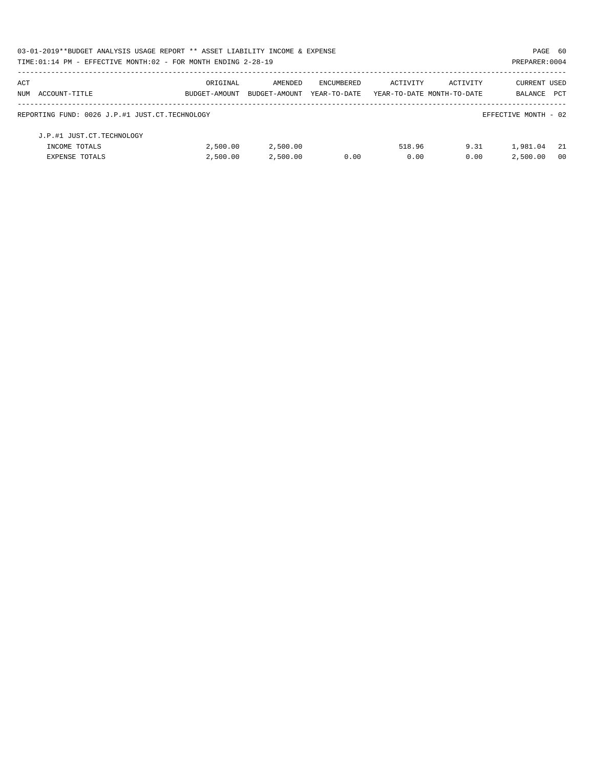03-01-2019**BUDGET ANALYSIS USAGE REPORT ** ASSET LIABILITY INCOME & EXPENSE

TIME:01:14 PM - EFFECTIVE MONTH:02 - FOR MONTH ENDING 2-28-19

PREPARER:0004

| ACT NUM | ACCOUNT-TITLE | ORIGINAL BUDGET-AMOUNT | AMENDED BUDGET-AMOUNT | ENCUMBERED YEAR-TO-DATE | ACTIVITY YEAR-TO-DATE | ACTIVITY MONTH-TO-DATE | CURRENT BALANCE | USED PCT |
|---|---|---|---|---|---|---|---|---|

REPORTING FUND: 0026 J.P.#1 JUST.CT.TECHNOLOGY — EFFECTIVE MONTH - 02

| ACT NUM | ACCOUNT-TITLE | ORIGINAL BUDGET-AMOUNT | AMENDED BUDGET-AMOUNT | ENCUMBERED YEAR-TO-DATE | ACTIVITY YEAR-TO-DATE | ACTIVITY MONTH-TO-DATE | CURRENT BALANCE | USED PCT |
|---|---|---|---|---|---|---|---|---|
| | J.P.#1 JUST.CT.TECHNOLOGY | | | | | | | |
| | INCOME TOTALS | 2,500.00 | 2,500.00 | | 518.96 | 9.31 | 1,981.04 | 21 |
| | EXPENSE TOTALS | 2,500.00 | 2,500.00 | 0.00 | 0.00 | 0.00 | 2,500.00 | 00 |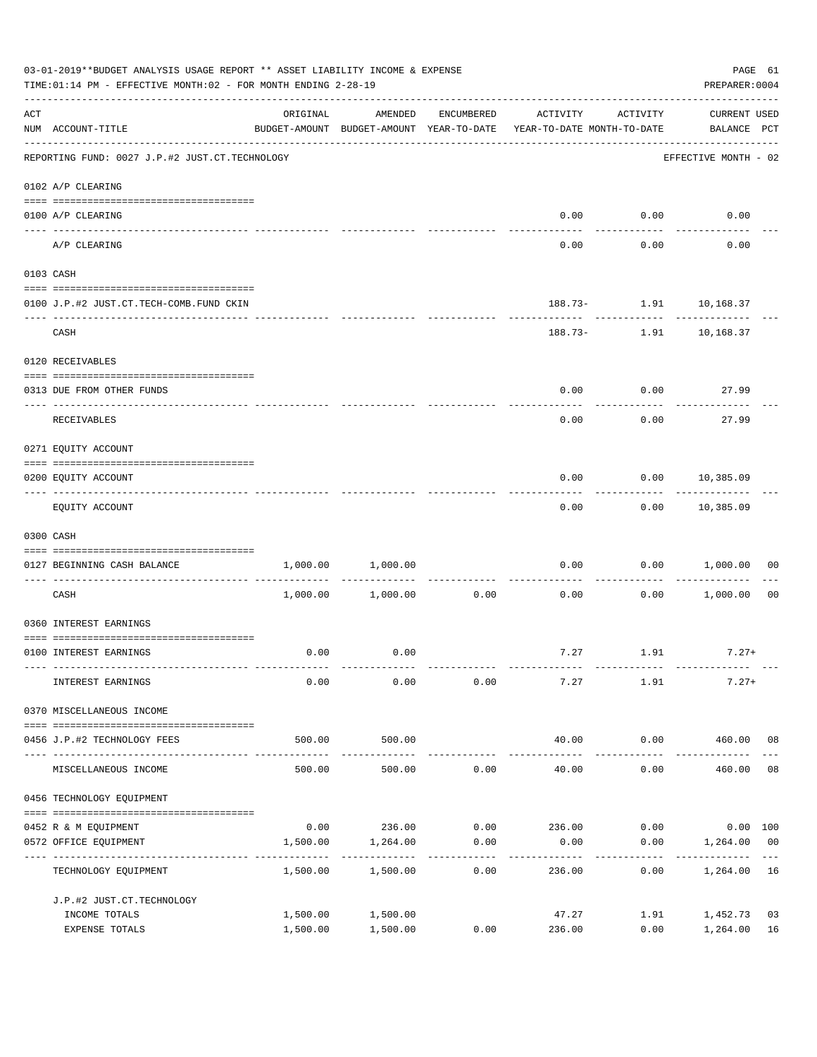03-01-2019**BUDGET ANALYSIS USAGE REPORT ** ASSET LIABILITY INCOME & EXPENSE

TIME:01:14 PM - EFFECTIVE MONTH:02 - FOR MONTH ENDING 2-28-19

PREPARER:0004

| ACT NUM | ACCOUNT-TITLE | ORIGINAL BUDGET-AMOUNT | AMENDED BUDGET-AMOUNT | ENCUMBERED YEAR-TO-DATE | ACTIVITY YEAR-TO-DATE | ACTIVITY MONTH-TO-DATE | CURRENT USED BALANCE | PCT |
|---|---|---|---|---|---|---|---|---|
| | REPORTING FUND: 0027 J.P.#2 JUST.CT.TECHNOLOGY | | | | | | EFFECTIVE MONTH - 02 | |
| | 0102 A/P CLEARING | | | | | | | |
| 0100 | A/P CLEARING | | | | 0.00 | 0.00 | 0.00 | |
| | A/P CLEARING | | | | 0.00 | 0.00 | 0.00 | |
| | 0103 CASH | | | | | | | |
| 0100 | J.P.#2 JUST.CT.TECH-COMB.FUND CKIN | | | | 188.73- | 1.91 | 10,168.37 | |
| | CASH | | | | 188.73- | 1.91 | 10,168.37 | |
| | 0120 RECEIVABLES | | | | | | | |
| 0313 | DUE FROM OTHER FUNDS | | | | 0.00 | 0.00 | 27.99 | |
| | RECEIVABLES | | | | 0.00 | 0.00 | 27.99 | |
| | 0271 EQUITY ACCOUNT | | | | | | | |
| 0200 | EQUITY ACCOUNT | | | | 0.00 | 0.00 | 10,385.09 | |
| | EQUITY ACCOUNT | | | | 0.00 | 0.00 | 10,385.09 | |
| | 0300 CASH | | | | | | | |
| 0127 | BEGINNING CASH BALANCE | 1,000.00 | 1,000.00 | | 0.00 | 0.00 | 1,000.00 | 00 |
| | CASH | 1,000.00 | 1,000.00 | 0.00 | 0.00 | 0.00 | 1,000.00 | 00 |
| | 0360 INTEREST EARNINGS | | | | | | | |
| 0100 | INTEREST EARNINGS | 0.00 | 0.00 | | 7.27 | 1.91 | 7.27+ | |
| | INTEREST EARNINGS | 0.00 | 0.00 | 0.00 | 7.27 | 1.91 | 7.27+ | |
| | 0370 MISCELLANEOUS INCOME | | | | | | | |
| 0456 | J.P.#2 TECHNOLOGY FEES | 500.00 | 500.00 | | 40.00 | 0.00 | 460.00 | 08 |
| | MISCELLANEOUS INCOME | 500.00 | 500.00 | 0.00 | 40.00 | 0.00 | 460.00 | 08 |
| | 0456 TECHNOLOGY EQUIPMENT | | | | | | | |
| 0452 | R & M EQUIPMENT | 0.00 | 236.00 | 0.00 | 236.00 | 0.00 | 0.00 | 100 |
| 0572 | OFFICE EQUIPMENT | 1,500.00 | 1,264.00 | 0.00 | 0.00 | 0.00 | 1,264.00 | 00 |
| | TECHNOLOGY EQUIPMENT | 1,500.00 | 1,500.00 | 0.00 | 236.00 | 0.00 | 1,264.00 | 16 |
| | J.P.#2 JUST.CT.TECHNOLOGY | | | | | | | |
| | INCOME TOTALS | 1,500.00 | 1,500.00 | | 47.27 | 1.91 | 1,452.73 | 03 |
| | EXPENSE TOTALS | 1,500.00 | 1,500.00 | 0.00 | 236.00 | 0.00 | 1,264.00 | 16 |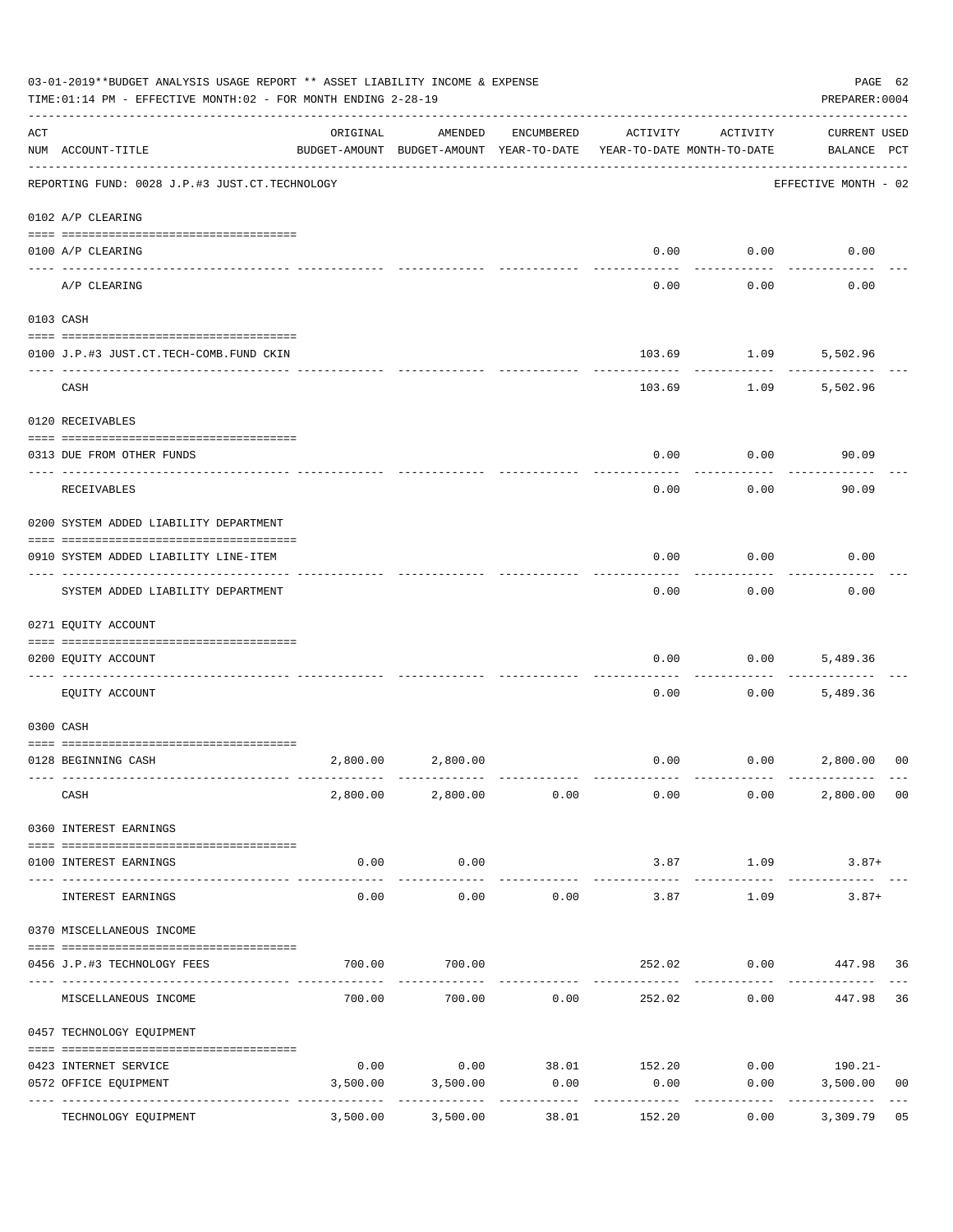03-01-2019**BUDGET ANALYSIS USAGE REPORT ** ASSET LIABILITY INCOME & EXPENSE

TIME:01:14 PM - EFFECTIVE MONTH:02 - FOR MONTH ENDING 2-28-19

PREPARER:0004

| ACT NUM | ACCOUNT-TITLE | ORIGINAL BUDGET-AMOUNT | AMENDED BUDGET-AMOUNT | ENCUMBERED YEAR-TO-DATE | ACTIVITY YEAR-TO-DATE | ACTIVITY MONTH-TO-DATE | CURRENT BALANCE | USED PCT |
|---|---|---|---|---|---|---|---|---|
| | REPORTING FUND: 0028 J.P.#3 JUST.CT.TECHNOLOGY | | | | | | EFFECTIVE MONTH - 02 | |
| | 0102 A/P CLEARING | | | | | | | |
| 0100 | A/P CLEARING | | | | 0.00 | 0.00 | 0.00 | |
| | A/P CLEARING | | | | 0.00 | 0.00 | 0.00 | |
| | 0103 CASH | | | | | | | |
| 0100 | J.P.#3 JUST.CT.TECH-COMB.FUND CKIN | | | | 103.69 | 1.09 | 5,502.96 | |
| | CASH | | | | 103.69 | 1.09 | 5,502.96 | |
| | 0120 RECEIVABLES | | | | | | | |
| 0313 | DUE FROM OTHER FUNDS | | | | 0.00 | 0.00 | 90.09 | |
| | RECEIVABLES | | | | 0.00 | 0.00 | 90.09 | |
| | 0200 SYSTEM ADDED LIABILITY DEPARTMENT | | | | | | | |
| 0910 | SYSTEM ADDED LIABILITY LINE-ITEM | | | | 0.00 | 0.00 | 0.00 | |
| | SYSTEM ADDED LIABILITY DEPARTMENT | | | | 0.00 | 0.00 | 0.00 | |
| | 0271 EQUITY ACCOUNT | | | | | | | |
| 0200 | EQUITY ACCOUNT | | | | 0.00 | 0.00 | 5,489.36 | |
| | EQUITY ACCOUNT | | | | 0.00 | 0.00 | 5,489.36 | |
| | 0300 CASH | | | | | | | |
| 0128 | BEGINNING CASH | 2,800.00 | 2,800.00 | | 0.00 | 0.00 | 2,800.00 | 00 |
| | CASH | 2,800.00 | 2,800.00 | 0.00 | 0.00 | 0.00 | 2,800.00 | 00 |
| | 0360 INTEREST EARNINGS | | | | | | | |
| 0100 | INTEREST EARNINGS | 0.00 | 0.00 | | 3.87 | 1.09 | 3.87+ | |
| | INTEREST EARNINGS | 0.00 | 0.00 | 0.00 | 3.87 | 1.09 | 3.87+ | |
| | 0370 MISCELLANEOUS INCOME | | | | | | | |
| 0456 | J.P.#3 TECHNOLOGY FEES | 700.00 | 700.00 | | 252.02 | 0.00 | 447.98 | 36 |
| | MISCELLANEOUS INCOME | 700.00 | 700.00 | 0.00 | 252.02 | 0.00 | 447.98 | 36 |
| | 0457 TECHNOLOGY EQUIPMENT | | | | | | | |
| 0423 | INTERNET SERVICE | 0.00 | 0.00 | 38.01 | 152.20 | 0.00 | 190.21- | |
| 0572 | OFFICE EQUIPMENT | 3,500.00 | 3,500.00 | 0.00 | 0.00 | 0.00 | 3,500.00 | 00 |
| | TECHNOLOGY EQUIPMENT | 3,500.00 | 3,500.00 | 38.01 | 152.20 | 0.00 | 3,309.79 | 05 |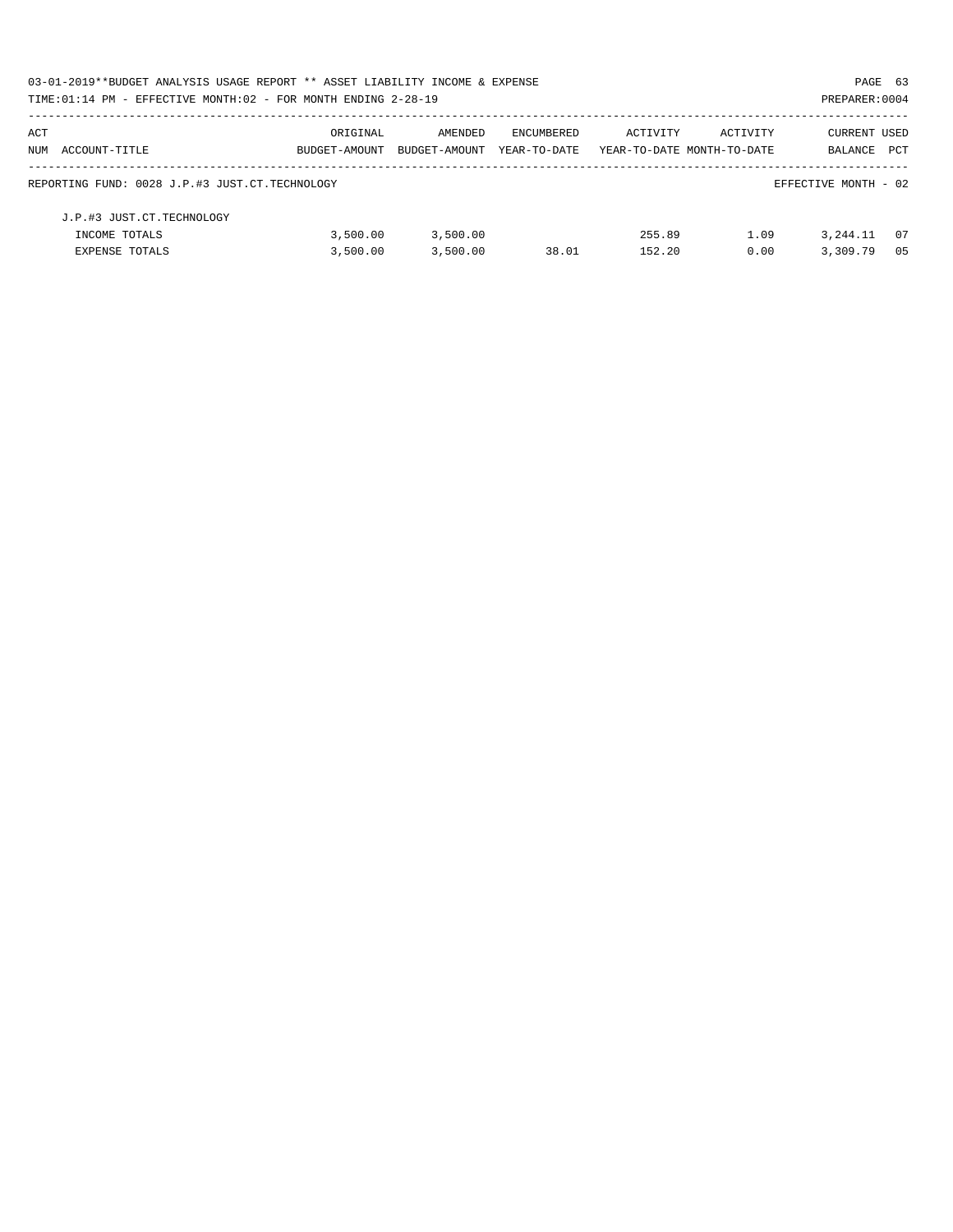03-01-2019**BUDGET ANALYSIS USAGE REPORT ** ASSET LIABILITY INCOME & EXPENSE

TIME:01:14 PM - EFFECTIVE MONTH:02 - FOR MONTH ENDING 2-28-19

PREPARER:0004

| ACT NUM ACCOUNT-TITLE | ORIGINAL BUDGET-AMOUNT | AMENDED BUDGET-AMOUNT | ENCUMBERED YEAR-TO-DATE | ACTIVITY YEAR-TO-DATE | ACTIVITY MONTH-TO-DATE | CURRENT BALANCE | USED PCT |
|---|---|---|---|---|---|---|---|
| REPORTING FUND: 0028 J.P.#3 JUST.CT.TECHNOLOGY | | | | | | EFFECTIVE MONTH - 02 | |
| J.P.#3 JUST.CT.TECHNOLOGY | | | | | | | |
| INCOME TOTALS | 3,500.00 | 3,500.00 | | 255.89 | 1.09 | 3,244.11 | 07 |
| EXPENSE TOTALS | 3,500.00 | 3,500.00 | 38.01 | 152.20 | 0.00 | 3,309.79 | 05 |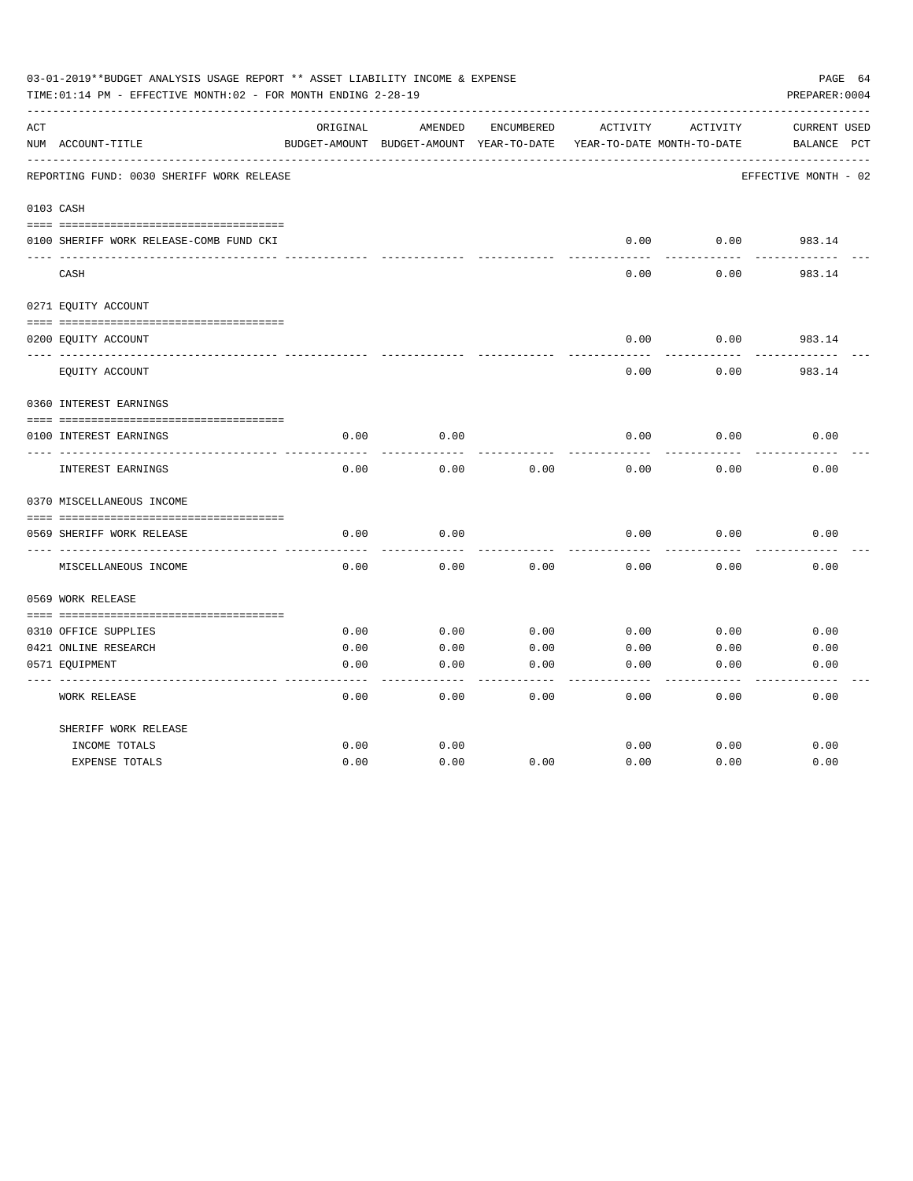03-01-2019**BUDGET ANALYSIS USAGE REPORT ** ASSET LIABILITY INCOME & EXPENSE

TIME:01:14 PM - EFFECTIVE MONTH:02 - FOR MONTH ENDING 2-28-19

PREPARER:0004

| ACT NUM | ACCOUNT-TITLE | ORIGINAL BUDGET-AMOUNT | AMENDED BUDGET-AMOUNT | ENCUMBERED YEAR-TO-DATE | ACTIVITY YEAR-TO-DATE | ACTIVITY MONTH-TO-DATE | CURRENT BALANCE | USED PCT |
|---|---|---|---|---|---|---|---|---|
| | REPORTING FUND: 0030 SHERIFF WORK RELEASE | | | | | | EFFECTIVE MONTH - 02 | |
| 0103 | CASH | | | | | | | |
| 0100 | SHERIFF WORK RELEASE-COMB FUND CKI | | | | 0.00 | 0.00 | 983.14 | |
| | CASH | | | | 0.00 | 0.00 | 983.14 | |
| 0271 | EQUITY ACCOUNT | | | | | | | |
| 0200 | EQUITY ACCOUNT | | | | 0.00 | 0.00 | 983.14 | |
| | EQUITY ACCOUNT | | | | 0.00 | 0.00 | 983.14 | |
| 0360 | INTEREST EARNINGS | | | | | | | |
| 0100 | INTEREST EARNINGS | 0.00 | 0.00 | | 0.00 | 0.00 | 0.00 | |
| | INTEREST EARNINGS | 0.00 | 0.00 | 0.00 | 0.00 | 0.00 | 0.00 | |
| 0370 | MISCELLANEOUS INCOME | | | | | | | |
| 0569 | SHERIFF WORK RELEASE | 0.00 | 0.00 | | 0.00 | 0.00 | 0.00 | |
| | MISCELLANEOUS INCOME | 0.00 | 0.00 | 0.00 | 0.00 | 0.00 | 0.00 | |
| 0569 | WORK RELEASE | | | | | | | |
| 0310 | OFFICE SUPPLIES | 0.00 | 0.00 | 0.00 | 0.00 | 0.00 | 0.00 | |
| 0421 | ONLINE RESEARCH | 0.00 | 0.00 | 0.00 | 0.00 | 0.00 | 0.00 | |
| 0571 | EQUIPMENT | 0.00 | 0.00 | 0.00 | 0.00 | 0.00 | 0.00 | |
| | WORK RELEASE | 0.00 | 0.00 | 0.00 | 0.00 | 0.00 | 0.00 | |
| | SHERIFF WORK RELEASE | | | | | | | |
| | INCOME TOTALS | 0.00 | 0.00 | | 0.00 | 0.00 | 0.00 | |
| | EXPENSE TOTALS | 0.00 | 0.00 | 0.00 | 0.00 | 0.00 | 0.00 | |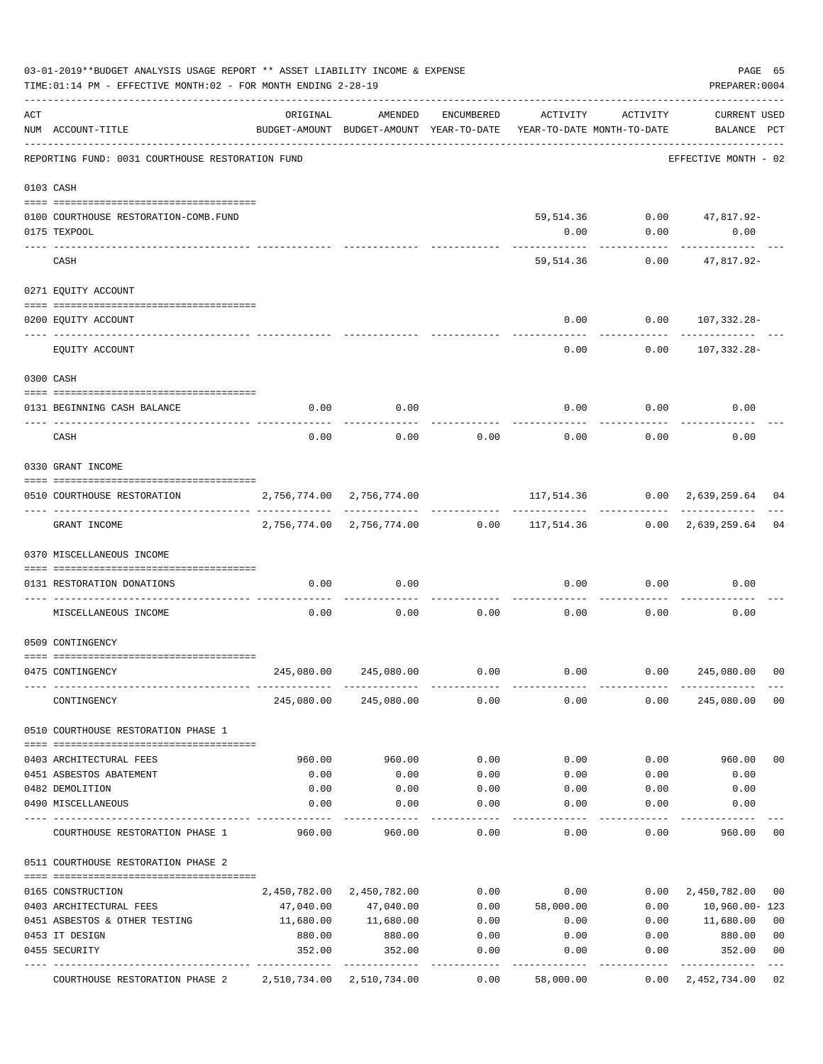03-01-2019**BUDGET ANALYSIS USAGE REPORT ** ASSET LIABILITY INCOME & EXPENSE

TIME:01:14 PM - EFFECTIVE MONTH:02 - FOR MONTH ENDING 2-28-19

PREPARER:0004

| ACT NUM | ACCOUNT-TITLE | ORIGINAL BUDGET-AMOUNT | AMENDED BUDGET-AMOUNT | ENCUMBERED YEAR-TO-DATE | ACTIVITY YEAR-TO-DATE | ACTIVITY MONTH-TO-DATE | CURRENT BALANCE | USED PCT |
|---|---|---|---|---|---|---|---|---|
| | REPORTING FUND: 0031 COURTHOUSE RESTORATION FUND | | | | | | EFFECTIVE MONTH - 02 | |
| 0103 | CASH | | | | | | | |
| 0100 | COURTHOUSE RESTORATION-COMB.FUND | | | | 59,514.36 | 0.00 | 47,817.92- | |
| 0175 | TEXPOOL | | | | 0.00 | 0.00 | 0.00 | |
| | CASH | | | | 59,514.36 | 0.00 | 47,817.92- | |
| 0271 | EQUITY ACCOUNT | | | | | | | |
| 0200 | EQUITY ACCOUNT | | | | 0.00 | 0.00 | 107,332.28- | |
| | EQUITY ACCOUNT | | | | 0.00 | 0.00 | 107,332.28- | |
| 0300 | CASH | | | | | | | |
| 0131 | BEGINNING CASH BALANCE | 0.00 | 0.00 | | 0.00 | 0.00 | 0.00 | |
| | CASH | 0.00 | 0.00 | 0.00 | 0.00 | 0.00 | 0.00 | |
| 0330 | GRANT INCOME | | | | | | | |
| 0510 | COURTHOUSE RESTORATION | 2,756,774.00 | 2,756,774.00 | | 117,514.36 | 0.00 | 2,639,259.64 | 04 |
| | GRANT INCOME | 2,756,774.00 | 2,756,774.00 | 0.00 | 117,514.36 | 0.00 | 2,639,259.64 | 04 |
| 0370 | MISCELLANEOUS INCOME | | | | | | | |
| 0131 | RESTORATION DONATIONS | 0.00 | 0.00 | | 0.00 | 0.00 | 0.00 | |
| | MISCELLANEOUS INCOME | 0.00 | 0.00 | 0.00 | 0.00 | 0.00 | 0.00 | |
| 0509 | CONTINGENCY | | | | | | | |
| 0475 | CONTINGENCY | 245,080.00 | 245,080.00 | 0.00 | 0.00 | 0.00 | 245,080.00 | 00 |
| | CONTINGENCY | 245,080.00 | 245,080.00 | 0.00 | 0.00 | 0.00 | 245,080.00 | 00 |
| 0510 | COURTHOUSE RESTORATION PHASE 1 | | | | | | | |
| 0403 | ARCHITECTURAL FEES | 960.00 | 960.00 | 0.00 | 0.00 | 0.00 | 960.00 | 00 |
| 0451 | ASBESTOS ABATEMENT | 0.00 | 0.00 | 0.00 | 0.00 | 0.00 | 0.00 | |
| 0482 | DEMOLITION | 0.00 | 0.00 | 0.00 | 0.00 | 0.00 | 0.00 | |
| 0490 | MISCELLANEOUS | 0.00 | 0.00 | 0.00 | 0.00 | 0.00 | 0.00 | |
| | COURTHOUSE RESTORATION PHASE 1 | 960.00 | 960.00 | 0.00 | 0.00 | 0.00 | 960.00 | 00 |
| 0511 | COURTHOUSE RESTORATION PHASE 2 | | | | | | | |
| 0165 | CONSTRUCTION | 2,450,782.00 | 2,450,782.00 | 0.00 | 0.00 | 0.00 | 2,450,782.00 | 00 |
| 0403 | ARCHITECTURAL FEES | 47,040.00 | 47,040.00 | 0.00 | 58,000.00 | 0.00 | 10,960.00- | 123 |
| 0451 | ASBESTOS & OTHER TESTING | 11,680.00 | 11,680.00 | 0.00 | 0.00 | 0.00 | 11,680.00 | 00 |
| 0453 | IT DESIGN | 880.00 | 880.00 | 0.00 | 0.00 | 0.00 | 880.00 | 00 |
| 0455 | SECURITY | 352.00 | 352.00 | 0.00 | 0.00 | 0.00 | 352.00 | 00 |
| | COURTHOUSE RESTORATION PHASE 2 | 2,510,734.00 | 2,510,734.00 | 0.00 | 58,000.00 | 0.00 | 2,452,734.00 | 02 |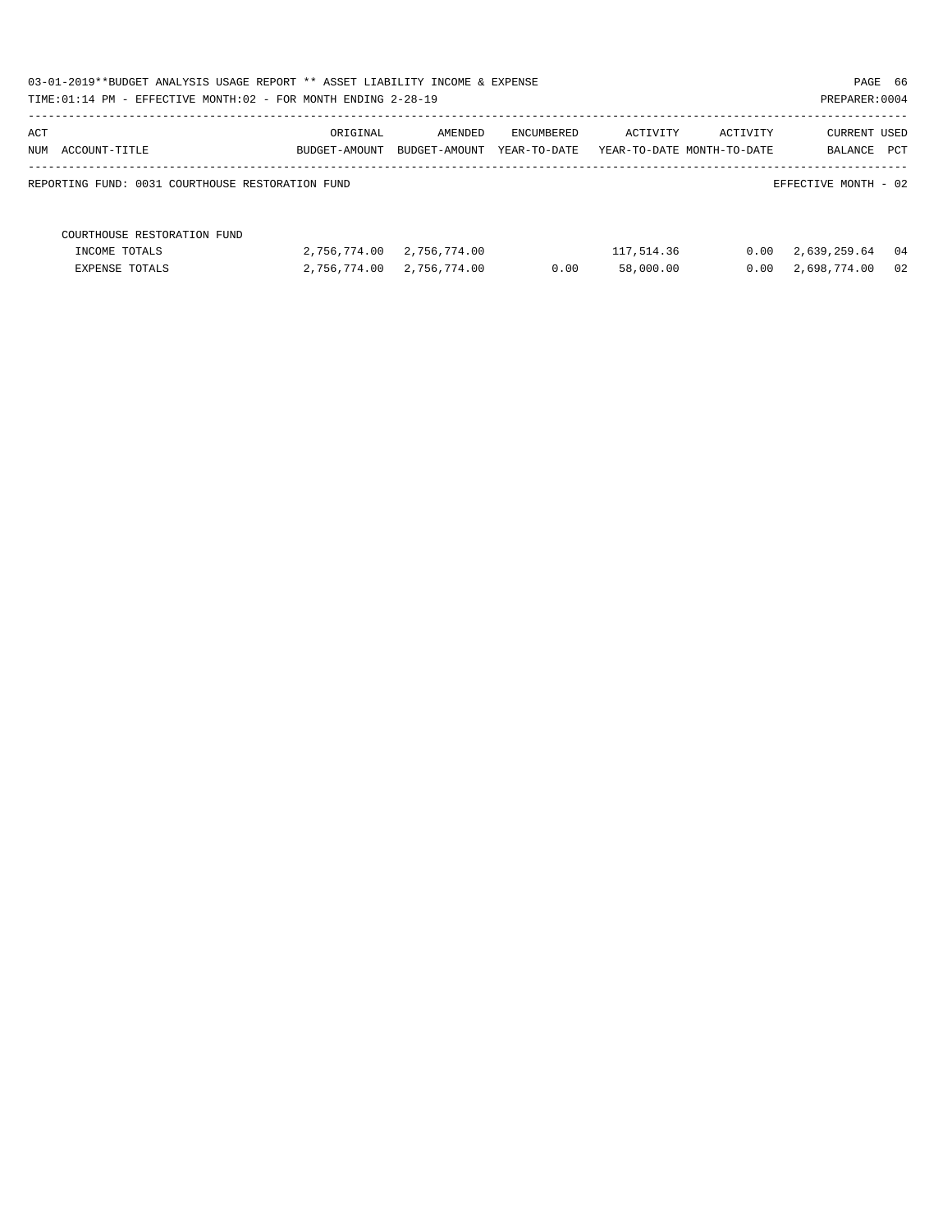03-01-2019**BUDGET ANALYSIS USAGE REPORT ** ASSET LIABILITY INCOME & EXPENSE

TIME:01:14 PM - EFFECTIVE MONTH:02 - FOR MONTH ENDING 2-28-19 PREPARER:0004

| ACT NUM ACCOUNT-TITLE | ORIGINAL BUDGET-AMOUNT | AMENDED BUDGET-AMOUNT | ENCUMBERED YEAR-TO-DATE | ACTIVITY YEAR-TO-DATE | ACTIVITY MONTH-TO-DATE | CURRENT BALANCE | USED PCT |
|---|---|---|---|---|---|---|---|
| REPORTING FUND: 0031 COURTHOUSE RESTORATION FUND | | | | | | EFFECTIVE MONTH - 02 | |
| COURTHOUSE RESTORATION FUND | | | | | | | |
| INCOME TOTALS | 2,756,774.00 | 2,756,774.00 | | 117,514.36 | 0.00 | 2,639,259.64 | 04 |
| EXPENSE TOTALS | 2,756,774.00 | 2,756,774.00 | 0.00 | 58,000.00 | 0.00 | 2,698,774.00 | 02 |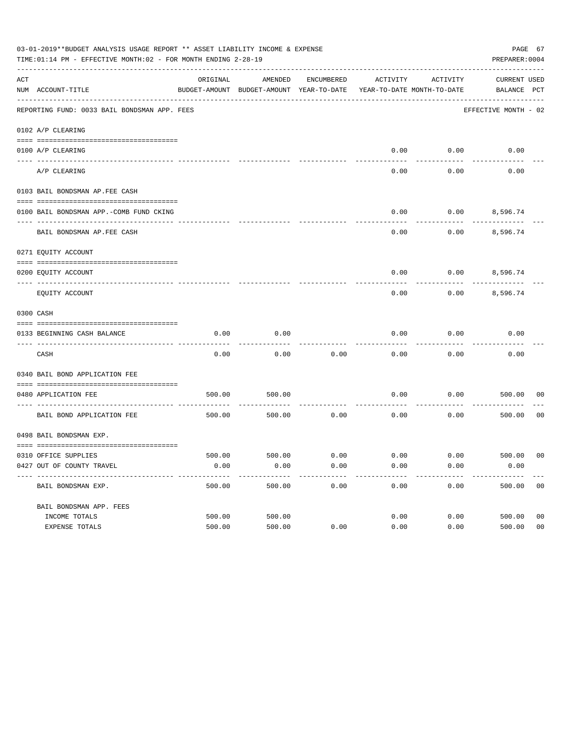03-01-2019**BUDGET ANALYSIS USAGE REPORT ** ASSET LIABILITY INCOME & EXPENSE

TIME:01:14 PM - EFFECTIVE MONTH:02 - FOR MONTH ENDING 2-28-19

PREPARER:0004

REPORTING FUND: 0033 BAIL BONDSMAN APP. FEES — EFFECTIVE MONTH - 02

| ACT NUM | ACCOUNT-TITLE | ORIGINAL BUDGET-AMOUNT | AMENDED BUDGET-AMOUNT | ENCUMBERED YEAR-TO-DATE | ACTIVITY YEAR-TO-DATE | ACTIVITY MONTH-TO-DATE | CURRENT BALANCE | USED PCT |
|---|---|---|---|---|---|---|---|---|
| 0102 | A/P CLEARING | | | | | | | |
| 0100 | A/P CLEARING | | | | 0.00 | 0.00 | 0.00 | |
| | A/P CLEARING | | | | 0.00 | 0.00 | 0.00 | |
| 0103 | BAIL BONDSMAN AP.FEE CASH | | | | | | | |
| 0100 | BAIL BONDSMAN APP.-COMB FUND CKING | | | | 0.00 | 0.00 | 8,596.74 | |
| | BAIL BONDSMAN AP.FEE CASH | | | | 0.00 | 0.00 | 8,596.74 | |
| 0271 | EQUITY ACCOUNT | | | | | | | |
| 0200 | EQUITY ACCOUNT | | | | 0.00 | 0.00 | 8,596.74 | |
| | EQUITY ACCOUNT | | | | 0.00 | 0.00 | 8,596.74 | |
| 0300 | CASH | | | | | | | |
| 0133 | BEGINNING CASH BALANCE | 0.00 | 0.00 | | 0.00 | 0.00 | 0.00 | |
| | CASH | 0.00 | 0.00 | 0.00 | 0.00 | 0.00 | 0.00 | |
| 0340 | BAIL BOND APPLICATION FEE | | | | | | | |
| 0480 | APPLICATION FEE | 500.00 | 500.00 | | 0.00 | 0.00 | 500.00 | 00 |
| | BAIL BOND APPLICATION FEE | 500.00 | 500.00 | 0.00 | 0.00 | 0.00 | 500.00 | 00 |
| 0498 | BAIL BONDSMAN EXP. | | | | | | | |
| 0310 | OFFICE SUPPLIES | 500.00 | 500.00 | 0.00 | 0.00 | 0.00 | 500.00 | 00 |
| 0427 | OUT OF COUNTY TRAVEL | 0.00 | 0.00 | 0.00 | 0.00 | 0.00 | 0.00 | |
| | BAIL BONDSMAN EXP. | 500.00 | 500.00 | 0.00 | 0.00 | 0.00 | 500.00 | 00 |
| | BAIL BONDSMAN APP. FEES | | | | | | | |
| | INCOME TOTALS | 500.00 | 500.00 | | 0.00 | 0.00 | 500.00 | 00 |
| | EXPENSE TOTALS | 500.00 | 500.00 | 0.00 | 0.00 | 0.00 | 500.00 | 00 |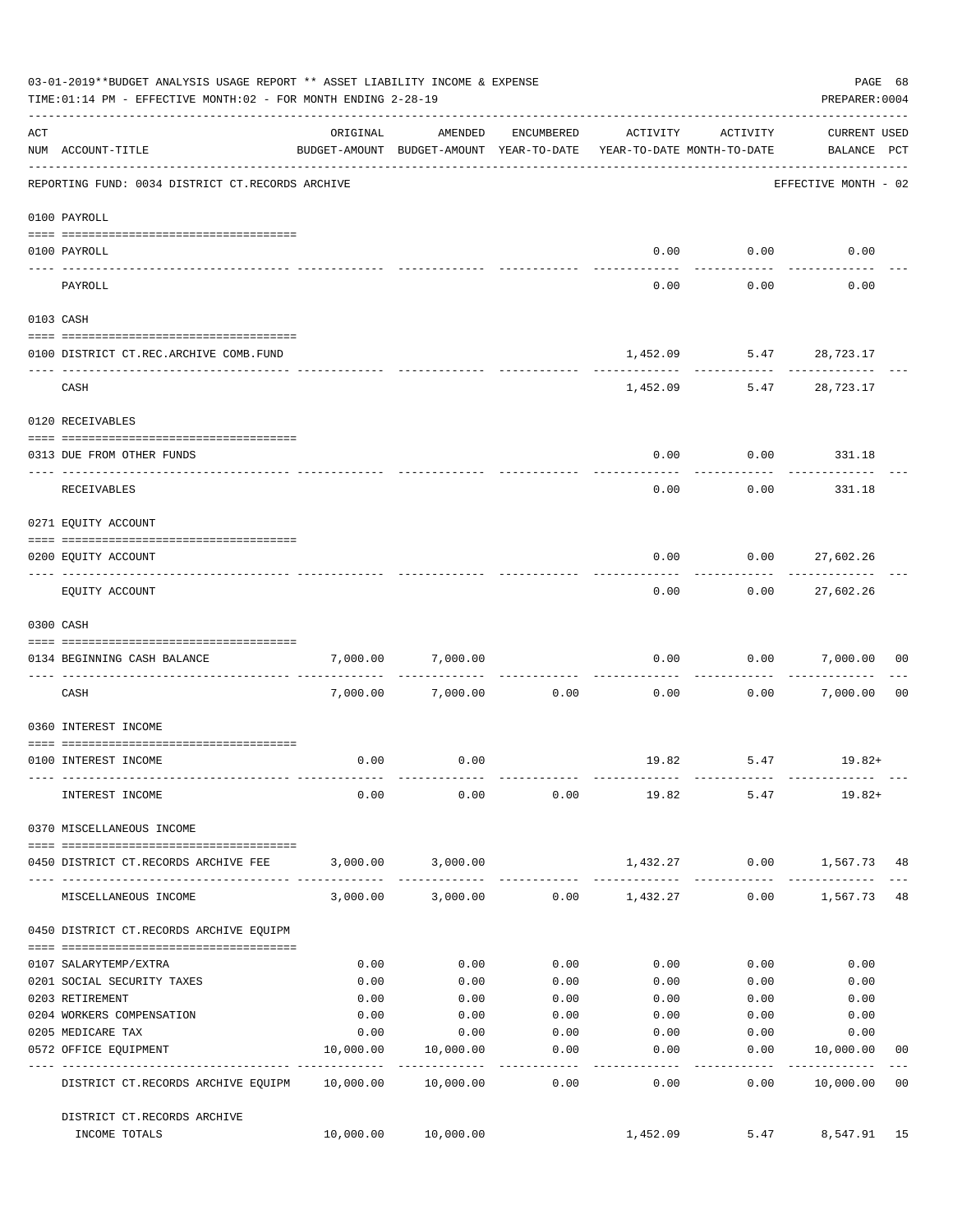03-01-2019**BUDGET ANALYSIS USAGE REPORT ** ASSET LIABILITY INCOME & EXPENSE

TIME:01:14 PM - EFFECTIVE MONTH:02 - FOR MONTH ENDING 2-28-19

PREPARER:0004

| ACT NUM | ACCOUNT-TITLE | ORIGINAL BUDGET-AMOUNT | AMENDED BUDGET-AMOUNT | ENCUMBERED YEAR-TO-DATE | ACTIVITY YEAR-TO-DATE | ACTIVITY MONTH-TO-DATE | CURRENT USED BALANCE | PCT |
|---|---|---|---|---|---|---|---|---|
| | REPORTING FUND: 0034 DISTRICT CT.RECORDS ARCHIVE | | | | | | EFFECTIVE MONTH - 02 | |
| | 0100 PAYROLL | | | | | | | |
| 0100 | PAYROLL | | | | 0.00 | 0.00 | 0.00 | |
| | PAYROLL | | | | 0.00 | 0.00 | 0.00 | |
| | 0103 CASH | | | | | | | |
| 0100 | DISTRICT CT.REC.ARCHIVE COMB.FUND | | | | 1,452.09 | 5.47 | 28,723.17 | |
| | CASH | | | | 1,452.09 | 5.47 | 28,723.17 | |
| | 0120 RECEIVABLES | | | | | | | |
| 0313 | DUE FROM OTHER FUNDS | | | | 0.00 | 0.00 | 331.18 | |
| | RECEIVABLES | | | | 0.00 | 0.00 | 331.18 | |
| | 0271 EQUITY ACCOUNT | | | | | | | |
| 0200 | EQUITY ACCOUNT | | | | 0.00 | 0.00 | 27,602.26 | |
| | EQUITY ACCOUNT | | | | 0.00 | 0.00 | 27,602.26 | |
| | 0300 CASH | | | | | | | |
| 0134 | BEGINNING CASH BALANCE | 7,000.00 | 7,000.00 | | 0.00 | 0.00 | 7,000.00 | 00 |
| | CASH | 7,000.00 | 7,000.00 | 0.00 | 0.00 | 0.00 | 7,000.00 | 00 |
| | 0360 INTEREST INCOME | | | | | | | |
| 0100 | INTEREST INCOME | 0.00 | 0.00 | | 19.82 | 5.47 | 19.82+ | |
| | INTEREST INCOME | 0.00 | 0.00 | 0.00 | 19.82 | 5.47 | 19.82+ | |
| | 0370 MISCELLANEOUS INCOME | | | | | | | |
| 0450 | DISTRICT CT.RECORDS ARCHIVE FEE | 3,000.00 | 3,000.00 | | 1,432.27 | 0.00 | 1,567.73 | 48 |
| | MISCELLANEOUS INCOME | 3,000.00 | 3,000.00 | 0.00 | 1,432.27 | 0.00 | 1,567.73 | 48 |
| | 0450 DISTRICT CT.RECORDS ARCHIVE EQUIPM | | | | | | | |
| 0107 | SALARYTEMP/EXTRA | 0.00 | 0.00 | 0.00 | 0.00 | 0.00 | 0.00 | |
| 0201 | SOCIAL SECURITY TAXES | 0.00 | 0.00 | 0.00 | 0.00 | 0.00 | 0.00 | |
| 0203 | RETIREMENT | 0.00 | 0.00 | 0.00 | 0.00 | 0.00 | 0.00 | |
| 0204 | WORKERS COMPENSATION | 0.00 | 0.00 | 0.00 | 0.00 | 0.00 | 0.00 | |
| 0205 | MEDICARE TAX | 0.00 | 0.00 | 0.00 | 0.00 | 0.00 | 0.00 | |
| 0572 | OFFICE EQUIPMENT | 10,000.00 | 10,000.00 | 0.00 | 0.00 | 0.00 | 10,000.00 | 00 |
| | DISTRICT CT.RECORDS ARCHIVE EQUIPM | 10,000.00 | 10,000.00 | 0.00 | 0.00 | 0.00 | 10,000.00 | 00 |
| | DISTRICT CT.RECORDS ARCHIVE INCOME TOTALS | 10,000.00 | 10,000.00 | | 1,452.09 | 5.47 | 8,547.91 | 15 |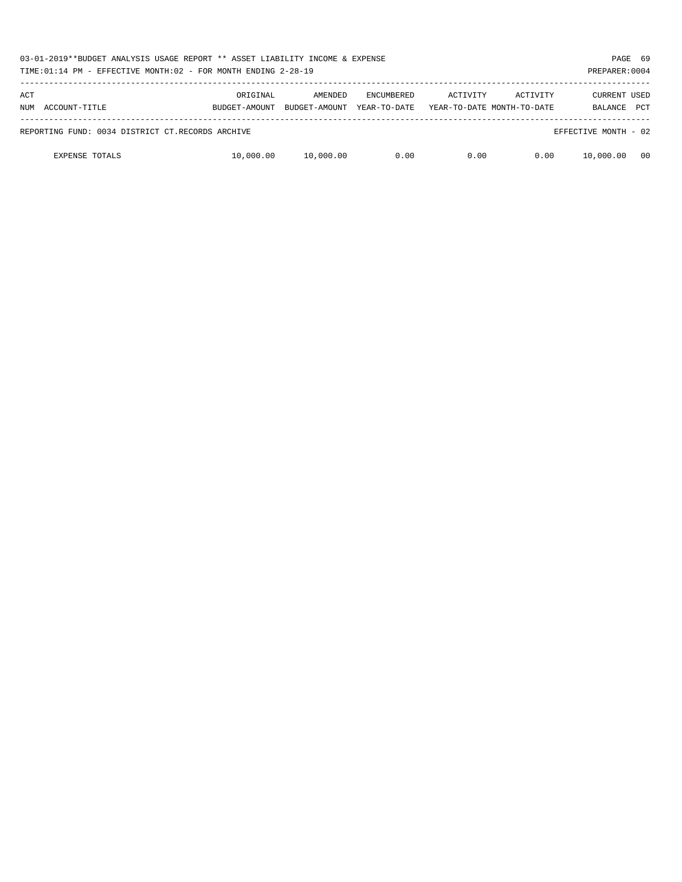03-01-2019**BUDGET ANALYSIS USAGE REPORT ** ASSET LIABILITY INCOME & EXPENSE

TIME:01:14 PM - EFFECTIVE MONTH:02 - FOR MONTH ENDING 2-28-19

PREPARER:0004

| ACT NUM | ACCOUNT-TITLE | ORIGINAL BUDGET-AMOUNT | AMENDED BUDGET-AMOUNT | ENCUMBERED YEAR-TO-DATE | ACTIVITY YEAR-TO-DATE | ACTIVITY MONTH-TO-DATE | CURRENT BALANCE | USED PCT |
|---|---|---|---|---|---|---|---|---|
| | REPORTING FUND: 0034 DISTRICT CT.RECORDS ARCHIVE | | | | | | EFFECTIVE MONTH - 02 | |
| | EXPENSE TOTALS | 10,000.00 | 10,000.00 | 0.00 | 0.00 | 0.00 | 10,000.00 | 00 |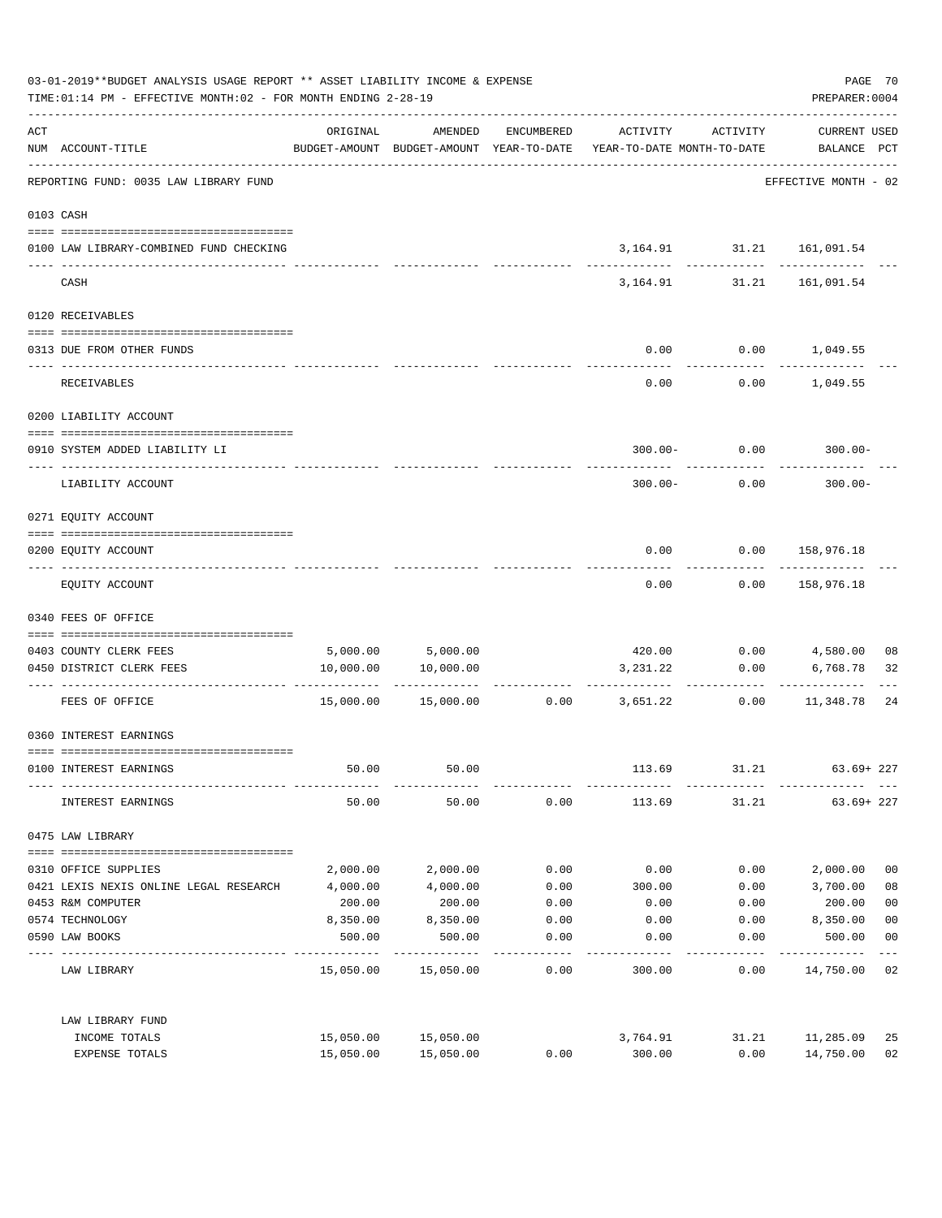03-01-2019**BUDGET ANALYSIS USAGE REPORT ** ASSET LIABILITY INCOME & EXPENSE

TIME:01:14 PM - EFFECTIVE MONTH:02 - FOR MONTH ENDING 2-28-19

PREPARER:0004

| ACT NUM | ACCOUNT-TITLE | ORIGINAL BUDGET-AMOUNT | AMENDED BUDGET-AMOUNT | ENCUMBERED YEAR-TO-DATE | ACTIVITY YEAR-TO-DATE | ACTIVITY MONTH-TO-DATE | CURRENT USED BALANCE | PCT |
|---|---|---|---|---|---|---|---|---|
| | REPORTING FUND: 0035 LAW LIBRARY FUND | | | | | | EFFECTIVE MONTH - 02 | |
| | 0103 CASH | | | | | | | |
| 0100 | LAW LIBRARY-COMBINED FUND CHECKING | | | | 3,164.91 | 31.21 | 161,091.54 | |
| | CASH | | | | 3,164.91 | 31.21 | 161,091.54 | |
| | 0120 RECEIVABLES | | | | | | | |
| 0313 | DUE FROM OTHER FUNDS | | | | 0.00 | 0.00 | 1,049.55 | |
| | RECEIVABLES | | | | 0.00 | 0.00 | 1,049.55 | |
| | 0200 LIABILITY ACCOUNT | | | | | | | |
| 0910 | SYSTEM ADDED LIABILITY LI | | | | 300.00- | 0.00 | 300.00- | |
| | LIABILITY ACCOUNT | | | | 300.00- | 0.00 | 300.00- | |
| | 0271 EQUITY ACCOUNT | | | | | | | |
| 0200 | EQUITY ACCOUNT | | | | 0.00 | 0.00 | 158,976.18 | |
| | EQUITY ACCOUNT | | | | 0.00 | 0.00 | 158,976.18 | |
| | 0340 FEES OF OFFICE | | | | | | | |
| 0403 | COUNTY CLERK FEES | 5,000.00 | 5,000.00 | | 420.00 | 0.00 | 4,580.00 | 08 |
| 0450 | DISTRICT CLERK FEES | 10,000.00 | 10,000.00 | | 3,231.22 | 0.00 | 6,768.78 | 32 |
| | FEES OF OFFICE | 15,000.00 | 15,000.00 | 0.00 | 3,651.22 | 0.00 | 11,348.78 | 24 |
| | 0360 INTEREST EARNINGS | | | | | | | |
| 0100 | INTEREST EARNINGS | 50.00 | 50.00 | | 113.69 | 31.21 | 63.69+ | 227 |
| | INTEREST EARNINGS | 50.00 | 50.00 | 0.00 | 113.69 | 31.21 | 63.69+ | 227 |
| | 0475 LAW LIBRARY | | | | | | | |
| 0310 | OFFICE SUPPLIES | 2,000.00 | 2,000.00 | 0.00 | 0.00 | 0.00 | 2,000.00 | 00 |
| 0421 | LEXIS NEXIS ONLINE LEGAL RESEARCH | 4,000.00 | 4,000.00 | 0.00 | 300.00 | 0.00 | 3,700.00 | 08 |
| 0453 | R&M COMPUTER | 200.00 | 200.00 | 0.00 | 0.00 | 0.00 | 200.00 | 00 |
| 0574 | TECHNOLOGY | 8,350.00 | 8,350.00 | 0.00 | 0.00 | 0.00 | 8,350.00 | 00 |
| 0590 | LAW BOOKS | 500.00 | 500.00 | 0.00 | 0.00 | 0.00 | 500.00 | 00 |
| | LAW LIBRARY | 15,050.00 | 15,050.00 | 0.00 | 300.00 | 0.00 | 14,750.00 | 02 |
| | LAW LIBRARY FUND | | | | | | | |
| | INCOME TOTALS | 15,050.00 | 15,050.00 | | 3,764.91 | 31.21 | 11,285.09 | 25 |
| | EXPENSE TOTALS | 15,050.00 | 15,050.00 | 0.00 | 300.00 | 0.00 | 14,750.00 | 02 |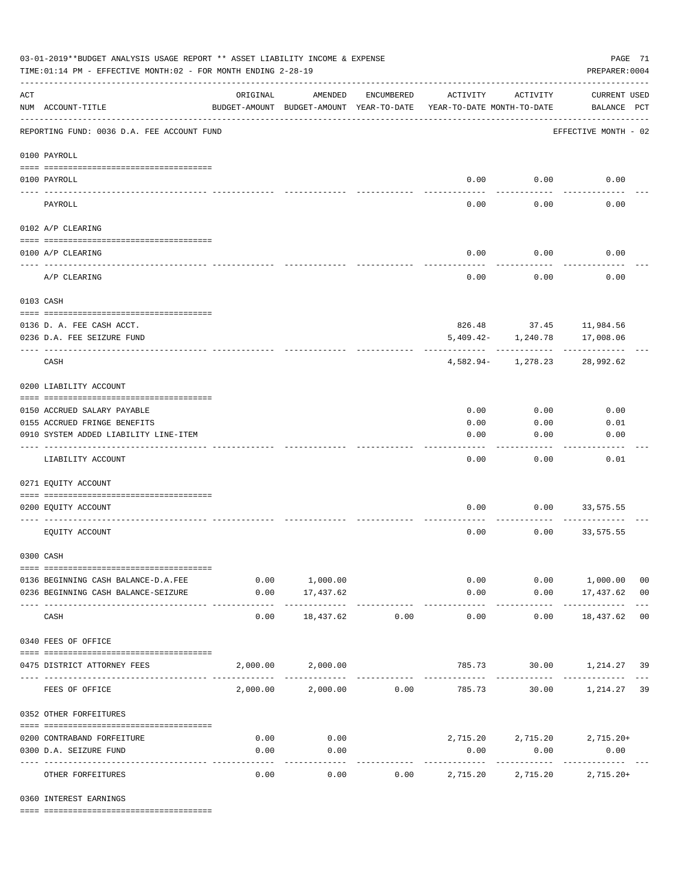03-01-2019**BUDGET ANALYSIS USAGE REPORT ** ASSET LIABILITY INCOME & EXPENSE

TIME:01:14 PM - EFFECTIVE MONTH:02 - FOR MONTH ENDING 2-28-19

PREPARER:0004

| ACT NUM | ACCOUNT-TITLE | ORIGINAL BUDGET-AMOUNT | AMENDED BUDGET-AMOUNT | ENCUMBERED YEAR-TO-DATE | ACTIVITY YEAR-TO-DATE | ACTIVITY MONTH-TO-DATE | CURRENT USED BALANCE | PCT |
|---|---|---|---|---|---|---|---|---|
| | REPORTING FUND: 0036 D.A. FEE ACCOUNT FUND | | | | | | EFFECTIVE MONTH - 02 | |
| | 0100 PAYROLL | | | | | | | |
| 0100 | PAYROLL | | | | 0.00 | 0.00 | 0.00 | |
| | PAYROLL | | | | 0.00 | 0.00 | 0.00 | |
| | 0102 A/P CLEARING | | | | | | | |
| 0100 | A/P CLEARING | | | | 0.00 | 0.00 | 0.00 | |
| | A/P CLEARING | | | | 0.00 | 0.00 | 0.00 | |
| | 0103 CASH | | | | | | | |
| 0136 | D. A. FEE CASH ACCT. | | | | 826.48 | 37.45 | 11,984.56 | |
| 0236 | D.A. FEE SEIZURE FUND | | | | 5,409.42- | 1,240.78 | 17,008.06 | |
| | CASH | | | | 4,582.94- | 1,278.23 | 28,992.62 | |
| | 0200 LIABILITY ACCOUNT | | | | | | | |
| 0150 | ACCRUED SALARY PAYABLE | | | | 0.00 | 0.00 | 0.00 | |
| 0155 | ACCRUED FRINGE BENEFITS | | | | 0.00 | 0.00 | 0.01 | |
| 0910 | SYSTEM ADDED LIABILITY LINE-ITEM | | | | 0.00 | 0.00 | 0.00 | |
| | LIABILITY ACCOUNT | | | | 0.00 | 0.00 | 0.01 | |
| | 0271 EQUITY ACCOUNT | | | | | | | |
| 0200 | EQUITY ACCOUNT | | | | 0.00 | 0.00 | 33,575.55 | |
| | EQUITY ACCOUNT | | | | 0.00 | 0.00 | 33,575.55 | |
| | 0300 CASH | | | | | | | |
| 0136 | BEGINNING CASH BALANCE-D.A.FEE | 0.00 | 1,000.00 | | 0.00 | 0.00 | 1,000.00 | 00 |
| 0236 | BEGINNING CASH BALANCE-SEIZURE | 0.00 | 17,437.62 | | 0.00 | 0.00 | 17,437.62 | 00 |
| | CASH | 0.00 | 18,437.62 | 0.00 | 0.00 | 0.00 | 18,437.62 | 00 |
| | 0340 FEES OF OFFICE | | | | | | | |
| 0475 | DISTRICT ATTORNEY FEES | 2,000.00 | 2,000.00 | | 785.73 | 30.00 | 1,214.27 | 39 |
| | FEES OF OFFICE | 2,000.00 | 2,000.00 | 0.00 | 785.73 | 30.00 | 1,214.27 | 39 |
| | 0352 OTHER FORFEITURES | | | | | | | |
| 0200 | CONTRABAND FORFEITURE | 0.00 | 0.00 | | 2,715.20 | 2,715.20 | 2,715.20+ | |
| 0300 | D.A. SEIZURE FUND | 0.00 | 0.00 | | 0.00 | 0.00 | 0.00 | |
| | OTHER FORFEITURES | 0.00 | 0.00 | 0.00 | 2,715.20 | 2,715.20 | 2,715.20+ | |
| | 0360 INTEREST EARNINGS | | | | | | | |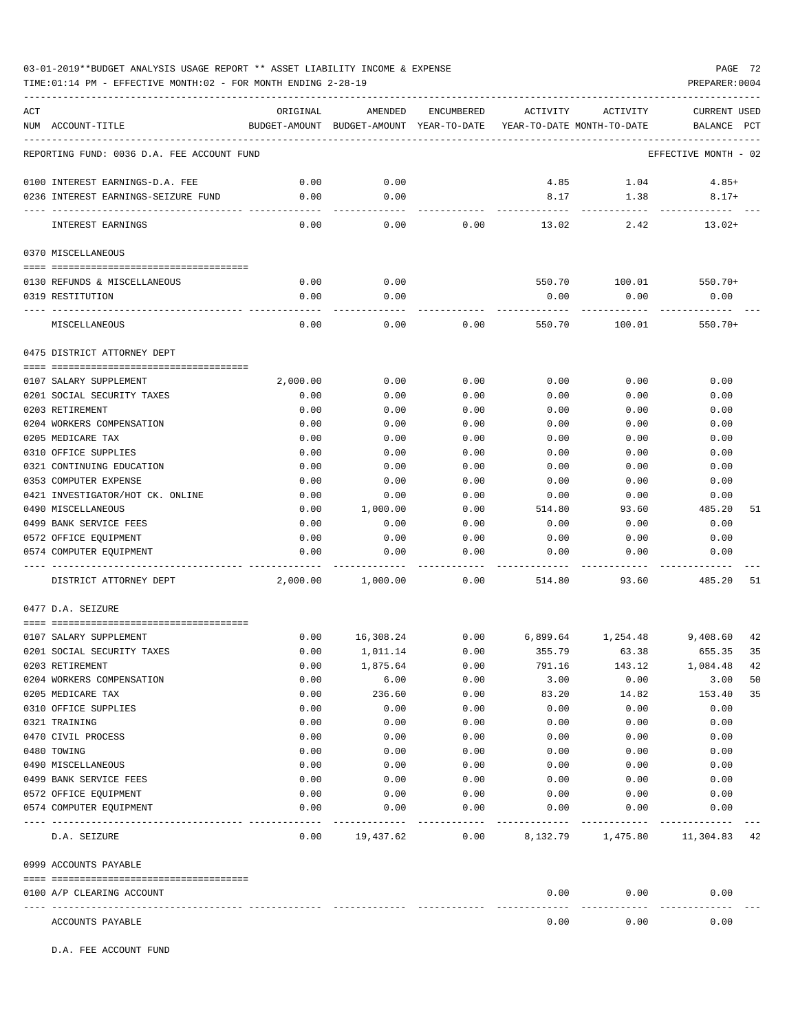03-01-2019**BUDGET ANALYSIS USAGE REPORT ** ASSET LIABILITY INCOME & EXPENSE

TIME:01:14 PM - EFFECTIVE MONTH:02 - FOR MONTH ENDING 2-28-19

PREPARER:0004

| ACT NUM | ACCOUNT-TITLE | ORIGINAL BUDGET-AMOUNT | AMENDED BUDGET-AMOUNT | ENCUMBERED YEAR-TO-DATE | ACTIVITY YEAR-TO-DATE | ACTIVITY MONTH-TO-DATE | CURRENT USED BALANCE | PCT |
|---|---|---|---|---|---|---|---|---|
| | REPORTING FUND: 0036 D.A. FEE ACCOUNT FUND | | | | | | EFFECTIVE MONTH - 02 | |
| 0100 | INTEREST EARNINGS-D.A. FEE | 0.00 | 0.00 | | 4.85 | 1.04 | 4.85+ | |
| 0236 | INTEREST EARNINGS-SEIZURE FUND | 0.00 | 0.00 | | 8.17 | 1.38 | 8.17+ | |
| | INTEREST EARNINGS | 0.00 | 0.00 | 0.00 | 13.02 | 2.42 | 13.02+ | |
| | 0370 MISCELLANEOUS | | | | | | | |
| 0130 | REFUNDS & MISCELLANEOUS | 0.00 | 0.00 | | 550.70 | 100.01 | 550.70+ | |
| 0319 | RESTITUTION | 0.00 | 0.00 | | 0.00 | 0.00 | 0.00 | |
| | MISCELLANEOUS | 0.00 | 0.00 | 0.00 | 550.70 | 100.01 | 550.70+ | |
| | 0475 DISTRICT ATTORNEY DEPT | | | | | | | |
| 0107 | SALARY SUPPLEMENT | 2,000.00 | 0.00 | 0.00 | 0.00 | 0.00 | 0.00 | |
| 0201 | SOCIAL SECURITY TAXES | 0.00 | 0.00 | 0.00 | 0.00 | 0.00 | 0.00 | |
| 0203 | RETIREMENT | 0.00 | 0.00 | 0.00 | 0.00 | 0.00 | 0.00 | |
| 0204 | WORKERS COMPENSATION | 0.00 | 0.00 | 0.00 | 0.00 | 0.00 | 0.00 | |
| 0205 | MEDICARE TAX | 0.00 | 0.00 | 0.00 | 0.00 | 0.00 | 0.00 | |
| 0310 | OFFICE SUPPLIES | 0.00 | 0.00 | 0.00 | 0.00 | 0.00 | 0.00 | |
| 0321 | CONTINUING EDUCATION | 0.00 | 0.00 | 0.00 | 0.00 | 0.00 | 0.00 | |
| 0353 | COMPUTER EXPENSE | 0.00 | 0.00 | 0.00 | 0.00 | 0.00 | 0.00 | |
| 0421 | INVESTIGATOR/HOT CK. ONLINE | 0.00 | 0.00 | 0.00 | 0.00 | 0.00 | 0.00 | |
| 0490 | MISCELLANEOUS | 0.00 | 1,000.00 | 0.00 | 514.80 | 93.60 | 485.20 | 51 |
| 0499 | BANK SERVICE FEES | 0.00 | 0.00 | 0.00 | 0.00 | 0.00 | 0.00 | |
| 0572 | OFFICE EQUIPMENT | 0.00 | 0.00 | 0.00 | 0.00 | 0.00 | 0.00 | |
| 0574 | COMPUTER EQUIPMENT | 0.00 | 0.00 | 0.00 | 0.00 | 0.00 | 0.00 | |
| | DISTRICT ATTORNEY DEPT | 2,000.00 | 1,000.00 | 0.00 | 514.80 | 93.60 | 485.20 | 51 |
| | 0477 D.A. SEIZURE | | | | | | | |
| 0107 | SALARY SUPPLEMENT | 0.00 | 16,308.24 | 0.00 | 6,899.64 | 1,254.48 | 9,408.60 | 42 |
| 0201 | SOCIAL SECURITY TAXES | 0.00 | 1,011.14 | 0.00 | 355.79 | 63.38 | 655.35 | 35 |
| 0203 | RETIREMENT | 0.00 | 1,875.64 | 0.00 | 791.16 | 143.12 | 1,084.48 | 42 |
| 0204 | WORKERS COMPENSATION | 0.00 | 6.00 | 0.00 | 3.00 | 0.00 | 3.00 | 50 |
| 0205 | MEDICARE TAX | 0.00 | 236.60 | 0.00 | 83.20 | 14.82 | 153.40 | 35 |
| 0310 | OFFICE SUPPLIES | 0.00 | 0.00 | 0.00 | 0.00 | 0.00 | 0.00 | |
| 0321 | TRAINING | 0.00 | 0.00 | 0.00 | 0.00 | 0.00 | 0.00 | |
| 0470 | CIVIL PROCESS | 0.00 | 0.00 | 0.00 | 0.00 | 0.00 | 0.00 | |
| 0480 | TOWING | 0.00 | 0.00 | 0.00 | 0.00 | 0.00 | 0.00 | |
| 0490 | MISCELLANEOUS | 0.00 | 0.00 | 0.00 | 0.00 | 0.00 | 0.00 | |
| 0499 | BANK SERVICE FEES | 0.00 | 0.00 | 0.00 | 0.00 | 0.00 | 0.00 | |
| 0572 | OFFICE EQUIPMENT | 0.00 | 0.00 | 0.00 | 0.00 | 0.00 | 0.00 | |
| 0574 | COMPUTER EQUIPMENT | 0.00 | 0.00 | 0.00 | 0.00 | 0.00 | 0.00 | |
| | D.A. SEIZURE | 0.00 | 19,437.62 | 0.00 | 8,132.79 | 1,475.80 | 11,304.83 | 42 |
| | 0999 ACCOUNTS PAYABLE | | | | | | | |
| 0100 | A/P CLEARING ACCOUNT | | | | 0.00 | 0.00 | 0.00 | |
| | ACCOUNTS PAYABLE | | | | 0.00 | 0.00 | 0.00 | |

D.A. FEE ACCOUNT FUND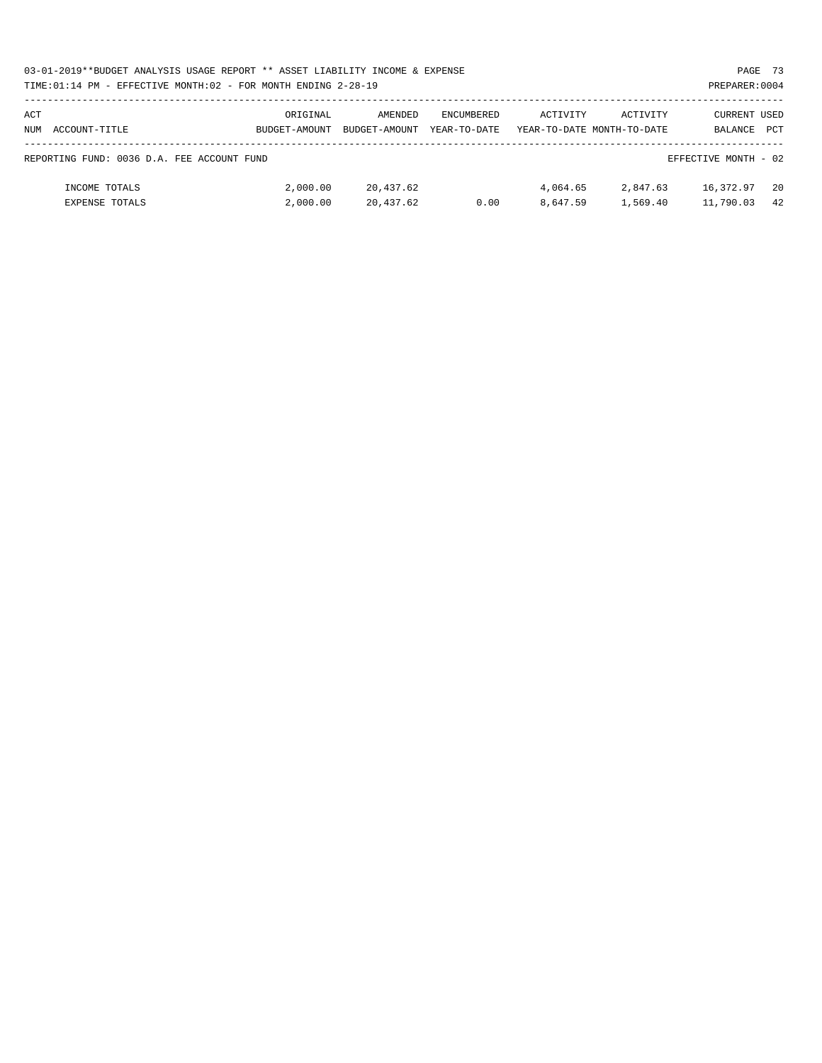| ACT NUM ACCOUNT-TITLE | ORIGINAL BUDGET-AMOUNT | AMENDED BUDGET-AMOUNT | ENCUMBERED YEAR-TO-DATE | ACTIVITY YEAR-TO-DATE | ACTIVITY MONTH-TO-DATE | CURRENT BALANCE | USED PCT |
|---|---|---|---|---|---|---|---|
| REPORTING FUND: 0036 D.A. FEE ACCOUNT FUND | | | | | | EFFECTIVE MONTH - 02 | |
| INCOME TOTALS | 2,000.00 | 20,437.62 | | 4,064.65 | 2,847.63 | 16,372.97 | 20 |
| EXPENSE TOTALS | 2,000.00 | 20,437.62 | 0.00 | 8,647.59 | 1,569.40 | 11,790.03 | 42 |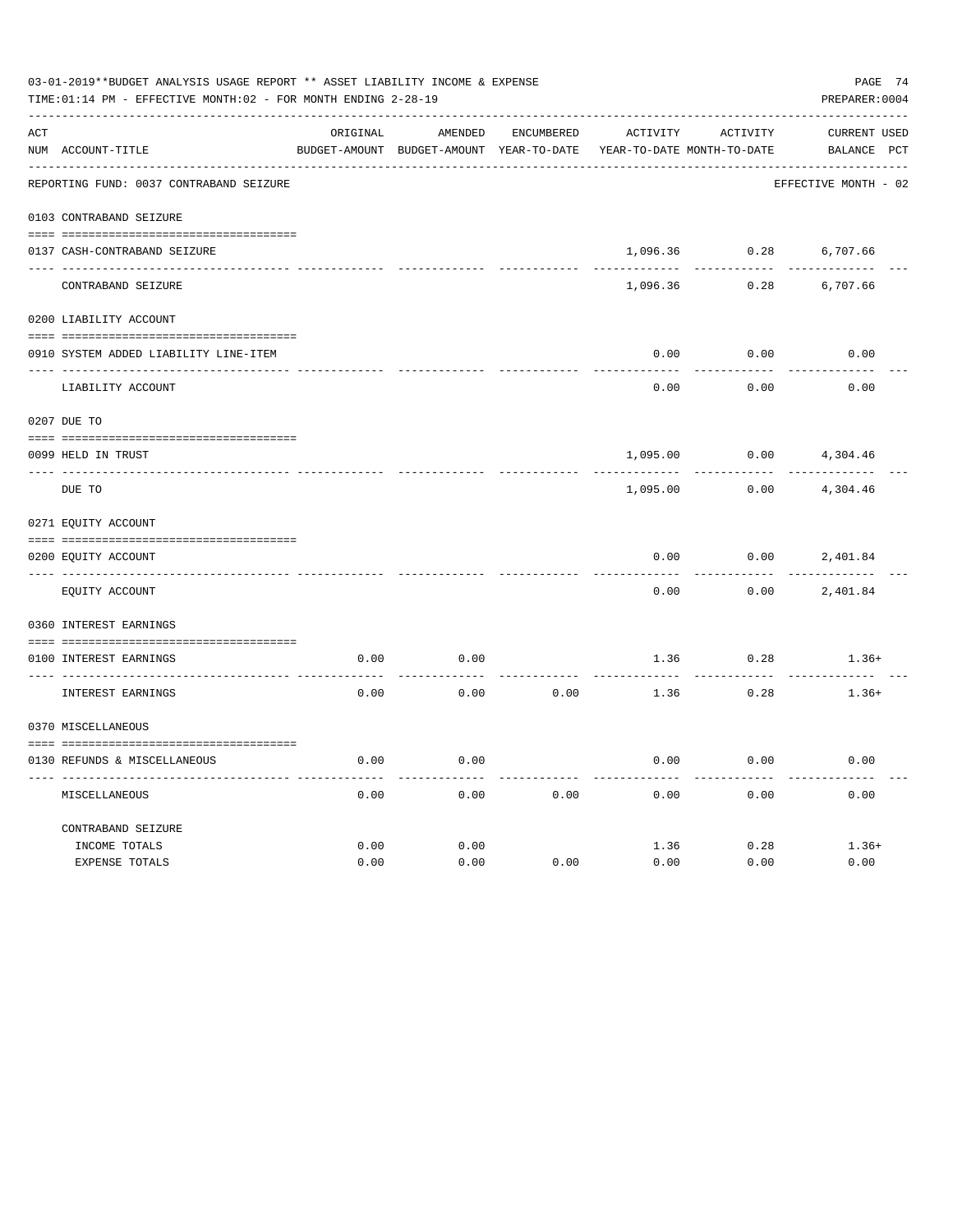03-01-2019**BUDGET ANALYSIS USAGE REPORT ** ASSET LIABILITY INCOME & EXPENSE

TIME:01:14 PM - EFFECTIVE MONTH:02 - FOR MONTH ENDING 2-28-19

PREPARER:0004

| ACT NUM | ACCOUNT-TITLE | ORIGINAL BUDGET-AMOUNT | AMENDED BUDGET-AMOUNT | ENCUMBERED YEAR-TO-DATE | ACTIVITY YEAR-TO-DATE | ACTIVITY MONTH-TO-DATE | CURRENT BALANCE | USED PCT |
|---|---|---|---|---|---|---|---|---|
| | REPORTING FUND: 0037 CONTRABAND SEIZURE | | | | | | EFFECTIVE MONTH - 02 | |
| | 0103 CONTRABAND SEIZURE | | | | | | | |
| 0137 | CASH-CONTRABAND SEIZURE | | | | 1,096.36 | 0.28 | 6,707.66 | |
| | CONTRABAND SEIZURE | | | | 1,096.36 | 0.28 | 6,707.66 | |
| | 0200 LIABILITY ACCOUNT | | | | | | | |
| 0910 | SYSTEM ADDED LIABILITY LINE-ITEM | | | | 0.00 | 0.00 | 0.00 | |
| | LIABILITY ACCOUNT | | | | 0.00 | 0.00 | 0.00 | |
| | 0207 DUE TO | | | | | | | |
| 0099 | HELD IN TRUST | | | | 1,095.00 | 0.00 | 4,304.46 | |
| | DUE TO | | | | 1,095.00 | 0.00 | 4,304.46 | |
| | 0271 EQUITY ACCOUNT | | | | | | | |
| 0200 | EQUITY ACCOUNT | | | | 0.00 | 0.00 | 2,401.84 | |
| | EQUITY ACCOUNT | | | | 0.00 | 0.00 | 2,401.84 | |
| | 0360 INTEREST EARNINGS | | | | | | | |
| 0100 | INTEREST EARNINGS | 0.00 | 0.00 | | 1.36 | 0.28 | 1.36+ | |
| | INTEREST EARNINGS | 0.00 | 0.00 | 0.00 | 1.36 | 0.28 | 1.36+ | |
| | 0370 MISCELLANEOUS | | | | | | | |
| 0130 | REFUNDS & MISCELLANEOUS | 0.00 | 0.00 | | 0.00 | 0.00 | 0.00 | |
| | MISCELLANEOUS | 0.00 | 0.00 | 0.00 | 0.00 | 0.00 | 0.00 | |
| | CONTRABAND SEIZURE | | | | | | | |
| | INCOME TOTALS | 0.00 | 0.00 | | 1.36 | 0.28 | 1.36+ | |
| | EXPENSE TOTALS | 0.00 | 0.00 | 0.00 | 0.00 | 0.00 | 0.00 | |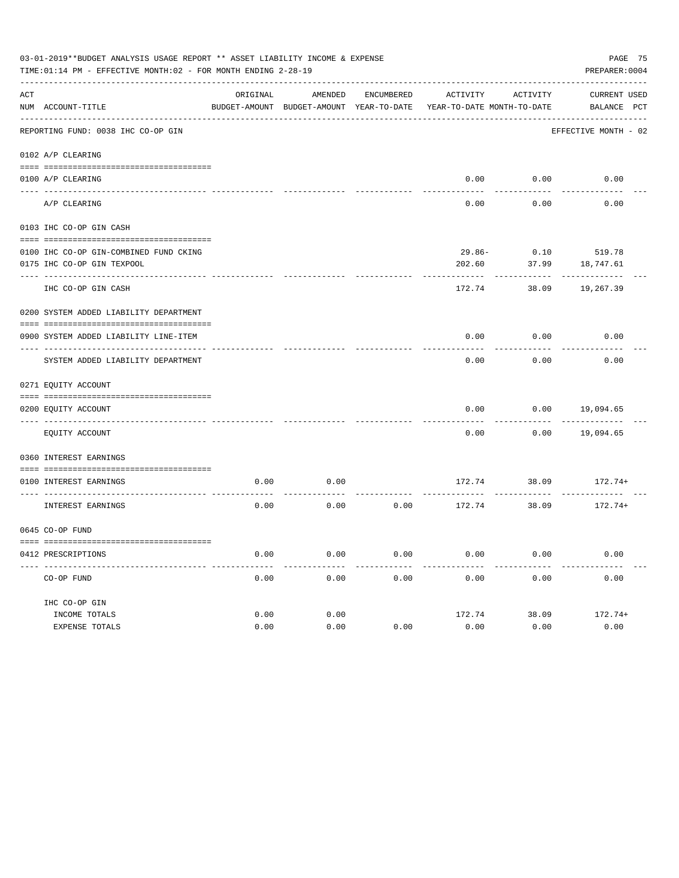03-01-2019**BUDGET ANALYSIS USAGE REPORT ** ASSET LIABILITY INCOME & EXPENSE

TIME:01:14 PM - EFFECTIVE MONTH:02 - FOR MONTH ENDING 2-28-19

PREPARER:0004

REPORTING FUND: 0038 IHC CO-OP GIN — EFFECTIVE MONTH - 02

| ACT NUM | ACCOUNT-TITLE | ORIGINAL BUDGET-AMOUNT | AMENDED BUDGET-AMOUNT | ENCUMBERED YEAR-TO-DATE | ACTIVITY YEAR-TO-DATE | ACTIVITY MONTH-TO-DATE | CURRENT BALANCE | USED PCT |
|---|---|---|---|---|---|---|---|---|
| 0102 | A/P CLEARING | | | | | | | |
| 0100 | A/P CLEARING | | | | 0.00 | 0.00 | 0.00 | |
| | A/P CLEARING | | | | 0.00 | 0.00 | 0.00 | |
| 0103 | IHC CO-OP GIN CASH | | | | | | | |
| 0100 | IHC CO-OP GIN-COMBINED FUND CKING | | | | 29.86- | 0.10 | 519.78 | |
| 0175 | IHC CO-OP GIN TEXPOOL | | | | 202.60 | 37.99 | 18,747.61 | |
| | IHC CO-OP GIN CASH | | | | 172.74 | 38.09 | 19,267.39 | |
| 0200 | SYSTEM ADDED LIABILITY DEPARTMENT | | | | | | | |
| 0900 | SYSTEM ADDED LIABILITY LINE-ITEM | | | | 0.00 | 0.00 | 0.00 | |
| | SYSTEM ADDED LIABILITY DEPARTMENT | | | | 0.00 | 0.00 | 0.00 | |
| 0271 | EQUITY ACCOUNT | | | | | | | |
| 0200 | EQUITY ACCOUNT | | | | 0.00 | 0.00 | 19,094.65 | |
| | EQUITY ACCOUNT | | | | 0.00 | 0.00 | 19,094.65 | |
| 0360 | INTEREST EARNINGS | | | | | | | |
| 0100 | INTEREST EARNINGS | 0.00 | 0.00 | | 172.74 | 38.09 | 172.74+ | |
| | INTEREST EARNINGS | 0.00 | 0.00 | 0.00 | 172.74 | 38.09 | 172.74+ | |
| 0645 | CO-OP FUND | | | | | | | |
| 0412 | PRESCRIPTIONS | 0.00 | 0.00 | 0.00 | 0.00 | 0.00 | 0.00 | |
| | CO-OP FUND | 0.00 | 0.00 | 0.00 | 0.00 | 0.00 | 0.00 | |
| | IHC CO-OP GIN | | | | | | | |
| | INCOME TOTALS | 0.00 | 0.00 | | 172.74 | 38.09 | 172.74+ | |
| | EXPENSE TOTALS | 0.00 | 0.00 | 0.00 | 0.00 | 0.00 | 0.00 | |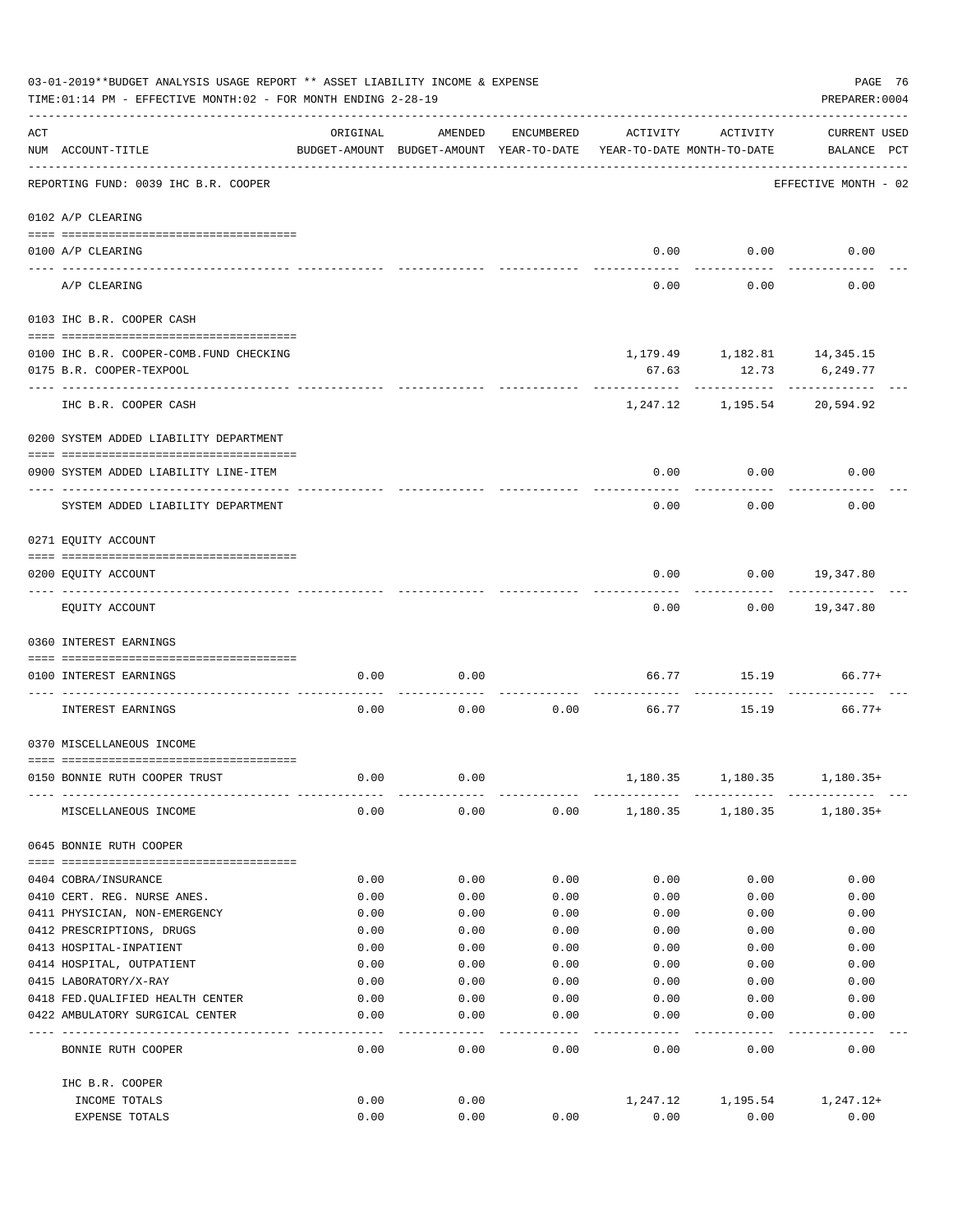03-01-2019**BUDGET ANALYSIS USAGE REPORT ** ASSET LIABILITY INCOME & EXPENSE

TIME:01:14 PM - EFFECTIVE MONTH:02 - FOR MONTH ENDING 2-28-19

PREPARER:0004

| ACT NUM | ACCOUNT-TITLE | ORIGINAL BUDGET-AMOUNT | AMENDED BUDGET-AMOUNT | ENCUMBERED YEAR-TO-DATE | ACTIVITY YEAR-TO-DATE | ACTIVITY MONTH-TO-DATE | CURRENT USED BALANCE | PCT |
|---|---|---|---|---|---|---|---|---|
| | REPORTING FUND: 0039 IHC B.R. COOPER | | | | | | EFFECTIVE MONTH - 02 | |
| | 0102 A/P CLEARING | | | | | | | |
| 0100 | A/P CLEARING | | | | 0.00 | 0.00 | 0.00 | |
| | A/P CLEARING | | | | 0.00 | 0.00 | 0.00 | |
| | 0103 IHC B.R. COOPER CASH | | | | | | | |
| 0100 | IHC B.R. COOPER-COMB.FUND CHECKING | | | | 1,179.49 | 1,182.81 | 14,345.15 | |
| 0175 | B.R. COOPER-TEXPOOL | | | | 67.63 | 12.73 | 6,249.77 | |
| | IHC B.R. COOPER CASH | | | | 1,247.12 | 1,195.54 | 20,594.92 | |
| | 0200 SYSTEM ADDED LIABILITY DEPARTMENT | | | | | | | |
| 0900 | SYSTEM ADDED LIABILITY LINE-ITEM | | | | 0.00 | 0.00 | 0.00 | |
| | SYSTEM ADDED LIABILITY DEPARTMENT | | | | 0.00 | 0.00 | 0.00 | |
| | 0271 EQUITY ACCOUNT | | | | | | | |
| 0200 | EQUITY ACCOUNT | | | | 0.00 | 0.00 | 19,347.80 | |
| | EQUITY ACCOUNT | | | | 0.00 | 0.00 | 19,347.80 | |
| | 0360 INTEREST EARNINGS | | | | | | | |
| 0100 | INTEREST EARNINGS | 0.00 | 0.00 | | 66.77 | 15.19 | 66.77+ | |
| | INTEREST EARNINGS | 0.00 | 0.00 | 0.00 | 66.77 | 15.19 | 66.77+ | |
| | 0370 MISCELLANEOUS INCOME | | | | | | | |
| 0150 | BONNIE RUTH COOPER TRUST | 0.00 | 0.00 | | 1,180.35 | 1,180.35 | 1,180.35+ | |
| | MISCELLANEOUS INCOME | 0.00 | 0.00 | 0.00 | 1,180.35 | 1,180.35 | 1,180.35+ | |
| | 0645 BONNIE RUTH COOPER | | | | | | | |
| 0404 | COBRA/INSURANCE | 0.00 | 0.00 | 0.00 | 0.00 | 0.00 | 0.00 | |
| 0410 | CERT. REG. NURSE ANES. | 0.00 | 0.00 | 0.00 | 0.00 | 0.00 | 0.00 | |
| 0411 | PHYSICIAN, NON-EMERGENCY | 0.00 | 0.00 | 0.00 | 0.00 | 0.00 | 0.00 | |
| 0412 | PRESCRIPTIONS, DRUGS | 0.00 | 0.00 | 0.00 | 0.00 | 0.00 | 0.00 | |
| 0413 | HOSPITAL-INPATIENT | 0.00 | 0.00 | 0.00 | 0.00 | 0.00 | 0.00 | |
| 0414 | HOSPITAL, OUTPATIENT | 0.00 | 0.00 | 0.00 | 0.00 | 0.00 | 0.00 | |
| 0415 | LABORATORY/X-RAY | 0.00 | 0.00 | 0.00 | 0.00 | 0.00 | 0.00 | |
| 0418 | FED.QUALIFIED HEALTH CENTER | 0.00 | 0.00 | 0.00 | 0.00 | 0.00 | 0.00 | |
| 0422 | AMBULATORY SURGICAL CENTER | 0.00 | 0.00 | 0.00 | 0.00 | 0.00 | 0.00 | |
| | BONNIE RUTH COOPER | 0.00 | 0.00 | 0.00 | 0.00 | 0.00 | 0.00 | |
| | IHC B.R. COOPER | | | | | | | |
| | INCOME TOTALS | 0.00 | 0.00 | | 1,247.12 | 1,195.54 | 1,247.12+ | |
| | EXPENSE TOTALS | 0.00 | 0.00 | 0.00 | 0.00 | 0.00 | 0.00 | |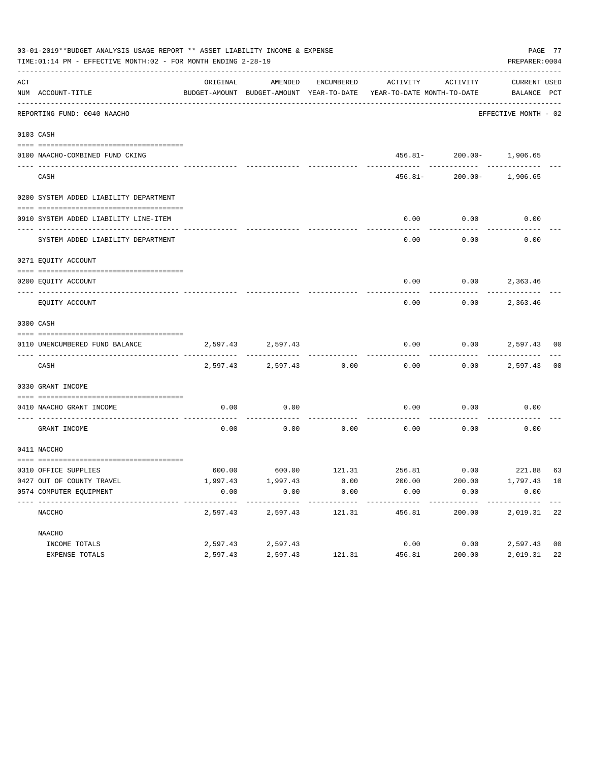03-01-2019**BUDGET ANALYSIS USAGE REPORT ** ASSET LIABILITY INCOME & EXPENSE

TIME:01:14 PM - EFFECTIVE MONTH:02 - FOR MONTH ENDING 2-28-19

PREPARER:0004

| ACT NUM | ACCOUNT-TITLE | ORIGINAL BUDGET-AMOUNT | AMENDED BUDGET-AMOUNT | ENCUMBERED YEAR-TO-DATE | ACTIVITY YEAR-TO-DATE | ACTIVITY MONTH-TO-DATE | CURRENT BALANCE | USED PCT |
|---|---|---|---|---|---|---|---|---|
| | REPORTING FUND: 0040 NAACHO | | | | | | EFFECTIVE MONTH - 02 | |
| 0103 | CASH | | | | | | | |
| 0100 | NAACHO-COMBINED FUND CKING | | | | 456.81- | 200.00- | 1,906.65 | |
| | CASH | | | | 456.81- | 200.00- | 1,906.65 | |
| 0200 | SYSTEM ADDED LIABILITY DEPARTMENT | | | | | | | |
| 0910 | SYSTEM ADDED LIABILITY LINE-ITEM | | | | 0.00 | 0.00 | 0.00 | |
| | SYSTEM ADDED LIABILITY DEPARTMENT | | | | 0.00 | 0.00 | 0.00 | |
| 0271 | EQUITY ACCOUNT | | | | | | | |
| 0200 | EQUITY ACCOUNT | | | | 0.00 | 0.00 | 2,363.46 | |
| | EQUITY ACCOUNT | | | | 0.00 | 0.00 | 2,363.46 | |
| 0300 | CASH | | | | | | | |
| 0110 | UNENCUMBERED FUND BALANCE | 2,597.43 | 2,597.43 | | 0.00 | 0.00 | 2,597.43 | 00 |
| | CASH | 2,597.43 | 2,597.43 | 0.00 | 0.00 | 0.00 | 2,597.43 | 00 |
| 0330 | GRANT INCOME | | | | | | | |
| 0410 | NAACHO GRANT INCOME | 0.00 | 0.00 | | 0.00 | 0.00 | 0.00 | |
| | GRANT INCOME | 0.00 | 0.00 | 0.00 | 0.00 | 0.00 | 0.00 | |
| 0411 | NACCHO | | | | | | | |
| 0310 | OFFICE SUPPLIES | 600.00 | 600.00 | 121.31 | 256.81 | 0.00 | 221.88 | 63 |
| 0427 | OUT OF COUNTY TRAVEL | 1,997.43 | 1,997.43 | 0.00 | 200.00 | 200.00 | 1,797.43 | 10 |
| 0574 | COMPUTER EQUIPMENT | 0.00 | 0.00 | 0.00 | 0.00 | 0.00 | 0.00 | |
| | NACCHO | 2,597.43 | 2,597.43 | 121.31 | 456.81 | 200.00 | 2,019.31 | 22 |
| | NAACHO | | | | | | | |
| | INCOME TOTALS | 2,597.43 | 2,597.43 | | 0.00 | 0.00 | 2,597.43 | 00 |
| | EXPENSE TOTALS | 2,597.43 | 2,597.43 | 121.31 | 456.81 | 200.00 | 2,019.31 | 22 |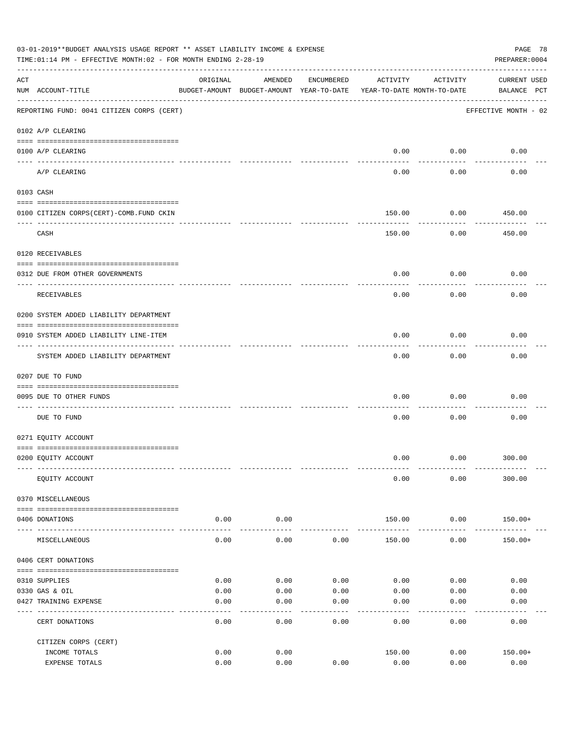03-01-2019**BUDGET ANALYSIS USAGE REPORT ** ASSET LIABILITY INCOME & EXPENSE

TIME:01:14 PM - EFFECTIVE MONTH:02 - FOR MONTH ENDING 2-28-19

PREPARER:0004

| ACT NUM | ACCOUNT-TITLE | ORIGINAL BUDGET-AMOUNT | AMENDED BUDGET-AMOUNT | ENCUMBERED YEAR-TO-DATE | ACTIVITY YEAR-TO-DATE | ACTIVITY MONTH-TO-DATE | CURRENT BALANCE | USED PCT |
|---|---|---|---|---|---|---|---|---|
| | REPORTING FUND: 0041 CITIZEN CORPS (CERT) | | | | | | EFFECTIVE MONTH - 02 | |
| | 0102 A/P CLEARING | | | | | | | |
| 0100 | A/P CLEARING | | | | 0.00 | 0.00 | 0.00 | |
| | A/P CLEARING | | | | 0.00 | 0.00 | 0.00 | |
| | 0103 CASH | | | | | | | |
| 0100 | CITIZEN CORPS(CERT)-COMB.FUND CKIN | | | | 150.00 | 0.00 | 450.00 | |
| | CASH | | | | 150.00 | 0.00 | 450.00 | |
| | 0120 RECEIVABLES | | | | | | | |
| 0312 | DUE FROM OTHER GOVERNMENTS | | | | 0.00 | 0.00 | 0.00 | |
| | RECEIVABLES | | | | 0.00 | 0.00 | 0.00 | |
| | 0200 SYSTEM ADDED LIABILITY DEPARTMENT | | | | | | | |
| 0910 | SYSTEM ADDED LIABILITY LINE-ITEM | | | | 0.00 | 0.00 | 0.00 | |
| | SYSTEM ADDED LIABILITY DEPARTMENT | | | | 0.00 | 0.00 | 0.00 | |
| | 0207 DUE TO FUND | | | | | | | |
| 0095 | DUE TO OTHER FUNDS | | | | 0.00 | 0.00 | 0.00 | |
| | DUE TO FUND | | | | 0.00 | 0.00 | 0.00 | |
| | 0271 EQUITY ACCOUNT | | | | | | | |
| 0200 | EQUITY ACCOUNT | | | | 0.00 | 0.00 | 300.00 | |
| | EQUITY ACCOUNT | | | | 0.00 | 0.00 | 300.00 | |
| | 0370 MISCELLANEOUS | | | | | | | |
| 0406 | DONATIONS | 0.00 | 0.00 | | 150.00 | 0.00 | 150.00+ | |
| | MISCELLANEOUS | 0.00 | 0.00 | 0.00 | 150.00 | 0.00 | 150.00+ | |
| | 0406 CERT DONATIONS | | | | | | | |
| 0310 | SUPPLIES | 0.00 | 0.00 | 0.00 | 0.00 | 0.00 | 0.00 | |
| 0330 | GAS & OIL | 0.00 | 0.00 | 0.00 | 0.00 | 0.00 | 0.00 | |
| 0427 | TRAINING EXPENSE | 0.00 | 0.00 | 0.00 | 0.00 | 0.00 | 0.00 | |
| | CERT DONATIONS | 0.00 | 0.00 | 0.00 | 0.00 | 0.00 | 0.00 | |
| | CITIZEN CORPS (CERT) | | | | | | | |
| | INCOME TOTALS | 0.00 | 0.00 | | 150.00 | 0.00 | 150.00+ | |
| | EXPENSE TOTALS | 0.00 | 0.00 | 0.00 | 0.00 | 0.00 | 0.00 | |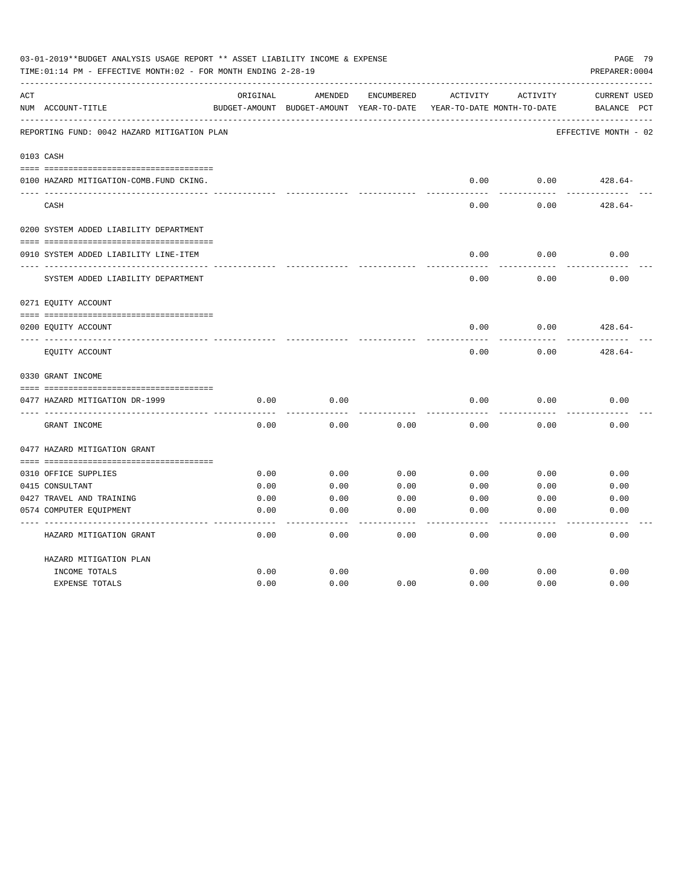03-01-2019**BUDGET ANALYSIS USAGE REPORT ** ASSET LIABILITY INCOME & EXPENSE

TIME:01:14 PM - EFFECTIVE MONTH:02 - FOR MONTH ENDING 2-28-19

PREPARER:0004

REPORTING FUND: 0042 HAZARD MITIGATION PLAN — EFFECTIVE MONTH - 02

| ACT NUM | ACCOUNT-TITLE | ORIGINAL BUDGET-AMOUNT | AMENDED BUDGET-AMOUNT | ENCUMBERED YEAR-TO-DATE | ACTIVITY YEAR-TO-DATE | ACTIVITY MONTH-TO-DATE | CURRENT BALANCE | USED PCT |
|---|---|---|---|---|---|---|---|---|
| 0103 | CASH | | | | | | | |
| 0100 | HAZARD MITIGATION-COMB.FUND CKING. | | | | 0.00 | 0.00 | 428.64- | |
| | CASH | | | | 0.00 | 0.00 | 428.64- | |
| 0200 | SYSTEM ADDED LIABILITY DEPARTMENT | | | | | | | |
| 0910 | SYSTEM ADDED LIABILITY LINE-ITEM | | | | 0.00 | 0.00 | 0.00 | |
| | SYSTEM ADDED LIABILITY DEPARTMENT | | | | 0.00 | 0.00 | 0.00 | |
| 0271 | EQUITY ACCOUNT | | | | | | | |
| 0200 | EQUITY ACCOUNT | | | | 0.00 | 0.00 | 428.64- | |
| | EQUITY ACCOUNT | | | | 0.00 | 0.00 | 428.64- | |
| 0330 | GRANT INCOME | | | | | | | |
| 0477 | HAZARD MITIGATION DR-1999 | 0.00 | 0.00 | | 0.00 | 0.00 | 0.00 | |
| | GRANT INCOME | 0.00 | 0.00 | 0.00 | 0.00 | 0.00 | 0.00 | |
| 0477 | HAZARD MITIGATION GRANT | | | | | | | |
| 0310 | OFFICE SUPPLIES | 0.00 | 0.00 | 0.00 | 0.00 | 0.00 | 0.00 | |
| 0415 | CONSULTANT | 0.00 | 0.00 | 0.00 | 0.00 | 0.00 | 0.00 | |
| 0427 | TRAVEL AND TRAINING | 0.00 | 0.00 | 0.00 | 0.00 | 0.00 | 0.00 | |
| 0574 | COMPUTER EQUIPMENT | 0.00 | 0.00 | 0.00 | 0.00 | 0.00 | 0.00 | |
| | HAZARD MITIGATION GRANT | 0.00 | 0.00 | 0.00 | 0.00 | 0.00 | 0.00 | |
| | HAZARD MITIGATION PLAN | | | | | | | |
| | INCOME TOTALS | 0.00 | 0.00 | | 0.00 | 0.00 | 0.00 | |
| | EXPENSE TOTALS | 0.00 | 0.00 | 0.00 | 0.00 | 0.00 | 0.00 | |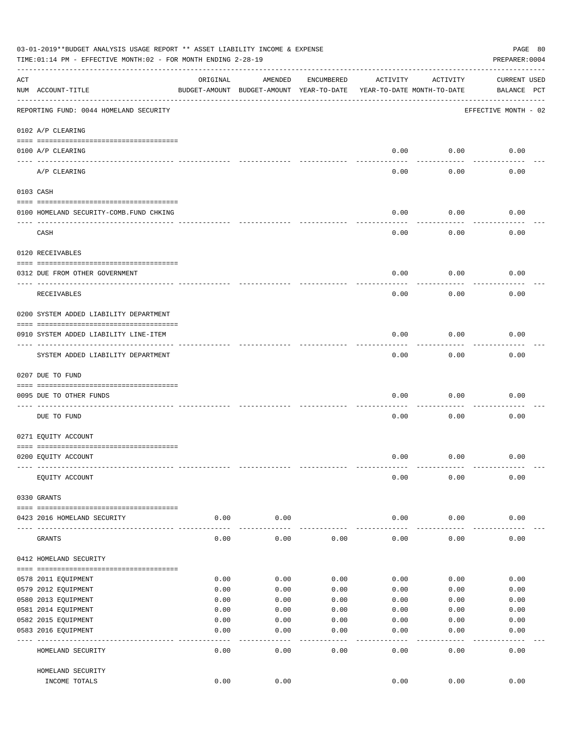03-01-2019**BUDGET ANALYSIS USAGE REPORT ** ASSET LIABILITY INCOME & EXPENSE

TIME:01:14 PM - EFFECTIVE MONTH:02 - FOR MONTH ENDING 2-28-19

PREPARER:0004

| ACT NUM | ACCOUNT-TITLE | ORIGINAL BUDGET-AMOUNT | AMENDED BUDGET-AMOUNT | ENCUMBERED YEAR-TO-DATE | ACTIVITY YEAR-TO-DATE | ACTIVITY MONTH-TO-DATE | CURRENT BALANCE | USED PCT |
|---|---|---|---|---|---|---|---|---|
| | REPORTING FUND: 0044 HOMELAND SECURITY | | | | | | EFFECTIVE MONTH - 02 | |
| | 0102 A/P CLEARING | | | | | | | |
| 0100 | A/P CLEARING | | | | 0.00 | 0.00 | 0.00 | |
| | A/P CLEARING | | | | 0.00 | 0.00 | 0.00 | |
| | 0103 CASH | | | | | | | |
| 0100 | HOMELAND SECURITY-COMB.FUND CHKING | | | | 0.00 | 0.00 | 0.00 | |
| | CASH | | | | 0.00 | 0.00 | 0.00 | |
| | 0120 RECEIVABLES | | | | | | | |
| 0312 | DUE FROM OTHER GOVERNMENT | | | | 0.00 | 0.00 | 0.00 | |
| | RECEIVABLES | | | | 0.00 | 0.00 | 0.00 | |
| | 0200 SYSTEM ADDED LIABILITY DEPARTMENT | | | | | | | |
| 0910 | SYSTEM ADDED LIABILITY LINE-ITEM | | | | 0.00 | 0.00 | 0.00 | |
| | SYSTEM ADDED LIABILITY DEPARTMENT | | | | 0.00 | 0.00 | 0.00 | |
| | 0207 DUE TO FUND | | | | | | | |
| 0095 | DUE TO OTHER FUNDS | | | | 0.00 | 0.00 | 0.00 | |
| | DUE TO FUND | | | | 0.00 | 0.00 | 0.00 | |
| | 0271 EQUITY ACCOUNT | | | | | | | |
| 0200 | EQUITY ACCOUNT | | | | 0.00 | 0.00 | 0.00 | |
| | EQUITY ACCOUNT | | | | 0.00 | 0.00 | 0.00 | |
| | 0330 GRANTS | | | | | | | |
| 0423 | 2016 HOMELAND SECURITY | 0.00 | 0.00 | | 0.00 | 0.00 | 0.00 | |
| | GRANTS | 0.00 | 0.00 | 0.00 | 0.00 | 0.00 | 0.00 | |
| | 0412 HOMELAND SECURITY | | | | | | | |
| 0578 | 2011 EQUIPMENT | 0.00 | 0.00 | 0.00 | 0.00 | 0.00 | 0.00 | |
| 0579 | 2012 EQUIPMENT | 0.00 | 0.00 | 0.00 | 0.00 | 0.00 | 0.00 | |
| 0580 | 2013 EQUIPMENT | 0.00 | 0.00 | 0.00 | 0.00 | 0.00 | 0.00 | |
| 0581 | 2014 EQUIPMENT | 0.00 | 0.00 | 0.00 | 0.00 | 0.00 | 0.00 | |
| 0582 | 2015 EQUIPMENT | 0.00 | 0.00 | 0.00 | 0.00 | 0.00 | 0.00 | |
| 0583 | 2016 EQUIPMENT | 0.00 | 0.00 | 0.00 | 0.00 | 0.00 | 0.00 | |
| | HOMELAND SECURITY | 0.00 | 0.00 | 0.00 | 0.00 | 0.00 | 0.00 | |
| | HOMELAND SECURITY INCOME TOTALS | 0.00 | 0.00 | | 0.00 | 0.00 | 0.00 | |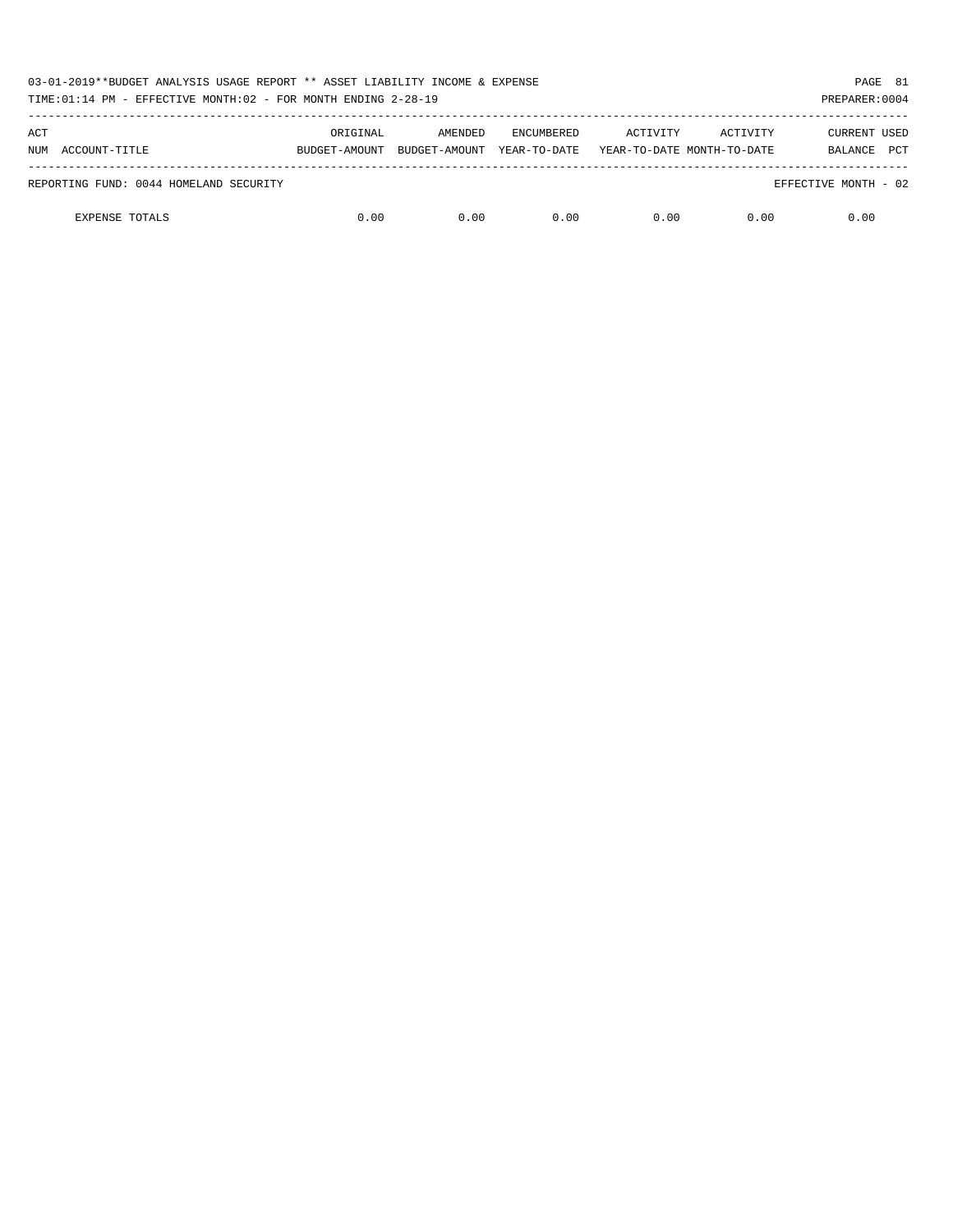03-01-2019**BUDGET ANALYSIS USAGE REPORT ** ASSET LIABILITY INCOME & EXPENSE

TIME:01:14 PM - EFFECTIVE MONTH:02 - FOR MONTH ENDING 2-28-19

| ACT NUM ACCOUNT-TITLE | ORIGINAL BUDGET-AMOUNT | AMENDED BUDGET-AMOUNT | ENCUMBERED YEAR-TO-DATE | ACTIVITY YEAR-TO-DATE | ACTIVITY MONTH-TO-DATE | CURRENT BALANCE | USED PCT |
|---|---|---|---|---|---|---|---|
| REPORTING FUND: 0044 HOMELAND SECURITY | | | | | | EFFECTIVE MONTH - 02 | |
| EXPENSE TOTALS | 0.00 | 0.00 | 0.00 | 0.00 | 0.00 | 0.00 | |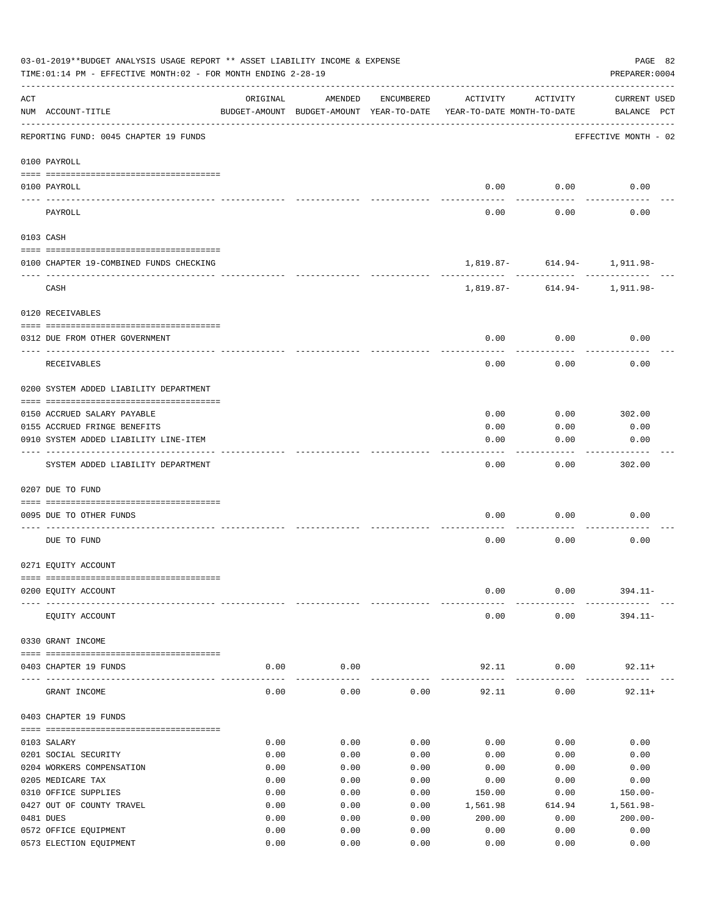03-01-2019**BUDGET ANALYSIS USAGE REPORT ** ASSET LIABILITY INCOME & EXPENSE

TIME:01:14 PM - EFFECTIVE MONTH:02 - FOR MONTH ENDING 2-28-19

PREPARER:0004

| ACT NUM | ACCOUNT-TITLE | ORIGINAL BUDGET-AMOUNT | AMENDED BUDGET-AMOUNT | ENCUMBERED YEAR-TO-DATE | ACTIVITY YEAR-TO-DATE | ACTIVITY MONTH-TO-DATE | CURRENT USED BALANCE | PCT |
|---|---|---|---|---|---|---|---|---|
| | REPORTING FUND: 0045 CHAPTER 19 FUNDS | | | | | | EFFECTIVE MONTH - 02 | |
| | **0100 PAYROLL** | | | | | | | |
| 0100 | PAYROLL | | | | 0.00 | 0.00 | 0.00 | |
| | PAYROLL | | | | 0.00 | 0.00 | 0.00 | |
| | **0103 CASH** | | | | | | | |
| 0100 | CHAPTER 19-COMBINED FUNDS CHECKING | | | | 1,819.87- | 614.94- | 1,911.98- | |
| | CASH | | | | 1,819.87- | 614.94- | 1,911.98- | |
| | **0120 RECEIVABLES** | | | | | | | |
| 0312 | DUE FROM OTHER GOVERNMENT | | | | 0.00 | 0.00 | 0.00 | |
| | RECEIVABLES | | | | 0.00 | 0.00 | 0.00 | |
| | **0200 SYSTEM ADDED LIABILITY DEPARTMENT** | | | | | | | |
| 0150 | ACCRUED SALARY PAYABLE | | | | 0.00 | 0.00 | 302.00 | |
| 0155 | ACCRUED FRINGE BENEFITS | | | | 0.00 | 0.00 | 0.00 | |
| 0910 | SYSTEM ADDED LIABILITY LINE-ITEM | | | | 0.00 | 0.00 | 0.00 | |
| | SYSTEM ADDED LIABILITY DEPARTMENT | | | | 0.00 | 0.00 | 302.00 | |
| | **0207 DUE TO FUND** | | | | | | | |
| 0095 | DUE TO OTHER FUNDS | | | | 0.00 | 0.00 | 0.00 | |
| | DUE TO FUND | | | | 0.00 | 0.00 | 0.00 | |
| | **0271 EQUITY ACCOUNT** | | | | | | | |
| 0200 | EQUITY ACCOUNT | | | | 0.00 | 0.00 | 394.11- | |
| | EQUITY ACCOUNT | | | | 0.00 | 0.00 | 394.11- | |
| | **0330 GRANT INCOME** | | | | | | | |
| 0403 | CHAPTER 19 FUNDS | 0.00 | 0.00 | | 92.11 | 0.00 | 92.11+ | |
| | GRANT INCOME | 0.00 | 0.00 | 0.00 | 92.11 | 0.00 | 92.11+ | |
| | **0403 CHAPTER 19 FUNDS** | | | | | | | |
| 0103 | SALARY | 0.00 | 0.00 | 0.00 | 0.00 | 0.00 | 0.00 | |
| 0201 | SOCIAL SECURITY | 0.00 | 0.00 | 0.00 | 0.00 | 0.00 | 0.00 | |
| 0204 | WORKERS COMPENSATION | 0.00 | 0.00 | 0.00 | 0.00 | 0.00 | 0.00 | |
| 0205 | MEDICARE TAX | 0.00 | 0.00 | 0.00 | 0.00 | 0.00 | 0.00 | |
| 0310 | OFFICE SUPPLIES | 0.00 | 0.00 | 0.00 | 150.00 | 0.00 | 150.00- | |
| 0427 | OUT OF COUNTY TRAVEL | 0.00 | 0.00 | 0.00 | 1,561.98 | 614.94 | 1,561.98- | |
| 0481 | DUES | 0.00 | 0.00 | 0.00 | 200.00 | 0.00 | 200.00- | |
| 0572 | OFFICE EQUIPMENT | 0.00 | 0.00 | 0.00 | 0.00 | 0.00 | 0.00 | |
| 0573 | ELECTION EQUIPMENT | 0.00 | 0.00 | 0.00 | 0.00 | 0.00 | 0.00 | |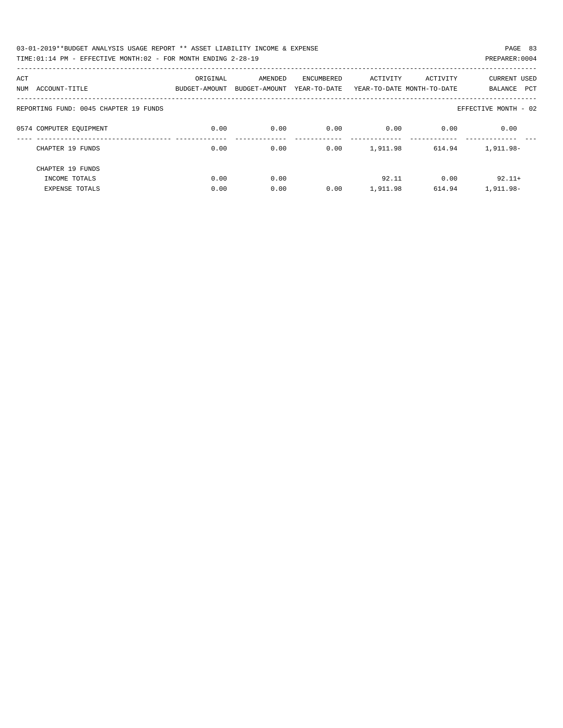03-01-2019**BUDGET ANALYSIS USAGE REPORT ** ASSET LIABILITY INCOME & EXPENSE

TIME:01:14 PM - EFFECTIVE MONTH:02 - FOR MONTH ENDING 2-28-19

PREPARER:0004

| ACT NUM | ACCOUNT-TITLE | ORIGINAL BUDGET-AMOUNT | AMENDED BUDGET-AMOUNT | ENCUMBERED YEAR-TO-DATE | ACTIVITY YEAR-TO-DATE | ACTIVITY MONTH-TO-DATE | CURRENT BALANCE | USED PCT |
|---|---|---|---|---|---|---|---|---|
| | REPORTING FUND: 0045 CHAPTER 19 FUNDS | | | | | | EFFECTIVE MONTH - 02 | |
| 0574 | COMPUTER EQUIPMENT | 0.00 | 0.00 | 0.00 | 0.00 | 0.00 | 0.00 | |
| | CHAPTER 19 FUNDS | 0.00 | 0.00 | 0.00 | 1,911.98 | 614.94 | 1,911.98- | |
| | CHAPTER 19 FUNDS | | | | | | | |
| | INCOME TOTALS | 0.00 | 0.00 | | 92.11 | 0.00 | 92.11+ | |
| | EXPENSE TOTALS | 0.00 | 0.00 | 0.00 | 1,911.98 | 614.94 | 1,911.98- | |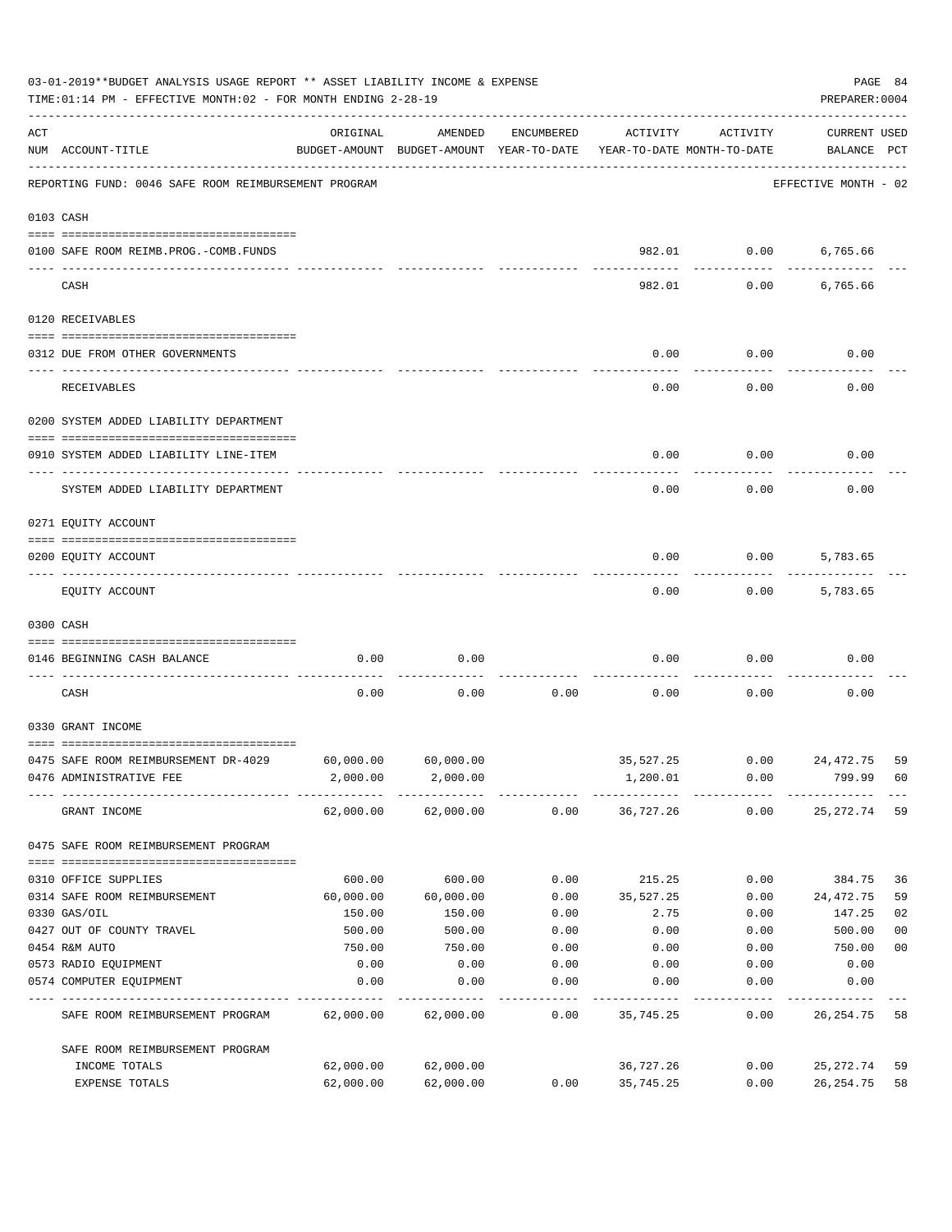03-01-2019**BUDGET ANALYSIS USAGE REPORT ** ASSET LIABILITY INCOME & EXPENSE

TIME:01:14 PM - EFFECTIVE MONTH:02 - FOR MONTH ENDING 2-28-19

PREPARER:0004

| ACT NUM | ACCOUNT-TITLE | ORIGINAL BUDGET-AMOUNT | AMENDED BUDGET-AMOUNT | ENCUMBERED YEAR-TO-DATE | ACTIVITY YEAR-TO-DATE | ACTIVITY MONTH-TO-DATE | CURRENT BALANCE | USED PCT |
|---|---|---|---|---|---|---|---|---|
| | REPORTING FUND: 0046 SAFE ROOM REIMBURSEMENT PROGRAM | | | | | | EFFECTIVE MONTH - 02 | |
| | **0103 CASH** | | | | | | | |
| 0100 | SAFE ROOM REIMB.PROG.-COMB.FUNDS | | | | 982.01 | 0.00 | 6,765.66 | |
| | CASH | | | | 982.01 | 0.00 | 6,765.66 | |
| | **0120 RECEIVABLES** | | | | | | | |
| 0312 | DUE FROM OTHER GOVERNMENTS | | | | 0.00 | 0.00 | 0.00 | |
| | RECEIVABLES | | | | 0.00 | 0.00 | 0.00 | |
| | **0200 SYSTEM ADDED LIABILITY DEPARTMENT** | | | | | | | |
| 0910 | SYSTEM ADDED LIABILITY LINE-ITEM | | | | 0.00 | 0.00 | 0.00 | |
| | SYSTEM ADDED LIABILITY DEPARTMENT | | | | 0.00 | 0.00 | 0.00 | |
| | **0271 EQUITY ACCOUNT** | | | | | | | |
| 0200 | EQUITY ACCOUNT | | | | 0.00 | 0.00 | 5,783.65 | |
| | EQUITY ACCOUNT | | | | 0.00 | 0.00 | 5,783.65 | |
| | **0300 CASH** | | | | | | | |
| 0146 | BEGINNING CASH BALANCE | 0.00 | 0.00 | | 0.00 | 0.00 | 0.00 | |
| | CASH | 0.00 | 0.00 | 0.00 | 0.00 | 0.00 | 0.00 | |
| | **0330 GRANT INCOME** | | | | | | | |
| 0475 | SAFE ROOM REIMBURSEMENT DR-4029 | 60,000.00 | 60,000.00 | | 35,527.25 | 0.00 | 24,472.75 | 59 |
| 0476 | ADMINISTRATIVE FEE | 2,000.00 | 2,000.00 | | 1,200.01 | 0.00 | 799.99 | 60 |
| | GRANT INCOME | 62,000.00 | 62,000.00 | 0.00 | 36,727.26 | 0.00 | 25,272.74 | 59 |
| | **0475 SAFE ROOM REIMBURSEMENT PROGRAM** | | | | | | | |
| 0310 | OFFICE SUPPLIES | 600.00 | 600.00 | 0.00 | 215.25 | 0.00 | 384.75 | 36 |
| 0314 | SAFE ROOM REIMBURSEMENT | 60,000.00 | 60,000.00 | 0.00 | 35,527.25 | 0.00 | 24,472.75 | 59 |
| 0330 | GAS/OIL | 150.00 | 150.00 | 0.00 | 2.75 | 0.00 | 147.25 | 02 |
| 0427 | OUT OF COUNTY TRAVEL | 500.00 | 500.00 | 0.00 | 0.00 | 0.00 | 500.00 | 00 |
| 0454 | R&M AUTO | 750.00 | 750.00 | 0.00 | 0.00 | 0.00 | 750.00 | 00 |
| 0573 | RADIO EQUIPMENT | 0.00 | 0.00 | 0.00 | 0.00 | 0.00 | 0.00 | |
| 0574 | COMPUTER EQUIPMENT | 0.00 | 0.00 | 0.00 | 0.00 | 0.00 | 0.00 | |
| | SAFE ROOM REIMBURSEMENT PROGRAM | 62,000.00 | 62,000.00 | 0.00 | 35,745.25 | 0.00 | 26,254.75 | 58 |
| | SAFE ROOM REIMBURSEMENT PROGRAM | | | | | | | |
| | INCOME TOTALS | 62,000.00 | 62,000.00 | | 36,727.26 | 0.00 | 25,272.74 | 59 |
| | EXPENSE TOTALS | 62,000.00 | 62,000.00 | 0.00 | 35,745.25 | 0.00 | 26,254.75 | 58 |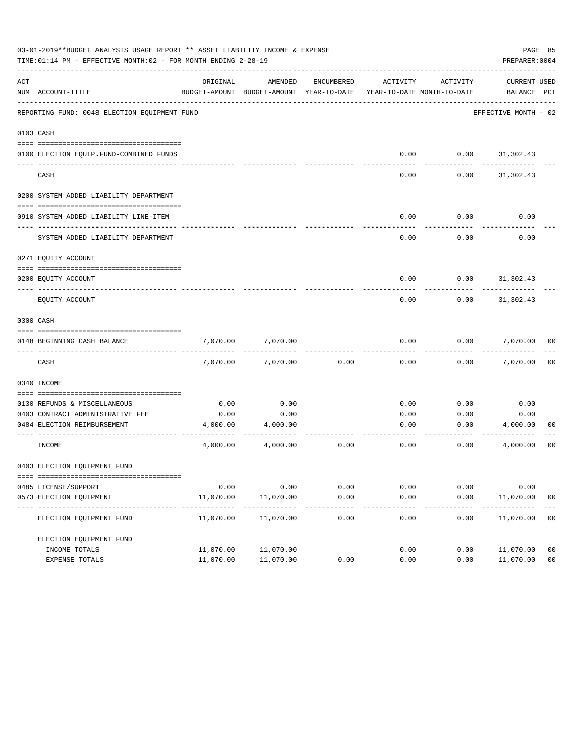03-01-2019**BUDGET ANALYSIS USAGE REPORT ** ASSET LIABILITY INCOME & EXPENSE

TIME:01:14 PM - EFFECTIVE MONTH:02 - FOR MONTH ENDING 2-28-19

PREPARER:0004

| ACT NUM | ACCOUNT-TITLE | ORIGINAL BUDGET-AMOUNT | AMENDED BUDGET-AMOUNT | ENCUMBERED YEAR-TO-DATE | ACTIVITY YEAR-TO-DATE | ACTIVITY MONTH-TO-DATE | CURRENT BALANCE | USED PCT |
|---|---|---|---|---|---|---|---|---|
| | REPORTING FUND: 0048 ELECTION EQUIPMENT FUND | | | | | | EFFECTIVE MONTH - 02 | |
| | 0103 CASH | | | | | | | |
| 0100 | ELECTION EQUIP.FUND-COMBINED FUNDS | | | | 0.00 | 0.00 | 31,302.43 | |
| | CASH | | | | 0.00 | 0.00 | 31,302.43 | |
| | 0200 SYSTEM ADDED LIABILITY DEPARTMENT | | | | | | | |
| 0910 | SYSTEM ADDED LIABILITY LINE-ITEM | | | | 0.00 | 0.00 | 0.00 | |
| | SYSTEM ADDED LIABILITY DEPARTMENT | | | | 0.00 | 0.00 | 0.00 | |
| | 0271 EQUITY ACCOUNT | | | | | | | |
| 0200 | EQUITY ACCOUNT | | | | 0.00 | 0.00 | 31,302.43 | |
| | EQUITY ACCOUNT | | | | 0.00 | 0.00 | 31,302.43 | |
| | 0300 CASH | | | | | | | |
| 0148 | BEGINNING CASH BALANCE | 7,070.00 | 7,070.00 | | 0.00 | 0.00 | 7,070.00 | 00 |
| | CASH | 7,070.00 | 7,070.00 | 0.00 | 0.00 | 0.00 | 7,070.00 | 00 |
| | 0340 INCOME | | | | | | | |
| 0130 | REFUNDS & MISCELLANEOUS | 0.00 | 0.00 | | 0.00 | 0.00 | 0.00 | |
| 0403 | CONTRACT ADMINISTRATIVE FEE | 0.00 | 0.00 | | 0.00 | 0.00 | 0.00 | |
| 0484 | ELECTION REIMBURSEMENT | 4,000.00 | 4,000.00 | | 0.00 | 0.00 | 4,000.00 | 00 |
| | INCOME | 4,000.00 | 4,000.00 | 0.00 | 0.00 | 0.00 | 4,000.00 | 00 |
| | 0403 ELECTION EQUIPMENT FUND | | | | | | | |
| 0485 | LICENSE/SUPPORT | 0.00 | 0.00 | 0.00 | 0.00 | 0.00 | 0.00 | |
| 0573 | ELECTION EQUIPMENT | 11,070.00 | 11,070.00 | 0.00 | 0.00 | 0.00 | 11,070.00 | 00 |
| | ELECTION EQUIPMENT FUND | 11,070.00 | 11,070.00 | 0.00 | 0.00 | 0.00 | 11,070.00 | 00 |
| | ELECTION EQUIPMENT FUND | | | | | | | |
| | INCOME TOTALS | 11,070.00 | 11,070.00 | | 0.00 | 0.00 | 11,070.00 | 00 |
| | EXPENSE TOTALS | 11,070.00 | 11,070.00 | 0.00 | 0.00 | 0.00 | 11,070.00 | 00 |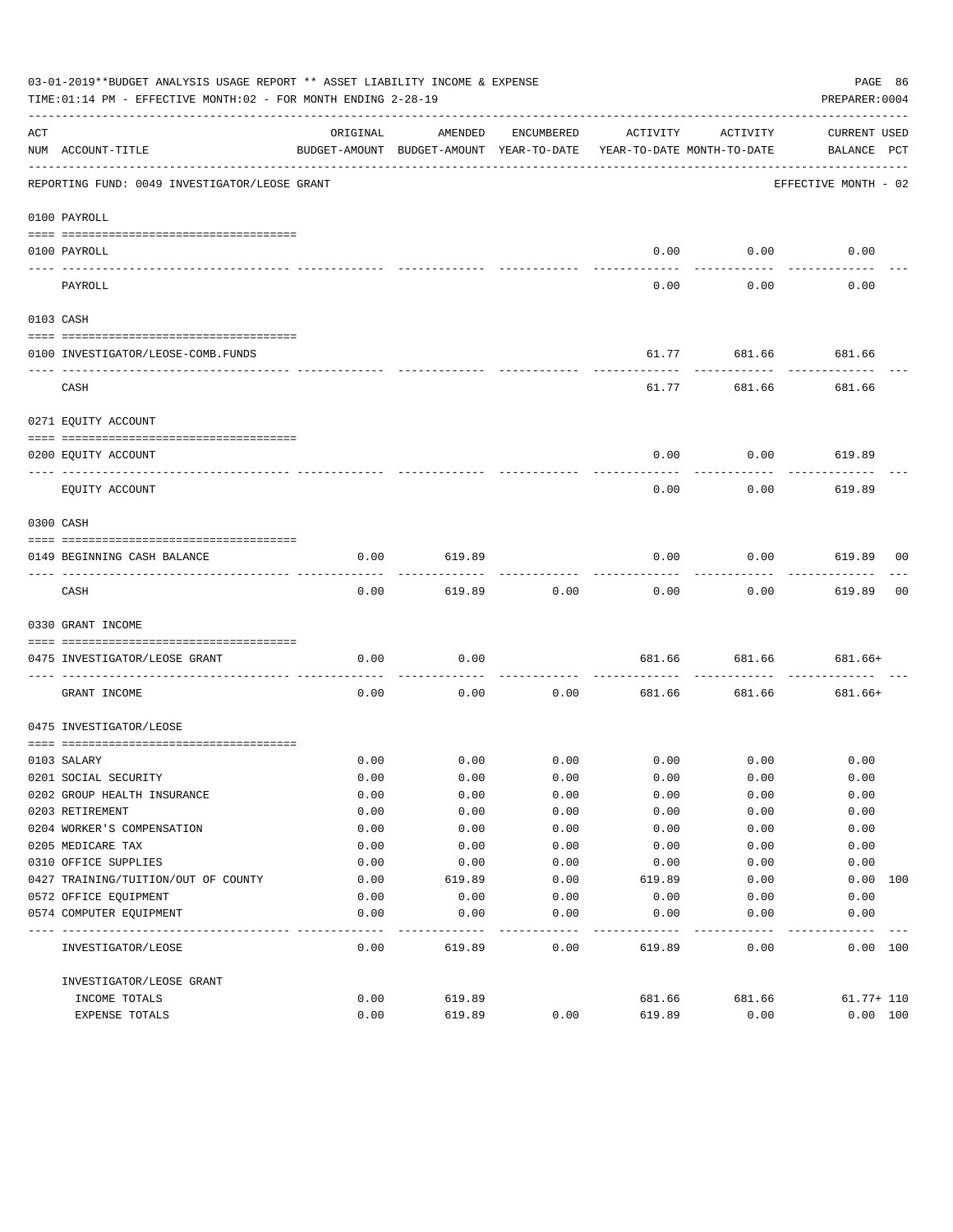03-01-2019**BUDGET ANALYSIS USAGE REPORT ** ASSET LIABILITY INCOME & EXPENSE

TIME:01:14 PM - EFFECTIVE MONTH:02 - FOR MONTH ENDING 2-28-19

PREPARER:0004

REPORTING FUND: 0049 INVESTIGATOR/LEOSE GRANT — EFFECTIVE MONTH - 02

| ACT NUM | ACCOUNT-TITLE | ORIGINAL BUDGET-AMOUNT | AMENDED BUDGET-AMOUNT | ENCUMBERED YEAR-TO-DATE | ACTIVITY YEAR-TO-DATE | ACTIVITY MONTH-TO-DATE | CURRENT BALANCE | USED PCT |
|---|---|---|---|---|---|---|---|---|
| 0100 | PAYROLL | | | | | | | |
| 0100 | PAYROLL | | | | 0.00 | 0.00 | 0.00 | |
| | PAYROLL | | | | 0.00 | 0.00 | 0.00 | |
| 0103 | CASH | | | | | | | |
| 0100 | INVESTIGATOR/LEOSE-COMB.FUNDS | | | | 61.77 | 681.66 | 681.66 | |
| | CASH | | | | 61.77 | 681.66 | 681.66 | |
| 0271 | EQUITY ACCOUNT | | | | | | | |
| 0200 | EQUITY ACCOUNT | | | | 0.00 | 0.00 | 619.89 | |
| | EQUITY ACCOUNT | | | | 0.00 | 0.00 | 619.89 | |
| 0300 | CASH | | | | | | | |
| 0149 | BEGINNING CASH BALANCE | 0.00 | 619.89 | | 0.00 | 0.00 | 619.89 | 00 |
| | CASH | 0.00 | 619.89 | 0.00 | 0.00 | 0.00 | 619.89 | 00 |
| 0330 | GRANT INCOME | | | | | | | |
| 0475 | INVESTIGATOR/LEOSE GRANT | 0.00 | 0.00 | | 681.66 | 681.66 | 681.66+ | |
| | GRANT INCOME | 0.00 | 0.00 | 0.00 | 681.66 | 681.66 | 681.66+ | |
| 0475 | INVESTIGATOR/LEOSE | | | | | | | |
| 0103 | SALARY | 0.00 | 0.00 | 0.00 | 0.00 | 0.00 | 0.00 | |
| 0201 | SOCIAL SECURITY | 0.00 | 0.00 | 0.00 | 0.00 | 0.00 | 0.00 | |
| 0202 | GROUP HEALTH INSURANCE | 0.00 | 0.00 | 0.00 | 0.00 | 0.00 | 0.00 | |
| 0203 | RETIREMENT | 0.00 | 0.00 | 0.00 | 0.00 | 0.00 | 0.00 | |
| 0204 | WORKER'S COMPENSATION | 0.00 | 0.00 | 0.00 | 0.00 | 0.00 | 0.00 | |
| 0205 | MEDICARE TAX | 0.00 | 0.00 | 0.00 | 0.00 | 0.00 | 0.00 | |
| 0310 | OFFICE SUPPLIES | 0.00 | 0.00 | 0.00 | 0.00 | 0.00 | 0.00 | |
| 0427 | TRAINING/TUITION/OUT OF COUNTY | 0.00 | 619.89 | 0.00 | 619.89 | 0.00 | 0.00 | 100 |
| 0572 | OFFICE EQUIPMENT | 0.00 | 0.00 | 0.00 | 0.00 | 0.00 | 0.00 | |
| 0574 | COMPUTER EQUIPMENT | 0.00 | 0.00 | 0.00 | 0.00 | 0.00 | 0.00 | |
| | INVESTIGATOR/LEOSE | 0.00 | 619.89 | 0.00 | 619.89 | 0.00 | 0.00 | 100 |
| | INVESTIGATOR/LEOSE GRANT | | | | | | | |
| | INCOME TOTALS | 0.00 | 619.89 | | 681.66 | 681.66 | 61.77+ | 110 |
| | EXPENSE TOTALS | 0.00 | 619.89 | 0.00 | 619.89 | 0.00 | 0.00 | 100 |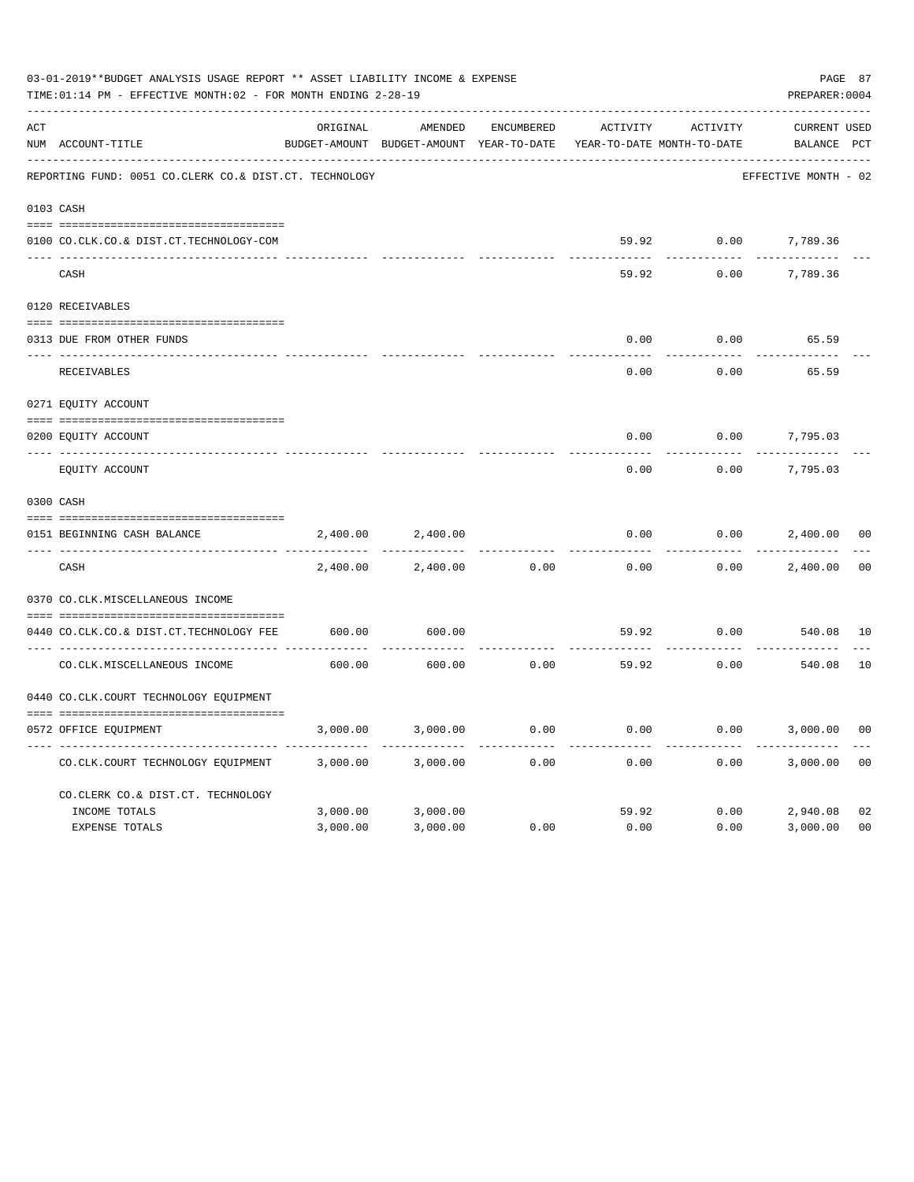03-01-2019**BUDGET ANALYSIS USAGE REPORT ** ASSET LIABILITY INCOME & EXPENSE

TIME:01:14 PM - EFFECTIVE MONTH:02 - FOR MONTH ENDING 2-28-19

PREPARER:0004

| ACT NUM | ACCOUNT-TITLE | ORIGINAL BUDGET-AMOUNT | AMENDED BUDGET-AMOUNT | ENCUMBERED YEAR-TO-DATE | ACTIVITY YEAR-TO-DATE | ACTIVITY MONTH-TO-DATE | CURRENT BALANCE | USED PCT |
|---|---|---|---|---|---|---|---|---|
| | REPORTING FUND: 0051 CO.CLERK CO.& DIST.CT. TECHNOLOGY | | | | | | EFFECTIVE MONTH - 02 | |
| 0103 | CASH | | | | | | | |
| 0100 | CO.CLK.CO.& DIST.CT.TECHNOLOGY-COM | | | | 59.92 | 0.00 | 7,789.36 | |
| | CASH | | | | 59.92 | 0.00 | 7,789.36 | |
| 0120 | RECEIVABLES | | | | | | | |
| 0313 | DUE FROM OTHER FUNDS | | | | 0.00 | 0.00 | 65.59 | |
| | RECEIVABLES | | | | 0.00 | 0.00 | 65.59 | |
| 0271 | EQUITY ACCOUNT | | | | | | | |
| 0200 | EQUITY ACCOUNT | | | | 0.00 | 0.00 | 7,795.03 | |
| | EQUITY ACCOUNT | | | | 0.00 | 0.00 | 7,795.03 | |
| 0300 | CASH | | | | | | | |
| 0151 | BEGINNING CASH BALANCE | 2,400.00 | 2,400.00 | | 0.00 | 0.00 | 2,400.00 | 00 |
| | CASH | 2,400.00 | 2,400.00 | 0.00 | 0.00 | 0.00 | 2,400.00 | 00 |
| 0370 | CO.CLK.MISCELLANEOUS INCOME | | | | | | | |
| 0440 | CO.CLK.CO.& DIST.CT.TECHNOLOGY FEE | 600.00 | 600.00 | | 59.92 | 0.00 | 540.08 | 10 |
| | CO.CLK.MISCELLANEOUS INCOME | 600.00 | 600.00 | 0.00 | 59.92 | 0.00 | 540.08 | 10 |
| 0440 | CO.CLK.COURT TECHNOLOGY EQUIPMENT | | | | | | | |
| 0572 | OFFICE EQUIPMENT | 3,000.00 | 3,000.00 | 0.00 | 0.00 | 0.00 | 3,000.00 | 00 |
| | CO.CLK.COURT TECHNOLOGY EQUIPMENT | 3,000.00 | 3,000.00 | 0.00 | 0.00 | 0.00 | 3,000.00 | 00 |
| | CO.CLERK CO.& DIST.CT. TECHNOLOGY | | | | | | | |
| | INCOME TOTALS | 3,000.00 | 3,000.00 | | 59.92 | 0.00 | 2,940.08 | 02 |
| | EXPENSE TOTALS | 3,000.00 | 3,000.00 | 0.00 | 0.00 | 0.00 | 3,000.00 | 00 |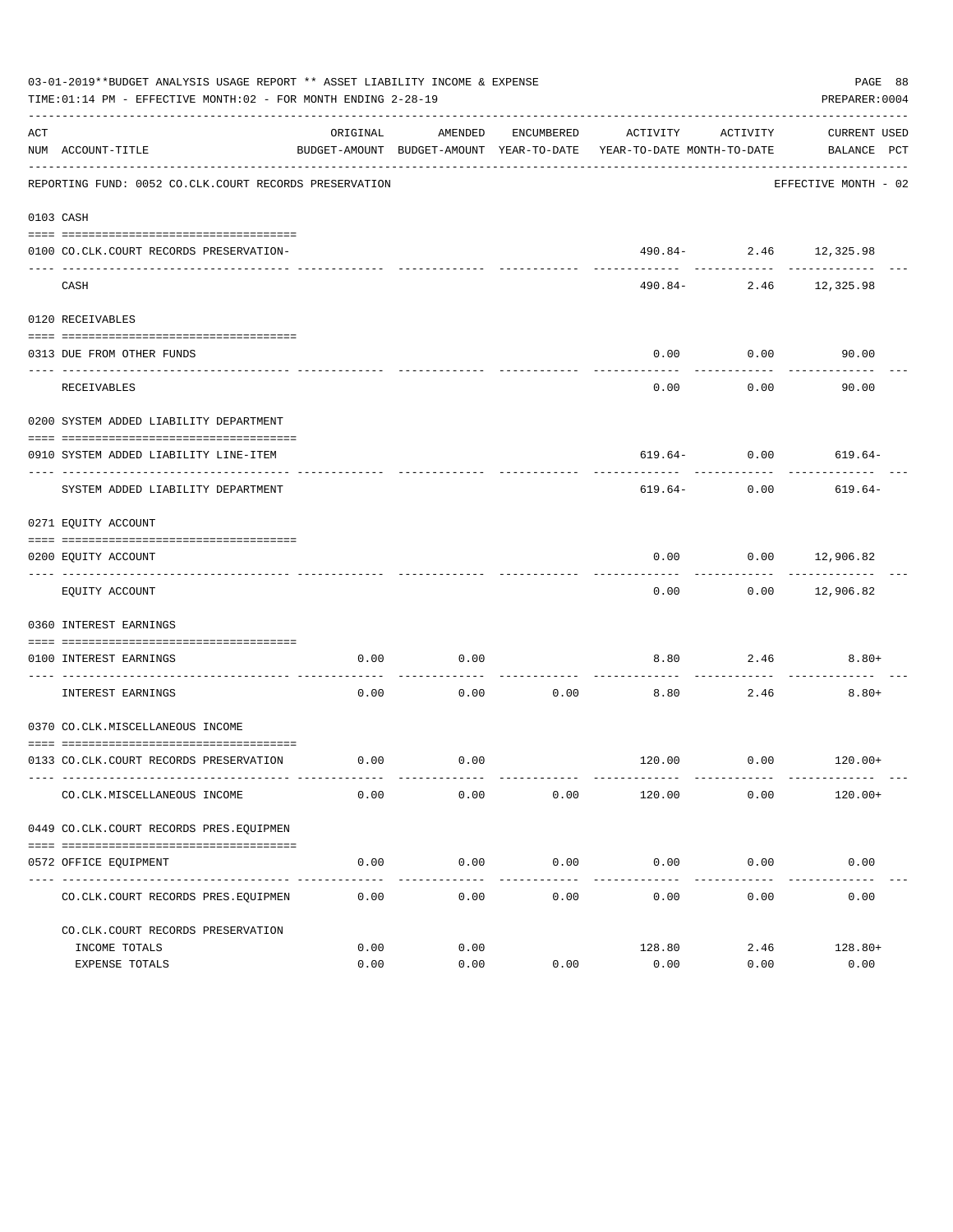03-01-2019**BUDGET ANALYSIS USAGE REPORT ** ASSET LIABILITY INCOME & EXPENSE

TIME:01:14 PM - EFFECTIVE MONTH:02 - FOR MONTH ENDING 2-28-19

PREPARER:0004

REPORTING FUND: 0052 CO.CLK.COURT RECORDS PRESERVATION — EFFECTIVE MONTH - 02

| ACT NUM | ACCOUNT-TITLE | ORIGINAL BUDGET-AMOUNT | AMENDED BUDGET-AMOUNT | ENCUMBERED YEAR-TO-DATE | ACTIVITY YEAR-TO-DATE | ACTIVITY MONTH-TO-DATE | CURRENT BALANCE | USED PCT |
|---|---|---|---|---|---|---|---|---|
| 0103 | CASH | | | | | | | |
| 0100 | CO.CLK.COURT RECORDS PRESERVATION- | | | | 490.84- | 2.46 | 12,325.98 | |
| | CASH | | | | 490.84- | 2.46 | 12,325.98 | |
| 0120 | RECEIVABLES | | | | | | | |
| 0313 | DUE FROM OTHER FUNDS | | | | 0.00 | 0.00 | 90.00 | |
| | RECEIVABLES | | | | 0.00 | 0.00 | 90.00 | |
| 0200 | SYSTEM ADDED LIABILITY DEPARTMENT | | | | | | | |
| 0910 | SYSTEM ADDED LIABILITY LINE-ITEM | | | | 619.64- | 0.00 | 619.64- | |
| | SYSTEM ADDED LIABILITY DEPARTMENT | | | | 619.64- | 0.00 | 619.64- | |
| 0271 | EQUITY ACCOUNT | | | | | | | |
| 0200 | EQUITY ACCOUNT | | | | 0.00 | 0.00 | 12,906.82 | |
| | EQUITY ACCOUNT | | | | 0.00 | 0.00 | 12,906.82 | |
| 0360 | INTEREST EARNINGS | | | | | | | |
| 0100 | INTEREST EARNINGS | 0.00 | 0.00 | | 8.80 | 2.46 | 8.80+ | |
| | INTEREST EARNINGS | 0.00 | 0.00 | 0.00 | 8.80 | 2.46 | 8.80+ | |
| 0370 | CO.CLK.MISCELLANEOUS INCOME | | | | | | | |
| 0133 | CO.CLK.COURT RECORDS PRESERVATION | 0.00 | 0.00 | | 120.00 | 0.00 | 120.00+ | |
| | CO.CLK.MISCELLANEOUS INCOME | 0.00 | 0.00 | 0.00 | 120.00 | 0.00 | 120.00+ | |
| 0449 | CO.CLK.COURT RECORDS PRES.EQUIPMEN | | | | | | | |
| 0572 | OFFICE EQUIPMENT | 0.00 | 0.00 | 0.00 | 0.00 | 0.00 | 0.00 | |
| | CO.CLK.COURT RECORDS PRES.EQUIPMEN | 0.00 | 0.00 | 0.00 | 0.00 | 0.00 | 0.00 | |
| | CO.CLK.COURT RECORDS PRESERVATION | | | | | | | |
| | INCOME TOTALS | 0.00 | 0.00 | | 128.80 | 2.46 | 128.80+ | |
| | EXPENSE TOTALS | 0.00 | 0.00 | 0.00 | 0.00 | 0.00 | 0.00 | |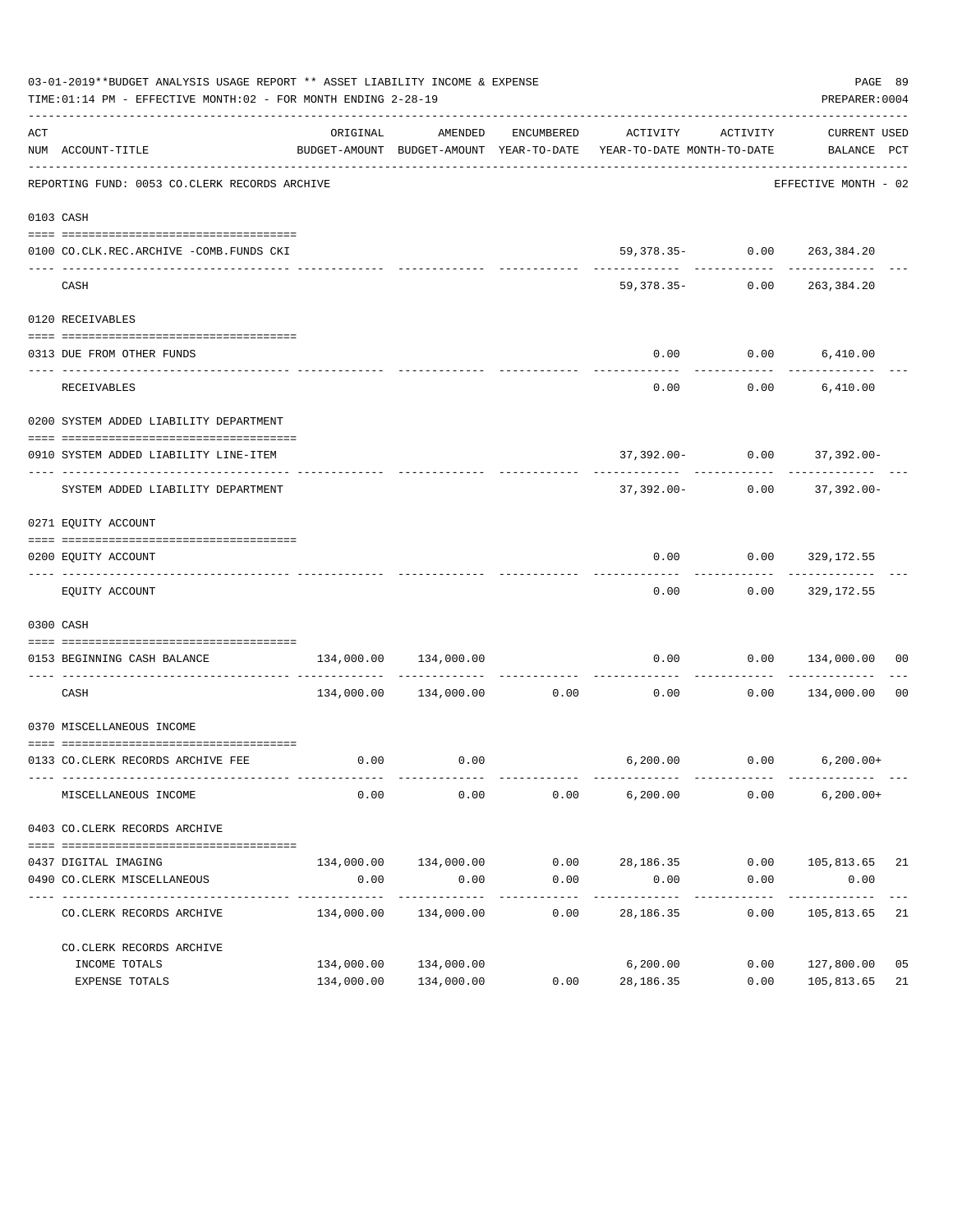03-01-2019**BUDGET ANALYSIS USAGE REPORT ** ASSET LIABILITY INCOME & EXPENSE

TIME:01:14 PM - EFFECTIVE MONTH:02 - FOR MONTH ENDING 2-28-19

PREPARER:0004

REPORTING FUND: 0053 CO.CLERK RECORDS ARCHIVE — EFFECTIVE MONTH - 02

| ACT NUM | ACCOUNT-TITLE | ORIGINAL BUDGET-AMOUNT | AMENDED BUDGET-AMOUNT | ENCUMBERED YEAR-TO-DATE | ACTIVITY YEAR-TO-DATE | ACTIVITY MONTH-TO-DATE | CURRENT BALANCE | USED PCT |
|---|---|---|---|---|---|---|---|---|
| **0103** | **CASH** | | | | | | | |
| 0100 | CO.CLK.REC.ARCHIVE -COMB.FUNDS CKI | | | | 59,378.35- | 0.00 | 263,384.20 | |
| | CASH | | | | 59,378.35- | 0.00 | 263,384.20 | |
| **0120** | **RECEIVABLES** | | | | | | | |
| 0313 | DUE FROM OTHER FUNDS | | | | 0.00 | 0.00 | 6,410.00 | |
| | RECEIVABLES | | | | 0.00 | 0.00 | 6,410.00 | |
| **0200** | **SYSTEM ADDED LIABILITY DEPARTMENT** | | | | | | | |
| 0910 | SYSTEM ADDED LIABILITY LINE-ITEM | | | | 37,392.00- | 0.00 | 37,392.00- | |
| | SYSTEM ADDED LIABILITY DEPARTMENT | | | | 37,392.00- | 0.00 | 37,392.00- | |
| **0271** | **EQUITY ACCOUNT** | | | | | | | |
| 0200 | EQUITY ACCOUNT | | | | 0.00 | 0.00 | 329,172.55 | |
| | EQUITY ACCOUNT | | | | 0.00 | 0.00 | 329,172.55 | |
| **0300** | **CASH** | | | | | | | |
| 0153 | BEGINNING CASH BALANCE | 134,000.00 | 134,000.00 | | 0.00 | 0.00 | 134,000.00 | 00 |
| | CASH | 134,000.00 | 134,000.00 | 0.00 | 0.00 | 0.00 | 134,000.00 | 00 |
| **0370** | **MISCELLANEOUS INCOME** | | | | | | | |
| 0133 | CO.CLERK RECORDS ARCHIVE FEE | 0.00 | 0.00 | | 6,200.00 | 0.00 | 6,200.00+ | |
| | MISCELLANEOUS INCOME | 0.00 | 0.00 | 0.00 | 6,200.00 | 0.00 | 6,200.00+ | |
| **0403** | **CO.CLERK RECORDS ARCHIVE** | | | | | | | |
| 0437 | DIGITAL IMAGING | 134,000.00 | 134,000.00 | 0.00 | 28,186.35 | 0.00 | 105,813.65 | 21 |
| 0490 | CO.CLERK MISCELLANEOUS | 0.00 | 0.00 | 0.00 | 0.00 | 0.00 | 0.00 | |
| | CO.CLERK RECORDS ARCHIVE | 134,000.00 | 134,000.00 | 0.00 | 28,186.35 | 0.00 | 105,813.65 | 21 |
| | CO.CLERK RECORDS ARCHIVE | | | | | | | |
| | INCOME TOTALS | 134,000.00 | 134,000.00 | | 6,200.00 | 0.00 | 127,800.00 | 05 |
| | EXPENSE TOTALS | 134,000.00 | 134,000.00 | 0.00 | 28,186.35 | 0.00 | 105,813.65 | 21 |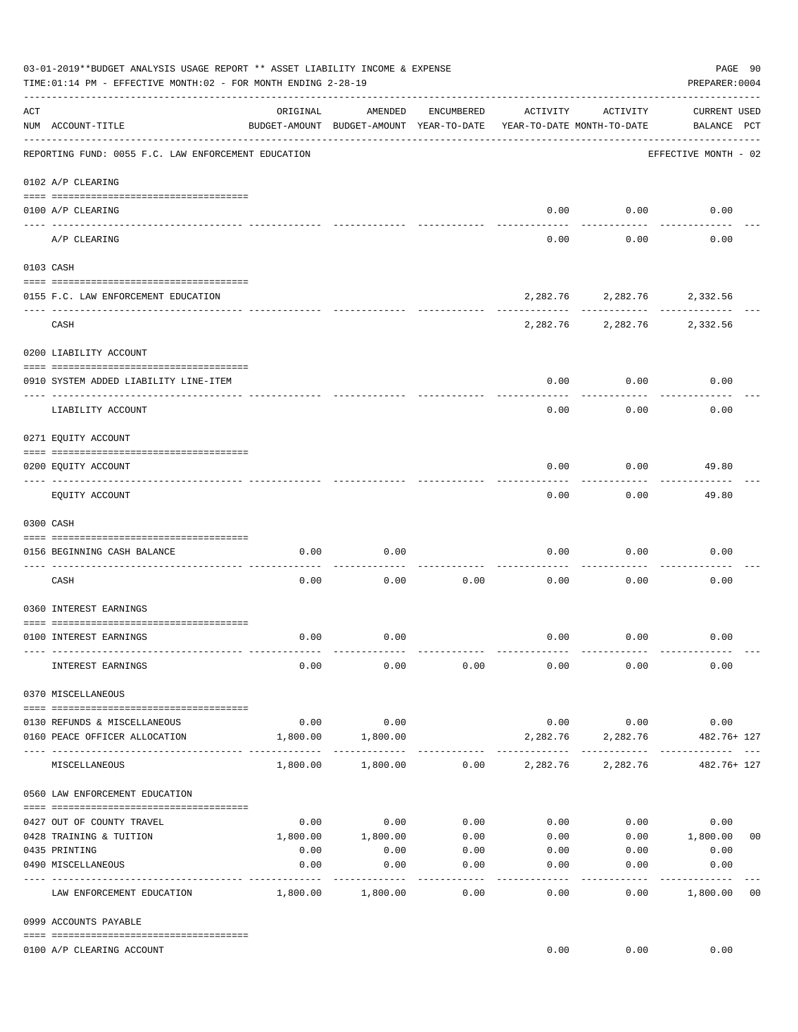03-01-2019**BUDGET ANALYSIS USAGE REPORT ** ASSET LIABILITY INCOME & EXPENSE

TIME:01:14 PM - EFFECTIVE MONTH:02 - FOR MONTH ENDING 2-28-19

PREPARER:0004

REPORTING FUND: 0055 F.C. LAW ENFORCEMENT EDUCATION — EFFECTIVE MONTH - 02

| ACT NUM | ACCOUNT-TITLE | ORIGINAL BUDGET-AMOUNT | AMENDED BUDGET-AMOUNT | ENCUMBERED YEAR-TO-DATE | ACTIVITY YEAR-TO-DATE | ACTIVITY MONTH-TO-DATE | CURRENT BALANCE | USED PCT |
|---|---|---|---|---|---|---|---|---|
| **0102** | **A/P CLEARING** | | | | | | | |
| 0100 | A/P CLEARING | | | | 0.00 | 0.00 | 0.00 | |
| | A/P CLEARING | | | | 0.00 | 0.00 | 0.00 | |
| **0103** | **CASH** | | | | | | | |
| 0155 | F.C. LAW ENFORCEMENT EDUCATION | | | | 2,282.76 | 2,282.76 | 2,332.56 | |
| | CASH | | | | 2,282.76 | 2,282.76 | 2,332.56 | |
| **0200** | **LIABILITY ACCOUNT** | | | | | | | |
| 0910 | SYSTEM ADDED LIABILITY LINE-ITEM | | | | 0.00 | 0.00 | 0.00 | |
| | LIABILITY ACCOUNT | | | | 0.00 | 0.00 | 0.00 | |
| **0271** | **EQUITY ACCOUNT** | | | | | | | |
| 0200 | EQUITY ACCOUNT | | | | 0.00 | 0.00 | 49.80 | |
| | EQUITY ACCOUNT | | | | 0.00 | 0.00 | 49.80 | |
| **0300** | **CASH** | | | | | | | |
| 0156 | BEGINNING CASH BALANCE | 0.00 | 0.00 | | 0.00 | 0.00 | 0.00 | |
| | CASH | 0.00 | 0.00 | 0.00 | 0.00 | 0.00 | 0.00 | |
| **0360** | **INTEREST EARNINGS** | | | | | | | |
| 0100 | INTEREST EARNINGS | 0.00 | 0.00 | | 0.00 | 0.00 | 0.00 | |
| | INTEREST EARNINGS | 0.00 | 0.00 | 0.00 | 0.00 | 0.00 | 0.00 | |
| **0370** | **MISCELLANEOUS** | | | | | | | |
| 0130 | REFUNDS & MISCELLANEOUS | 0.00 | 0.00 | | 0.00 | 0.00 | 0.00 | |
| 0160 | PEACE OFFICER ALLOCATION | 1,800.00 | 1,800.00 | | 2,282.76 | 2,282.76 | 482.76+ | 127 |
| | MISCELLANEOUS | 1,800.00 | 1,800.00 | 0.00 | 2,282.76 | 2,282.76 | 482.76+ | 127 |
| **0560** | **LAW ENFORCEMENT EDUCATION** | | | | | | | |
| 0427 | OUT OF COUNTY TRAVEL | 0.00 | 0.00 | 0.00 | 0.00 | 0.00 | 0.00 | |
| 0428 | TRAINING & TUITION | 1,800.00 | 1,800.00 | 0.00 | 0.00 | 0.00 | 1,800.00 | 00 |
| 0435 | PRINTING | 0.00 | 0.00 | 0.00 | 0.00 | 0.00 | 0.00 | |
| 0490 | MISCELLANEOUS | 0.00 | 0.00 | 0.00 | 0.00 | 0.00 | 0.00 | |
| | LAW ENFORCEMENT EDUCATION | 1,800.00 | 1,800.00 | 0.00 | 0.00 | 0.00 | 1,800.00 | 00 |
| **0999** | **ACCOUNTS PAYABLE** | | | | | | | |
| 0100 | A/P CLEARING ACCOUNT | | | | 0.00 | 0.00 | 0.00 | |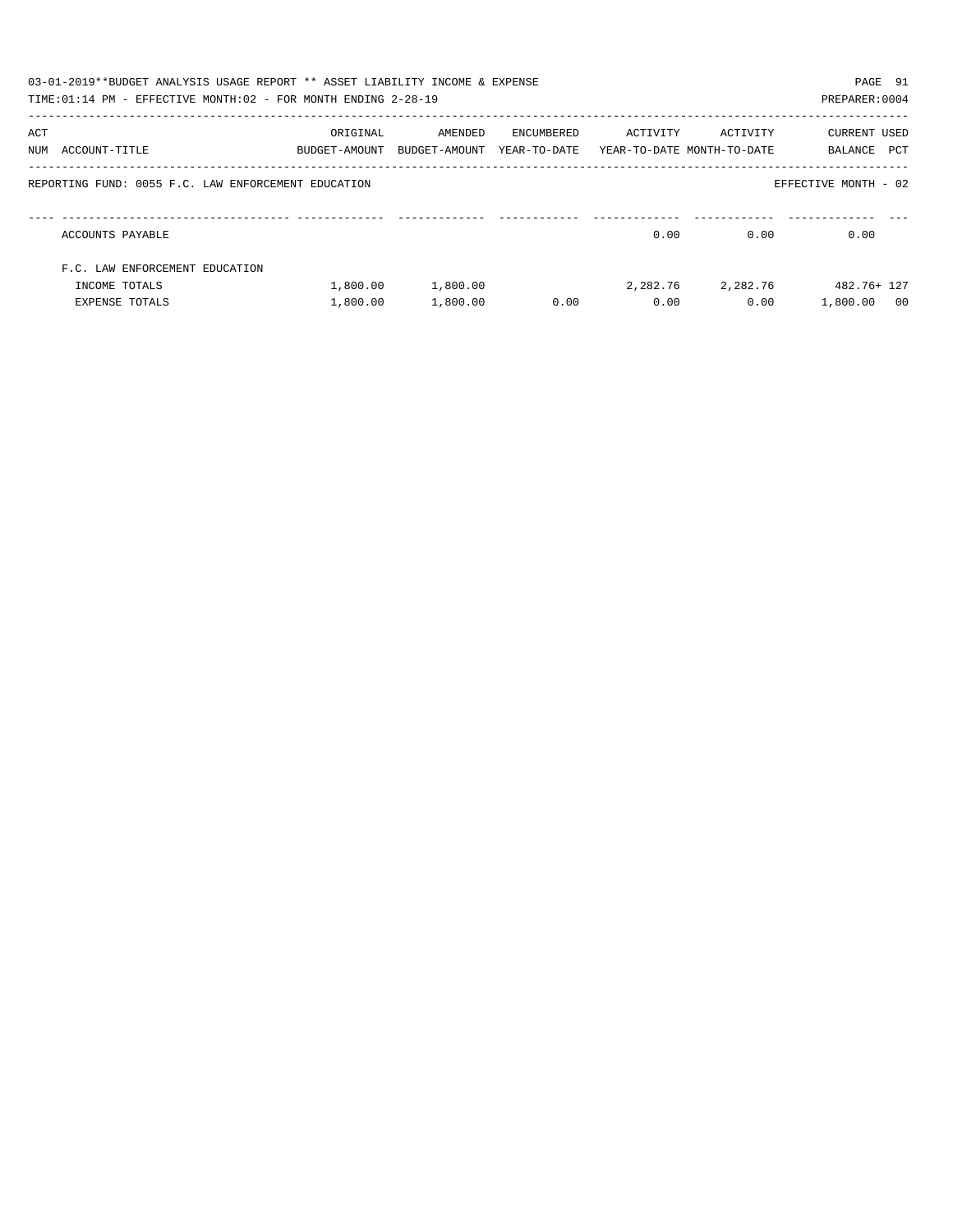03-01-2019**BUDGET ANALYSIS USAGE REPORT ** ASSET LIABILITY INCOME & EXPENSE

TIME:01:14 PM - EFFECTIVE MONTH:02 - FOR MONTH ENDING 2-28-19

PREPARER:0004

REPORTING FUND: 0055 F.C. LAW ENFORCEMENT EDUCATION

EFFECTIVE MONTH - 02

| ACT NUM | ACCOUNT-TITLE | ORIGINAL BUDGET-AMOUNT | AMENDED BUDGET-AMOUNT | ENCUMBERED YEAR-TO-DATE | ACTIVITY YEAR-TO-DATE | ACTIVITY MONTH-TO-DATE | CURRENT BALANCE | USED PCT |
|---|---|---|---|---|---|---|---|---|
| | ACCOUNTS PAYABLE | | | | 0.00 | 0.00 | 0.00 | |
| | F.C. LAW ENFORCEMENT EDUCATION | | | | | | | |
| | INCOME TOTALS | 1,800.00 | 1,800.00 | | 2,282.76 | 2,282.76 | 482.76+ | 127 |
| | EXPENSE TOTALS | 1,800.00 | 1,800.00 | 0.00 | 0.00 | 0.00 | 1,800.00 | 00 |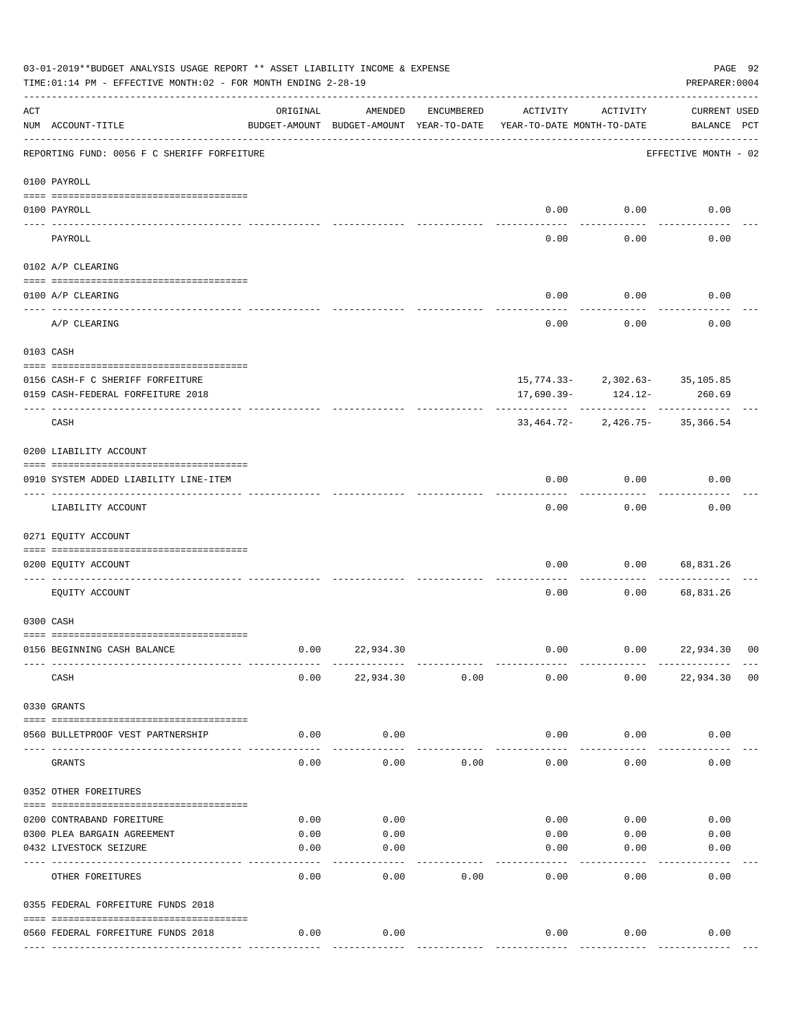03-01-2019**BUDGET ANALYSIS USAGE REPORT ** ASSET LIABILITY INCOME & EXPENSE

TIME:01:14 PM - EFFECTIVE MONTH:02 - FOR MONTH ENDING 2-28-19

PREPARER:0004

| ACT NUM | ACCOUNT-TITLE | ORIGINAL BUDGET-AMOUNT | AMENDED BUDGET-AMOUNT | ENCUMBERED YEAR-TO-DATE | ACTIVITY YEAR-TO-DATE | ACTIVITY MONTH-TO-DATE | CURRENT BALANCE | USED PCT |
|---|---|---|---|---|---|---|---|---|
| | REPORTING FUND: 0056 F C SHERIFF FORFEITURE | | | | | | EFFECTIVE MONTH - 02 | |
| | 0100 PAYROLL | | | | | | | |
| 0100 | PAYROLL | | | | 0.00 | 0.00 | 0.00 | |
| | PAYROLL | | | | 0.00 | 0.00 | 0.00 | |
| | 0102 A/P CLEARING | | | | | | | |
| 0100 | A/P CLEARING | | | | 0.00 | 0.00 | 0.00 | |
| | A/P CLEARING | | | | 0.00 | 0.00 | 0.00 | |
| | 0103 CASH | | | | | | | |
| 0156 | CASH-F C SHERIFF FORFEITURE | | | | 15,774.33- | 2,302.63- | 35,105.85 | |
| 0159 | CASH-FEDERAL FORFEITURE 2018 | | | | 17,690.39- | 124.12- | 260.69 | |
| | CASH | | | | 33,464.72- | 2,426.75- | 35,366.54 | |
| | 0200 LIABILITY ACCOUNT | | | | | | | |
| 0910 | SYSTEM ADDED LIABILITY LINE-ITEM | | | | 0.00 | 0.00 | 0.00 | |
| | LIABILITY ACCOUNT | | | | 0.00 | 0.00 | 0.00 | |
| | 0271 EQUITY ACCOUNT | | | | | | | |
| 0200 | EQUITY ACCOUNT | | | | 0.00 | 0.00 | 68,831.26 | |
| | EQUITY ACCOUNT | | | | 0.00 | 0.00 | 68,831.26 | |
| | 0300 CASH | | | | | | | |
| 0156 | BEGINNING CASH BALANCE | 0.00 | 22,934.30 | | 0.00 | 0.00 | 22,934.30 | 00 |
| | CASH | 0.00 | 22,934.30 | 0.00 | 0.00 | 0.00 | 22,934.30 | 00 |
| | 0330 GRANTS | | | | | | | |
| 0560 | BULLETPROOF VEST PARTNERSHIP | 0.00 | 0.00 | | 0.00 | 0.00 | 0.00 | |
| | GRANTS | 0.00 | 0.00 | 0.00 | 0.00 | 0.00 | 0.00 | |
| | 0352 OTHER FOREITURES | | | | | | | |
| 0200 | CONTRABAND FOREITURE | 0.00 | 0.00 | | 0.00 | 0.00 | 0.00 | |
| 0300 | PLEA BARGAIN AGREEMENT | 0.00 | 0.00 | | 0.00 | 0.00 | 0.00 | |
| 0432 | LIVESTOCK SEIZURE | 0.00 | 0.00 | | 0.00 | 0.00 | 0.00 | |
| | OTHER FOREITURES | 0.00 | 0.00 | 0.00 | 0.00 | 0.00 | 0.00 | |
| | 0355 FEDERAL FORFEITURE FUNDS 2018 | | | | | | | |
| 0560 | FEDERAL FORFEITURE FUNDS 2018 | 0.00 | 0.00 | | 0.00 | 0.00 | 0.00 | |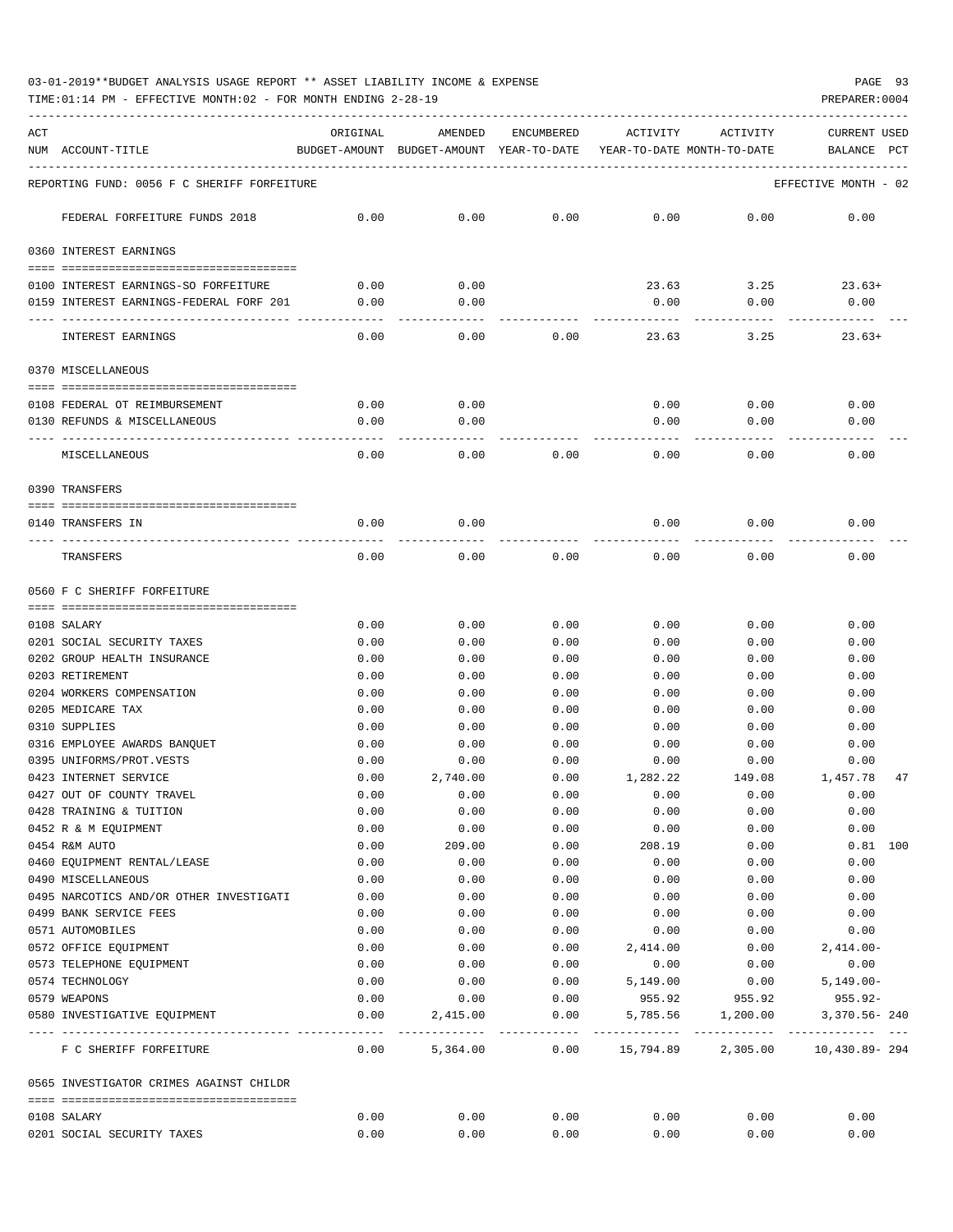03-01-2019**BUDGET ANALYSIS USAGE REPORT ** ASSET LIABILITY INCOME & EXPENSE

TIME:01:14 PM - EFFECTIVE MONTH:02 - FOR MONTH ENDING 2-28-19

PREPARER:0004

| ACT NUM | ACCOUNT-TITLE | ORIGINAL BUDGET-AMOUNT | AMENDED BUDGET-AMOUNT | ENCUMBERED YEAR-TO-DATE | ACTIVITY YEAR-TO-DATE | ACTIVITY MONTH-TO-DATE | CURRENT USED BALANCE | PCT |
|---|---|---|---|---|---|---|---|---|
| | REPORTING FUND: 0056 F C SHERIFF FORFEITURE | | | | | | EFFECTIVE MONTH - 02 | |
| | FEDERAL FORFEITURE FUNDS 2018 | 0.00 | 0.00 | 0.00 | 0.00 | 0.00 | 0.00 | |
| | 0360 INTEREST EARNINGS | | | | | | | |
| 0100 | INTEREST EARNINGS-SO FORFEITURE | 0.00 | 0.00 | | 23.63 | 3.25 | 23.63+ | |
| 0159 | INTEREST EARNINGS-FEDERAL FORF 201 | 0.00 | 0.00 | | 0.00 | 0.00 | 0.00 | |
| | INTEREST EARNINGS | 0.00 | 0.00 | 0.00 | 23.63 | 3.25 | 23.63+ | |
| | 0370 MISCELLANEOUS | | | | | | | |
| 0108 | FEDERAL OT REIMBURSEMENT | 0.00 | 0.00 | | 0.00 | 0.00 | 0.00 | |
| 0130 | REFUNDS & MISCELLANEOUS | 0.00 | 0.00 | | 0.00 | 0.00 | 0.00 | |
| | MISCELLANEOUS | 0.00 | 0.00 | 0.00 | 0.00 | 0.00 | 0.00 | |
| | 0390 TRANSFERS | | | | | | | |
| 0140 | TRANSFERS IN | 0.00 | 0.00 | | 0.00 | 0.00 | 0.00 | |
| | TRANSFERS | 0.00 | 0.00 | 0.00 | 0.00 | 0.00 | 0.00 | |
| | 0560 F C SHERIFF FORFEITURE | | | | | | | |
| 0108 | SALARY | 0.00 | 0.00 | 0.00 | 0.00 | 0.00 | 0.00 | |
| 0201 | SOCIAL SECURITY TAXES | 0.00 | 0.00 | 0.00 | 0.00 | 0.00 | 0.00 | |
| 0202 | GROUP HEALTH INSURANCE | 0.00 | 0.00 | 0.00 | 0.00 | 0.00 | 0.00 | |
| 0203 | RETIREMENT | 0.00 | 0.00 | 0.00 | 0.00 | 0.00 | 0.00 | |
| 0204 | WORKERS COMPENSATION | 0.00 | 0.00 | 0.00 | 0.00 | 0.00 | 0.00 | |
| 0205 | MEDICARE TAX | 0.00 | 0.00 | 0.00 | 0.00 | 0.00 | 0.00 | |
| 0310 | SUPPLIES | 0.00 | 0.00 | 0.00 | 0.00 | 0.00 | 0.00 | |
| 0316 | EMPLOYEE AWARDS BANQUET | 0.00 | 0.00 | 0.00 | 0.00 | 0.00 | 0.00 | |
| 0395 | UNIFORMS/PROT.VESTS | 0.00 | 0.00 | 0.00 | 0.00 | 0.00 | 0.00 | |
| 0423 | INTERNET SERVICE | 0.00 | 2,740.00 | 0.00 | 1,282.22 | 149.08 | 1,457.78 | 47 |
| 0427 | OUT OF COUNTY TRAVEL | 0.00 | 0.00 | 0.00 | 0.00 | 0.00 | 0.00 | |
| 0428 | TRAINING & TUITION | 0.00 | 0.00 | 0.00 | 0.00 | 0.00 | 0.00 | |
| 0452 | R & M EQUIPMENT | 0.00 | 0.00 | 0.00 | 0.00 | 0.00 | 0.00 | |
| 0454 | R&M AUTO | 0.00 | 209.00 | 0.00 | 208.19 | 0.00 | 0.81 | 100 |
| 0460 | EQUIPMENT RENTAL/LEASE | 0.00 | 0.00 | 0.00 | 0.00 | 0.00 | 0.00 | |
| 0490 | MISCELLANEOUS | 0.00 | 0.00 | 0.00 | 0.00 | 0.00 | 0.00 | |
| 0495 | NARCOTICS AND/OR OTHER INVESTIGATI | 0.00 | 0.00 | 0.00 | 0.00 | 0.00 | 0.00 | |
| 0499 | BANK SERVICE FEES | 0.00 | 0.00 | 0.00 | 0.00 | 0.00 | 0.00 | |
| 0571 | AUTOMOBILES | 0.00 | 0.00 | 0.00 | 0.00 | 0.00 | 0.00 | |
| 0572 | OFFICE EQUIPMENT | 0.00 | 0.00 | 0.00 | 2,414.00 | 0.00 | 2,414.00- | |
| 0573 | TELEPHONE EQUIPMENT | 0.00 | 0.00 | 0.00 | 0.00 | 0.00 | 0.00 | |
| 0574 | TECHNOLOGY | 0.00 | 0.00 | 0.00 | 5,149.00 | 0.00 | 5,149.00- | |
| 0579 | WEAPONS | 0.00 | 0.00 | 0.00 | 955.92 | 955.92 | 955.92- | |
| 0580 | INVESTIGATIVE EQUIPMENT | 0.00 | 2,415.00 | 0.00 | 5,785.56 | 1,200.00 | 3,370.56- | 240 |
| | F C SHERIFF FORFEITURE | 0.00 | 5,364.00 | 0.00 | 15,794.89 | 2,305.00 | 10,430.89- | 294 |
| | 0565 INVESTIGATOR CRIMES AGAINST CHILDR | | | | | | | |
| 0108 | SALARY | 0.00 | 0.00 | 0.00 | 0.00 | 0.00 | 0.00 | |
| 0201 | SOCIAL SECURITY TAXES | 0.00 | 0.00 | 0.00 | 0.00 | 0.00 | 0.00 | |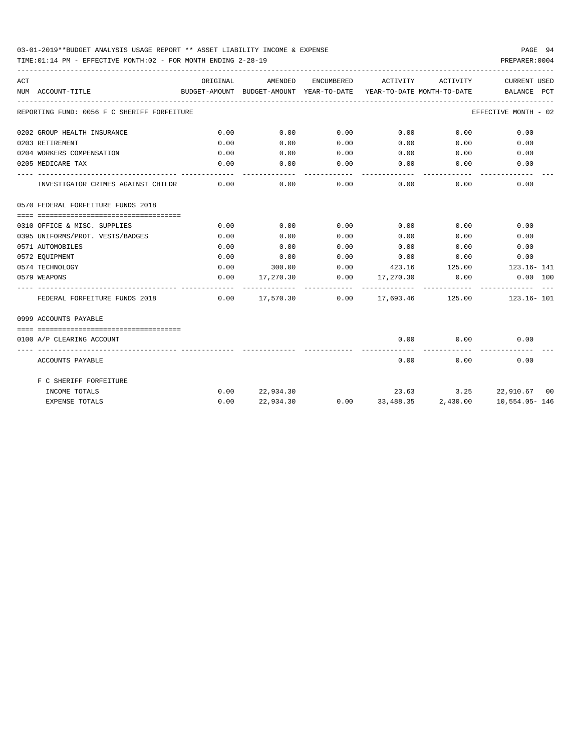03-01-2019**BUDGET ANALYSIS USAGE REPORT ** ASSET LIABILITY INCOME & EXPENSE

TIME:01:14 PM - EFFECTIVE MONTH:02 - FOR MONTH ENDING 2-28-19

PREPARER:0004

| ACT NUM | ACCOUNT-TITLE | ORIGINAL BUDGET-AMOUNT | AMENDED BUDGET-AMOUNT | ENCUMBERED YEAR-TO-DATE | ACTIVITY YEAR-TO-DATE | ACTIVITY MONTH-TO-DATE | CURRENT BALANCE | USED PCT |
|---|---|---|---|---|---|---|---|---|
| | REPORTING FUND: 0056 F C SHERIFF FORFEITURE | | | | | | EFFECTIVE MONTH - 02 | |
| 0202 | GROUP HEALTH INSURANCE | 0.00 | 0.00 | 0.00 | 0.00 | 0.00 | 0.00 | |
| 0203 | RETIREMENT | 0.00 | 0.00 | 0.00 | 0.00 | 0.00 | 0.00 | |
| 0204 | WORKERS COMPENSATION | 0.00 | 0.00 | 0.00 | 0.00 | 0.00 | 0.00 | |
| 0205 | MEDICARE TAX | 0.00 | 0.00 | 0.00 | 0.00 | 0.00 | 0.00 | |
| | INVESTIGATOR CRIMES AGAINST CHILDR | 0.00 | 0.00 | 0.00 | 0.00 | 0.00 | 0.00 | |
| 0570 | FEDERAL FORFEITURE FUNDS 2018 | | | | | | | |
| 0310 | OFFICE & MISC. SUPPLIES | 0.00 | 0.00 | 0.00 | 0.00 | 0.00 | 0.00 | |
| 0395 | UNIFORMS/PROT. VESTS/BADGES | 0.00 | 0.00 | 0.00 | 0.00 | 0.00 | 0.00 | |
| 0571 | AUTOMOBILES | 0.00 | 0.00 | 0.00 | 0.00 | 0.00 | 0.00 | |
| 0572 | EQUIPMENT | 0.00 | 0.00 | 0.00 | 0.00 | 0.00 | 0.00 | |
| 0574 | TECHNOLOGY | 0.00 | 300.00 | 0.00 | 423.16 | 125.00 | 123.16- | 141 |
| 0579 | WEAPONS | 0.00 | 17,270.30 | 0.00 | 17,270.30 | 0.00 | 0.00 | 100 |
| | FEDERAL FORFEITURE FUNDS 2018 | 0.00 | 17,570.30 | 0.00 | 17,693.46 | 125.00 | 123.16- | 101 |
| 0999 | ACCOUNTS PAYABLE | | | | | | | |
| 0100 | A/P CLEARING ACCOUNT | | | | 0.00 | 0.00 | 0.00 | |
| | ACCOUNTS PAYABLE | | | | 0.00 | 0.00 | 0.00 | |
| | F C SHERIFF FORFEITURE | | | | | | | |
| | INCOME TOTALS | 0.00 | 22,934.30 | | 23.63 | 3.25 | 22,910.67 | 00 |
| | EXPENSE TOTALS | 0.00 | 22,934.30 | 0.00 | 33,488.35 | 2,430.00 | 10,554.05- | 146 |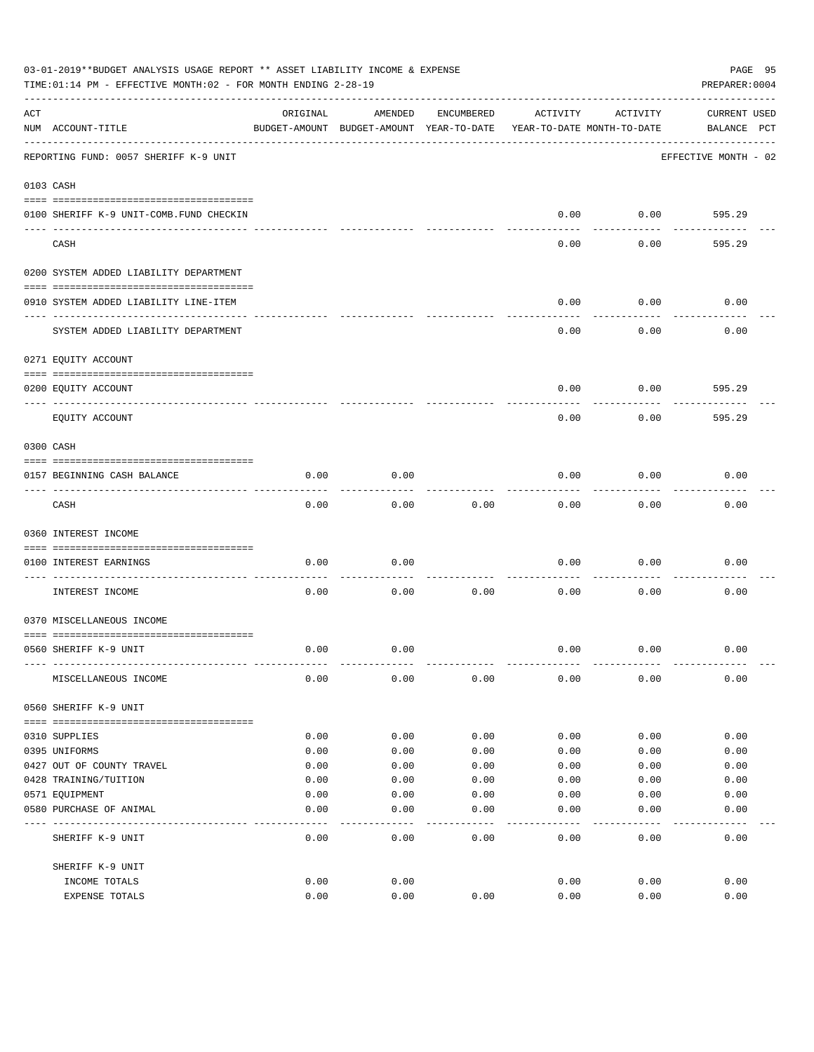03-01-2019**BUDGET ANALYSIS USAGE REPORT ** ASSET LIABILITY INCOME & EXPENSE

TIME:01:14 PM - EFFECTIVE MONTH:02 - FOR MONTH ENDING 2-28-19

PREPARER:0004

REPORTING FUND: 0057 SHERIFF K-9 UNIT — EFFECTIVE MONTH - 02

| ACT NUM | ACCOUNT-TITLE | ORIGINAL BUDGET-AMOUNT | AMENDED BUDGET-AMOUNT | ENCUMBERED YEAR-TO-DATE | ACTIVITY YEAR-TO-DATE | ACTIVITY MONTH-TO-DATE | CURRENT BALANCE | USED PCT |
|---|---|---|---|---|---|---|---|---|
| **0103** | **CASH** | | | | | | | |
| 0100 | SHERIFF K-9 UNIT-COMB.FUND CHECKIN | | | | 0.00 | 0.00 | 595.29 | |
| | CASH | | | | 0.00 | 0.00 | 595.29 | |
| **0200** | **SYSTEM ADDED LIABILITY DEPARTMENT** | | | | | | | |
| 0910 | SYSTEM ADDED LIABILITY LINE-ITEM | | | | 0.00 | 0.00 | 0.00 | |
| | SYSTEM ADDED LIABILITY DEPARTMENT | | | | 0.00 | 0.00 | 0.00 | |
| **0271** | **EQUITY ACCOUNT** | | | | | | | |
| 0200 | EQUITY ACCOUNT | | | | 0.00 | 0.00 | 595.29 | |
| | EQUITY ACCOUNT | | | | 0.00 | 0.00 | 595.29 | |
| **0300** | **CASH** | | | | | | | |
| 0157 | BEGINNING CASH BALANCE | 0.00 | 0.00 | | 0.00 | 0.00 | 0.00 | |
| | CASH | 0.00 | 0.00 | 0.00 | 0.00 | 0.00 | 0.00 | |
| **0360** | **INTEREST INCOME** | | | | | | | |
| 0100 | INTEREST EARNINGS | 0.00 | 0.00 | | 0.00 | 0.00 | 0.00 | |
| | INTEREST INCOME | 0.00 | 0.00 | 0.00 | 0.00 | 0.00 | 0.00 | |
| **0370** | **MISCELLANEOUS INCOME** | | | | | | | |
| 0560 | SHERIFF K-9 UNIT | 0.00 | 0.00 | | 0.00 | 0.00 | 0.00 | |
| | MISCELLANEOUS INCOME | 0.00 | 0.00 | 0.00 | 0.00 | 0.00 | 0.00 | |
| **0560** | **SHERIFF K-9 UNIT** | | | | | | | |
| 0310 | SUPPLIES | 0.00 | 0.00 | 0.00 | 0.00 | 0.00 | 0.00 | |
| 0395 | UNIFORMS | 0.00 | 0.00 | 0.00 | 0.00 | 0.00 | 0.00 | |
| 0427 | OUT OF COUNTY TRAVEL | 0.00 | 0.00 | 0.00 | 0.00 | 0.00 | 0.00 | |
| 0428 | TRAINING/TUITION | 0.00 | 0.00 | 0.00 | 0.00 | 0.00 | 0.00 | |
| 0571 | EQUIPMENT | 0.00 | 0.00 | 0.00 | 0.00 | 0.00 | 0.00 | |
| 0580 | PURCHASE OF ANIMAL | 0.00 | 0.00 | 0.00 | 0.00 | 0.00 | 0.00 | |
| | SHERIFF K-9 UNIT | 0.00 | 0.00 | 0.00 | 0.00 | 0.00 | 0.00 | |
| | SHERIFF K-9 UNIT | | | | | | | |
| | INCOME TOTALS | 0.00 | 0.00 | | 0.00 | 0.00 | 0.00 | |
| | EXPENSE TOTALS | 0.00 | 0.00 | 0.00 | 0.00 | 0.00 | 0.00 | |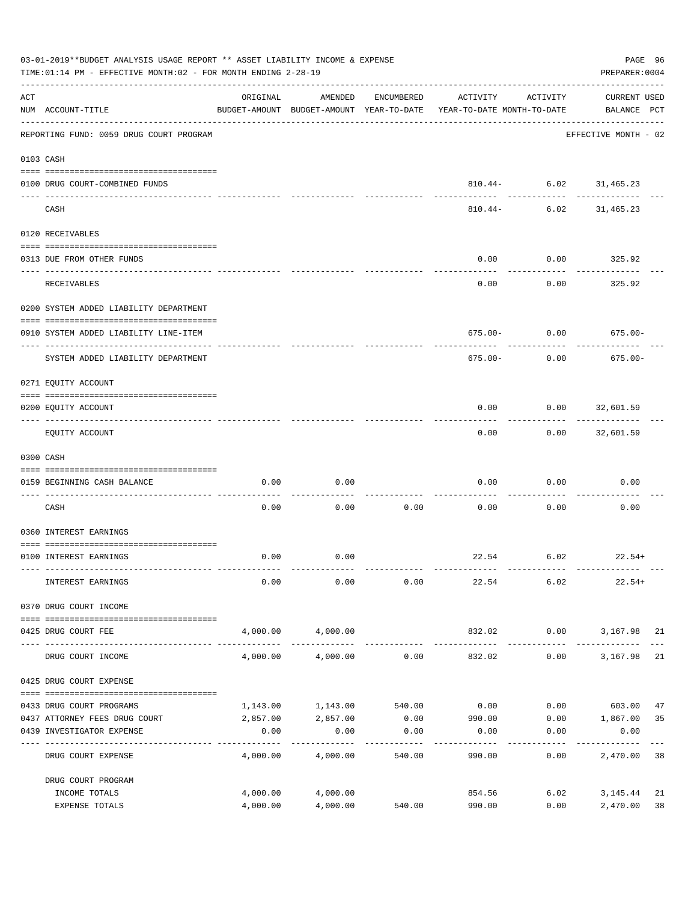03-01-2019**BUDGET ANALYSIS USAGE REPORT ** ASSET LIABILITY INCOME & EXPENSE

TIME:01:14 PM - EFFECTIVE MONTH:02 - FOR MONTH ENDING 2-28-19

PREPARER:0004

| ACT NUM | ACCOUNT-TITLE | ORIGINAL BUDGET-AMOUNT | AMENDED BUDGET-AMOUNT | ENCUMBERED YEAR-TO-DATE | ACTIVITY YEAR-TO-DATE | ACTIVITY MONTH-TO-DATE | CURRENT BALANCE | USED PCT |
|---|---|---|---|---|---|---|---|---|
| | REPORTING FUND: 0059 DRUG COURT PROGRAM | | | | | | EFFECTIVE MONTH - 02 | |
| 0103 | CASH | | | | | | | |
| 0100 | DRUG COURT-COMBINED FUNDS | | | | 810.44- | 6.02 | 31,465.23 | |
| | CASH | | | | 810.44- | 6.02 | 31,465.23 | |
| 0120 | RECEIVABLES | | | | | | | |
| 0313 | DUE FROM OTHER FUNDS | | | | 0.00 | 0.00 | 325.92 | |
| | RECEIVABLES | | | | 0.00 | 0.00 | 325.92 | |
| 0200 | SYSTEM ADDED LIABILITY DEPARTMENT | | | | | | | |
| 0910 | SYSTEM ADDED LIABILITY LINE-ITEM | | | | 675.00- | 0.00 | 675.00- | |
| | SYSTEM ADDED LIABILITY DEPARTMENT | | | | 675.00- | 0.00 | 675.00- | |
| 0271 | EQUITY ACCOUNT | | | | | | | |
| 0200 | EQUITY ACCOUNT | | | | 0.00 | 0.00 | 32,601.59 | |
| | EQUITY ACCOUNT | | | | 0.00 | 0.00 | 32,601.59 | |
| 0300 | CASH | | | | | | | |
| 0159 | BEGINNING CASH BALANCE | 0.00 | 0.00 | | 0.00 | 0.00 | 0.00 | |
| | CASH | 0.00 | 0.00 | 0.00 | 0.00 | 0.00 | 0.00 | |
| 0360 | INTEREST EARNINGS | | | | | | | |
| 0100 | INTEREST EARNINGS | 0.00 | 0.00 | | 22.54 | 6.02 | 22.54+ | |
| | INTEREST EARNINGS | 0.00 | 0.00 | 0.00 | 22.54 | 6.02 | 22.54+ | |
| 0370 | DRUG COURT INCOME | | | | | | | |
| 0425 | DRUG COURT FEE | 4,000.00 | 4,000.00 | | 832.02 | 0.00 | 3,167.98 | 21 |
| | DRUG COURT INCOME | 4,000.00 | 4,000.00 | 0.00 | 832.02 | 0.00 | 3,167.98 | 21 |
| 0425 | DRUG COURT EXPENSE | | | | | | | |
| 0433 | DRUG COURT PROGRAMS | 1,143.00 | 1,143.00 | 540.00 | 0.00 | 0.00 | 603.00 | 47 |
| 0437 | ATTORNEY FEES DRUG COURT | 2,857.00 | 2,857.00 | 0.00 | 990.00 | 0.00 | 1,867.00 | 35 |
| 0439 | INVESTIGATOR EXPENSE | 0.00 | 0.00 | 0.00 | 0.00 | 0.00 | 0.00 | |
| | DRUG COURT EXPENSE | 4,000.00 | 4,000.00 | 540.00 | 990.00 | 0.00 | 2,470.00 | 38 |
| | DRUG COURT PROGRAM | | | | | | | |
| | INCOME TOTALS | 4,000.00 | 4,000.00 | | 854.56 | 6.02 | 3,145.44 | 21 |
| | EXPENSE TOTALS | 4,000.00 | 4,000.00 | 540.00 | 990.00 | 0.00 | 2,470.00 | 38 |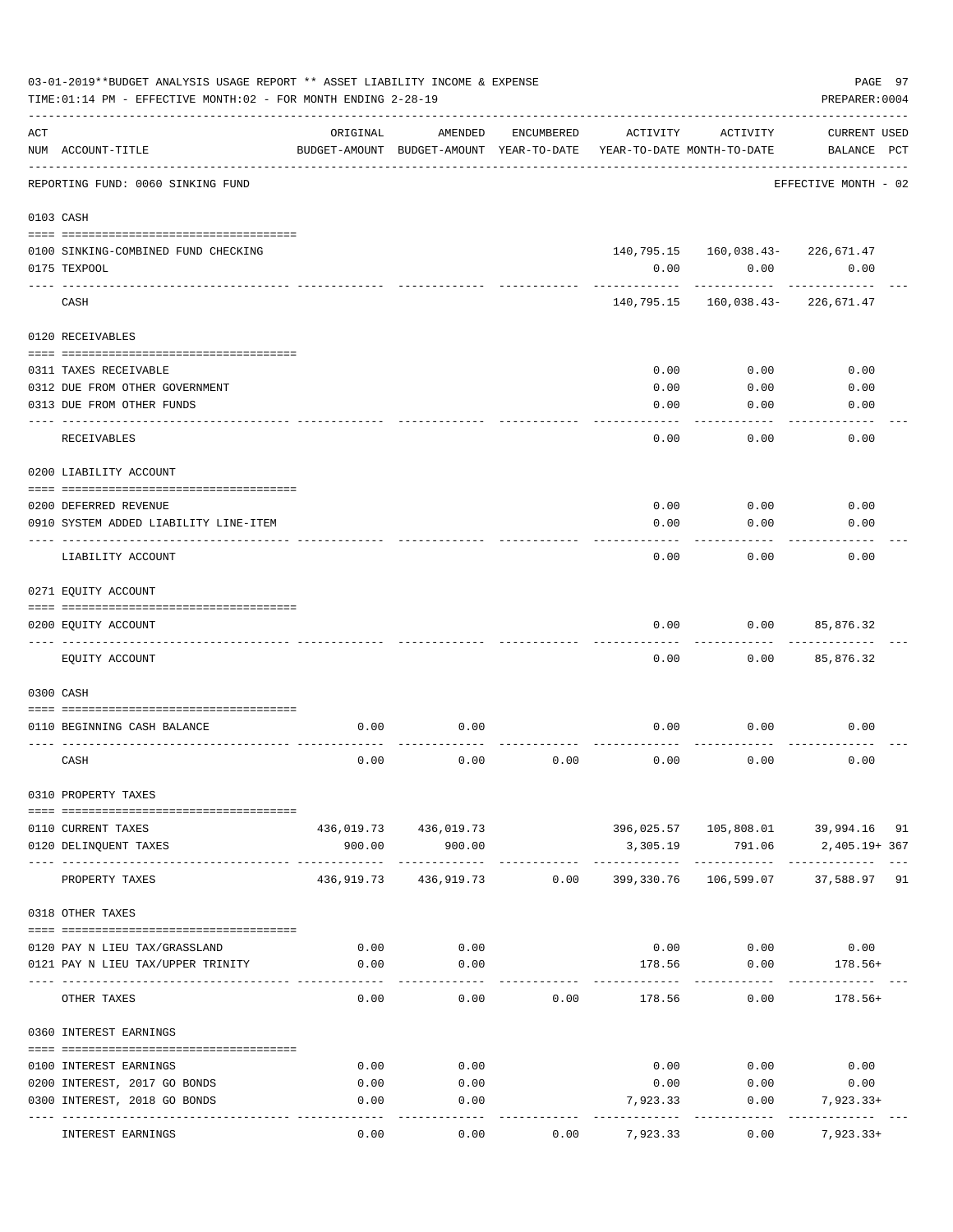03-01-2019**BUDGET ANALYSIS USAGE REPORT ** ASSET LIABILITY INCOME & EXPENSE

TIME:01:14 PM - EFFECTIVE MONTH:02 - FOR MONTH ENDING 2-28-19

PREPARER:0004

REPORTING FUND: 0060 SINKING FUND — EFFECTIVE MONTH - 02

| ACT NUM | ACCOUNT-TITLE | ORIGINAL BUDGET-AMOUNT | AMENDED BUDGET-AMOUNT | ENCUMBERED YEAR-TO-DATE | ACTIVITY YEAR-TO-DATE | ACTIVITY MONTH-TO-DATE | CURRENT BALANCE | USED PCT |
|---|---|---|---|---|---|---|---|---|
| 0103 | CASH | | | | | | | |
| 0100 | SINKING-COMBINED FUND CHECKING | | | | 140,795.15 | 160,038.43- | 226,671.47 | |
| 0175 | TEXPOOL | | | | 0.00 | 0.00 | 0.00 | |
| | CASH | | | | 140,795.15 | 160,038.43- | 226,671.47 | |
| 0120 | RECEIVABLES | | | | | | | |
| 0311 | TAXES RECEIVABLE | | | | 0.00 | 0.00 | 0.00 | |
| 0312 | DUE FROM OTHER GOVERNMENT | | | | 0.00 | 0.00 | 0.00 | |
| 0313 | DUE FROM OTHER FUNDS | | | | 0.00 | 0.00 | 0.00 | |
| | RECEIVABLES | | | | 0.00 | 0.00 | 0.00 | |
| 0200 | LIABILITY ACCOUNT | | | | | | | |
| 0200 | DEFERRED REVENUE | | | | 0.00 | 0.00 | 0.00 | |
| 0910 | SYSTEM ADDED LIABILITY LINE-ITEM | | | | 0.00 | 0.00 | 0.00 | |
| | LIABILITY ACCOUNT | | | | 0.00 | 0.00 | 0.00 | |
| 0271 | EQUITY ACCOUNT | | | | | | | |
| 0200 | EQUITY ACCOUNT | | | | 0.00 | 0.00 | 85,876.32 | |
| | EQUITY ACCOUNT | | | | 0.00 | 0.00 | 85,876.32 | |
| 0300 | CASH | | | | | | | |
| 0110 | BEGINNING CASH BALANCE | 0.00 | 0.00 | | 0.00 | 0.00 | 0.00 | |
| | CASH | 0.00 | 0.00 | 0.00 | 0.00 | 0.00 | 0.00 | |
| 0310 | PROPERTY TAXES | | | | | | | |
| 0110 | CURRENT TAXES | 436,019.73 | 436,019.73 | | 396,025.57 | 105,808.01 | 39,994.16 | 91 |
| 0120 | DELINQUENT TAXES | 900.00 | 900.00 | | 3,305.19 | 791.06 | 2,405.19+ | 367 |
| | PROPERTY TAXES | 436,919.73 | 436,919.73 | 0.00 | 399,330.76 | 106,599.07 | 37,588.97 | 91 |
| 0318 | OTHER TAXES | | | | | | | |
| 0120 | PAY N LIEU TAX/GRASSLAND | 0.00 | 0.00 | | 0.00 | 0.00 | 0.00 | |
| 0121 | PAY N LIEU TAX/UPPER TRINITY | 0.00 | 0.00 | | 178.56 | 0.00 | 178.56+ | |
| | OTHER TAXES | 0.00 | 0.00 | 0.00 | 178.56 | 0.00 | 178.56+ | |
| 0360 | INTEREST EARNINGS | | | | | | | |
| 0100 | INTEREST EARNINGS | 0.00 | 0.00 | | 0.00 | 0.00 | 0.00 | |
| 0200 | INTEREST, 2017 GO BONDS | 0.00 | 0.00 | | 0.00 | 0.00 | 0.00 | |
| 0300 | INTEREST, 2018 GO BONDS | 0.00 | 0.00 | | 7,923.33 | 0.00 | 7,923.33+ | |
| | INTEREST EARNINGS | 0.00 | 0.00 | 0.00 | 7,923.33 | 0.00 | 7,923.33+ | |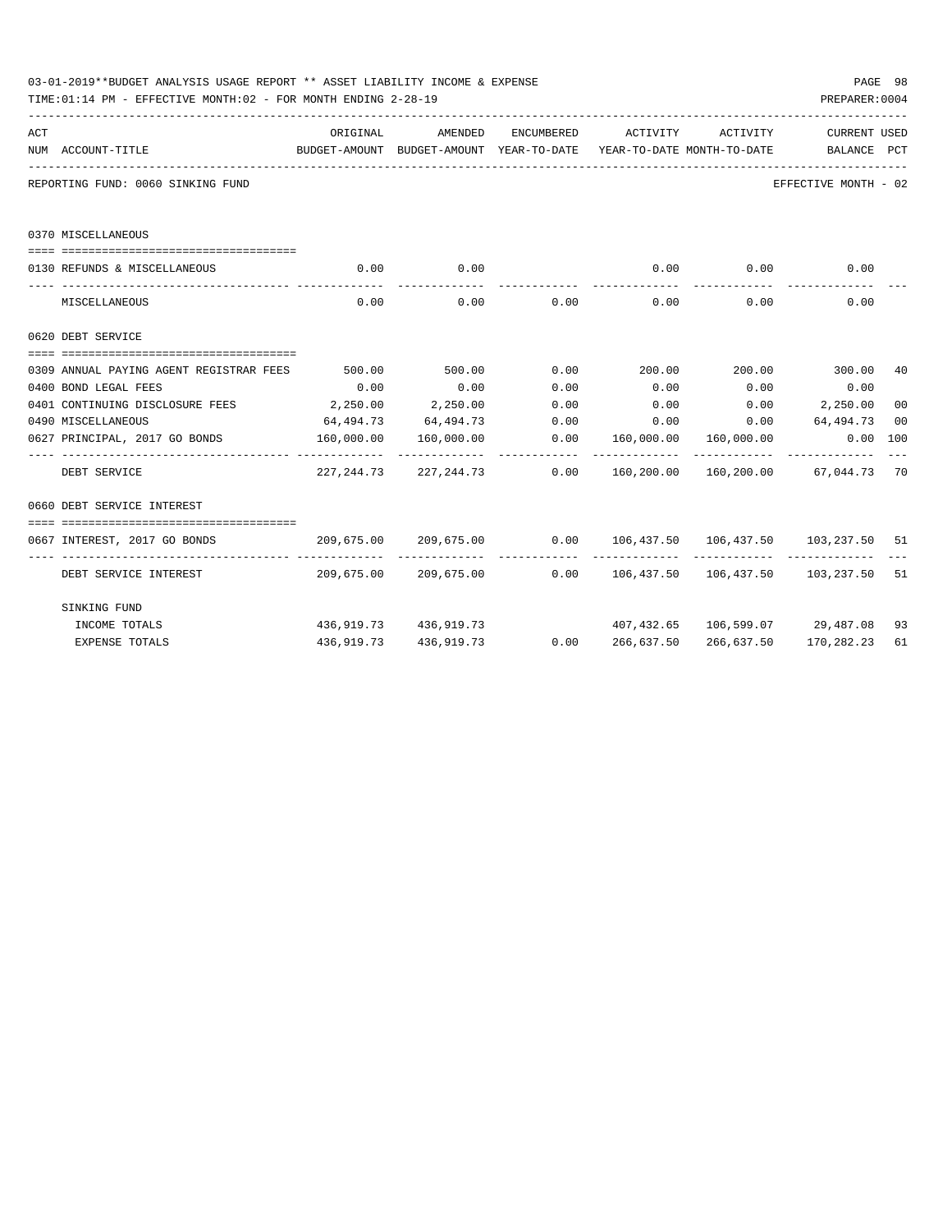03-01-2019**BUDGET ANALYSIS USAGE REPORT ** ASSET LIABILITY INCOME & EXPENSE

TIME:01:14 PM - EFFECTIVE MONTH:02 - FOR MONTH ENDING 2-28-19

PREPARER:0004

REPORTING FUND: 0060 SINKING FUND — EFFECTIVE MONTH - 02

| ACT NUM | ACCOUNT-TITLE | ORIGINAL BUDGET-AMOUNT | AMENDED BUDGET-AMOUNT | ENCUMBERED YEAR-TO-DATE | ACTIVITY YEAR-TO-DATE | ACTIVITY MONTH-TO-DATE | CURRENT BALANCE | USED PCT |
|---|---|---|---|---|---|---|---|---|
| | **0370 MISCELLANEOUS** | | | | | | | |
| 0130 | REFUNDS & MISCELLANEOUS | 0.00 | 0.00 | | 0.00 | 0.00 | 0.00 | |
| | MISCELLANEOUS | 0.00 | 0.00 | 0.00 | 0.00 | 0.00 | 0.00 | |
| | **0620 DEBT SERVICE** | | | | | | | |
| 0309 | ANNUAL PAYING AGENT REGISTRAR FEES | 500.00 | 500.00 | 0.00 | 200.00 | 200.00 | 300.00 | 40 |
| 0400 | BOND LEGAL FEES | 0.00 | 0.00 | 0.00 | 0.00 | 0.00 | 0.00 | |
| 0401 | CONTINUING DISCLOSURE FEES | 2,250.00 | 2,250.00 | 0.00 | 0.00 | 0.00 | 2,250.00 | 00 |
| 0490 | MISCELLANEOUS | 64,494.73 | 64,494.73 | 0.00 | 0.00 | 0.00 | 64,494.73 | 00 |
| 0627 | PRINCIPAL, 2017 GO BONDS | 160,000.00 | 160,000.00 | 0.00 | 160,000.00 | 160,000.00 | 0.00 | 100 |
| | DEBT SERVICE | 227,244.73 | 227,244.73 | 0.00 | 160,200.00 | 160,200.00 | 67,044.73 | 70 |
| | **0660 DEBT SERVICE INTEREST** | | | | | | | |
| 0667 | INTEREST, 2017 GO BONDS | 209,675.00 | 209,675.00 | 0.00 | 106,437.50 | 106,437.50 | 103,237.50 | 51 |
| | DEBT SERVICE INTEREST | 209,675.00 | 209,675.00 | 0.00 | 106,437.50 | 106,437.50 | 103,237.50 | 51 |
| | **SINKING FUND** | | | | | | | |
| | INCOME TOTALS | 436,919.73 | 436,919.73 | | 407,432.65 | 106,599.07 | 29,487.08 | 93 |
| | EXPENSE TOTALS | 436,919.73 | 436,919.73 | 0.00 | 266,637.50 | 266,637.50 | 170,282.23 | 61 |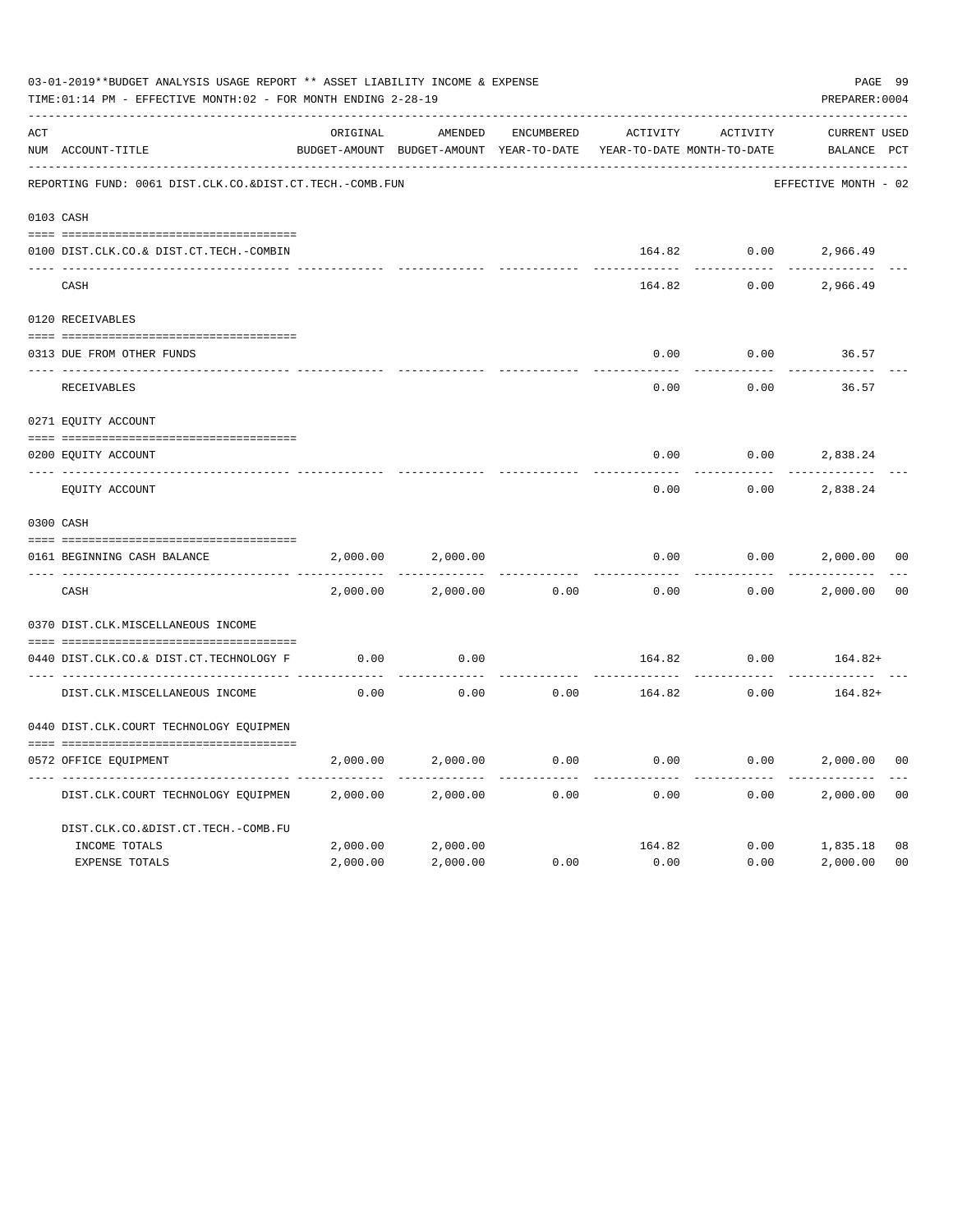03-01-2019**BUDGET ANALYSIS USAGE REPORT ** ASSET LIABILITY INCOME & EXPENSE

TIME:01:14 PM - EFFECTIVE MONTH:02 - FOR MONTH ENDING 2-28-19

PREPARER:0004

| ACT NUM | ACCOUNT-TITLE | ORIGINAL BUDGET-AMOUNT | AMENDED BUDGET-AMOUNT | ENCUMBERED YEAR-TO-DATE | ACTIVITY YEAR-TO-DATE | ACTIVITY MONTH-TO-DATE | CURRENT BALANCE | USED PCT |
|---|---|---|---|---|---|---|---|---|
| | REPORTING FUND: 0061 DIST.CLK.CO.&DIST.CT.TECH.-COMB.FUN | | | | | | EFFECTIVE MONTH - 02 | |
| 0103 | CASH | | | | | | | |
| 0100 | DIST.CLK.CO.& DIST.CT.TECH.-COMBIN | | | | 164.82 | 0.00 | 2,966.49 | |
| | CASH | | | | 164.82 | 0.00 | 2,966.49 | |
| 0120 | RECEIVABLES | | | | | | | |
| 0313 | DUE FROM OTHER FUNDS | | | | 0.00 | 0.00 | 36.57 | |
| | RECEIVABLES | | | | 0.00 | 0.00 | 36.57 | |
| 0271 | EQUITY ACCOUNT | | | | | | | |
| 0200 | EQUITY ACCOUNT | | | | 0.00 | 0.00 | 2,838.24 | |
| | EQUITY ACCOUNT | | | | 0.00 | 0.00 | 2,838.24 | |
| 0300 | CASH | | | | | | | |
| 0161 | BEGINNING CASH BALANCE | 2,000.00 | 2,000.00 | | 0.00 | 0.00 | 2,000.00 | 00 |
| | CASH | 2,000.00 | 2,000.00 | 0.00 | 0.00 | 0.00 | 2,000.00 | 00 |
| 0370 | DIST.CLK.MISCELLANEOUS INCOME | | | | | | | |
| 0440 | DIST.CLK.CO.& DIST.CT.TECHNOLOGY F | 0.00 | 0.00 | | 164.82 | 0.00 | 164.82+ | |
| | DIST.CLK.MISCELLANEOUS INCOME | 0.00 | 0.00 | 0.00 | 164.82 | 0.00 | 164.82+ | |
| 0440 | DIST.CLK.COURT TECHNOLOGY EQUIPMEN | | | | | | | |
| 0572 | OFFICE EQUIPMENT | 2,000.00 | 2,000.00 | 0.00 | 0.00 | 0.00 | 2,000.00 | 00 |
| | DIST.CLK.COURT TECHNOLOGY EQUIPMEN | 2,000.00 | 2,000.00 | 0.00 | 0.00 | 0.00 | 2,000.00 | 00 |
| | DIST.CLK.CO.&DIST.CT.TECH.-COMB.FU | | | | | | | |
| | INCOME TOTALS | 2,000.00 | 2,000.00 | | 164.82 | 0.00 | 1,835.18 | 08 |
| | EXPENSE TOTALS | 2,000.00 | 2,000.00 | 0.00 | 0.00 | 0.00 | 2,000.00 | 00 |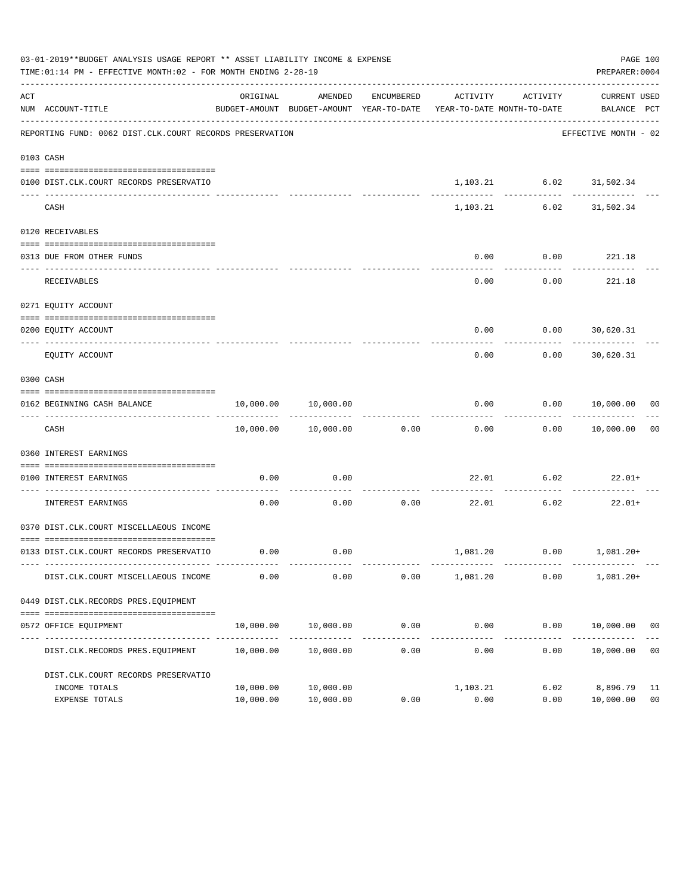03-01-2019**BUDGET ANALYSIS USAGE REPORT ** ASSET LIABILITY INCOME & EXPENSE

TIME:01:14 PM - EFFECTIVE MONTH:02 - FOR MONTH ENDING 2-28-19

PREPARER:0004

REPORTING FUND: 0062 DIST.CLK.COURT RECORDS PRESERVATION — EFFECTIVE MONTH - 02

| ACT NUM | ACCOUNT-TITLE | ORIGINAL BUDGET-AMOUNT | AMENDED BUDGET-AMOUNT | ENCUMBERED YEAR-TO-DATE | ACTIVITY YEAR-TO-DATE | ACTIVITY MONTH-TO-DATE | CURRENT BALANCE | USED PCT |
|---|---|---|---|---|---|---|---|---|
| 0103 | CASH | | | | | | | |
| 0100 | DIST.CLK.COURT RECORDS PRESERVATIO | | | | 1,103.21 | 6.02 | 31,502.34 | |
| | CASH | | | | 1,103.21 | 6.02 | 31,502.34 | |
| 0120 | RECEIVABLES | | | | | | | |
| 0313 | DUE FROM OTHER FUNDS | | | | 0.00 | 0.00 | 221.18 | |
| | RECEIVABLES | | | | 0.00 | 0.00 | 221.18 | |
| 0271 | EQUITY ACCOUNT | | | | | | | |
| 0200 | EQUITY ACCOUNT | | | | 0.00 | 0.00 | 30,620.31 | |
| | EQUITY ACCOUNT | | | | 0.00 | 0.00 | 30,620.31 | |
| 0300 | CASH | | | | | | | |
| 0162 | BEGINNING CASH BALANCE | 10,000.00 | 10,000.00 | | 0.00 | 0.00 | 10,000.00 | 00 |
| | CASH | 10,000.00 | 10,000.00 | 0.00 | 0.00 | 0.00 | 10,000.00 | 00 |
| 0360 | INTEREST EARNINGS | | | | | | | |
| 0100 | INTEREST EARNINGS | 0.00 | 0.00 | | 22.01 | 6.02 | 22.01+ | |
| | INTEREST EARNINGS | 0.00 | 0.00 | 0.00 | 22.01 | 6.02 | 22.01+ | |
| 0370 | DIST.CLK.COURT MISCELLAEOUS INCOME | | | | | | | |
| 0133 | DIST.CLK.COURT RECORDS PRESERVATIO | 0.00 | 0.00 | | 1,081.20 | 0.00 | 1,081.20+ | |
| | DIST.CLK.COURT MISCELLAEOUS INCOME | 0.00 | 0.00 | 0.00 | 1,081.20 | 0.00 | 1,081.20+ | |
| 0449 | DIST.CLK.RECORDS PRES.EQUIPMENT | | | | | | | |
| 0572 | OFFICE EQUIPMENT | 10,000.00 | 10,000.00 | 0.00 | 0.00 | 0.00 | 10,000.00 | 00 |
| | DIST.CLK.RECORDS PRES.EQUIPMENT | 10,000.00 | 10,000.00 | 0.00 | 0.00 | 0.00 | 10,000.00 | 00 |
| | DIST.CLK.COURT RECORDS PRESERVATIO | | | | | | | |
| | INCOME TOTALS | 10,000.00 | 10,000.00 | | 1,103.21 | 6.02 | 8,896.79 | 11 |
| | EXPENSE TOTALS | 10,000.00 | 10,000.00 | 0.00 | 0.00 | 0.00 | 10,000.00 | 00 |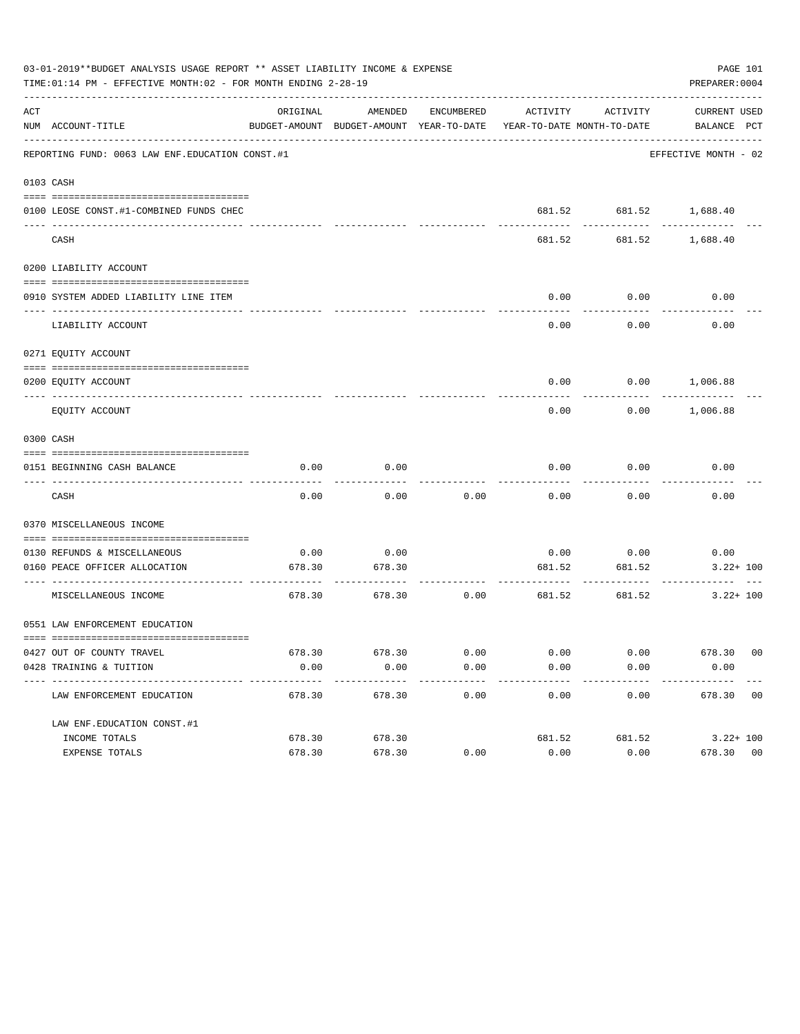03-01-2019**BUDGET ANALYSIS USAGE REPORT ** ASSET LIABILITY INCOME & EXPENSE

TIME:01:14 PM - EFFECTIVE MONTH:02 - FOR MONTH ENDING 2-28-19

PREPARER:0004

| ACT NUM | ACCOUNT-TITLE | ORIGINAL BUDGET-AMOUNT | AMENDED BUDGET-AMOUNT | ENCUMBERED YEAR-TO-DATE | ACTIVITY YEAR-TO-DATE | ACTIVITY MONTH-TO-DATE | CURRENT BALANCE | USED PCT |
|---|---|---|---|---|---|---|---|---|
| | REPORTING FUND: 0063 LAW ENF.EDUCATION CONST.#1 | | | | | | EFFECTIVE MONTH - 02 | |
| 0103 | CASH | | | | | | | |
| 0100 | LEOSE CONST.#1-COMBINED FUNDS CHEC | | | | 681.52 | 681.52 | 1,688.40 | |
| | CASH | | | | 681.52 | 681.52 | 1,688.40 | |
| 0200 | LIABILITY ACCOUNT | | | | | | | |
| 0910 | SYSTEM ADDED LIABILITY LINE ITEM | | | | 0.00 | 0.00 | 0.00 | |
| | LIABILITY ACCOUNT | | | | 0.00 | 0.00 | 0.00 | |
| 0271 | EQUITY ACCOUNT | | | | | | | |
| 0200 | EQUITY ACCOUNT | | | | 0.00 | 0.00 | 1,006.88 | |
| | EQUITY ACCOUNT | | | | 0.00 | 0.00 | 1,006.88 | |
| 0300 | CASH | | | | | | | |
| 0151 | BEGINNING CASH BALANCE | 0.00 | 0.00 | | 0.00 | 0.00 | 0.00 | |
| | CASH | 0.00 | 0.00 | 0.00 | 0.00 | 0.00 | 0.00 | |
| 0370 | MISCELLANEOUS INCOME | | | | | | | |
| 0130 | REFUNDS & MISCELLANEOUS | 0.00 | 0.00 | | 0.00 | 0.00 | 0.00 | |
| 0160 | PEACE OFFICER ALLOCATION | 678.30 | 678.30 | | 681.52 | 681.52 | 3.22+ | 100 |
| | MISCELLANEOUS INCOME | 678.30 | 678.30 | 0.00 | 681.52 | 681.52 | 3.22+ | 100 |
| 0551 | LAW ENFORCEMENT EDUCATION | | | | | | | |
| 0427 | OUT OF COUNTY TRAVEL | 678.30 | 678.30 | 0.00 | 0.00 | 0.00 | 678.30 | 00 |
| 0428 | TRAINING & TUITION | 0.00 | 0.00 | 0.00 | 0.00 | 0.00 | 0.00 | |
| | LAW ENFORCEMENT EDUCATION | 678.30 | 678.30 | 0.00 | 0.00 | 0.00 | 678.30 | 00 |
| | LAW ENF.EDUCATION CONST.#1 | | | | | | | |
| | INCOME TOTALS | 678.30 | 678.30 | | 681.52 | 681.52 | 3.22+ | 100 |
| | EXPENSE TOTALS | 678.30 | 678.30 | 0.00 | 0.00 | 0.00 | 678.30 | 00 |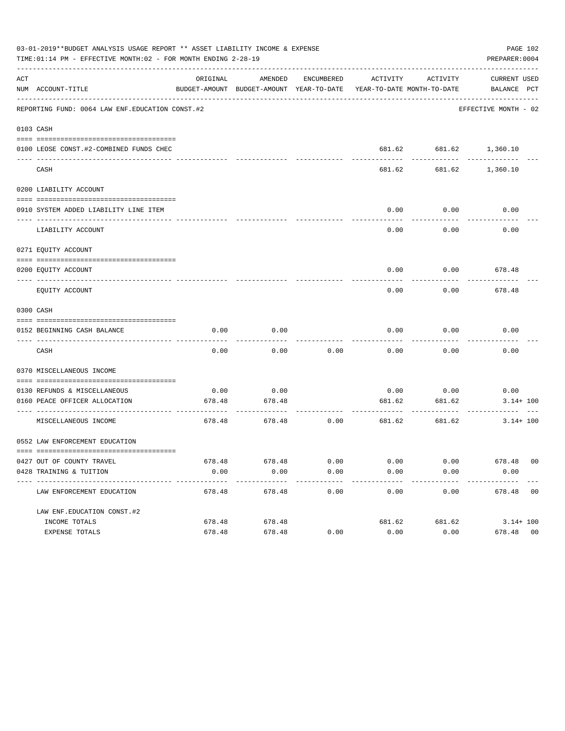03-01-2019**BUDGET ANALYSIS USAGE REPORT ** ASSET LIABILITY INCOME & EXPENSE

TIME:01:14 PM - EFFECTIVE MONTH:02 - FOR MONTH ENDING 2-28-19

PREPARER:0004

REPORTING FUND: 0064 LAW ENF.EDUCATION CONST.#2 — EFFECTIVE MONTH - 02

| ACT NUM | ACCOUNT-TITLE | ORIGINAL BUDGET-AMOUNT | AMENDED BUDGET-AMOUNT | ENCUMBERED YEAR-TO-DATE | ACTIVITY YEAR-TO-DATE | ACTIVITY MONTH-TO-DATE | CURRENT BALANCE | USED PCT |
|---|---|---|---|---|---|---|---|---|
| 0103 | CASH | | | | | | | |
| 0100 | LEOSE CONST.#2-COMBINED FUNDS CHEC | | | | 681.62 | 681.62 | 1,360.10 | |
| | CASH | | | | 681.62 | 681.62 | 1,360.10 | |
| 0200 | LIABILITY ACCOUNT | | | | | | | |
| 0910 | SYSTEM ADDED LIABILITY LINE ITEM | | | | 0.00 | 0.00 | 0.00 | |
| | LIABILITY ACCOUNT | | | | 0.00 | 0.00 | 0.00 | |
| 0271 | EQUITY ACCOUNT | | | | | | | |
| 0200 | EQUITY ACCOUNT | | | | 0.00 | 0.00 | 678.48 | |
| | EQUITY ACCOUNT | | | | 0.00 | 0.00 | 678.48 | |
| 0300 | CASH | | | | | | | |
| 0152 | BEGINNING CASH BALANCE | 0.00 | 0.00 | | 0.00 | 0.00 | 0.00 | |
| | CASH | 0.00 | 0.00 | 0.00 | 0.00 | 0.00 | 0.00 | |
| 0370 | MISCELLANEOUS INCOME | | | | | | | |
| 0130 | REFUNDS & MISCELLANEOUS | 0.00 | 0.00 | | 0.00 | 0.00 | 0.00 | |
| 0160 | PEACE OFFICER ALLOCATION | 678.48 | 678.48 | | 681.62 | 681.62 | 3.14+ | 100 |
| | MISCELLANEOUS INCOME | 678.48 | 678.48 | 0.00 | 681.62 | 681.62 | 3.14+ | 100 |
| 0552 | LAW ENFORCEMENT EDUCATION | | | | | | | |
| 0427 | OUT OF COUNTY TRAVEL | 678.48 | 678.48 | 0.00 | 0.00 | 0.00 | 678.48 | 00 |
| 0428 | TRAINING & TUITION | 0.00 | 0.00 | 0.00 | 0.00 | 0.00 | 0.00 | |
| | LAW ENFORCEMENT EDUCATION | 678.48 | 678.48 | 0.00 | 0.00 | 0.00 | 678.48 | 00 |
| | LAW ENF.EDUCATION CONST.#2 | | | | | | | |
| | INCOME TOTALS | 678.48 | 678.48 | | 681.62 | 681.62 | 3.14+ | 100 |
| | EXPENSE TOTALS | 678.48 | 678.48 | 0.00 | 0.00 | 0.00 | 678.48 | 00 |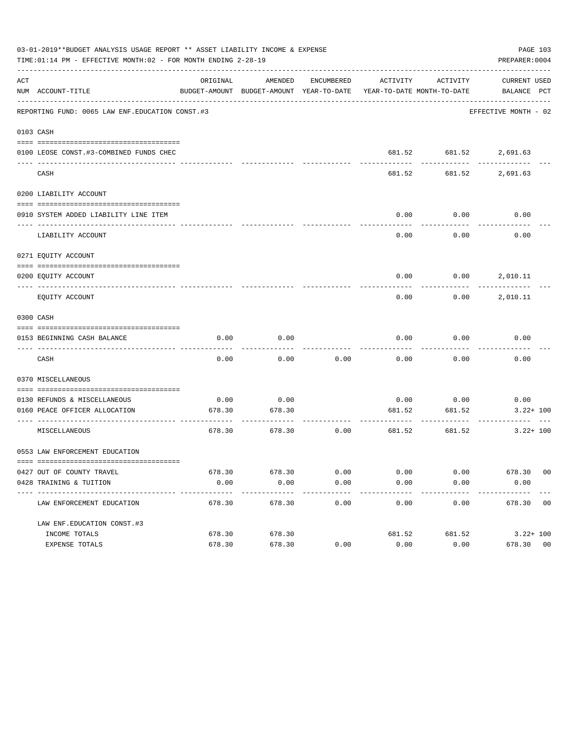03-01-2019**BUDGET ANALYSIS USAGE REPORT ** ASSET LIABILITY INCOME & EXPENSE

TIME:01:14 PM - EFFECTIVE MONTH:02 - FOR MONTH ENDING 2-28-19

PREPARER:0004

| ACT NUM | ACCOUNT-TITLE | ORIGINAL BUDGET-AMOUNT | AMENDED BUDGET-AMOUNT | ENCUMBERED YEAR-TO-DATE | ACTIVITY YEAR-TO-DATE | ACTIVITY MONTH-TO-DATE | CURRENT BALANCE | USED PCT |
|---|---|---|---|---|---|---|---|---|
| | REPORTING FUND: 0065 LAW ENF.EDUCATION CONST.#3 | | | | | | EFFECTIVE MONTH - 02 | |
| 0103 | CASH | | | | | | | |
| 0100 | LEOSE CONST.#3-COMBINED FUNDS CHEC | | | | 681.52 | 681.52 | 2,691.63 | |
| | CASH | | | | 681.52 | 681.52 | 2,691.63 | |
| 0200 | LIABILITY ACCOUNT | | | | | | | |
| 0910 | SYSTEM ADDED LIABILITY LINE ITEM | | | | 0.00 | 0.00 | 0.00 | |
| | LIABILITY ACCOUNT | | | | 0.00 | 0.00 | 0.00 | |
| 0271 | EQUITY ACCOUNT | | | | | | | |
| 0200 | EQUITY ACCOUNT | | | | 0.00 | 0.00 | 2,010.11 | |
| | EQUITY ACCOUNT | | | | 0.00 | 0.00 | 2,010.11 | |
| 0300 | CASH | | | | | | | |
| 0153 | BEGINNING CASH BALANCE | 0.00 | 0.00 | | 0.00 | 0.00 | 0.00 | |
| | CASH | 0.00 | 0.00 | 0.00 | 0.00 | 0.00 | 0.00 | |
| 0370 | MISCELLANEOUS | | | | | | | |
| 0130 | REFUNDS & MISCELLANEOUS | 0.00 | 0.00 | | 0.00 | 0.00 | 0.00 | |
| 0160 | PEACE OFFICER ALLOCATION | 678.30 | 678.30 | | 681.52 | 681.52 | 3.22+ | 100 |
| | MISCELLANEOUS | 678.30 | 678.30 | 0.00 | 681.52 | 681.52 | 3.22+ | 100 |
| 0553 | LAW ENFORCEMENT EDUCATION | | | | | | | |
| 0427 | OUT OF COUNTY TRAVEL | 678.30 | 678.30 | 0.00 | 0.00 | 0.00 | 678.30 | 00 |
| 0428 | TRAINING & TUITION | 0.00 | 0.00 | 0.00 | 0.00 | 0.00 | 0.00 | |
| | LAW ENFORCEMENT EDUCATION | 678.30 | 678.30 | 0.00 | 0.00 | 0.00 | 678.30 | 00 |
| | LAW ENF.EDUCATION CONST.#3 | | | | | | | |
| | INCOME TOTALS | 678.30 | 678.30 | | 681.52 | 681.52 | 3.22+ | 100 |
| | EXPENSE TOTALS | 678.30 | 678.30 | 0.00 | 0.00 | 0.00 | 678.30 | 00 |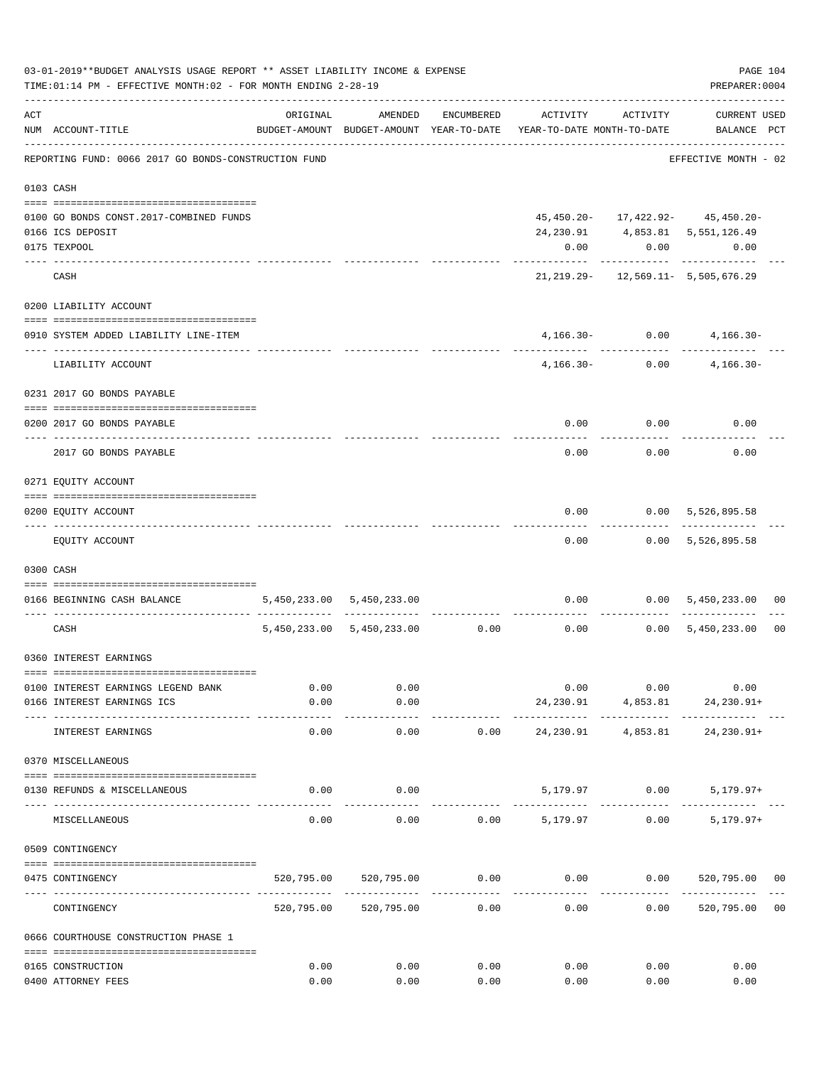03-01-2019**BUDGET ANALYSIS USAGE REPORT ** ASSET LIABILITY INCOME & EXPENSE

TIME:01:14 PM - EFFECTIVE MONTH:02 - FOR MONTH ENDING 2-28-19

PREPARER:0004

| ACT NUM | ACCOUNT-TITLE | ORIGINAL BUDGET-AMOUNT | AMENDED BUDGET-AMOUNT | ENCUMBERED YEAR-TO-DATE | ACTIVITY YEAR-TO-DATE | ACTIVITY MONTH-TO-DATE | CURRENT BALANCE | USED PCT |
|---|---|---|---|---|---|---|---|---|
| | REPORTING FUND: 0066 2017 GO BONDS-CONSTRUCTION FUND | | | | | | EFFECTIVE MONTH - 02 | |
| | **0103 CASH** | | | | | | | |
| 0100 | GO BONDS CONST.2017-COMBINED FUNDS | | | | 45,450.20- | 17,422.92- | 45,450.20- | |
| 0166 | ICS DEPOSIT | | | | 24,230.91 | 4,853.81 | 5,551,126.49 | |
| 0175 | TEXPOOL | | | | 0.00 | 0.00 | 0.00 | |
| | CASH | | | | 21,219.29- | 12,569.11- | 5,505,676.29 | |
| | **0200 LIABILITY ACCOUNT** | | | | | | | |
| 0910 | SYSTEM ADDED LIABILITY LINE-ITEM | | | | 4,166.30- | 0.00 | 4,166.30- | |
| | LIABILITY ACCOUNT | | | | 4,166.30- | 0.00 | 4,166.30- | |
| | **0231 2017 GO BONDS PAYABLE** | | | | | | | |
| 0200 | 2017 GO BONDS PAYABLE | | | | 0.00 | 0.00 | 0.00 | |
| | 2017 GO BONDS PAYABLE | | | | 0.00 | 0.00 | 0.00 | |
| | **0271 EQUITY ACCOUNT** | | | | | | | |
| 0200 | EQUITY ACCOUNT | | | | 0.00 | 0.00 | 5,526,895.58 | |
| | EQUITY ACCOUNT | | | | 0.00 | 0.00 | 5,526,895.58 | |
| | **0300 CASH** | | | | | | | |
| 0166 | BEGINNING CASH BALANCE | 5,450,233.00 | 5,450,233.00 | | 0.00 | 0.00 | 5,450,233.00 | 00 |
| | CASH | 5,450,233.00 | 5,450,233.00 | 0.00 | 0.00 | 0.00 | 5,450,233.00 | 00 |
| | **0360 INTEREST EARNINGS** | | | | | | | |
| 0100 | INTEREST EARNINGS LEGEND BANK | 0.00 | 0.00 | | 0.00 | 0.00 | 0.00 | |
| 0166 | INTEREST EARNINGS ICS | 0.00 | 0.00 | | 24,230.91 | 4,853.81 | 24,230.91+ | |
| | INTEREST EARNINGS | 0.00 | 0.00 | 0.00 | 24,230.91 | 4,853.81 | 24,230.91+ | |
| | **0370 MISCELLANEOUS** | | | | | | | |
| 0130 | REFUNDS & MISCELLANEOUS | 0.00 | 0.00 | | 5,179.97 | 0.00 | 5,179.97+ | |
| | MISCELLANEOUS | 0.00 | 0.00 | 0.00 | 5,179.97 | 0.00 | 5,179.97+ | |
| | **0509 CONTINGENCY** | | | | | | | |
| 0475 | CONTINGENCY | 520,795.00 | 520,795.00 | 0.00 | 0.00 | 0.00 | 520,795.00 | 00 |
| | CONTINGENCY | 520,795.00 | 520,795.00 | 0.00 | 0.00 | 0.00 | 520,795.00 | 00 |
| | **0666 COURTHOUSE CONSTRUCTION PHASE 1** | | | | | | | |
| 0165 | CONSTRUCTION | 0.00 | 0.00 | 0.00 | 0.00 | 0.00 | 0.00 | |
| 0400 | ATTORNEY FEES | 0.00 | 0.00 | 0.00 | 0.00 | 0.00 | 0.00 | |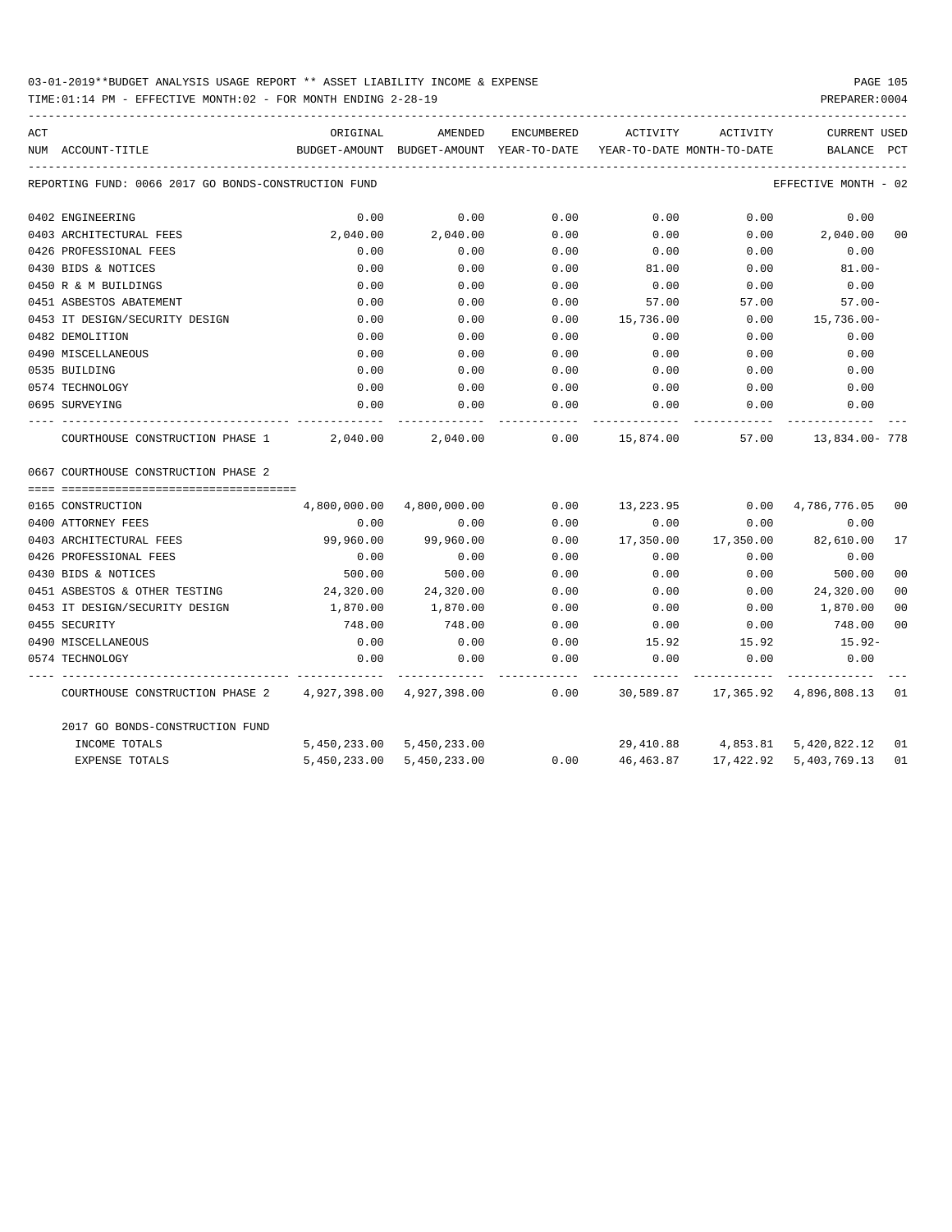03-01-2019**BUDGET ANALYSIS USAGE REPORT ** ASSET LIABILITY INCOME & EXPENSE

TIME:01:14 PM - EFFECTIVE MONTH:02 - FOR MONTH ENDING 2-28-19

PREPARER:0004

REPORTING FUND: 0066 2017 GO BONDS-CONSTRUCTION FUND — EFFECTIVE MONTH - 02

| ACT NUM | ACCOUNT-TITLE | ORIGINAL BUDGET-AMOUNT | AMENDED BUDGET-AMOUNT | ENCUMBERED YEAR-TO-DATE | ACTIVITY YEAR-TO-DATE | ACTIVITY MONTH-TO-DATE | CURRENT BALANCE | USED PCT |
|---|---|---|---|---|---|---|---|---|
| 0402 | ENGINEERING | 0.00 | 0.00 | 0.00 | 0.00 | 0.00 | 0.00 | |
| 0403 | ARCHITECTURAL FEES | 2,040.00 | 2,040.00 | 0.00 | 0.00 | 0.00 | 2,040.00 | 00 |
| 0426 | PROFESSIONAL FEES | 0.00 | 0.00 | 0.00 | 0.00 | 0.00 | 0.00 | |
| 0430 | BIDS & NOTICES | 0.00 | 0.00 | 0.00 | 81.00 | 0.00 | 81.00- | |
| 0450 | R & M BUILDINGS | 0.00 | 0.00 | 0.00 | 0.00 | 0.00 | 0.00 | |
| 0451 | ASBESTOS ABATEMENT | 0.00 | 0.00 | 0.00 | 57.00 | 57.00 | 57.00- | |
| 0453 | IT DESIGN/SECURITY DESIGN | 0.00 | 0.00 | 0.00 | 15,736.00 | 0.00 | 15,736.00- | |
| 0482 | DEMOLITION | 0.00 | 0.00 | 0.00 | 0.00 | 0.00 | 0.00 | |
| 0490 | MISCELLANEOUS | 0.00 | 0.00 | 0.00 | 0.00 | 0.00 | 0.00 | |
| 0535 | BUILDING | 0.00 | 0.00 | 0.00 | 0.00 | 0.00 | 0.00 | |
| 0574 | TECHNOLOGY | 0.00 | 0.00 | 0.00 | 0.00 | 0.00 | 0.00 | |
| 0695 | SURVEYING | 0.00 | 0.00 | 0.00 | 0.00 | 0.00 | 0.00 | |
| | COURTHOUSE CONSTRUCTION PHASE 1 | 2,040.00 | 2,040.00 | 0.00 | 15,874.00 | 57.00 | 13,834.00- | 778 |
| 0667 | COURTHOUSE CONSTRUCTION PHASE 2 | | | | | | | |
| 0165 | CONSTRUCTION | 4,800,000.00 | 4,800,000.00 | 0.00 | 13,223.95 | 0.00 | 4,786,776.05 | 00 |
| 0400 | ATTORNEY FEES | 0.00 | 0.00 | 0.00 | 0.00 | 0.00 | 0.00 | |
| 0403 | ARCHITECTURAL FEES | 99,960.00 | 99,960.00 | 0.00 | 17,350.00 | 17,350.00 | 82,610.00 | 17 |
| 0426 | PROFESSIONAL FEES | 0.00 | 0.00 | 0.00 | 0.00 | 0.00 | 0.00 | |
| 0430 | BIDS & NOTICES | 500.00 | 500.00 | 0.00 | 0.00 | 0.00 | 500.00 | 00 |
| 0451 | ASBESTOS & OTHER TESTING | 24,320.00 | 24,320.00 | 0.00 | 0.00 | 0.00 | 24,320.00 | 00 |
| 0453 | IT DESIGN/SECURITY DESIGN | 1,870.00 | 1,870.00 | 0.00 | 0.00 | 0.00 | 1,870.00 | 00 |
| 0455 | SECURITY | 748.00 | 748.00 | 0.00 | 0.00 | 0.00 | 748.00 | 00 |
| 0490 | MISCELLANEOUS | 0.00 | 0.00 | 0.00 | 15.92 | 15.92 | 15.92- | |
| 0574 | TECHNOLOGY | 0.00 | 0.00 | 0.00 | 0.00 | 0.00 | 0.00 | |
| | COURTHOUSE CONSTRUCTION PHASE 2 | 4,927,398.00 | 4,927,398.00 | 0.00 | 30,589.87 | 17,365.92 | 4,896,808.13 | 01 |
| | 2017 GO BONDS-CONSTRUCTION FUND | | | | | | | |
| | INCOME TOTALS | 5,450,233.00 | 5,450,233.00 | | 29,410.88 | 4,853.81 | 5,420,822.12 | 01 |
| | EXPENSE TOTALS | 5,450,233.00 | 5,450,233.00 | 0.00 | 46,463.87 | 17,422.92 | 5,403,769.13 | 01 |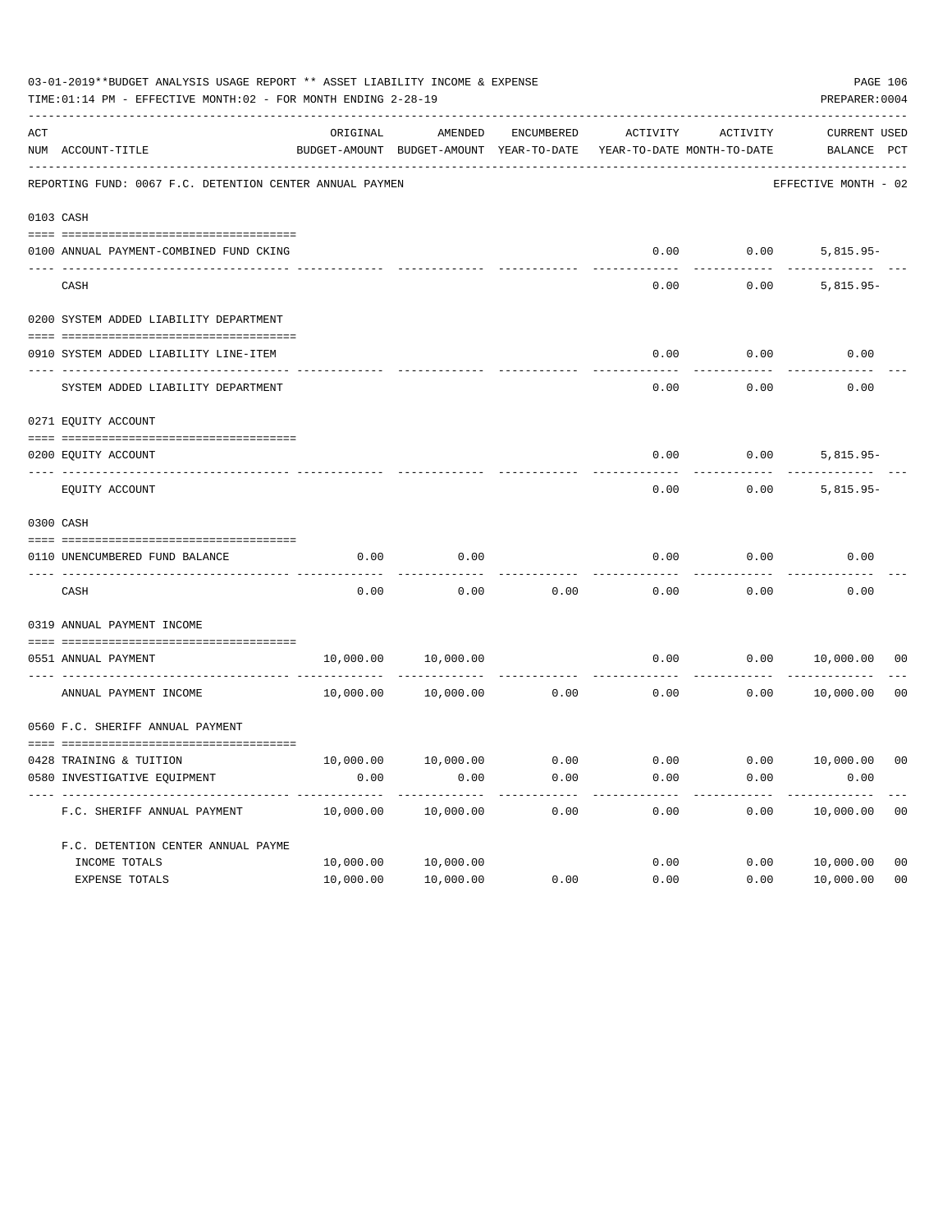03-01-2019**BUDGET ANALYSIS USAGE REPORT ** ASSET LIABILITY INCOME & EXPENSE

TIME:01:14 PM - EFFECTIVE MONTH:02 - FOR MONTH ENDING 2-28-19

PREPARER:0004

| ACT NUM | ACCOUNT-TITLE | ORIGINAL BUDGET-AMOUNT | AMENDED BUDGET-AMOUNT | ENCUMBERED YEAR-TO-DATE | ACTIVITY YEAR-TO-DATE | ACTIVITY MONTH-TO-DATE | CURRENT BALANCE | USED PCT |
|---|---|---|---|---|---|---|---|---|
| | REPORTING FUND: 0067 F.C. DETENTION CENTER ANNUAL PAYMEN | | | | | | EFFECTIVE MONTH - 02 | |
| | 0103 CASH | | | | | | | |
| 0100 | ANNUAL PAYMENT-COMBINED FUND CKING | | | | 0.00 | 0.00 | 5,815.95- | |
| | CASH | | | | 0.00 | 0.00 | 5,815.95- | |
| | 0200 SYSTEM ADDED LIABILITY DEPARTMENT | | | | | | | |
| 0910 | SYSTEM ADDED LIABILITY LINE-ITEM | | | | 0.00 | 0.00 | 0.00 | |
| | SYSTEM ADDED LIABILITY DEPARTMENT | | | | 0.00 | 0.00 | 0.00 | |
| | 0271 EQUITY ACCOUNT | | | | | | | |
| 0200 | EQUITY ACCOUNT | | | | 0.00 | 0.00 | 5,815.95- | |
| | EQUITY ACCOUNT | | | | 0.00 | 0.00 | 5,815.95- | |
| | 0300 CASH | | | | | | | |
| 0110 | UNENCUMBERED FUND BALANCE | 0.00 | 0.00 | | 0.00 | 0.00 | 0.00 | |
| | CASH | 0.00 | 0.00 | 0.00 | 0.00 | 0.00 | 0.00 | |
| | 0319 ANNUAL PAYMENT INCOME | | | | | | | |
| 0551 | ANNUAL PAYMENT | 10,000.00 | 10,000.00 | | 0.00 | 0.00 | 10,000.00 | 00 |
| | ANNUAL PAYMENT INCOME | 10,000.00 | 10,000.00 | 0.00 | 0.00 | 0.00 | 10,000.00 | 00 |
| | 0560 F.C. SHERIFF ANNUAL PAYMENT | | | | | | | |
| 0428 | TRAINING & TUITION | 10,000.00 | 10,000.00 | 0.00 | 0.00 | 0.00 | 10,000.00 | 00 |
| 0580 | INVESTIGATIVE EQUIPMENT | 0.00 | 0.00 | 0.00 | 0.00 | 0.00 | 0.00 | |
| | F.C. SHERIFF ANNUAL PAYMENT | 10,000.00 | 10,000.00 | 0.00 | 0.00 | 0.00 | 10,000.00 | 00 |
| | F.C. DETENTION CENTER ANNUAL PAYME | | | | | | | |
| | INCOME TOTALS | 10,000.00 | 10,000.00 | | 0.00 | 0.00 | 10,000.00 | 00 |
| | EXPENSE TOTALS | 10,000.00 | 10,000.00 | 0.00 | 0.00 | 0.00 | 10,000.00 | 00 |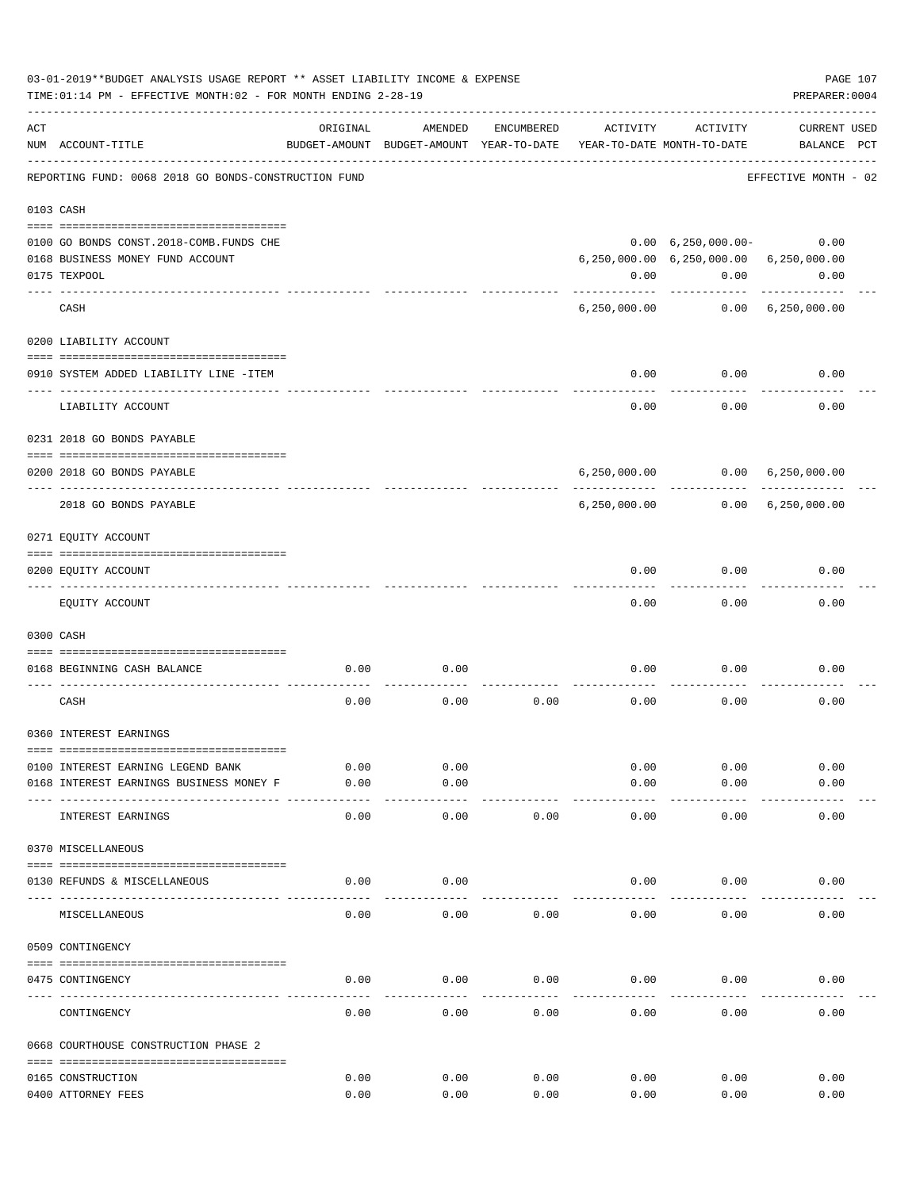03-01-2019**BUDGET ANALYSIS USAGE REPORT ** ASSET LIABILITY INCOME & EXPENSE

TIME:01:14 PM - EFFECTIVE MONTH:02 - FOR MONTH ENDING 2-28-19

PREPARER:0004

| ACT NUM | ACCOUNT-TITLE | ORIGINAL BUDGET-AMOUNT | AMENDED BUDGET-AMOUNT | ENCUMBERED YEAR-TO-DATE | ACTIVITY YEAR-TO-DATE | ACTIVITY MONTH-TO-DATE | CURRENT BALANCE | USED PCT |
|---|---|---|---|---|---|---|---|---|
| | REPORTING FUND: 0068 2018 GO BONDS-CONSTRUCTION FUND | | | | | | EFFECTIVE MONTH - 02 | |
| | **0103 CASH** | | | | | | | |
| 0100 | GO BONDS CONST.2018-COMB.FUNDS CHE | | | | 0.00 | 6,250,000.00- | 0.00 | |
| 0168 | BUSINESS MONEY FUND ACCOUNT | | | | 6,250,000.00 | 6,250,000.00 | 6,250,000.00 | |
| 0175 | TEXPOOL | | | | 0.00 | 0.00 | 0.00 | |
| | CASH | | | | 6,250,000.00 | 0.00 | 6,250,000.00 | |
| | **0200 LIABILITY ACCOUNT** | | | | | | | |
| 0910 | SYSTEM ADDED LIABILITY LINE -ITEM | | | | 0.00 | 0.00 | 0.00 | |
| | LIABILITY ACCOUNT | | | | 0.00 | 0.00 | 0.00 | |
| | **0231 2018 GO BONDS PAYABLE** | | | | | | | |
| 0200 | 2018 GO BONDS PAYABLE | | | | 6,250,000.00 | 0.00 | 6,250,000.00 | |
| | 2018 GO BONDS PAYABLE | | | | 6,250,000.00 | 0.00 | 6,250,000.00 | |
| | **0271 EQUITY ACCOUNT** | | | | | | | |
| 0200 | EQUITY ACCOUNT | | | | 0.00 | 0.00 | 0.00 | |
| | EQUITY ACCOUNT | | | | 0.00 | 0.00 | 0.00 | |
| | **0300 CASH** | | | | | | | |
| 0168 | BEGINNING CASH BALANCE | 0.00 | 0.00 | | 0.00 | 0.00 | 0.00 | |
| | CASH | 0.00 | 0.00 | 0.00 | 0.00 | 0.00 | 0.00 | |
| | **0360 INTEREST EARNINGS** | | | | | | | |
| 0100 | INTEREST EARNING LEGEND BANK | 0.00 | 0.00 | | 0.00 | 0.00 | 0.00 | |
| 0168 | INTEREST EARNINGS BUSINESS MONEY F | 0.00 | 0.00 | | 0.00 | 0.00 | 0.00 | |
| | INTEREST EARNINGS | 0.00 | 0.00 | 0.00 | 0.00 | 0.00 | 0.00 | |
| | **0370 MISCELLANEOUS** | | | | | | | |
| 0130 | REFUNDS & MISCELLANEOUS | 0.00 | 0.00 | | 0.00 | 0.00 | 0.00 | |
| | MISCELLANEOUS | 0.00 | 0.00 | 0.00 | 0.00 | 0.00 | 0.00 | |
| | **0509 CONTINGENCY** | | | | | | | |
| 0475 | CONTINGENCY | 0.00 | 0.00 | 0.00 | 0.00 | 0.00 | 0.00 | |
| | CONTINGENCY | 0.00 | 0.00 | 0.00 | 0.00 | 0.00 | 0.00 | |
| | **0668 COURTHOUSE CONSTRUCTION PHASE 2** | | | | | | | |
| 0165 | CONSTRUCTION | 0.00 | 0.00 | 0.00 | 0.00 | 0.00 | 0.00 | |
| 0400 | ATTORNEY FEES | 0.00 | 0.00 | 0.00 | 0.00 | 0.00 | 0.00 | |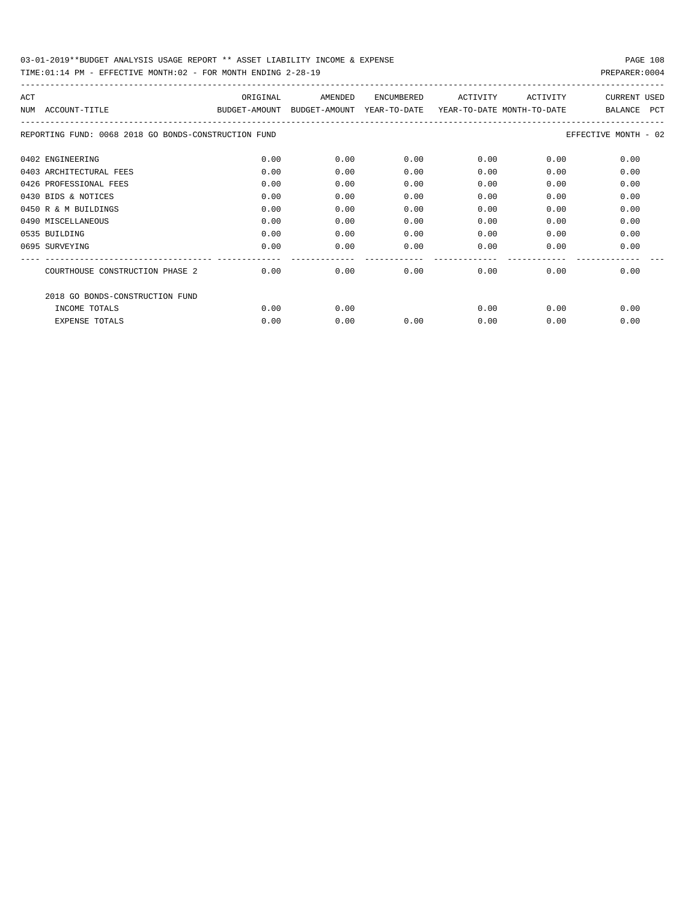REPORTING FUND: 0068 2018 GO BONDS-CONSTRUCTION FUND — EFFECTIVE MONTH - 02

| ACT NUM | ACCOUNT-TITLE | ORIGINAL BUDGET-AMOUNT | AMENDED BUDGET-AMOUNT | ENCUMBERED YEAR-TO-DATE | ACTIVITY YEAR-TO-DATE | ACTIVITY MONTH-TO-DATE | CURRENT BALANCE | USED PCT |
|---|---|---|---|---|---|---|---|---|
| 0402 | ENGINEERING | 0.00 | 0.00 | 0.00 | 0.00 | 0.00 | 0.00 | |
| 0403 | ARCHITECTURAL FEES | 0.00 | 0.00 | 0.00 | 0.00 | 0.00 | 0.00 | |
| 0426 | PROFESSIONAL FEES | 0.00 | 0.00 | 0.00 | 0.00 | 0.00 | 0.00 | |
| 0430 | BIDS & NOTICES | 0.00 | 0.00 | 0.00 | 0.00 | 0.00 | 0.00 | |
| 0450 | R & M BUILDINGS | 0.00 | 0.00 | 0.00 | 0.00 | 0.00 | 0.00 | |
| 0490 | MISCELLANEOUS | 0.00 | 0.00 | 0.00 | 0.00 | 0.00 | 0.00 | |
| 0535 | BUILDING | 0.00 | 0.00 | 0.00 | 0.00 | 0.00 | 0.00 | |
| 0695 | SURVEYING | 0.00 | 0.00 | 0.00 | 0.00 | 0.00 | 0.00 | |
| | COURTHOUSE CONSTRUCTION PHASE 2 | 0.00 | 0.00 | 0.00 | 0.00 | 0.00 | 0.00 | |
| | 2018 GO BONDS-CONSTRUCTION FUND | | | | | | | |
| | INCOME TOTALS | 0.00 | 0.00 | | 0.00 | 0.00 | 0.00 | |
| | EXPENSE TOTALS | 0.00 | 0.00 | 0.00 | 0.00 | 0.00 | 0.00 | |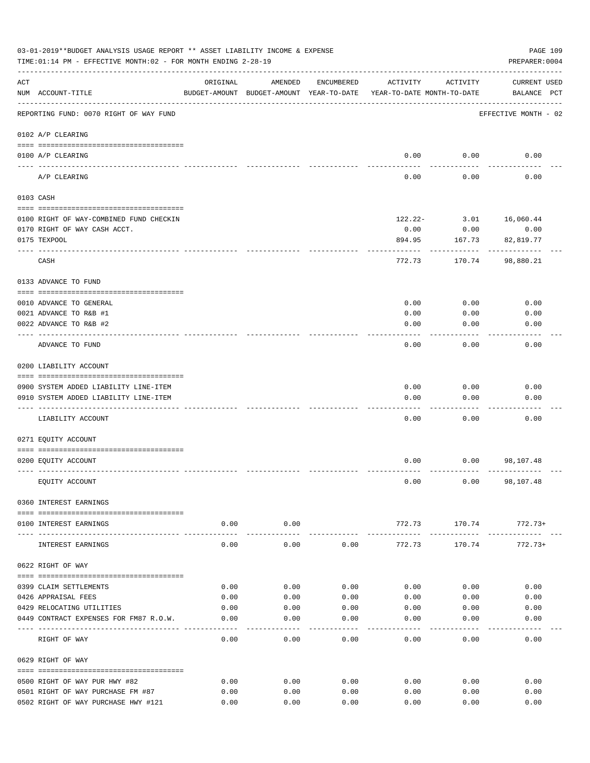03-01-2019**BUDGET ANALYSIS USAGE REPORT ** ASSET LIABILITY INCOME & EXPENSE

TIME:01:14 PM - EFFECTIVE MONTH:02 - FOR MONTH ENDING 2-28-19

PREPARER:0004

| ACT NUM | ACCOUNT-TITLE | ORIGINAL BUDGET-AMOUNT | AMENDED BUDGET-AMOUNT | ENCUMBERED YEAR-TO-DATE | ACTIVITY YEAR-TO-DATE | ACTIVITY MONTH-TO-DATE | CURRENT BALANCE | USED PCT |
|---|---|---|---|---|---|---|---|---|
| | REPORTING FUND: 0070 RIGHT OF WAY FUND | | | | | | EFFECTIVE MONTH - 02 | |
| | 0102 A/P CLEARING | | | | | | | |
| 0100 | A/P CLEARING | | | | 0.00 | 0.00 | 0.00 | |
| | A/P CLEARING | | | | 0.00 | 0.00 | 0.00 | |
| | 0103 CASH | | | | | | | |
| 0100 | RIGHT OF WAY-COMBINED FUND CHECKIN | | | | 122.22- | 3.01 | 16,060.44 | |
| 0170 | RIGHT OF WAY CASH ACCT. | | | | 0.00 | 0.00 | 0.00 | |
| 0175 | TEXPOOL | | | | 894.95 | 167.73 | 82,819.77 | |
| | CASH | | | | 772.73 | 170.74 | 98,880.21 | |
| | 0133 ADVANCE TO FUND | | | | | | | |
| 0010 | ADVANCE TO GENERAL | | | | 0.00 | 0.00 | 0.00 | |
| 0021 | ADVANCE TO R&B #1 | | | | 0.00 | 0.00 | 0.00 | |
| 0022 | ADVANCE TO R&B #2 | | | | 0.00 | 0.00 | 0.00 | |
| | ADVANCE TO FUND | | | | 0.00 | 0.00 | 0.00 | |
| | 0200 LIABILITY ACCOUNT | | | | | | | |
| 0900 | SYSTEM ADDED LIABILITY LINE-ITEM | | | | 0.00 | 0.00 | 0.00 | |
| 0910 | SYSTEM ADDED LIABILITY LINE-ITEM | | | | 0.00 | 0.00 | 0.00 | |
| | LIABILITY ACCOUNT | | | | 0.00 | 0.00 | 0.00 | |
| | 0271 EQUITY ACCOUNT | | | | | | | |
| 0200 | EQUITY ACCOUNT | | | | 0.00 | 0.00 | 98,107.48 | |
| | EQUITY ACCOUNT | | | | 0.00 | 0.00 | 98,107.48 | |
| | 0360 INTEREST EARNINGS | | | | | | | |
| 0100 | INTEREST EARNINGS | 0.00 | 0.00 | | 772.73 | 170.74 | 772.73+ | |
| | INTEREST EARNINGS | 0.00 | 0.00 | 0.00 | 772.73 | 170.74 | 772.73+ | |
| | 0622 RIGHT OF WAY | | | | | | | |
| 0399 | CLAIM SETTLEMENTS | 0.00 | 0.00 | 0.00 | 0.00 | 0.00 | 0.00 | |
| 0426 | APPRAISAL FEES | 0.00 | 0.00 | 0.00 | 0.00 | 0.00 | 0.00 | |
| 0429 | RELOCATING UTILITIES | 0.00 | 0.00 | 0.00 | 0.00 | 0.00 | 0.00 | |
| 0449 | CONTRACT EXPENSES FOR FM87 R.O.W. | 0.00 | 0.00 | 0.00 | 0.00 | 0.00 | 0.00 | |
| | RIGHT OF WAY | 0.00 | 0.00 | 0.00 | 0.00 | 0.00 | 0.00 | |
| | 0629 RIGHT OF WAY | | | | | | | |
| 0500 | RIGHT OF WAY PUR HWY #82 | 0.00 | 0.00 | 0.00 | 0.00 | 0.00 | 0.00 | |
| 0501 | RIGHT OF WAY PURCHASE FM #87 | 0.00 | 0.00 | 0.00 | 0.00 | 0.00 | 0.00 | |
| 0502 | RIGHT OF WAY PURCHASE HWY #121 | 0.00 | 0.00 | 0.00 | 0.00 | 0.00 | 0.00 | |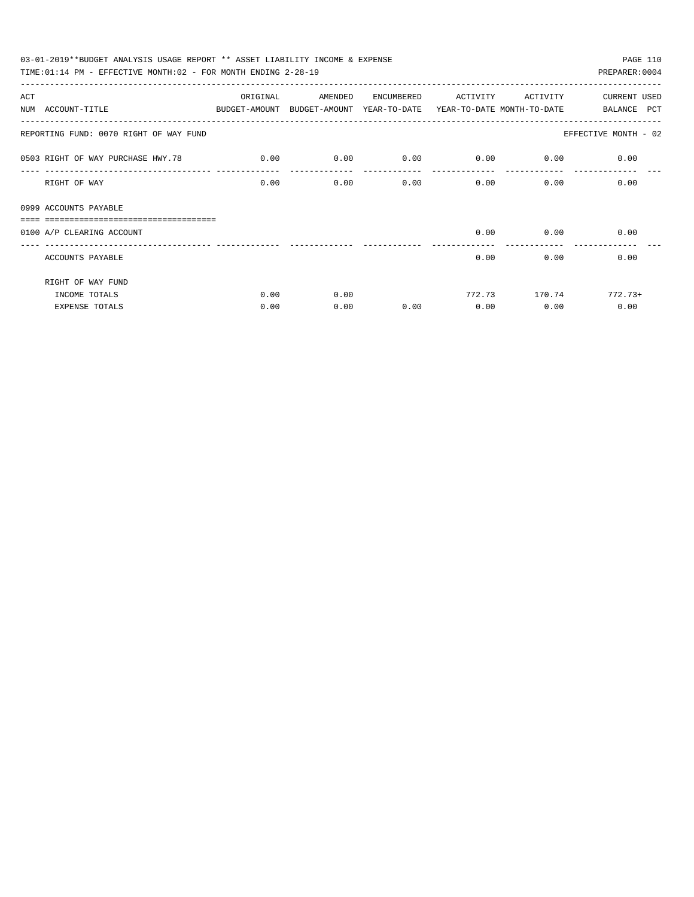03-01-2019**BUDGET ANALYSIS USAGE REPORT ** ASSET LIABILITY INCOME & EXPENSE

TIME:01:14 PM - EFFECTIVE MONTH:02 - FOR MONTH ENDING 2-28-19

PREPARER:0004

| ACT NUM | ACCOUNT-TITLE | ORIGINAL BUDGET-AMOUNT | AMENDED BUDGET-AMOUNT | ENCUMBERED YEAR-TO-DATE | ACTIVITY YEAR-TO-DATE | ACTIVITY MONTH-TO-DATE | CURRENT BALANCE | USED PCT |
|---|---|---|---|---|---|---|---|---|
| REPORTING FUND: 0070 RIGHT OF WAY FUND | | | | | | | EFFECTIVE MONTH - 02 | |
| 0503 | RIGHT OF WAY PURCHASE HWY.78 | 0.00 | 0.00 | 0.00 | 0.00 | 0.00 | 0.00 | |
| | RIGHT OF WAY | 0.00 | 0.00 | 0.00 | 0.00 | 0.00 | 0.00 | |
| 0999 | ACCOUNTS PAYABLE | | | | | | | |
| 0100 | A/P CLEARING ACCOUNT | | | | 0.00 | 0.00 | 0.00 | |
| | ACCOUNTS PAYABLE | | | | 0.00 | 0.00 | 0.00 | |
| | RIGHT OF WAY FUND | | | | | | | |
| | INCOME TOTALS | 0.00 | 0.00 | | 772.73 | 170.74 | 772.73+ | |
| | EXPENSE TOTALS | 0.00 | 0.00 | 0.00 | 0.00 | 0.00 | 0.00 | |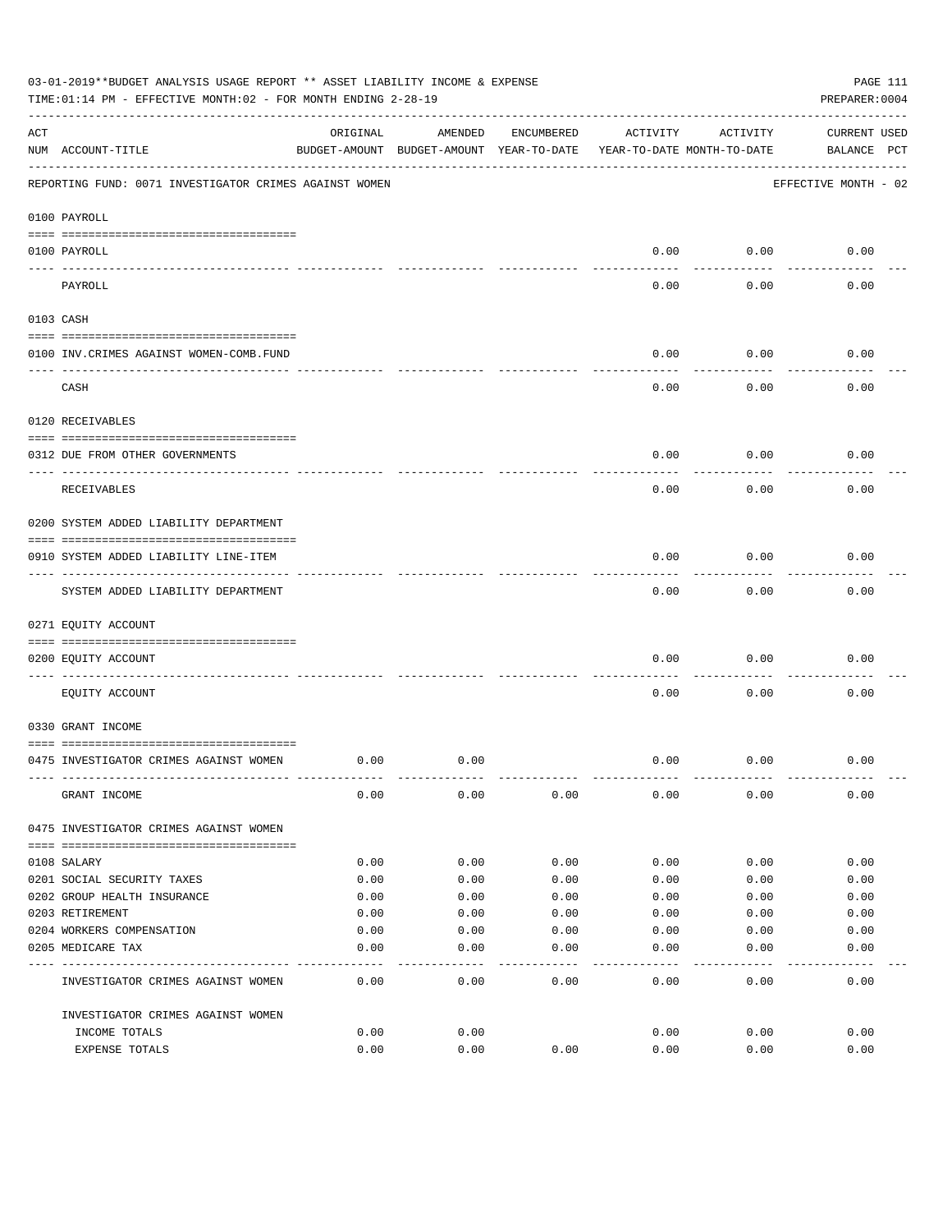03-01-2019**BUDGET ANALYSIS USAGE REPORT ** ASSET LIABILITY INCOME & EXPENSE

TIME:01:14 PM - EFFECTIVE MONTH:02 - FOR MONTH ENDING 2-28-19

PREPARER:0004

REPORTING FUND: 0071 INVESTIGATOR CRIMES AGAINST WOMEN — EFFECTIVE MONTH - 02

| ACT NUM | ACCOUNT-TITLE | ORIGINAL BUDGET-AMOUNT | AMENDED BUDGET-AMOUNT | ENCUMBERED YEAR-TO-DATE | ACTIVITY YEAR-TO-DATE | ACTIVITY MONTH-TO-DATE | CURRENT BALANCE | USED PCT |
|---|---|---|---|---|---|---|---|---|
| **0100** | **PAYROLL** | | | | | | | |
| 0100 | PAYROLL | | | | 0.00 | 0.00 | 0.00 | |
| | PAYROLL | | | | 0.00 | 0.00 | 0.00 | |
| **0103** | **CASH** | | | | | | | |
| 0100 | INV.CRIMES AGAINST WOMEN-COMB.FUND | | | | 0.00 | 0.00 | 0.00 | |
| | CASH | | | | 0.00 | 0.00 | 0.00 | |
| **0120** | **RECEIVABLES** | | | | | | | |
| 0312 | DUE FROM OTHER GOVERNMENTS | | | | 0.00 | 0.00 | 0.00 | |
| | RECEIVABLES | | | | 0.00 | 0.00 | 0.00 | |
| **0200** | **SYSTEM ADDED LIABILITY DEPARTMENT** | | | | | | | |
| 0910 | SYSTEM ADDED LIABILITY LINE-ITEM | | | | 0.00 | 0.00 | 0.00 | |
| | SYSTEM ADDED LIABILITY DEPARTMENT | | | | 0.00 | 0.00 | 0.00 | |
| **0271** | **EQUITY ACCOUNT** | | | | | | | |
| 0200 | EQUITY ACCOUNT | | | | 0.00 | 0.00 | 0.00 | |
| | EQUITY ACCOUNT | | | | 0.00 | 0.00 | 0.00 | |
| **0330** | **GRANT INCOME** | | | | | | | |
| 0475 | INVESTIGATOR CRIMES AGAINST WOMEN | 0.00 | 0.00 | | 0.00 | 0.00 | 0.00 | |
| | GRANT INCOME | 0.00 | 0.00 | 0.00 | 0.00 | 0.00 | 0.00 | |
| **0475** | **INVESTIGATOR CRIMES AGAINST WOMEN** | | | | | | | |
| 0108 | SALARY | 0.00 | 0.00 | 0.00 | 0.00 | 0.00 | 0.00 | |
| 0201 | SOCIAL SECURITY TAXES | 0.00 | 0.00 | 0.00 | 0.00 | 0.00 | 0.00 | |
| 0202 | GROUP HEALTH INSURANCE | 0.00 | 0.00 | 0.00 | 0.00 | 0.00 | 0.00 | |
| 0203 | RETIREMENT | 0.00 | 0.00 | 0.00 | 0.00 | 0.00 | 0.00 | |
| 0204 | WORKERS COMPENSATION | 0.00 | 0.00 | 0.00 | 0.00 | 0.00 | 0.00 | |
| 0205 | MEDICARE TAX | 0.00 | 0.00 | 0.00 | 0.00 | 0.00 | 0.00 | |
| | INVESTIGATOR CRIMES AGAINST WOMEN | 0.00 | 0.00 | 0.00 | 0.00 | 0.00 | 0.00 | |
| | INVESTIGATOR CRIMES AGAINST WOMEN | | | | | | | |
| | INCOME TOTALS | 0.00 | 0.00 | | 0.00 | 0.00 | 0.00 | |
| | EXPENSE TOTALS | 0.00 | 0.00 | 0.00 | 0.00 | 0.00 | 0.00 | |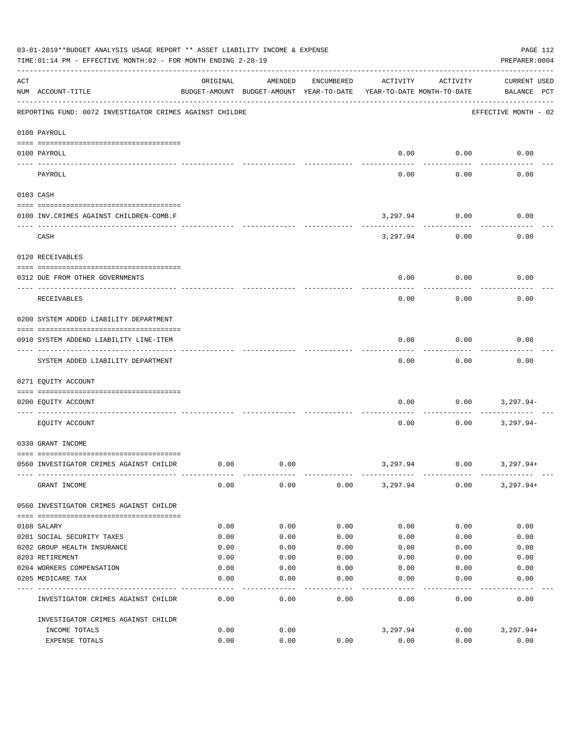03-01-2019**BUDGET ANALYSIS USAGE REPORT ** ASSET LIABILITY INCOME & EXPENSE

TIME:01:14 PM - EFFECTIVE MONTH:02 - FOR MONTH ENDING 2-28-19

PREPARER:0004

| ACT NUM | ACCOUNT-TITLE | ORIGINAL BUDGET-AMOUNT | AMENDED BUDGET-AMOUNT | ENCUMBERED YEAR-TO-DATE | ACTIVITY YEAR-TO-DATE | ACTIVITY MONTH-TO-DATE | CURRENT USED BALANCE | PCT |
|---|---|---|---|---|---|---|---|---|
| | REPORTING FUND: 0072 INVESTIGATOR CRIMES AGAINST CHILDRE | | | | | | EFFECTIVE MONTH - 02 | |
| | 0100 PAYROLL | | | | | | | |
| 0100 | PAYROLL | | | | 0.00 | 0.00 | 0.00 | |
| | PAYROLL | | | | 0.00 | 0.00 | 0.00 | |
| | 0103 CASH | | | | | | | |
| 0100 | INV.CRIMES AGAINST CHILDREN-COMB.F | | | | 3,297.94 | 0.00 | 0.00 | |
| | CASH | | | | 3,297.94 | 0.00 | 0.00 | |
| | 0120 RECEIVABLES | | | | | | | |
| 0312 | DUE FROM OTHER GOVERNMENTS | | | | 0.00 | 0.00 | 0.00 | |
| | RECEIVABLES | | | | 0.00 | 0.00 | 0.00 | |
| | 0200 SYSTEM ADDED LIABILITY DEPARTMENT | | | | | | | |
| 0910 | SYSTEM ADDEND LIABILITY LINE-ITEM | | | | 0.00 | 0.00 | 0.00 | |
| | SYSTEM ADDED LIABILITY DEPARTMENT | | | | 0.00 | 0.00 | 0.00 | |
| | 0271 EQUITY ACCOUNT | | | | | | | |
| 0200 | EQUITY ACCOUNT | | | | 0.00 | 0.00 | 3,297.94- | |
| | EQUITY ACCOUNT | | | | 0.00 | 0.00 | 3,297.94- | |
| | 0330 GRANT INCOME | | | | | | | |
| 0560 | INVESTIGATOR CRIMES AGAINST CHILDR | 0.00 | 0.00 | | 3,297.94 | 0.00 | 3,297.94+ | |
| | GRANT INCOME | 0.00 | 0.00 | 0.00 | 3,297.94 | 0.00 | 3,297.94+ | |
| | 0560 INVESTIGATOR CRIMES AGAINST CHILDR | | | | | | | |
| 0108 | SALARY | 0.00 | 0.00 | 0.00 | 0.00 | 0.00 | 0.00 | |
| 0201 | SOCIAL SECURITY TAXES | 0.00 | 0.00 | 0.00 | 0.00 | 0.00 | 0.00 | |
| 0202 | GROUP HEALTH INSURANCE | 0.00 | 0.00 | 0.00 | 0.00 | 0.00 | 0.00 | |
| 0203 | RETIREMENT | 0.00 | 0.00 | 0.00 | 0.00 | 0.00 | 0.00 | |
| 0204 | WORKERS COMPENSATION | 0.00 | 0.00 | 0.00 | 0.00 | 0.00 | 0.00 | |
| 0205 | MEDICARE TAX | 0.00 | 0.00 | 0.00 | 0.00 | 0.00 | 0.00 | |
| | INVESTIGATOR CRIMES AGAINST CHILDR | 0.00 | 0.00 | 0.00 | 0.00 | 0.00 | 0.00 | |
| | INVESTIGATOR CRIMES AGAINST CHILDR | | | | | | | |
| | INCOME TOTALS | 0.00 | 0.00 | | 3,297.94 | 0.00 | 3,297.94+ | |
| | EXPENSE TOTALS | 0.00 | 0.00 | 0.00 | 0.00 | 0.00 | 0.00 | |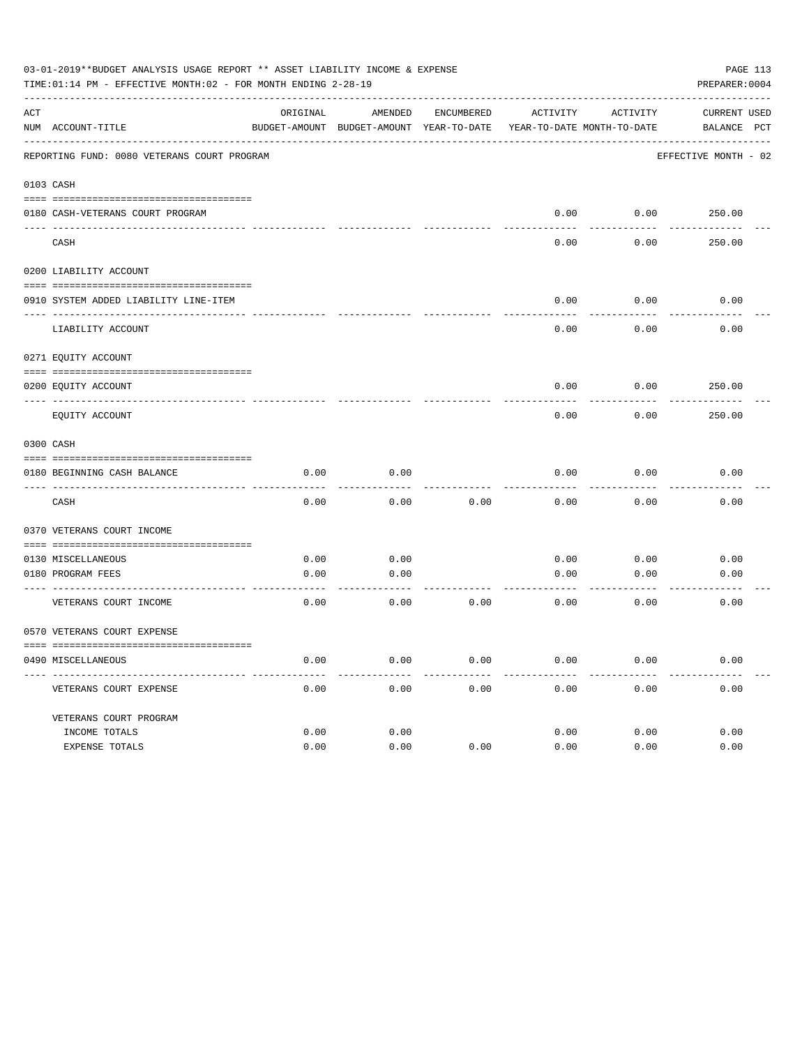03-01-2019**BUDGET ANALYSIS USAGE REPORT ** ASSET LIABILITY INCOME & EXPENSE

TIME:01:14 PM - EFFECTIVE MONTH:02 - FOR MONTH ENDING 2-28-19

PREPARER:0004

REPORTING FUND: 0080 VETERANS COURT PROGRAM — EFFECTIVE MONTH - 02

| ACT NUM | ACCOUNT-TITLE | ORIGINAL BUDGET-AMOUNT | AMENDED BUDGET-AMOUNT | ENCUMBERED YEAR-TO-DATE | ACTIVITY YEAR-TO-DATE | ACTIVITY MONTH-TO-DATE | CURRENT BALANCE | USED PCT |
|---|---|---|---|---|---|---|---|---|
| **0103** | **CASH** | | | | | | | |
| 0180 | CASH-VETERANS COURT PROGRAM | | | | 0.00 | 0.00 | 250.00 | |
| | CASH | | | | 0.00 | 0.00 | 250.00 | |
| **0200** | **LIABILITY ACCOUNT** | | | | | | | |
| 0910 | SYSTEM ADDED LIABILITY LINE-ITEM | | | | 0.00 | 0.00 | 0.00 | |
| | LIABILITY ACCOUNT | | | | 0.00 | 0.00 | 0.00 | |
| **0271** | **EQUITY ACCOUNT** | | | | | | | |
| 0200 | EQUITY ACCOUNT | | | | 0.00 | 0.00 | 250.00 | |
| | EQUITY ACCOUNT | | | | 0.00 | 0.00 | 250.00 | |
| **0300** | **CASH** | | | | | | | |
| 0180 | BEGINNING CASH BALANCE | 0.00 | 0.00 | | 0.00 | 0.00 | 0.00 | |
| | CASH | 0.00 | 0.00 | 0.00 | 0.00 | 0.00 | 0.00 | |
| **0370** | **VETERANS COURT INCOME** | | | | | | | |
| 0130 | MISCELLANEOUS | 0.00 | 0.00 | | 0.00 | 0.00 | 0.00 | |
| 0180 | PROGRAM FEES | 0.00 | 0.00 | | 0.00 | 0.00 | 0.00 | |
| | VETERANS COURT INCOME | 0.00 | 0.00 | 0.00 | 0.00 | 0.00 | 0.00 | |
| **0570** | **VETERANS COURT EXPENSE** | | | | | | | |
| 0490 | MISCELLANEOUS | 0.00 | 0.00 | 0.00 | 0.00 | 0.00 | 0.00 | |
| | VETERANS COURT EXPENSE | 0.00 | 0.00 | 0.00 | 0.00 | 0.00 | 0.00 | |
| | VETERANS COURT PROGRAM | | | | | | | |
| | INCOME TOTALS | 0.00 | 0.00 | | 0.00 | 0.00 | 0.00 | |
| | EXPENSE TOTALS | 0.00 | 0.00 | 0.00 | 0.00 | 0.00 | 0.00 | |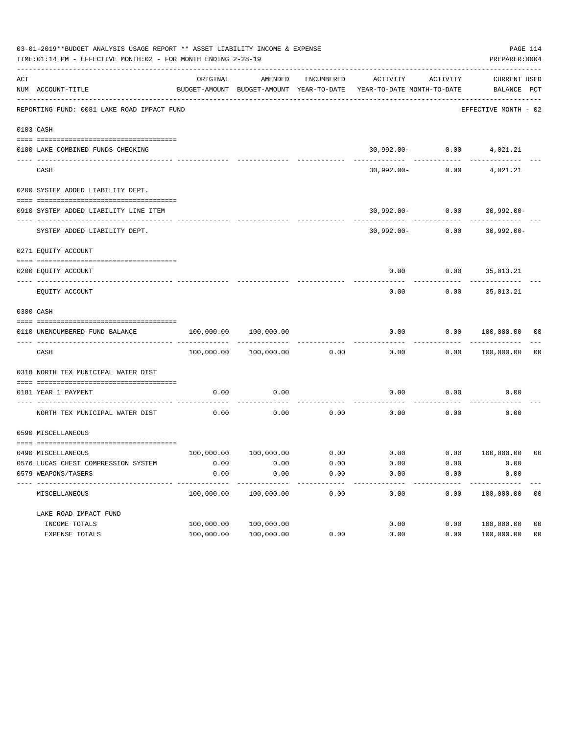03-01-2019**BUDGET ANALYSIS USAGE REPORT ** ASSET LIABILITY INCOME & EXPENSE

TIME:01:14 PM - EFFECTIVE MONTH:02 - FOR MONTH ENDING 2-28-19

PREPARER:0004

REPORTING FUND: 0081 LAKE ROAD IMPACT FUND — EFFECTIVE MONTH - 02

| ACT NUM | ACCOUNT-TITLE | ORIGINAL BUDGET-AMOUNT | AMENDED BUDGET-AMOUNT | ENCUMBERED YEAR-TO-DATE | ACTIVITY YEAR-TO-DATE | ACTIVITY MONTH-TO-DATE | CURRENT BALANCE | USED PCT |
|---|---|---|---|---|---|---|---|---|
| 0103 | CASH | | | | | | | |
| 0100 | LAKE-COMBINED FUNDS CHECKING | | | | 30,992.00- | 0.00 | 4,021.21 | |
| | CASH | | | | 30,992.00- | 0.00 | 4,021.21 | |
| 0200 | SYSTEM ADDED LIABILITY DEPT. | | | | | | | |
| 0910 | SYSTEM ADDED LIABILITY LINE ITEM | | | | 30,992.00- | 0.00 | 30,992.00- | |
| | SYSTEM ADDED LIABILITY DEPT. | | | | 30,992.00- | 0.00 | 30,992.00- | |
| 0271 | EQUITY ACCOUNT | | | | | | | |
| 0200 | EQUITY ACCOUNT | | | | 0.00 | 0.00 | 35,013.21 | |
| | EQUITY ACCOUNT | | | | 0.00 | 0.00 | 35,013.21 | |
| 0300 | CASH | | | | | | | |
| 0110 | UNENCUMBERED FUND BALANCE | 100,000.00 | 100,000.00 | | 0.00 | 0.00 | 100,000.00 | 00 |
| | CASH | 100,000.00 | 100,000.00 | 0.00 | 0.00 | 0.00 | 100,000.00 | 00 |
| 0318 | NORTH TEX MUNICIPAL WATER DIST | | | | | | | |
| 0181 | YEAR 1 PAYMENT | 0.00 | 0.00 | | 0.00 | 0.00 | 0.00 | |
| | NORTH TEX MUNICIPAL WATER DIST | 0.00 | 0.00 | 0.00 | 0.00 | 0.00 | 0.00 | |
| 0590 | MISCELLANEOUS | | | | | | | |
| 0490 | MISCELLANEOUS | 100,000.00 | 100,000.00 | 0.00 | 0.00 | 0.00 | 100,000.00 | 00 |
| 0576 | LUCAS CHEST COMPRESSION SYSTEM | 0.00 | 0.00 | 0.00 | 0.00 | 0.00 | 0.00 | |
| 0579 | WEAPONS/TASERS | 0.00 | 0.00 | 0.00 | 0.00 | 0.00 | 0.00 | |
| | MISCELLANEOUS | 100,000.00 | 100,000.00 | 0.00 | 0.00 | 0.00 | 100,000.00 | 00 |
| | LAKE ROAD IMPACT FUND | | | | | | | |
| | INCOME TOTALS | 100,000.00 | 100,000.00 | | 0.00 | 0.00 | 100,000.00 | 00 |
| | EXPENSE TOTALS | 100,000.00 | 100,000.00 | 0.00 | 0.00 | 0.00 | 100,000.00 | 00 |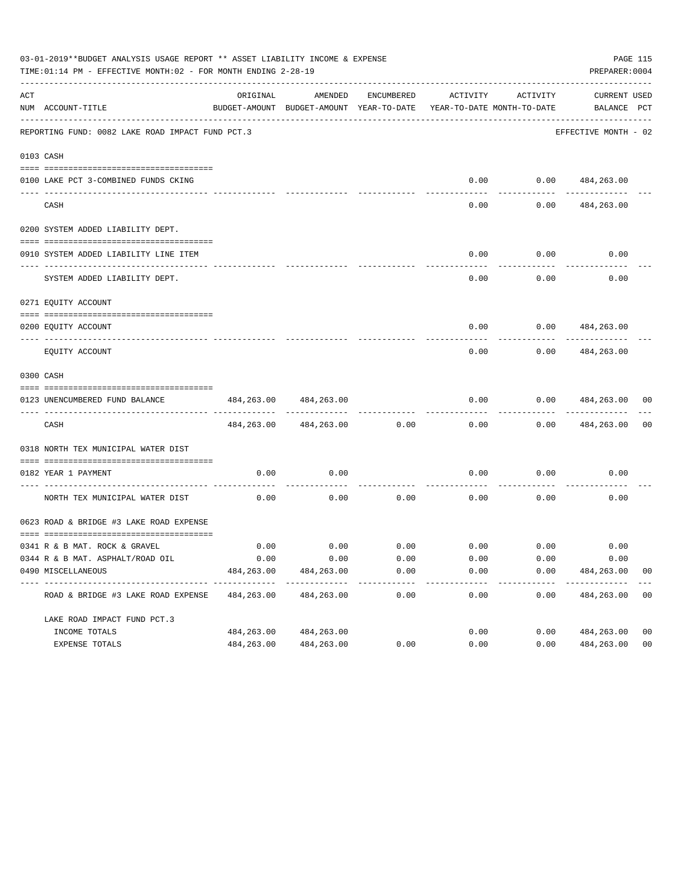03-01-2019**BUDGET ANALYSIS USAGE REPORT ** ASSET LIABILITY INCOME & EXPENSE

TIME:01:14 PM - EFFECTIVE MONTH:02 - FOR MONTH ENDING 2-28-19

PREPARER:0004

REPORTING FUND: 0082 LAKE ROAD IMPACT FUND PCT.3 — EFFECTIVE MONTH - 02

| ACT NUM | ACCOUNT-TITLE | ORIGINAL BUDGET-AMOUNT | AMENDED BUDGET-AMOUNT | ENCUMBERED YEAR-TO-DATE | ACTIVITY YEAR-TO-DATE | ACTIVITY MONTH-TO-DATE | CURRENT BALANCE | USED PCT |
|---|---|---|---|---|---|---|---|---|
| 0103 | CASH | | | | | | | |
| 0100 | LAKE PCT 3-COMBINED FUNDS CKING | | | | 0.00 | 0.00 | 484,263.00 | |
| | CASH | | | | 0.00 | 0.00 | 484,263.00 | |
| 0200 | SYSTEM ADDED LIABILITY DEPT. | | | | | | | |
| 0910 | SYSTEM ADDED LIABILITY LINE ITEM | | | | 0.00 | 0.00 | 0.00 | |
| | SYSTEM ADDED LIABILITY DEPT. | | | | 0.00 | 0.00 | 0.00 | |
| 0271 | EQUITY ACCOUNT | | | | | | | |
| 0200 | EQUITY ACCOUNT | | | | 0.00 | 0.00 | 484,263.00 | |
| | EQUITY ACCOUNT | | | | 0.00 | 0.00 | 484,263.00 | |
| 0300 | CASH | | | | | | | |
| 0123 | UNENCUMBERED FUND BALANCE | 484,263.00 | 484,263.00 | | 0.00 | 0.00 | 484,263.00 | 00 |
| | CASH | 484,263.00 | 484,263.00 | 0.00 | 0.00 | 0.00 | 484,263.00 | 00 |
| 0318 | NORTH TEX MUNICIPAL WATER DIST | | | | | | | |
| 0182 | YEAR 1 PAYMENT | 0.00 | 0.00 | | 0.00 | 0.00 | 0.00 | |
| | NORTH TEX MUNICIPAL WATER DIST | 0.00 | 0.00 | 0.00 | 0.00 | 0.00 | 0.00 | |
| 0623 | ROAD & BRIDGE #3 LAKE ROAD EXPENSE | | | | | | | |
| 0341 | R & B MAT. ROCK & GRAVEL | 0.00 | 0.00 | 0.00 | 0.00 | 0.00 | 0.00 | |
| 0344 | R & B MAT. ASPHALT/ROAD OIL | 0.00 | 0.00 | 0.00 | 0.00 | 0.00 | 0.00 | |
| 0490 | MISCELLANEOUS | 484,263.00 | 484,263.00 | 0.00 | 0.00 | 0.00 | 484,263.00 | 00 |
| | ROAD & BRIDGE #3 LAKE ROAD EXPENSE | 484,263.00 | 484,263.00 | 0.00 | 0.00 | 0.00 | 484,263.00 | 00 |
| | LAKE ROAD IMPACT FUND PCT.3 | | | | | | | |
| | INCOME TOTALS | 484,263.00 | 484,263.00 | | 0.00 | 0.00 | 484,263.00 | 00 |
| | EXPENSE TOTALS | 484,263.00 | 484,263.00 | 0.00 | 0.00 | 0.00 | 484,263.00 | 00 |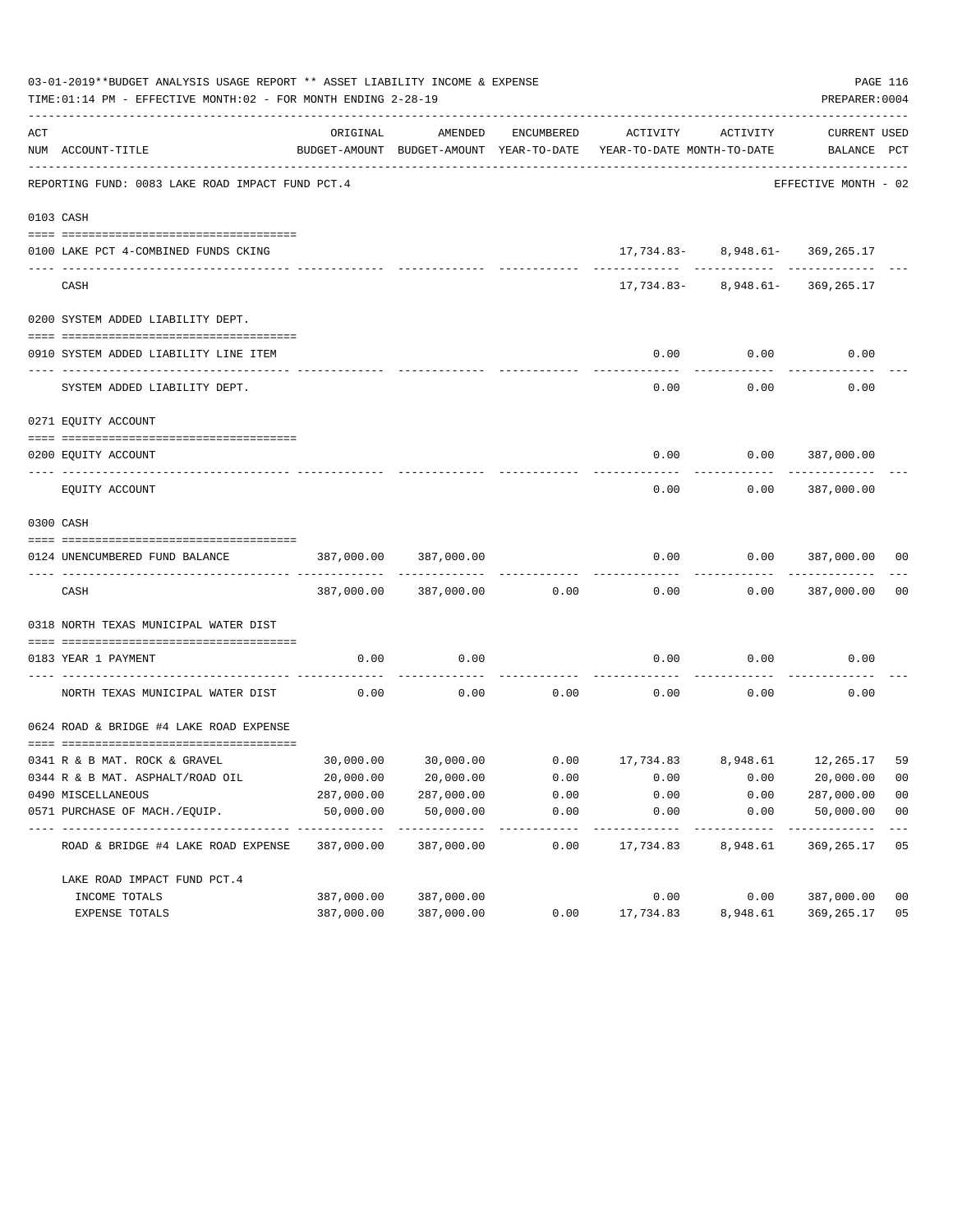03-01-2019**BUDGET ANALYSIS USAGE REPORT ** ASSET LIABILITY INCOME & EXPENSE

TIME:01:14 PM - EFFECTIVE MONTH:02 - FOR MONTH ENDING 2-28-19

PREPARER:0004

| ACT NUM | ACCOUNT-TITLE | ORIGINAL BUDGET-AMOUNT | AMENDED BUDGET-AMOUNT | ENCUMBERED YEAR-TO-DATE | ACTIVITY YEAR-TO-DATE | ACTIVITY MONTH-TO-DATE | CURRENT BALANCE | USED PCT |
|---|---|---|---|---|---|---|---|---|
| | REPORTING FUND: 0083 LAKE ROAD IMPACT FUND PCT.4 | | | | | | EFFECTIVE MONTH - 02 | |
| 0103 | CASH | | | | | | | |
| 0100 | LAKE PCT 4-COMBINED FUNDS CKING | | | | 17,734.83- | 8,948.61- | 369,265.17 | |
| | CASH | | | | 17,734.83- | 8,948.61- | 369,265.17 | |
| 0200 | SYSTEM ADDED LIABILITY DEPT. | | | | | | | |
| 0910 | SYSTEM ADDED LIABILITY LINE ITEM | | | | 0.00 | 0.00 | 0.00 | |
| | SYSTEM ADDED LIABILITY DEPT. | | | | 0.00 | 0.00 | 0.00 | |
| 0271 | EQUITY ACCOUNT | | | | | | | |
| 0200 | EQUITY ACCOUNT | | | | 0.00 | 0.00 | 387,000.00 | |
| | EQUITY ACCOUNT | | | | 0.00 | 0.00 | 387,000.00 | |
| 0300 | CASH | | | | | | | |
| 0124 | UNENCUMBERED FUND BALANCE | 387,000.00 | 387,000.00 | | 0.00 | 0.00 | 387,000.00 | 00 |
| | CASH | 387,000.00 | 387,000.00 | 0.00 | 0.00 | 0.00 | 387,000.00 | 00 |
| 0318 | NORTH TEXAS MUNICIPAL WATER DIST | | | | | | | |
| 0183 | YEAR 1 PAYMENT | 0.00 | 0.00 | | 0.00 | 0.00 | 0.00 | |
| | NORTH TEXAS MUNICIPAL WATER DIST | 0.00 | 0.00 | 0.00 | 0.00 | 0.00 | 0.00 | |
| 0624 | ROAD & BRIDGE #4 LAKE ROAD EXPENSE | | | | | | | |
| 0341 | R & B MAT. ROCK & GRAVEL | 30,000.00 | 30,000.00 | 0.00 | 17,734.83 | 8,948.61 | 12,265.17 | 59 |
| 0344 | R & B MAT. ASPHALT/ROAD OIL | 20,000.00 | 20,000.00 | 0.00 | 0.00 | 0.00 | 20,000.00 | 00 |
| 0490 | MISCELLANEOUS | 287,000.00 | 287,000.00 | 0.00 | 0.00 | 0.00 | 287,000.00 | 00 |
| 0571 | PURCHASE OF MACH./EQUIP. | 50,000.00 | 50,000.00 | 0.00 | 0.00 | 0.00 | 50,000.00 | 00 |
| | ROAD & BRIDGE #4 LAKE ROAD EXPENSE | 387,000.00 | 387,000.00 | 0.00 | 17,734.83 | 8,948.61 | 369,265.17 | 05 |
| | LAKE ROAD IMPACT FUND PCT.4 | | | | | | | |
| | INCOME TOTALS | 387,000.00 | 387,000.00 | | 0.00 | 0.00 | 387,000.00 | 00 |
| | EXPENSE TOTALS | 387,000.00 | 387,000.00 | 0.00 | 17,734.83 | 8,948.61 | 369,265.17 | 05 |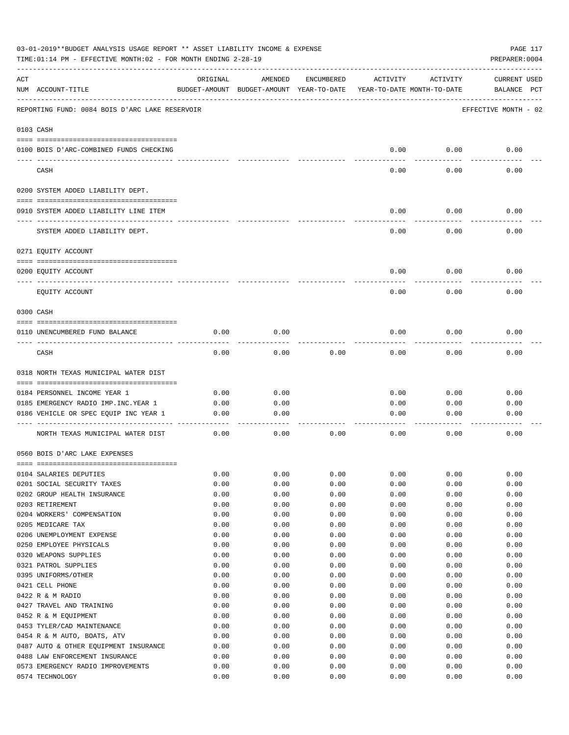03-01-2019**BUDGET ANALYSIS USAGE REPORT ** ASSET LIABILITY INCOME & EXPENSE

TIME:01:14 PM - EFFECTIVE MONTH:02 - FOR MONTH ENDING 2-28-19

PREPARER:0004

REPORTING FUND: 0084 BOIS D'ARC LAKE RESERVOIR — EFFECTIVE MONTH - 02

| ACT NUM | ACCOUNT-TITLE | ORIGINAL BUDGET-AMOUNT | AMENDED BUDGET-AMOUNT | ENCUMBERED YEAR-TO-DATE | ACTIVITY YEAR-TO-DATE | ACTIVITY MONTH-TO-DATE | CURRENT USED BALANCE | PCT |
|---|---|---|---|---|---|---|---|---|
| **0103** | **CASH** | | | | | | | |
| 0100 | BOIS D'ARC-COMBINED FUNDS CHECKING | | | | 0.00 | 0.00 | 0.00 | |
| | CASH | | | | 0.00 | 0.00 | 0.00 | |
| **0200** | **SYSTEM ADDED LIABILITY DEPT.** | | | | | | | |
| 0910 | SYSTEM ADDED LIABILITY LINE ITEM | | | | 0.00 | 0.00 | 0.00 | |
| | SYSTEM ADDED LIABILITY DEPT. | | | | 0.00 | 0.00 | 0.00 | |
| **0271** | **EQUITY ACCOUNT** | | | | | | | |
| 0200 | EQUITY ACCOUNT | | | | 0.00 | 0.00 | 0.00 | |
| | EQUITY ACCOUNT | | | | 0.00 | 0.00 | 0.00 | |
| **0300** | **CASH** | | | | | | | |
| 0110 | UNENCUMBERED FUND BALANCE | 0.00 | 0.00 | | 0.00 | 0.00 | 0.00 | |
| | CASH | 0.00 | 0.00 | 0.00 | 0.00 | 0.00 | 0.00 | |
| **0318** | **NORTH TEXAS MUNICIPAL WATER DIST** | | | | | | | |
| 0184 | PERSONNEL INCOME YEAR 1 | 0.00 | 0.00 | | 0.00 | 0.00 | 0.00 | |
| 0185 | EMERGENCY RADIO IMP.INC.YEAR 1 | 0.00 | 0.00 | | 0.00 | 0.00 | 0.00 | |
| 0186 | VEHICLE OR SPEC EQUIP INC YEAR 1 | 0.00 | 0.00 | | 0.00 | 0.00 | 0.00 | |
| | NORTH TEXAS MUNICIPAL WATER DIST | 0.00 | 0.00 | 0.00 | 0.00 | 0.00 | 0.00 | |
| **0560** | **BOIS D'ARC LAKE EXPENSES** | | | | | | | |
| 0104 | SALARIES DEPUTIES | 0.00 | 0.00 | 0.00 | 0.00 | 0.00 | 0.00 | |
| 0201 | SOCIAL SECURITY TAXES | 0.00 | 0.00 | 0.00 | 0.00 | 0.00 | 0.00 | |
| 0202 | GROUP HEALTH INSURANCE | 0.00 | 0.00 | 0.00 | 0.00 | 0.00 | 0.00 | |
| 0203 | RETIREMENT | 0.00 | 0.00 | 0.00 | 0.00 | 0.00 | 0.00 | |
| 0204 | WORKERS' COMPENSATION | 0.00 | 0.00 | 0.00 | 0.00 | 0.00 | 0.00 | |
| 0205 | MEDICARE TAX | 0.00 | 0.00 | 0.00 | 0.00 | 0.00 | 0.00 | |
| 0206 | UNEMPLOYMENT EXPENSE | 0.00 | 0.00 | 0.00 | 0.00 | 0.00 | 0.00 | |
| 0250 | EMPLOYEE PHYSICALS | 0.00 | 0.00 | 0.00 | 0.00 | 0.00 | 0.00 | |
| 0320 | WEAPONS SUPPLIES | 0.00 | 0.00 | 0.00 | 0.00 | 0.00 | 0.00 | |
| 0321 | PATROL SUPPLIES | 0.00 | 0.00 | 0.00 | 0.00 | 0.00 | 0.00 | |
| 0395 | UNIFORMS/OTHER | 0.00 | 0.00 | 0.00 | 0.00 | 0.00 | 0.00 | |
| 0421 | CELL PHONE | 0.00 | 0.00 | 0.00 | 0.00 | 0.00 | 0.00 | |
| 0422 | R & M RADIO | 0.00 | 0.00 | 0.00 | 0.00 | 0.00 | 0.00 | |
| 0427 | TRAVEL AND TRAINING | 0.00 | 0.00 | 0.00 | 0.00 | 0.00 | 0.00 | |
| 0452 | R & M EQUIPMENT | 0.00 | 0.00 | 0.00 | 0.00 | 0.00 | 0.00 | |
| 0453 | TYLER/CAD MAINTENANCE | 0.00 | 0.00 | 0.00 | 0.00 | 0.00 | 0.00 | |
| 0454 | R & M AUTO, BOATS, ATV | 0.00 | 0.00 | 0.00 | 0.00 | 0.00 | 0.00 | |
| 0487 | AUTO & OTHER EQUIPMENT INSURANCE | 0.00 | 0.00 | 0.00 | 0.00 | 0.00 | 0.00 | |
| 0488 | LAW ENFORCEMENT INSURANCE | 0.00 | 0.00 | 0.00 | 0.00 | 0.00 | 0.00 | |
| 0573 | EMERGENCY RADIO IMPROVEMENTS | 0.00 | 0.00 | 0.00 | 0.00 | 0.00 | 0.00 | |
| 0574 | TECHNOLOGY | 0.00 | 0.00 | 0.00 | 0.00 | 0.00 | 0.00 | |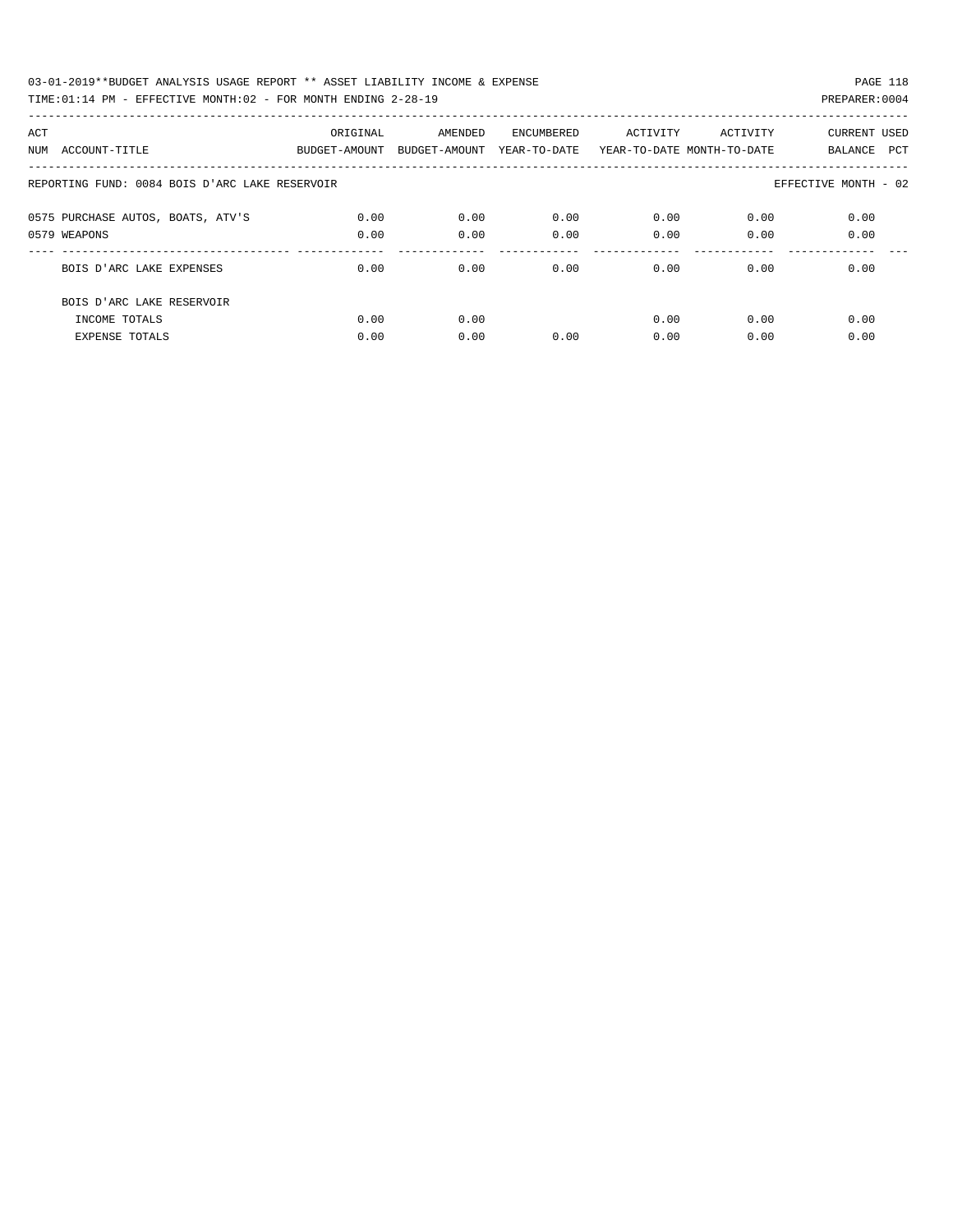03-01-2019**BUDGET ANALYSIS USAGE REPORT ** ASSET LIABILITY INCOME & EXPENSE

TIME:01:14 PM - EFFECTIVE MONTH:02 - FOR MONTH ENDING 2-28-19

PREPARER:0004

| ACT NUM ACCOUNT-TITLE | ORIGINAL BUDGET-AMOUNT | AMENDED BUDGET-AMOUNT | ENCUMBERED YEAR-TO-DATE | ACTIVITY YEAR-TO-DATE | ACTIVITY MONTH-TO-DATE | CURRENT BALANCE | USED PCT |
|---|---|---|---|---|---|---|---|
| REPORTING FUND: 0084 BOIS D'ARC LAKE RESERVOIR | | | | | | EFFECTIVE MONTH - 02 | |
| 0575 PURCHASE AUTOS, BOATS, ATV'S | 0.00 | 0.00 | 0.00 | 0.00 | 0.00 | 0.00 | |
| 0579 WEAPONS | 0.00 | 0.00 | 0.00 | 0.00 | 0.00 | 0.00 | |
| BOIS D'ARC LAKE EXPENSES | 0.00 | 0.00 | 0.00 | 0.00 | 0.00 | 0.00 | |
| BOIS D'ARC LAKE RESERVOIR | | | | | | | |
| INCOME TOTALS | 0.00 | 0.00 | | 0.00 | 0.00 | 0.00 | |
| EXPENSE TOTALS | 0.00 | 0.00 | 0.00 | 0.00 | 0.00 | 0.00 | |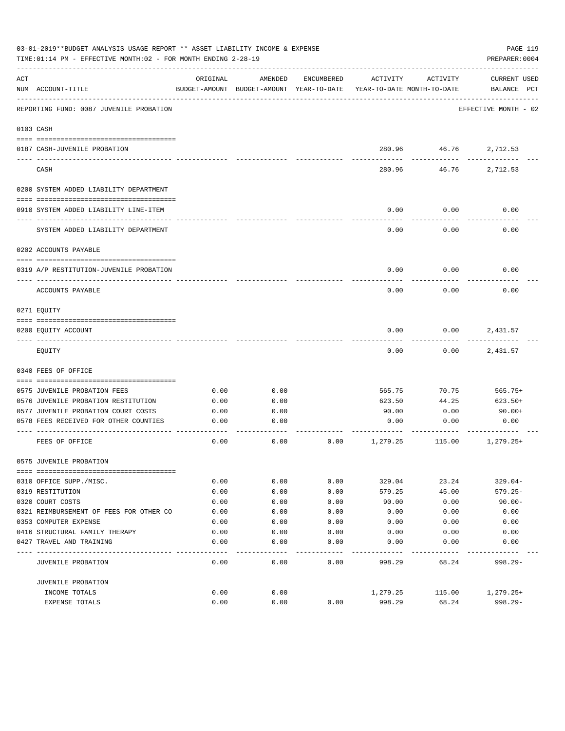03-01-2019**BUDGET ANALYSIS USAGE REPORT ** ASSET LIABILITY INCOME & EXPENSE

TIME:01:14 PM - EFFECTIVE MONTH:02 - FOR MONTH ENDING 2-28-19

PREPARER:0004

REPORTING FUND: 0087 JUVENILE PROBATION — EFFECTIVE MONTH - 02

| ACT NUM | ACCOUNT-TITLE | ORIGINAL BUDGET-AMOUNT | AMENDED BUDGET-AMOUNT | ENCUMBERED YEAR-TO-DATE | ACTIVITY YEAR-TO-DATE | ACTIVITY MONTH-TO-DATE | CURRENT BALANCE | USED PCT |
|---|---|---|---|---|---|---|---|---|
| 0103 | CASH | | | | | | | |
| 0187 | CASH-JUVENILE PROBATION | | | | 280.96 | 46.76 | 2,712.53 | |
| | CASH | | | | 280.96 | 46.76 | 2,712.53 | |
| 0200 | SYSTEM ADDED LIABILITY DEPARTMENT | | | | | | | |
| 0910 | SYSTEM ADDED LIABILITY LINE-ITEM | | | | 0.00 | 0.00 | 0.00 | |
| | SYSTEM ADDED LIABILITY DEPARTMENT | | | | 0.00 | 0.00 | 0.00 | |
| 0202 | ACCOUNTS PAYABLE | | | | | | | |
| 0319 | A/P RESTITUTION-JUVENILE PROBATION | | | | 0.00 | 0.00 | 0.00 | |
| | ACCOUNTS PAYABLE | | | | 0.00 | 0.00 | 0.00 | |
| 0271 | EQUITY | | | | | | | |
| 0200 | EQUITY ACCOUNT | | | | 0.00 | 0.00 | 2,431.57 | |
| | EQUITY | | | | 0.00 | 0.00 | 2,431.57 | |
| 0340 | FEES OF OFFICE | | | | | | | |
| 0575 | JUVENILE PROBATION FEES | 0.00 | 0.00 | | 565.75 | 70.75 | 565.75+ | |
| 0576 | JUVENILE PROBATION RESTITUTION | 0.00 | 0.00 | | 623.50 | 44.25 | 623.50+ | |
| 0577 | JUVENILE PROBATION COURT COSTS | 0.00 | 0.00 | | 90.00 | 0.00 | 90.00+ | |
| 0578 | FEES RECEIVED FOR OTHER COUNTIES | 0.00 | 0.00 | | 0.00 | 0.00 | 0.00 | |
| | FEES OF OFFICE | 0.00 | 0.00 | 0.00 | 1,279.25 | 115.00 | 1,279.25+ | |
| 0575 | JUVENILE PROBATION | | | | | | | |
| 0310 | OFFICE SUPP./MISC. | 0.00 | 0.00 | 0.00 | 329.04 | 23.24 | 329.04- | |
| 0319 | RESTITUTION | 0.00 | 0.00 | 0.00 | 579.25 | 45.00 | 579.25- | |
| 0320 | COURT COSTS | 0.00 | 0.00 | 0.00 | 90.00 | 0.00 | 90.00- | |
| 0321 | REIMBURSEMENT OF FEES FOR OTHER CO | 0.00 | 0.00 | 0.00 | 0.00 | 0.00 | 0.00 | |
| 0353 | COMPUTER EXPENSE | 0.00 | 0.00 | 0.00 | 0.00 | 0.00 | 0.00 | |
| 0416 | STRUCTURAL FAMILY THERAPY | 0.00 | 0.00 | 0.00 | 0.00 | 0.00 | 0.00 | |
| 0427 | TRAVEL AND TRAINING | 0.00 | 0.00 | 0.00 | 0.00 | 0.00 | 0.00 | |
| | JUVENILE PROBATION | 0.00 | 0.00 | 0.00 | 998.29 | 68.24 | 998.29- | |
| | JUVENILE PROBATION | | | | | | | |
| | INCOME TOTALS | 0.00 | 0.00 | | 1,279.25 | 115.00 | 1,279.25+ | |
| | EXPENSE TOTALS | 0.00 | 0.00 | 0.00 | 998.29 | 68.24 | 998.29- | |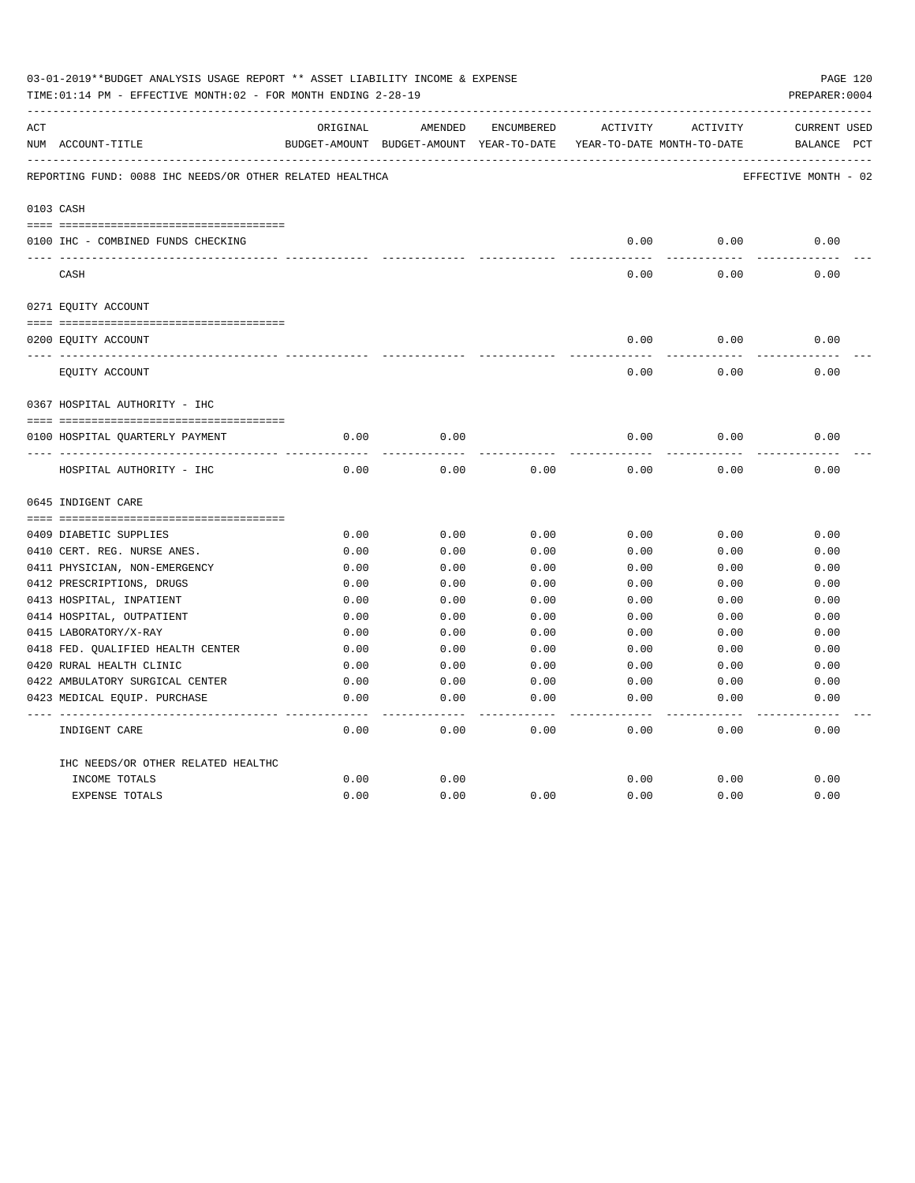03-01-2019**BUDGET ANALYSIS USAGE REPORT ** ASSET LIABILITY INCOME & EXPENSE

TIME:01:14 PM - EFFECTIVE MONTH:02 - FOR MONTH ENDING 2-28-19

PREPARER:0004

| ACT NUM | ACCOUNT-TITLE | ORIGINAL BUDGET-AMOUNT | AMENDED BUDGET-AMOUNT | ENCUMBERED YEAR-TO-DATE | ACTIVITY YEAR-TO-DATE | ACTIVITY MONTH-TO-DATE | CURRENT BALANCE | USED PCT |
|---|---|---|---|---|---|---|---|---|
| | REPORTING FUND: 0088 IHC NEEDS/OR OTHER RELATED HEALTHCA | | | | | | EFFECTIVE MONTH - 02 | |
| 0103 | CASH | | | | | | | |
| 0100 | IHC - COMBINED FUNDS CHECKING | | | | 0.00 | 0.00 | 0.00 | |
| | CASH | | | | 0.00 | 0.00 | 0.00 | |
| 0271 | EQUITY ACCOUNT | | | | | | | |
| 0200 | EQUITY ACCOUNT | | | | 0.00 | 0.00 | 0.00 | |
| | EQUITY ACCOUNT | | | | 0.00 | 0.00 | 0.00 | |
| 0367 | HOSPITAL AUTHORITY - IHC | | | | | | | |
| 0100 | HOSPITAL QUARTERLY PAYMENT | 0.00 | 0.00 | | 0.00 | 0.00 | 0.00 | |
| | HOSPITAL AUTHORITY - IHC | 0.00 | 0.00 | 0.00 | 0.00 | 0.00 | 0.00 | |
| 0645 | INDIGENT CARE | | | | | | | |
| 0409 | DIABETIC SUPPLIES | 0.00 | 0.00 | 0.00 | 0.00 | 0.00 | 0.00 | |
| 0410 | CERT. REG. NURSE ANES. | 0.00 | 0.00 | 0.00 | 0.00 | 0.00 | 0.00 | |
| 0411 | PHYSICIAN, NON-EMERGENCY | 0.00 | 0.00 | 0.00 | 0.00 | 0.00 | 0.00 | |
| 0412 | PRESCRIPTIONS, DRUGS | 0.00 | 0.00 | 0.00 | 0.00 | 0.00 | 0.00 | |
| 0413 | HOSPITAL, INPATIENT | 0.00 | 0.00 | 0.00 | 0.00 | 0.00 | 0.00 | |
| 0414 | HOSPITAL, OUTPATIENT | 0.00 | 0.00 | 0.00 | 0.00 | 0.00 | 0.00 | |
| 0415 | LABORATORY/X-RAY | 0.00 | 0.00 | 0.00 | 0.00 | 0.00 | 0.00 | |
| 0418 | FED. QUALIFIED HEALTH CENTER | 0.00 | 0.00 | 0.00 | 0.00 | 0.00 | 0.00 | |
| 0420 | RURAL HEALTH CLINIC | 0.00 | 0.00 | 0.00 | 0.00 | 0.00 | 0.00 | |
| 0422 | AMBULATORY SURGICAL CENTER | 0.00 | 0.00 | 0.00 | 0.00 | 0.00 | 0.00 | |
| 0423 | MEDICAL EQUIP. PURCHASE | 0.00 | 0.00 | 0.00 | 0.00 | 0.00 | 0.00 | |
| | INDIGENT CARE | 0.00 | 0.00 | 0.00 | 0.00 | 0.00 | 0.00 | |
| | IHC NEEDS/OR OTHER RELATED HEALTHC | | | | | | | |
| | INCOME TOTALS | 0.00 | 0.00 | | 0.00 | 0.00 | 0.00 | |
| | EXPENSE TOTALS | 0.00 | 0.00 | 0.00 | 0.00 | 0.00 | 0.00 | |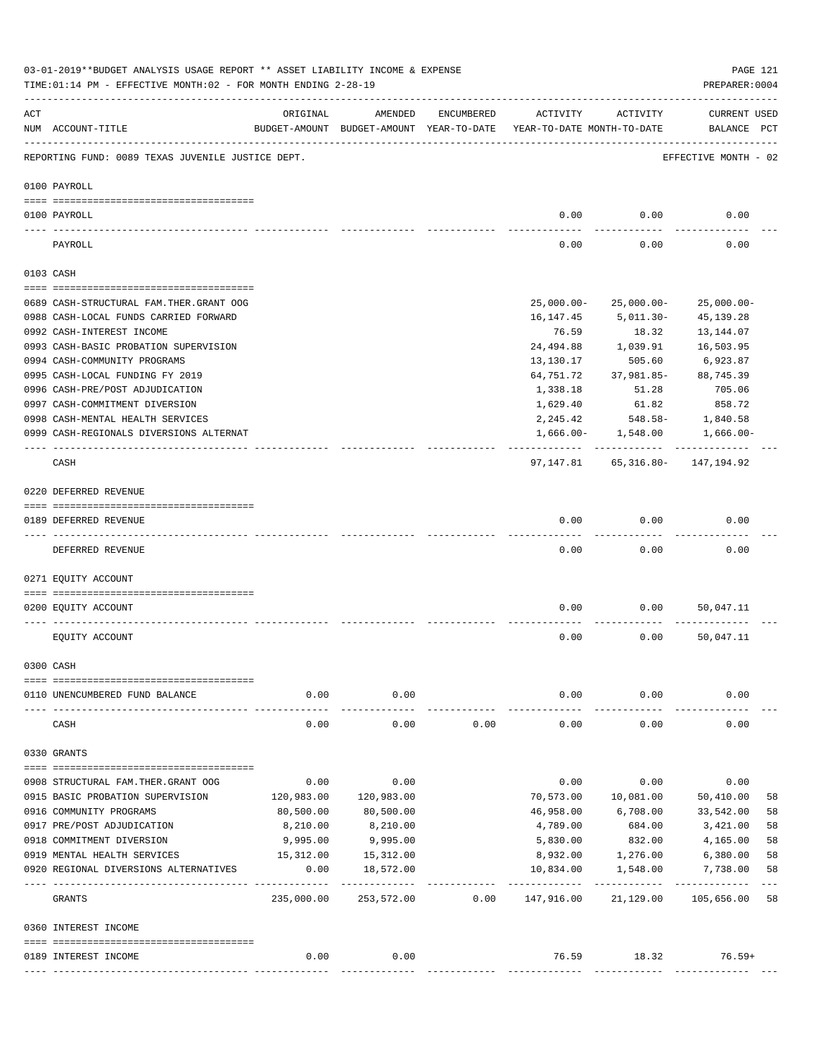03-01-2019**BUDGET ANALYSIS USAGE REPORT ** ASSET LIABILITY INCOME & EXPENSE

TIME:01:14 PM - EFFECTIVE MONTH:02 - FOR MONTH ENDING 2-28-19

PREPARER:0004

REPORTING FUND: 0089 TEXAS JUVENILE JUSTICE DEPT. — EFFECTIVE MONTH - 02

| ACT NUM | ACCOUNT-TITLE | ORIGINAL BUDGET-AMOUNT | AMENDED BUDGET-AMOUNT | ENCUMBERED YEAR-TO-DATE | ACTIVITY YEAR-TO-DATE | ACTIVITY MONTH-TO-DATE | CURRENT BALANCE | USED PCT |
|---|---|---|---|---|---|---|---|---|
| **0100** | **PAYROLL** | | | | | | | |
| 0100 | PAYROLL | | | | 0.00 | 0.00 | 0.00 | |
| | PAYROLL | | | | 0.00 | 0.00 | 0.00 | |
| **0103** | **CASH** | | | | | | | |
| 0689 | CASH-STRUCTURAL FAM.THER.GRANT OOG | | | | 25,000.00- | 25,000.00- | 25,000.00- | |
| 0988 | CASH-LOCAL FUNDS CARRIED FORWARD | | | | 16,147.45 | 5,011.30- | 45,139.28 | |
| 0992 | CASH-INTEREST INCOME | | | | 76.59 | 18.32 | 13,144.07 | |
| 0993 | CASH-BASIC PROBATION SUPERVISION | | | | 24,494.88 | 1,039.91 | 16,503.95 | |
| 0994 | CASH-COMMUNITY PROGRAMS | | | | 13,130.17 | 505.60 | 6,923.87 | |
| 0995 | CASH-LOCAL FUNDING FY 2019 | | | | 64,751.72 | 37,981.85- | 88,745.39 | |
| 0996 | CASH-PRE/POST ADJUDICATION | | | | 1,338.18 | 51.28 | 705.06 | |
| 0997 | CASH-COMMITMENT DIVERSION | | | | 1,629.40 | 61.82 | 858.72 | |
| 0998 | CASH-MENTAL HEALTH SERVICES | | | | 2,245.42 | 548.58- | 1,840.58 | |
| 0999 | CASH-REGIONALS DIVERSIONS ALTERNAT | | | | 1,666.00- | 1,548.00 | 1,666.00- | |
| | CASH | | | | 97,147.81 | 65,316.80- | 147,194.92 | |
| **0220** | **DEFERRED REVENUE** | | | | | | | |
| 0189 | DEFERRED REVENUE | | | | 0.00 | 0.00 | 0.00 | |
| | DEFERRED REVENUE | | | | 0.00 | 0.00 | 0.00 | |
| **0271** | **EQUITY ACCOUNT** | | | | | | | |
| 0200 | EQUITY ACCOUNT | | | | 0.00 | 0.00 | 50,047.11 | |
| | EQUITY ACCOUNT | | | | 0.00 | 0.00 | 50,047.11 | |
| **0300** | **CASH** | | | | | | | |
| 0110 | UNENCUMBERED FUND BALANCE | 0.00 | 0.00 | | 0.00 | 0.00 | 0.00 | |
| | CASH | 0.00 | 0.00 | 0.00 | 0.00 | 0.00 | 0.00 | |
| **0330** | **GRANTS** | | | | | | | |
| 0908 | STRUCTURAL FAM.THER.GRANT OOG | 0.00 | 0.00 | | 0.00 | 0.00 | 0.00 | |
| 0915 | BASIC PROBATION SUPERVISION | 120,983.00 | 120,983.00 | | 70,573.00 | 10,081.00 | 50,410.00 | 58 |
| 0916 | COMMUNITY PROGRAMS | 80,500.00 | 80,500.00 | | 46,958.00 | 6,708.00 | 33,542.00 | 58 |
| 0917 | PRE/POST ADJUDICATION | 8,210.00 | 8,210.00 | | 4,789.00 | 684.00 | 3,421.00 | 58 |
| 0918 | COMMITMENT DIVERSION | 9,995.00 | 9,995.00 | | 5,830.00 | 832.00 | 4,165.00 | 58 |
| 0919 | MENTAL HEALTH SERVICES | 15,312.00 | 15,312.00 | | 8,932.00 | 1,276.00 | 6,380.00 | 58 |
| 0920 | REGIONAL DIVERSIONS ALTERNATIVES | 0.00 | 18,572.00 | | 10,834.00 | 1,548.00 | 7,738.00 | 58 |
| | GRANTS | 235,000.00 | 253,572.00 | 0.00 | 147,916.00 | 21,129.00 | 105,656.00 | 58 |
| **0360** | **INTEREST INCOME** | | | | | | | |
| 0189 | INTEREST INCOME | 0.00 | 0.00 | | 76.59 | 18.32 | 76.59+ | |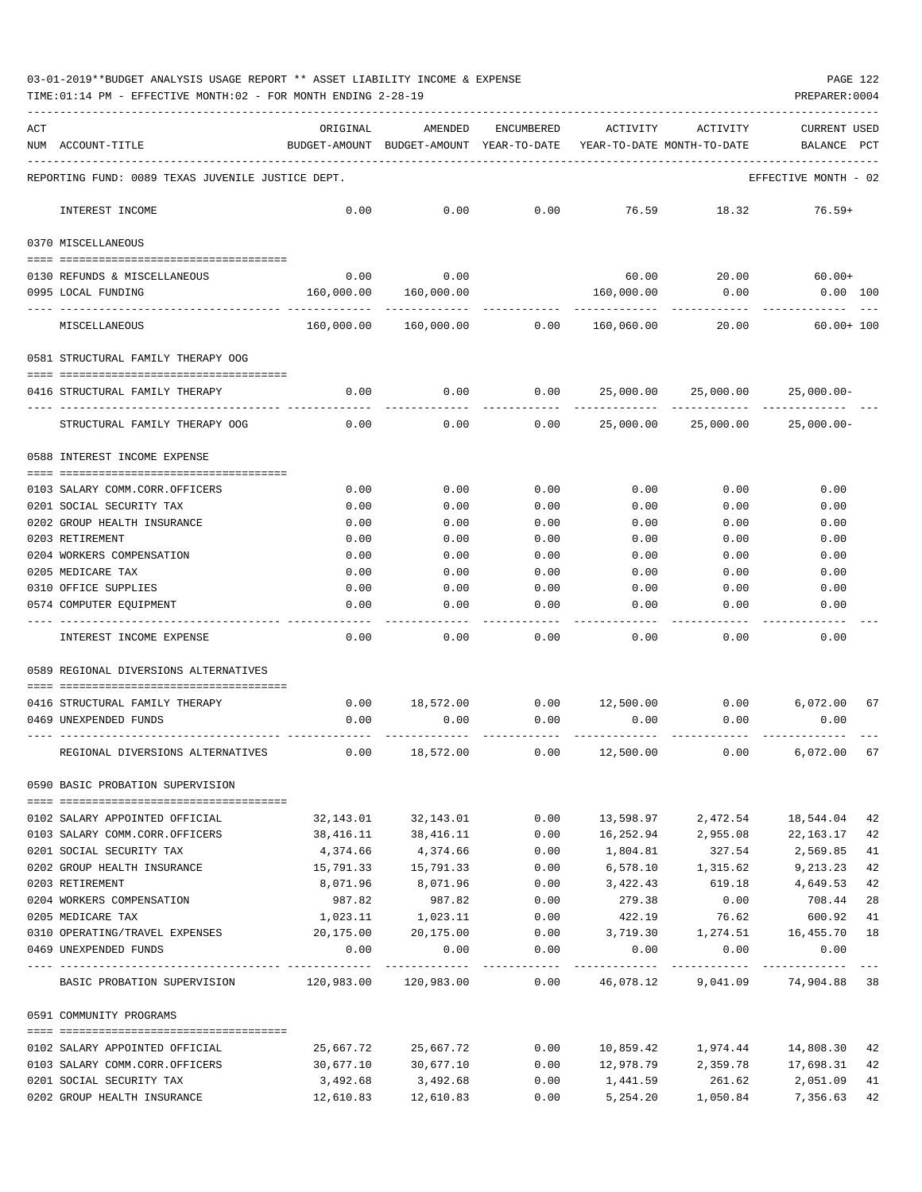03-01-2019**BUDGET ANALYSIS USAGE REPORT ** ASSET LIABILITY INCOME & EXPENSE

TIME:01:14 PM - EFFECTIVE MONTH:02 - FOR MONTH ENDING 2-28-19

PREPARER:0004

| ACT NUM | ACCOUNT-TITLE | ORIGINAL BUDGET-AMOUNT | AMENDED BUDGET-AMOUNT | ENCUMBERED YEAR-TO-DATE | ACTIVITY YEAR-TO-DATE | ACTIVITY MONTH-TO-DATE | CURRENT USED BALANCE | PCT |
|---|---|---|---|---|---|---|---|---|
| | REPORTING FUND: 0089 TEXAS JUVENILE JUSTICE DEPT. | | | | | | EFFECTIVE MONTH - 02 | |
| | INTEREST INCOME | 0.00 | 0.00 | 0.00 | 76.59 | 18.32 | 76.59+ | |
| | 0370 MISCELLANEOUS | | | | | | | |
| 0130 | REFUNDS & MISCELLANEOUS | 0.00 | 0.00 | | 60.00 | 20.00 | 60.00+ | |
| 0995 | LOCAL FUNDING | 160,000.00 | 160,000.00 | | 160,000.00 | 0.00 | 0.00 | 100 |
| | MISCELLANEOUS | 160,000.00 | 160,000.00 | 0.00 | 160,060.00 | 20.00 | 60.00+ | 100 |
| | 0581 STRUCTURAL FAMILY THERAPY OOG | | | | | | | |
| 0416 | STRUCTURAL FAMILY THERAPY | 0.00 | 0.00 | 0.00 | 25,000.00 | 25,000.00 | 25,000.00- | |
| | STRUCTURAL FAMILY THERAPY OOG | 0.00 | 0.00 | 0.00 | 25,000.00 | 25,000.00 | 25,000.00- | |
| | 0588 INTEREST INCOME EXPENSE | | | | | | | |
| 0103 | SALARY COMM.CORR.OFFICERS | 0.00 | 0.00 | 0.00 | 0.00 | 0.00 | 0.00 | |
| 0201 | SOCIAL SECURITY TAX | 0.00 | 0.00 | 0.00 | 0.00 | 0.00 | 0.00 | |
| 0202 | GROUP HEALTH INSURANCE | 0.00 | 0.00 | 0.00 | 0.00 | 0.00 | 0.00 | |
| 0203 | RETIREMENT | 0.00 | 0.00 | 0.00 | 0.00 | 0.00 | 0.00 | |
| 0204 | WORKERS COMPENSATION | 0.00 | 0.00 | 0.00 | 0.00 | 0.00 | 0.00 | |
| 0205 | MEDICARE TAX | 0.00 | 0.00 | 0.00 | 0.00 | 0.00 | 0.00 | |
| 0310 | OFFICE SUPPLIES | 0.00 | 0.00 | 0.00 | 0.00 | 0.00 | 0.00 | |
| 0574 | COMPUTER EQUIPMENT | 0.00 | 0.00 | 0.00 | 0.00 | 0.00 | 0.00 | |
| | INTEREST INCOME EXPENSE | 0.00 | 0.00 | 0.00 | 0.00 | 0.00 | 0.00 | |
| | 0589 REGIONAL DIVERSIONS ALTERNATIVES | | | | | | | |
| 0416 | STRUCTURAL FAMILY THERAPY | 0.00 | 18,572.00 | 0.00 | 12,500.00 | 0.00 | 6,072.00 | 67 |
| 0469 | UNEXPENDED FUNDS | 0.00 | 0.00 | 0.00 | 0.00 | 0.00 | 0.00 | |
| | REGIONAL DIVERSIONS ALTERNATIVES | 0.00 | 18,572.00 | 0.00 | 12,500.00 | 0.00 | 6,072.00 | 67 |
| | 0590 BASIC PROBATION SUPERVISION | | | | | | | |
| 0102 | SALARY APPOINTED OFFICIAL | 32,143.01 | 32,143.01 | 0.00 | 13,598.97 | 2,472.54 | 18,544.04 | 42 |
| 0103 | SALARY COMM.CORR.OFFICERS | 38,416.11 | 38,416.11 | 0.00 | 16,252.94 | 2,955.08 | 22,163.17 | 42 |
| 0201 | SOCIAL SECURITY TAX | 4,374.66 | 4,374.66 | 0.00 | 1,804.81 | 327.54 | 2,569.85 | 41 |
| 0202 | GROUP HEALTH INSURANCE | 15,791.33 | 15,791.33 | 0.00 | 6,578.10 | 1,315.62 | 9,213.23 | 42 |
| 0203 | RETIREMENT | 8,071.96 | 8,071.96 | 0.00 | 3,422.43 | 619.18 | 4,649.53 | 42 |
| 0204 | WORKERS COMPENSATION | 987.82 | 987.82 | 0.00 | 279.38 | 0.00 | 708.44 | 28 |
| 0205 | MEDICARE TAX | 1,023.11 | 1,023.11 | 0.00 | 422.19 | 76.62 | 600.92 | 41 |
| 0310 | OPERATING/TRAVEL EXPENSES | 20,175.00 | 20,175.00 | 0.00 | 3,719.30 | 1,274.51 | 16,455.70 | 18 |
| 0469 | UNEXPENDED FUNDS | 0.00 | 0.00 | 0.00 | 0.00 | 0.00 | 0.00 | |
| | BASIC PROBATION SUPERVISION | 120,983.00 | 120,983.00 | 0.00 | 46,078.12 | 9,041.09 | 74,904.88 | 38 |
| | 0591 COMMUNITY PROGRAMS | | | | | | | |
| 0102 | SALARY APPOINTED OFFICIAL | 25,667.72 | 25,667.72 | 0.00 | 10,859.42 | 1,974.44 | 14,808.30 | 42 |
| 0103 | SALARY COMM.CORR.OFFICERS | 30,677.10 | 30,677.10 | 0.00 | 12,978.79 | 2,359.78 | 17,698.31 | 42 |
| 0201 | SOCIAL SECURITY TAX | 3,492.68 | 3,492.68 | 0.00 | 1,441.59 | 261.62 | 2,051.09 | 41 |
| 0202 | GROUP HEALTH INSURANCE | 12,610.83 | 12,610.83 | 0.00 | 5,254.20 | 1,050.84 | 7,356.63 | 42 |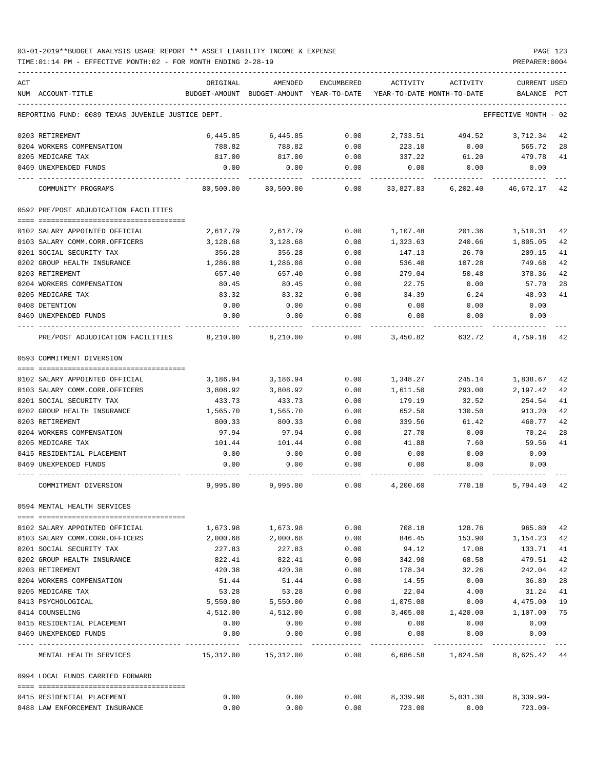03-01-2019**BUDGET ANALYSIS USAGE REPORT ** ASSET LIABILITY INCOME & EXPENSE

TIME:01:14 PM - EFFECTIVE MONTH:02 - FOR MONTH ENDING 2-28-19

PREPARER:0004

| ACT NUM | ACCOUNT-TITLE | ORIGINAL BUDGET-AMOUNT | AMENDED BUDGET-AMOUNT | ENCUMBERED YEAR-TO-DATE | ACTIVITY YEAR-TO-DATE | ACTIVITY MONTH-TO-DATE | CURRENT BALANCE | USED PCT |
|---|---|---|---|---|---|---|---|---|
| REPORTING FUND: 0089 TEXAS JUVENILE JUSTICE DEPT. | | | | | | | EFFECTIVE MONTH - 02 | |
| 0203 | RETIREMENT | 6,445.85 | 6,445.85 | 0.00 | 2,733.51 | 494.52 | 3,712.34 | 42 |
| 0204 | WORKERS COMPENSATION | 788.82 | 788.82 | 0.00 | 223.10 | 0.00 | 565.72 | 28 |
| 0205 | MEDICARE TAX | 817.00 | 817.00 | 0.00 | 337.22 | 61.20 | 479.78 | 41 |
| 0469 | UNEXPENDED FUNDS | 0.00 | 0.00 | 0.00 | 0.00 | 0.00 | 0.00 | |
| | COMMUNITY PROGRAMS | 80,500.00 | 80,500.00 | 0.00 | 33,827.83 | 6,202.40 | 46,672.17 | 42 |
| | 0592 PRE/POST ADJUDICATION FACILITIES | | | | | | | |
| 0102 | SALARY APPOINTED OFFICIAL | 2,617.79 | 2,617.79 | 0.00 | 1,107.48 | 201.36 | 1,510.31 | 42 |
| 0103 | SALARY COMM.CORR.OFFICERS | 3,128.68 | 3,128.68 | 0.00 | 1,323.63 | 240.66 | 1,805.05 | 42 |
| 0201 | SOCIAL SECURITY TAX | 356.28 | 356.28 | 0.00 | 147.13 | 26.70 | 209.15 | 41 |
| 0202 | GROUP HEALTH INSURANCE | 1,286.08 | 1,286.08 | 0.00 | 536.40 | 107.28 | 749.68 | 42 |
| 0203 | RETIREMENT | 657.40 | 657.40 | 0.00 | 279.04 | 50.48 | 378.36 | 42 |
| 0204 | WORKERS COMPENSATION | 80.45 | 80.45 | 0.00 | 22.75 | 0.00 | 57.70 | 28 |
| 0205 | MEDICARE TAX | 83.32 | 83.32 | 0.00 | 34.39 | 6.24 | 48.93 | 41 |
| 0408 | DETENTION | 0.00 | 0.00 | 0.00 | 0.00 | 0.00 | 0.00 | |
| 0469 | UNEXPENDED FUNDS | 0.00 | 0.00 | 0.00 | 0.00 | 0.00 | 0.00 | |
| | PRE/POST ADJUDICATION FACILITIES | 8,210.00 | 8,210.00 | 0.00 | 3,450.82 | 632.72 | 4,759.18 | 42 |
| | 0593 COMMITMENT DIVERSION | | | | | | | |
| 0102 | SALARY APPOINTED OFFICIAL | 3,186.94 | 3,186.94 | 0.00 | 1,348.27 | 245.14 | 1,838.67 | 42 |
| 0103 | SALARY COMM.CORR.OFFICERS | 3,808.92 | 3,808.92 | 0.00 | 1,611.50 | 293.00 | 2,197.42 | 42 |
| 0201 | SOCIAL SECURITY TAX | 433.73 | 433.73 | 0.00 | 179.19 | 32.52 | 254.54 | 41 |
| 0202 | GROUP HEALTH INSURANCE | 1,565.70 | 1,565.70 | 0.00 | 652.50 | 130.50 | 913.20 | 42 |
| 0203 | RETIREMENT | 800.33 | 800.33 | 0.00 | 339.56 | 61.42 | 460.77 | 42 |
| 0204 | WORKERS COMPENSATION | 97.94 | 97.94 | 0.00 | 27.70 | 0.00 | 70.24 | 28 |
| 0205 | MEDICARE TAX | 101.44 | 101.44 | 0.00 | 41.88 | 7.60 | 59.56 | 41 |
| 0415 | RESIDENTIAL PLACEMENT | 0.00 | 0.00 | 0.00 | 0.00 | 0.00 | 0.00 | |
| 0469 | UNEXPENDED FUNDS | 0.00 | 0.00 | 0.00 | 0.00 | 0.00 | 0.00 | |
| | COMMITMENT DIVERSION | 9,995.00 | 9,995.00 | 0.00 | 4,200.60 | 770.18 | 5,794.40 | 42 |
| | 0594 MENTAL HEALTH SERVICES | | | | | | | |
| 0102 | SALARY APPOINTED OFFICIAL | 1,673.98 | 1,673.98 | 0.00 | 708.18 | 128.76 | 965.80 | 42 |
| 0103 | SALARY COMM.CORR.OFFICERS | 2,000.68 | 2,000.68 | 0.00 | 846.45 | 153.90 | 1,154.23 | 42 |
| 0201 | SOCIAL SECURITY TAX | 227.83 | 227.83 | 0.00 | 94.12 | 17.08 | 133.71 | 41 |
| 0202 | GROUP HEALTH INSURANCE | 822.41 | 822.41 | 0.00 | 342.90 | 68.58 | 479.51 | 42 |
| 0203 | RETIREMENT | 420.38 | 420.38 | 0.00 | 178.34 | 32.26 | 242.04 | 42 |
| 0204 | WORKERS COMPENSATION | 51.44 | 51.44 | 0.00 | 14.55 | 0.00 | 36.89 | 28 |
| 0205 | MEDICARE TAX | 53.28 | 53.28 | 0.00 | 22.04 | 4.00 | 31.24 | 41 |
| 0413 | PSYCHOLOGICAL | 5,550.00 | 5,550.00 | 0.00 | 1,075.00 | 0.00 | 4,475.00 | 19 |
| 0414 | COUNSELING | 4,512.00 | 4,512.00 | 0.00 | 3,405.00 | 1,420.00 | 1,107.00 | 75 |
| 0415 | RESIDENTIAL PLACEMENT | 0.00 | 0.00 | 0.00 | 0.00 | 0.00 | 0.00 | |
| 0469 | UNEXPENDED FUNDS | 0.00 | 0.00 | 0.00 | 0.00 | 0.00 | 0.00 | |
| | MENTAL HEALTH SERVICES | 15,312.00 | 15,312.00 | 0.00 | 6,686.58 | 1,824.58 | 8,625.42 | 44 |
| | 0994 LOCAL FUNDS CARRIED FORWARD | | | | | | | |
| 0415 | RESIDENTIAL PLACEMENT | 0.00 | 0.00 | 0.00 | 8,339.90 | 5,031.30 | 8,339.90- | |
| 0488 | LAW ENFORCEMENT INSURANCE | 0.00 | 0.00 | 0.00 | 723.00 | 0.00 | 723.00- | |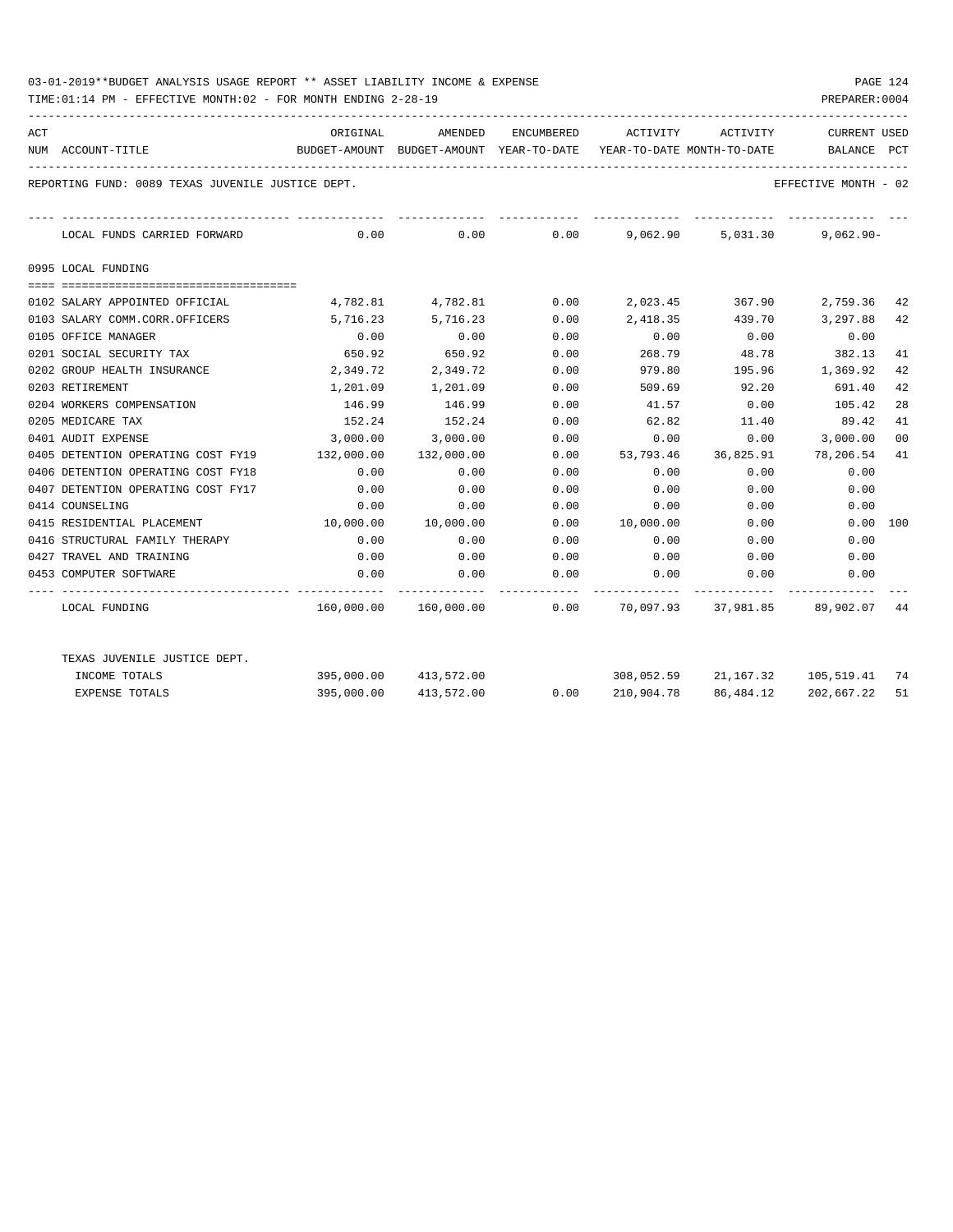03-01-2019**BUDGET ANALYSIS USAGE REPORT ** ASSET LIABILITY INCOME & EXPENSE

TIME:01:14 PM - EFFECTIVE MONTH:02 - FOR MONTH ENDING 2-28-19

REPORTING FUND: 0089 TEXAS JUVENILE JUSTICE DEPT. — EFFECTIVE MONTH - 02

| ACT NUM | ACCOUNT-TITLE | ORIGINAL BUDGET-AMOUNT | AMENDED BUDGET-AMOUNT | ENCUMBERED YEAR-TO-DATE | ACTIVITY YEAR-TO-DATE | ACTIVITY MONTH-TO-DATE | CURRENT BALANCE | USED PCT |
|---|---|---|---|---|---|---|---|---|
| | LOCAL FUNDS CARRIED FORWARD | 0.00 | 0.00 | 0.00 | 9,062.90 | 5,031.30 | 9,062.90- | |
| | **0995 LOCAL FUNDING** | | | | | | | |
| 0102 | SALARY APPOINTED OFFICIAL | 4,782.81 | 4,782.81 | 0.00 | 2,023.45 | 367.90 | 2,759.36 | 42 |
| 0103 | SALARY COMM.CORR.OFFICERS | 5,716.23 | 5,716.23 | 0.00 | 2,418.35 | 439.70 | 3,297.88 | 42 |
| 0105 | OFFICE MANAGER | 0.00 | 0.00 | 0.00 | 0.00 | 0.00 | 0.00 | |
| 0201 | SOCIAL SECURITY TAX | 650.92 | 650.92 | 0.00 | 268.79 | 48.78 | 382.13 | 41 |
| 0202 | GROUP HEALTH INSURANCE | 2,349.72 | 2,349.72 | 0.00 | 979.80 | 195.96 | 1,369.92 | 42 |
| 0203 | RETIREMENT | 1,201.09 | 1,201.09 | 0.00 | 509.69 | 92.20 | 691.40 | 42 |
| 0204 | WORKERS COMPENSATION | 146.99 | 146.99 | 0.00 | 41.57 | 0.00 | 105.42 | 28 |
| 0205 | MEDICARE TAX | 152.24 | 152.24 | 0.00 | 62.82 | 11.40 | 89.42 | 41 |
| 0401 | AUDIT EXPENSE | 3,000.00 | 3,000.00 | 0.00 | 0.00 | 0.00 | 3,000.00 | 00 |
| 0405 | DETENTION OPERATING COST FY19 | 132,000.00 | 132,000.00 | 0.00 | 53,793.46 | 36,825.91 | 78,206.54 | 41 |
| 0406 | DETENTION OPERATING COST FY18 | 0.00 | 0.00 | 0.00 | 0.00 | 0.00 | 0.00 | |
| 0407 | DETENTION OPERATING COST FY17 | 0.00 | 0.00 | 0.00 | 0.00 | 0.00 | 0.00 | |
| 0414 | COUNSELING | 0.00 | 0.00 | 0.00 | 0.00 | 0.00 | 0.00 | |
| 0415 | RESIDENTIAL PLACEMENT | 10,000.00 | 10,000.00 | 0.00 | 10,000.00 | 0.00 | 0.00 | 100 |
| 0416 | STRUCTURAL FAMILY THERAPY | 0.00 | 0.00 | 0.00 | 0.00 | 0.00 | 0.00 | |
| 0427 | TRAVEL AND TRAINING | 0.00 | 0.00 | 0.00 | 0.00 | 0.00 | 0.00 | |
| 0453 | COMPUTER SOFTWARE | 0.00 | 0.00 | 0.00 | 0.00 | 0.00 | 0.00 | |
| | LOCAL FUNDING | 160,000.00 | 160,000.00 | 0.00 | 70,097.93 | 37,981.85 | 89,902.07 | 44 |
| | TEXAS JUVENILE JUSTICE DEPT. | | | | | | | |
| | INCOME TOTALS | 395,000.00 | 413,572.00 | | 308,052.59 | 21,167.32 | 105,519.41 | 74 |
| | EXPENSE TOTALS | 395,000.00 | 413,572.00 | 0.00 | 210,904.78 | 86,484.12 | 202,667.22 | 51 |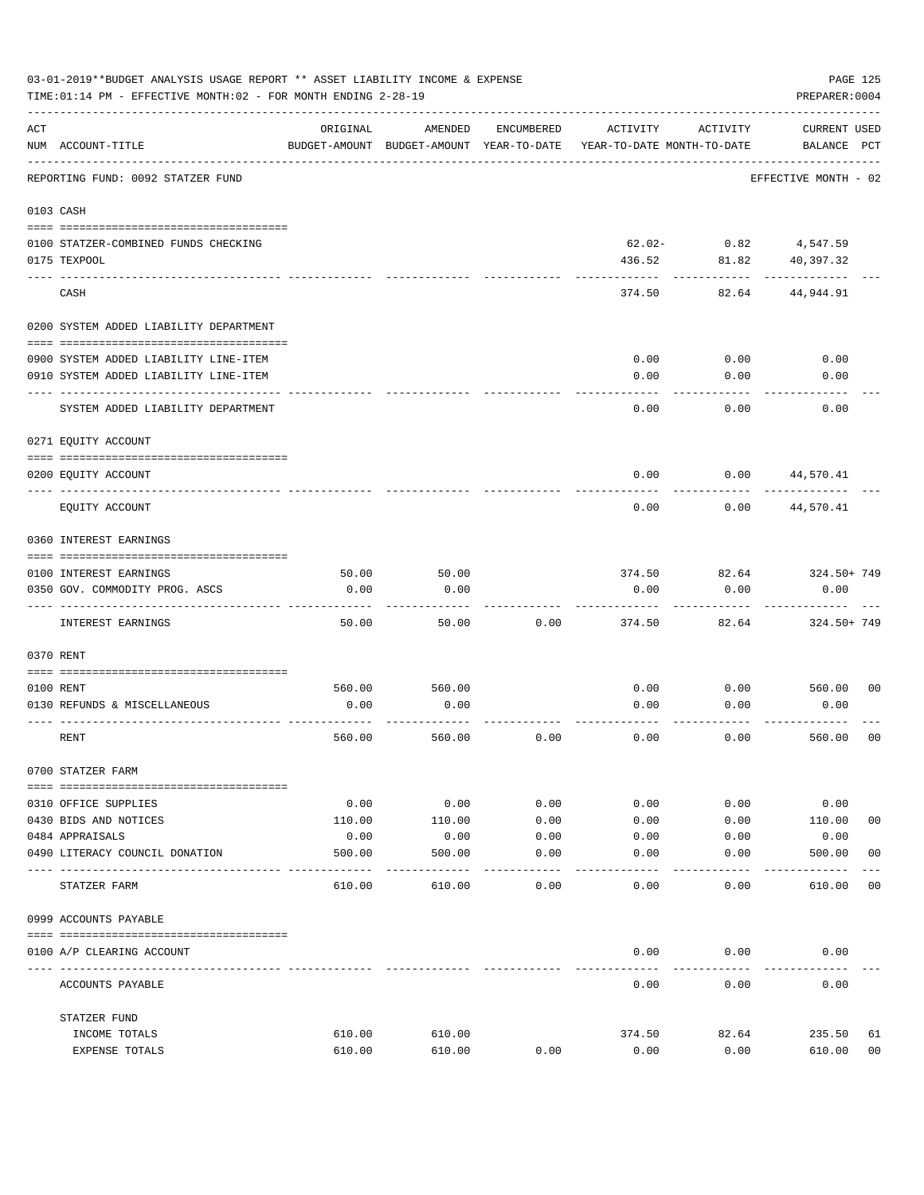03-01-2019**BUDGET ANALYSIS USAGE REPORT ** ASSET LIABILITY INCOME & EXPENSE

TIME:01:14 PM - EFFECTIVE MONTH:02 - FOR MONTH ENDING 2-28-19

PREPARER:0004

| ACT NUM | ACCOUNT-TITLE | ORIGINAL BUDGET-AMOUNT | AMENDED BUDGET-AMOUNT | ENCUMBERED YEAR-TO-DATE | ACTIVITY YEAR-TO-DATE | ACTIVITY MONTH-TO-DATE | CURRENT USED BALANCE | PCT |
|---|---|---|---|---|---|---|---|---|
| | REPORTING FUND: 0092 STATZER FUND | | | | | | EFFECTIVE MONTH - 02 | |
| 0103 | CASH | | | | | | | |
| 0100 | STATZER-COMBINED FUNDS CHECKING | | | | 62.02- | 0.82 | 4,547.59 | |
| 0175 | TEXPOOL | | | | 436.52 | 81.82 | 40,397.32 | |
| | CASH | | | | 374.50 | 82.64 | 44,944.91 | |
| 0200 | SYSTEM ADDED LIABILITY DEPARTMENT | | | | | | | |
| 0900 | SYSTEM ADDED LIABILITY LINE-ITEM | | | | 0.00 | 0.00 | 0.00 | |
| 0910 | SYSTEM ADDED LIABILITY LINE-ITEM | | | | 0.00 | 0.00 | 0.00 | |
| | SYSTEM ADDED LIABILITY DEPARTMENT | | | | 0.00 | 0.00 | 0.00 | |
| 0271 | EQUITY ACCOUNT | | | | | | | |
| 0200 | EQUITY ACCOUNT | | | | 0.00 | 0.00 | 44,570.41 | |
| | EQUITY ACCOUNT | | | | 0.00 | 0.00 | 44,570.41 | |
| 0360 | INTEREST EARNINGS | | | | | | | |
| 0100 | INTEREST EARNINGS | 50.00 | 50.00 | | 374.50 | 82.64 | 324.50+ | 749 |
| 0350 | GOV. COMMODITY PROG. ASCS | 0.00 | 0.00 | | 0.00 | 0.00 | 0.00 | |
| | INTEREST EARNINGS | 50.00 | 50.00 | 0.00 | 374.50 | 82.64 | 324.50+ | 749 |
| 0370 | RENT | | | | | | | |
| 0100 | RENT | 560.00 | 560.00 | | 0.00 | 0.00 | 560.00 | 00 |
| 0130 | REFUNDS & MISCELLANEOUS | 0.00 | 0.00 | | 0.00 | 0.00 | 0.00 | |
| | RENT | 560.00 | 560.00 | 0.00 | 0.00 | 0.00 | 560.00 | 00 |
| 0700 | STATZER FARM | | | | | | | |
| 0310 | OFFICE SUPPLIES | 0.00 | 0.00 | 0.00 | 0.00 | 0.00 | 0.00 | |
| 0430 | BIDS AND NOTICES | 110.00 | 110.00 | 0.00 | 0.00 | 0.00 | 110.00 | 00 |
| 0484 | APPRAISALS | 0.00 | 0.00 | 0.00 | 0.00 | 0.00 | 0.00 | |
| 0490 | LITERACY COUNCIL DONATION | 500.00 | 500.00 | 0.00 | 0.00 | 0.00 | 500.00 | 00 |
| | STATZER FARM | 610.00 | 610.00 | 0.00 | 0.00 | 0.00 | 610.00 | 00 |
| 0999 | ACCOUNTS PAYABLE | | | | | | | |
| 0100 | A/P CLEARING ACCOUNT | | | | 0.00 | 0.00 | 0.00 | |
| | ACCOUNTS PAYABLE | | | | 0.00 | 0.00 | 0.00 | |
| | STATZER FUND | | | | | | | |
| | INCOME TOTALS | 610.00 | 610.00 | | 374.50 | 82.64 | 235.50 | 61 |
| | EXPENSE TOTALS | 610.00 | 610.00 | 0.00 | 0.00 | 0.00 | 610.00 | 00 |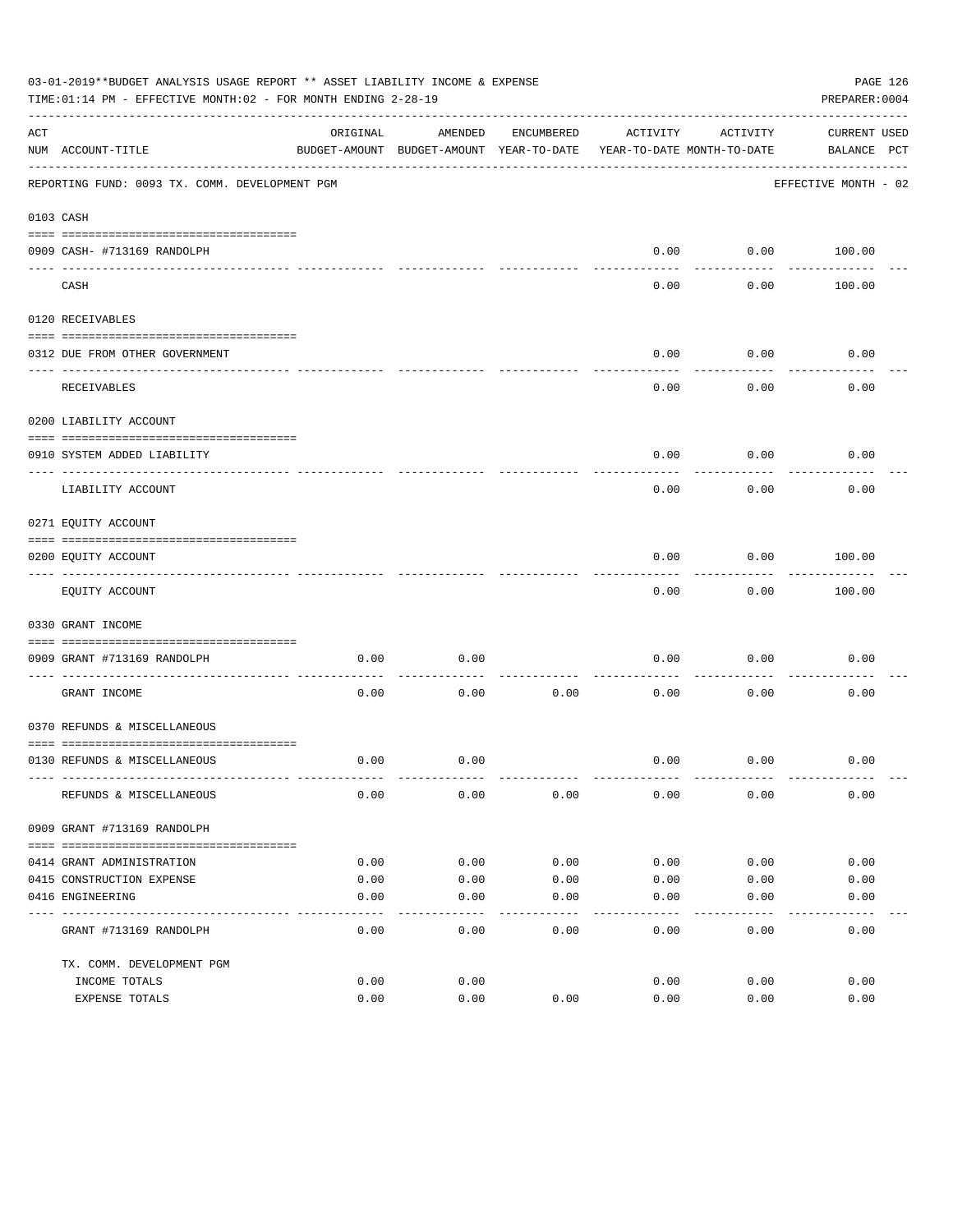03-01-2019**BUDGET ANALYSIS USAGE REPORT ** ASSET LIABILITY INCOME & EXPENSE

TIME:01:14 PM - EFFECTIVE MONTH:02 - FOR MONTH ENDING 2-28-19

PREPARER:0004

REPORTING FUND: 0093 TX. COMM. DEVELOPMENT PGM

EFFECTIVE MONTH - 02

| ACT NUM | ACCOUNT-TITLE | ORIGINAL BUDGET-AMOUNT | AMENDED BUDGET-AMOUNT | ENCUMBERED YEAR-TO-DATE | ACTIVITY YEAR-TO-DATE | ACTIVITY MONTH-TO-DATE | CURRENT BALANCE | USED PCT |
|---|---|---|---|---|---|---|---|---|
| **0103** | **CASH** | | | | | | | |
| 0909 | CASH- #713169 RANDOLPH | | | | 0.00 | 0.00 | 100.00 | |
| | CASH | | | | 0.00 | 0.00 | 100.00 | |
| **0120** | **RECEIVABLES** | | | | | | | |
| 0312 | DUE FROM OTHER GOVERNMENT | | | | 0.00 | 0.00 | 0.00 | |
| | RECEIVABLES | | | | 0.00 | 0.00 | 0.00 | |
| **0200** | **LIABILITY ACCOUNT** | | | | | | | |
| 0910 | SYSTEM ADDED LIABILITY | | | | 0.00 | 0.00 | 0.00 | |
| | LIABILITY ACCOUNT | | | | 0.00 | 0.00 | 0.00 | |
| **0271** | **EQUITY ACCOUNT** | | | | | | | |
| 0200 | EQUITY ACCOUNT | | | | 0.00 | 0.00 | 100.00 | |
| | EQUITY ACCOUNT | | | | 0.00 | 0.00 | 100.00 | |
| **0330** | **GRANT INCOME** | | | | | | | |
| 0909 | GRANT #713169 RANDOLPH | 0.00 | 0.00 | | 0.00 | 0.00 | 0.00 | |
| | GRANT INCOME | 0.00 | 0.00 | 0.00 | 0.00 | 0.00 | 0.00 | |
| **0370** | **REFUNDS & MISCELLANEOUS** | | | | | | | |
| 0130 | REFUNDS & MISCELLANEOUS | 0.00 | 0.00 | | 0.00 | 0.00 | 0.00 | |
| | REFUNDS & MISCELLANEOUS | 0.00 | 0.00 | 0.00 | 0.00 | 0.00 | 0.00 | |
| **0909** | **GRANT #713169 RANDOLPH** | | | | | | | |
| 0414 | GRANT ADMINISTRATION | 0.00 | 0.00 | 0.00 | 0.00 | 0.00 | 0.00 | |
| 0415 | CONSTRUCTION EXPENSE | 0.00 | 0.00 | 0.00 | 0.00 | 0.00 | 0.00 | |
| 0416 | ENGINEERING | 0.00 | 0.00 | 0.00 | 0.00 | 0.00 | 0.00 | |
| | GRANT #713169 RANDOLPH | 0.00 | 0.00 | 0.00 | 0.00 | 0.00 | 0.00 | |
| | TX. COMM. DEVELOPMENT PGM | | | | | | | |
| | INCOME TOTALS | 0.00 | 0.00 | | 0.00 | 0.00 | 0.00 | |
| | EXPENSE TOTALS | 0.00 | 0.00 | 0.00 | 0.00 | 0.00 | 0.00 | |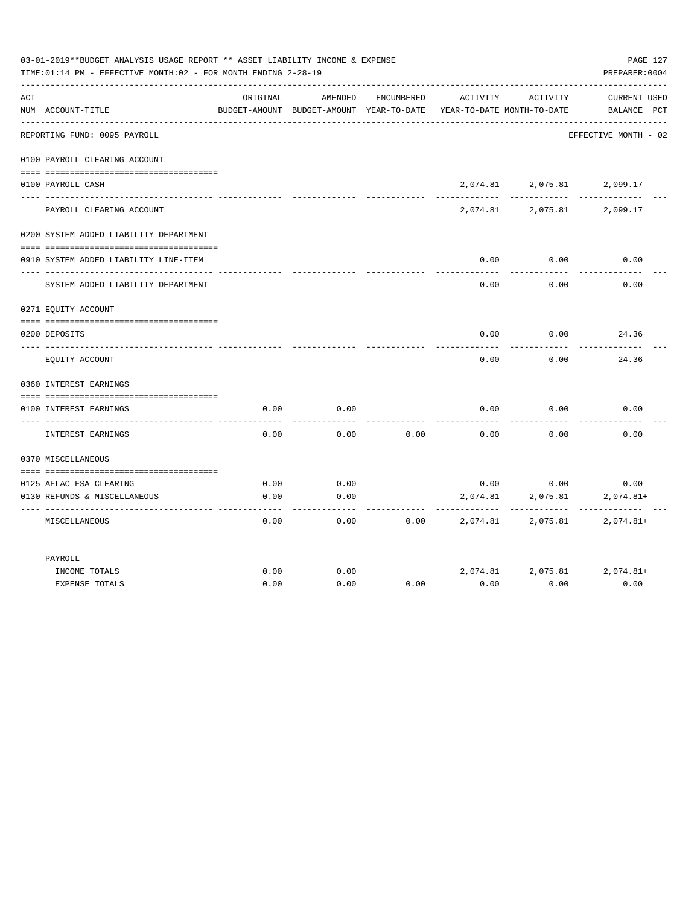03-01-2019**BUDGET ANALYSIS USAGE REPORT ** ASSET LIABILITY INCOME & EXPENSE

TIME:01:14 PM - EFFECTIVE MONTH:02 - FOR MONTH ENDING 2-28-19

PREPARER:0004

| ACT NUM | ACCOUNT-TITLE | ORIGINAL BUDGET-AMOUNT | AMENDED BUDGET-AMOUNT | ENCUMBERED YEAR-TO-DATE | ACTIVITY YEAR-TO-DATE | ACTIVITY MONTH-TO-DATE | CURRENT BALANCE | USED PCT |
|---|---|---|---|---|---|---|---|---|
| | REPORTING FUND: 0095 PAYROLL | | | | | | EFFECTIVE MONTH - 02 | |
| | **0100 PAYROLL CLEARING ACCOUNT** | | | | | | | |
| 0100 | PAYROLL CASH | | | | 2,074.81 | 2,075.81 | 2,099.17 | |
| | PAYROLL CLEARING ACCOUNT | | | | 2,074.81 | 2,075.81 | 2,099.17 | |
| | **0200 SYSTEM ADDED LIABILITY DEPARTMENT** | | | | | | | |
| 0910 | SYSTEM ADDED LIABILITY LINE-ITEM | | | | 0.00 | 0.00 | 0.00 | |
| | SYSTEM ADDED LIABILITY DEPARTMENT | | | | 0.00 | 0.00 | 0.00 | |
| | **0271 EQUITY ACCOUNT** | | | | | | | |
| 0200 | DEPOSITS | | | | 0.00 | 0.00 | 24.36 | |
| | EQUITY ACCOUNT | | | | 0.00 | 0.00 | 24.36 | |
| | **0360 INTEREST EARNINGS** | | | | | | | |
| 0100 | INTEREST EARNINGS | 0.00 | 0.00 | | 0.00 | 0.00 | 0.00 | |
| | INTEREST EARNINGS | 0.00 | 0.00 | 0.00 | 0.00 | 0.00 | 0.00 | |
| | **0370 MISCELLANEOUS** | | | | | | | |
| 0125 | AFLAC FSA CLEARING | 0.00 | 0.00 | | 0.00 | 0.00 | 0.00 | |
| 0130 | REFUNDS & MISCELLANEOUS | 0.00 | 0.00 | | 2,074.81 | 2,075.81 | 2,074.81+ | |
| | MISCELLANEOUS | 0.00 | 0.00 | 0.00 | 2,074.81 | 2,075.81 | 2,074.81+ | |
| | **PAYROLL** | | | | | | | |
| | INCOME TOTALS | 0.00 | 0.00 | | 2,074.81 | 2,075.81 | 2,074.81+ | |
| | EXPENSE TOTALS | 0.00 | 0.00 | 0.00 | 0.00 | 0.00 | 0.00 | |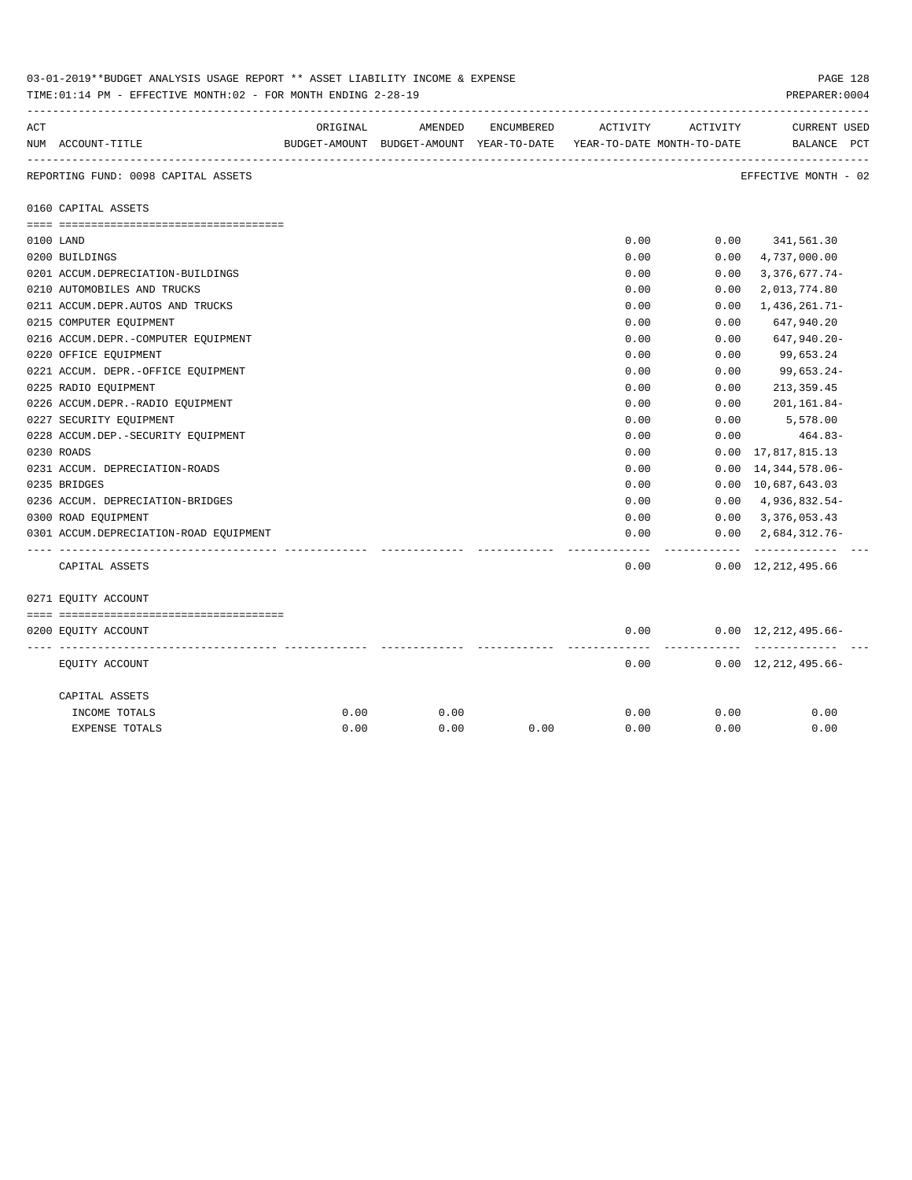03-01-2019**BUDGET ANALYSIS USAGE REPORT ** ASSET LIABILITY INCOME & EXPENSE

TIME:01:14 PM - EFFECTIVE MONTH:02 - FOR MONTH ENDING 2-28-19

PREPARER:0004

| ACT NUM | ACCOUNT-TITLE | ORIGINAL BUDGET-AMOUNT | AMENDED BUDGET-AMOUNT | ENCUMBERED YEAR-TO-DATE | ACTIVITY YEAR-TO-DATE | ACTIVITY MONTH-TO-DATE | CURRENT BALANCE | USED PCT |
|---|---|---|---|---|---|---|---|---|
| | REPORTING FUND: 0098 CAPITAL ASSETS | | | | | | EFFECTIVE MONTH - 02 | |
| | 0160 CAPITAL ASSETS | | | | | | | |
| 0100 | LAND | | | | 0.00 | 0.00 | 341,561.30 | |
| 0200 | BUILDINGS | | | | 0.00 | 0.00 | 4,737,000.00 | |
| 0201 | ACCUM.DEPRECIATION-BUILDINGS | | | | 0.00 | 0.00 | 3,376,677.74- | |
| 0210 | AUTOMOBILES AND TRUCKS | | | | 0.00 | 0.00 | 2,013,774.80 | |
| 0211 | ACCUM.DEPR.AUTOS AND TRUCKS | | | | 0.00 | 0.00 | 1,436,261.71- | |
| 0215 | COMPUTER EQUIPMENT | | | | 0.00 | 0.00 | 647,940.20 | |
| 0216 | ACCUM.DEPR.-COMPUTER EQUIPMENT | | | | 0.00 | 0.00 | 647,940.20- | |
| 0220 | OFFICE EQUIPMENT | | | | 0.00 | 0.00 | 99,653.24 | |
| 0221 | ACCUM. DEPR.-OFFICE EQUIPMENT | | | | 0.00 | 0.00 | 99,653.24- | |
| 0225 | RADIO EQUIPMENT | | | | 0.00 | 0.00 | 213,359.45 | |
| 0226 | ACCUM.DEPR.-RADIO EQUIPMENT | | | | 0.00 | 0.00 | 201,161.84- | |
| 0227 | SECURITY EQUIPMENT | | | | 0.00 | 0.00 | 5,578.00 | |
| 0228 | ACCUM.DEP.-SECURITY EQUIPMENT | | | | 0.00 | 0.00 | 464.83- | |
| 0230 | ROADS | | | | 0.00 | 0.00 | 17,817,815.13 | |
| 0231 | ACCUM. DEPRECIATION-ROADS | | | | 0.00 | 0.00 | 14,344,578.06- | |
| 0235 | BRIDGES | | | | 0.00 | 0.00 | 10,687,643.03 | |
| 0236 | ACCUM. DEPRECIATION-BRIDGES | | | | 0.00 | 0.00 | 4,936,832.54- | |
| 0300 | ROAD EQUIPMENT | | | | 0.00 | 0.00 | 3,376,053.43 | |
| 0301 | ACCUM.DEPRECIATION-ROAD EQUIPMENT | | | | 0.00 | 0.00 | 2,684,312.76- | |
| | CAPITAL ASSETS | | | | 0.00 | 0.00 | 12,212,495.66 | |
| | 0271 EQUITY ACCOUNT | | | | | | | |
| 0200 | EQUITY ACCOUNT | | | | 0.00 | 0.00 | 12,212,495.66- | |
| | EQUITY ACCOUNT | | | | 0.00 | 0.00 | 12,212,495.66- | |
| | CAPITAL ASSETS | | | | | | | |
| | INCOME TOTALS | 0.00 | 0.00 | | 0.00 | 0.00 | 0.00 | |
| | EXPENSE TOTALS | 0.00 | 0.00 | 0.00 | 0.00 | 0.00 | 0.00 | |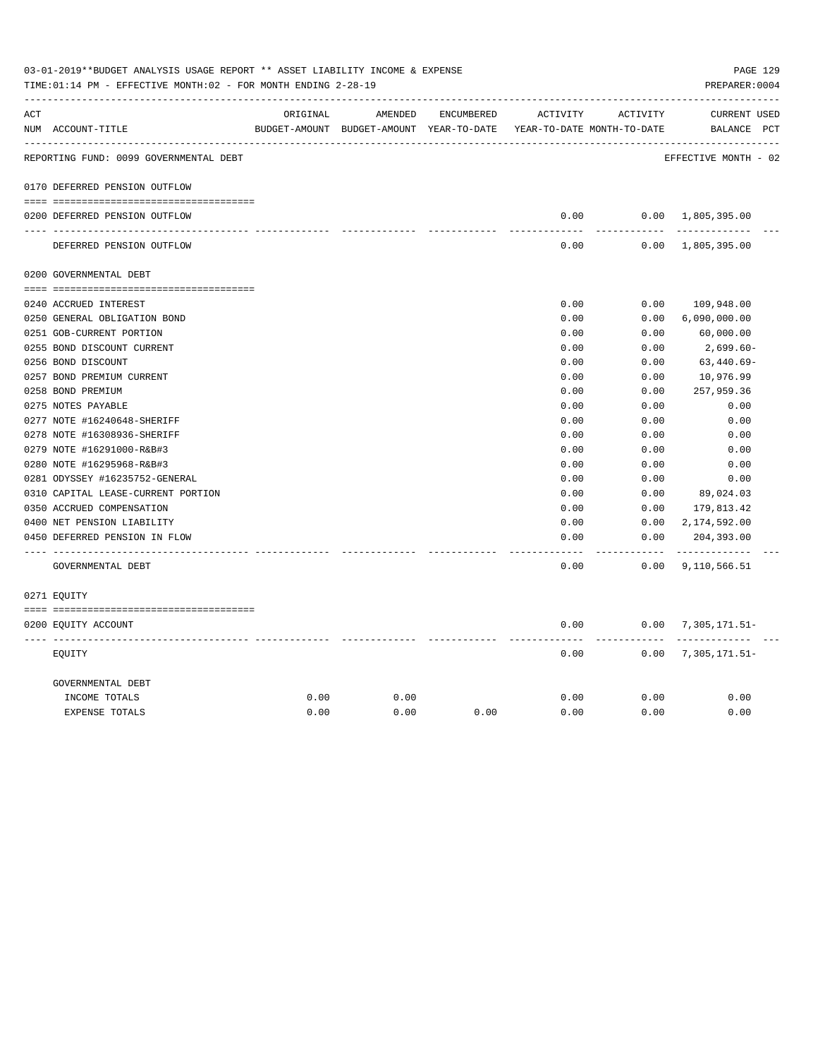03-01-2019**BUDGET ANALYSIS USAGE REPORT ** ASSET LIABILITY INCOME & EXPENSE

TIME:01:14 PM - EFFECTIVE MONTH:02 - FOR MONTH ENDING 2-28-19

PREPARER:0004

| ACT NUM | ACCOUNT-TITLE | ORIGINAL BUDGET-AMOUNT | AMENDED BUDGET-AMOUNT | ENCUMBERED YEAR-TO-DATE | ACTIVITY YEAR-TO-DATE | ACTIVITY MONTH-TO-DATE | CURRENT BALANCE | USED PCT |
|---|---|---|---|---|---|---|---|---|
| | REPORTING FUND: 0099 GOVERNMENTAL DEBT | | | | | | EFFECTIVE MONTH - 02 | |
| 0170 | DEFERRED PENSION OUTFLOW | | | | | | | |
| 0200 | DEFERRED PENSION OUTFLOW | | | | 0.00 | 0.00 | 1,805,395.00 | |
| | DEFERRED PENSION OUTFLOW | | | | 0.00 | 0.00 | 1,805,395.00 | |
| 0200 | GOVERNMENTAL DEBT | | | | | | | |
| 0240 | ACCRUED INTEREST | | | | 0.00 | 0.00 | 109,948.00 | |
| 0250 | GENERAL OBLIGATION BOND | | | | 0.00 | 0.00 | 6,090,000.00 | |
| 0251 | GOB-CURRENT PORTION | | | | 0.00 | 0.00 | 60,000.00 | |
| 0255 | BOND DISCOUNT CURRENT | | | | 0.00 | 0.00 | 2,699.60- | |
| 0256 | BOND DISCOUNT | | | | 0.00 | 0.00 | 63,440.69- | |
| 0257 | BOND PREMIUM CURRENT | | | | 0.00 | 0.00 | 10,976.99 | |
| 0258 | BOND PREMIUM | | | | 0.00 | 0.00 | 257,959.36 | |
| 0275 | NOTES PAYABLE | | | | 0.00 | 0.00 | 0.00 | |
| 0277 | NOTE #16240648-SHERIFF | | | | 0.00 | 0.00 | 0.00 | |
| 0278 | NOTE #16308936-SHERIFF | | | | 0.00 | 0.00 | 0.00 | |
| 0279 | NOTE #16291000-R&B#3 | | | | 0.00 | 0.00 | 0.00 | |
| 0280 | NOTE #16295968-R&B#3 | | | | 0.00 | 0.00 | 0.00 | |
| 0281 | ODYSSEY #16235752-GENERAL | | | | 0.00 | 0.00 | 0.00 | |
| 0310 | CAPITAL LEASE-CURRENT PORTION | | | | 0.00 | 0.00 | 89,024.03 | |
| 0350 | ACCRUED COMPENSATION | | | | 0.00 | 0.00 | 179,813.42 | |
| 0400 | NET PENSION LIABILITY | | | | 0.00 | 0.00 | 2,174,592.00 | |
| 0450 | DEFERRED PENSION IN FLOW | | | | 0.00 | 0.00 | 204,393.00 | |
| | GOVERNMENTAL DEBT | | | | 0.00 | 0.00 | 9,110,566.51 | |
| 0271 | EQUITY | | | | | | | |
| 0200 | EQUITY ACCOUNT | | | | 0.00 | 0.00 | 7,305,171.51- | |
| | EQUITY | | | | 0.00 | 0.00 | 7,305,171.51- | |
| | GOVERNMENTAL DEBT | | | | | | | |
| | INCOME TOTALS | 0.00 | 0.00 | | 0.00 | 0.00 | 0.00 | |
| | EXPENSE TOTALS | 0.00 | 0.00 | 0.00 | 0.00 | 0.00 | 0.00 | |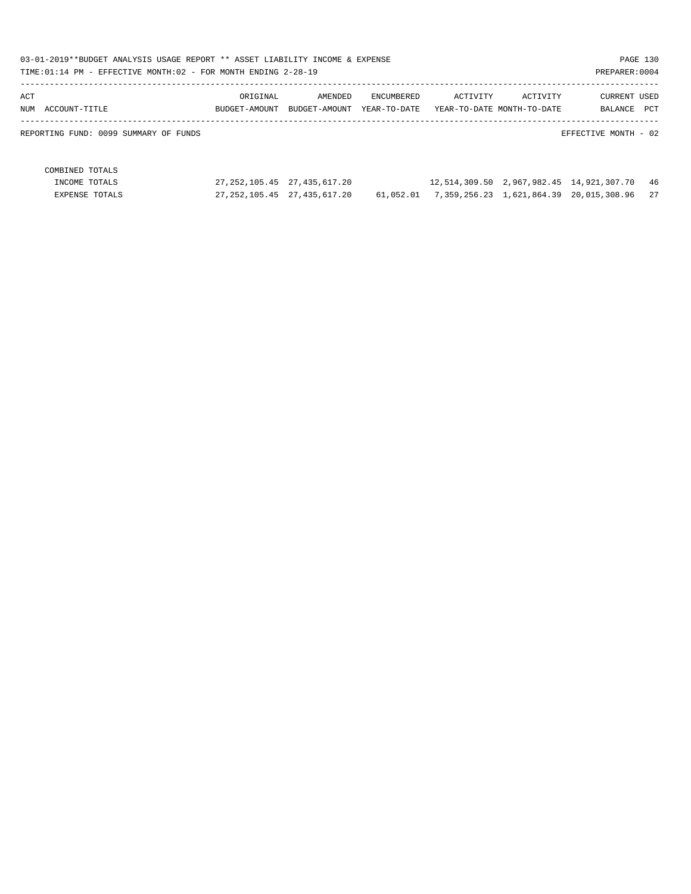03-01-2019**BUDGET ANALYSIS USAGE REPORT ** ASSET LIABILITY INCOME & EXPENSE

TIME:01:14 PM - EFFECTIVE MONTH:02 - FOR MONTH ENDING 2-28-19

PREPARER:0004

| ACT NUM | ACCOUNT-TITLE | ORIGINAL BUDGET-AMOUNT | AMENDED BUDGET-AMOUNT | ENCUMBERED YEAR-TO-DATE | ACTIVITY YEAR-TO-DATE | ACTIVITY MONTH-TO-DATE | CURRENT BALANCE | USED PCT |
|---|---|---|---|---|---|---|---|---|

REPORTING FUND: 0099 SUMMARY OF FUNDS

EFFECTIVE MONTH - 02

| | | | | | | | | |
|---|---|---|---|---|---|---|---|---|
| | COMBINED TOTALS | | | | | | | |
| | INCOME TOTALS | 27,252,105.45 | 27,435,617.20 | | 12,514,309.50 | 2,967,982.45 | 14,921,307.70 | 46 |
| | EXPENSE TOTALS | 27,252,105.45 | 27,435,617.20 | 61,052.01 | 7,359,256.23 | 1,621,864.39 | 20,015,308.96 | 27 |